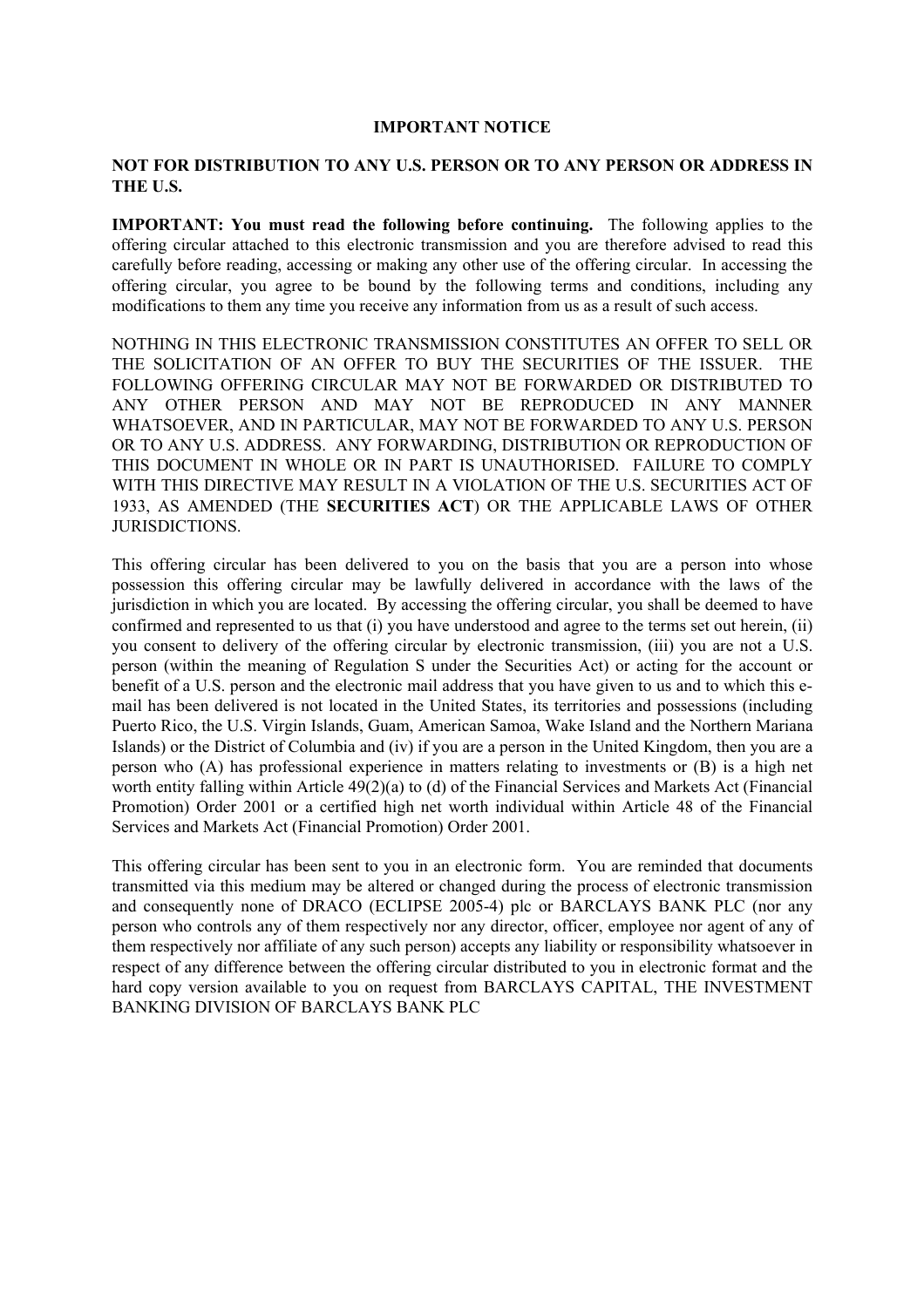# IMPORTANT NOTICE

**NOT FOR DISTRIBUTION TO ANY U.S. PERSON OR TO ANY PERSON OR ADDRESS IN THE U.S.**

**IMPORTANT: You must read the following before continuing.** The following applies to the offering circular attached to this electronic transmission and you are therefore advised to read this carefully before reading, accessing or making any other use of the offering circular. In accessing the offering circular, you agree to be bound by the following terms and conditions, including any modifications to them any time you receive any information from us as a result of such access.

NOTHING IN THIS ELECTRONIC TRANSMISSION CONSTITUTES AN OFFER TO SELL OR THE SOLICITATION OF AN OFFER TO BUY THE SECURITIES OF THE ISSUER. THE FOLLOWING OFFERING CIRCULAR MAY NOT BE FORWARDED OR DISTRIBUTED TO ANY OTHER PERSON AND MAY NOT BE REPRODUCED IN ANY MANNER WHATSOEVER, AND IN PARTICULAR, MAY NOT BE FORWARDED TO ANY U.S. PERSON OR TO ANY U.S. ADDRESS. ANY FORWARDING, DISTRIBUTION OR REPRODUCTION OF THIS DOCUMENT IN WHOLE OR IN PART IS UNAUTHORISED. FAILURE TO COMPLY WITH THIS DIRECTIVE MAY RESULT IN A VIOLATION OF THE U.S. SECURITIES ACT OF 1933, AS AMENDED (THE **SECURITIES ACT**) OR THE APPLICABLE LAWS OF OTHER JURISDICTIONS.

This offering circular has been delivered to you on the basis that you are a person into whose possession this offering circular may be lawfully delivered in accordance with the laws of the jurisdiction in which you are located. By accessing the offering circular, you shall be deemed to have confirmed and represented to us that (i) you have understood and agree to the terms set out herein, (ii) you consent to delivery of the offering circular by electronic transmission, (iii) you are not a U.S. person (within the meaning of Regulation S under the Securities Act) or acting for the account or benefit of a U.S. person and the electronic mail address that you have given to us and to which this e-mail has been delivered is not located in the United States, its territories and possessions (including Puerto Rico, the U.S. Virgin Islands, Guam, American Samoa, Wake Island and the Northern Mariana Islands) or the District of Columbia and (iv) if you are a person in the United Kingdom, then you are a person who (A) has professional experience in matters relating to investments or (B) is a high net worth entity falling within Article 49(2)(a) to (d) of the Financial Services and Markets Act (Financial Promotion) Order 2001 or a certified high net worth individual within Article 48 of the Financial Services and Markets Act (Financial Promotion) Order 2001.

This offering circular has been sent to you in an electronic form. You are reminded that documents transmitted via this medium may be altered or changed during the process of electronic transmission and consequently none of DRACO (ECLIPSE 2005-4) plc or BARCLAYS BANK PLC (nor any person who controls any of them respectively nor any director, officer, employee nor agent of any of them respectively nor affiliate of any such person) accepts any liability or responsibility whatsoever in respect of any difference between the offering circular distributed to you in electronic format and the hard copy version available to you on request from BARCLAYS CAPITAL, THE INVESTMENT BANKING DIVISION OF BARCLAYS BANK PLC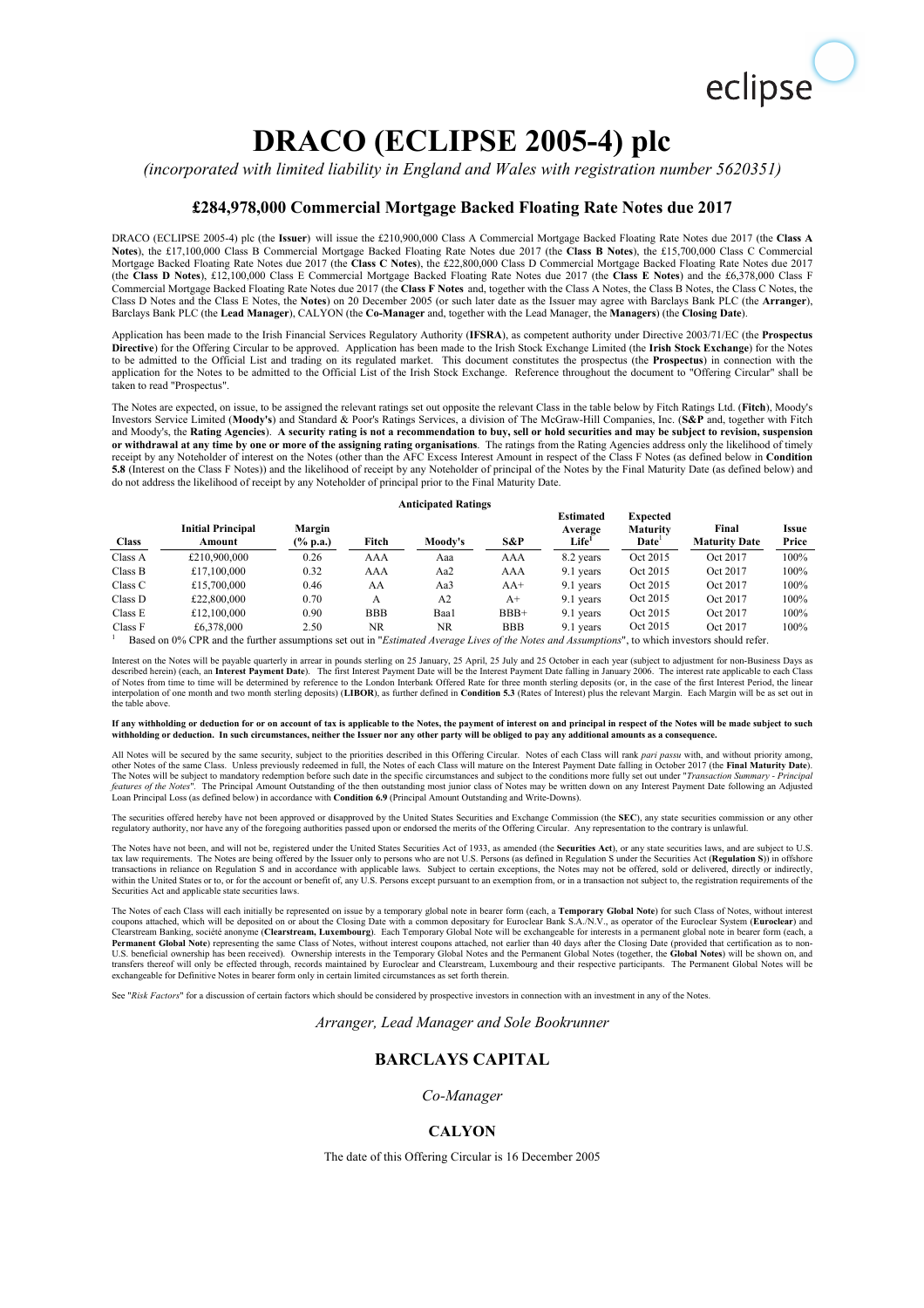eclipse

# DRACO (ECLIPSE 2005-4) plc

*(incorporated with limited liability in England and Wales with registration number 5620351)*

## £284,978,000 Commercial Mortgage Backed Floating Rate Notes due 2017

DRACO (ECLIPSE 2005-4) plc (the **Issuer**) will issue the £210,900,000 Class A Commercial Mortgage Backed Floating Rate Notes due 2017 (the **Class A Notes**), the £17,100,000 Class B Commercial Mortgage Backed Floating Rate Notes due 2017 (the **Class B Notes**), the £15,700,000 Class C Commercial Mortgage Backed Floating Rate Notes due 2017 (the **Class C Notes**), the £22,800,000 Class D Commercial Mortgage Backed Floating Rate Notes due 2017 (the **Class D Notes**), £12,100,000 Class E Commercial Mortgage Backed Floating Rate Notes due 2017 (the **Class E Notes**) and the £6,378,000 Class F Commercial Mortgage Backed Floating Rate Notes due 2017 (the **Class F Notes** and, together with the Class A Notes, the Class B Notes, the Class C Notes, the Class D Notes and the Class E Notes, the **Notes**) on 20 December 2005 (or such later date as the Issuer may agree with Barclays Bank PLC (the **Arranger**), Barclays Bank PLC (the **Lead Manager**), CALYON (the **Co-Manager** and, together with the Lead Manager, the **Managers**) (the **Closing Date**).

Application has been made to the Irish Financial Services Regulatory Authority (**IFSRA**), as competent authority under Directive 2003/71/EC (the **Prospectus Directive**) for the Offering Circular to be approved. Application has been made to the Irish Stock Exchange Limited (the **Irish Stock Exchange**) for the Notes to be admitted to the Official List and trading on its regulated market. This document constitutes the prospectus (the **Prospectus**) in connection with the application for the Notes to be admitted to the Official List of the Irish Stock Exchange. Reference throughout the document to "Offering Circular" shall be taken to read "Prospectus".

The Notes are expected, on issue, to be assigned the relevant ratings set out opposite the relevant Class in the table below by Fitch Ratings Ltd. (**Fitch**), Moody's Investors Service Limited (**Moody's**) and Standard & Poor's Ratings Services, a division of The McGraw-Hill Companies, Inc. (**S&P** and, together with Fitch and Moody's, the **Rating Agencies**). **A security rating is not a recommendation to buy, sell or hold securities and may be subject to revision, suspension or withdrawal at any time by one or more of the assigning rating organisations**. The ratings from the Rating Agencies address only the likelihood of timely receipt by any Noteholder of interest on the Notes (other than the AFC Excess Interest Amount in respect of the Class F Notes (as defined below in **Condition 5.8** (Interest on the Class F Notes)) and the likelihood of receipt by any Noteholder of principal of the Notes by the Final Maturity Date (as defined below) and do not address the likelihood of receipt by any Noteholder of principal prior to the Final Maturity Date.

| Class | Initial Principal Amount | Margin (% p.a.) | Anticipated Ratings: Fitch | Moody's | S&P | Estimated Average Life[1] | Expected Maturity Date[1] | Final Maturity Date | Issue Price |
|---|---|---|---|---|---|---|---|---|---|
| Class A | £210,900,000 | 0.26 | AAA | Aaa | AAA | 8.2 years | Oct 2015 | Oct 2017 | 100% |
| Class B | £17,100,000 | 0.32 | AAA | Aa2 | AAA | 9.1 years | Oct 2015 | Oct 2017 | 100% |
| Class C | £15,700,000 | 0.46 | AA | Aa3 | AA+ | 9.1 years | Oct 2015 | Oct 2017 | 100% |
| Class D | £22,800,000 | 0.70 | A | A2 | A+ | 9.1 years | Oct 2015 | Oct 2017 | 100% |
| Class E | £12,100,000 | 0.90 | BBB | Baa1 | BBB+ | 9.1 years | Oct 2015 | Oct 2017 | 100% |
| Class F | £6,378,000 | 2.50 | NR | NR | BBB | 9.1 years | Oct 2015 | Oct 2017 | 100% |

[1] Based on 0% CPR and the further assumptions set out in "*Estimated Average Lives of the Notes and Assumptions*", to which investors should refer.

Interest on the Notes will be payable quarterly in arrear in pounds sterling on 25 January, 25 April, 25 July and 25 October in each year (subject to adjustment for non-Business Days as described herein) (each, an **Interest Payment Date**). The first Interest Payment Date will be the Interest Payment Date falling in January 2006. The interest rate applicable to each Class of Notes from time to time will be determined by reference to the London Interbank Offered Rate for three month sterling deposits (or, in the case of the first Interest Period, the linear interpolation of one month and two month sterling deposits) (**LIBOR**), as further defined in **Condition 5.3** (Rates of Interest) plus the relevant Margin. Each Margin will be as set out in the table above.

**If any withholding or deduction for or on account of tax is applicable to the Notes, the payment of interest on and principal in respect of the Notes will be made subject to such withholding or deduction. In such circumstances, neither the Issuer nor any other party will be obliged to pay any additional amounts as a consequence.**

All Notes will be secured by the same security, subject to the priorities described in this Offering Circular. Notes of each Class will rank *pari passu* with, and without priority among, other Notes of the same Class. Unless previously redeemed in full, the Notes of each Class will mature on the Interest Payment Date falling in October 2017 (the **Final Maturity Date**). The Notes will be subject to mandatory redemption before such date in the specific circumstances and subject to the conditions more fully set out under "*Transaction Summary - Principal features of the Notes*". The Principal Amount Outstanding of the then outstanding most junior class of Notes may be written down on any Interest Payment Date following an Adjusted Loan Principal Loss (as defined below) in accordance with **Condition 6.9** (Principal Amount Outstanding and Write-Downs).

The securities offered hereby have not been approved or disapproved by the United States Securities and Exchange Commission (the **SEC**), any state securities commission or any other regulatory authority, nor have any of the foregoing authorities passed upon or endorsed the merits of the Offering Circular. Any representation to the contrary is unlawful.

The Notes have not been, and will not be, registered under the United States Securities Act of 1933, as amended (the **Securities Act**), or any state securities laws, and are subject to U.S. tax law requirements. The Notes are being offered by the Issuer only to persons who are not U.S. Persons (as defined in Regulation S under the Securities Act (**Regulation S**)) in offshore transactions in reliance on Regulation S and in accordance with applicable laws. Subject to certain exceptions, the Notes may not be offered, sold or delivered, directly or indirectly, within the United States or to, or for the account or benefit of, any U.S. Persons except pursuant to an exemption from, or in a transaction not subject to, the registration requirements of the Securities Act and applicable state securities laws.

The Notes of each Class will each initially be represented on issue by a temporary global note in bearer form (each, a **Temporary Global Note**) for such Class of Notes, without interest coupons attached, which will be deposited on or about the Closing Date with a common depositary for Euroclear Bank S.A./N.V., as operator of the Euroclear System (**Euroclear**) and Clearstream Banking, société anonyme (**Clearstream, Luxembourg**). Each Temporary Global Note will be exchangeable for interests in a permanent global note in bearer form (each, a **Permanent Global Note**) representing the same Class of Notes, without interest coupons attached, not earlier than 40 days after the Closing Date (provided that certification as to non-U.S. beneficial ownership has been received). Ownership interests in the Temporary Global Notes and the Permanent Global Notes (together, the **Global Notes**) will be shown on, and transfers thereof will only be effected through, records maintained by Euroclear and Clearstream, Luxembourg and their respective participants. The Permanent Global Notes will be exchangeable for Definitive Notes in bearer form only in certain limited circumstances as set forth therein.

See "*Risk Factors*" for a discussion of certain factors which should be considered by prospective investors in connection with an investment in any of the Notes.

*Arranger, Lead Manager and Sole Bookrunner*

### BARCLAYS CAPITAL

*Co-Manager*

### CALYON

The date of this Offering Circular is 16 December 2005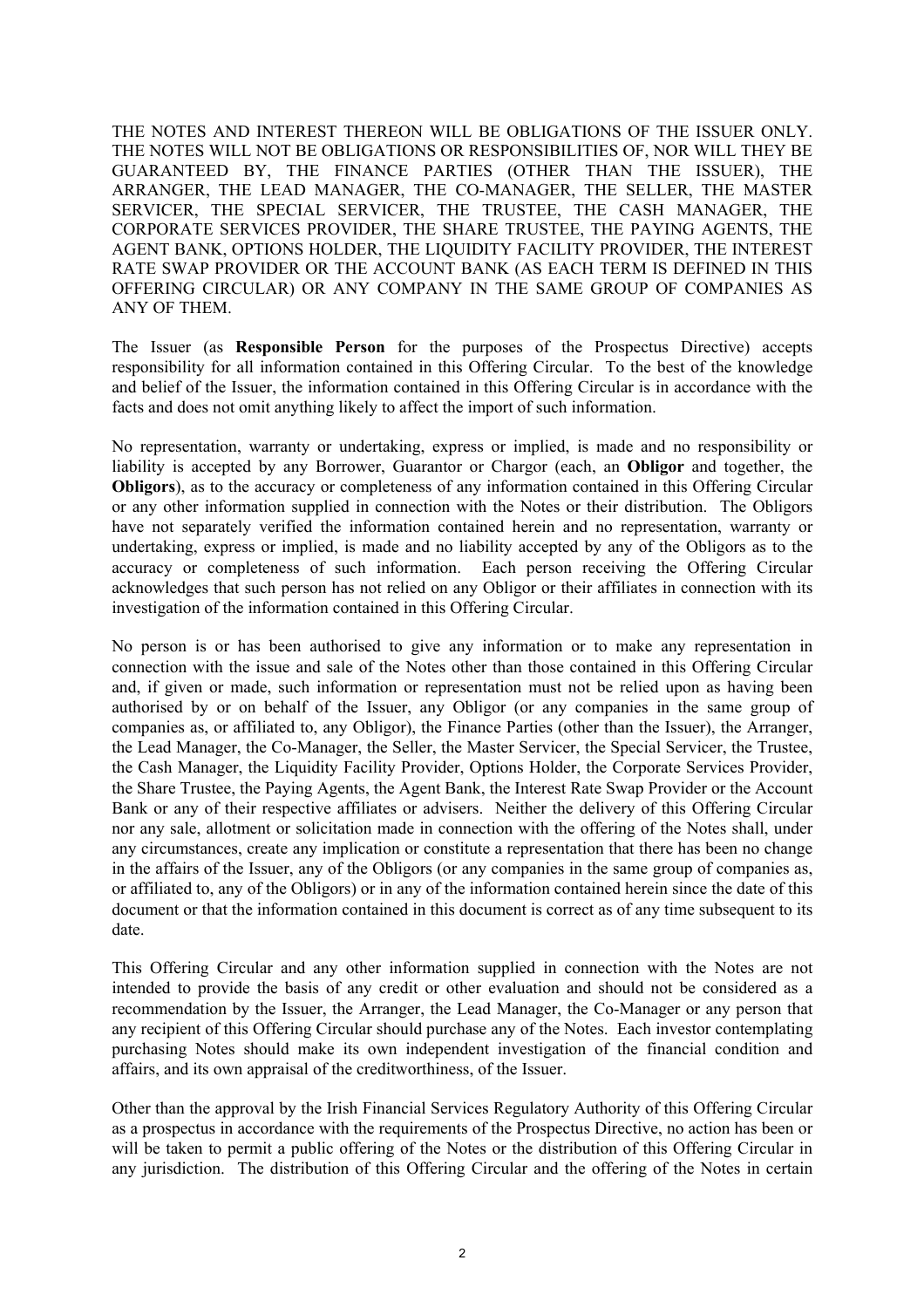THE NOTES AND INTEREST THEREON WILL BE OBLIGATIONS OF THE ISSUER ONLY. THE NOTES WILL NOT BE OBLIGATIONS OR RESPONSIBILITIES OF, NOR WILL THEY BE GUARANTEED BY, THE FINANCE PARTIES (OTHER THAN THE ISSUER), THE ARRANGER, THE LEAD MANAGER, THE CO-MANAGER, THE SELLER, THE MASTER SERVICER, THE SPECIAL SERVICER, THE TRUSTEE, THE CASH MANAGER, THE CORPORATE SERVICES PROVIDER, THE SHARE TRUSTEE, THE PAYING AGENTS, THE AGENT BANK, OPTIONS HOLDER, THE LIQUIDITY FACILITY PROVIDER, THE INTEREST RATE SWAP PROVIDER OR THE ACCOUNT BANK (AS EACH TERM IS DEFINED IN THIS OFFERING CIRCULAR) OR ANY COMPANY IN THE SAME GROUP OF COMPANIES AS ANY OF THEM.

The Issuer (as **Responsible Person** for the purposes of the Prospectus Directive) accepts responsibility for all information contained in this Offering Circular. To the best of the knowledge and belief of the Issuer, the information contained in this Offering Circular is in accordance with the facts and does not omit anything likely to affect the import of such information.

No representation, warranty or undertaking, express or implied, is made and no responsibility or liability is accepted by any Borrower, Guarantor or Chargor (each, an **Obligor** and together, the **Obligors**), as to the accuracy or completeness of any information contained in this Offering Circular or any other information supplied in connection with the Notes or their distribution. The Obligors have not separately verified the information contained herein and no representation, warranty or undertaking, express or implied, is made and no liability accepted by any of the Obligors as to the accuracy or completeness of such information. Each person receiving the Offering Circular acknowledges that such person has not relied on any Obligor or their affiliates in connection with its investigation of the information contained in this Offering Circular.

No person is or has been authorised to give any information or to make any representation in connection with the issue and sale of the Notes other than those contained in this Offering Circular and, if given or made, such information or representation must not be relied upon as having been authorised by or on behalf of the Issuer, any Obligor (or any companies in the same group of companies as, or affiliated to, any Obligor), the Finance Parties (other than the Issuer), the Arranger, the Lead Manager, the Co-Manager, the Seller, the Master Servicer, the Special Servicer, the Trustee, the Cash Manager, the Liquidity Facility Provider, Options Holder, the Corporate Services Provider, the Share Trustee, the Paying Agents, the Agent Bank, the Interest Rate Swap Provider or the Account Bank or any of their respective affiliates or advisers. Neither the delivery of this Offering Circular nor any sale, allotment or solicitation made in connection with the offering of the Notes shall, under any circumstances, create any implication or constitute a representation that there has been no change in the affairs of the Issuer, any of the Obligors (or any companies in the same group of companies as, or affiliated to, any of the Obligors) or in any of the information contained herein since the date of this document or that the information contained in this document is correct as of any time subsequent to its date.

This Offering Circular and any other information supplied in connection with the Notes are not intended to provide the basis of any credit or other evaluation and should not be considered as a recommendation by the Issuer, the Arranger, the Lead Manager, the Co-Manager or any person that any recipient of this Offering Circular should purchase any of the Notes. Each investor contemplating purchasing Notes should make its own independent investigation of the financial condition and affairs, and its own appraisal of the creditworthiness, of the Issuer.

Other than the approval by the Irish Financial Services Regulatory Authority of this Offering Circular as a prospectus in accordance with the requirements of the Prospectus Directive, no action has been or will be taken to permit a public offering of the Notes or the distribution of this Offering Circular in any jurisdiction. The distribution of this Offering Circular and the offering of the Notes in certain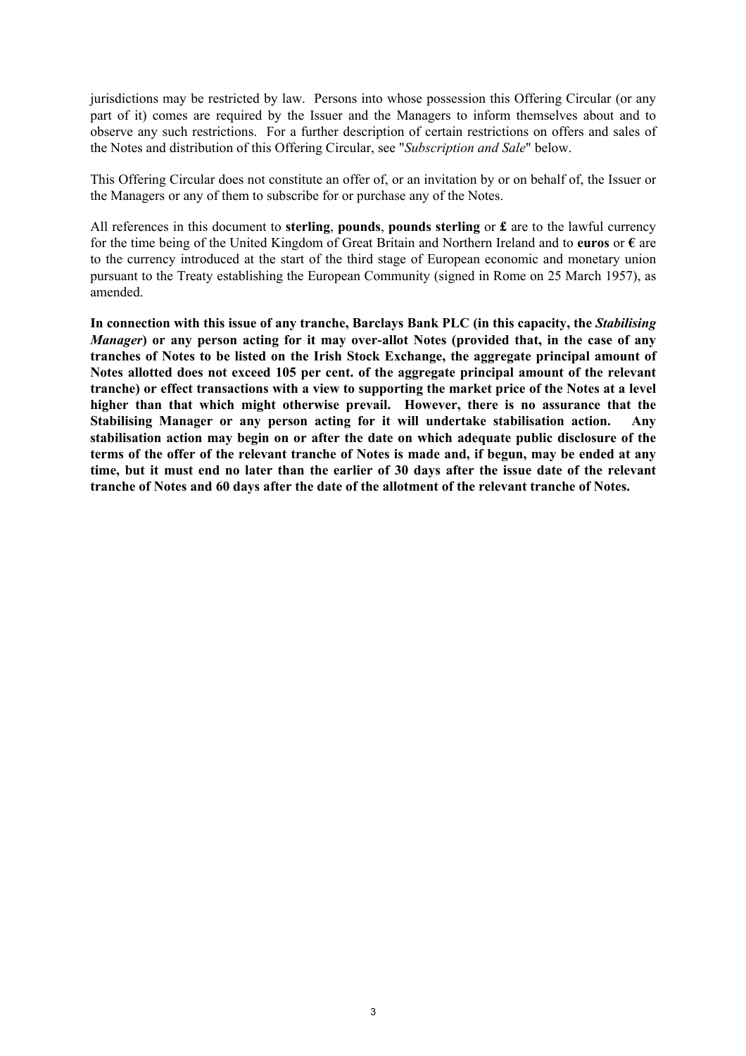jurisdictions may be restricted by law. Persons into whose possession this Offering Circular (or any part of it) comes are required by the Issuer and the Managers to inform themselves about and to observe any such restrictions. For a further description of certain restrictions on offers and sales of the Notes and distribution of this Offering Circular, see "*Subscription and Sale*" below.

This Offering Circular does not constitute an offer of, or an invitation by or on behalf of, the Issuer or the Managers or any of them to subscribe for or purchase any of the Notes.

All references in this document to **sterling**, **pounds**, **pounds sterling** or **£** are to the lawful currency for the time being of the United Kingdom of Great Britain and Northern Ireland and to **euros** or **€** are to the currency introduced at the start of the third stage of European economic and monetary union pursuant to the Treaty establishing the European Community (signed in Rome on 25 March 1957), as amended.

**In connection with this issue of any tranche, Barclays Bank PLC (in this capacity, the *Stabilising Manager*) or any person acting for it may over-allot Notes (provided that, in the case of any tranches of Notes to be listed on the Irish Stock Exchange, the aggregate principal amount of Notes allotted does not exceed 105 per cent. of the aggregate principal amount of the relevant tranche) or effect transactions with a view to supporting the market price of the Notes at a level higher than that which might otherwise prevail. However, there is no assurance that the Stabilising Manager or any person acting for it will undertake stabilisation action. Any stabilisation action may begin on or after the date on which adequate public disclosure of the terms of the offer of the relevant tranche of Notes is made and, if begun, may be ended at any time, but it must end no later than the earlier of 30 days after the issue date of the relevant tranche of Notes and 60 days after the date of the allotment of the relevant tranche of Notes.**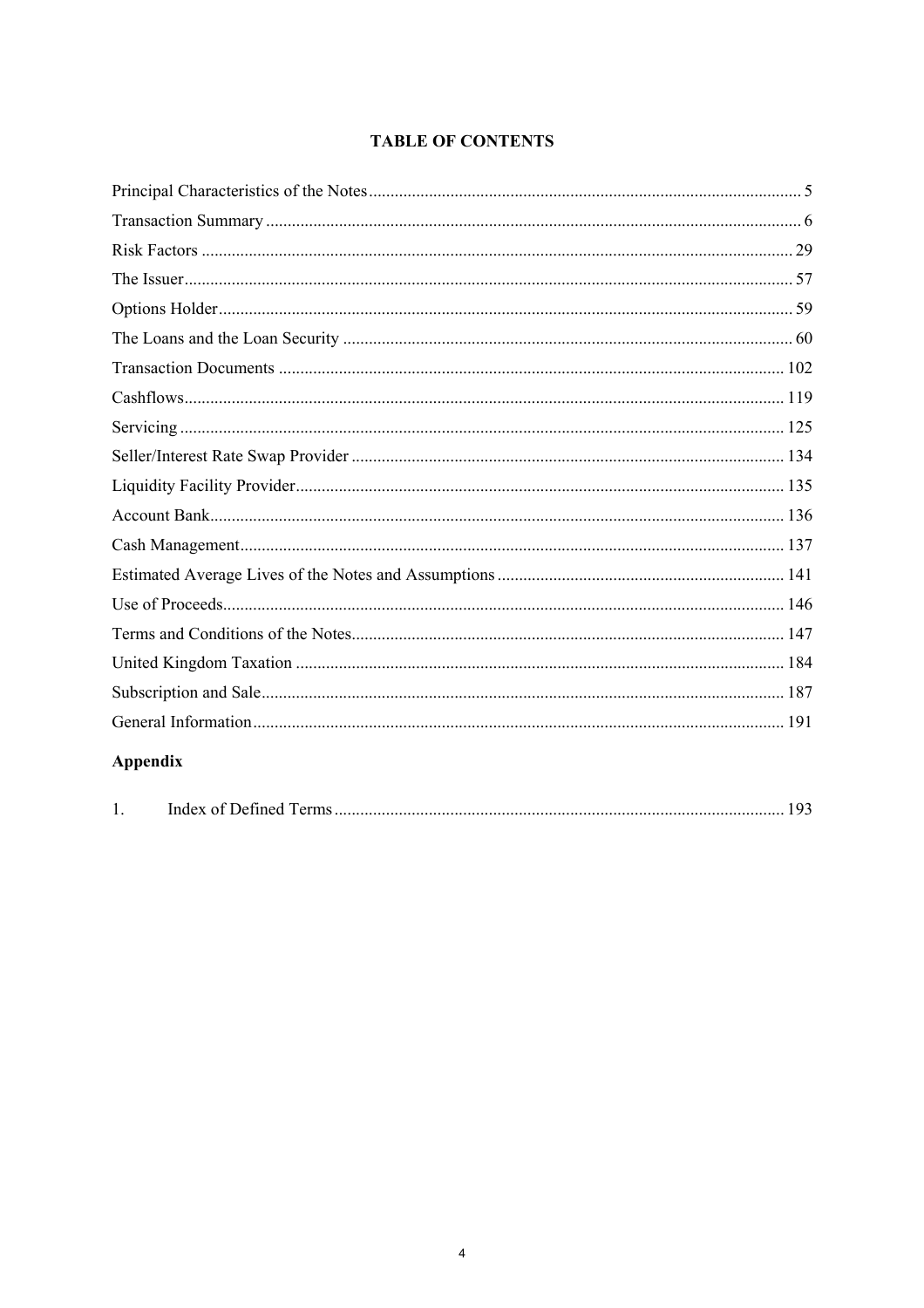# TABLE OF CONTENTS

| | |
|---|---|
| Principal Characteristics of the Notes | 5 |
| Transaction Summary | 6 |
| Risk Factors | 29 |
| The Issuer | 57 |
| Options Holder | 59 |
| The Loans and the Loan Security | 60 |
| Transaction Documents | 102 |
| Cashflows | 119 |
| Servicing | 125 |
| Seller/Interest Rate Swap Provider | 134 |
| Liquidity Facility Provider | 135 |
| Account Bank | 136 |
| Cash Management | 137 |
| Estimated Average Lives of the Notes and Assumptions | 141 |
| Use of Proceeds | 146 |
| Terms and Conditions of the Notes | 147 |
| United Kingdom Taxation | 184 |
| Subscription and Sale | 187 |
| General Information | 191 |

**Appendix**

| | |
|---|---|
| 1. Index of Defined Terms | 193 |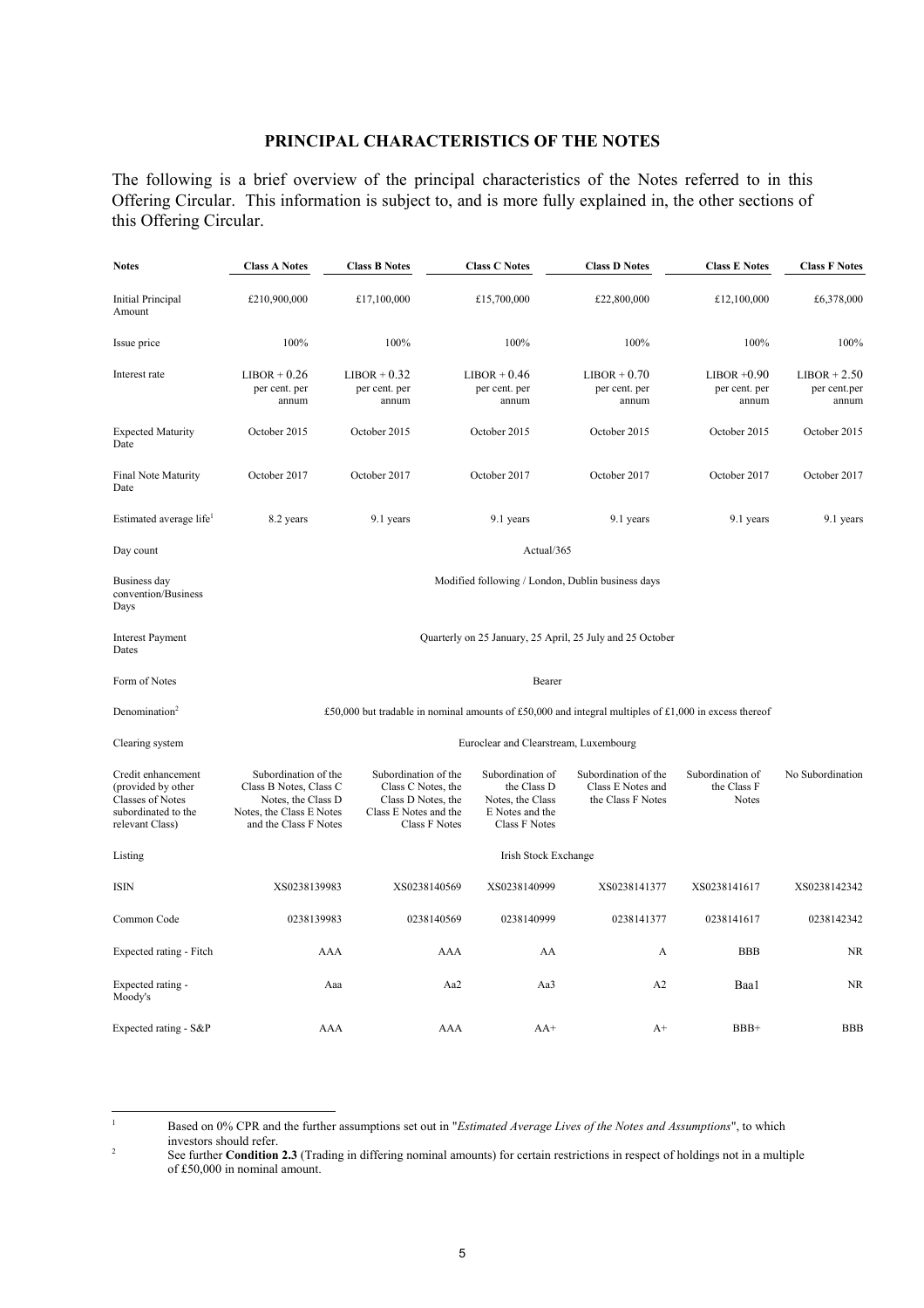## PRINCIPAL CHARACTERISTICS OF THE NOTES

The following is a brief overview of the principal characteristics of the Notes referred to in this Offering Circular. This information is subject to, and is more fully explained in, the other sections of this Offering Circular.

| Notes | Class A Notes | Class B Notes | Class C Notes | Class D Notes | Class E Notes | Class F Notes |
|---|---|---|---|---|---|---|
| Initial Principal Amount | £210,900,000 | £17,100,000 | £15,700,000 | £22,800,000 | £12,100,000 | £6,378,000 |
| Issue price | 100% | 100% | 100% | 100% | 100% | 100% |
| Interest rate | LIBOR + 0.26 per cent. per annum | LIBOR + 0.32 per cent. per annum | LIBOR + 0.46 per cent. per annum | LIBOR + 0.70 per cent. per annum | LIBOR +0.90 per cent. per annum | LIBOR + 2.50 per cent.per annum |
| Expected Maturity Date | October 2015 | October 2015 | October 2015 | October 2015 | October 2015 | October 2015 |
| Final Note Maturity Date | October 2017 | October 2017 | October 2017 | October 2017 | October 2017 | October 2017 |
| Estimated average life[1] | 8.2 years | 9.1 years | 9.1 years | 9.1 years | 9.1 years | 9.1 years |
| Day count | Actual/365 | | | | | |
| Business day convention/Business Days | Modified following / London, Dublin business days | | | | | |
| Interest Payment Dates | Quarterly on 25 January, 25 April, 25 July and 25 October | | | | | |
| Form of Notes | Bearer | | | | | |
| Denomination[2] | £50,000 but tradable in nominal amounts of £50,000 and integral multiples of £1,000 in excess thereof | | | | | |
| Clearing system | Euroclear and Clearstream, Luxembourg | | | | | |
| Credit enhancement (provided by other Classes of Notes subordinated to the relevant Class) | Subordination of the Class B Notes, Class C Notes, the Class D Notes, the Class E Notes and the Class F Notes | Subordination of the Class C Notes, the Class D Notes, the Class E Notes and the Class F Notes | Subordination of the Class D Notes, the Class E Notes and the Class F Notes | Subordination of the Class E Notes and the Class F Notes | Subordination of the Class F Notes | No Subordination |
| Listing | Irish Stock Exchange | | | | | |
| ISIN | XS0238139983 | XS0238140569 | XS0238140999 | XS0238141377 | XS0238141617 | XS0238142342 |
| Common Code | 0238139983 | 0238140569 | 0238140999 | 0238141377 | 0238141617 | 0238142342 |
| Expected rating - Fitch | AAA | AAA | AA | A | BBB | NR |
| Expected rating - Moody's | Aaa | Aa2 | Aa3 | A2 | Baa1 | NR |
| Expected rating - S&P | AAA | AAA | AA+ | A+ | BBB+ | BBB |

[1] Based on 0% CPR and the further assumptions set out in "*Estimated Average Lives of the Notes and Assumptions*", to which investors should refer.

[2] See further **Condition 2.3** (Trading in differing nominal amounts) for certain restrictions in respect of holdings not in a multiple of £50,000 in nominal amount.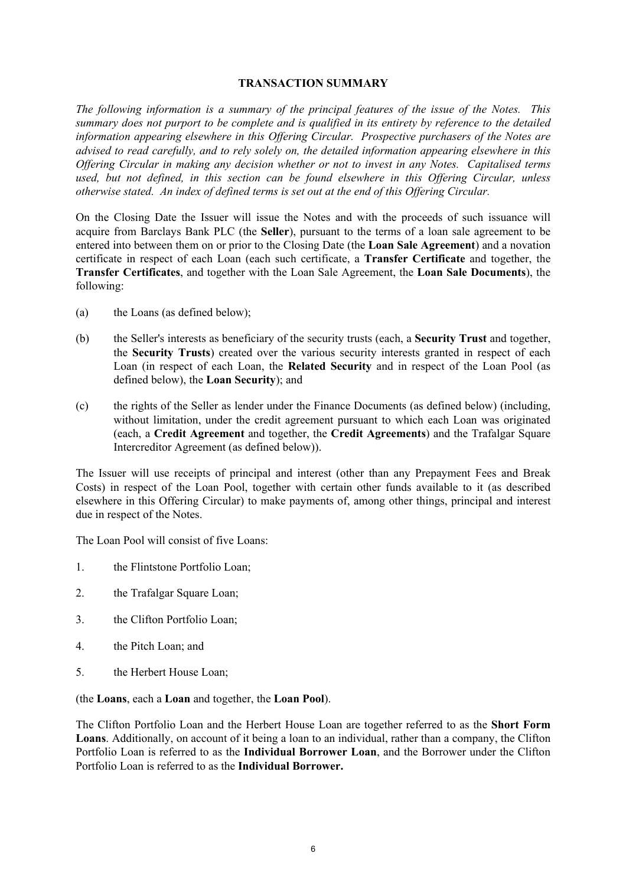## TRANSACTION SUMMARY

*The following information is a summary of the principal features of the issue of the Notes. This summary does not purport to be complete and is qualified in its entirety by reference to the detailed information appearing elsewhere in this Offering Circular. Prospective purchasers of the Notes are advised to read carefully, and to rely solely on, the detailed information appearing elsewhere in this Offering Circular in making any decision whether or not to invest in any Notes. Capitalised terms used, but not defined, in this section can be found elsewhere in this Offering Circular, unless otherwise stated. An index of defined terms is set out at the end of this Offering Circular.*

On the Closing Date the Issuer will issue the Notes and with the proceeds of such issuance will acquire from Barclays Bank PLC (the **Seller**), pursuant to the terms of a loan sale agreement to be entered into between them on or prior to the Closing Date (the **Loan Sale Agreement**) and a novation certificate in respect of each Loan (each such certificate, a **Transfer Certificate** and together, the **Transfer Certificates**, and together with the Loan Sale Agreement, the **Loan Sale Documents**), the following:

(a) the Loans (as defined below);

(b) the Seller's interests as beneficiary of the security trusts (each, a **Security Trust** and together, the **Security Trusts**) created over the various security interests granted in respect of each Loan (in respect of each Loan, the **Related Security** and in respect of the Loan Pool (as defined below), the **Loan Security**); and

(c) the rights of the Seller as lender under the Finance Documents (as defined below) (including, without limitation, under the credit agreement pursuant to which each Loan was originated (each, a **Credit Agreement** and together, the **Credit Agreements**) and the Trafalgar Square Intercreditor Agreement (as defined below)).

The Issuer will use receipts of principal and interest (other than any Prepayment Fees and Break Costs) in respect of the Loan Pool, together with certain other funds available to it (as described elsewhere in this Offering Circular) to make payments of, among other things, principal and interest due in respect of the Notes.

The Loan Pool will consist of five Loans:

1. the Flintstone Portfolio Loan;
2. the Trafalgar Square Loan;
3. the Clifton Portfolio Loan;
4. the Pitch Loan; and
5. the Herbert House Loan;

(the **Loans**, each a **Loan** and together, the **Loan Pool**).

The Clifton Portfolio Loan and the Herbert House Loan are together referred to as the **Short Form Loans**. Additionally, on account of it being a loan to an individual, rather than a company, the Clifton Portfolio Loan is referred to as the **Individual Borrower Loan**, and the Borrower under the Clifton Portfolio Loan is referred to as the **Individual Borrower.**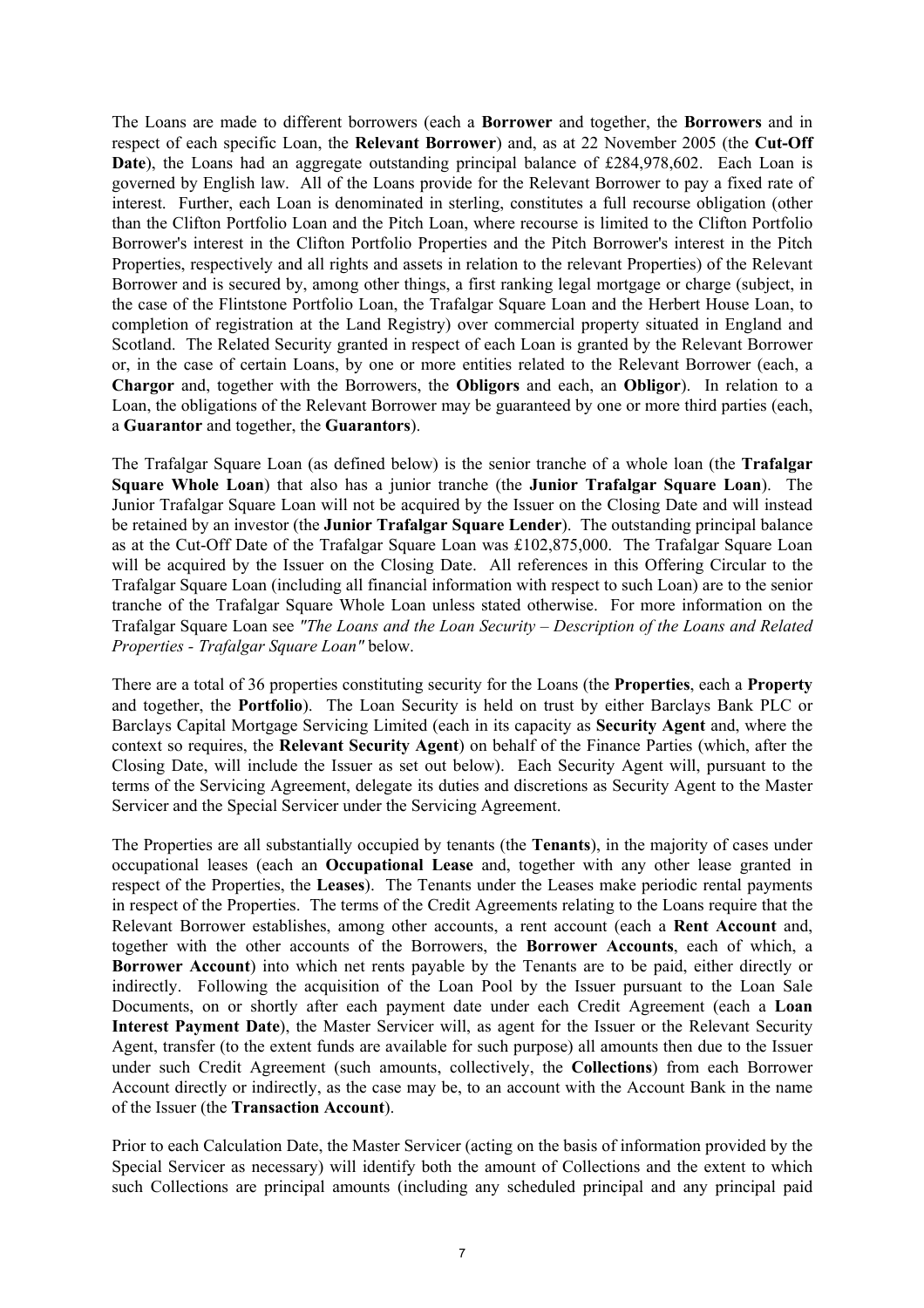The Loans are made to different borrowers (each a **Borrower** and together, the **Borrowers** and in respect of each specific Loan, the **Relevant Borrower**) and, as at 22 November 2005 (the **Cut-Off Date**), the Loans had an aggregate outstanding principal balance of £284,978,602. Each Loan is governed by English law. All of the Loans provide for the Relevant Borrower to pay a fixed rate of interest. Further, each Loan is denominated in sterling, constitutes a full recourse obligation (other than the Clifton Portfolio Loan and the Pitch Loan, where recourse is limited to the Clifton Portfolio Borrower's interest in the Clifton Portfolio Properties and the Pitch Borrower's interest in the Pitch Properties, respectively and all rights and assets in relation to the relevant Properties) of the Relevant Borrower and is secured by, among other things, a first ranking legal mortgage or charge (subject, in the case of the Flintstone Portfolio Loan, the Trafalgar Square Loan and the Herbert House Loan, to completion of registration at the Land Registry) over commercial property situated in England and Scotland. The Related Security granted in respect of each Loan is granted by the Relevant Borrower or, in the case of certain Loans, by one or more entities related to the Relevant Borrower (each, a **Chargor** and, together with the Borrowers, the **Obligors** and each, an **Obligor**). In relation to a Loan, the obligations of the Relevant Borrower may be guaranteed by one or more third parties (each, a **Guarantor** and together, the **Guarantors**).

The Trafalgar Square Loan (as defined below) is the senior tranche of a whole loan (the **Trafalgar Square Whole Loan**) that also has a junior tranche (the **Junior Trafalgar Square Loan**). The Junior Trafalgar Square Loan will not be acquired by the Issuer on the Closing Date and will instead be retained by an investor (the **Junior Trafalgar Square Lender**). The outstanding principal balance as at the Cut-Off Date of the Trafalgar Square Loan was £102,875,000. The Trafalgar Square Loan will be acquired by the Issuer on the Closing Date. All references in this Offering Circular to the Trafalgar Square Loan (including all financial information with respect to such Loan) are to the senior tranche of the Trafalgar Square Whole Loan unless stated otherwise. For more information on the Trafalgar Square Loan see *"The Loans and the Loan Security – Description of the Loans and Related Properties - Trafalgar Square Loan"* below.

There are a total of 36 properties constituting security for the Loans (the **Properties**, each a **Property** and together, the **Portfolio**). The Loan Security is held on trust by either Barclays Bank PLC or Barclays Capital Mortgage Servicing Limited (each in its capacity as **Security Agent** and, where the context so requires, the **Relevant Security Agent**) on behalf of the Finance Parties (which, after the Closing Date, will include the Issuer as set out below). Each Security Agent will, pursuant to the terms of the Servicing Agreement, delegate its duties and discretions as Security Agent to the Master Servicer and the Special Servicer under the Servicing Agreement.

The Properties are all substantially occupied by tenants (the **Tenants**), in the majority of cases under occupational leases (each an **Occupational Lease** and, together with any other lease granted in respect of the Properties, the **Leases**). The Tenants under the Leases make periodic rental payments in respect of the Properties. The terms of the Credit Agreements relating to the Loans require that the Relevant Borrower establishes, among other accounts, a rent account (each a **Rent Account** and, together with the other accounts of the Borrowers, the **Borrower Accounts**, each of which, a **Borrower Account**) into which net rents payable by the Tenants are to be paid, either directly or indirectly. Following the acquisition of the Loan Pool by the Issuer pursuant to the Loan Sale Documents, on or shortly after each payment date under each Credit Agreement (each a **Loan Interest Payment Date**), the Master Servicer will, as agent for the Issuer or the Relevant Security Agent, transfer (to the extent funds are available for such purpose) all amounts then due to the Issuer under such Credit Agreement (such amounts, collectively, the **Collections**) from each Borrower Account directly or indirectly, as the case may be, to an account with the Account Bank in the name of the Issuer (the **Transaction Account**).

Prior to each Calculation Date, the Master Servicer (acting on the basis of information provided by the Special Servicer as necessary) will identify both the amount of Collections and the extent to which such Collections are principal amounts (including any scheduled principal and any principal paid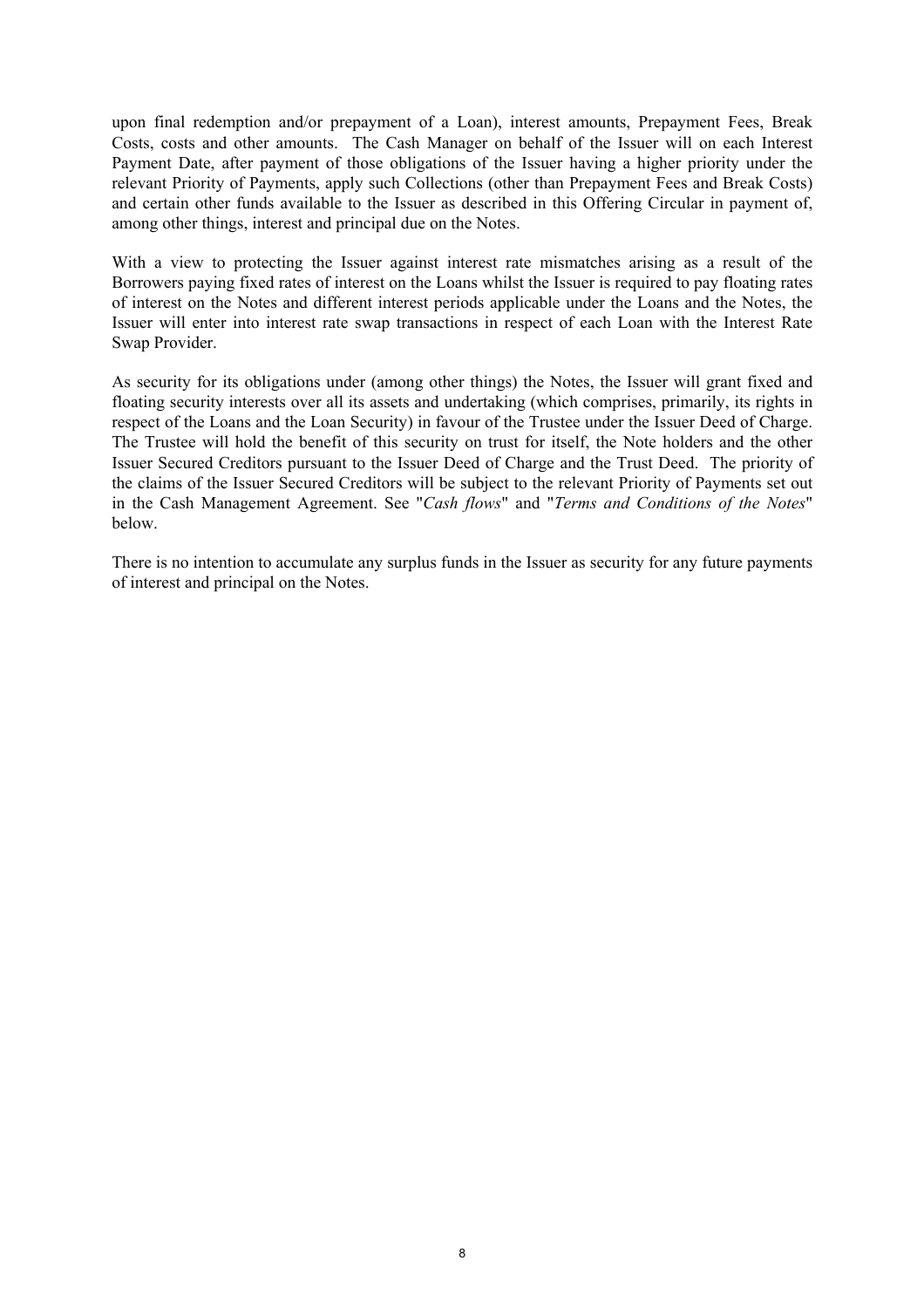upon final redemption and/or prepayment of a Loan), interest amounts, Prepayment Fees, Break Costs, costs and other amounts. The Cash Manager on behalf of the Issuer will on each Interest Payment Date, after payment of those obligations of the Issuer having a higher priority under the relevant Priority of Payments, apply such Collections (other than Prepayment Fees and Break Costs) and certain other funds available to the Issuer as described in this Offering Circular in payment of, among other things, interest and principal due on the Notes.

With a view to protecting the Issuer against interest rate mismatches arising as a result of the Borrowers paying fixed rates of interest on the Loans whilst the Issuer is required to pay floating rates of interest on the Notes and different interest periods applicable under the Loans and the Notes, the Issuer will enter into interest rate swap transactions in respect of each Loan with the Interest Rate Swap Provider.

As security for its obligations under (among other things) the Notes, the Issuer will grant fixed and floating security interests over all its assets and undertaking (which comprises, primarily, its rights in respect of the Loans and the Loan Security) in favour of the Trustee under the Issuer Deed of Charge. The Trustee will hold the benefit of this security on trust for itself, the Note holders and the other Issuer Secured Creditors pursuant to the Issuer Deed of Charge and the Trust Deed. The priority of the claims of the Issuer Secured Creditors will be subject to the relevant Priority of Payments set out in the Cash Management Agreement. See "*Cash flows*" and "*Terms and Conditions of the Notes*" below.

There is no intention to accumulate any surplus funds in the Issuer as security for any future payments of interest and principal on the Notes.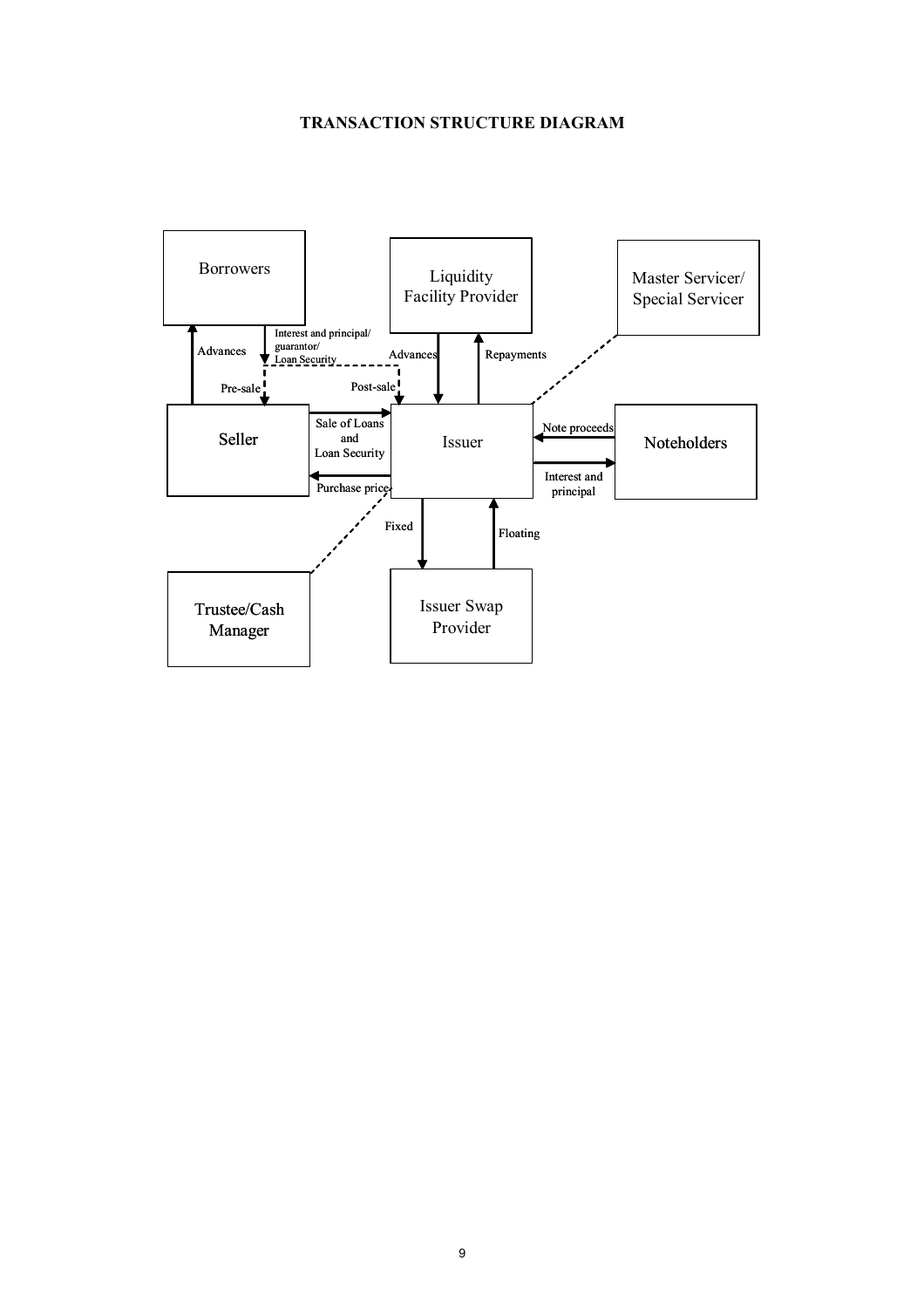# TRANSACTION STRUCTURE DIAGRAM

Borrowers

Liquidity Facility Provider

Master Servicer/ Special Servicer

Advances

Interest and principal/ guarantor/ Loan Security

Advances

Repayments

Pre-sale

Post-sale

Seller

Sale of Loans and Loan Security

Issuer

Note proceeds

Noteholders

Purchase price

Interest and principal

Fixed

Floating

Trustee/Cash Manager

Issuer Swap Provider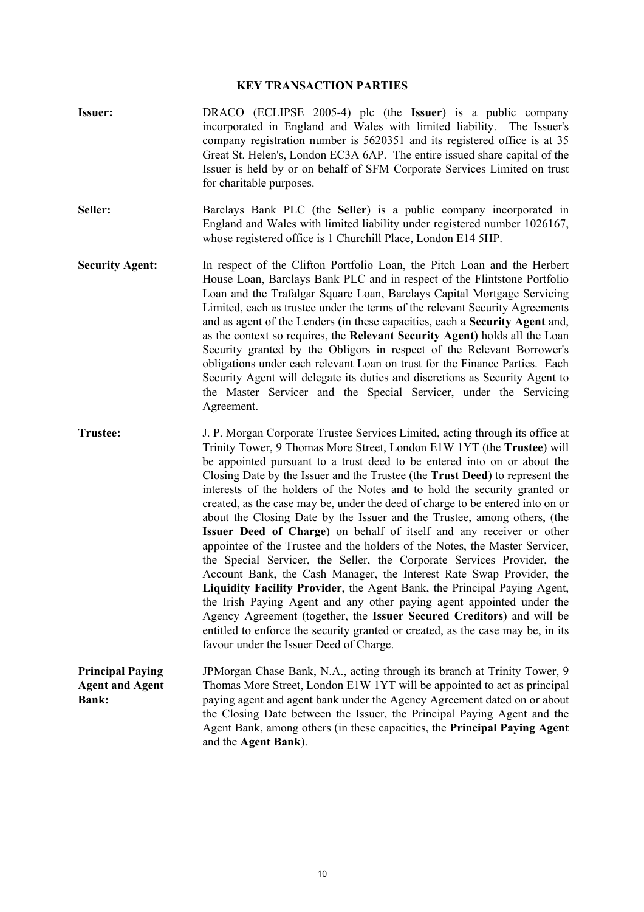## KEY TRANSACTION PARTIES

**Issuer:** DRACO (ECLIPSE 2005-4) plc (the **Issuer**) is a public company incorporated in England and Wales with limited liability. The Issuer's company registration number is 5620351 and its registered office is at 35 Great St. Helen's, London EC3A 6AP. The entire issued share capital of the Issuer is held by or on behalf of SFM Corporate Services Limited on trust for charitable purposes.

**Seller:** Barclays Bank PLC (the **Seller**) is a public company incorporated in England and Wales with limited liability under registered number 1026167, whose registered office is 1 Churchill Place, London E14 5HP.

**Security Agent:** In respect of the Clifton Portfolio Loan, the Pitch Loan and the Herbert House Loan, Barclays Bank PLC and in respect of the Flintstone Portfolio Loan and the Trafalgar Square Loan, Barclays Capital Mortgage Servicing Limited, each as trustee under the terms of the relevant Security Agreements and as agent of the Lenders (in these capacities, each a **Security Agent** and, as the context so requires, the **Relevant Security Agent**) holds all the Loan Security granted by the Obligors in respect of the Relevant Borrower's obligations under each relevant Loan on trust for the Finance Parties. Each Security Agent will delegate its duties and discretions as Security Agent to the Master Servicer and the Special Servicer, under the Servicing Agreement.

**Trustee:** J. P. Morgan Corporate Trustee Services Limited, acting through its office at Trinity Tower, 9 Thomas More Street, London E1W 1YT (the **Trustee**) will be appointed pursuant to a trust deed to be entered into on or about the Closing Date by the Issuer and the Trustee (the **Trust Deed**) to represent the interests of the holders of the Notes and to hold the security granted or created, as the case may be, under the deed of charge to be entered into on or about the Closing Date by the Issuer and the Trustee, among others, (the **Issuer Deed of Charge**) on behalf of itself and any receiver or other appointee of the Trustee and the holders of the Notes, the Master Servicer, the Special Servicer, the Seller, the Corporate Services Provider, the Account Bank, the Cash Manager, the Interest Rate Swap Provider, the **Liquidity Facility Provider**, the Agent Bank, the Principal Paying Agent, the Irish Paying Agent and any other paying agent appointed under the Agency Agreement (together, the **Issuer Secured Creditors**) and will be entitled to enforce the security granted or created, as the case may be, in its favour under the Issuer Deed of Charge.

**Principal Paying Agent and Agent Bank:** JPMorgan Chase Bank, N.A., acting through its branch at Trinity Tower, 9 Thomas More Street, London E1W 1YT will be appointed to act as principal paying agent and agent bank under the Agency Agreement dated on or about the Closing Date between the Issuer, the Principal Paying Agent and the Agent Bank, among others (in these capacities, the **Principal Paying Agent** and the **Agent Bank**).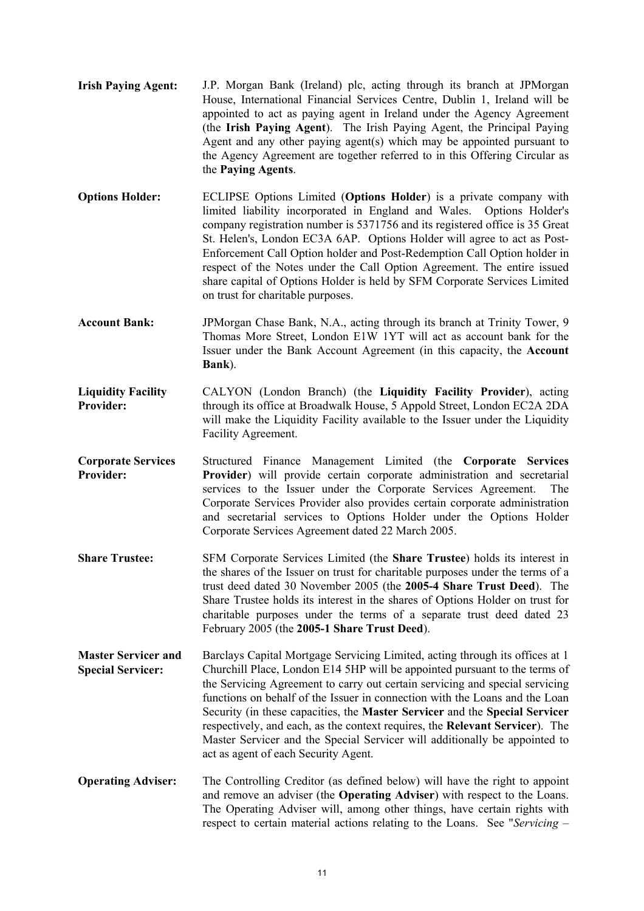**Irish Paying Agent:** J.P. Morgan Bank (Ireland) plc, acting through its branch at JPMorgan House, International Financial Services Centre, Dublin 1, Ireland will be appointed to act as paying agent in Ireland under the Agency Agreement (the **Irish Paying Agent**). The Irish Paying Agent, the Principal Paying Agent and any other paying agent(s) which may be appointed pursuant to the Agency Agreement are together referred to in this Offering Circular as the **Paying Agents**.

**Options Holder:** ECLIPSE Options Limited (**Options Holder**) is a private company with limited liability incorporated in England and Wales. Options Holder's company registration number is 5371756 and its registered office is 35 Great St. Helen's, London EC3A 6AP. Options Holder will agree to act as Post-Enforcement Call Option holder and Post-Redemption Call Option holder in respect of the Notes under the Call Option Agreement. The entire issued share capital of Options Holder is held by SFM Corporate Services Limited on trust for charitable purposes.

**Account Bank:** JPMorgan Chase Bank, N.A., acting through its branch at Trinity Tower, 9 Thomas More Street, London E1W 1YT will act as account bank for the Issuer under the Bank Account Agreement (in this capacity, the **Account Bank**).

**Liquidity Facility Provider:** CALYON (London Branch) (the **Liquidity Facility Provider**), acting through its office at Broadwalk House, 5 Appold Street, London EC2A 2DA will make the Liquidity Facility available to the Issuer under the Liquidity Facility Agreement.

**Corporate Services Provider:** Structured Finance Management Limited (the **Corporate Services Provider**) will provide certain corporate administration and secretarial services to the Issuer under the Corporate Services Agreement. The Corporate Services Provider also provides certain corporate administration and secretarial services to Options Holder under the Options Holder Corporate Services Agreement dated 22 March 2005.

**Share Trustee:** SFM Corporate Services Limited (the **Share Trustee**) holds its interest in the shares of the Issuer on trust for charitable purposes under the terms of a trust deed dated 30 November 2005 (the **2005-4 Share Trust Deed**). The Share Trustee holds its interest in the shares of Options Holder on trust for charitable purposes under the terms of a separate trust deed dated 23 February 2005 (the **2005-1 Share Trust Deed**).

**Master Servicer and Special Servicer:** Barclays Capital Mortgage Servicing Limited, acting through its offices at 1 Churchill Place, London E14 5HP will be appointed pursuant to the terms of the Servicing Agreement to carry out certain servicing and special servicing functions on behalf of the Issuer in connection with the Loans and the Loan Security (in these capacities, the **Master Servicer** and the **Special Servicer** respectively, and each, as the context requires, the **Relevant Servicer**). The Master Servicer and the Special Servicer will additionally be appointed to act as agent of each Security Agent.

**Operating Adviser:** The Controlling Creditor (as defined below) will have the right to appoint and remove an adviser (the **Operating Adviser**) with respect to the Loans. The Operating Adviser will, among other things, have certain rights with respect to certain material actions relating to the Loans. See "*Servicing –*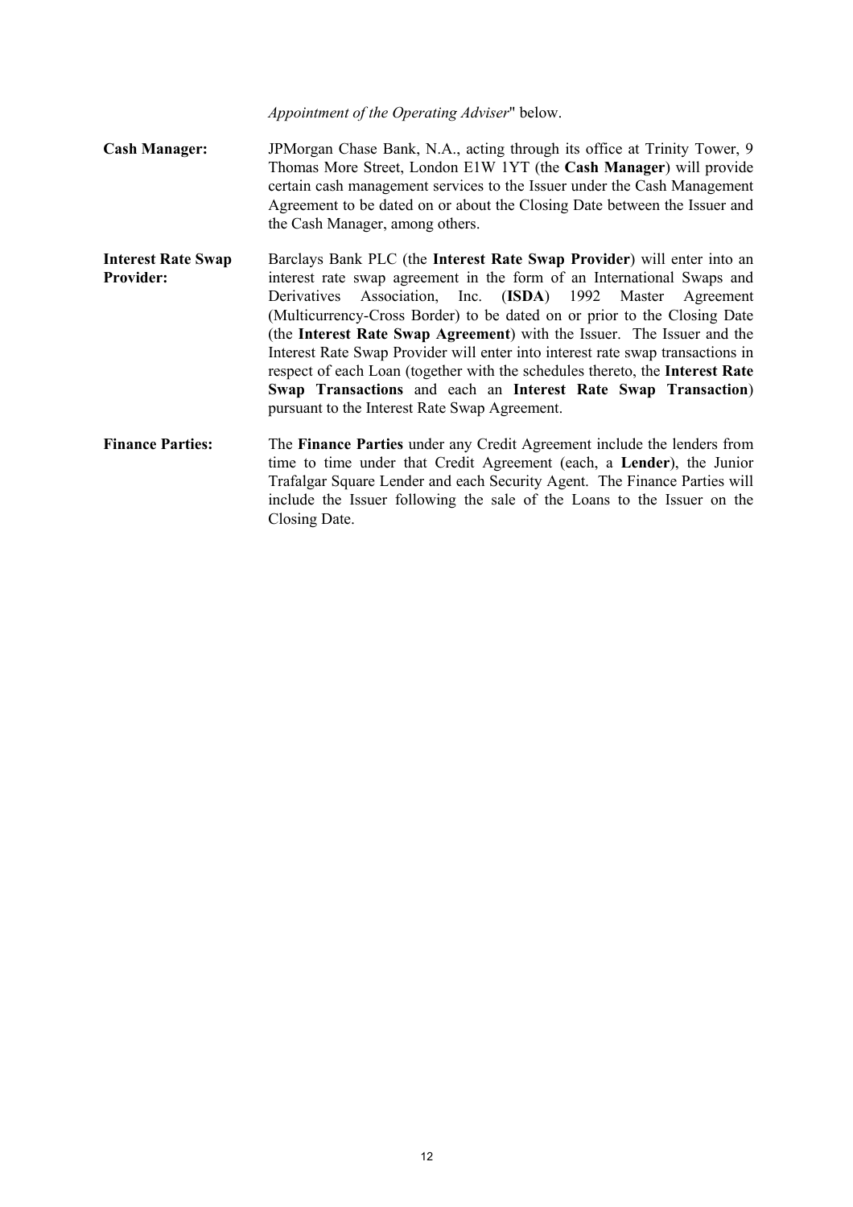*Appointment of the Operating Adviser*" below.

**Cash Manager:** JPMorgan Chase Bank, N.A., acting through its office at Trinity Tower, 9 Thomas More Street, London E1W 1YT (the **Cash Manager**) will provide certain cash management services to the Issuer under the Cash Management Agreement to be dated on or about the Closing Date between the Issuer and the Cash Manager, among others.

**Interest Rate Swap Provider:** Barclays Bank PLC (the **Interest Rate Swap Provider**) will enter into an interest rate swap agreement in the form of an International Swaps and Derivatives Association, Inc. (**ISDA**) 1992 Master Agreement (Multicurrency-Cross Border) to be dated on or prior to the Closing Date (the **Interest Rate Swap Agreement**) with the Issuer. The Issuer and the Interest Rate Swap Provider will enter into interest rate swap transactions in respect of each Loan (together with the schedules thereto, the **Interest Rate Swap Transactions** and each an **Interest Rate Swap Transaction**) pursuant to the Interest Rate Swap Agreement.

**Finance Parties:** The **Finance Parties** under any Credit Agreement include the lenders from time to time under that Credit Agreement (each, a **Lender**), the Junior Trafalgar Square Lender and each Security Agent. The Finance Parties will include the Issuer following the sale of the Loans to the Issuer on the Closing Date.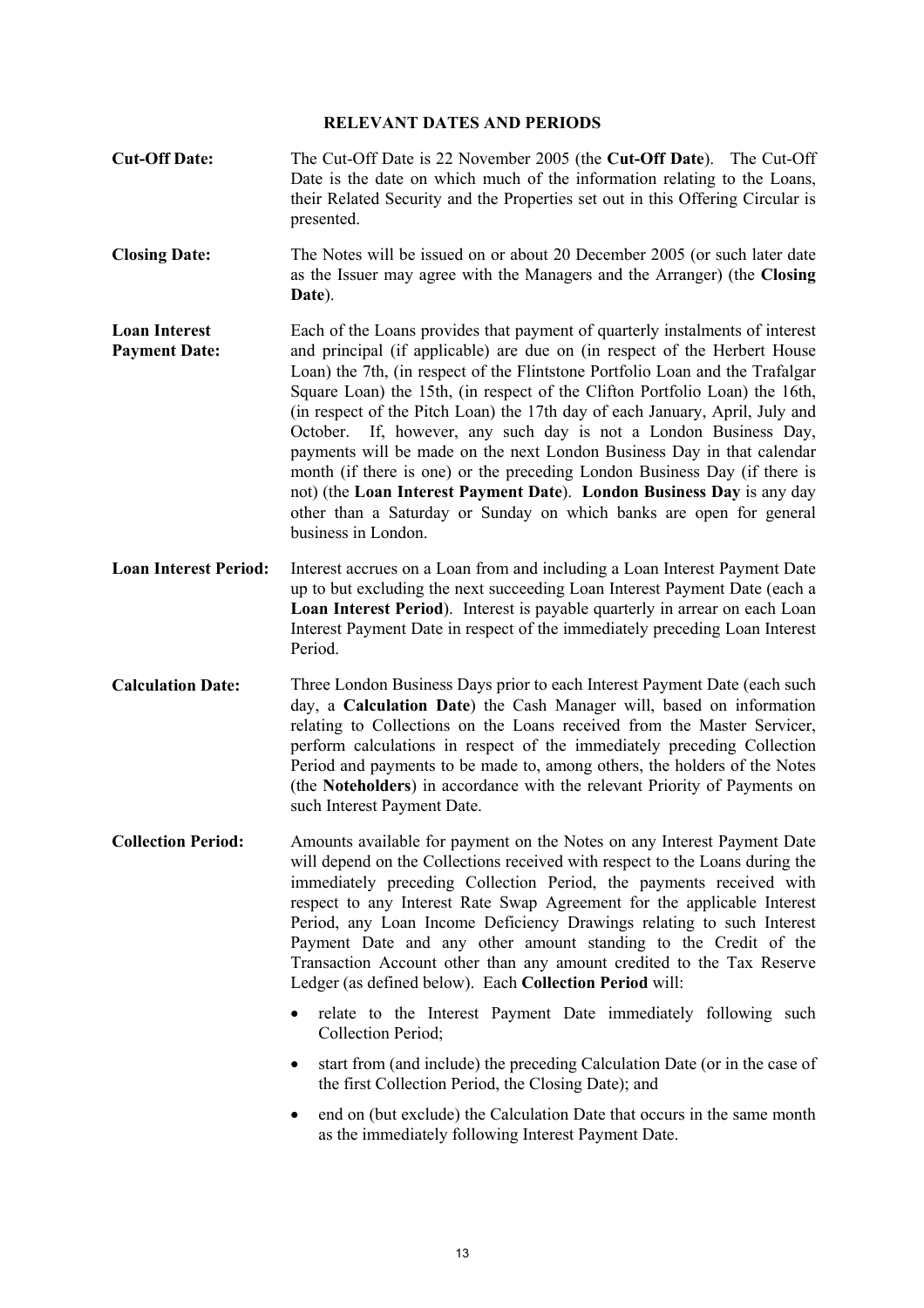## RELEVANT DATES AND PERIODS

**Cut-Off Date:** The Cut-Off Date is 22 November 2005 (the **Cut-Off Date**). The Cut-Off Date is the date on which much of the information relating to the Loans, their Related Security and the Properties set out in this Offering Circular is presented.

**Closing Date:** The Notes will be issued on or about 20 December 2005 (or such later date as the Issuer may agree with the Managers and the Arranger) (the **Closing Date**).

**Loan Interest Payment Date:** Each of the Loans provides that payment of quarterly instalments of interest and principal (if applicable) are due on (in respect of the Herbert House Loan) the 7th, (in respect of the Flintstone Portfolio Loan and the Trafalgar Square Loan) the 15th, (in respect of the Clifton Portfolio Loan) the 16th, (in respect of the Pitch Loan) the 17th day of each January, April, July and October. If, however, any such day is not a London Business Day, payments will be made on the next London Business Day in that calendar month (if there is one) or the preceding London Business Day (if there is not) (the **Loan Interest Payment Date**). **London Business Day** is any day other than a Saturday or Sunday on which banks are open for general business in London.

**Loan Interest Period:** Interest accrues on a Loan from and including a Loan Interest Payment Date up to but excluding the next succeeding Loan Interest Payment Date (each a **Loan Interest Period**). Interest is payable quarterly in arrear on each Loan Interest Payment Date in respect of the immediately preceding Loan Interest Period.

**Calculation Date:** Three London Business Days prior to each Interest Payment Date (each such day, a **Calculation Date**) the Cash Manager will, based on information relating to Collections on the Loans received from the Master Servicer, perform calculations in respect of the immediately preceding Collection Period and payments to be made to, among others, the holders of the Notes (the **Noteholders**) in accordance with the relevant Priority of Payments on such Interest Payment Date.

**Collection Period:** Amounts available for payment on the Notes on any Interest Payment Date will depend on the Collections received with respect to the Loans during the immediately preceding Collection Period, the payments received with respect to any Interest Rate Swap Agreement for the applicable Interest Period, any Loan Income Deficiency Drawings relating to such Interest Payment Date and any other amount standing to the Credit of the Transaction Account other than any amount credited to the Tax Reserve Ledger (as defined below). Each **Collection Period** will:

- relate to the Interest Payment Date immediately following such Collection Period;
- start from (and include) the preceding Calculation Date (or in the case of the first Collection Period, the Closing Date); and
- end on (but exclude) the Calculation Date that occurs in the same month as the immediately following Interest Payment Date.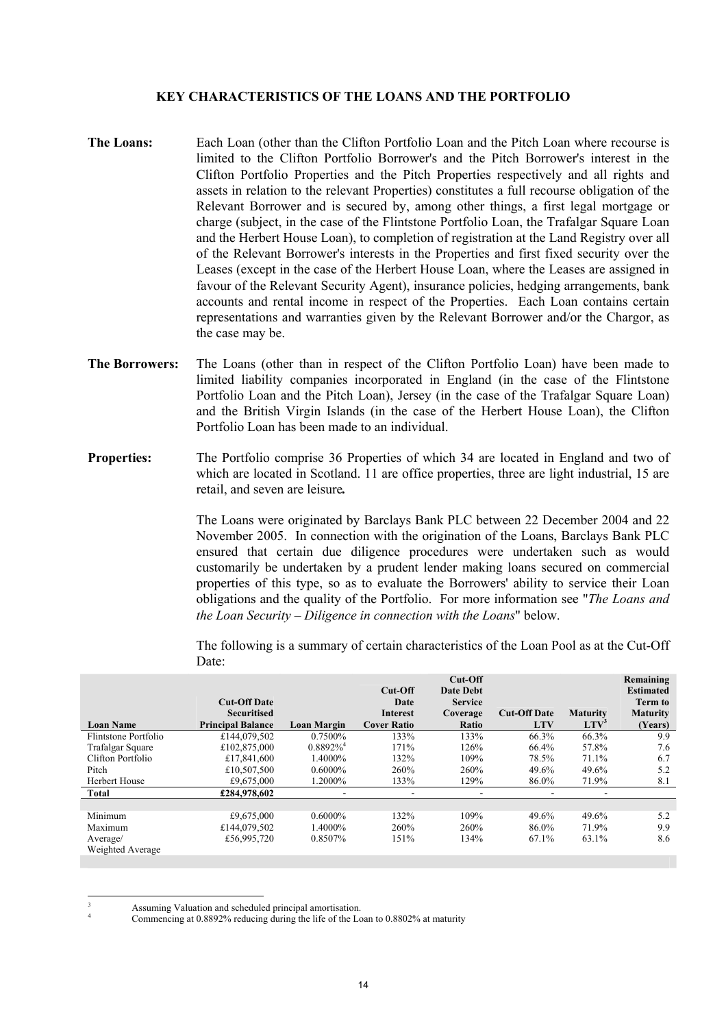## KEY CHARACTERISTICS OF THE LOANS AND THE PORTFOLIO

**The Loans:** Each Loan (other than the Clifton Portfolio Loan and the Pitch Loan where recourse is limited to the Clifton Portfolio Borrower's and the Pitch Borrower's interest in the Clifton Portfolio Properties and the Pitch Properties respectively and all rights and assets in relation to the relevant Properties) constitutes a full recourse obligation of the Relevant Borrower and is secured by, among other things, a first legal mortgage or charge (subject, in the case of the Flintstone Portfolio Loan, the Trafalgar Square Loan and the Herbert House Loan), to completion of registration at the Land Registry over all of the Relevant Borrower's interests in the Properties and first fixed security over the Leases (except in the case of the Herbert House Loan, where the Leases are assigned in favour of the Relevant Security Agent), insurance policies, hedging arrangements, bank accounts and rental income in respect of the Properties. Each Loan contains certain representations and warranties given by the Relevant Borrower and/or the Chargor, as the case may be.

**The Borrowers:** The Loans (other than in respect of the Clifton Portfolio Loan) have been made to limited liability companies incorporated in England (in the case of the Flintstone Portfolio Loan and the Pitch Loan), Jersey (in the case of the Trafalgar Square Loan) and the British Virgin Islands (in the case of the Herbert House Loan), the Clifton Portfolio Loan has been made to an individual.

**Properties:** The Portfolio comprise 36 Properties of which 34 are located in England and two of which are located in Scotland. 11 are office properties, three are light industrial, 15 are retail, and seven are leisure**.**

The Loans were originated by Barclays Bank PLC between 22 December 2004 and 22 November 2005. In connection with the origination of the Loans, Barclays Bank PLC ensured that certain due diligence procedures were undertaken such as would customarily be undertaken by a prudent lender making loans secured on commercial properties of this type, so as to evaluate the Borrowers' ability to service their Loan obligations and the quality of the Portfolio. For more information see "*The Loans and the Loan Security – Diligence in connection with the Loans*" below.

The following is a summary of certain characteristics of the Loan Pool as at the Cut-Off Date:

| Loan Name | Cut-Off Date Securitised Principal Balance | Loan Margin | Cut-Off Date Interest Cover Ratio | Cut-Off Date Debt Service Coverage Ratio | Cut-Off Date LTV | Maturity LTV[3] | Remaining Estimated Term to Maturity (Years) |
|---|---|---|---|---|---|---|---|
| Flintstone Portfolio | £144,079,502 | 0.7500% | 133% | 133% | 66.3% | 66.3% | 9.9 |
| Trafalgar Square | £102,875,000 | 0.8892%[4] | 171% | 126% | 66.4% | 57.8% | 7.6 |
| Clifton Portfolio | £17,841,600 | 1.4000% | 132% | 109% | 78.5% | 71.1% | 6.7 |
| Pitch | £10,507,500 | 0.6000% | 260% | 260% | 49.6% | 49.6% | 5.2 |
| Herbert House | £9,675,000 | 1.2000% | 133% | 129% | 86.0% | 71.9% | 8.1 |
| **Total** | **£284,978,602** | - | - | - | - | - | |
| | | | | | | | |
| Minimum | £9,675,000 | 0.6000% | 132% | 109% | 49.6% | 49.6% | 5.2 |
| Maximum | £144,079,502 | 1.4000% | 260% | 260% | 86.0% | 71.9% | 9.9 |
| Average/ Weighted Average | £56,995,720 | 0.8507% | 151% | 134% | 67.1% | 63.1% | 8.6 |

[3] Assuming Valuation and scheduled principal amortisation.

[4] Commencing at 0.8892% reducing during the life of the Loan to 0.8802% at maturity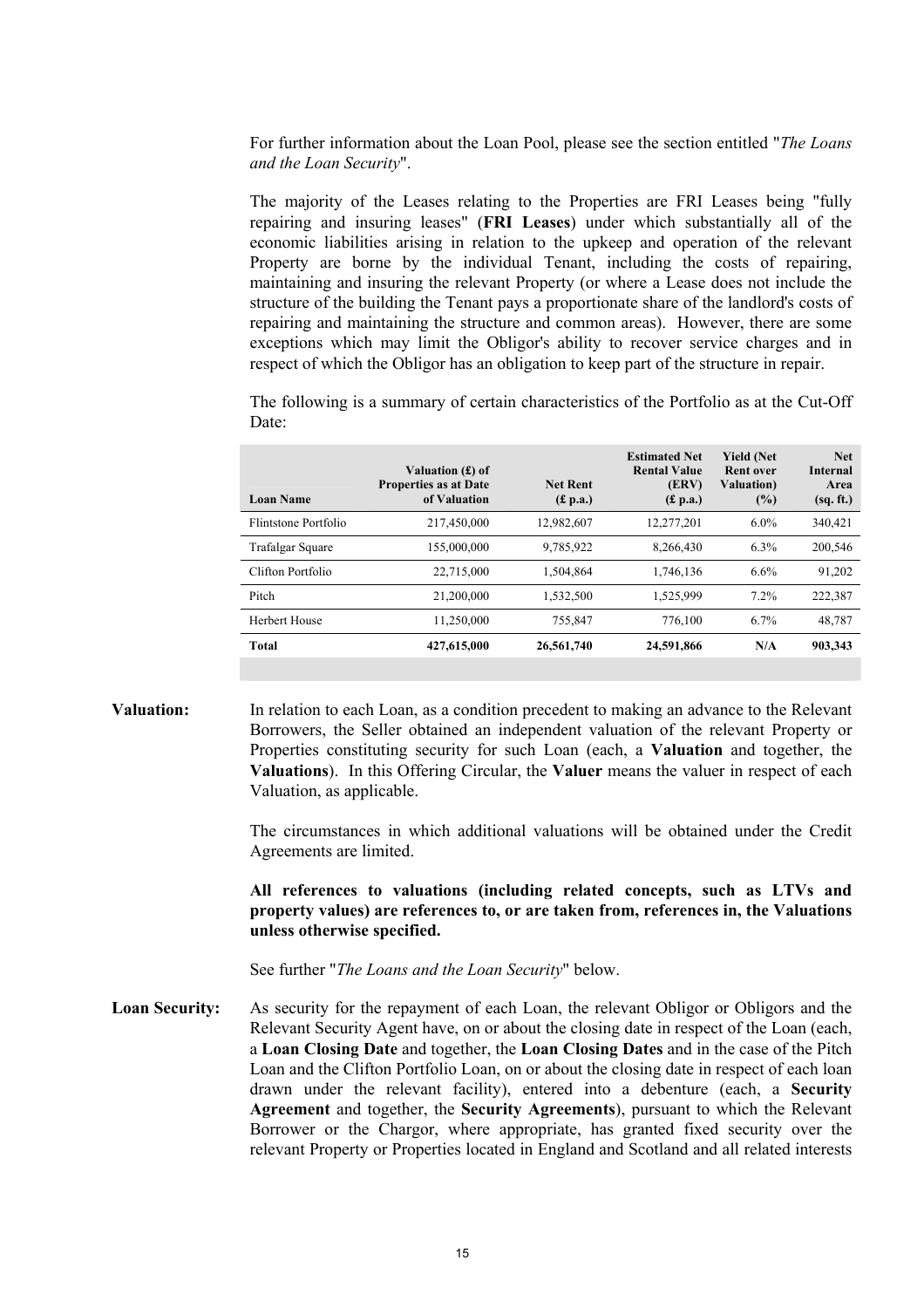For further information about the Loan Pool, please see the section entitled "*The Loans and the Loan Security*".

The majority of the Leases relating to the Properties are FRI Leases being "fully repairing and insuring leases" (**FRI Leases**) under which substantially all of the economic liabilities arising in relation to the upkeep and operation of the relevant Property are borne by the individual Tenant, including the costs of repairing, maintaining and insuring the relevant Property (or where a Lease does not include the structure of the building the Tenant pays a proportionate share of the landlord's costs of repairing and maintaining the structure and common areas). However, there are some exceptions which may limit the Obligor's ability to recover service charges and in respect of which the Obligor has an obligation to keep part of the structure in repair.

The following is a summary of certain characteristics of the Portfolio as at the Cut-Off Date:

| Loan Name | Valuation (£) of Properties as at Date of Valuation | Net Rent (£ p.a.) | Estimated Net Rental Value (ERV) (£ p.a.) | Yield (Net Rent over Valuation) (%) | Net Internal Area (sq. ft.) |
|---|---|---|---|---|---|
| Flintstone Portfolio | 217,450,000 | 12,982,607 | 12,277,201 | 6.0% | 340,421 |
| Trafalgar Square | 155,000,000 | 9,785,922 | 8,266,430 | 6.3% | 200,546 |
| Clifton Portfolio | 22,715,000 | 1,504,864 | 1,746,136 | 6.6% | 91,202 |
| Pitch | 21,200,000 | 1,532,500 | 1,525,999 | 7.2% | 222,387 |
| Herbert House | 11,250,000 | 755,847 | 776,100 | 6.7% | 48,787 |
| **Total** | **427,615,000** | **26,561,740** | **24,591,866** | **N/A** | **903,343** |

**Valuation:** In relation to each Loan, as a condition precedent to making an advance to the Relevant Borrowers, the Seller obtained an independent valuation of the relevant Property or Properties constituting security for such Loan (each, a **Valuation** and together, the **Valuations**). In this Offering Circular, the **Valuer** means the valuer in respect of each Valuation, as applicable.

The circumstances in which additional valuations will be obtained under the Credit Agreements are limited.

**All references to valuations (including related concepts, such as LTVs and property values) are references to, or are taken from, references in, the Valuations unless otherwise specified.**

See further "*The Loans and the Loan Security*" below.

**Loan Security:** As security for the repayment of each Loan, the relevant Obligor or Obligors and the Relevant Security Agent have, on or about the closing date in respect of the Loan (each, a **Loan Closing Date** and together, the **Loan Closing Dates** and in the case of the Pitch Loan and the Clifton Portfolio Loan, on or about the closing date in respect of each loan drawn under the relevant facility), entered into a debenture (each, a **Security Agreement** and together, the **Security Agreements**), pursuant to which the Relevant Borrower or the Chargor, where appropriate, has granted fixed security over the relevant Property or Properties located in England and Scotland and all related interests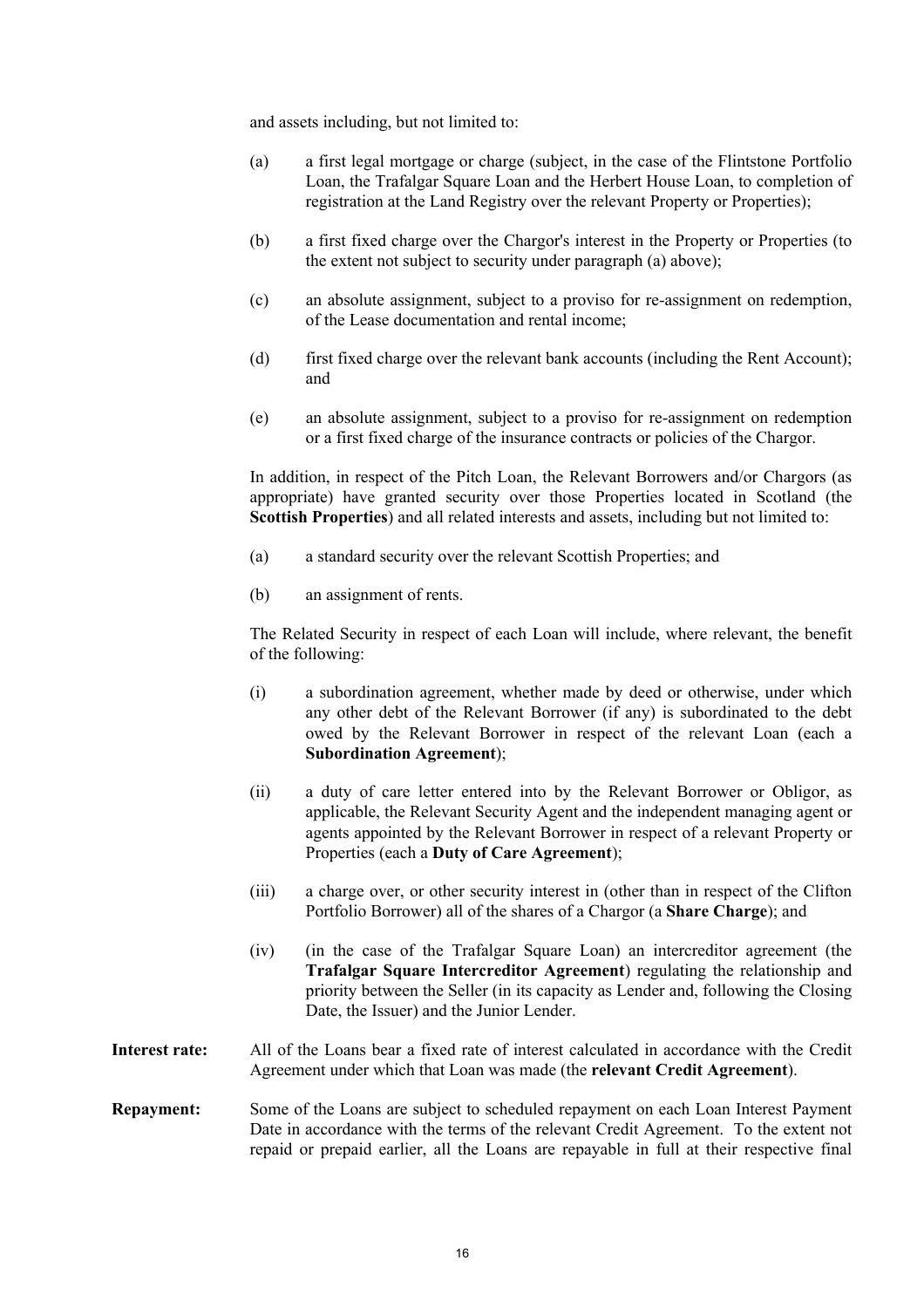and assets including, but not limited to:

(a) a first legal mortgage or charge (subject, in the case of the Flintstone Portfolio Loan, the Trafalgar Square Loan and the Herbert House Loan, to completion of registration at the Land Registry over the relevant Property or Properties);

(b) a first fixed charge over the Chargor's interest in the Property or Properties (to the extent not subject to security under paragraph (a) above);

(c) an absolute assignment, subject to a proviso for re-assignment on redemption, of the Lease documentation and rental income;

(d) first fixed charge over the relevant bank accounts (including the Rent Account); and

(e) an absolute assignment, subject to a proviso for re-assignment on redemption or a first fixed charge of the insurance contracts or policies of the Chargor.

In addition, in respect of the Pitch Loan, the Relevant Borrowers and/or Chargors (as appropriate) have granted security over those Properties located in Scotland (the **Scottish Properties**) and all related interests and assets, including but not limited to:

(a) a standard security over the relevant Scottish Properties; and

(b) an assignment of rents.

The Related Security in respect of each Loan will include, where relevant, the benefit of the following:

(i) a subordination agreement, whether made by deed or otherwise, under which any other debt of the Relevant Borrower (if any) is subordinated to the debt owed by the Relevant Borrower in respect of the relevant Loan (each a **Subordination Agreement**);

(ii) a duty of care letter entered into by the Relevant Borrower or Obligor, as applicable, the Relevant Security Agent and the independent managing agent or agents appointed by the Relevant Borrower in respect of a relevant Property or Properties (each a **Duty of Care Agreement**);

(iii) a charge over, or other security interest in (other than in respect of the Clifton Portfolio Borrower) all of the shares of a Chargor (a **Share Charge**); and

(iv) (in the case of the Trafalgar Square Loan) an intercreditor agreement (the **Trafalgar Square Intercreditor Agreement**) regulating the relationship and priority between the Seller (in its capacity as Lender and, following the Closing Date, the Issuer) and the Junior Lender.

**Interest rate:** All of the Loans bear a fixed rate of interest calculated in accordance with the Credit Agreement under which that Loan was made (the **relevant Credit Agreement**).

**Repayment:** Some of the Loans are subject to scheduled repayment on each Loan Interest Payment Date in accordance with the terms of the relevant Credit Agreement. To the extent not repaid or prepaid earlier, all the Loans are repayable in full at their respective final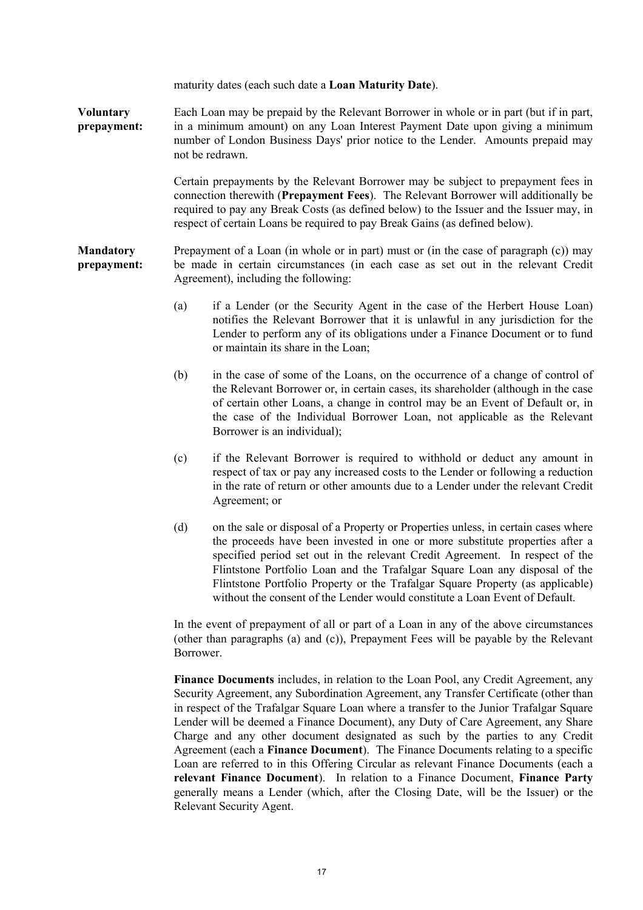maturity dates (each such date a **Loan Maturity Date**).

**Voluntary prepayment:** Each Loan may be prepaid by the Relevant Borrower in whole or in part (but if in part, in a minimum amount) on any Loan Interest Payment Date upon giving a minimum number of London Business Days' prior notice to the Lender. Amounts prepaid may not be redrawn.

Certain prepayments by the Relevant Borrower may be subject to prepayment fees in connection therewith (**Prepayment Fees**). The Relevant Borrower will additionally be required to pay any Break Costs (as defined below) to the Issuer and the Issuer may, in respect of certain Loans be required to pay Break Gains (as defined below).

**Mandatory prepayment:** Prepayment of a Loan (in whole or in part) must or (in the case of paragraph (c)) may be made in certain circumstances (in each case as set out in the relevant Credit Agreement), including the following:

(a) if a Lender (or the Security Agent in the case of the Herbert House Loan) notifies the Relevant Borrower that it is unlawful in any jurisdiction for the Lender to perform any of its obligations under a Finance Document or to fund or maintain its share in the Loan;

(b) in the case of some of the Loans, on the occurrence of a change of control of the Relevant Borrower or, in certain cases, its shareholder (although in the case of certain other Loans, a change in control may be an Event of Default or, in the case of the Individual Borrower Loan, not applicable as the Relevant Borrower is an individual);

(c) if the Relevant Borrower is required to withhold or deduct any amount in respect of tax or pay any increased costs to the Lender or following a reduction in the rate of return or other amounts due to a Lender under the relevant Credit Agreement; or

(d) on the sale or disposal of a Property or Properties unless, in certain cases where the proceeds have been invested in one or more substitute properties after a specified period set out in the relevant Credit Agreement. In respect of the Flintstone Portfolio Loan and the Trafalgar Square Loan any disposal of the Flintstone Portfolio Property or the Trafalgar Square Property (as applicable) without the consent of the Lender would constitute a Loan Event of Default.

In the event of prepayment of all or part of a Loan in any of the above circumstances (other than paragraphs (a) and (c)), Prepayment Fees will be payable by the Relevant Borrower.

**Finance Documents** includes, in relation to the Loan Pool, any Credit Agreement, any Security Agreement, any Subordination Agreement, any Transfer Certificate (other than in respect of the Trafalgar Square Loan where a transfer to the Junior Trafalgar Square Lender will be deemed a Finance Document), any Duty of Care Agreement, any Share Charge and any other document designated as such by the parties to any Credit Agreement (each a **Finance Document**). The Finance Documents relating to a specific Loan are referred to in this Offering Circular as relevant Finance Documents (each a **relevant Finance Document**). In relation to a Finance Document, **Finance Party** generally means a Lender (which, after the Closing Date, will be the Issuer) or the Relevant Security Agent.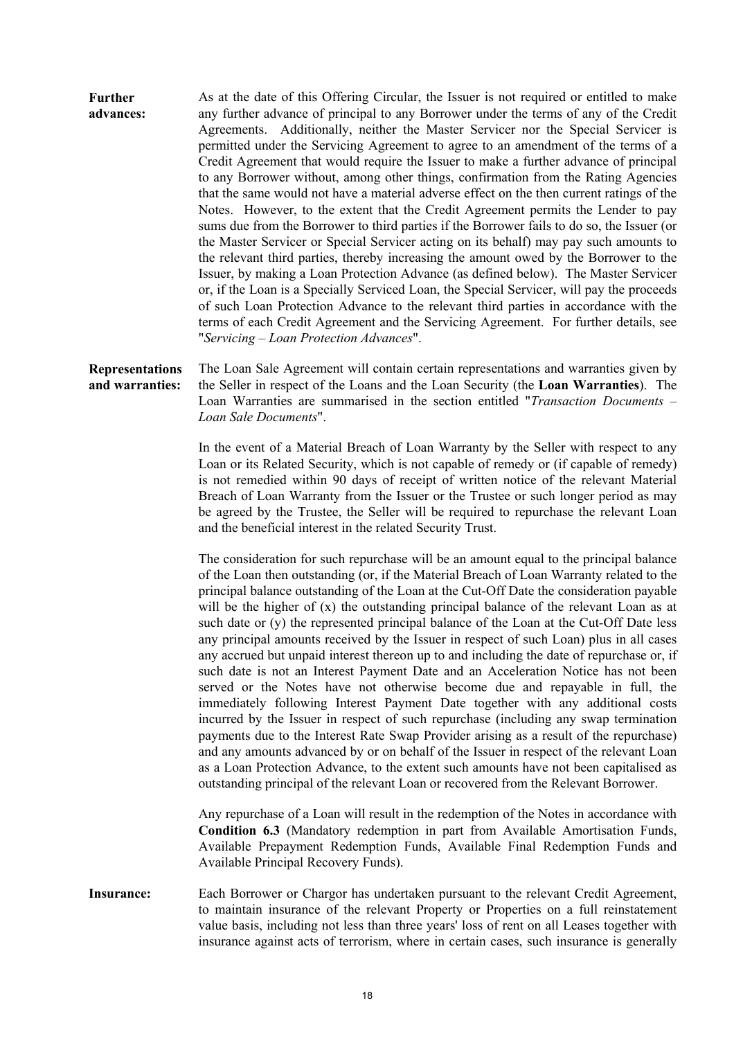**Further advances:** As at the date of this Offering Circular, the Issuer is not required or entitled to make any further advance of principal to any Borrower under the terms of any of the Credit Agreements. Additionally, neither the Master Servicer nor the Special Servicer is permitted under the Servicing Agreement to agree to an amendment of the terms of a Credit Agreement that would require the Issuer to make a further advance of principal to any Borrower without, among other things, confirmation from the Rating Agencies that the same would not have a material adverse effect on the then current ratings of the Notes. However, to the extent that the Credit Agreement permits the Lender to pay sums due from the Borrower to third parties if the Borrower fails to do so, the Issuer (or the Master Servicer or Special Servicer acting on its behalf) may pay such amounts to the relevant third parties, thereby increasing the amount owed by the Borrower to the Issuer, by making a Loan Protection Advance (as defined below). The Master Servicer or, if the Loan is a Specially Serviced Loan, the Special Servicer, will pay the proceeds of such Loan Protection Advance to the relevant third parties in accordance with the terms of each Credit Agreement and the Servicing Agreement. For further details, see "*Servicing – Loan Protection Advances*".

**Representations and warranties:** The Loan Sale Agreement will contain certain representations and warranties given by the Seller in respect of the Loans and the Loan Security (the **Loan Warranties**). The Loan Warranties are summarised in the section entitled "*Transaction Documents – Loan Sale Documents*".

In the event of a Material Breach of Loan Warranty by the Seller with respect to any Loan or its Related Security, which is not capable of remedy or (if capable of remedy) is not remedied within 90 days of receipt of written notice of the relevant Material Breach of Loan Warranty from the Issuer or the Trustee or such longer period as may be agreed by the Trustee, the Seller will be required to repurchase the relevant Loan and the beneficial interest in the related Security Trust.

The consideration for such repurchase will be an amount equal to the principal balance of the Loan then outstanding (or, if the Material Breach of Loan Warranty related to the principal balance outstanding of the Loan at the Cut-Off Date the consideration payable will be the higher of (x) the outstanding principal balance of the relevant Loan as at such date or (y) the represented principal balance of the Loan at the Cut-Off Date less any principal amounts received by the Issuer in respect of such Loan) plus in all cases any accrued but unpaid interest thereon up to and including the date of repurchase or, if such date is not an Interest Payment Date and an Acceleration Notice has not been served or the Notes have not otherwise become due and repayable in full, the immediately following Interest Payment Date together with any additional costs incurred by the Issuer in respect of such repurchase (including any swap termination payments due to the Interest Rate Swap Provider arising as a result of the repurchase) and any amounts advanced by or on behalf of the Issuer in respect of the relevant Loan as a Loan Protection Advance, to the extent such amounts have not been capitalised as outstanding principal of the relevant Loan or recovered from the Relevant Borrower.

Any repurchase of a Loan will result in the redemption of the Notes in accordance with **Condition 6.3** (Mandatory redemption in part from Available Amortisation Funds, Available Prepayment Redemption Funds, Available Final Redemption Funds and Available Principal Recovery Funds).

**Insurance:** Each Borrower or Chargor has undertaken pursuant to the relevant Credit Agreement, to maintain insurance of the relevant Property or Properties on a full reinstatement value basis, including not less than three years' loss of rent on all Leases together with insurance against acts of terrorism, where in certain cases, such insurance is generally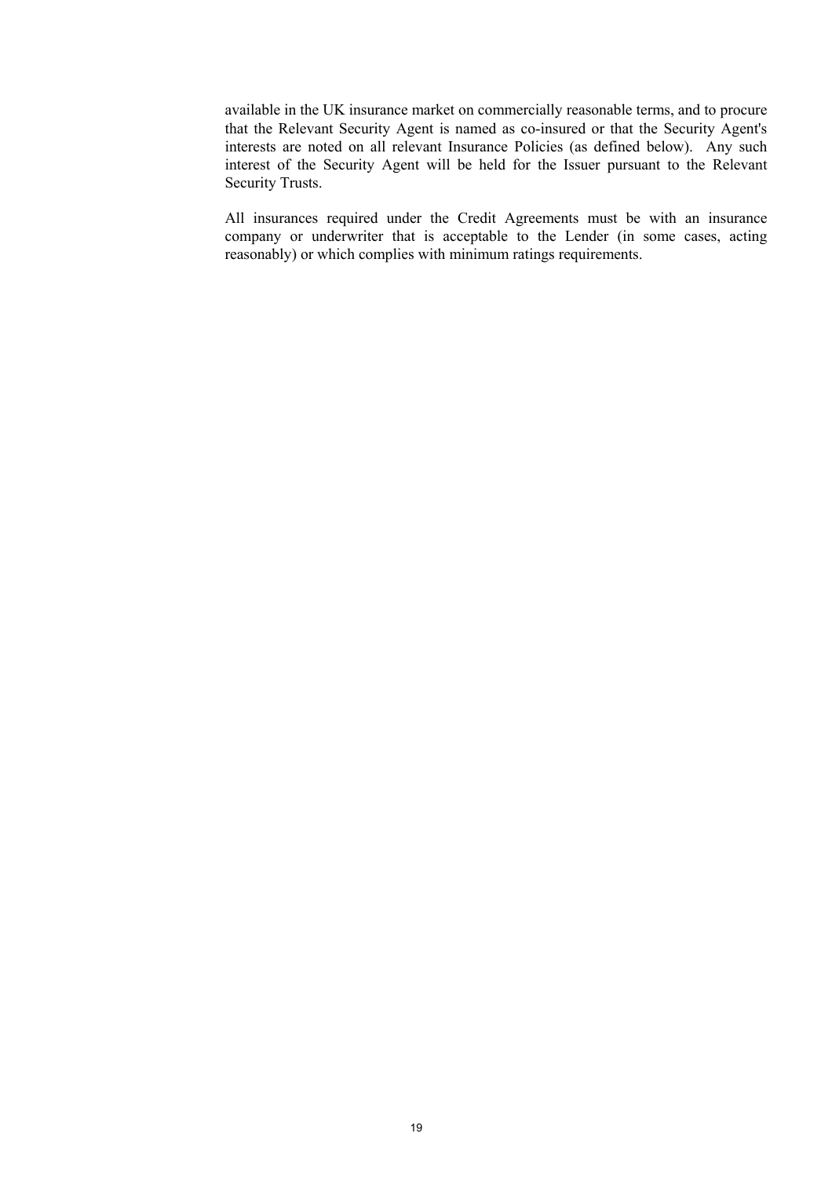available in the UK insurance market on commercially reasonable terms, and to procure that the Relevant Security Agent is named as co-insured or that the Security Agent's interests are noted on all relevant Insurance Policies (as defined below). Any such interest of the Security Agent will be held for the Issuer pursuant to the Relevant Security Trusts.

All insurances required under the Credit Agreements must be with an insurance company or underwriter that is acceptable to the Lender (in some cases, acting reasonably) or which complies with minimum ratings requirements.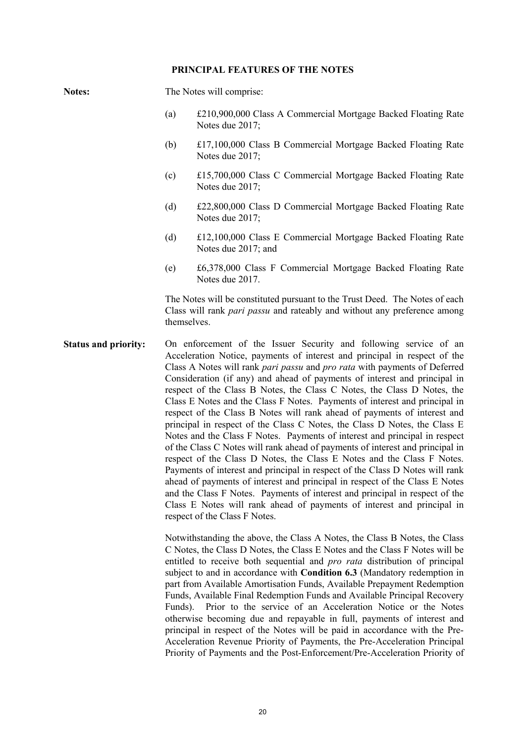## PRINCIPAL FEATURES OF THE NOTES

**Notes:**

The Notes will comprise:

(a) £210,900,000 Class A Commercial Mortgage Backed Floating Rate Notes due 2017;

(b) £17,100,000 Class B Commercial Mortgage Backed Floating Rate Notes due 2017;

(c) £15,700,000 Class C Commercial Mortgage Backed Floating Rate Notes due 2017;

(d) £22,800,000 Class D Commercial Mortgage Backed Floating Rate Notes due 2017;

(d) £12,100,000 Class E Commercial Mortgage Backed Floating Rate Notes due 2017; and

(e) £6,378,000 Class F Commercial Mortgage Backed Floating Rate Notes due 2017.

The Notes will be constituted pursuant to the Trust Deed. The Notes of each Class will rank *pari passu* and rateably and without any preference among themselves.

**Status and priority:**

On enforcement of the Issuer Security and following service of an Acceleration Notice, payments of interest and principal in respect of the Class A Notes will rank *pari passu* and *pro rata* with payments of Deferred Consideration (if any) and ahead of payments of interest and principal in respect of the Class B Notes, the Class C Notes, the Class D Notes, the Class E Notes and the Class F Notes. Payments of interest and principal in respect of the Class B Notes will rank ahead of payments of interest and principal in respect of the Class C Notes, the Class D Notes, the Class E Notes and the Class F Notes. Payments of interest and principal in respect of the Class C Notes will rank ahead of payments of interest and principal in respect of the Class D Notes, the Class E Notes and the Class F Notes. Payments of interest and principal in respect of the Class D Notes will rank ahead of payments of interest and principal in respect of the Class E Notes and the Class F Notes. Payments of interest and principal in respect of the Class E Notes will rank ahead of payments of interest and principal in respect of the Class F Notes.

Notwithstanding the above, the Class A Notes, the Class B Notes, the Class C Notes, the Class D Notes, the Class E Notes and the Class F Notes will be entitled to receive both sequential and *pro rata* distribution of principal subject to and in accordance with **Condition 6.3** (Mandatory redemption in part from Available Amortisation Funds, Available Prepayment Redemption Funds, Available Final Redemption Funds and Available Principal Recovery Funds). Prior to the service of an Acceleration Notice or the Notes otherwise becoming due and repayable in full, payments of interest and principal in respect of the Notes will be paid in accordance with the Pre-Acceleration Revenue Priority of Payments, the Pre-Acceleration Principal Priority of Payments and the Post-Enforcement/Pre-Acceleration Priority of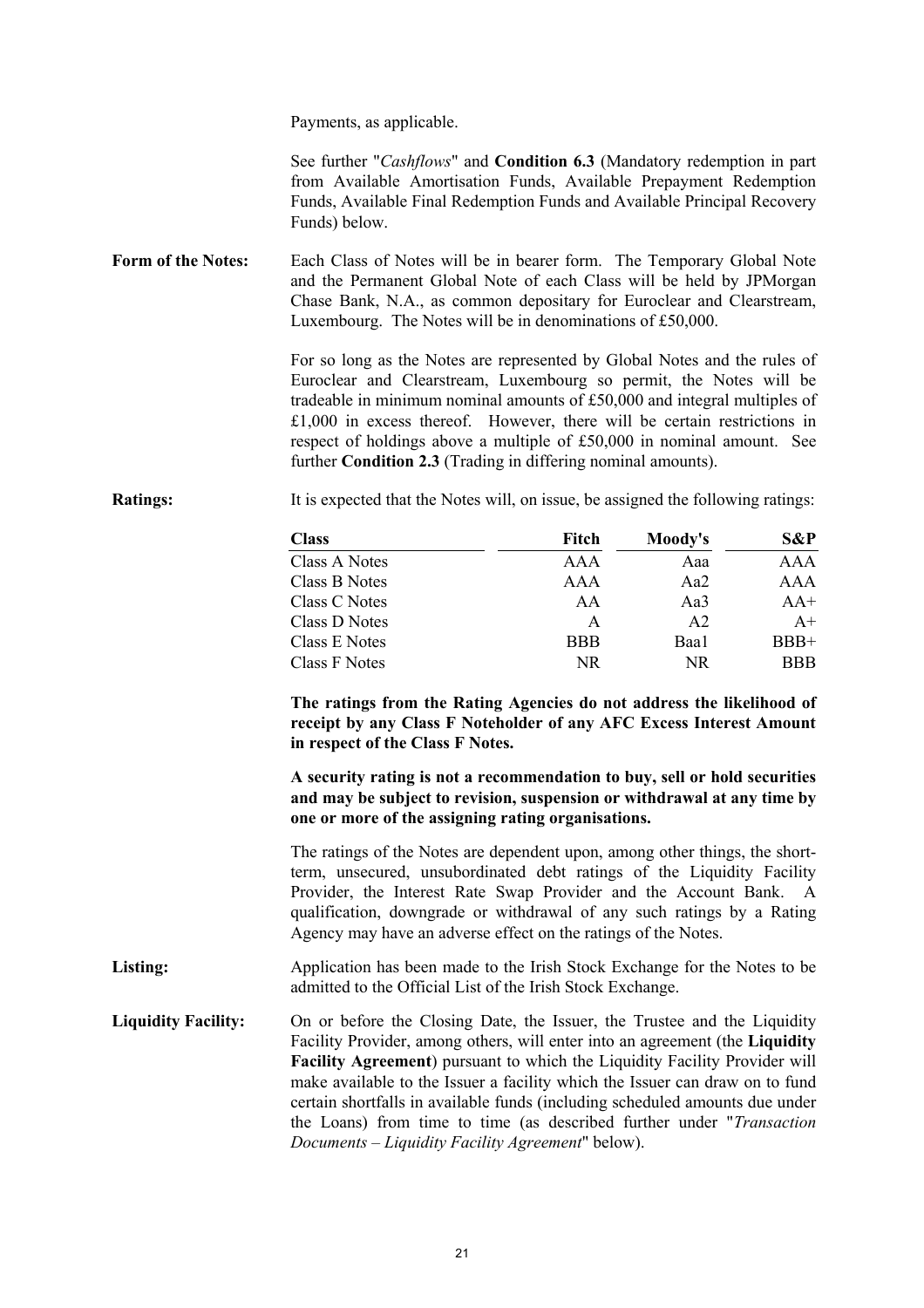Payments, as applicable.

See further "*Cashflows*" and **Condition 6.3** (Mandatory redemption in part from Available Amortisation Funds, Available Prepayment Redemption Funds, Available Final Redemption Funds and Available Principal Recovery Funds) below.

**Form of the Notes:** Each Class of Notes will be in bearer form. The Temporary Global Note and the Permanent Global Note of each Class will be held by JPMorgan Chase Bank, N.A., as common depositary for Euroclear and Clearstream, Luxembourg. The Notes will be in denominations of £50,000.

For so long as the Notes are represented by Global Notes and the rules of Euroclear and Clearstream, Luxembourg so permit, the Notes will be tradeable in minimum nominal amounts of £50,000 and integral multiples of £1,000 in excess thereof. However, there will be certain restrictions in respect of holdings above a multiple of £50,000 in nominal amount. See further **Condition 2.3** (Trading in differing nominal amounts).

**Ratings:** It is expected that the Notes will, on issue, be assigned the following ratings:

| Class | Fitch | Moody's | S&P |
|---|---|---|---|
| Class A Notes | AAA | Aaa | AAA |
| Class B Notes | AAA | Aa2 | AAA |
| Class C Notes | AA | Aa3 | AA+ |
| Class D Notes | A | A2 | A+ |
| Class E Notes | BBB | Baa1 | BBB+ |
| Class F Notes | NR | NR | BBB |

**The ratings from the Rating Agencies do not address the likelihood of receipt by any Class F Noteholder of any AFC Excess Interest Amount in respect of the Class F Notes.**

**A security rating is not a recommendation to buy, sell or hold securities and may be subject to revision, suspension or withdrawal at any time by one or more of the assigning rating organisations.**

The ratings of the Notes are dependent upon, among other things, the short-term, unsecured, unsubordinated debt ratings of the Liquidity Facility Provider, the Interest Rate Swap Provider and the Account Bank. A qualification, downgrade or withdrawal of any such ratings by a Rating Agency may have an adverse effect on the ratings of the Notes.

**Listing:** Application has been made to the Irish Stock Exchange for the Notes to be admitted to the Official List of the Irish Stock Exchange.

**Liquidity Facility:** On or before the Closing Date, the Issuer, the Trustee and the Liquidity Facility Provider, among others, will enter into an agreement (the **Liquidity Facility Agreement**) pursuant to which the Liquidity Facility Provider will make available to the Issuer a facility which the Issuer can draw on to fund certain shortfalls in available funds (including scheduled amounts due under the Loans) from time to time (as described further under "*Transaction Documents – Liquidity Facility Agreement*" below).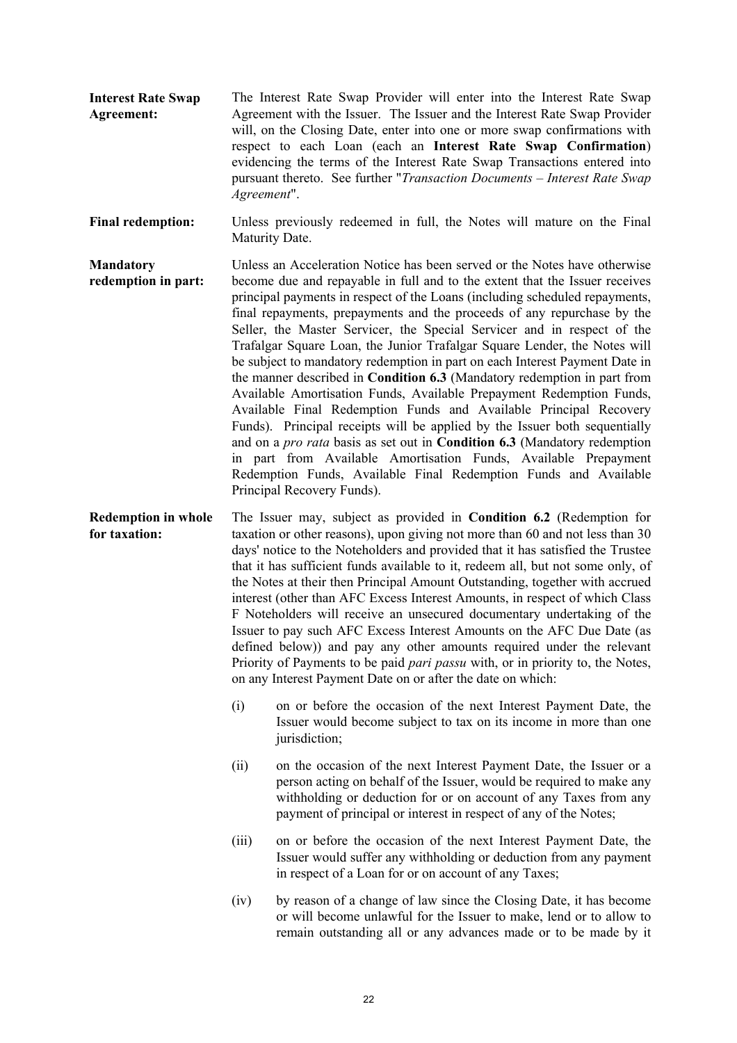**Interest Rate Swap Agreement:** The Interest Rate Swap Provider will enter into the Interest Rate Swap Agreement with the Issuer. The Issuer and the Interest Rate Swap Provider will, on the Closing Date, enter into one or more swap confirmations with respect to each Loan (each an **Interest Rate Swap Confirmation**) evidencing the terms of the Interest Rate Swap Transactions entered into pursuant thereto. See further "*Transaction Documents – Interest Rate Swap Agreement*".

**Final redemption:** Unless previously redeemed in full, the Notes will mature on the Final Maturity Date.

**Mandatory redemption in part:** Unless an Acceleration Notice has been served or the Notes have otherwise become due and repayable in full and to the extent that the Issuer receives principal payments in respect of the Loans (including scheduled repayments, final repayments, prepayments and the proceeds of any repurchase by the Seller, the Master Servicer, the Special Servicer and in respect of the Trafalgar Square Loan, the Junior Trafalgar Square Lender, the Notes will be subject to mandatory redemption in part on each Interest Payment Date in the manner described in **Condition 6.3** (Mandatory redemption in part from Available Amortisation Funds, Available Prepayment Redemption Funds, Available Final Redemption Funds and Available Principal Recovery Funds). Principal receipts will be applied by the Issuer both sequentially and on a *pro rata* basis as set out in **Condition 6.3** (Mandatory redemption in part from Available Amortisation Funds, Available Prepayment Redemption Funds, Available Final Redemption Funds and Available Principal Recovery Funds).

**Redemption in whole for taxation:** The Issuer may, subject as provided in **Condition 6.2** (Redemption for taxation or other reasons), upon giving not more than 60 and not less than 30 days' notice to the Noteholders and provided that it has satisfied the Trustee that it has sufficient funds available to it, redeem all, but not some only, of the Notes at their then Principal Amount Outstanding, together with accrued interest (other than AFC Excess Interest Amounts, in respect of which Class F Noteholders will receive an unsecured documentary undertaking of the Issuer to pay such AFC Excess Interest Amounts on the AFC Due Date (as defined below)) and pay any other amounts required under the relevant Priority of Payments to be paid *pari passu* with, or in priority to, the Notes, on any Interest Payment Date on or after the date on which:

(i) on or before the occasion of the next Interest Payment Date, the Issuer would become subject to tax on its income in more than one jurisdiction;

(ii) on the occasion of the next Interest Payment Date, the Issuer or a person acting on behalf of the Issuer, would be required to make any withholding or deduction for or on account of any Taxes from any payment of principal or interest in respect of any of the Notes;

(iii) on or before the occasion of the next Interest Payment Date, the Issuer would suffer any withholding or deduction from any payment in respect of a Loan for or on account of any Taxes;

(iv) by reason of a change of law since the Closing Date, it has become or will become unlawful for the Issuer to make, lend or to allow to remain outstanding all or any advances made or to be made by it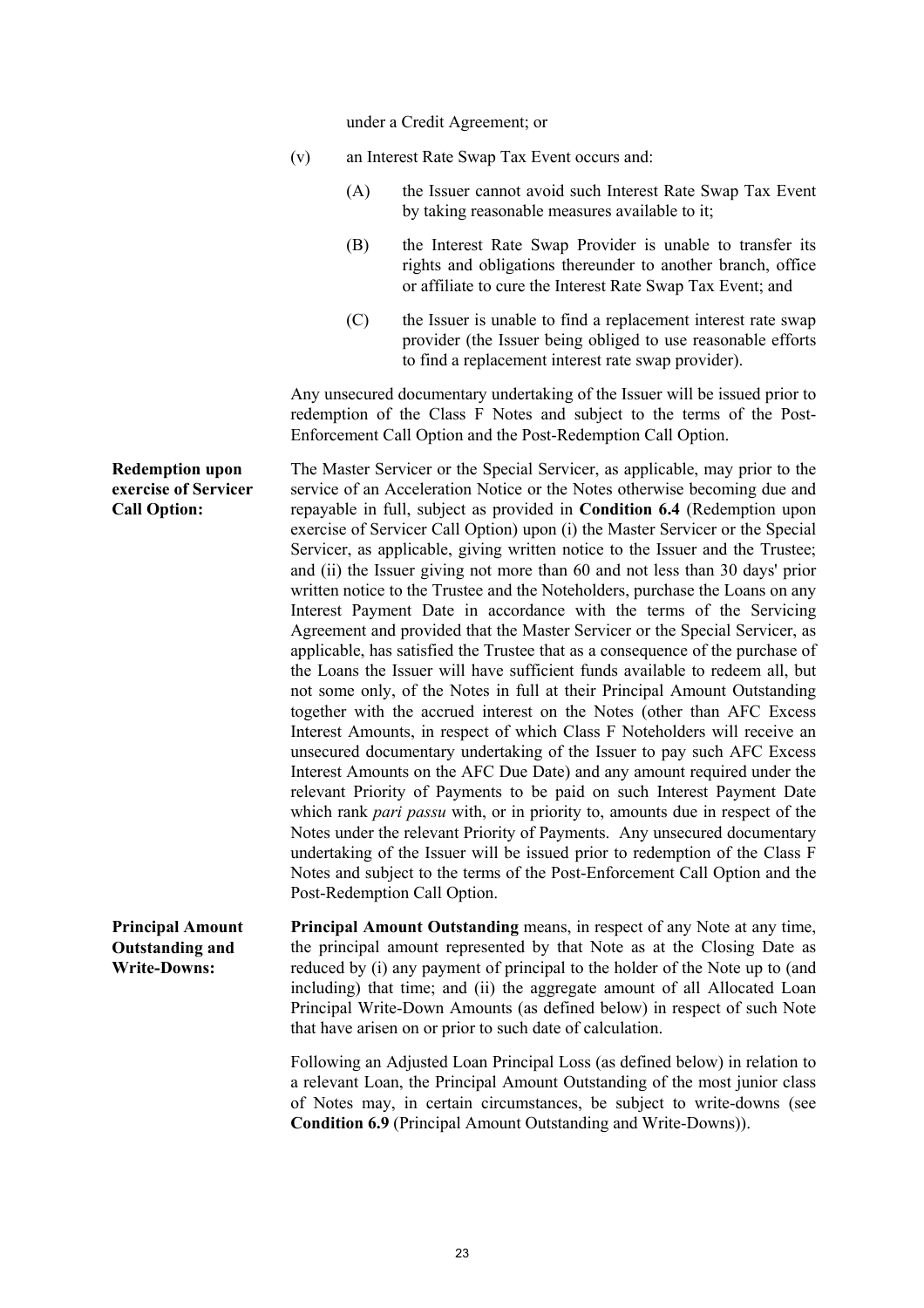under a Credit Agreement; or

(v) an Interest Rate Swap Tax Event occurs and:

(A) the Issuer cannot avoid such Interest Rate Swap Tax Event by taking reasonable measures available to it;

(B) the Interest Rate Swap Provider is unable to transfer its rights and obligations thereunder to another branch, office or affiliate to cure the Interest Rate Swap Tax Event; and

(C) the Issuer is unable to find a replacement interest rate swap provider (the Issuer being obliged to use reasonable efforts to find a replacement interest rate swap provider).

Any unsecured documentary undertaking of the Issuer will be issued prior to redemption of the Class F Notes and subject to the terms of the Post-Enforcement Call Option and the Post-Redemption Call Option.

**Redemption upon exercise of Servicer Call Option:**

The Master Servicer or the Special Servicer, as applicable, may prior to the service of an Acceleration Notice or the Notes otherwise becoming due and repayable in full, subject as provided in **Condition 6.4** (Redemption upon exercise of Servicer Call Option) upon (i) the Master Servicer or the Special Servicer, as applicable, giving written notice to the Issuer and the Trustee; and (ii) the Issuer giving not more than 60 and not less than 30 days' prior written notice to the Trustee and the Noteholders, purchase the Loans on any Interest Payment Date in accordance with the terms of the Servicing Agreement and provided that the Master Servicer or the Special Servicer, as applicable, has satisfied the Trustee that as a consequence of the purchase of the Loans the Issuer will have sufficient funds available to redeem all, but not some only, of the Notes in full at their Principal Amount Outstanding together with the accrued interest on the Notes (other than AFC Excess Interest Amounts, in respect of which Class F Noteholders will receive an unsecured documentary undertaking of the Issuer to pay such AFC Excess Interest Amounts on the AFC Due Date) and any amount required under the relevant Priority of Payments to be paid on such Interest Payment Date which rank *pari passu* with, or in priority to, amounts due in respect of the Notes under the relevant Priority of Payments. Any unsecured documentary undertaking of the Issuer will be issued prior to redemption of the Class F Notes and subject to the terms of the Post-Enforcement Call Option and the Post-Redemption Call Option.

**Principal Amount Outstanding and Write-Downs:**

**Principal Amount Outstanding** means, in respect of any Note at any time, the principal amount represented by that Note as at the Closing Date as reduced by (i) any payment of principal to the holder of the Note up to (and including) that time; and (ii) the aggregate amount of all Allocated Loan Principal Write-Down Amounts (as defined below) in respect of such Note that have arisen on or prior to such date of calculation.

Following an Adjusted Loan Principal Loss (as defined below) in relation to a relevant Loan, the Principal Amount Outstanding of the most junior class of Notes may, in certain circumstances, be subject to write-downs (see **Condition 6.9** (Principal Amount Outstanding and Write-Downs)).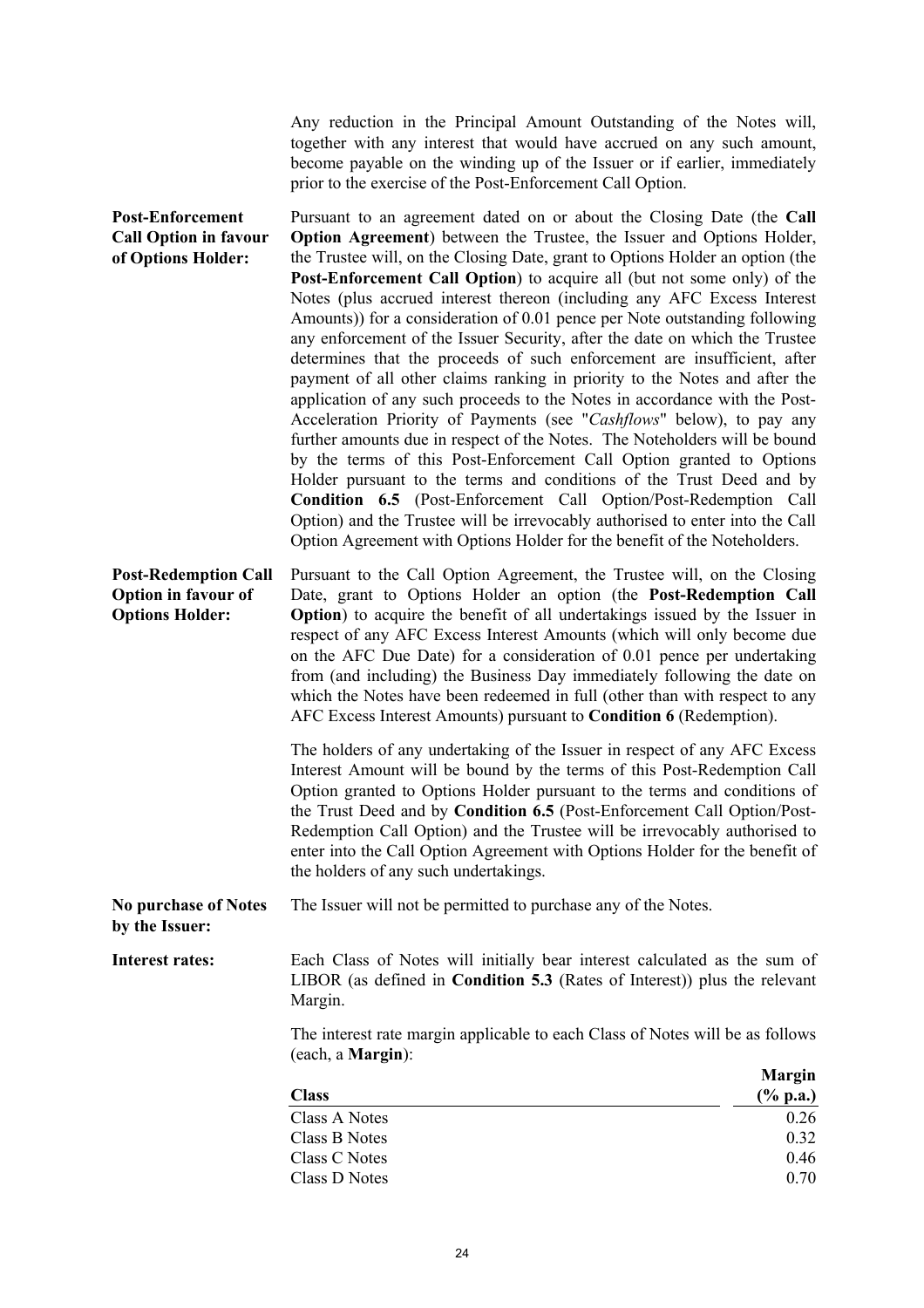Any reduction in the Principal Amount Outstanding of the Notes will, together with any interest that would have accrued on any such amount, become payable on the winding up of the Issuer or if earlier, immediately prior to the exercise of the Post-Enforcement Call Option.

**Post-Enforcement Call Option in favour of Options Holder:** Pursuant to an agreement dated on or about the Closing Date (the **Call Option Agreement**) between the Trustee, the Issuer and Options Holder, the Trustee will, on the Closing Date, grant to Options Holder an option (the **Post-Enforcement Call Option**) to acquire all (but not some only) of the Notes (plus accrued interest thereon (including any AFC Excess Interest Amounts)) for a consideration of 0.01 pence per Note outstanding following any enforcement of the Issuer Security, after the date on which the Trustee determines that the proceeds of such enforcement are insufficient, after payment of all other claims ranking in priority to the Notes and after the application of any such proceeds to the Notes in accordance with the Post-Acceleration Priority of Payments (see "*Cashflows*" below), to pay any further amounts due in respect of the Notes. The Noteholders will be bound by the terms of this Post-Enforcement Call Option granted to Options Holder pursuant to the terms and conditions of the Trust Deed and by **Condition 6.5** (Post-Enforcement Call Option/Post-Redemption Call Option) and the Trustee will be irrevocably authorised to enter into the Call Option Agreement with Options Holder for the benefit of the Noteholders.

**Post-Redemption Call Option in favour of Options Holder:** Pursuant to the Call Option Agreement, the Trustee will, on the Closing Date, grant to Options Holder an option (the **Post-Redemption Call Option**) to acquire the benefit of all undertakings issued by the Issuer in respect of any AFC Excess Interest Amounts (which will only become due on the AFC Due Date) for a consideration of 0.01 pence per undertaking from (and including) the Business Day immediately following the date on which the Notes have been redeemed in full (other than with respect to any AFC Excess Interest Amounts) pursuant to **Condition 6** (Redemption).

The holders of any undertaking of the Issuer in respect of any AFC Excess Interest Amount will be bound by the terms of this Post-Redemption Call Option granted to Options Holder pursuant to the terms and conditions of the Trust Deed and by **Condition 6.5** (Post-Enforcement Call Option/Post-Redemption Call Option) and the Trustee will be irrevocably authorised to enter into the Call Option Agreement with Options Holder for the benefit of the holders of any such undertakings.

**No purchase of Notes by the Issuer:** The Issuer will not be permitted to purchase any of the Notes.

**Interest rates:** Each Class of Notes will initially bear interest calculated as the sum of LIBOR (as defined in **Condition 5.3** (Rates of Interest)) plus the relevant Margin.

The interest rate margin applicable to each Class of Notes will be as follows (each, a **Margin**):

| Class | Margin (% p.a.) |
|---|---|
| Class A Notes | 0.26 |
| Class B Notes | 0.32 |
| Class C Notes | 0.46 |
| Class D Notes | 0.70 |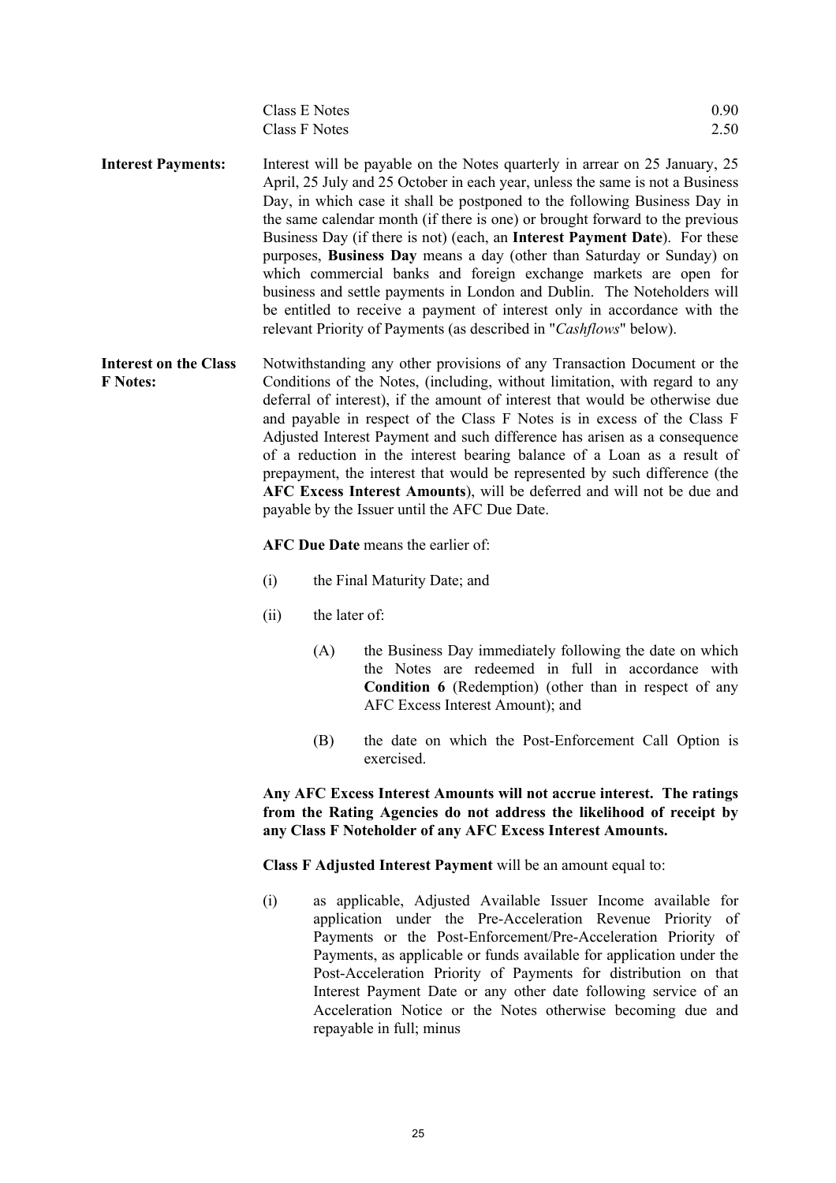| | |
|---|---|
| Class E Notes | 0.90 |
| Class F Notes | 2.50 |

**Interest Payments:** Interest will be payable on the Notes quarterly in arrear on 25 January, 25 April, 25 July and 25 October in each year, unless the same is not a Business Day, in which case it shall be postponed to the following Business Day in the same calendar month (if there is one) or brought forward to the previous Business Day (if there is not) (each, an **Interest Payment Date**). For these purposes, **Business Day** means a day (other than Saturday or Sunday) on which commercial banks and foreign exchange markets are open for business and settle payments in London and Dublin. The Noteholders will be entitled to receive a payment of interest only in accordance with the relevant Priority of Payments (as described in "*Cashflows*" below).

**Interest on the Class F Notes:** Notwithstanding any other provisions of any Transaction Document or the Conditions of the Notes, (including, without limitation, with regard to any deferral of interest), if the amount of interest that would be otherwise due and payable in respect of the Class F Notes is in excess of the Class F Adjusted Interest Payment and such difference has arisen as a consequence of a reduction in the interest bearing balance of a Loan as a result of prepayment, the interest that would be represented by such difference (the **AFC Excess Interest Amounts**), will be deferred and will not be due and payable by the Issuer until the AFC Due Date.

**AFC Due Date** means the earlier of:

(i) the Final Maturity Date; and

(ii) the later of:

(A) the Business Day immediately following the date on which the Notes are redeemed in full in accordance with **Condition 6** (Redemption) (other than in respect of any AFC Excess Interest Amount); and

(B) the date on which the Post-Enforcement Call Option is exercised.

**Any AFC Excess Interest Amounts will not accrue interest. The ratings from the Rating Agencies do not address the likelihood of receipt by any Class F Noteholder of any AFC Excess Interest Amounts.**

**Class F Adjusted Interest Payment** will be an amount equal to:

(i) as applicable, Adjusted Available Issuer Income available for application under the Pre-Acceleration Revenue Priority of Payments or the Post-Enforcement/Pre-Acceleration Priority of Payments, as applicable or funds available for application under the Post-Acceleration Priority of Payments for distribution on that Interest Payment Date or any other date following service of an Acceleration Notice or the Notes otherwise becoming due and repayable in full; minus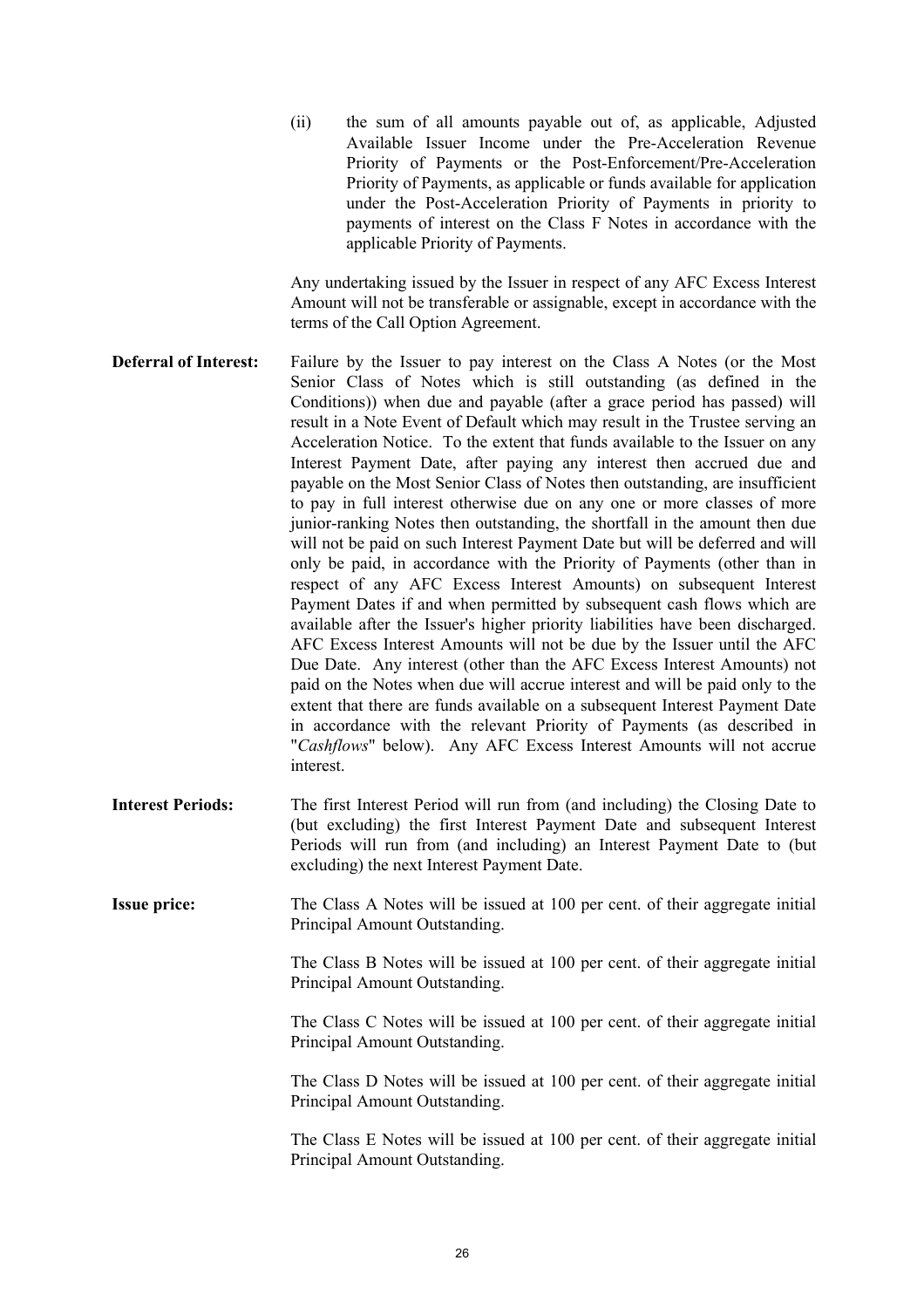(ii) the sum of all amounts payable out of, as applicable, Adjusted Available Issuer Income under the Pre-Acceleration Revenue Priority of Payments or the Post-Enforcement/Pre-Acceleration Priority of Payments, as applicable or funds available for application under the Post-Acceleration Priority of Payments in priority to payments of interest on the Class F Notes in accordance with the applicable Priority of Payments.

Any undertaking issued by the Issuer in respect of any AFC Excess Interest Amount will not be transferable or assignable, except in accordance with the terms of the Call Option Agreement.

**Deferral of Interest:** Failure by the Issuer to pay interest on the Class A Notes (or the Most Senior Class of Notes which is still outstanding (as defined in the Conditions)) when due and payable (after a grace period has passed) will result in a Note Event of Default which may result in the Trustee serving an Acceleration Notice. To the extent that funds available to the Issuer on any Interest Payment Date, after paying any interest then accrued due and payable on the Most Senior Class of Notes then outstanding, are insufficient to pay in full interest otherwise due on any one or more classes of more junior-ranking Notes then outstanding, the shortfall in the amount then due will not be paid on such Interest Payment Date but will be deferred and will only be paid, in accordance with the Priority of Payments (other than in respect of any AFC Excess Interest Amounts) on subsequent Interest Payment Dates if and when permitted by subsequent cash flows which are available after the Issuer's higher priority liabilities have been discharged. AFC Excess Interest Amounts will not be due by the Issuer until the AFC Due Date. Any interest (other than the AFC Excess Interest Amounts) not paid on the Notes when due will accrue interest and will be paid only to the extent that there are funds available on a subsequent Interest Payment Date in accordance with the relevant Priority of Payments (as described in "*Cashflows*" below). Any AFC Excess Interest Amounts will not accrue interest.

**Interest Periods:** The first Interest Period will run from (and including) the Closing Date to (but excluding) the first Interest Payment Date and subsequent Interest Periods will run from (and including) an Interest Payment Date to (but excluding) the next Interest Payment Date.

**Issue price:** The Class A Notes will be issued at 100 per cent. of their aggregate initial Principal Amount Outstanding.

The Class B Notes will be issued at 100 per cent. of their aggregate initial Principal Amount Outstanding.

The Class C Notes will be issued at 100 per cent. of their aggregate initial Principal Amount Outstanding.

The Class D Notes will be issued at 100 per cent. of their aggregate initial Principal Amount Outstanding.

The Class E Notes will be issued at 100 per cent. of their aggregate initial Principal Amount Outstanding.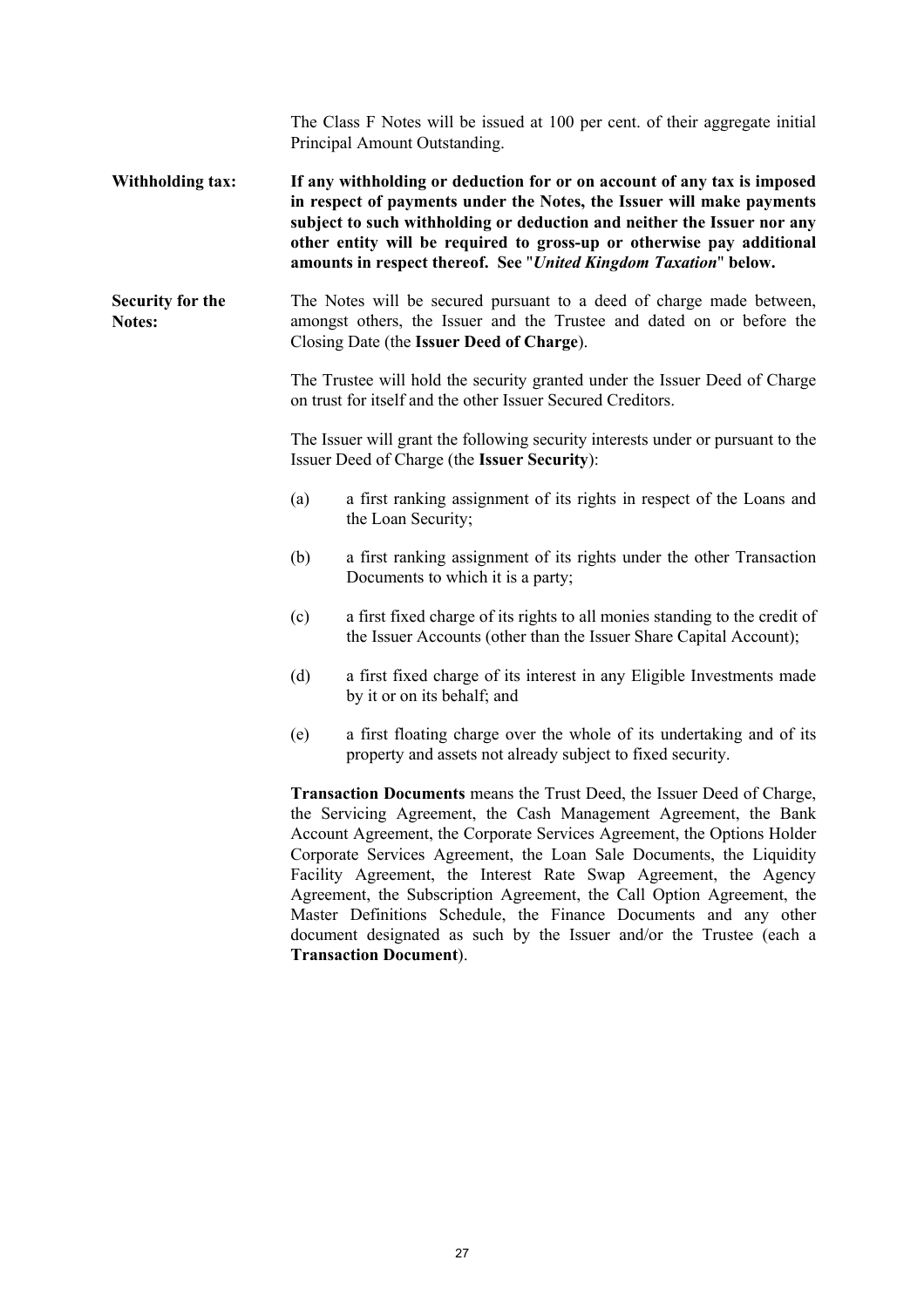The Class F Notes will be issued at 100 per cent. of their aggregate initial Principal Amount Outstanding.

**Withholding tax:** **If any withholding or deduction for or on account of any tax is imposed in respect of payments under the Notes, the Issuer will make payments subject to such withholding or deduction and neither the Issuer nor any other entity will be required to gross-up or otherwise pay additional amounts in respect thereof. See "*United Kingdom Taxation*" below.**

**Security for the Notes:** The Notes will be secured pursuant to a deed of charge made between, amongst others, the Issuer and the Trustee and dated on or before the Closing Date (the **Issuer Deed of Charge**).

The Trustee will hold the security granted under the Issuer Deed of Charge on trust for itself and the other Issuer Secured Creditors.

The Issuer will grant the following security interests under or pursuant to the Issuer Deed of Charge (the **Issuer Security**):

(a) a first ranking assignment of its rights in respect of the Loans and the Loan Security;

(b) a first ranking assignment of its rights under the other Transaction Documents to which it is a party;

(c) a first fixed charge of its rights to all monies standing to the credit of the Issuer Accounts (other than the Issuer Share Capital Account);

(d) a first fixed charge of its interest in any Eligible Investments made by it or on its behalf; and

(e) a first floating charge over the whole of its undertaking and of its property and assets not already subject to fixed security.

**Transaction Documents** means the Trust Deed, the Issuer Deed of Charge, the Servicing Agreement, the Cash Management Agreement, the Bank Account Agreement, the Corporate Services Agreement, the Options Holder Corporate Services Agreement, the Loan Sale Documents, the Liquidity Facility Agreement, the Interest Rate Swap Agreement, the Agency Agreement, the Subscription Agreement, the Call Option Agreement, the Master Definitions Schedule, the Finance Documents and any other document designated as such by the Issuer and/or the Trustee (each a **Transaction Document**).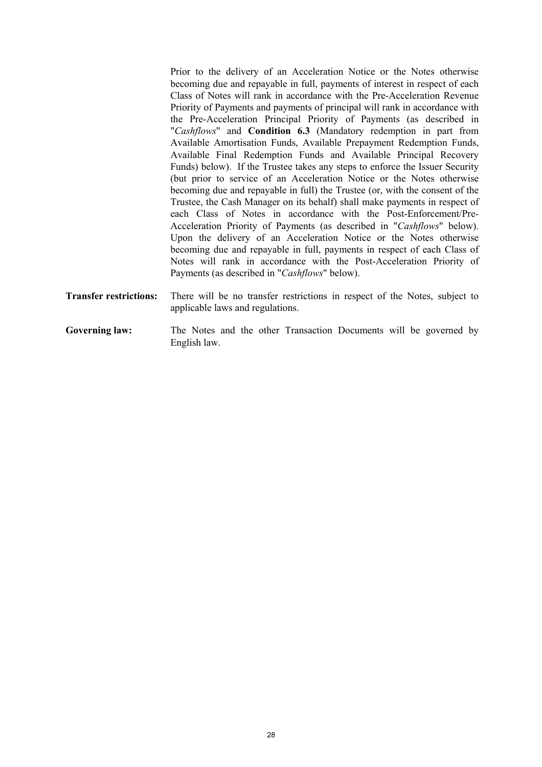Prior to the delivery of an Acceleration Notice or the Notes otherwise becoming due and repayable in full, payments of interest in respect of each Class of Notes will rank in accordance with the Pre-Acceleration Revenue Priority of Payments and payments of principal will rank in accordance with the Pre-Acceleration Principal Priority of Payments (as described in "*Cashflows*" and **Condition 6.3** (Mandatory redemption in part from Available Amortisation Funds, Available Prepayment Redemption Funds, Available Final Redemption Funds and Available Principal Recovery Funds) below). If the Trustee takes any steps to enforce the Issuer Security (but prior to service of an Acceleration Notice or the Notes otherwise becoming due and repayable in full) the Trustee (or, with the consent of the Trustee, the Cash Manager on its behalf) shall make payments in respect of each Class of Notes in accordance with the Post-Enforcement/Pre-Acceleration Priority of Payments (as described in "*Cashflows*" below). Upon the delivery of an Acceleration Notice or the Notes otherwise becoming due and repayable in full, payments in respect of each Class of Notes will rank in accordance with the Post-Acceleration Priority of Payments (as described in "*Cashflows*" below).

**Transfer restrictions:** There will be no transfer restrictions in respect of the Notes, subject to applicable laws and regulations.

**Governing law:** The Notes and the other Transaction Documents will be governed by English law.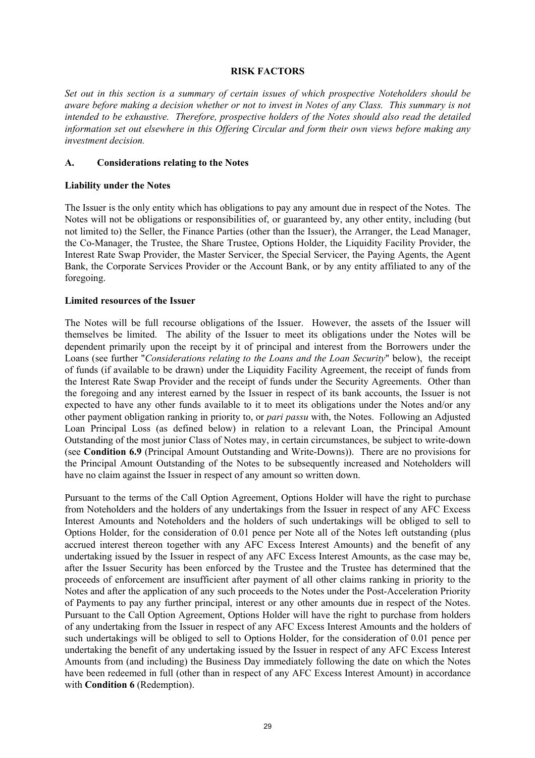# RISK FACTORS

*Set out in this section is a summary of certain issues of which prospective Noteholders should be aware before making a decision whether or not to invest in Notes of any Class. This summary is not intended to be exhaustive. Therefore, prospective holders of the Notes should also read the detailed information set out elsewhere in this Offering Circular and form their own views before making any investment decision.*

## A. Considerations relating to the Notes

### Liability under the Notes

The Issuer is the only entity which has obligations to pay any amount due in respect of the Notes. The Notes will not be obligations or responsibilities of, or guaranteed by, any other entity, including (but not limited to) the Seller, the Finance Parties (other than the Issuer), the Arranger, the Lead Manager, the Co-Manager, the Trustee, the Share Trustee, Options Holder, the Liquidity Facility Provider, the Interest Rate Swap Provider, the Master Servicer, the Special Servicer, the Paying Agents, the Agent Bank, the Corporate Services Provider or the Account Bank, or by any entity affiliated to any of the foregoing.

### Limited resources of the Issuer

The Notes will be full recourse obligations of the Issuer. However, the assets of the Issuer will themselves be limited. The ability of the Issuer to meet its obligations under the Notes will be dependent primarily upon the receipt by it of principal and interest from the Borrowers under the Loans (see further "*Considerations relating to the Loans and the Loan Security*" below), the receipt of funds (if available to be drawn) under the Liquidity Facility Agreement, the receipt of funds from the Interest Rate Swap Provider and the receipt of funds under the Security Agreements. Other than the foregoing and any interest earned by the Issuer in respect of its bank accounts, the Issuer is not expected to have any other funds available to it to meet its obligations under the Notes and/or any other payment obligation ranking in priority to, or *pari passu* with, the Notes. Following an Adjusted Loan Principal Loss (as defined below) in relation to a relevant Loan, the Principal Amount Outstanding of the most junior Class of Notes may, in certain circumstances, be subject to write-down (see **Condition 6.9** (Principal Amount Outstanding and Write-Downs)). There are no provisions for the Principal Amount Outstanding of the Notes to be subsequently increased and Noteholders will have no claim against the Issuer in respect of any amount so written down.

Pursuant to the terms of the Call Option Agreement, Options Holder will have the right to purchase from Noteholders and the holders of any undertakings from the Issuer in respect of any AFC Excess Interest Amounts and Noteholders and the holders of such undertakings will be obliged to sell to Options Holder, for the consideration of 0.01 pence per Note all of the Notes left outstanding (plus accrued interest thereon together with any AFC Excess Interest Amounts) and the benefit of any undertaking issued by the Issuer in respect of any AFC Excess Interest Amounts, as the case may be, after the Issuer Security has been enforced by the Trustee and the Trustee has determined that the proceeds of enforcement are insufficient after payment of all other claims ranking in priority to the Notes and after the application of any such proceeds to the Notes under the Post-Acceleration Priority of Payments to pay any further principal, interest or any other amounts due in respect of the Notes. Pursuant to the Call Option Agreement, Options Holder will have the right to purchase from holders of any undertaking from the Issuer in respect of any AFC Excess Interest Amounts and the holders of such undertakings will be obliged to sell to Options Holder, for the consideration of 0.01 pence per undertaking the benefit of any undertaking issued by the Issuer in respect of any AFC Excess Interest Amounts from (and including) the Business Day immediately following the date on which the Notes have been redeemed in full (other than in respect of any AFC Excess Interest Amount) in accordance with **Condition 6** (Redemption).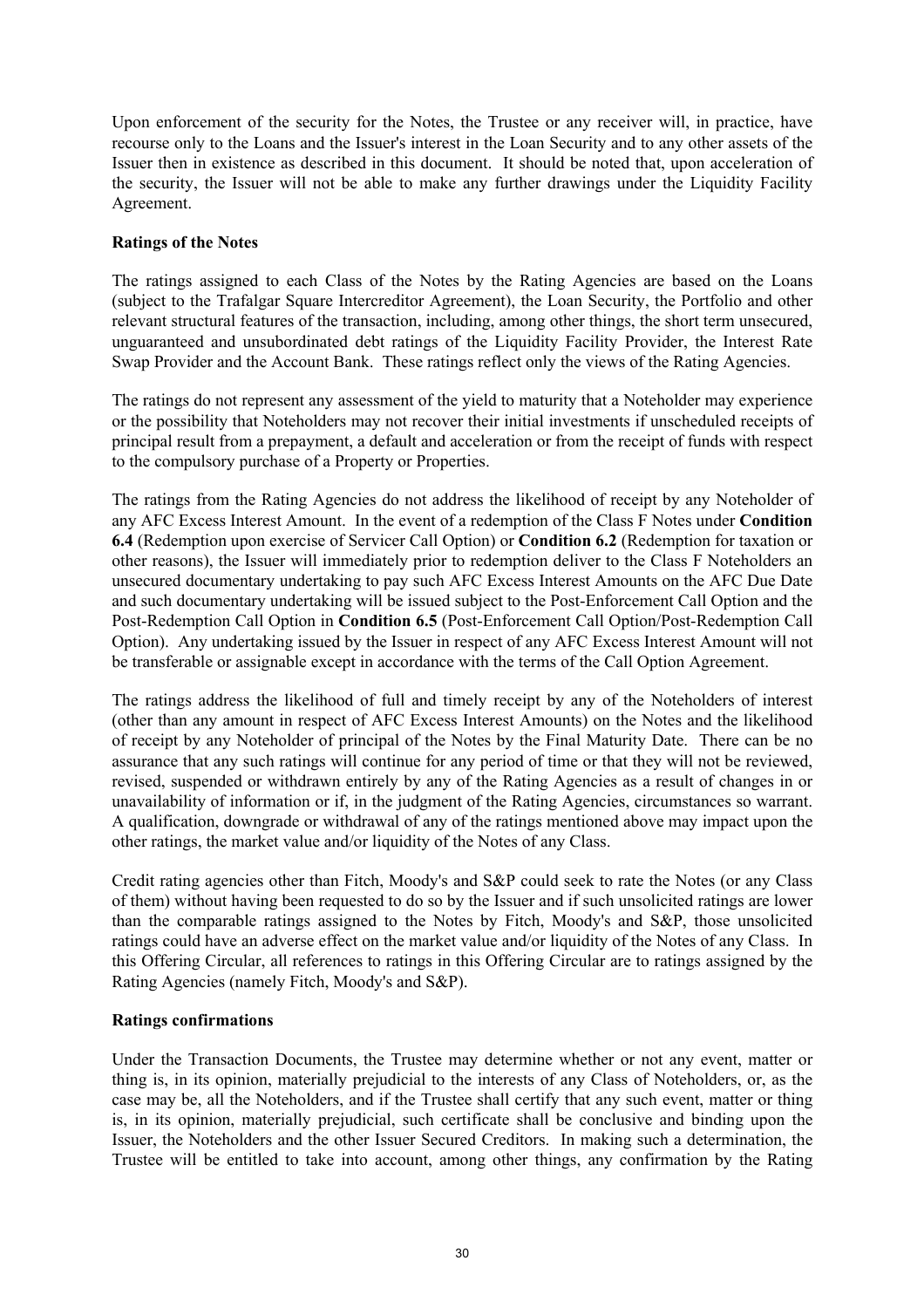Upon enforcement of the security for the Notes, the Trustee or any receiver will, in practice, have recourse only to the Loans and the Issuer's interest in the Loan Security and to any other assets of the Issuer then in existence as described in this document. It should be noted that, upon acceleration of the security, the Issuer will not be able to make any further drawings under the Liquidity Facility Agreement.

**Ratings of the Notes**

The ratings assigned to each Class of the Notes by the Rating Agencies are based on the Loans (subject to the Trafalgar Square Intercreditor Agreement), the Loan Security, the Portfolio and other relevant structural features of the transaction, including, among other things, the short term unsecured, unguaranteed and unsubordinated debt ratings of the Liquidity Facility Provider, the Interest Rate Swap Provider and the Account Bank. These ratings reflect only the views of the Rating Agencies.

The ratings do not represent any assessment of the yield to maturity that a Noteholder may experience or the possibility that Noteholders may not recover their initial investments if unscheduled receipts of principal result from a prepayment, a default and acceleration or from the receipt of funds with respect to the compulsory purchase of a Property or Properties.

The ratings from the Rating Agencies do not address the likelihood of receipt by any Noteholder of any AFC Excess Interest Amount. In the event of a redemption of the Class F Notes under **Condition 6.4** (Redemption upon exercise of Servicer Call Option) or **Condition 6.2** (Redemption for taxation or other reasons), the Issuer will immediately prior to redemption deliver to the Class F Noteholders an unsecured documentary undertaking to pay such AFC Excess Interest Amounts on the AFC Due Date and such documentary undertaking will be issued subject to the Post-Enforcement Call Option and the Post-Redemption Call Option in **Condition 6.5** (Post-Enforcement Call Option/Post-Redemption Call Option). Any undertaking issued by the Issuer in respect of any AFC Excess Interest Amount will not be transferable or assignable except in accordance with the terms of the Call Option Agreement.

The ratings address the likelihood of full and timely receipt by any of the Noteholders of interest (other than any amount in respect of AFC Excess Interest Amounts) on the Notes and the likelihood of receipt by any Noteholder of principal of the Notes by the Final Maturity Date. There can be no assurance that any such ratings will continue for any period of time or that they will not be reviewed, revised, suspended or withdrawn entirely by any of the Rating Agencies as a result of changes in or unavailability of information or if, in the judgment of the Rating Agencies, circumstances so warrant. A qualification, downgrade or withdrawal of any of the ratings mentioned above may impact upon the other ratings, the market value and/or liquidity of the Notes of any Class.

Credit rating agencies other than Fitch, Moody's and S&P could seek to rate the Notes (or any Class of them) without having been requested to do so by the Issuer and if such unsolicited ratings are lower than the comparable ratings assigned to the Notes by Fitch, Moody's and S&P, those unsolicited ratings could have an adverse effect on the market value and/or liquidity of the Notes of any Class. In this Offering Circular, all references to ratings in this Offering Circular are to ratings assigned by the Rating Agencies (namely Fitch, Moody's and S&P).

**Ratings confirmations**

Under the Transaction Documents, the Trustee may determine whether or not any event, matter or thing is, in its opinion, materially prejudicial to the interests of any Class of Noteholders, or, as the case may be, all the Noteholders, and if the Trustee shall certify that any such event, matter or thing is, in its opinion, materially prejudicial, such certificate shall be conclusive and binding upon the Issuer, the Noteholders and the other Issuer Secured Creditors. In making such a determination, the Trustee will be entitled to take into account, among other things, any confirmation by the Rating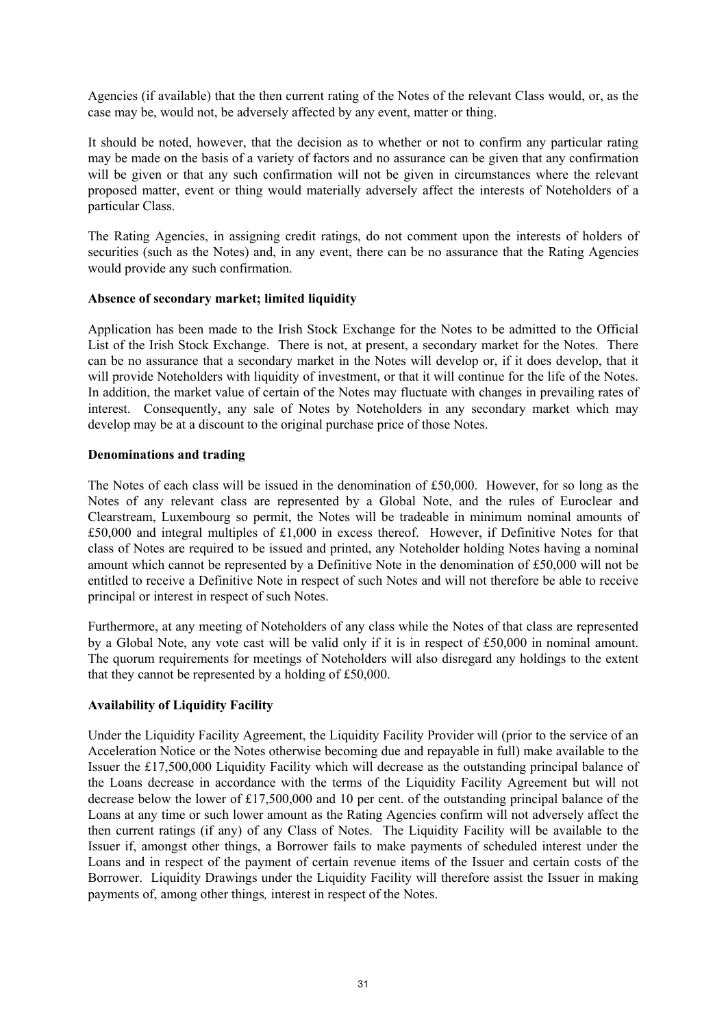Agencies (if available) that the then current rating of the Notes of the relevant Class would, or, as the case may be, would not, be adversely affected by any event, matter or thing.

It should be noted, however, that the decision as to whether or not to confirm any particular rating may be made on the basis of a variety of factors and no assurance can be given that any confirmation will be given or that any such confirmation will not be given in circumstances where the relevant proposed matter, event or thing would materially adversely affect the interests of Noteholders of a particular Class.

The Rating Agencies, in assigning credit ratings, do not comment upon the interests of holders of securities (such as the Notes) and, in any event, there can be no assurance that the Rating Agencies would provide any such confirmation.

**Absence of secondary market; limited liquidity**

Application has been made to the Irish Stock Exchange for the Notes to be admitted to the Official List of the Irish Stock Exchange. There is not, at present, a secondary market for the Notes. There can be no assurance that a secondary market in the Notes will develop or, if it does develop, that it will provide Noteholders with liquidity of investment, or that it will continue for the life of the Notes. In addition, the market value of certain of the Notes may fluctuate with changes in prevailing rates of interest. Consequently, any sale of Notes by Noteholders in any secondary market which may develop may be at a discount to the original purchase price of those Notes.

**Denominations and trading**

The Notes of each class will be issued in the denomination of £50,000. However, for so long as the Notes of any relevant class are represented by a Global Note, and the rules of Euroclear and Clearstream, Luxembourg so permit, the Notes will be tradeable in minimum nominal amounts of £50,000 and integral multiples of £1,000 in excess thereof. However, if Definitive Notes for that class of Notes are required to be issued and printed, any Noteholder holding Notes having a nominal amount which cannot be represented by a Definitive Note in the denomination of £50,000 will not be entitled to receive a Definitive Note in respect of such Notes and will not therefore be able to receive principal or interest in respect of such Notes.

Furthermore, at any meeting of Noteholders of any class while the Notes of that class are represented by a Global Note, any vote cast will be valid only if it is in respect of £50,000 in nominal amount. The quorum requirements for meetings of Noteholders will also disregard any holdings to the extent that they cannot be represented by a holding of £50,000.

**Availability of Liquidity Facility**

Under the Liquidity Facility Agreement, the Liquidity Facility Provider will (prior to the service of an Acceleration Notice or the Notes otherwise becoming due and repayable in full) make available to the Issuer the £17,500,000 Liquidity Facility which will decrease as the outstanding principal balance of the Loans decrease in accordance with the terms of the Liquidity Facility Agreement but will not decrease below the lower of £17,500,000 and 10 per cent. of the outstanding principal balance of the Loans at any time or such lower amount as the Rating Agencies confirm will not adversely affect the then current ratings (if any) of any Class of Notes. The Liquidity Facility will be available to the Issuer if, amongst other things, a Borrower fails to make payments of scheduled interest under the Loans and in respect of the payment of certain revenue items of the Issuer and certain costs of the Borrower. Liquidity Drawings under the Liquidity Facility will therefore assist the Issuer in making payments of, among other things*,* interest in respect of the Notes.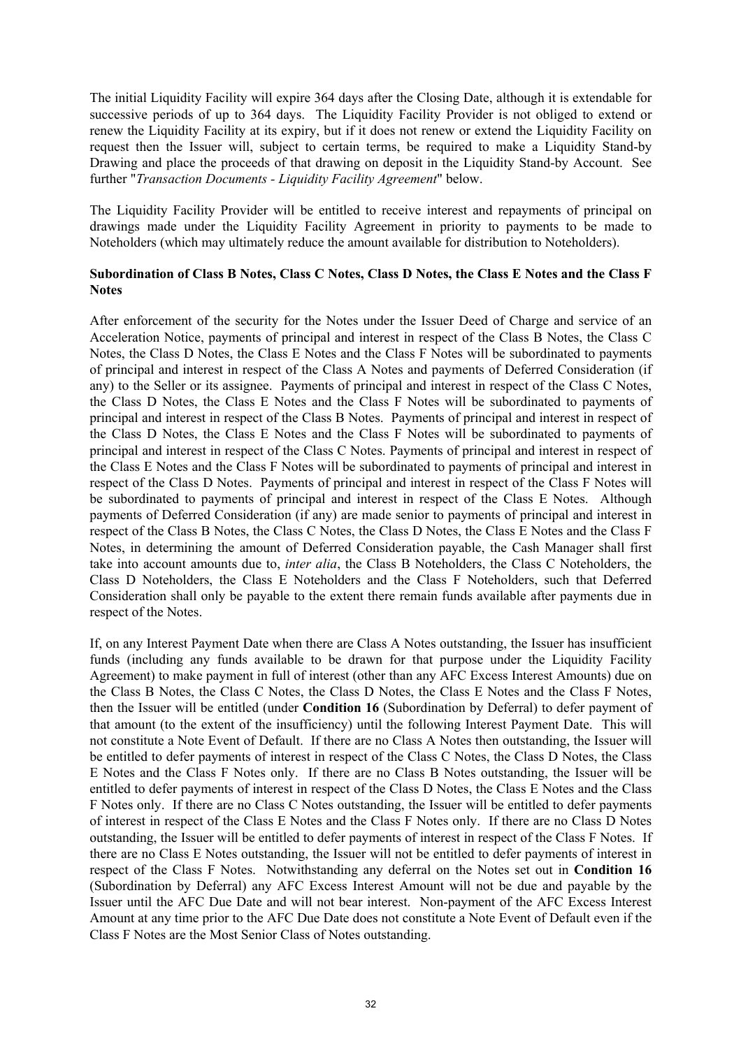The initial Liquidity Facility will expire 364 days after the Closing Date, although it is extendable for successive periods of up to 364 days. The Liquidity Facility Provider is not obliged to extend or renew the Liquidity Facility at its expiry, but if it does not renew or extend the Liquidity Facility on request then the Issuer will, subject to certain terms, be required to make a Liquidity Stand-by Drawing and place the proceeds of that drawing on deposit in the Liquidity Stand-by Account. See further "*Transaction Documents - Liquidity Facility Agreement*" below.

The Liquidity Facility Provider will be entitled to receive interest and repayments of principal on drawings made under the Liquidity Facility Agreement in priority to payments to be made to Noteholders (which may ultimately reduce the amount available for distribution to Noteholders).

**Subordination of Class B Notes, Class C Notes, Class D Notes, the Class E Notes and the Class F Notes**

After enforcement of the security for the Notes under the Issuer Deed of Charge and service of an Acceleration Notice, payments of principal and interest in respect of the Class B Notes, the Class C Notes, the Class D Notes, the Class E Notes and the Class F Notes will be subordinated to payments of principal and interest in respect of the Class A Notes and payments of Deferred Consideration (if any) to the Seller or its assignee. Payments of principal and interest in respect of the Class C Notes, the Class D Notes, the Class E Notes and the Class F Notes will be subordinated to payments of principal and interest in respect of the Class B Notes. Payments of principal and interest in respect of the Class D Notes, the Class E Notes and the Class F Notes will be subordinated to payments of principal and interest in respect of the Class C Notes. Payments of principal and interest in respect of the Class E Notes and the Class F Notes will be subordinated to payments of principal and interest in respect of the Class D Notes. Payments of principal and interest in respect of the Class F Notes will be subordinated to payments of principal and interest in respect of the Class E Notes. Although payments of Deferred Consideration (if any) are made senior to payments of principal and interest in respect of the Class B Notes, the Class C Notes, the Class D Notes, the Class E Notes and the Class F Notes, in determining the amount of Deferred Consideration payable, the Cash Manager shall first take into account amounts due to, *inter alia*, the Class B Noteholders, the Class C Noteholders, the Class D Noteholders, the Class E Noteholders and the Class F Noteholders, such that Deferred Consideration shall only be payable to the extent there remain funds available after payments due in respect of the Notes.

If, on any Interest Payment Date when there are Class A Notes outstanding, the Issuer has insufficient funds (including any funds available to be drawn for that purpose under the Liquidity Facility Agreement) to make payment in full of interest (other than any AFC Excess Interest Amounts) due on the Class B Notes, the Class C Notes, the Class D Notes, the Class E Notes and the Class F Notes, then the Issuer will be entitled (under **Condition 16** (Subordination by Deferral) to defer payment of that amount (to the extent of the insufficiency) until the following Interest Payment Date. This will not constitute a Note Event of Default. If there are no Class A Notes then outstanding, the Issuer will be entitled to defer payments of interest in respect of the Class C Notes, the Class D Notes, the Class E Notes and the Class F Notes only. If there are no Class B Notes outstanding, the Issuer will be entitled to defer payments of interest in respect of the Class D Notes, the Class E Notes and the Class F Notes only. If there are no Class C Notes outstanding, the Issuer will be entitled to defer payments of interest in respect of the Class E Notes and the Class F Notes only. If there are no Class D Notes outstanding, the Issuer will be entitled to defer payments of interest in respect of the Class F Notes. If there are no Class E Notes outstanding, the Issuer will not be entitled to defer payments of interest in respect of the Class F Notes. Notwithstanding any deferral on the Notes set out in **Condition 16** (Subordination by Deferral) any AFC Excess Interest Amount will not be due and payable by the Issuer until the AFC Due Date and will not bear interest. Non-payment of the AFC Excess Interest Amount at any time prior to the AFC Due Date does not constitute a Note Event of Default even if the Class F Notes are the Most Senior Class of Notes outstanding.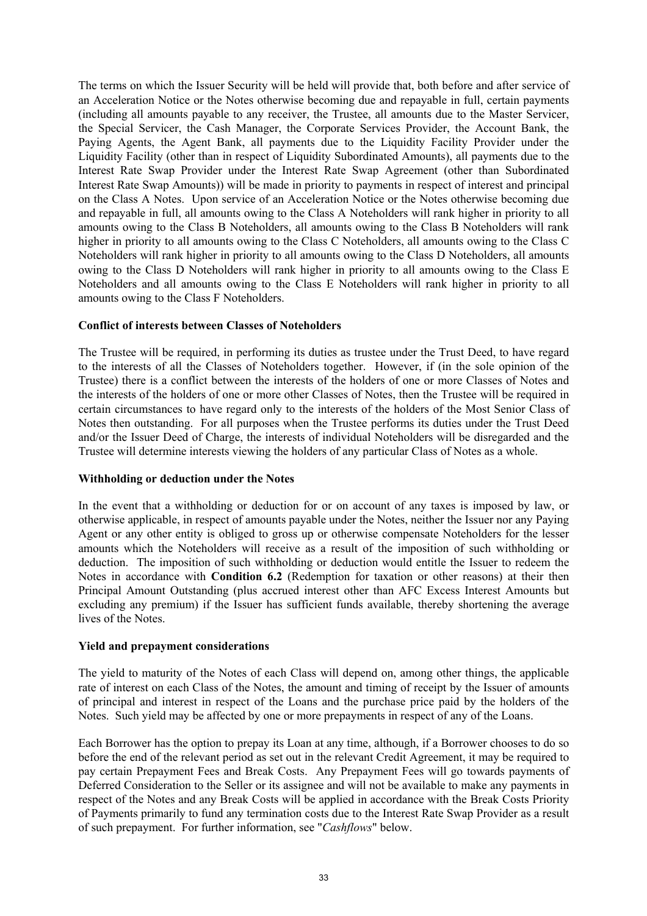The terms on which the Issuer Security will be held will provide that, both before and after service of an Acceleration Notice or the Notes otherwise becoming due and repayable in full, certain payments (including all amounts payable to any receiver, the Trustee, all amounts due to the Master Servicer, the Special Servicer, the Cash Manager, the Corporate Services Provider, the Account Bank, the Paying Agents, the Agent Bank, all payments due to the Liquidity Facility Provider under the Liquidity Facility (other than in respect of Liquidity Subordinated Amounts), all payments due to the Interest Rate Swap Provider under the Interest Rate Swap Agreement (other than Subordinated Interest Rate Swap Amounts)) will be made in priority to payments in respect of interest and principal on the Class A Notes. Upon service of an Acceleration Notice or the Notes otherwise becoming due and repayable in full, all amounts owing to the Class A Noteholders will rank higher in priority to all amounts owing to the Class B Noteholders, all amounts owing to the Class B Noteholders will rank higher in priority to all amounts owing to the Class C Noteholders, all amounts owing to the Class C Noteholders will rank higher in priority to all amounts owing to the Class D Noteholders, all amounts owing to the Class D Noteholders will rank higher in priority to all amounts owing to the Class E Noteholders and all amounts owing to the Class E Noteholders will rank higher in priority to all amounts owing to the Class F Noteholders.

**Conflict of interests between Classes of Noteholders**

The Trustee will be required, in performing its duties as trustee under the Trust Deed, to have regard to the interests of all the Classes of Noteholders together. However, if (in the sole opinion of the Trustee) there is a conflict between the interests of the holders of one or more Classes of Notes and the interests of the holders of one or more other Classes of Notes, then the Trustee will be required in certain circumstances to have regard only to the interests of the holders of the Most Senior Class of Notes then outstanding. For all purposes when the Trustee performs its duties under the Trust Deed and/or the Issuer Deed of Charge, the interests of individual Noteholders will be disregarded and the Trustee will determine interests viewing the holders of any particular Class of Notes as a whole.

**Withholding or deduction under the Notes**

In the event that a withholding or deduction for or on account of any taxes is imposed by law, or otherwise applicable, in respect of amounts payable under the Notes, neither the Issuer nor any Paying Agent or any other entity is obliged to gross up or otherwise compensate Noteholders for the lesser amounts which the Noteholders will receive as a result of the imposition of such withholding or deduction. The imposition of such withholding or deduction would entitle the Issuer to redeem the Notes in accordance with **Condition 6.2** (Redemption for taxation or other reasons) at their then Principal Amount Outstanding (plus accrued interest other than AFC Excess Interest Amounts but excluding any premium) if the Issuer has sufficient funds available, thereby shortening the average lives of the Notes.

**Yield and prepayment considerations**

The yield to maturity of the Notes of each Class will depend on, among other things, the applicable rate of interest on each Class of the Notes, the amount and timing of receipt by the Issuer of amounts of principal and interest in respect of the Loans and the purchase price paid by the holders of the Notes. Such yield may be affected by one or more prepayments in respect of any of the Loans.

Each Borrower has the option to prepay its Loan at any time, although, if a Borrower chooses to do so before the end of the relevant period as set out in the relevant Credit Agreement, it may be required to pay certain Prepayment Fees and Break Costs. Any Prepayment Fees will go towards payments of Deferred Consideration to the Seller or its assignee and will not be available to make any payments in respect of the Notes and any Break Costs will be applied in accordance with the Break Costs Priority of Payments primarily to fund any termination costs due to the Interest Rate Swap Provider as a result of such prepayment. For further information, see "*Cashflows*" below.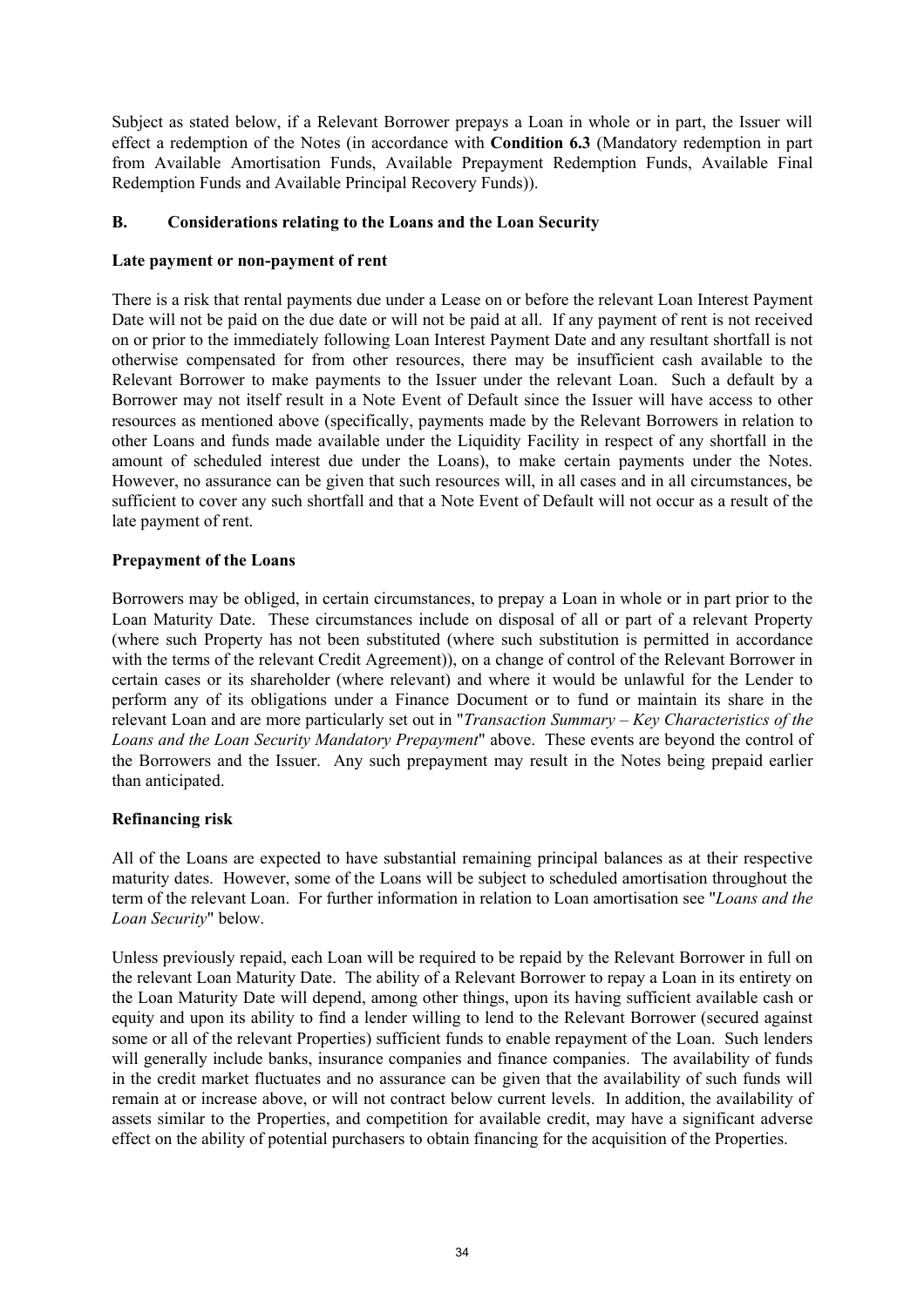Subject as stated below, if a Relevant Borrower prepays a Loan in whole or in part, the Issuer will effect a redemption of the Notes (in accordance with **Condition 6.3** (Mandatory redemption in part from Available Amortisation Funds, Available Prepayment Redemption Funds, Available Final Redemption Funds and Available Principal Recovery Funds)).

## B. Considerations relating to the Loans and the Loan Security

### Late payment or non-payment of rent

There is a risk that rental payments due under a Lease on or before the relevant Loan Interest Payment Date will not be paid on the due date or will not be paid at all. If any payment of rent is not received on or prior to the immediately following Loan Interest Payment Date and any resultant shortfall is not otherwise compensated for from other resources, there may be insufficient cash available to the Relevant Borrower to make payments to the Issuer under the relevant Loan. Such a default by a Borrower may not itself result in a Note Event of Default since the Issuer will have access to other resources as mentioned above (specifically, payments made by the Relevant Borrowers in relation to other Loans and funds made available under the Liquidity Facility in respect of any shortfall in the amount of scheduled interest due under the Loans), to make certain payments under the Notes. However, no assurance can be given that such resources will, in all cases and in all circumstances, be sufficient to cover any such shortfall and that a Note Event of Default will not occur as a result of the late payment of rent.

### Prepayment of the Loans

Borrowers may be obliged, in certain circumstances, to prepay a Loan in whole or in part prior to the Loan Maturity Date. These circumstances include on disposal of all or part of a relevant Property (where such Property has not been substituted (where such substitution is permitted in accordance with the terms of the relevant Credit Agreement)), on a change of control of the Relevant Borrower in certain cases or its shareholder (where relevant) and where it would be unlawful for the Lender to perform any of its obligations under a Finance Document or to fund or maintain its share in the relevant Loan and are more particularly set out in "*Transaction Summary – Key Characteristics of the Loans and the Loan Security Mandatory Prepayment*" above. These events are beyond the control of the Borrowers and the Issuer. Any such prepayment may result in the Notes being prepaid earlier than anticipated.

### Refinancing risk

All of the Loans are expected to have substantial remaining principal balances as at their respective maturity dates. However, some of the Loans will be subject to scheduled amortisation throughout the term of the relevant Loan. For further information in relation to Loan amortisation see "*Loans and the Loan Security*" below.

Unless previously repaid, each Loan will be required to be repaid by the Relevant Borrower in full on the relevant Loan Maturity Date. The ability of a Relevant Borrower to repay a Loan in its entirety on the Loan Maturity Date will depend, among other things, upon its having sufficient available cash or equity and upon its ability to find a lender willing to lend to the Relevant Borrower (secured against some or all of the relevant Properties) sufficient funds to enable repayment of the Loan. Such lenders will generally include banks, insurance companies and finance companies. The availability of funds in the credit market fluctuates and no assurance can be given that the availability of such funds will remain at or increase above, or will not contract below current levels. In addition, the availability of assets similar to the Properties, and competition for available credit, may have a significant adverse effect on the ability of potential purchasers to obtain financing for the acquisition of the Properties.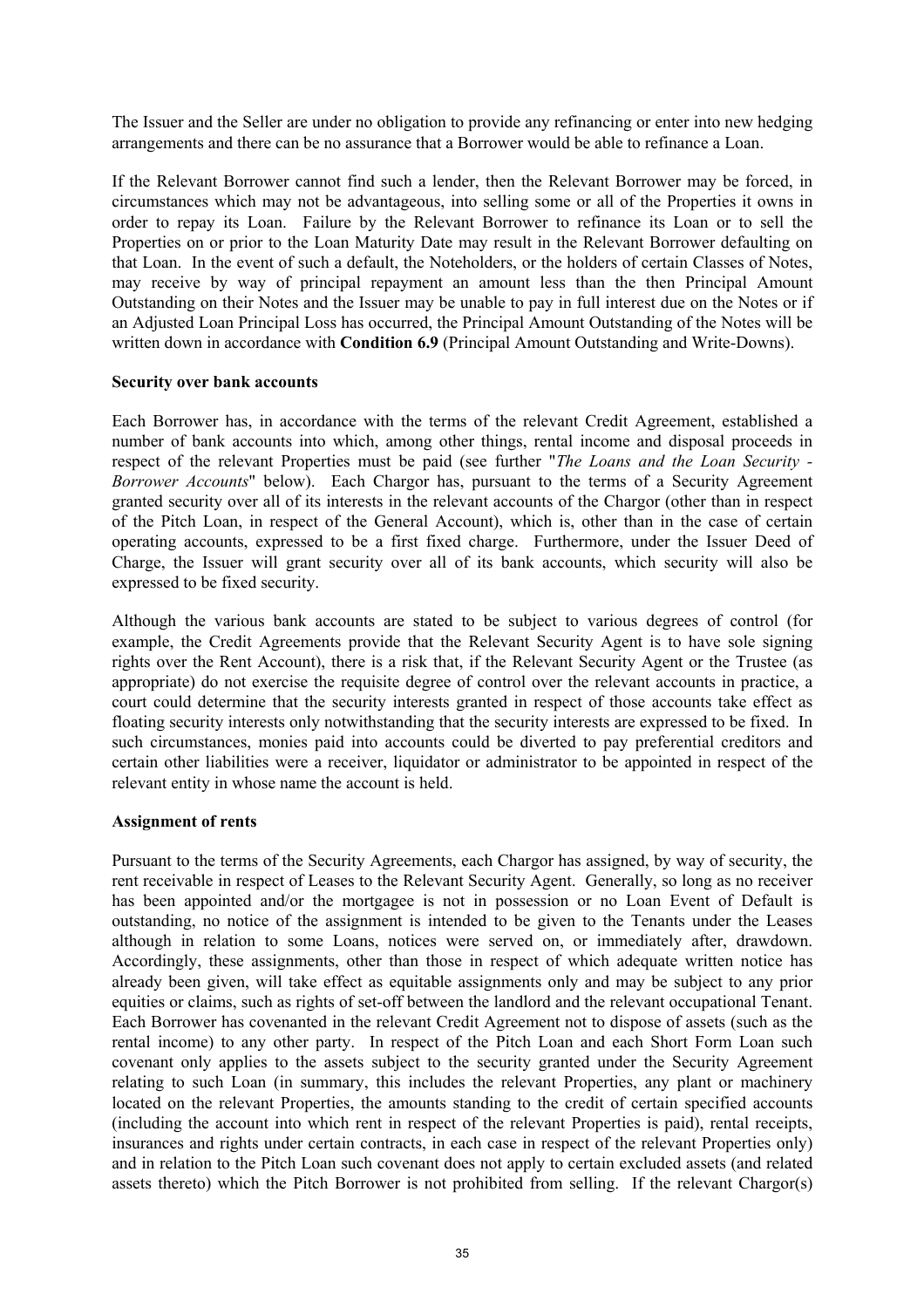The Issuer and the Seller are under no obligation to provide any refinancing or enter into new hedging arrangements and there can be no assurance that a Borrower would be able to refinance a Loan.

If the Relevant Borrower cannot find such a lender, then the Relevant Borrower may be forced, in circumstances which may not be advantageous, into selling some or all of the Properties it owns in order to repay its Loan. Failure by the Relevant Borrower to refinance its Loan or to sell the Properties on or prior to the Loan Maturity Date may result in the Relevant Borrower defaulting on that Loan. In the event of such a default, the Noteholders, or the holders of certain Classes of Notes, may receive by way of principal repayment an amount less than the then Principal Amount Outstanding on their Notes and the Issuer may be unable to pay in full interest due on the Notes or if an Adjusted Loan Principal Loss has occurred, the Principal Amount Outstanding of the Notes will be written down in accordance with **Condition 6.9** (Principal Amount Outstanding and Write-Downs).

**Security over bank accounts**

Each Borrower has, in accordance with the terms of the relevant Credit Agreement, established a number of bank accounts into which, among other things, rental income and disposal proceeds in respect of the relevant Properties must be paid (see further "*The Loans and the Loan Security - Borrower Accounts*" below). Each Chargor has, pursuant to the terms of a Security Agreement granted security over all of its interests in the relevant accounts of the Chargor (other than in respect of the Pitch Loan, in respect of the General Account), which is, other than in the case of certain operating accounts, expressed to be a first fixed charge. Furthermore, under the Issuer Deed of Charge, the Issuer will grant security over all of its bank accounts, which security will also be expressed to be fixed security.

Although the various bank accounts are stated to be subject to various degrees of control (for example, the Credit Agreements provide that the Relevant Security Agent is to have sole signing rights over the Rent Account), there is a risk that, if the Relevant Security Agent or the Trustee (as appropriate) do not exercise the requisite degree of control over the relevant accounts in practice, a court could determine that the security interests granted in respect of those accounts take effect as floating security interests only notwithstanding that the security interests are expressed to be fixed. In such circumstances, monies paid into accounts could be diverted to pay preferential creditors and certain other liabilities were a receiver, liquidator or administrator to be appointed in respect of the relevant entity in whose name the account is held.

**Assignment of rents**

Pursuant to the terms of the Security Agreements, each Chargor has assigned, by way of security, the rent receivable in respect of Leases to the Relevant Security Agent. Generally, so long as no receiver has been appointed and/or the mortgagee is not in possession or no Loan Event of Default is outstanding, no notice of the assignment is intended to be given to the Tenants under the Leases although in relation to some Loans, notices were served on, or immediately after, drawdown. Accordingly, these assignments, other than those in respect of which adequate written notice has already been given, will take effect as equitable assignments only and may be subject to any prior equities or claims, such as rights of set-off between the landlord and the relevant occupational Tenant. Each Borrower has covenanted in the relevant Credit Agreement not to dispose of assets (such as the rental income) to any other party. In respect of the Pitch Loan and each Short Form Loan such covenant only applies to the assets subject to the security granted under the Security Agreement relating to such Loan (in summary, this includes the relevant Properties, any plant or machinery located on the relevant Properties, the amounts standing to the credit of certain specified accounts (including the account into which rent in respect of the relevant Properties is paid), rental receipts, insurances and rights under certain contracts, in each case in respect of the relevant Properties only) and in relation to the Pitch Loan such covenant does not apply to certain excluded assets (and related assets thereto) which the Pitch Borrower is not prohibited from selling. If the relevant Chargor(s)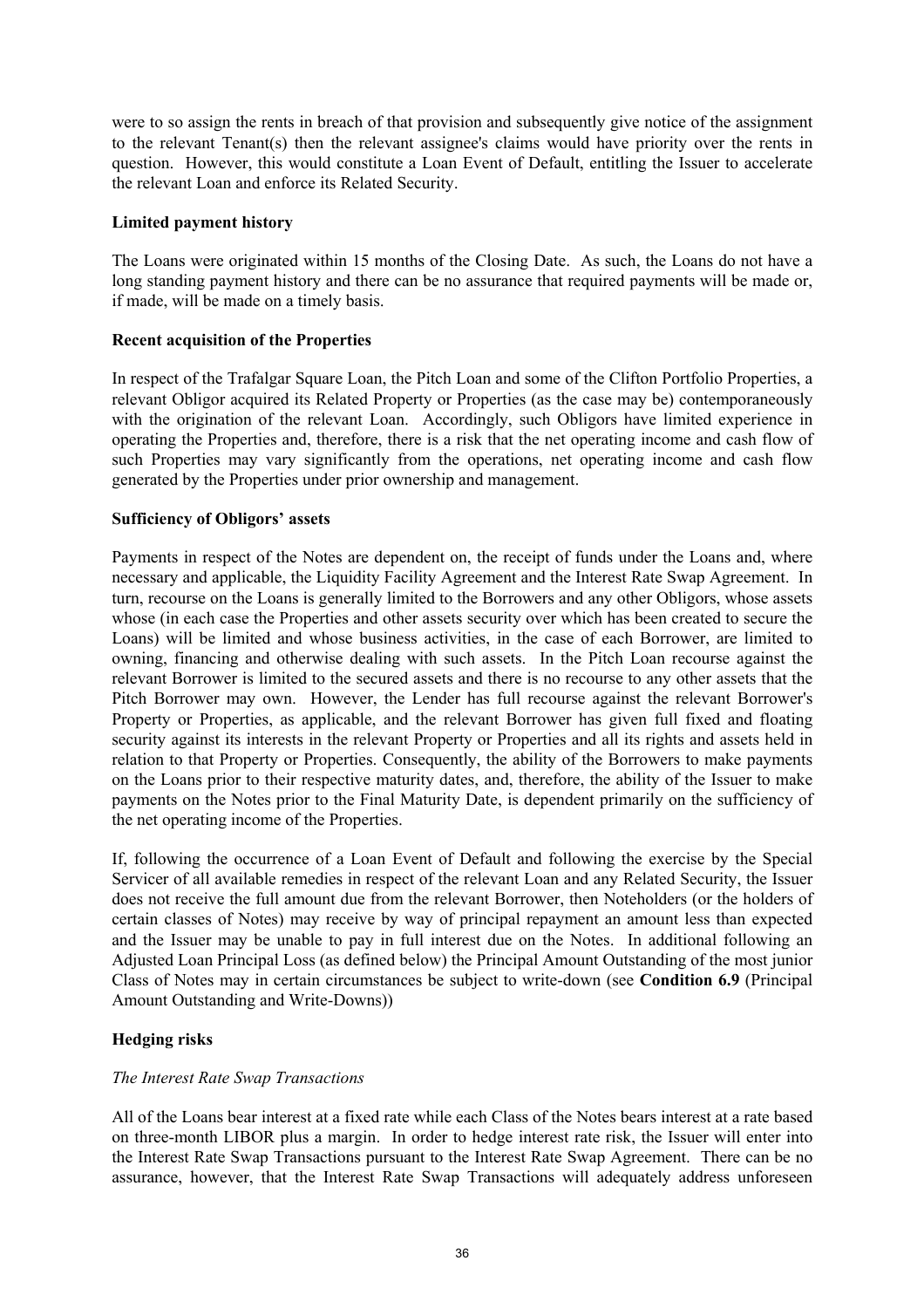were to so assign the rents in breach of that provision and subsequently give notice of the assignment to the relevant Tenant(s) then the relevant assignee's claims would have priority over the rents in question. However, this would constitute a Loan Event of Default, entitling the Issuer to accelerate the relevant Loan and enforce its Related Security.

**Limited payment history**

The Loans were originated within 15 months of the Closing Date. As such, the Loans do not have a long standing payment history and there can be no assurance that required payments will be made or, if made, will be made on a timely basis.

**Recent acquisition of the Properties**

In respect of the Trafalgar Square Loan, the Pitch Loan and some of the Clifton Portfolio Properties, a relevant Obligor acquired its Related Property or Properties (as the case may be) contemporaneously with the origination of the relevant Loan. Accordingly, such Obligors have limited experience in operating the Properties and, therefore, there is a risk that the net operating income and cash flow of such Properties may vary significantly from the operations, net operating income and cash flow generated by the Properties under prior ownership and management.

**Sufficiency of Obligors' assets**

Payments in respect of the Notes are dependent on, the receipt of funds under the Loans and, where necessary and applicable, the Liquidity Facility Agreement and the Interest Rate Swap Agreement. In turn, recourse on the Loans is generally limited to the Borrowers and any other Obligors, whose assets whose (in each case the Properties and other assets security over which has been created to secure the Loans) will be limited and whose business activities, in the case of each Borrower, are limited to owning, financing and otherwise dealing with such assets. In the Pitch Loan recourse against the relevant Borrower is limited to the secured assets and there is no recourse to any other assets that the Pitch Borrower may own. However, the Lender has full recourse against the relevant Borrower's Property or Properties, as applicable, and the relevant Borrower has given full fixed and floating security against its interests in the relevant Property or Properties and all its rights and assets held in relation to that Property or Properties. Consequently, the ability of the Borrowers to make payments on the Loans prior to their respective maturity dates, and, therefore, the ability of the Issuer to make payments on the Notes prior to the Final Maturity Date, is dependent primarily on the sufficiency of the net operating income of the Properties.

If, following the occurrence of a Loan Event of Default and following the exercise by the Special Servicer of all available remedies in respect of the relevant Loan and any Related Security, the Issuer does not receive the full amount due from the relevant Borrower, then Noteholders (or the holders of certain classes of Notes) may receive by way of principal repayment an amount less than expected and the Issuer may be unable to pay in full interest due on the Notes. In additional following an Adjusted Loan Principal Loss (as defined below) the Principal Amount Outstanding of the most junior Class of Notes may in certain circumstances be subject to write-down (see **Condition 6.9** (Principal Amount Outstanding and Write-Downs))

**Hedging risks**

*The Interest Rate Swap Transactions*

All of the Loans bear interest at a fixed rate while each Class of the Notes bears interest at a rate based on three-month LIBOR plus a margin. In order to hedge interest rate risk, the Issuer will enter into the Interest Rate Swap Transactions pursuant to the Interest Rate Swap Agreement. There can be no assurance, however, that the Interest Rate Swap Transactions will adequately address unforeseen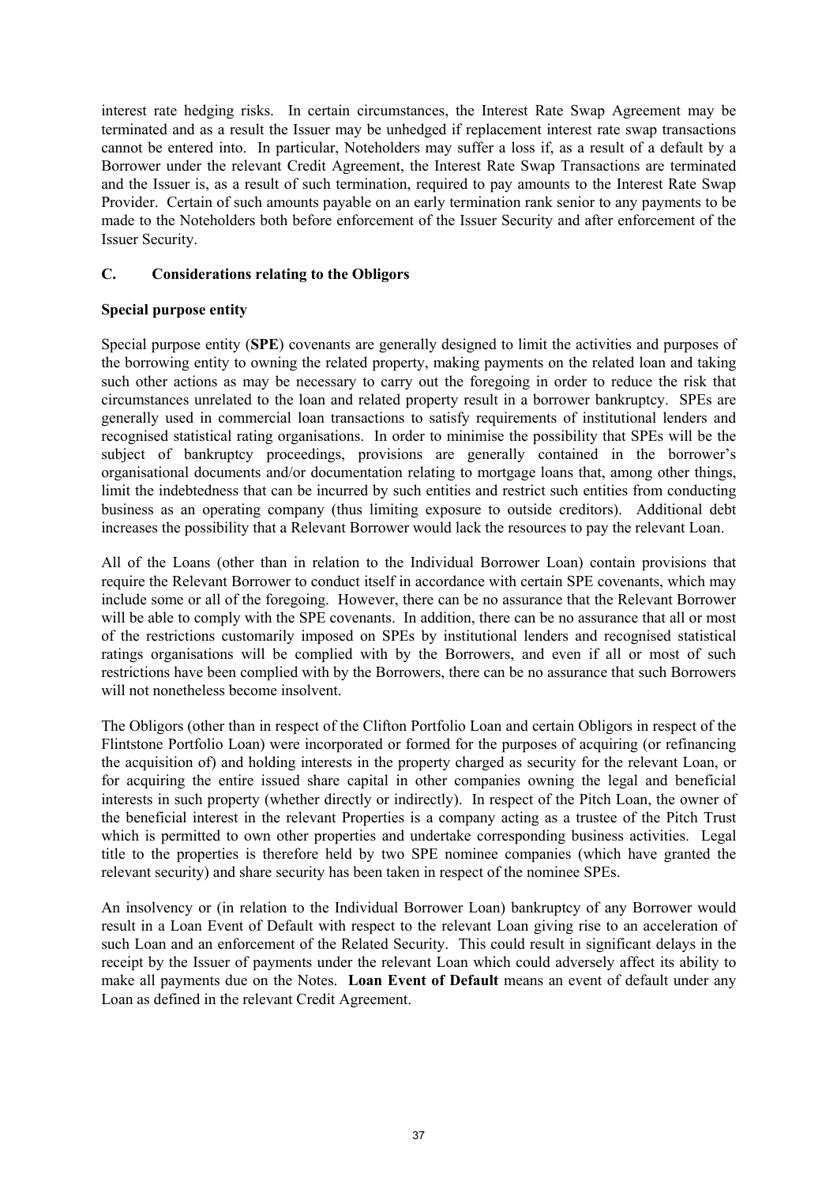interest rate hedging risks. In certain circumstances, the Interest Rate Swap Agreement may be terminated and as a result the Issuer may be unhedged if replacement interest rate swap transactions cannot be entered into. In particular, Noteholders may suffer a loss if, as a result of a default by a Borrower under the relevant Credit Agreement, the Interest Rate Swap Transactions are terminated and the Issuer is, as a result of such termination, required to pay amounts to the Interest Rate Swap Provider. Certain of such amounts payable on an early termination rank senior to any payments to be made to the Noteholders both before enforcement of the Issuer Security and after enforcement of the Issuer Security.

## C. Considerations relating to the Obligors

**Special purpose entity**

Special purpose entity (**SPE**) covenants are generally designed to limit the activities and purposes of the borrowing entity to owning the related property, making payments on the related loan and taking such other actions as may be necessary to carry out the foregoing in order to reduce the risk that circumstances unrelated to the loan and related property result in a borrower bankruptcy. SPEs are generally used in commercial loan transactions to satisfy requirements of institutional lenders and recognised statistical rating organisations. In order to minimise the possibility that SPEs will be the subject of bankruptcy proceedings, provisions are generally contained in the borrower's organisational documents and/or documentation relating to mortgage loans that, among other things, limit the indebtedness that can be incurred by such entities and restrict such entities from conducting business as an operating company (thus limiting exposure to outside creditors). Additional debt increases the possibility that a Relevant Borrower would lack the resources to pay the relevant Loan.

All of the Loans (other than in relation to the Individual Borrower Loan) contain provisions that require the Relevant Borrower to conduct itself in accordance with certain SPE covenants, which may include some or all of the foregoing. However, there can be no assurance that the Relevant Borrower will be able to comply with the SPE covenants. In addition, there can be no assurance that all or most of the restrictions customarily imposed on SPEs by institutional lenders and recognised statistical ratings organisations will be complied with by the Borrowers, and even if all or most of such restrictions have been complied with by the Borrowers, there can be no assurance that such Borrowers will not nonetheless become insolvent.

The Obligors (other than in respect of the Clifton Portfolio Loan and certain Obligors in respect of the Flintstone Portfolio Loan) were incorporated or formed for the purposes of acquiring (or refinancing the acquisition of) and holding interests in the property charged as security for the relevant Loan, or for acquiring the entire issued share capital in other companies owning the legal and beneficial interests in such property (whether directly or indirectly). In respect of the Pitch Loan, the owner of the beneficial interest in the relevant Properties is a company acting as a trustee of the Pitch Trust which is permitted to own other properties and undertake corresponding business activities. Legal title to the properties is therefore held by two SPE nominee companies (which have granted the relevant security) and share security has been taken in respect of the nominee SPEs.

An insolvency or (in relation to the Individual Borrower Loan) bankruptcy of any Borrower would result in a Loan Event of Default with respect to the relevant Loan giving rise to an acceleration of such Loan and an enforcement of the Related Security. This could result in significant delays in the receipt by the Issuer of payments under the relevant Loan which could adversely affect its ability to make all payments due on the Notes. **Loan Event of Default** means an event of default under any Loan as defined in the relevant Credit Agreement.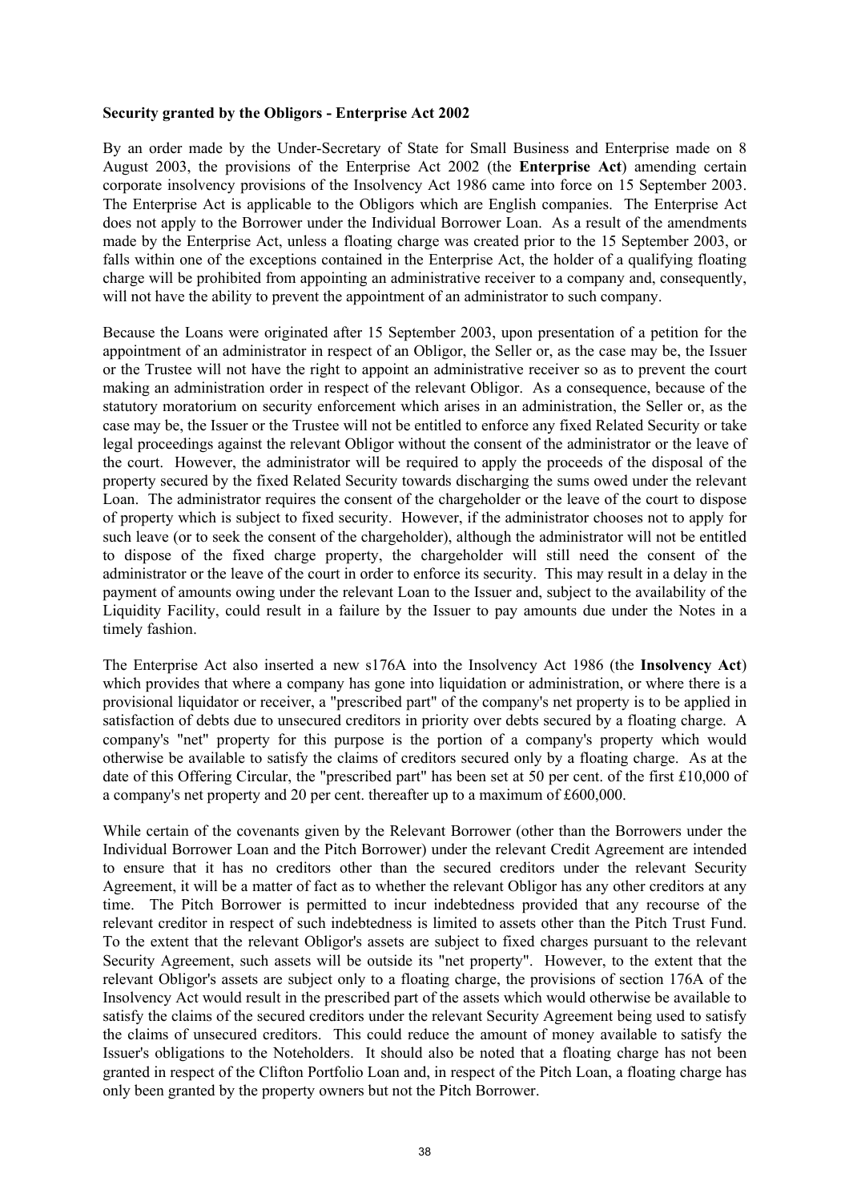**Security granted by the Obligors - Enterprise Act 2002**

By an order made by the Under-Secretary of State for Small Business and Enterprise made on 8 August 2003, the provisions of the Enterprise Act 2002 (the **Enterprise Act**) amending certain corporate insolvency provisions of the Insolvency Act 1986 came into force on 15 September 2003. The Enterprise Act is applicable to the Obligors which are English companies. The Enterprise Act does not apply to the Borrower under the Individual Borrower Loan. As a result of the amendments made by the Enterprise Act, unless a floating charge was created prior to the 15 September 2003, or falls within one of the exceptions contained in the Enterprise Act, the holder of a qualifying floating charge will be prohibited from appointing an administrative receiver to a company and, consequently, will not have the ability to prevent the appointment of an administrator to such company.

Because the Loans were originated after 15 September 2003, upon presentation of a petition for the appointment of an administrator in respect of an Obligor, the Seller or, as the case may be, the Issuer or the Trustee will not have the right to appoint an administrative receiver so as to prevent the court making an administration order in respect of the relevant Obligor. As a consequence, because of the statutory moratorium on security enforcement which arises in an administration, the Seller or, as the case may be, the Issuer or the Trustee will not be entitled to enforce any fixed Related Security or take legal proceedings against the relevant Obligor without the consent of the administrator or the leave of the court. However, the administrator will be required to apply the proceeds of the disposal of the property secured by the fixed Related Security towards discharging the sums owed under the relevant Loan. The administrator requires the consent of the chargeholder or the leave of the court to dispose of property which is subject to fixed security. However, if the administrator chooses not to apply for such leave (or to seek the consent of the chargeholder), although the administrator will not be entitled to dispose of the fixed charge property, the chargeholder will still need the consent of the administrator or the leave of the court in order to enforce its security. This may result in a delay in the payment of amounts owing under the relevant Loan to the Issuer and, subject to the availability of the Liquidity Facility, could result in a failure by the Issuer to pay amounts due under the Notes in a timely fashion.

The Enterprise Act also inserted a new s176A into the Insolvency Act 1986 (the **Insolvency Act**) which provides that where a company has gone into liquidation or administration, or where there is a provisional liquidator or receiver, a "prescribed part" of the company's net property is to be applied in satisfaction of debts due to unsecured creditors in priority over debts secured by a floating charge. A company's "net" property for this purpose is the portion of a company's property which would otherwise be available to satisfy the claims of creditors secured only by a floating charge. As at the date of this Offering Circular, the "prescribed part" has been set at 50 per cent. of the first £10,000 of a company's net property and 20 per cent. thereafter up to a maximum of £600,000.

While certain of the covenants given by the Relevant Borrower (other than the Borrowers under the Individual Borrower Loan and the Pitch Borrower) under the relevant Credit Agreement are intended to ensure that it has no creditors other than the secured creditors under the relevant Security Agreement, it will be a matter of fact as to whether the relevant Obligor has any other creditors at any time. The Pitch Borrower is permitted to incur indebtedness provided that any recourse of the relevant creditor in respect of such indebtedness is limited to assets other than the Pitch Trust Fund. To the extent that the relevant Obligor's assets are subject to fixed charges pursuant to the relevant Security Agreement, such assets will be outside its "net property". However, to the extent that the relevant Obligor's assets are subject only to a floating charge, the provisions of section 176A of the Insolvency Act would result in the prescribed part of the assets which would otherwise be available to satisfy the claims of the secured creditors under the relevant Security Agreement being used to satisfy the claims of unsecured creditors. This could reduce the amount of money available to satisfy the Issuer's obligations to the Noteholders. It should also be noted that a floating charge has not been granted in respect of the Clifton Portfolio Loan and, in respect of the Pitch Loan, a floating charge has only been granted by the property owners but not the Pitch Borrower.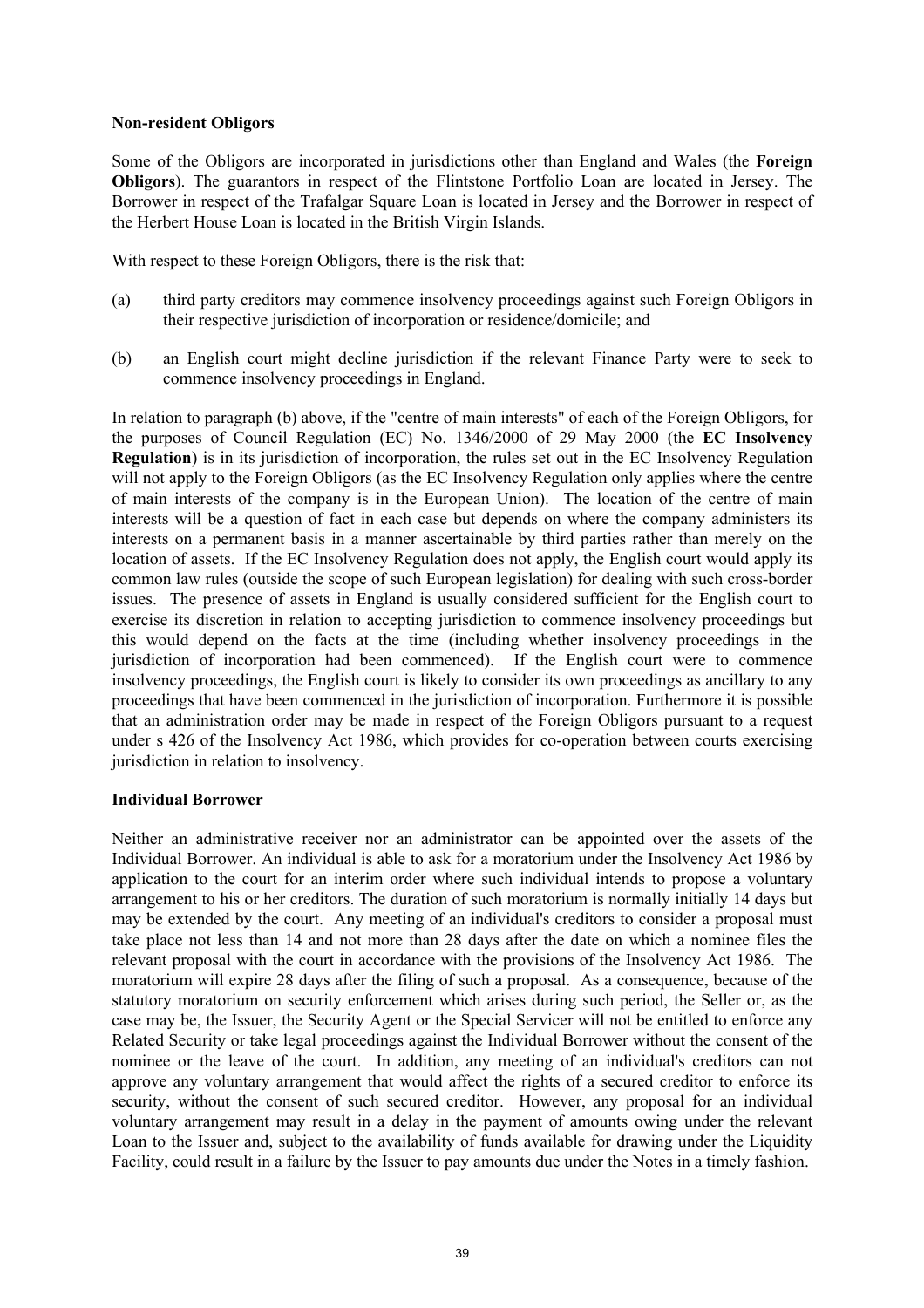**Non-resident Obligors**

Some of the Obligors are incorporated in jurisdictions other than England and Wales (the **Foreign Obligors**). The guarantors in respect of the Flintstone Portfolio Loan are located in Jersey. The Borrower in respect of the Trafalgar Square Loan is located in Jersey and the Borrower in respect of the Herbert House Loan is located in the British Virgin Islands.

With respect to these Foreign Obligors, there is the risk that:

(a) third party creditors may commence insolvency proceedings against such Foreign Obligors in their respective jurisdiction of incorporation or residence/domicile; and

(b) an English court might decline jurisdiction if the relevant Finance Party were to seek to commence insolvency proceedings in England.

In relation to paragraph (b) above, if the "centre of main interests" of each of the Foreign Obligors, for the purposes of Council Regulation (EC) No. 1346/2000 of 29 May 2000 (the **EC Insolvency Regulation**) is in its jurisdiction of incorporation, the rules set out in the EC Insolvency Regulation will not apply to the Foreign Obligors (as the EC Insolvency Regulation only applies where the centre of main interests of the company is in the European Union). The location of the centre of main interests will be a question of fact in each case but depends on where the company administers its interests on a permanent basis in a manner ascertainable by third parties rather than merely on the location of assets. If the EC Insolvency Regulation does not apply, the English court would apply its common law rules (outside the scope of such European legislation) for dealing with such cross-border issues. The presence of assets in England is usually considered sufficient for the English court to exercise its discretion in relation to accepting jurisdiction to commence insolvency proceedings but this would depend on the facts at the time (including whether insolvency proceedings in the jurisdiction of incorporation had been commenced). If the English court were to commence insolvency proceedings, the English court is likely to consider its own proceedings as ancillary to any proceedings that have been commenced in the jurisdiction of incorporation. Furthermore it is possible that an administration order may be made in respect of the Foreign Obligors pursuant to a request under s 426 of the Insolvency Act 1986, which provides for co-operation between courts exercising jurisdiction in relation to insolvency.

**Individual Borrower**

Neither an administrative receiver nor an administrator can be appointed over the assets of the Individual Borrower. An individual is able to ask for a moratorium under the Insolvency Act 1986 by application to the court for an interim order where such individual intends to propose a voluntary arrangement to his or her creditors. The duration of such moratorium is normally initially 14 days but may be extended by the court. Any meeting of an individual's creditors to consider a proposal must take place not less than 14 and not more than 28 days after the date on which a nominee files the relevant proposal with the court in accordance with the provisions of the Insolvency Act 1986. The moratorium will expire 28 days after the filing of such a proposal. As a consequence, because of the statutory moratorium on security enforcement which arises during such period, the Seller or, as the case may be, the Issuer, the Security Agent or the Special Servicer will not be entitled to enforce any Related Security or take legal proceedings against the Individual Borrower without the consent of the nominee or the leave of the court. In addition, any meeting of an individual's creditors can not approve any voluntary arrangement that would affect the rights of a secured creditor to enforce its security, without the consent of such secured creditor. However, any proposal for an individual voluntary arrangement may result in a delay in the payment of amounts owing under the relevant Loan to the Issuer and, subject to the availability of funds available for drawing under the Liquidity Facility, could result in a failure by the Issuer to pay amounts due under the Notes in a timely fashion.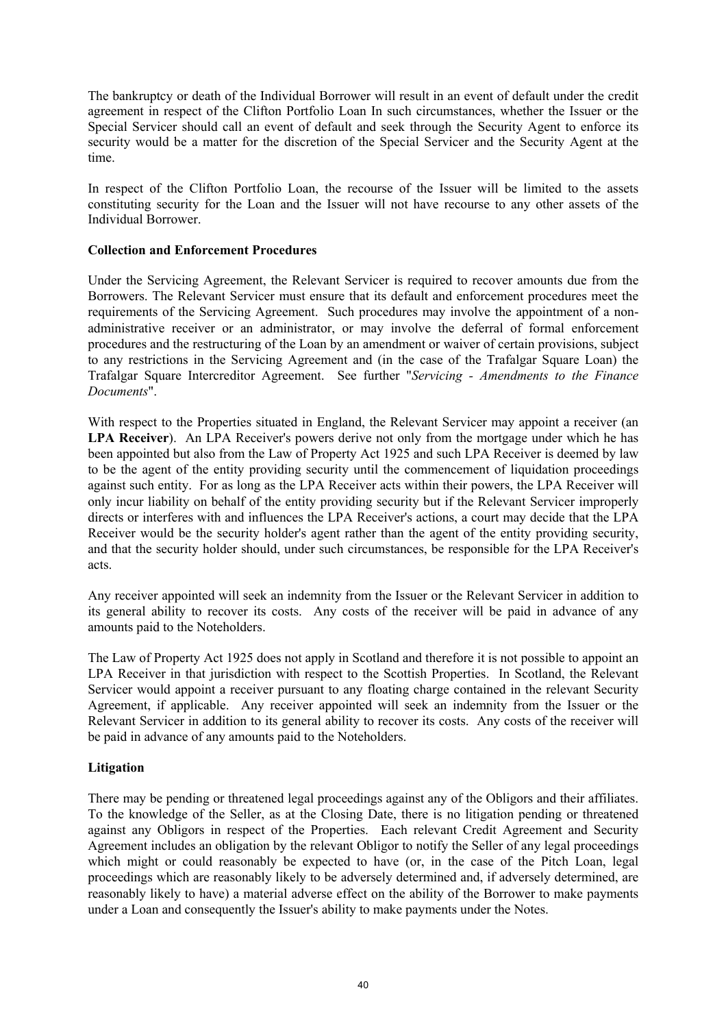The bankruptcy or death of the Individual Borrower will result in an event of default under the credit agreement in respect of the Clifton Portfolio Loan In such circumstances, whether the Issuer or the Special Servicer should call an event of default and seek through the Security Agent to enforce its security would be a matter for the discretion of the Special Servicer and the Security Agent at the time.

In respect of the Clifton Portfolio Loan, the recourse of the Issuer will be limited to the assets constituting security for the Loan and the Issuer will not have recourse to any other assets of the Individual Borrower.

**Collection and Enforcement Procedures**

Under the Servicing Agreement, the Relevant Servicer is required to recover amounts due from the Borrowers. The Relevant Servicer must ensure that its default and enforcement procedures meet the requirements of the Servicing Agreement. Such procedures may involve the appointment of a non-administrative receiver or an administrator, or may involve the deferral of formal enforcement procedures and the restructuring of the Loan by an amendment or waiver of certain provisions, subject to any restrictions in the Servicing Agreement and (in the case of the Trafalgar Square Loan) the Trafalgar Square Intercreditor Agreement. See further "*Servicing - Amendments to the Finance Documents*".

With respect to the Properties situated in England, the Relevant Servicer may appoint a receiver (an **LPA Receiver**). An LPA Receiver's powers derive not only from the mortgage under which he has been appointed but also from the Law of Property Act 1925 and such LPA Receiver is deemed by law to be the agent of the entity providing security until the commencement of liquidation proceedings against such entity. For as long as the LPA Receiver acts within their powers, the LPA Receiver will only incur liability on behalf of the entity providing security but if the Relevant Servicer improperly directs or interferes with and influences the LPA Receiver's actions, a court may decide that the LPA Receiver would be the security holder's agent rather than the agent of the entity providing security, and that the security holder should, under such circumstances, be responsible for the LPA Receiver's acts.

Any receiver appointed will seek an indemnity from the Issuer or the Relevant Servicer in addition to its general ability to recover its costs. Any costs of the receiver will be paid in advance of any amounts paid to the Noteholders.

The Law of Property Act 1925 does not apply in Scotland and therefore it is not possible to appoint an LPA Receiver in that jurisdiction with respect to the Scottish Properties. In Scotland, the Relevant Servicer would appoint a receiver pursuant to any floating charge contained in the relevant Security Agreement, if applicable. Any receiver appointed will seek an indemnity from the Issuer or the Relevant Servicer in addition to its general ability to recover its costs. Any costs of the receiver will be paid in advance of any amounts paid to the Noteholders.

**Litigation**

There may be pending or threatened legal proceedings against any of the Obligors and their affiliates. To the knowledge of the Seller, as at the Closing Date, there is no litigation pending or threatened against any Obligors in respect of the Properties. Each relevant Credit Agreement and Security Agreement includes an obligation by the relevant Obligor to notify the Seller of any legal proceedings which might or could reasonably be expected to have (or, in the case of the Pitch Loan, legal proceedings which are reasonably likely to be adversely determined and, if adversely determined, are reasonably likely to have) a material adverse effect on the ability of the Borrower to make payments under a Loan and consequently the Issuer's ability to make payments under the Notes.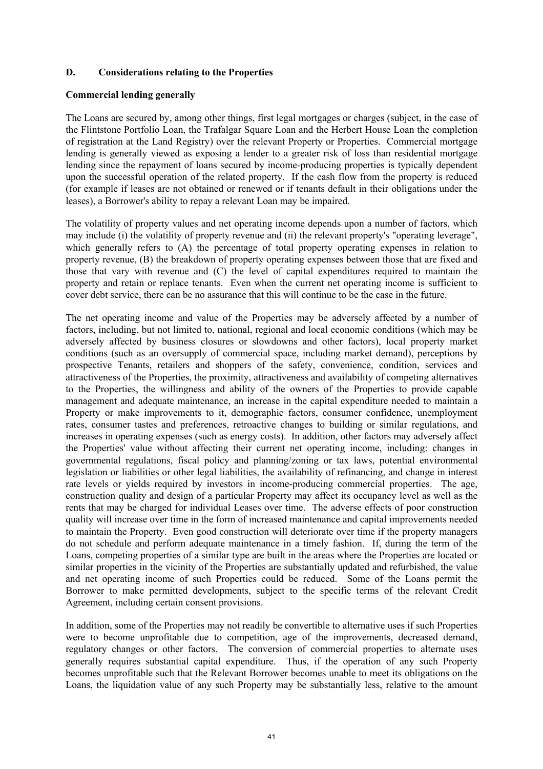## D. Considerations relating to the Properties

### Commercial lending generally

The Loans are secured by, among other things, first legal mortgages or charges (subject, in the case of the Flintstone Portfolio Loan, the Trafalgar Square Loan and the Herbert House Loan the completion of registration at the Land Registry) over the relevant Property or Properties. Commercial mortgage lending is generally viewed as exposing a lender to a greater risk of loss than residential mortgage lending since the repayment of loans secured by income-producing properties is typically dependent upon the successful operation of the related property. If the cash flow from the property is reduced (for example if leases are not obtained or renewed or if tenants default in their obligations under the leases), a Borrower's ability to repay a relevant Loan may be impaired.

The volatility of property values and net operating income depends upon a number of factors, which may include (i) the volatility of property revenue and (ii) the relevant property's "operating leverage", which generally refers to (A) the percentage of total property operating expenses in relation to property revenue, (B) the breakdown of property operating expenses between those that are fixed and those that vary with revenue and (C) the level of capital expenditures required to maintain the property and retain or replace tenants. Even when the current net operating income is sufficient to cover debt service, there can be no assurance that this will continue to be the case in the future.

The net operating income and value of the Properties may be adversely affected by a number of factors, including, but not limited to, national, regional and local economic conditions (which may be adversely affected by business closures or slowdowns and other factors), local property market conditions (such as an oversupply of commercial space, including market demand), perceptions by prospective Tenants, retailers and shoppers of the safety, convenience, condition, services and attractiveness of the Properties, the proximity, attractiveness and availability of competing alternatives to the Properties, the willingness and ability of the owners of the Properties to provide capable management and adequate maintenance, an increase in the capital expenditure needed to maintain a Property or make improvements to it, demographic factors, consumer confidence, unemployment rates, consumer tastes and preferences, retroactive changes to building or similar regulations, and increases in operating expenses (such as energy costs). In addition, other factors may adversely affect the Properties' value without affecting their current net operating income, including: changes in governmental regulations, fiscal policy and planning/zoning or tax laws, potential environmental legislation or liabilities or other legal liabilities, the availability of refinancing, and change in interest rate levels or yields required by investors in income-producing commercial properties. The age, construction quality and design of a particular Property may affect its occupancy level as well as the rents that may be charged for individual Leases over time. The adverse effects of poor construction quality will increase over time in the form of increased maintenance and capital improvements needed to maintain the Property. Even good construction will deteriorate over time if the property managers do not schedule and perform adequate maintenance in a timely fashion. If, during the term of the Loans, competing properties of a similar type are built in the areas where the Properties are located or similar properties in the vicinity of the Properties are substantially updated and refurbished, the value and net operating income of such Properties could be reduced. Some of the Loans permit the Borrower to make permitted developments, subject to the specific terms of the relevant Credit Agreement, including certain consent provisions.

In addition, some of the Properties may not readily be convertible to alternative uses if such Properties were to become unprofitable due to competition, age of the improvements, decreased demand, regulatory changes or other factors. The conversion of commercial properties to alternate uses generally requires substantial capital expenditure. Thus, if the operation of any such Property becomes unprofitable such that the Relevant Borrower becomes unable to meet its obligations on the Loans, the liquidation value of any such Property may be substantially less, relative to the amount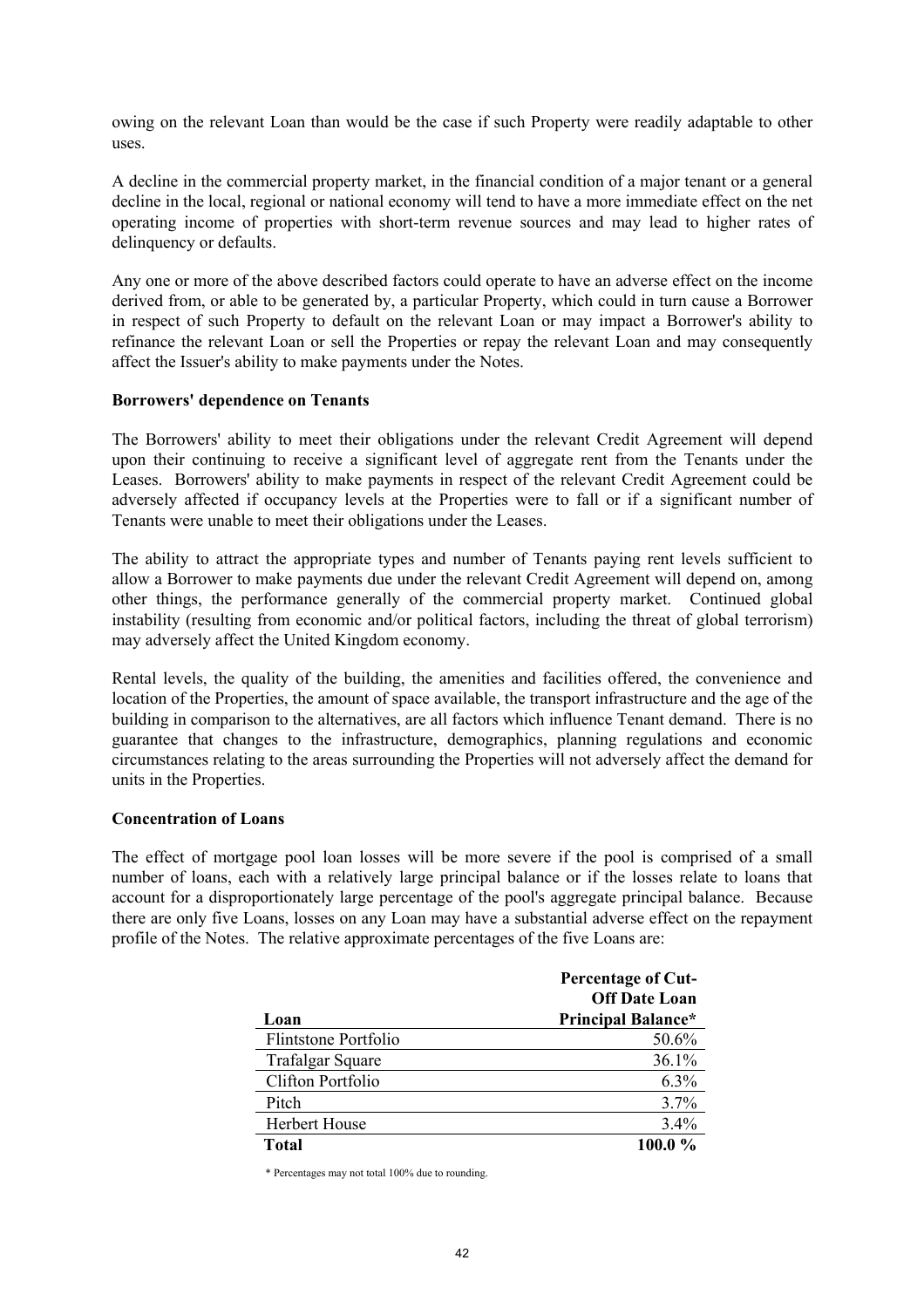owing on the relevant Loan than would be the case if such Property were readily adaptable to other uses.

A decline in the commercial property market, in the financial condition of a major tenant or a general decline in the local, regional or national economy will tend to have a more immediate effect on the net operating income of properties with short-term revenue sources and may lead to higher rates of delinquency or defaults.

Any one or more of the above described factors could operate to have an adverse effect on the income derived from, or able to be generated by, a particular Property, which could in turn cause a Borrower in respect of such Property to default on the relevant Loan or may impact a Borrower's ability to refinance the relevant Loan or sell the Properties or repay the relevant Loan and may consequently affect the Issuer's ability to make payments under the Notes.

**Borrowers' dependence on Tenants**

The Borrowers' ability to meet their obligations under the relevant Credit Agreement will depend upon their continuing to receive a significant level of aggregate rent from the Tenants under the Leases. Borrowers' ability to make payments in respect of the relevant Credit Agreement could be adversely affected if occupancy levels at the Properties were to fall or if a significant number of Tenants were unable to meet their obligations under the Leases.

The ability to attract the appropriate types and number of Tenants paying rent levels sufficient to allow a Borrower to make payments due under the relevant Credit Agreement will depend on, among other things, the performance generally of the commercial property market. Continued global instability (resulting from economic and/or political factors, including the threat of global terrorism) may adversely affect the United Kingdom economy.

Rental levels, the quality of the building, the amenities and facilities offered, the convenience and location of the Properties, the amount of space available, the transport infrastructure and the age of the building in comparison to the alternatives, are all factors which influence Tenant demand. There is no guarantee that changes to the infrastructure, demographics, planning regulations and economic circumstances relating to the areas surrounding the Properties will not adversely affect the demand for units in the Properties.

**Concentration of Loans**

The effect of mortgage pool loan losses will be more severe if the pool is comprised of a small number of loans, each with a relatively large principal balance or if the losses relate to loans that account for a disproportionately large percentage of the pool's aggregate principal balance. Because there are only five Loans, losses on any Loan may have a substantial adverse effect on the repayment profile of the Notes. The relative approximate percentages of the five Loans are:

| Loan | Percentage of Cut-Off Date Loan Principal Balance* |
|---|---:|
| Flintstone Portfolio | 50.6% |
| Trafalgar Square | 36.1% |
| Clifton Portfolio | 6.3% |
| Pitch | 3.7% |
| Herbert House | 3.4% |
| **Total** | **100.0 %** |

\* Percentages may not total 100% due to rounding.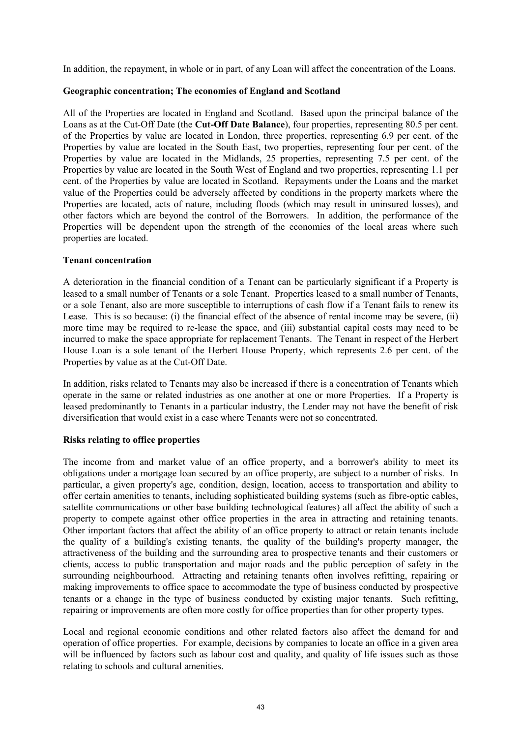In addition, the repayment, in whole or in part, of any Loan will affect the concentration of the Loans.

**Geographic concentration; The economies of England and Scotland**

All of the Properties are located in England and Scotland. Based upon the principal balance of the Loans as at the Cut-Off Date (the **Cut-Off Date Balance**), four properties, representing 80.5 per cent. of the Properties by value are located in London, three properties, representing 6.9 per cent. of the Properties by value are located in the South East, two properties, representing four per cent. of the Properties by value are located in the Midlands, 25 properties, representing 7.5 per cent. of the Properties by value are located in the South West of England and two properties, representing 1.1 per cent. of the Properties by value are located in Scotland. Repayments under the Loans and the market value of the Properties could be adversely affected by conditions in the property markets where the Properties are located, acts of nature, including floods (which may result in uninsured losses), and other factors which are beyond the control of the Borrowers. In addition, the performance of the Properties will be dependent upon the strength of the economies of the local areas where such properties are located.

**Tenant concentration**

A deterioration in the financial condition of a Tenant can be particularly significant if a Property is leased to a small number of Tenants or a sole Tenant. Properties leased to a small number of Tenants, or a sole Tenant, also are more susceptible to interruptions of cash flow if a Tenant fails to renew its Lease. This is so because: (i) the financial effect of the absence of rental income may be severe, (ii) more time may be required to re-lease the space, and (iii) substantial capital costs may need to be incurred to make the space appropriate for replacement Tenants. The Tenant in respect of the Herbert House Loan is a sole tenant of the Herbert House Property, which represents 2.6 per cent. of the Properties by value as at the Cut-Off Date.

In addition, risks related to Tenants may also be increased if there is a concentration of Tenants which operate in the same or related industries as one another at one or more Properties. If a Property is leased predominantly to Tenants in a particular industry, the Lender may not have the benefit of risk diversification that would exist in a case where Tenants were not so concentrated.

**Risks relating to office properties**

The income from and market value of an office property, and a borrower's ability to meet its obligations under a mortgage loan secured by an office property, are subject to a number of risks. In particular, a given property's age, condition, design, location, access to transportation and ability to offer certain amenities to tenants, including sophisticated building systems (such as fibre-optic cables, satellite communications or other base building technological features) all affect the ability of such a property to compete against other office properties in the area in attracting and retaining tenants. Other important factors that affect the ability of an office property to attract or retain tenants include the quality of a building's existing tenants, the quality of the building's property manager, the attractiveness of the building and the surrounding area to prospective tenants and their customers or clients, access to public transportation and major roads and the public perception of safety in the surrounding neighbourhood. Attracting and retaining tenants often involves refitting, repairing or making improvements to office space to accommodate the type of business conducted by prospective tenants or a change in the type of business conducted by existing major tenants. Such refitting, repairing or improvements are often more costly for office properties than for other property types.

Local and regional economic conditions and other related factors also affect the demand for and operation of office properties. For example, decisions by companies to locate an office in a given area will be influenced by factors such as labour cost and quality, and quality of life issues such as those relating to schools and cultural amenities.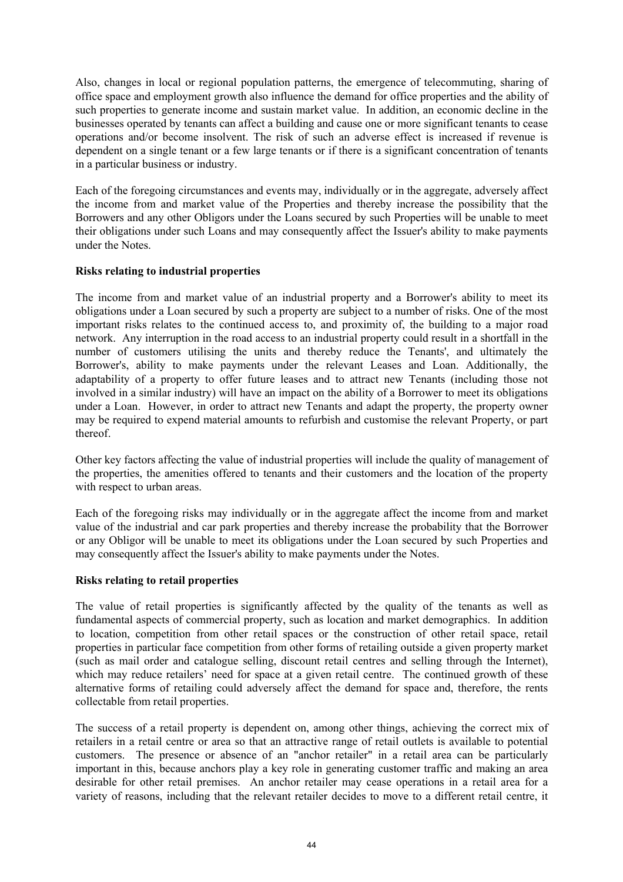Also, changes in local or regional population patterns, the emergence of telecommuting, sharing of office space and employment growth also influence the demand for office properties and the ability of such properties to generate income and sustain market value. In addition, an economic decline in the businesses operated by tenants can affect a building and cause one or more significant tenants to cease operations and/or become insolvent. The risk of such an adverse effect is increased if revenue is dependent on a single tenant or a few large tenants or if there is a significant concentration of tenants in a particular business or industry.

Each of the foregoing circumstances and events may, individually or in the aggregate, adversely affect the income from and market value of the Properties and thereby increase the possibility that the Borrowers and any other Obligors under the Loans secured by such Properties will be unable to meet their obligations under such Loans and may consequently affect the Issuer's ability to make payments under the Notes.

**Risks relating to industrial properties**

The income from and market value of an industrial property and a Borrower's ability to meet its obligations under a Loan secured by such a property are subject to a number of risks. One of the most important risks relates to the continued access to, and proximity of, the building to a major road network. Any interruption in the road access to an industrial property could result in a shortfall in the number of customers utilising the units and thereby reduce the Tenants', and ultimately the Borrower's, ability to make payments under the relevant Leases and Loan. Additionally, the adaptability of a property to offer future leases and to attract new Tenants (including those not involved in a similar industry) will have an impact on the ability of a Borrower to meet its obligations under a Loan. However, in order to attract new Tenants and adapt the property, the property owner may be required to expend material amounts to refurbish and customise the relevant Property, or part thereof.

Other key factors affecting the value of industrial properties will include the quality of management of the properties, the amenities offered to tenants and their customers and the location of the property with respect to urban areas.

Each of the foregoing risks may individually or in the aggregate affect the income from and market value of the industrial and car park properties and thereby increase the probability that the Borrower or any Obligor will be unable to meet its obligations under the Loan secured by such Properties and may consequently affect the Issuer's ability to make payments under the Notes.

**Risks relating to retail properties**

The value of retail properties is significantly affected by the quality of the tenants as well as fundamental aspects of commercial property, such as location and market demographics. In addition to location, competition from other retail spaces or the construction of other retail space, retail properties in particular face competition from other forms of retailing outside a given property market (such as mail order and catalogue selling, discount retail centres and selling through the Internet), which may reduce retailers' need for space at a given retail centre. The continued growth of these alternative forms of retailing could adversely affect the demand for space and, therefore, the rents collectable from retail properties.

The success of a retail property is dependent on, among other things, achieving the correct mix of retailers in a retail centre or area so that an attractive range of retail outlets is available to potential customers. The presence or absence of an "anchor retailer" in a retail area can be particularly important in this, because anchors play a key role in generating customer traffic and making an area desirable for other retail premises. An anchor retailer may cease operations in a retail area for a variety of reasons, including that the relevant retailer decides to move to a different retail centre, it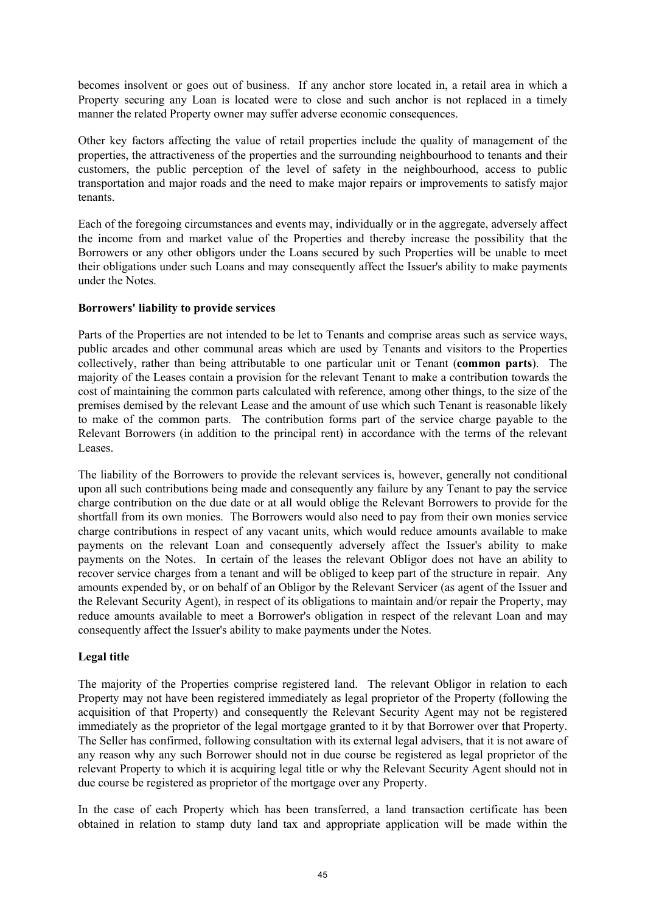becomes insolvent or goes out of business. If any anchor store located in, a retail area in which a Property securing any Loan is located were to close and such anchor is not replaced in a timely manner the related Property owner may suffer adverse economic consequences.

Other key factors affecting the value of retail properties include the quality of management of the properties, the attractiveness of the properties and the surrounding neighbourhood to tenants and their customers, the public perception of the level of safety in the neighbourhood, access to public transportation and major roads and the need to make major repairs or improvements to satisfy major tenants.

Each of the foregoing circumstances and events may, individually or in the aggregate, adversely affect the income from and market value of the Properties and thereby increase the possibility that the Borrowers or any other obligors under the Loans secured by such Properties will be unable to meet their obligations under such Loans and may consequently affect the Issuer's ability to make payments under the Notes.

**Borrowers' liability to provide services**

Parts of the Properties are not intended to be let to Tenants and comprise areas such as service ways, public arcades and other communal areas which are used by Tenants and visitors to the Properties collectively, rather than being attributable to one particular unit or Tenant (**common parts**). The majority of the Leases contain a provision for the relevant Tenant to make a contribution towards the cost of maintaining the common parts calculated with reference, among other things, to the size of the premises demised by the relevant Lease and the amount of use which such Tenant is reasonable likely to make of the common parts. The contribution forms part of the service charge payable to the Relevant Borrowers (in addition to the principal rent) in accordance with the terms of the relevant Leases.

The liability of the Borrowers to provide the relevant services is, however, generally not conditional upon all such contributions being made and consequently any failure by any Tenant to pay the service charge contribution on the due date or at all would oblige the Relevant Borrowers to provide for the shortfall from its own monies. The Borrowers would also need to pay from their own monies service charge contributions in respect of any vacant units, which would reduce amounts available to make payments on the relevant Loan and consequently adversely affect the Issuer's ability to make payments on the Notes. In certain of the leases the relevant Obligor does not have an ability to recover service charges from a tenant and will be obliged to keep part of the structure in repair. Any amounts expended by, or on behalf of an Obligor by the Relevant Servicer (as agent of the Issuer and the Relevant Security Agent), in respect of its obligations to maintain and/or repair the Property, may reduce amounts available to meet a Borrower's obligation in respect of the relevant Loan and may consequently affect the Issuer's ability to make payments under the Notes.

**Legal title**

The majority of the Properties comprise registered land. The relevant Obligor in relation to each Property may not have been registered immediately as legal proprietor of the Property (following the acquisition of that Property) and consequently the Relevant Security Agent may not be registered immediately as the proprietor of the legal mortgage granted to it by that Borrower over that Property. The Seller has confirmed, following consultation with its external legal advisers, that it is not aware of any reason why any such Borrower should not in due course be registered as legal proprietor of the relevant Property to which it is acquiring legal title or why the Relevant Security Agent should not in due course be registered as proprietor of the mortgage over any Property.

In the case of each Property which has been transferred, a land transaction certificate has been obtained in relation to stamp duty land tax and appropriate application will be made within the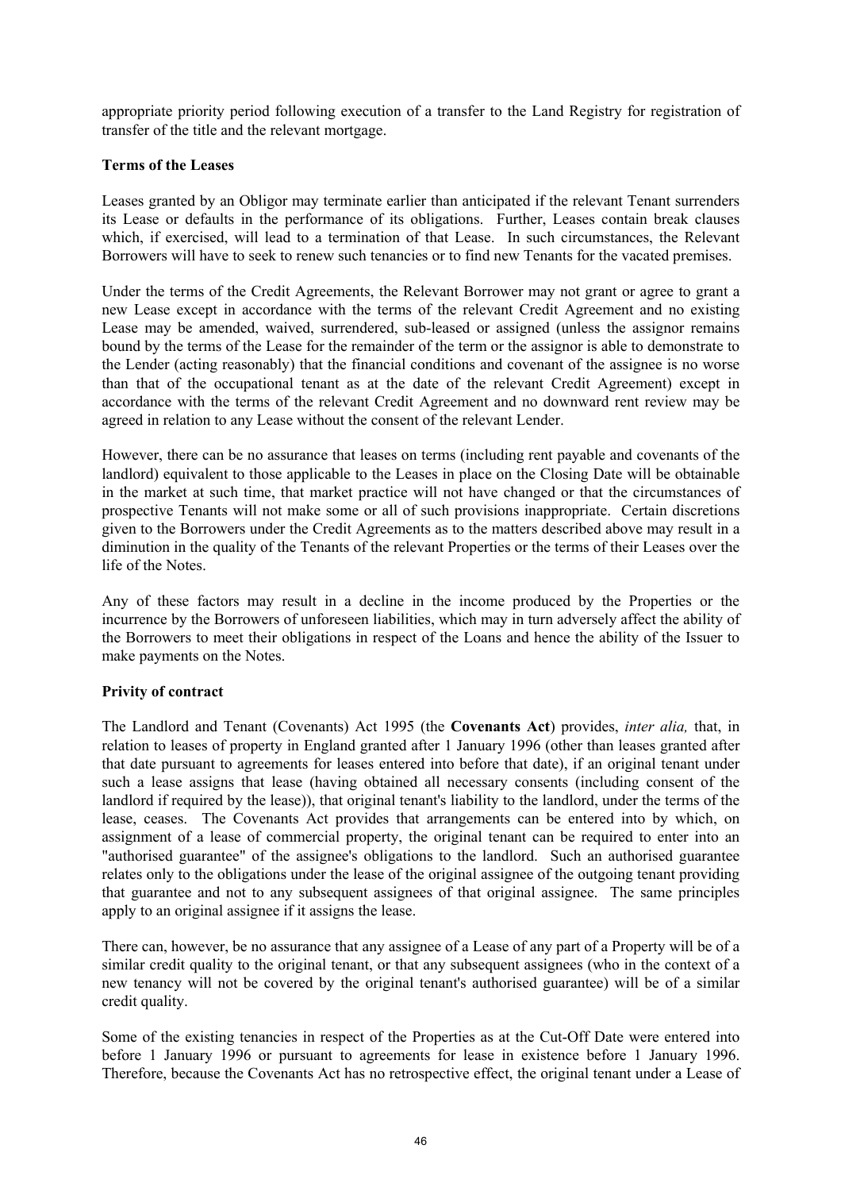appropriate priority period following execution of a transfer to the Land Registry for registration of transfer of the title and the relevant mortgage.

**Terms of the Leases**

Leases granted by an Obligor may terminate earlier than anticipated if the relevant Tenant surrenders its Lease or defaults in the performance of its obligations. Further, Leases contain break clauses which, if exercised, will lead to a termination of that Lease. In such circumstances, the Relevant Borrowers will have to seek to renew such tenancies or to find new Tenants for the vacated premises.

Under the terms of the Credit Agreements, the Relevant Borrower may not grant or agree to grant a new Lease except in accordance with the terms of the relevant Credit Agreement and no existing Lease may be amended, waived, surrendered, sub-leased or assigned (unless the assignor remains bound by the terms of the Lease for the remainder of the term or the assignor is able to demonstrate to the Lender (acting reasonably) that the financial conditions and covenant of the assignee is no worse than that of the occupational tenant as at the date of the relevant Credit Agreement) except in accordance with the terms of the relevant Credit Agreement and no downward rent review may be agreed in relation to any Lease without the consent of the relevant Lender.

However, there can be no assurance that leases on terms (including rent payable and covenants of the landlord) equivalent to those applicable to the Leases in place on the Closing Date will be obtainable in the market at such time, that market practice will not have changed or that the circumstances of prospective Tenants will not make some or all of such provisions inappropriate. Certain discretions given to the Borrowers under the Credit Agreements as to the matters described above may result in a diminution in the quality of the Tenants of the relevant Properties or the terms of their Leases over the life of the Notes.

Any of these factors may result in a decline in the income produced by the Properties or the incurrence by the Borrowers of unforeseen liabilities, which may in turn adversely affect the ability of the Borrowers to meet their obligations in respect of the Loans and hence the ability of the Issuer to make payments on the Notes.

**Privity of contract**

The Landlord and Tenant (Covenants) Act 1995 (the **Covenants Act**) provides, *inter alia,* that, in relation to leases of property in England granted after 1 January 1996 (other than leases granted after that date pursuant to agreements for leases entered into before that date), if an original tenant under such a lease assigns that lease (having obtained all necessary consents (including consent of the landlord if required by the lease)), that original tenant's liability to the landlord, under the terms of the lease, ceases. The Covenants Act provides that arrangements can be entered into by which, on assignment of a lease of commercial property, the original tenant can be required to enter into an "authorised guarantee" of the assignee's obligations to the landlord. Such an authorised guarantee relates only to the obligations under the lease of the original assignee of the outgoing tenant providing that guarantee and not to any subsequent assignees of that original assignee. The same principles apply to an original assignee if it assigns the lease.

There can, however, be no assurance that any assignee of a Lease of any part of a Property will be of a similar credit quality to the original tenant, or that any subsequent assignees (who in the context of a new tenancy will not be covered by the original tenant's authorised guarantee) will be of a similar credit quality.

Some of the existing tenancies in respect of the Properties as at the Cut-Off Date were entered into before 1 January 1996 or pursuant to agreements for lease in existence before 1 January 1996. Therefore, because the Covenants Act has no retrospective effect, the original tenant under a Lease of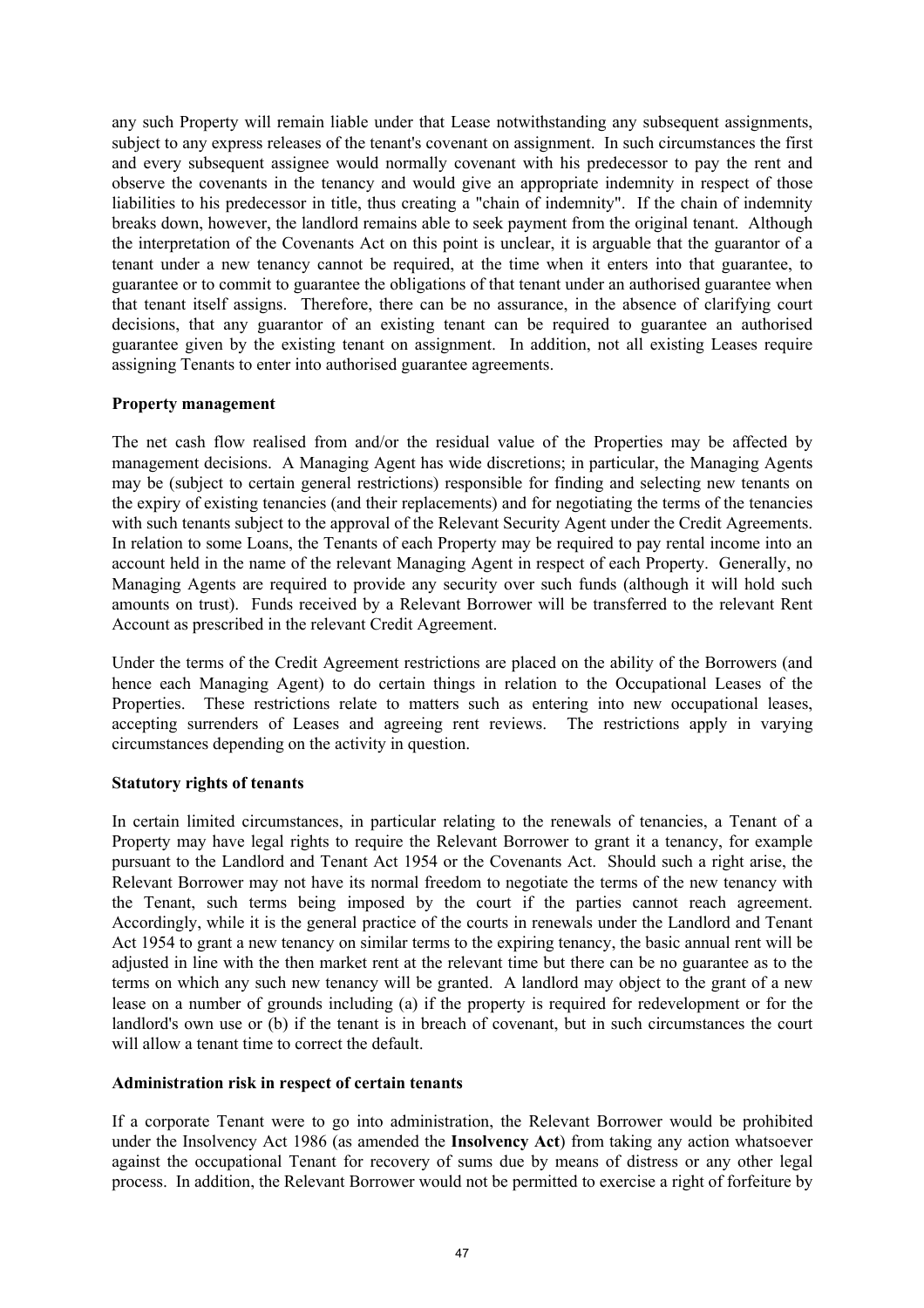any such Property will remain liable under that Lease notwithstanding any subsequent assignments, subject to any express releases of the tenant's covenant on assignment. In such circumstances the first and every subsequent assignee would normally covenant with his predecessor to pay the rent and observe the covenants in the tenancy and would give an appropriate indemnity in respect of those liabilities to his predecessor in title, thus creating a "chain of indemnity". If the chain of indemnity breaks down, however, the landlord remains able to seek payment from the original tenant. Although the interpretation of the Covenants Act on this point is unclear, it is arguable that the guarantor of a tenant under a new tenancy cannot be required, at the time when it enters into that guarantee, to guarantee or to commit to guarantee the obligations of that tenant under an authorised guarantee when that tenant itself assigns. Therefore, there can be no assurance, in the absence of clarifying court decisions, that any guarantor of an existing tenant can be required to guarantee an authorised guarantee given by the existing tenant on assignment. In addition, not all existing Leases require assigning Tenants to enter into authorised guarantee agreements.

**Property management**

The net cash flow realised from and/or the residual value of the Properties may be affected by management decisions. A Managing Agent has wide discretions; in particular, the Managing Agents may be (subject to certain general restrictions) responsible for finding and selecting new tenants on the expiry of existing tenancies (and their replacements) and for negotiating the terms of the tenancies with such tenants subject to the approval of the Relevant Security Agent under the Credit Agreements. In relation to some Loans, the Tenants of each Property may be required to pay rental income into an account held in the name of the relevant Managing Agent in respect of each Property. Generally, no Managing Agents are required to provide any security over such funds (although it will hold such amounts on trust). Funds received by a Relevant Borrower will be transferred to the relevant Rent Account as prescribed in the relevant Credit Agreement.

Under the terms of the Credit Agreement restrictions are placed on the ability of the Borrowers (and hence each Managing Agent) to do certain things in relation to the Occupational Leases of the Properties. These restrictions relate to matters such as entering into new occupational leases, accepting surrenders of Leases and agreeing rent reviews. The restrictions apply in varying circumstances depending on the activity in question.

**Statutory rights of tenants**

In certain limited circumstances, in particular relating to the renewals of tenancies, a Tenant of a Property may have legal rights to require the Relevant Borrower to grant it a tenancy, for example pursuant to the Landlord and Tenant Act 1954 or the Covenants Act. Should such a right arise, the Relevant Borrower may not have its normal freedom to negotiate the terms of the new tenancy with the Tenant, such terms being imposed by the court if the parties cannot reach agreement. Accordingly, while it is the general practice of the courts in renewals under the Landlord and Tenant Act 1954 to grant a new tenancy on similar terms to the expiring tenancy, the basic annual rent will be adjusted in line with the then market rent at the relevant time but there can be no guarantee as to the terms on which any such new tenancy will be granted. A landlord may object to the grant of a new lease on a number of grounds including (a) if the property is required for redevelopment or for the landlord's own use or (b) if the tenant is in breach of covenant, but in such circumstances the court will allow a tenant time to correct the default.

**Administration risk in respect of certain tenants**

If a corporate Tenant were to go into administration, the Relevant Borrower would be prohibited under the Insolvency Act 1986 (as amended the **Insolvency Act**) from taking any action whatsoever against the occupational Tenant for recovery of sums due by means of distress or any other legal process. In addition, the Relevant Borrower would not be permitted to exercise a right of forfeiture by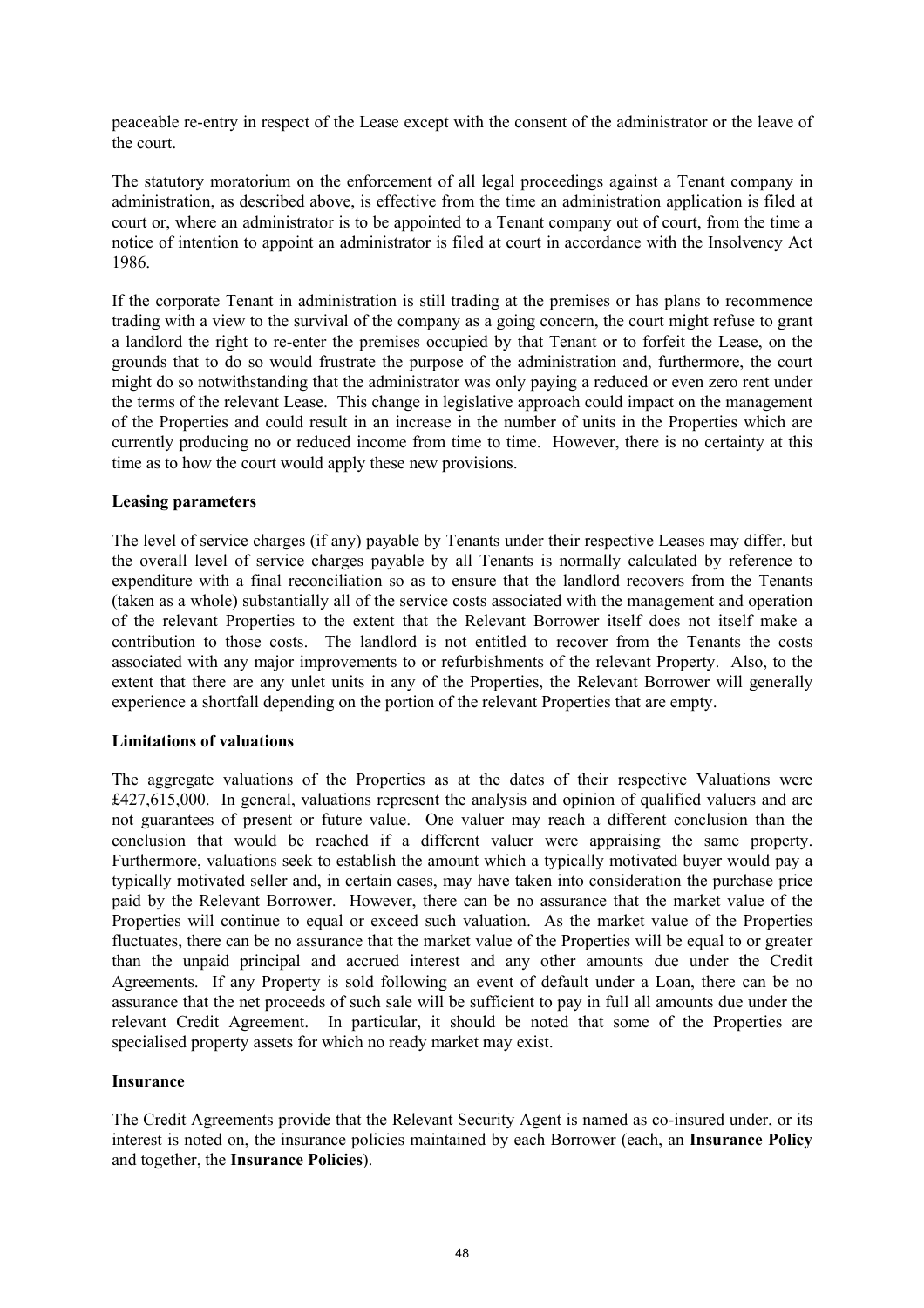peaceable re-entry in respect of the Lease except with the consent of the administrator or the leave of the court.

The statutory moratorium on the enforcement of all legal proceedings against a Tenant company in administration, as described above, is effective from the time an administration application is filed at court or, where an administrator is to be appointed to a Tenant company out of court, from the time a notice of intention to appoint an administrator is filed at court in accordance with the Insolvency Act 1986.

If the corporate Tenant in administration is still trading at the premises or has plans to recommence trading with a view to the survival of the company as a going concern, the court might refuse to grant a landlord the right to re-enter the premises occupied by that Tenant or to forfeit the Lease, on the grounds that to do so would frustrate the purpose of the administration and, furthermore, the court might do so notwithstanding that the administrator was only paying a reduced or even zero rent under the terms of the relevant Lease. This change in legislative approach could impact on the management of the Properties and could result in an increase in the number of units in the Properties which are currently producing no or reduced income from time to time. However, there is no certainty at this time as to how the court would apply these new provisions.

**Leasing parameters**

The level of service charges (if any) payable by Tenants under their respective Leases may differ, but the overall level of service charges payable by all Tenants is normally calculated by reference to expenditure with a final reconciliation so as to ensure that the landlord recovers from the Tenants (taken as a whole) substantially all of the service costs associated with the management and operation of the relevant Properties to the extent that the Relevant Borrower itself does not itself make a contribution to those costs. The landlord is not entitled to recover from the Tenants the costs associated with any major improvements to or refurbishments of the relevant Property. Also, to the extent that there are any unlet units in any of the Properties, the Relevant Borrower will generally experience a shortfall depending on the portion of the relevant Properties that are empty.

**Limitations of valuations**

The aggregate valuations of the Properties as at the dates of their respective Valuations were £427,615,000. In general, valuations represent the analysis and opinion of qualified valuers and are not guarantees of present or future value. One valuer may reach a different conclusion than the conclusion that would be reached if a different valuer were appraising the same property. Furthermore, valuations seek to establish the amount which a typically motivated buyer would pay a typically motivated seller and, in certain cases, may have taken into consideration the purchase price paid by the Relevant Borrower. However, there can be no assurance that the market value of the Properties will continue to equal or exceed such valuation. As the market value of the Properties fluctuates, there can be no assurance that the market value of the Properties will be equal to or greater than the unpaid principal and accrued interest and any other amounts due under the Credit Agreements. If any Property is sold following an event of default under a Loan, there can be no assurance that the net proceeds of such sale will be sufficient to pay in full all amounts due under the relevant Credit Agreement. In particular, it should be noted that some of the Properties are specialised property assets for which no ready market may exist.

**Insurance**

The Credit Agreements provide that the Relevant Security Agent is named as co-insured under, or its interest is noted on, the insurance policies maintained by each Borrower (each, an **Insurance Policy** and together, the **Insurance Policies**).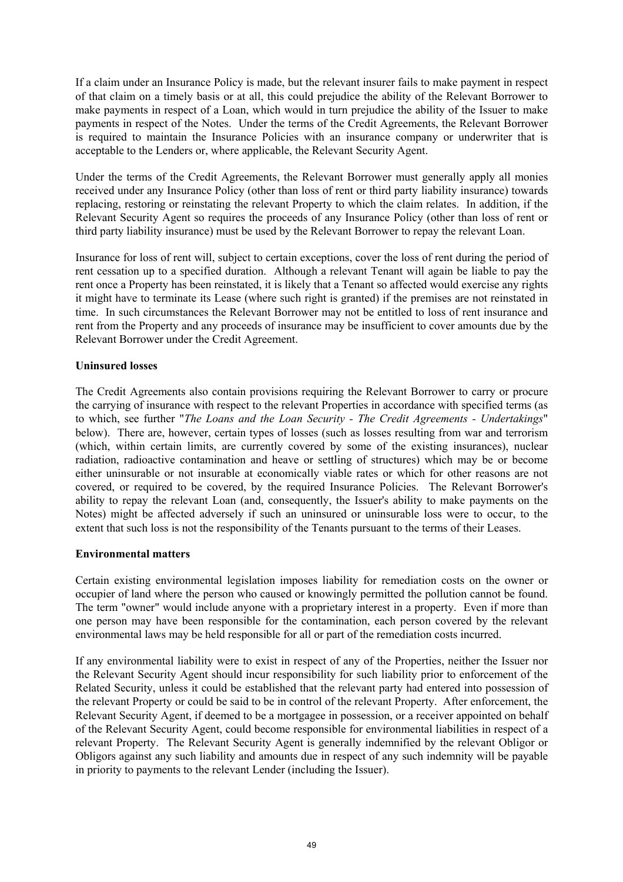If a claim under an Insurance Policy is made, but the relevant insurer fails to make payment in respect of that claim on a timely basis or at all, this could prejudice the ability of the Relevant Borrower to make payments in respect of a Loan, which would in turn prejudice the ability of the Issuer to make payments in respect of the Notes. Under the terms of the Credit Agreements, the Relevant Borrower is required to maintain the Insurance Policies with an insurance company or underwriter that is acceptable to the Lenders or, where applicable, the Relevant Security Agent.

Under the terms of the Credit Agreements, the Relevant Borrower must generally apply all monies received under any Insurance Policy (other than loss of rent or third party liability insurance) towards replacing, restoring or reinstating the relevant Property to which the claim relates. In addition, if the Relevant Security Agent so requires the proceeds of any Insurance Policy (other than loss of rent or third party liability insurance) must be used by the Relevant Borrower to repay the relevant Loan.

Insurance for loss of rent will, subject to certain exceptions, cover the loss of rent during the period of rent cessation up to a specified duration. Although a relevant Tenant will again be liable to pay the rent once a Property has been reinstated, it is likely that a Tenant so affected would exercise any rights it might have to terminate its Lease (where such right is granted) if the premises are not reinstated in time. In such circumstances the Relevant Borrower may not be entitled to loss of rent insurance and rent from the Property and any proceeds of insurance may be insufficient to cover amounts due by the Relevant Borrower under the Credit Agreement.

**Uninsured losses**

The Credit Agreements also contain provisions requiring the Relevant Borrower to carry or procure the carrying of insurance with respect to the relevant Properties in accordance with specified terms (as to which, see further "*The Loans and the Loan Security - The Credit Agreements - Undertakings*" below). There are, however, certain types of losses (such as losses resulting from war and terrorism (which, within certain limits, are currently covered by some of the existing insurances), nuclear radiation, radioactive contamination and heave or settling of structures) which may be or become either uninsurable or not insurable at economically viable rates or which for other reasons are not covered, or required to be covered, by the required Insurance Policies. The Relevant Borrower's ability to repay the relevant Loan (and, consequently, the Issuer's ability to make payments on the Notes) might be affected adversely if such an uninsured or uninsurable loss were to occur, to the extent that such loss is not the responsibility of the Tenants pursuant to the terms of their Leases.

**Environmental matters**

Certain existing environmental legislation imposes liability for remediation costs on the owner or occupier of land where the person who caused or knowingly permitted the pollution cannot be found. The term "owner" would include anyone with a proprietary interest in a property. Even if more than one person may have been responsible for the contamination, each person covered by the relevant environmental laws may be held responsible for all or part of the remediation costs incurred.

If any environmental liability were to exist in respect of any of the Properties, neither the Issuer nor the Relevant Security Agent should incur responsibility for such liability prior to enforcement of the Related Security, unless it could be established that the relevant party had entered into possession of the relevant Property or could be said to be in control of the relevant Property. After enforcement, the Relevant Security Agent, if deemed to be a mortgagee in possession, or a receiver appointed on behalf of the Relevant Security Agent, could become responsible for environmental liabilities in respect of a relevant Property. The Relevant Security Agent is generally indemnified by the relevant Obligor or Obligors against any such liability and amounts due in respect of any such indemnity will be payable in priority to payments to the relevant Lender (including the Issuer).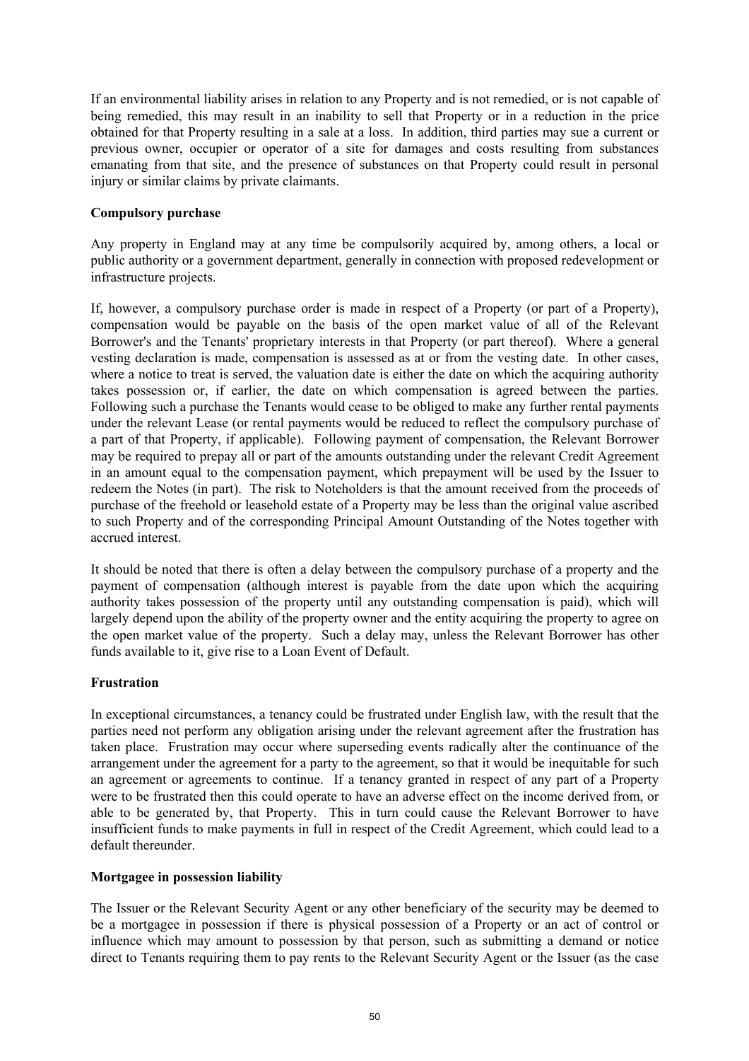If an environmental liability arises in relation to any Property and is not remedied, or is not capable of being remedied, this may result in an inability to sell that Property or in a reduction in the price obtained for that Property resulting in a sale at a loss. In addition, third parties may sue a current or previous owner, occupier or operator of a site for damages and costs resulting from substances emanating from that site, and the presence of substances on that Property could result in personal injury or similar claims by private claimants.

**Compulsory purchase**

Any property in England may at any time be compulsorily acquired by, among others, a local or public authority or a government department, generally in connection with proposed redevelopment or infrastructure projects.

If, however, a compulsory purchase order is made in respect of a Property (or part of a Property), compensation would be payable on the basis of the open market value of all of the Relevant Borrower's and the Tenants' proprietary interests in that Property (or part thereof). Where a general vesting declaration is made, compensation is assessed as at or from the vesting date. In other cases, where a notice to treat is served, the valuation date is either the date on which the acquiring authority takes possession or, if earlier, the date on which compensation is agreed between the parties. Following such a purchase the Tenants would cease to be obliged to make any further rental payments under the relevant Lease (or rental payments would be reduced to reflect the compulsory purchase of a part of that Property, if applicable). Following payment of compensation, the Relevant Borrower may be required to prepay all or part of the amounts outstanding under the relevant Credit Agreement in an amount equal to the compensation payment, which prepayment will be used by the Issuer to redeem the Notes (in part). The risk to Noteholders is that the amount received from the proceeds of purchase of the freehold or leasehold estate of a Property may be less than the original value ascribed to such Property and of the corresponding Principal Amount Outstanding of the Notes together with accrued interest.

It should be noted that there is often a delay between the compulsory purchase of a property and the payment of compensation (although interest is payable from the date upon which the acquiring authority takes possession of the property until any outstanding compensation is paid), which will largely depend upon the ability of the property owner and the entity acquiring the property to agree on the open market value of the property. Such a delay may, unless the Relevant Borrower has other funds available to it, give rise to a Loan Event of Default.

**Frustration**

In exceptional circumstances, a tenancy could be frustrated under English law, with the result that the parties need not perform any obligation arising under the relevant agreement after the frustration has taken place. Frustration may occur where superseding events radically alter the continuance of the arrangement under the agreement for a party to the agreement, so that it would be inequitable for such an agreement or agreements to continue. If a tenancy granted in respect of any part of a Property were to be frustrated then this could operate to have an adverse effect on the income derived from, or able to be generated by, that Property. This in turn could cause the Relevant Borrower to have insufficient funds to make payments in full in respect of the Credit Agreement, which could lead to a default thereunder.

**Mortgagee in possession liability**

The Issuer or the Relevant Security Agent or any other beneficiary of the security may be deemed to be a mortgagee in possession if there is physical possession of a Property or an act of control or influence which may amount to possession by that person, such as submitting a demand or notice direct to Tenants requiring them to pay rents to the Relevant Security Agent or the Issuer (as the case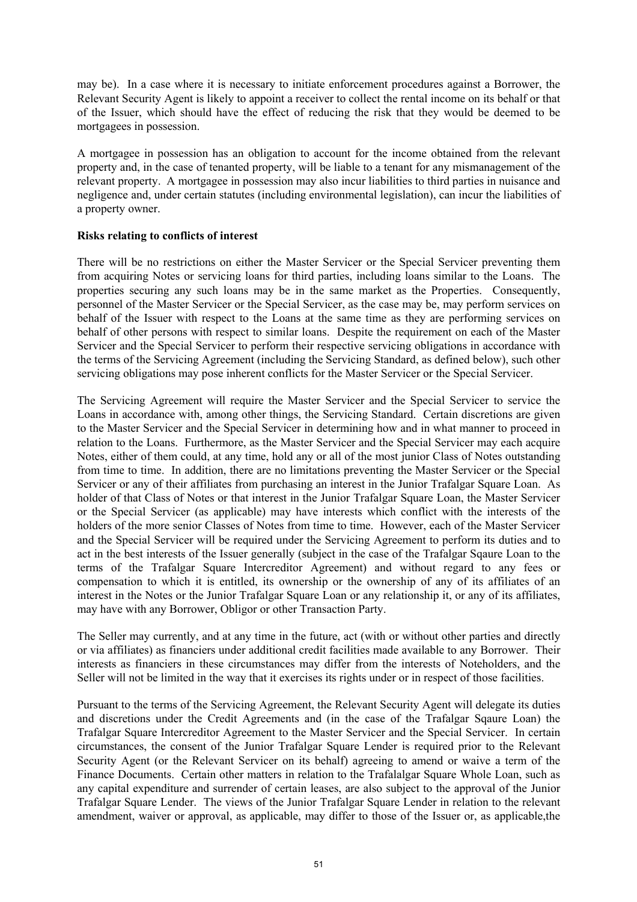may be). In a case where it is necessary to initiate enforcement procedures against a Borrower, the Relevant Security Agent is likely to appoint a receiver to collect the rental income on its behalf or that of the Issuer, which should have the effect of reducing the risk that they would be deemed to be mortgagees in possession.

A mortgagee in possession has an obligation to account for the income obtained from the relevant property and, in the case of tenanted property, will be liable to a tenant for any mismanagement of the relevant property. A mortgagee in possession may also incur liabilities to third parties in nuisance and negligence and, under certain statutes (including environmental legislation), can incur the liabilities of a property owner.

**Risks relating to conflicts of interest**

There will be no restrictions on either the Master Servicer or the Special Servicer preventing them from acquiring Notes or servicing loans for third parties, including loans similar to the Loans. The properties securing any such loans may be in the same market as the Properties. Consequently, personnel of the Master Servicer or the Special Servicer, as the case may be, may perform services on behalf of the Issuer with respect to the Loans at the same time as they are performing services on behalf of other persons with respect to similar loans. Despite the requirement on each of the Master Servicer and the Special Servicer to perform their respective servicing obligations in accordance with the terms of the Servicing Agreement (including the Servicing Standard, as defined below), such other servicing obligations may pose inherent conflicts for the Master Servicer or the Special Servicer.

The Servicing Agreement will require the Master Servicer and the Special Servicer to service the Loans in accordance with, among other things, the Servicing Standard. Certain discretions are given to the Master Servicer and the Special Servicer in determining how and in what manner to proceed in relation to the Loans. Furthermore, as the Master Servicer and the Special Servicer may each acquire Notes, either of them could, at any time, hold any or all of the most junior Class of Notes outstanding from time to time. In addition, there are no limitations preventing the Master Servicer or the Special Servicer or any of their affiliates from purchasing an interest in the Junior Trafalgar Square Loan. As holder of that Class of Notes or that interest in the Junior Trafalgar Square Loan, the Master Servicer or the Special Servicer (as applicable) may have interests which conflict with the interests of the holders of the more senior Classes of Notes from time to time. However, each of the Master Servicer and the Special Servicer will be required under the Servicing Agreement to perform its duties and to act in the best interests of the Issuer generally (subject in the case of the Trafalgar Sqaure Loan to the terms of the Trafalgar Square Intercreditor Agreement) and without regard to any fees or compensation to which it is entitled, its ownership or the ownership of any of its affiliates of an interest in the Notes or the Junior Trafalgar Square Loan or any relationship it, or any of its affiliates, may have with any Borrower, Obligor or other Transaction Party.

The Seller may currently, and at any time in the future, act (with or without other parties and directly or via affiliates) as financiers under additional credit facilities made available to any Borrower. Their interests as financiers in these circumstances may differ from the interests of Noteholders, and the Seller will not be limited in the way that it exercises its rights under or in respect of those facilities.

Pursuant to the terms of the Servicing Agreement, the Relevant Security Agent will delegate its duties and discretions under the Credit Agreements and (in the case of the Trafalgar Sqaure Loan) the Trafalgar Square Intercreditor Agreement to the Master Servicer and the Special Servicer. In certain circumstances, the consent of the Junior Trafalgar Square Lender is required prior to the Relevant Security Agent (or the Relevant Servicer on its behalf) agreeing to amend or waive a term of the Finance Documents. Certain other matters in relation to the Trafalalgar Square Whole Loan, such as any capital expenditure and surrender of certain leases, are also subject to the approval of the Junior Trafalgar Square Lender. The views of the Junior Trafalgar Square Lender in relation to the relevant amendment, waiver or approval, as applicable, may differ to those of the Issuer or, as applicable,the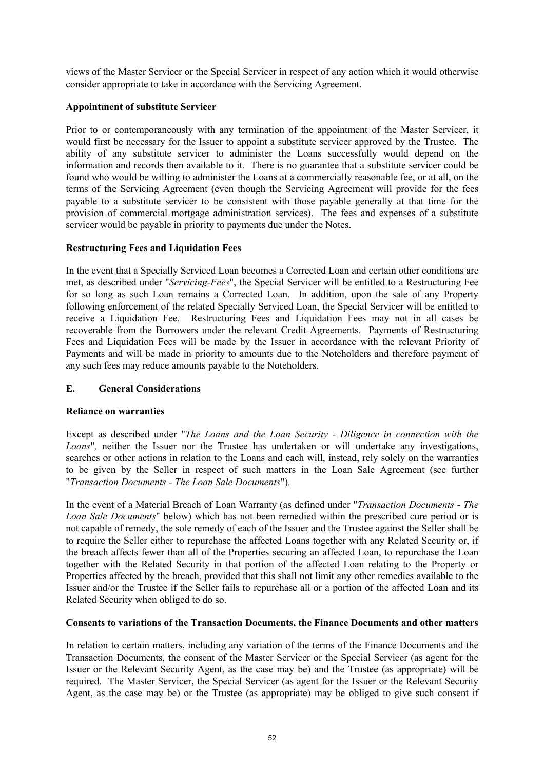views of the Master Servicer or the Special Servicer in respect of any action which it would otherwise consider appropriate to take in accordance with the Servicing Agreement.

**Appointment of substitute Servicer**

Prior to or contemporaneously with any termination of the appointment of the Master Servicer, it would first be necessary for the Issuer to appoint a substitute servicer approved by the Trustee. The ability of any substitute servicer to administer the Loans successfully would depend on the information and records then available to it. There is no guarantee that a substitute servicer could be found who would be willing to administer the Loans at a commercially reasonable fee, or at all, on the terms of the Servicing Agreement (even though the Servicing Agreement will provide for the fees payable to a substitute servicer to be consistent with those payable generally at that time for the provision of commercial mortgage administration services). The fees and expenses of a substitute servicer would be payable in priority to payments due under the Notes.

**Restructuring Fees and Liquidation Fees**

In the event that a Specially Serviced Loan becomes a Corrected Loan and certain other conditions are met, as described under "*Servicing-Fees*", the Special Servicer will be entitled to a Restructuring Fee for so long as such Loan remains a Corrected Loan. In addition, upon the sale of any Property following enforcement of the related Specially Serviced Loan, the Special Servicer will be entitled to receive a Liquidation Fee. Restructuring Fees and Liquidation Fees may not in all cases be recoverable from the Borrowers under the relevant Credit Agreements. Payments of Restructuring Fees and Liquidation Fees will be made by the Issuer in accordance with the relevant Priority of Payments and will be made in priority to amounts due to the Noteholders and therefore payment of any such fees may reduce amounts payable to the Noteholders.

## E. General Considerations

**Reliance on warranties**

Except as described under "*The Loans and the Loan Security - Diligence in connection with the Loans*", neither the Issuer nor the Trustee has undertaken or will undertake any investigations, searches or other actions in relation to the Loans and each will, instead, rely solely on the warranties to be given by the Seller in respect of such matters in the Loan Sale Agreement (see further "*Transaction Documents - The Loan Sale Documents*").

In the event of a Material Breach of Loan Warranty (as defined under "*Transaction Documents - The Loan Sale Documents*" below) which has not been remedied within the prescribed cure period or is not capable of remedy, the sole remedy of each of the Issuer and the Trustee against the Seller shall be to require the Seller either to repurchase the affected Loans together with any Related Security or, if the breach affects fewer than all of the Properties securing an affected Loan, to repurchase the Loan together with the Related Security in that portion of the affected Loan relating to the Property or Properties affected by the breach, provided that this shall not limit any other remedies available to the Issuer and/or the Trustee if the Seller fails to repurchase all or a portion of the affected Loan and its Related Security when obliged to do so.

**Consents to variations of the Transaction Documents, the Finance Documents and other matters**

In relation to certain matters, including any variation of the terms of the Finance Documents and the Transaction Documents, the consent of the Master Servicer or the Special Servicer (as agent for the Issuer or the Relevant Security Agent, as the case may be) and the Trustee (as appropriate) will be required. The Master Servicer, the Special Servicer (as agent for the Issuer or the Relevant Security Agent, as the case may be) or the Trustee (as appropriate) may be obliged to give such consent if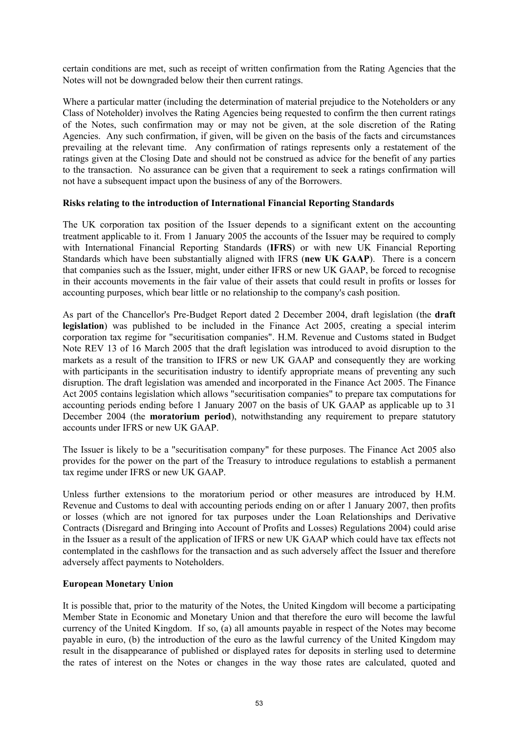certain conditions are met, such as receipt of written confirmation from the Rating Agencies that the Notes will not be downgraded below their then current ratings.

Where a particular matter (including the determination of material prejudice to the Noteholders or any Class of Noteholder) involves the Rating Agencies being requested to confirm the then current ratings of the Notes, such confirmation may or may not be given, at the sole discretion of the Rating Agencies. Any such confirmation, if given, will be given on the basis of the facts and circumstances prevailing at the relevant time. Any confirmation of ratings represents only a restatement of the ratings given at the Closing Date and should not be construed as advice for the benefit of any parties to the transaction. No assurance can be given that a requirement to seek a ratings confirmation will not have a subsequent impact upon the business of any of the Borrowers.

**Risks relating to the introduction of International Financial Reporting Standards**

The UK corporation tax position of the Issuer depends to a significant extent on the accounting treatment applicable to it. From 1 January 2005 the accounts of the Issuer may be required to comply with International Financial Reporting Standards (**IFRS**) or with new UK Financial Reporting Standards which have been substantially aligned with IFRS (**new UK GAAP**). There is a concern that companies such as the Issuer, might, under either IFRS or new UK GAAP, be forced to recognise in their accounts movements in the fair value of their assets that could result in profits or losses for accounting purposes, which bear little or no relationship to the company's cash position.

As part of the Chancellor's Pre-Budget Report dated 2 December 2004, draft legislation (the **draft legislation**) was published to be included in the Finance Act 2005, creating a special interim corporation tax regime for "securitisation companies". H.M. Revenue and Customs stated in Budget Note REV 13 of 16 March 2005 that the draft legislation was introduced to avoid disruption to the markets as a result of the transition to IFRS or new UK GAAP and consequently they are working with participants in the securitisation industry to identify appropriate means of preventing any such disruption. The draft legislation was amended and incorporated in the Finance Act 2005. The Finance Act 2005 contains legislation which allows "securitisation companies" to prepare tax computations for accounting periods ending before 1 January 2007 on the basis of UK GAAP as applicable up to 31 December 2004 (the **moratorium period**), notwithstanding any requirement to prepare statutory accounts under IFRS or new UK GAAP.

The Issuer is likely to be a "securitisation company" for these purposes. The Finance Act 2005 also provides for the power on the part of the Treasury to introduce regulations to establish a permanent tax regime under IFRS or new UK GAAP.

Unless further extensions to the moratorium period or other measures are introduced by H.M. Revenue and Customs to deal with accounting periods ending on or after 1 January 2007, then profits or losses (which are not ignored for tax purposes under the Loan Relationships and Derivative Contracts (Disregard and Bringing into Account of Profits and Losses) Regulations 2004) could arise in the Issuer as a result of the application of IFRS or new UK GAAP which could have tax effects not contemplated in the cashflows for the transaction and as such adversely affect the Issuer and therefore adversely affect payments to Noteholders.

**European Monetary Union**

It is possible that, prior to the maturity of the Notes, the United Kingdom will become a participating Member State in Economic and Monetary Union and that therefore the euro will become the lawful currency of the United Kingdom. If so, (a) all amounts payable in respect of the Notes may become payable in euro, (b) the introduction of the euro as the lawful currency of the United Kingdom may result in the disappearance of published or displayed rates for deposits in sterling used to determine the rates of interest on the Notes or changes in the way those rates are calculated, quoted and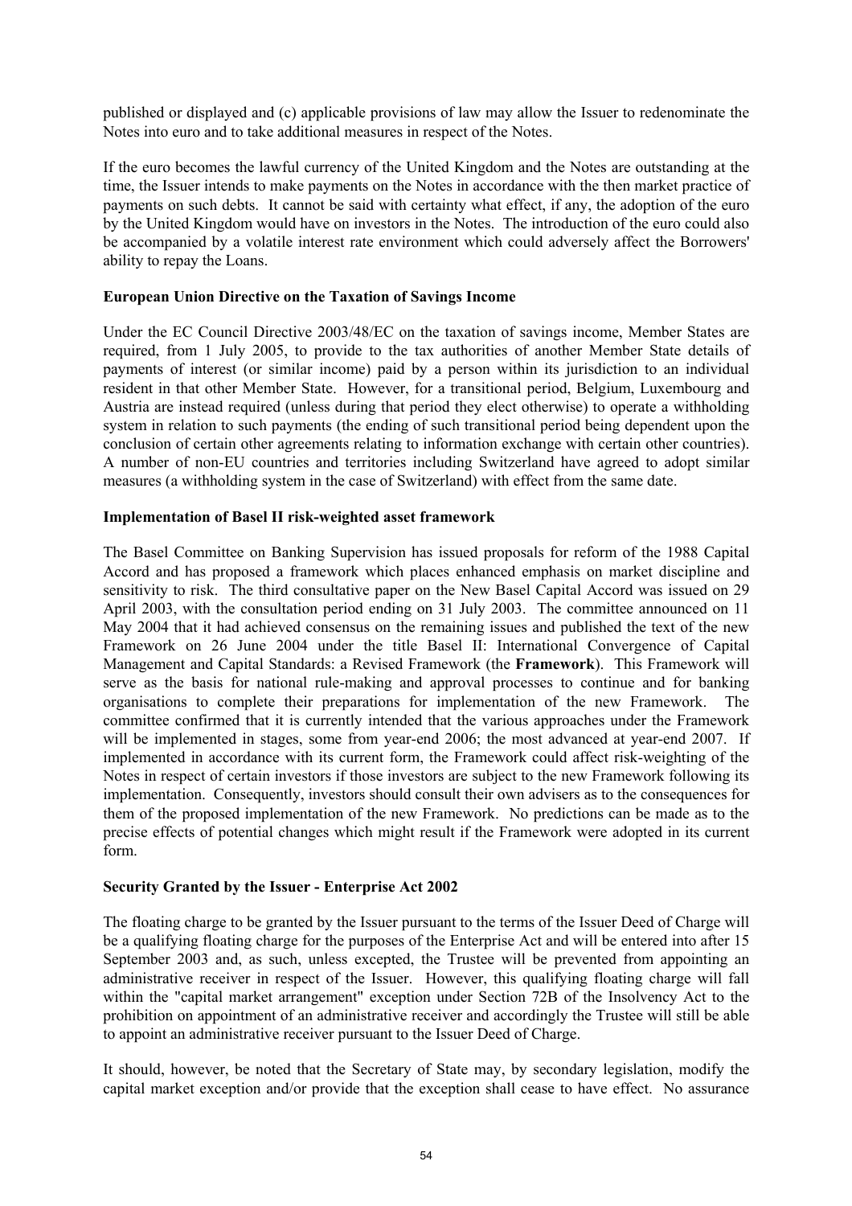published or displayed and (c) applicable provisions of law may allow the Issuer to redenominate the Notes into euro and to take additional measures in respect of the Notes.

If the euro becomes the lawful currency of the United Kingdom and the Notes are outstanding at the time, the Issuer intends to make payments on the Notes in accordance with the then market practice of payments on such debts. It cannot be said with certainty what effect, if any, the adoption of the euro by the United Kingdom would have on investors in the Notes. The introduction of the euro could also be accompanied by a volatile interest rate environment which could adversely affect the Borrowers' ability to repay the Loans.

**European Union Directive on the Taxation of Savings Income**

Under the EC Council Directive 2003/48/EC on the taxation of savings income, Member States are required, from 1 July 2005, to provide to the tax authorities of another Member State details of payments of interest (or similar income) paid by a person within its jurisdiction to an individual resident in that other Member State. However, for a transitional period, Belgium, Luxembourg and Austria are instead required (unless during that period they elect otherwise) to operate a withholding system in relation to such payments (the ending of such transitional period being dependent upon the conclusion of certain other agreements relating to information exchange with certain other countries). A number of non-EU countries and territories including Switzerland have agreed to adopt similar measures (a withholding system in the case of Switzerland) with effect from the same date.

**Implementation of Basel II risk-weighted asset framework**

The Basel Committee on Banking Supervision has issued proposals for reform of the 1988 Capital Accord and has proposed a framework which places enhanced emphasis on market discipline and sensitivity to risk. The third consultative paper on the New Basel Capital Accord was issued on 29 April 2003, with the consultation period ending on 31 July 2003. The committee announced on 11 May 2004 that it had achieved consensus on the remaining issues and published the text of the new Framework on 26 June 2004 under the title Basel II: International Convergence of Capital Management and Capital Standards: a Revised Framework (the **Framework**). This Framework will serve as the basis for national rule-making and approval processes to continue and for banking organisations to complete their preparations for implementation of the new Framework. The committee confirmed that it is currently intended that the various approaches under the Framework will be implemented in stages, some from year-end 2006; the most advanced at year-end 2007. If implemented in accordance with its current form, the Framework could affect risk-weighting of the Notes in respect of certain investors if those investors are subject to the new Framework following its implementation. Consequently, investors should consult their own advisers as to the consequences for them of the proposed implementation of the new Framework. No predictions can be made as to the precise effects of potential changes which might result if the Framework were adopted in its current form.

**Security Granted by the Issuer - Enterprise Act 2002**

The floating charge to be granted by the Issuer pursuant to the terms of the Issuer Deed of Charge will be a qualifying floating charge for the purposes of the Enterprise Act and will be entered into after 15 September 2003 and, as such, unless excepted, the Trustee will be prevented from appointing an administrative receiver in respect of the Issuer. However, this qualifying floating charge will fall within the "capital market arrangement" exception under Section 72B of the Insolvency Act to the prohibition on appointment of an administrative receiver and accordingly the Trustee will still be able to appoint an administrative receiver pursuant to the Issuer Deed of Charge.

It should, however, be noted that the Secretary of State may, by secondary legislation, modify the capital market exception and/or provide that the exception shall cease to have effect. No assurance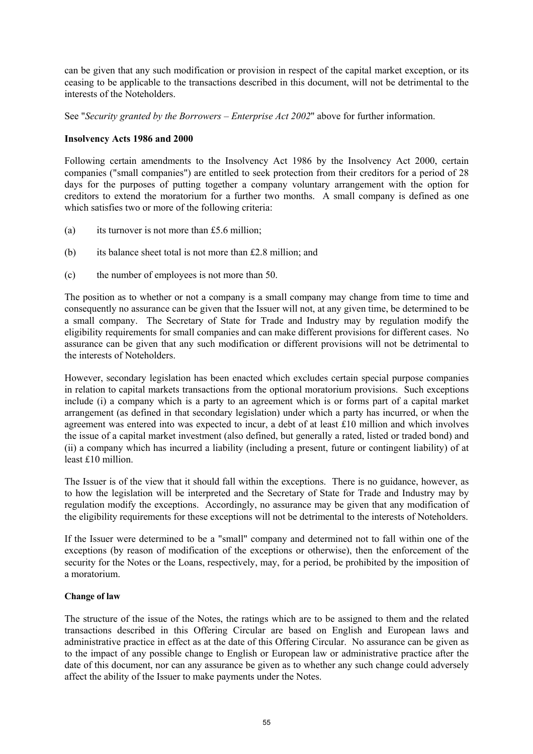can be given that any such modification or provision in respect of the capital market exception, or its ceasing to be applicable to the transactions described in this document, will not be detrimental to the interests of the Noteholders.

See "*Security granted by the Borrowers – Enterprise Act 2002*" above for further information.

**Insolvency Acts 1986 and 2000**

Following certain amendments to the Insolvency Act 1986 by the Insolvency Act 2000, certain companies ("small companies") are entitled to seek protection from their creditors for a period of 28 days for the purposes of putting together a company voluntary arrangement with the option for creditors to extend the moratorium for a further two months. A small company is defined as one which satisfies two or more of the following criteria:

(a) its turnover is not more than £5.6 million;

(b) its balance sheet total is not more than £2.8 million; and

(c) the number of employees is not more than 50.

The position as to whether or not a company is a small company may change from time to time and consequently no assurance can be given that the Issuer will not, at any given time, be determined to be a small company. The Secretary of State for Trade and Industry may by regulation modify the eligibility requirements for small companies and can make different provisions for different cases. No assurance can be given that any such modification or different provisions will not be detrimental to the interests of Noteholders.

However, secondary legislation has been enacted which excludes certain special purpose companies in relation to capital markets transactions from the optional moratorium provisions. Such exceptions include (i) a company which is a party to an agreement which is or forms part of a capital market arrangement (as defined in that secondary legislation) under which a party has incurred, or when the agreement was entered into was expected to incur, a debt of at least £10 million and which involves the issue of a capital market investment (also defined, but generally a rated, listed or traded bond) and (ii) a company which has incurred a liability (including a present, future or contingent liability) of at least £10 million.

The Issuer is of the view that it should fall within the exceptions. There is no guidance, however, as to how the legislation will be interpreted and the Secretary of State for Trade and Industry may by regulation modify the exceptions. Accordingly, no assurance may be given that any modification of the eligibility requirements for these exceptions will not be detrimental to the interests of Noteholders.

If the Issuer were determined to be a "small" company and determined not to fall within one of the exceptions (by reason of modification of the exceptions or otherwise), then the enforcement of the security for the Notes or the Loans, respectively, may, for a period, be prohibited by the imposition of a moratorium.

**Change of law**

The structure of the issue of the Notes, the ratings which are to be assigned to them and the related transactions described in this Offering Circular are based on English and European laws and administrative practice in effect as at the date of this Offering Circular. No assurance can be given as to the impact of any possible change to English or European law or administrative practice after the date of this document, nor can any assurance be given as to whether any such change could adversely affect the ability of the Issuer to make payments under the Notes.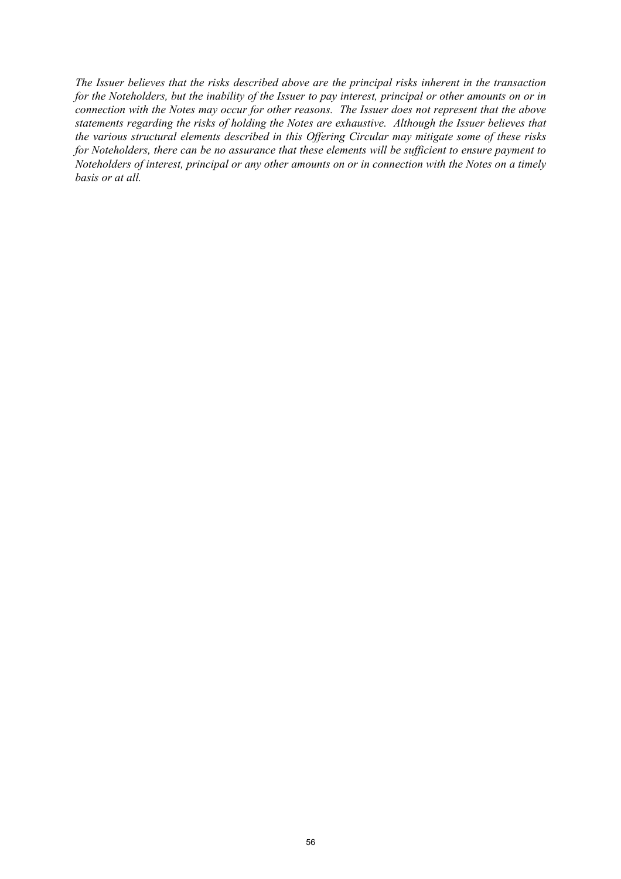*The Issuer believes that the risks described above are the principal risks inherent in the transaction for the Noteholders, but the inability of the Issuer to pay interest, principal or other amounts on or in connection with the Notes may occur for other reasons. The Issuer does not represent that the above statements regarding the risks of holding the Notes are exhaustive. Although the Issuer believes that the various structural elements described in this Offering Circular may mitigate some of these risks for Noteholders, there can be no assurance that these elements will be sufficient to ensure payment to Noteholders of interest, principal or any other amounts on or in connection with the Notes on a timely basis or at all.*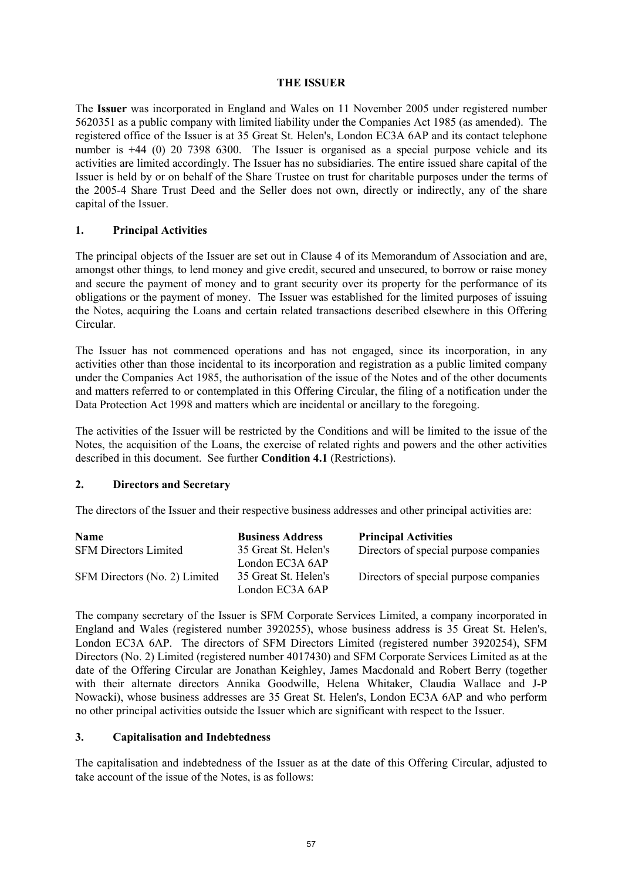## THE ISSUER

The **Issuer** was incorporated in England and Wales on 11 November 2005 under registered number 5620351 as a public company with limited liability under the Companies Act 1985 (as amended). The registered office of the Issuer is at 35 Great St. Helen's, London EC3A 6AP and its contact telephone number is +44 (0) 20 7398 6300. The Issuer is organised as a special purpose vehicle and its activities are limited accordingly. The Issuer has no subsidiaries. The entire issued share capital of the Issuer is held by or on behalf of the Share Trustee on trust for charitable purposes under the terms of the 2005-4 Share Trust Deed and the Seller does not own, directly or indirectly, any of the share capital of the Issuer.

### 1. Principal Activities

The principal objects of the Issuer are set out in Clause 4 of its Memorandum of Association and are, amongst other things*,* to lend money and give credit, secured and unsecured, to borrow or raise money and secure the payment of money and to grant security over its property for the performance of its obligations or the payment of money. The Issuer was established for the limited purposes of issuing the Notes, acquiring the Loans and certain related transactions described elsewhere in this Offering Circular.

The Issuer has not commenced operations and has not engaged, since its incorporation, in any activities other than those incidental to its incorporation and registration as a public limited company under the Companies Act 1985, the authorisation of the issue of the Notes and of the other documents and matters referred to or contemplated in this Offering Circular, the filing of a notification under the Data Protection Act 1998 and matters which are incidental or ancillary to the foregoing.

The activities of the Issuer will be restricted by the Conditions and will be limited to the issue of the Notes, the acquisition of the Loans, the exercise of related rights and powers and the other activities described in this document. See further **Condition 4.1** (Restrictions).

### 2. Directors and Secretary

The directors of the Issuer and their respective business addresses and other principal activities are:

| Name | Business Address | Principal Activities |
|---|---|---|
| SFM Directors Limited | 35 Great St. Helen's<br>London EC3A 6AP | Directors of special purpose companies |
| SFM Directors (No. 2) Limited | 35 Great St. Helen's<br>London EC3A 6AP | Directors of special purpose companies |

The company secretary of the Issuer is SFM Corporate Services Limited, a company incorporated in England and Wales (registered number 3920255), whose business address is 35 Great St. Helen's, London EC3A 6AP. The directors of SFM Directors Limited (registered number 3920254), SFM Directors (No. 2) Limited (registered number 4017430) and SFM Corporate Services Limited as at the date of the Offering Circular are Jonathan Keighley, James Macdonald and Robert Berry (together with their alternate directors Annika Goodwille, Helena Whitaker, Claudia Wallace and J-P Nowacki), whose business addresses are 35 Great St. Helen's, London EC3A 6AP and who perform no other principal activities outside the Issuer which are significant with respect to the Issuer.

### 3. Capitalisation and Indebtedness

The capitalisation and indebtedness of the Issuer as at the date of this Offering Circular, adjusted to take account of the issue of the Notes, is as follows: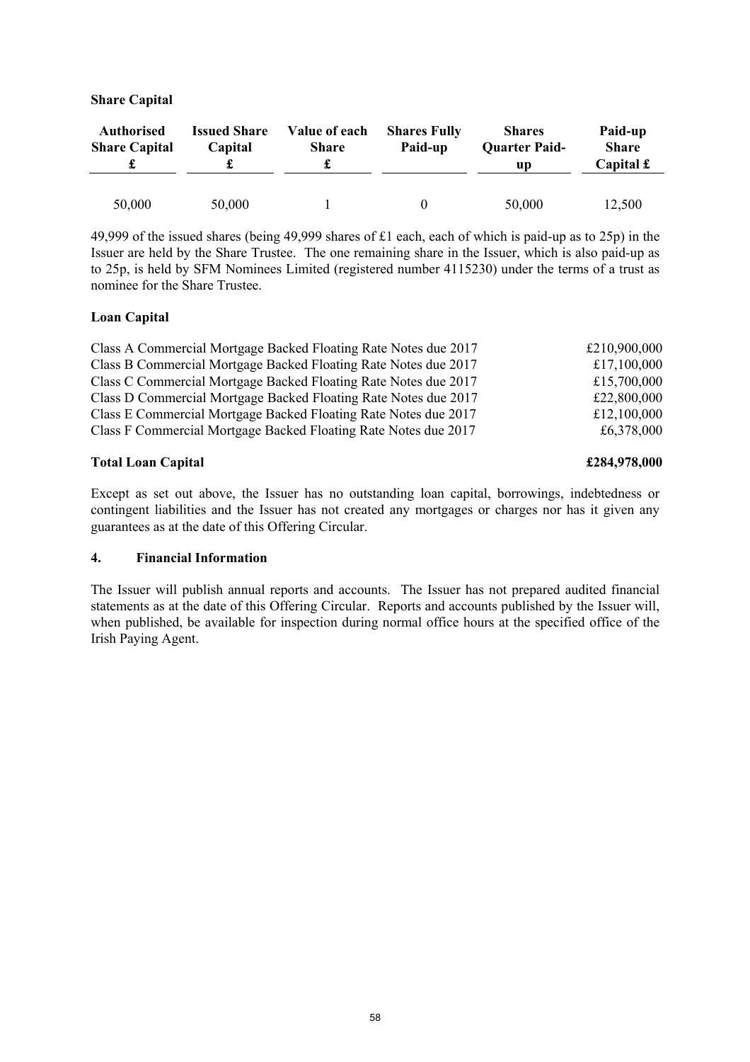**Share Capital**

| Authorised Share Capital £ | Issued Share Capital £ | Value of each Share £ | Shares Fully Paid-up | Shares Quarter Paid-up | Paid-up Share Capital £ |
|---|---|---|---|---|---|
| 50,000 | 50,000 | 1 | 0 | 50,000 | 12,500 |

49,999 of the issued shares (being 49,999 shares of £1 each, each of which is paid-up as to 25p) in the Issuer are held by the Share Trustee. The one remaining share in the Issuer, which is also paid-up as to 25p, is held by SFM Nominees Limited (registered number 4115230) under the terms of a trust as nominee for the Share Trustee.

**Loan Capital**

| | |
|---|---|
| Class A Commercial Mortgage Backed Floating Rate Notes due 2017 | £210,900,000 |
| Class B Commercial Mortgage Backed Floating Rate Notes due 2017 | £17,100,000 |
| Class C Commercial Mortgage Backed Floating Rate Notes due 2017 | £15,700,000 |
| Class D Commercial Mortgage Backed Floating Rate Notes due 2017 | £22,800,000 |
| Class E Commercial Mortgage Backed Floating Rate Notes due 2017 | £12,100,000 |
| Class F Commercial Mortgage Backed Floating Rate Notes due 2017 | £6,378,000 |
| **Total Loan Capital** | **£284,978,000** |

Except as set out above, the Issuer has no outstanding loan capital, borrowings, indebtedness or contingent liabilities and the Issuer has not created any mortgages or charges nor has it given any guarantees as at the date of this Offering Circular.

**4. Financial Information**

The Issuer will publish annual reports and accounts. The Issuer has not prepared audited financial statements as at the date of this Offering Circular. Reports and accounts published by the Issuer will, when published, be available for inspection during normal office hours at the specified office of the Irish Paying Agent.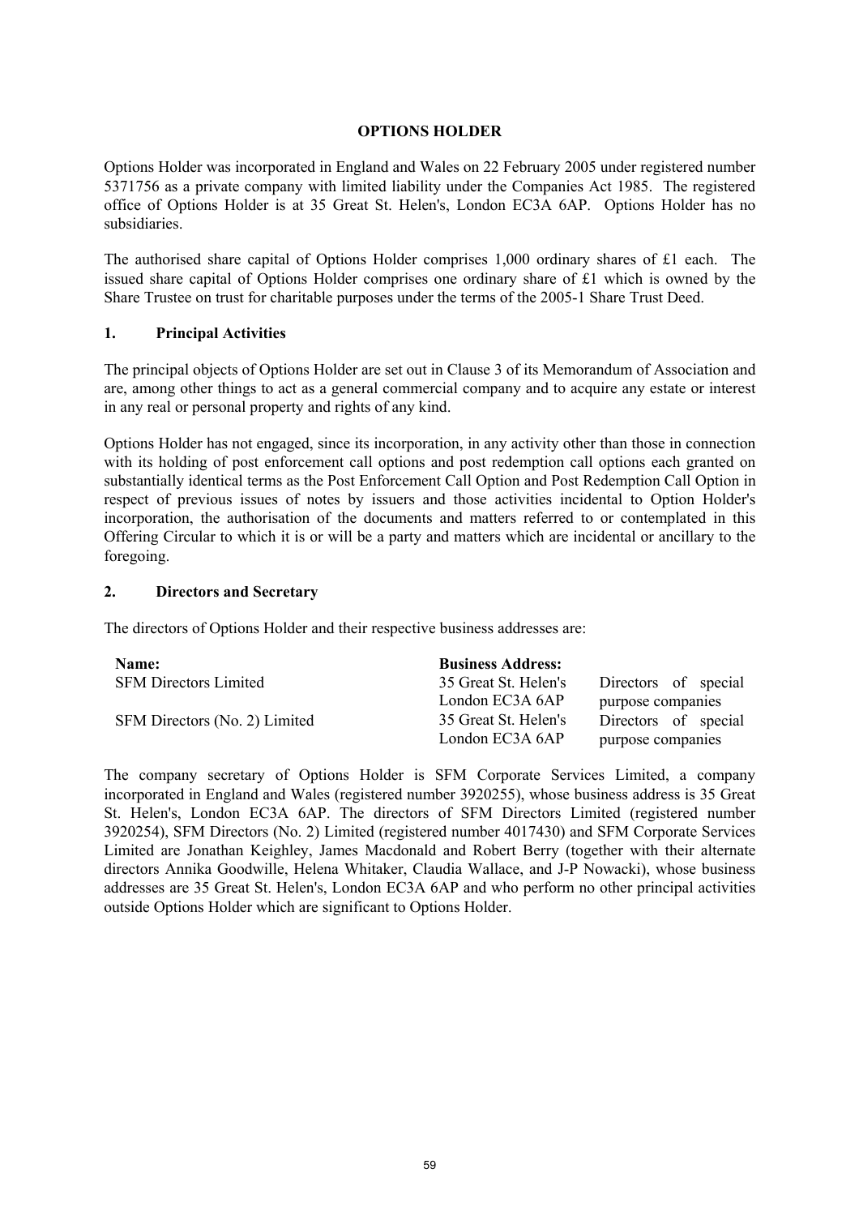# OPTIONS HOLDER

Options Holder was incorporated in England and Wales on 22 February 2005 under registered number 5371756 as a private company with limited liability under the Companies Act 1985. The registered office of Options Holder is at 35 Great St. Helen's, London EC3A 6AP. Options Holder has no subsidiaries.

The authorised share capital of Options Holder comprises 1,000 ordinary shares of £1 each. The issued share capital of Options Holder comprises one ordinary share of £1 which is owned by the Share Trustee on trust for charitable purposes under the terms of the 2005-1 Share Trust Deed.

## 1. Principal Activities

The principal objects of Options Holder are set out in Clause 3 of its Memorandum of Association and are, among other things to act as a general commercial company and to acquire any estate or interest in any real or personal property and rights of any kind.

Options Holder has not engaged, since its incorporation, in any activity other than those in connection with its holding of post enforcement call options and post redemption call options each granted on substantially identical terms as the Post Enforcement Call Option and Post Redemption Call Option in respect of previous issues of notes by issuers and those activities incidental to Option Holder's incorporation, the authorisation of the documents and matters referred to or contemplated in this Offering Circular to which it is or will be a party and matters which are incidental or ancillary to the foregoing.

## 2. Directors and Secretary

The directors of Options Holder and their respective business addresses are:

| Name: | Business Address: | |
|---|---|---|
| SFM Directors Limited | 35 Great St. Helen's London EC3A 6AP | Directors of special purpose companies |
| SFM Directors (No. 2) Limited | 35 Great St. Helen's London EC3A 6AP | Directors of special purpose companies |

The company secretary of Options Holder is SFM Corporate Services Limited, a company incorporated in England and Wales (registered number 3920255), whose business address is 35 Great St. Helen's, London EC3A 6AP. The directors of SFM Directors Limited (registered number 3920254), SFM Directors (No. 2) Limited (registered number 4017430) and SFM Corporate Services Limited are Jonathan Keighley, James Macdonald and Robert Berry (together with their alternate directors Annika Goodwille, Helena Whitaker, Claudia Wallace, and J-P Nowacki), whose business addresses are 35 Great St. Helen's, London EC3A 6AP and who perform no other principal activities outside Options Holder which are significant to Options Holder.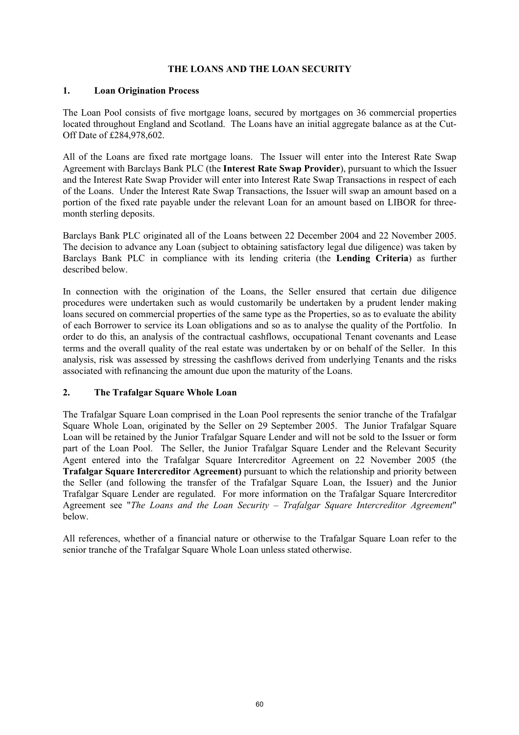# THE LOANS AND THE LOAN SECURITY

## 1. Loan Origination Process

The Loan Pool consists of five mortgage loans, secured by mortgages on 36 commercial properties located throughout England and Scotland. The Loans have an initial aggregate balance as at the Cut-Off Date of £284,978,602.

All of the Loans are fixed rate mortgage loans. The Issuer will enter into the Interest Rate Swap Agreement with Barclays Bank PLC (the **Interest Rate Swap Provider**), pursuant to which the Issuer and the Interest Rate Swap Provider will enter into Interest Rate Swap Transactions in respect of each of the Loans. Under the Interest Rate Swap Transactions, the Issuer will swap an amount based on a portion of the fixed rate payable under the relevant Loan for an amount based on LIBOR for three-month sterling deposits.

Barclays Bank PLC originated all of the Loans between 22 December 2004 and 22 November 2005. The decision to advance any Loan (subject to obtaining satisfactory legal due diligence) was taken by Barclays Bank PLC in compliance with its lending criteria (the **Lending Criteria**) as further described below.

In connection with the origination of the Loans, the Seller ensured that certain due diligence procedures were undertaken such as would customarily be undertaken by a prudent lender making loans secured on commercial properties of the same type as the Properties, so as to evaluate the ability of each Borrower to service its Loan obligations and so as to analyse the quality of the Portfolio. In order to do this, an analysis of the contractual cashflows, occupational Tenant covenants and Lease terms and the overall quality of the real estate was undertaken by or on behalf of the Seller. In this analysis, risk was assessed by stressing the cashflows derived from underlying Tenants and the risks associated with refinancing the amount due upon the maturity of the Loans.

## 2. The Trafalgar Square Whole Loan

The Trafalgar Square Loan comprised in the Loan Pool represents the senior tranche of the Trafalgar Square Whole Loan, originated by the Seller on 29 September 2005. The Junior Trafalgar Square Loan will be retained by the Junior Trafalgar Square Lender and will not be sold to the Issuer or form part of the Loan Pool. The Seller, the Junior Trafalgar Square Lender and the Relevant Security Agent entered into the Trafalgar Square Intercreditor Agreement on 22 November 2005 (the **Trafalgar Square Intercreditor Agreement)** pursuant to which the relationship and priority between the Seller (and following the transfer of the Trafalgar Square Loan, the Issuer) and the Junior Trafalgar Square Lender are regulated. For more information on the Trafalgar Square Intercreditor Agreement see "*The Loans and the Loan Security – Trafalgar Square Intercreditor Agreement*" below.

All references, whether of a financial nature or otherwise to the Trafalgar Square Loan refer to the senior tranche of the Trafalgar Square Whole Loan unless stated otherwise.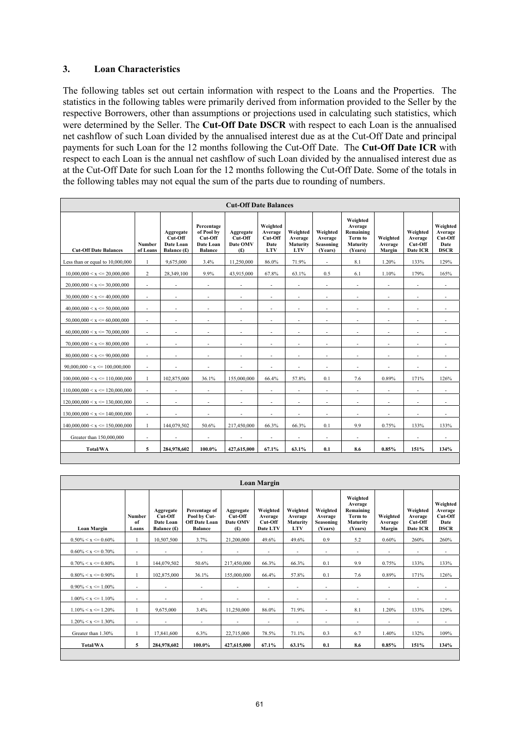## 3. Loan Characteristics

The following tables set out certain information with respect to the Loans and the Properties. The statistics in the following tables were primarily derived from information provided to the Seller by the respective Borrowers, other than assumptions or projections used in calculating such statistics, which were determined by the Seller. The **Cut-Off Date DSCR** with respect to each Loan is the annualised net cashflow of such Loan divided by the annualised interest due as at the Cut-Off Date and principal payments for such Loan for the 12 months following the Cut-Off Date. The **Cut-Off Date ICR** with respect to each Loan is the annual net cashflow of such Loan divided by the annualised interest due as at the Cut-Off Date for such Loan for the 12 months following the Cut-Off Date. Some of the totals in the following tables may not equal the sum of the parts due to rounding of numbers.

| Cut-Off Date Balances | | | | | | | | | | | |
|---|---|---|---|---|---|---|---|---|---|---|---|
| **Cut-Off Date Balances** | **Number of Loans** | **Aggregate Cut-Off Date Loan Balance (£)** | **Percentage of Pool by Cut-Off Date Loan Balance** | **Aggregate Cut-Off Date OMV (£)** | **Weighted Average Cut-Off Date LTV** | **Weighted Average Maturity LTV** | **Weighted Average Seasoning (Years)** | **Weighted Average Remaining Term to Maturity (Years)** | **Weighted Average Margin** | **Weighted Average Cut-Off Date ICR** | **Weighted Average Cut-Off Date DSCR** |
| Less than or equal to 10,000,000 | 1 | 9,675,000 | 3.4% | 11,250,000 | 86.0% | 71.9% | - | 8.1 | 1.20% | 133% | 129% |
| 10,000,000 < x <= 20,000,000 | 2 | 28,349,100 | 9.9% | 43,915,000 | 67.8% | 63.1% | 0.5 | 6.1 | 1.10% | 179% | 165% |
| 20,000,000 < x <= 30,000,000 | - | - | - | - | - | - | - | - | - | - | - |
| 30,000,000 < x <= 40,000,000 | - | - | - | - | - | - | - | - | - | - | - |
| 40,000,000 < x <= 50,000,000 | - | - | - | - | - | - | - | - | - | - | - |
| 50,000,000 < x <= 60,000,000 | - | - | - | - | - | - | - | - | - | - | - |
| 60,000,000 < x <= 70,000,000 | - | - | - | - | - | - | - | - | - | - | - |
| 70,000,000 < x <= 80,000,000 | - | - | - | - | - | - | - | - | - | - | - |
| 80,000,000 < x <= 90,000,000 | - | - | - | - | - | - | - | - | - | - | - |
| 90,000,000 < x <= 100,000,000 | - | - | - | - | - | - | - | - | - | - | - |
| 100,000,000 < x <= 110,000,000 | 1 | 102,875,000 | 36.1% | 155,000,000 | 66.4% | 57.8% | 0.1 | 7.6 | 0.89% | 171% | 126% |
| 110,000,000 < x <= 120,000,000 | - | - | - | - | - | - | - | - | - | - | - |
| 120,000,000 < x <= 130,000,000 | - | - | - | - | - | - | - | - | - | - | - |
| 130,000,000 < x <= 140,000,000 | - | - | - | - | - | - | - | - | - | - | - |
| 140,000,000 < x <= 150,000,000 | 1 | 144,079,502 | 50.6% | 217,450,000 | 66.3% | 66.3% | 0.1 | 9.9 | 0.75% | 133% | 133% |
| Greater than 150,000,000 | - | - | - | - | - | - | - | - | - | - | - |
| **Total/WA** | **5** | **284,978,602** | **100.0%** | **427,615,000** | **67.1%** | **63.1%** | **0.1** | **8.6** | **0.85%** | **151%** | **134%** |

| Loan Margin | | | | | | | | | | | |
|---|---|---|---|---|---|---|---|---|---|---|---|
| **Loan Margin** | **Number of Loans** | **Aggregate Cut-Off Date Loan Balance (£)** | **Percentage of Pool by Cut-Off Date Loan Balance** | **Aggregate Cut-Off Date OMV (£)** | **Weighted Average Cut-Off Date LTV** | **Weighted Average Maturity LTV** | **Weighted Average Seasoning (Years)** | **Weighted Average Remaining Term to Maturity (Years)** | **Weighted Average Margin** | **Weighted Average Cut-Off Date ICR** | **Weighted Average Cut-Off Date DSCR** |
| 0.50% < x <= 0.60% | 1 | 10,507,500 | 3.7% | 21,200,000 | 49.6% | 49.6% | 0.9 | 5.2 | 0.60% | 260% | 260% |
| 0.60% < x <= 0.70% | - | - | - | - | - | - | - | - | - | - | - |
| 0.70% < x <= 0.80% | 1 | 144,079,502 | 50.6% | 217,450,000 | 66.3% | 66.3% | 0.1 | 9.9 | 0.75% | 133% | 133% |
| 0.80% < x <= 0.90% | 1 | 102,875,000 | 36.1% | 155,000,000 | 66.4% | 57.8% | 0.1 | 7.6 | 0.89% | 171% | 126% |
| 0.90% < x <= 1.00% | - | - | - | - | - | - | - | - | - | - | - |
| 1.00% < x <= 1.10% | - | - | - | - | - | - | - | - | - | - | - |
| 1.10% < x <= 1.20% | 1 | 9,675,000 | 3.4% | 11,250,000 | 86.0% | 71.9% | - | 8.1 | 1.20% | 133% | 129% |
| 1.20% < x <= 1.30% | - | - | - | - | - | - | - | - | - | - | - |
| Greater than 1.30% | 1 | 17,841,600 | 6.3% | 22,715,000 | 78.5% | 71.1% | 0.3 | 6.7 | 1.40% | 132% | 109% |
| **Total/WA** | **5** | **284,978,602** | **100.0%** | **427,615,000** | **67.1%** | **63.1%** | **0.1** | **8.6** | **0.85%** | **151%** | **134%** |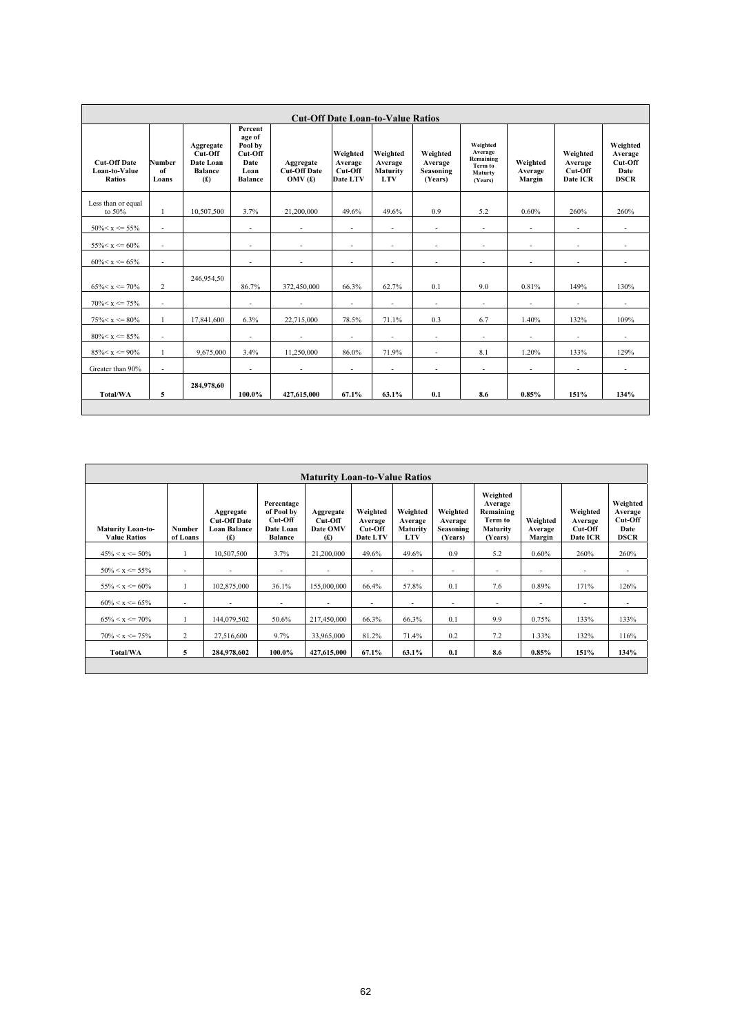| Cut-Off Date Loan-to-Value Ratios | | | | | | | | | | | |
|---|---|---|---|---|---|---|---|---|---|---|---|
| Cut-Off Date Loan-to-Value Ratios | Number of Loans | Aggregate Cut-Off Date Loan Balance (£) | Percent age of Pool by Cut-Off Date Loan Balance | Aggregate Cut-Off Date OMV (£) | Weighted Average Cut-Off Date LTV | Weighted Average Maturity LTV | Weighted Average Seasoning (Years) | Weighted Average Remaining Term to Maturty (Years) | Weighted Average Margin | Weighted Average Cut-Off Date ICR | Weighted Average Cut-Off Date DSCR |
| Less than or equal to 50% | 1 | 10,507,500 | 3.7% | 21,200,000 | 49.6% | 49.6% | 0.9 | 5.2 | 0.60% | 260% | 260% |
| 50%< x <= 55% | - | | - | - | - | - | - | - | - | - | - |
| 55%< x <= 60% | - | | - | - | - | - | - | - | - | - | - |
| 60%< x <= 65% | - | | - | - | - | - | - | - | - | - | - |
| 65%< x <= 70% | 2 | 246,954,50 | 86.7% | 372,450,000 | 66.3% | 62.7% | 0.1 | 9.0 | 0.81% | 149% | 130% |
| 70%< x <= 75% | - | | - | - | - | - | - | - | - | - | - |
| 75%< x <= 80% | 1 | 17,841,600 | 6.3% | 22,715,000 | 78.5% | 71.1% | 0.3 | 6.7 | 1.40% | 132% | 109% |
| 80%< x <= 85% | - | | - | - | - | - | - | - | - | - | - |
| 85%< x <= 90% | 1 | 9,675,000 | 3.4% | 11,250,000 | 86.0% | 71.9% | - | 8.1 | 1.20% | 133% | 129% |
| Greater than 90% | - | | - | - | - | - | - | - | - | - | - |
| **Total/WA** | **5** | **284,978,60** | **100.0%** | **427,615,000** | **67.1%** | **63.1%** | **0.1** | **8.6** | **0.85%** | **151%** | **134%** |

| Maturity Loan-to-Value Ratios | | | | | | | | | | | |
|---|---|---|---|---|---|---|---|---|---|---|---|
| Maturity Loan-to-Value Ratios | Number of Loans | Aggregate Cut-Off Date Loan Balance (£) | Percentage of Pool by Cut-Off Date Loan Balance | Aggregate Cut-Off Date OMV (£) | Weighted Average Cut-Off Date LTV | Weighted Average Maturity LTV | Weighted Average Seasoning (Years) | Weighted Average Remaining Term to Maturity (Years) | Weighted Average Margin | Weighted Average Cut-Off Date ICR | Weighted Average Cut-Off Date DSCR |
| 45% < x <= 50% | 1 | 10,507,500 | 3.7% | 21,200,000 | 49.6% | 49.6% | 0.9 | 5.2 | 0.60% | 260% | 260% |
| 50% < x <= 55% | - | - | - | - | - | - | - | - | - | - | - |
| 55% < x <= 60% | 1 | 102,875,000 | 36.1% | 155,000,000 | 66.4% | 57.8% | 0.1 | 7.6 | 0.89% | 171% | 126% |
| 60% < x <= 65% | - | - | - | - | - | - | - | - | - | - | - |
| 65% < x <= 70% | 1 | 144,079,502 | 50.6% | 217,450,000 | 66.3% | 66.3% | 0.1 | 9.9 | 0.75% | 133% | 133% |
| 70% < x <= 75% | 2 | 27,516,600 | 9.7% | 33,965,000 | 81.2% | 71.4% | 0.2 | 7.2 | 1.33% | 132% | 116% |
| **Total/WA** | **5** | **284,978,602** | **100.0%** | **427,615,000** | **67.1%** | **63.1%** | **0.1** | **8.6** | **0.85%** | **151%** | **134%** |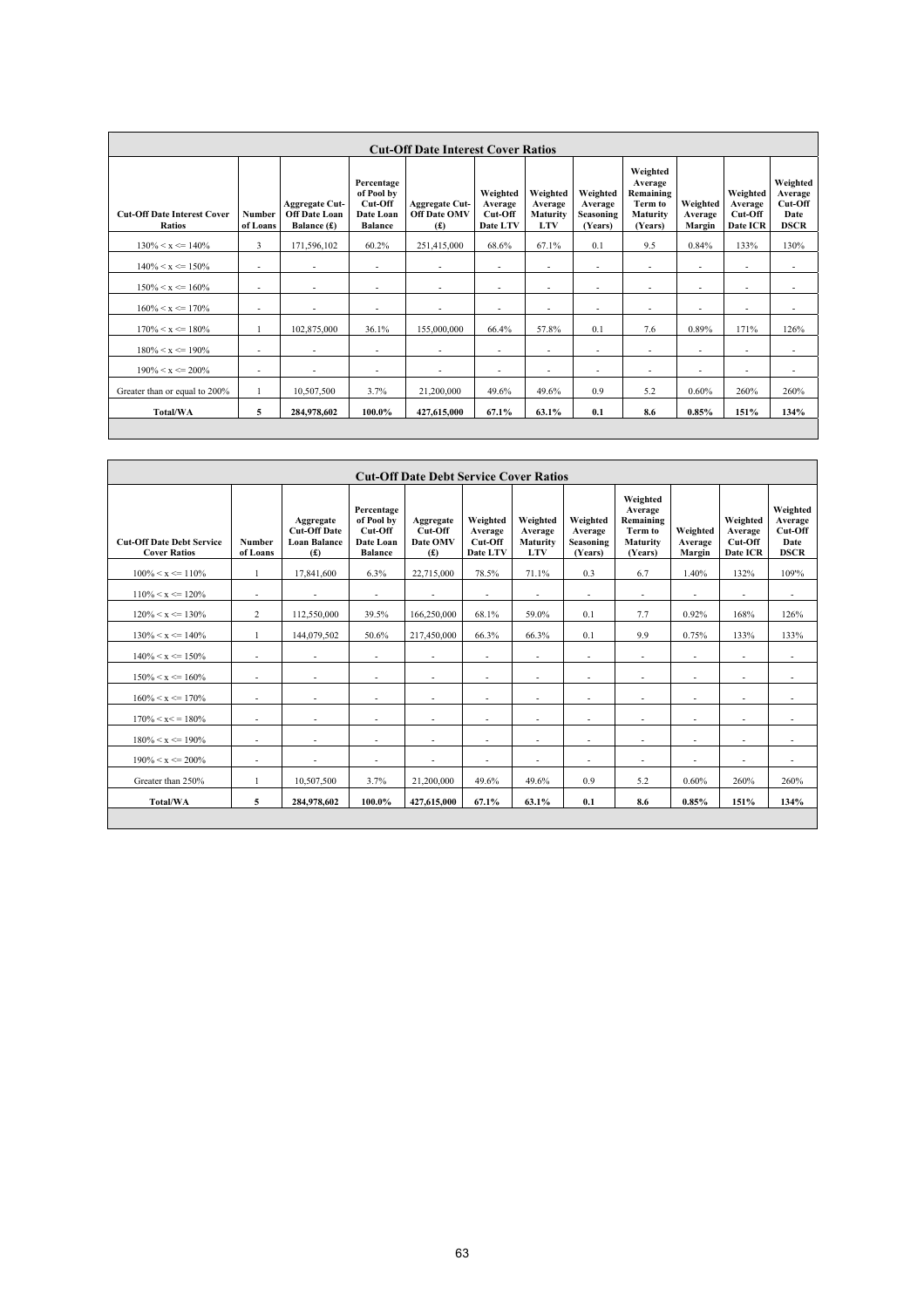| Cut-Off Date Interest Cover Ratios | | | | | | | | | | | |
|---|---|---|---|---|---|---|---|---|---|---|---|
| **Cut-Off Date Interest Cover Ratios** | **Number of Loans** | **Aggregate Cut-Off Date Loan Balance (£)** | **Percentage of Pool by Cut-Off Date Loan Balance** | **Aggregate Cut-Off Date OMV (£)** | **Weighted Average Cut-Off Date LTV** | **Weighted Average Maturity LTV** | **Weighted Average Seasoning (Years)** | **Weighted Average Remaining Term to Maturity (Years)** | **Weighted Average Margin** | **Weighted Average Cut-Off Date ICR** | **Weighted Average Cut-Off Date DSCR** |
| 130% < x <= 140% | 3 | 171,596,102 | 60.2% | 251,415,000 | 68.6% | 67.1% | 0.1 | 9.5 | 0.84% | 133% | 130% |
| 140% < x <= 150% | - | - | - | - | - | - | - | - | - | - | - |
| 150% < x <= 160% | - | - | - | - | - | - | - | - | - | - | - |
| 160% < x <= 170% | - | - | - | - | - | - | - | - | - | - | - |
| 170% < x <= 180% | 1 | 102,875,000 | 36.1% | 155,000,000 | 66.4% | 57.8% | 0.1 | 7.6 | 0.89% | 171% | 126% |
| 180% < x <= 190% | - | - | - | - | - | - | - | - | - | - | - |
| 190% < x <= 200% | - | - | - | - | - | - | - | - | - | - | - |
| Greater than or equal to 200% | 1 | 10,507,500 | 3.7% | 21,200,000 | 49.6% | 49.6% | 0.9 | 5.2 | 0.60% | 260% | 260% |
| **Total/WA** | **5** | **284,978,602** | **100.0%** | **427,615,000** | **67.1%** | **63.1%** | **0.1** | **8.6** | **0.85%** | **151%** | **134%** |

| Cut-Off Date Debt Service Cover Ratios | | | | | | | | | | | |
|---|---|---|---|---|---|---|---|---|---|---|---|
| **Cut-Off Date Debt Service Cover Ratios** | **Number of Loans** | **Aggregate Cut-Off Date Loan Balance (£)** | **Percentage of Pool by Cut-Off Date Loan Balance** | **Aggregate Cut-Off Date OMV (£)** | **Weighted Average Cut-Off Date LTV** | **Weighted Average Maturity LTV** | **Weighted Average Seasoning (Years)** | **Weighted Average Remaining Term to Maturity (Years)** | **Weighted Average Margin** | **Weighted Average Cut-Off Date ICR** | **Weighted Average Cut-Off Date DSCR** |
| 100% < x <= 110% | 1 | 17,841,600 | 6.3% | 22,715,000 | 78.5% | 71.1% | 0.3 | 6.7 | 1.40% | 132% | 109% |
| 110% < x <= 120% | - | - | - | - | - | - | - | - | - | - | - |
| 120% < x <= 130% | 2 | 112,550,000 | 39.5% | 166,250,000 | 68.1% | 59.0% | 0.1 | 7.7 | 0.92% | 168% | 126% |
| 130% < x <= 140% | 1 | 144,079,502 | 50.6% | 217,450,000 | 66.3% | 66.3% | 0.1 | 9.9 | 0.75% | 133% | 133% |
| 140% < x <= 150% | - | - | - | - | - | - | - | - | - | - | - |
| 150% < x <= 160% | - | - | - | - | - | - | - | - | - | - | - |
| 160% < x <= 170% | - | - | - | - | - | - | - | - | - | - | - |
| 170% < x<= 180% | - | - | - | - | - | - | - | - | - | - | - |
| 180% < x <= 190% | - | - | - | - | - | - | - | - | - | - | - |
| 190% < x <= 200% | - | - | - | - | - | - | - | - | - | - | - |
| Greater than 250% | 1 | 10,507,500 | 3.7% | 21,200,000 | 49.6% | 49.6% | 0.9 | 5.2 | 0.60% | 260% | 260% |
| **Total/WA** | **5** | **284,978,602** | **100.0%** | **427,615,000** | **67.1%** | **63.1%** | **0.1** | **8.6** | **0.85%** | **151%** | **134%** |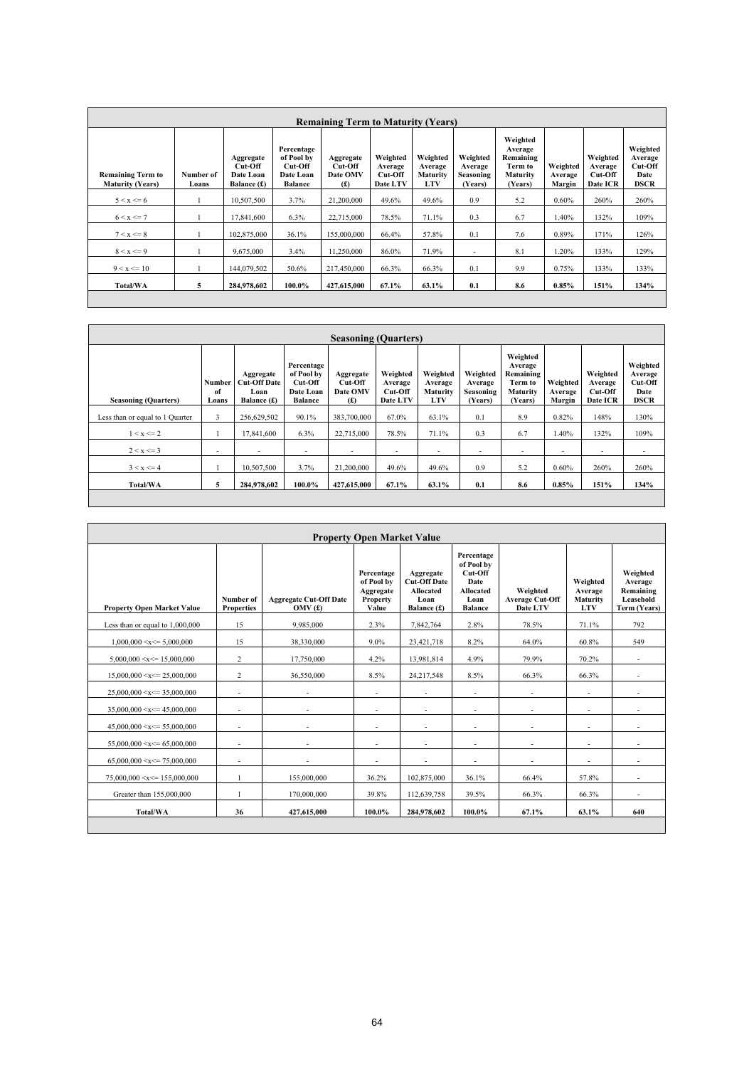| Remaining Term to Maturity (Years) | | | | | | | | | | | |
|---|---|---|---|---|---|---|---|---|---|---|---|
| Remaining Term to Maturity (Years) | Number of Loans | Aggregate Cut-Off Date Loan Balance (£) | Percentage of Pool by Cut-Off Date Loan Balance | Aggregate Cut-Off Date OMV (£) | Weighted Average Cut-Off Date LTV | Weighted Average Maturity LTV | Weighted Average Seasoning (Years) | Weighted Average Remaining Term to Maturity (Years) | Weighted Average Margin | Weighted Average Cut-Off Date ICR | Weighted Average Cut-Off Date DSCR |
| 5 < x <= 6 | 1 | 10,507,500 | 3.7% | 21,200,000 | 49.6% | 49.6% | 0.9 | 5.2 | 0.60% | 260% | 260% |
| 6 < x <= 7 | 1 | 17,841,600 | 6.3% | 22,715,000 | 78.5% | 71.1% | 0.3 | 6.7 | 1.40% | 132% | 109% |
| 7 < x <= 8 | 1 | 102,875,000 | 36.1% | 155,000,000 | 66.4% | 57.8% | 0.1 | 7.6 | 0.89% | 171% | 126% |
| 8 < x <= 9 | 1 | 9,675,000 | 3.4% | 11,250,000 | 86.0% | 71.9% | - | 8.1 | 1.20% | 133% | 129% |
| 9 < x <= 10 | 1 | 144,079,502 | 50.6% | 217,450,000 | 66.3% | 66.3% | 0.1 | 9.9 | 0.75% | 133% | 133% |
| **Total/WA** | **5** | **284,978,602** | **100.0%** | **427,615,000** | **67.1%** | **63.1%** | **0.1** | **8.6** | **0.85%** | **151%** | **134%** |

| Seasoning (Quarters) | | | | | | | | | | | |
|---|---|---|---|---|---|---|---|---|---|---|---|
| Seasoning (Quarters) | Number of Loans | Aggregate Cut-Off Date Loan Balance (£) | Percentage of Pool by Cut-Off Date Loan Balance | Aggregate Cut-Off Date OMV (£) | Weighted Average Cut-Off Date LTV | Weighted Average Maturity LTV | Weighted Average Seasoning (Years) | Weighted Average Remaining Term to Maturity (Years) | Weighted Average Margin | Weighted Average Cut-Off Date ICR | Weighted Average Cut-Off Date DSCR |
| Less than or equal to 1 Quarter | 3 | 256,629,502 | 90.1% | 383,700,000 | 67.0% | 63.1% | 0.1 | 8.9 | 0.82% | 148% | 130% |
| 1 < x <= 2 | 1 | 17,841,600 | 6.3% | 22,715,000 | 78.5% | 71.1% | 0.3 | 6.7 | 1.40% | 132% | 109% |
| 2 < x <= 3 | - | - | - | - | - | - | - | - | - | - | - |
| 3 < x <= 4 | 1 | 10,507,500 | 3.7% | 21,200,000 | 49.6% | 49.6% | 0.9 | 5.2 | 0.60% | 260% | 260% |
| **Total/WA** | **5** | **284,978,602** | **100.0%** | **427,615,000** | **67.1%** | **63.1%** | **0.1** | **8.6** | **0.85%** | **151%** | **134%** |

| Property Open Market Value | | | | | | | | |
|---|---|---|---|---|---|---|---|---|
| Property Open Market Value | Number of Properties | Aggregate Cut-Off Date OMV (£) | Percentage of Pool by Aggregate Property Value | Aggregate Cut-Off Date Allocated Loan Balance (£) | Percentage of Pool by Cut-Off Date Allocated Loan Balance | Weighted Average Cut-Off Date LTV | Weighted Average Maturity LTV | Weighted Average Remaining Leasehold Term (Years) |
| Less than or equal to 1,000,000 | 15 | 9,985,000 | 2.3% | 7,842,764 | 2.8% | 78.5% | 71.1% | 792 |
| 1,000,000 <x<= 5,000,000 | 15 | 38,330,000 | 9.0% | 23,421,718 | 8.2% | 64.0% | 60.8% | 549 |
| 5,000,000 <x<= 15,000,000 | 2 | 17,750,000 | 4.2% | 13,981,814 | 4.9% | 79.9% | 70.2% | - |
| 15,000,000 <x<= 25,000,000 | 2 | 36,550,000 | 8.5% | 24,217,548 | 8.5% | 66.3% | 66.3% | - |
| 25,000,000 <x<= 35,000,000 | - | - | - | - | - | - | - | - |
| 35,000,000 <x<= 45,000,000 | - | - | - | - | - | - | - | - |
| 45,000,000 <x<= 55,000,000 | - | - | - | - | - | - | - | - |
| 55,000,000 <x<= 65,000,000 | - | - | - | - | - | - | - | - |
| 65,000,000 <x<= 75,000,000 | - | - | - | - | - | - | - | - |
| 75,000,000 <x<= 155,000,000 | 1 | 155,000,000 | 36.2% | 102,875,000 | 36.1% | 66.4% | 57.8% | - |
| Greater than 155,000,000 | 1 | 170,000,000 | 39.8% | 112,639,758 | 39.5% | 66.3% | 66.3% | - |
| **Total/WA** | **36** | **427,615,000** | **100.0%** | **284,978,602** | **100.0%** | **67.1%** | **63.1%** | **640** |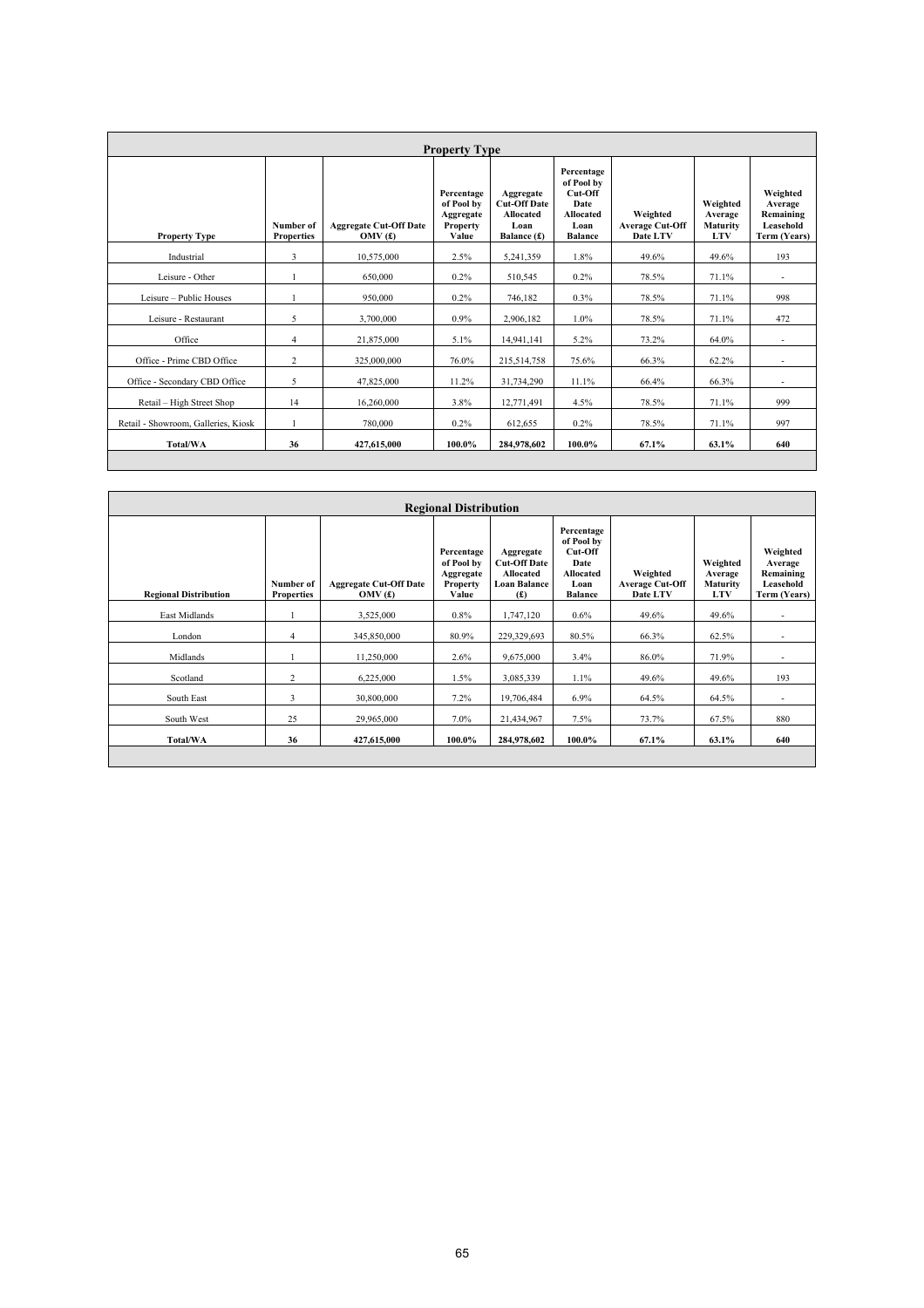| Property Type | | | | | | | | |
|---|---|---|---|---|---|---|---|---|
| **Property Type** | **Number of Properties** | **Aggregate Cut-Off Date OMV (£)** | **Percentage of Pool by Aggregate Property Value** | **Aggregate Cut-Off Date Allocated Loan Balance (£)** | **Percentage of Pool by Cut-Off Date Allocated Loan Balance** | **Weighted Average Cut-Off Date LTV** | **Weighted Average Maturity LTV** | **Weighted Average Remaining Leasehold Term (Years)** |
| Industrial | 3 | 10,575,000 | 2.5% | 5,241,359 | 1.8% | 49.6% | 49.6% | 193 |
| Leisure - Other | 1 | 650,000 | 0.2% | 510,545 | 0.2% | 78.5% | 71.1% | - |
| Leisure – Public Houses | 1 | 950,000 | 0.2% | 746,182 | 0.3% | 78.5% | 71.1% | 998 |
| Leisure - Restaurant | 5 | 3,700,000 | 0.9% | 2,906,182 | 1.0% | 78.5% | 71.1% | 472 |
| Office | 4 | 21,875,000 | 5.1% | 14,941,141 | 5.2% | 73.2% | 64.0% | - |
| Office - Prime CBD Office | 2 | 325,000,000 | 76.0% | 215,514,758 | 75.6% | 66.3% | 62.2% | - |
| Office - Secondary CBD Office | 5 | 47,825,000 | 11.2% | 31,734,290 | 11.1% | 66.4% | 66.3% | - |
| Retail – High Street Shop | 14 | 16,260,000 | 3.8% | 12,771,491 | 4.5% | 78.5% | 71.1% | 999 |
| Retail - Showroom, Galleries, Kiosk | 1 | 780,000 | 0.2% | 612,655 | 0.2% | 78.5% | 71.1% | 997 |
| **Total/WA** | **36** | **427,615,000** | **100.0%** | **284,978,602** | **100.0%** | **67.1%** | **63.1%** | **640** |

| Regional Distribution | | | | | | | | |
|---|---|---|---|---|---|---|---|---|
| **Regional Distribution** | **Number of Properties** | **Aggregate Cut-Off Date OMV (£)** | **Percentage of Pool by Aggregate Property Value** | **Aggregate Cut-Off Date Allocated Loan Balance (£)** | **Percentage of Pool by Cut-Off Date Allocated Loan Balance** | **Weighted Average Cut-Off Date LTV** | **Weighted Average Maturity LTV** | **Weighted Average Remaining Leasehold Term (Years)** |
| East Midlands | 1 | 3,525,000 | 0.8% | 1,747,120 | 0.6% | 49.6% | 49.6% | - |
| London | 4 | 345,850,000 | 80.9% | 229,329,693 | 80.5% | 66.3% | 62.5% | - |
| Midlands | 1 | 11,250,000 | 2.6% | 9,675,000 | 3.4% | 86.0% | 71.9% | - |
| Scotland | 2 | 6,225,000 | 1.5% | 3,085,339 | 1.1% | 49.6% | 49.6% | 193 |
| South East | 3 | 30,800,000 | 7.2% | 19,706,484 | 6.9% | 64.5% | 64.5% | - |
| South West | 25 | 29,965,000 | 7.0% | 21,434,967 | 7.5% | 73.7% | 67.5% | 880 |
| **Total/WA** | **36** | **427,615,000** | **100.0%** | **284,978,602** | **100.0%** | **67.1%** | **63.1%** | **640** |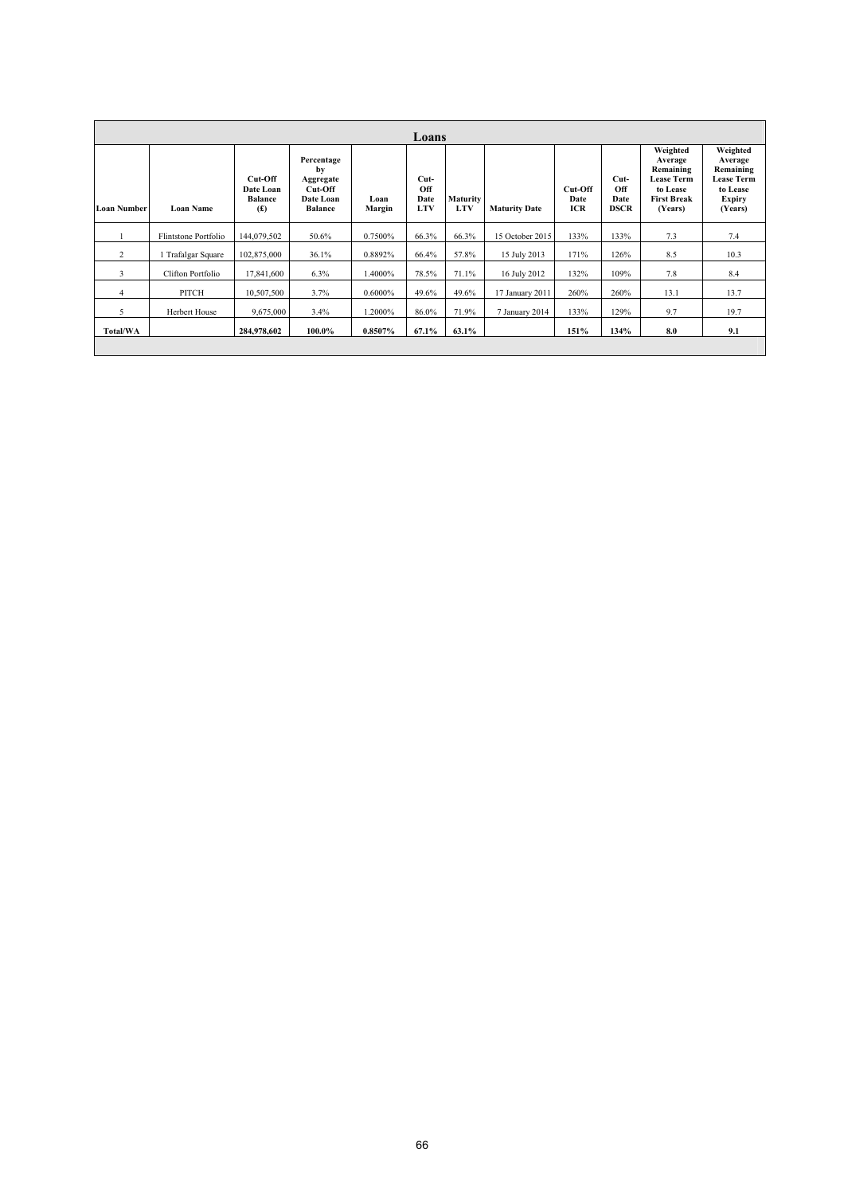| Loans | | | | | | | | | | | | |
|---|---|---|---|---|---|---|---|---|---|---|---|---|
| **Loan Number** | **Loan Name** | **Cut-Off Date Loan Balance (£)** | **Percentage by Aggregate Cut-Off Date Loan Balance** | **Loan Margin** | **Cut-Off Date LTV** | **Maturity LTV** | **Maturity Date** | **Cut-Off Date ICR** | **Cut-Off Date DSCR** | **Weighted Average Remaining Lease Term to Lease First Break (Years)** | **Weighted Average Remaining Lease Term to Lease Expiry (Years)** |
| 1 | Flintstone Portfolio | 144,079,502 | 50.6% | 0.7500% | 66.3% | 66.3% | 15 October 2015 | 133% | 133% | 7.3 | 7.4 |
| 2 | 1 Trafalgar Square | 102,875,000 | 36.1% | 0.8892% | 66.4% | 57.8% | 15 July 2013 | 171% | 126% | 8.5 | 10.3 |
| 3 | Clifton Portfolio | 17,841,600 | 6.3% | 1.4000% | 78.5% | 71.1% | 16 July 2012 | 132% | 109% | 7.8 | 8.4 |
| 4 | PITCH | 10,507,500 | 3.7% | 0.6000% | 49.6% | 49.6% | 17 January 2011 | 260% | 260% | 13.1 | 13.7 |
| 5 | Herbert House | 9,675,000 | 3.4% | 1.2000% | 86.0% | 71.9% | 7 January 2014 | 133% | 129% | 9.7 | 19.7 |
| **Total/WA** | | **284,978,602** | **100.0%** | **0.8507%** | **67.1%** | **63.1%** | | **151%** | **134%** | **8.0** | **9.1** |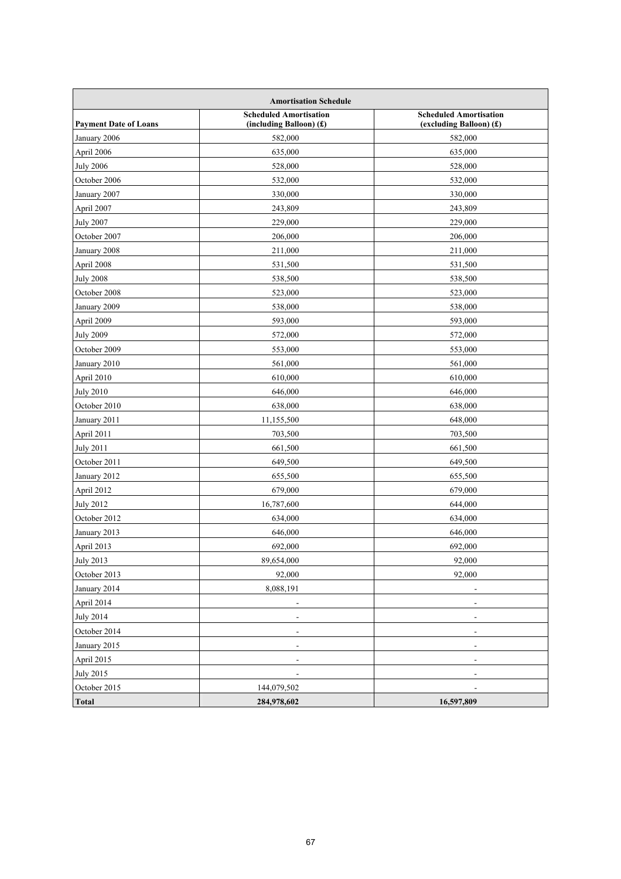| Amortisation Schedule | | |
|---|---|---|
| **Payment Date of Loans** | **Scheduled Amortisation (including Balloon) (£)** | **Scheduled Amortisation (excluding Balloon) (£)** |
| January 2006 | 582,000 | 582,000 |
| April 2006 | 635,000 | 635,000 |
| July 2006 | 528,000 | 528,000 |
| October 2006 | 532,000 | 532,000 |
| January 2007 | 330,000 | 330,000 |
| April 2007 | 243,809 | 243,809 |
| July 2007 | 229,000 | 229,000 |
| October 2007 | 206,000 | 206,000 |
| January 2008 | 211,000 | 211,000 |
| April 2008 | 531,500 | 531,500 |
| July 2008 | 538,500 | 538,500 |
| October 2008 | 523,000 | 523,000 |
| January 2009 | 538,000 | 538,000 |
| April 2009 | 593,000 | 593,000 |
| July 2009 | 572,000 | 572,000 |
| October 2009 | 553,000 | 553,000 |
| January 2010 | 561,000 | 561,000 |
| April 2010 | 610,000 | 610,000 |
| July 2010 | 646,000 | 646,000 |
| October 2010 | 638,000 | 638,000 |
| January 2011 | 11,155,500 | 648,000 |
| April 2011 | 703,500 | 703,500 |
| July 2011 | 661,500 | 661,500 |
| October 2011 | 649,500 | 649,500 |
| January 2012 | 655,500 | 655,500 |
| April 2012 | 679,000 | 679,000 |
| July 2012 | 16,787,600 | 644,000 |
| October 2012 | 634,000 | 634,000 |
| January 2013 | 646,000 | 646,000 |
| April 2013 | 692,000 | 692,000 |
| July 2013 | 89,654,000 | 92,000 |
| October 2013 | 92,000 | 92,000 |
| January 2014 | 8,088,191 | - |
| April 2014 | - | - |
| July 2014 | - | - |
| October 2014 | - | - |
| January 2015 | - | - |
| April 2015 | - | - |
| July 2015 | - | - |
| October 2015 | 144,079,502 | - |
| **Total** | **284,978,602** | **16,597,809** |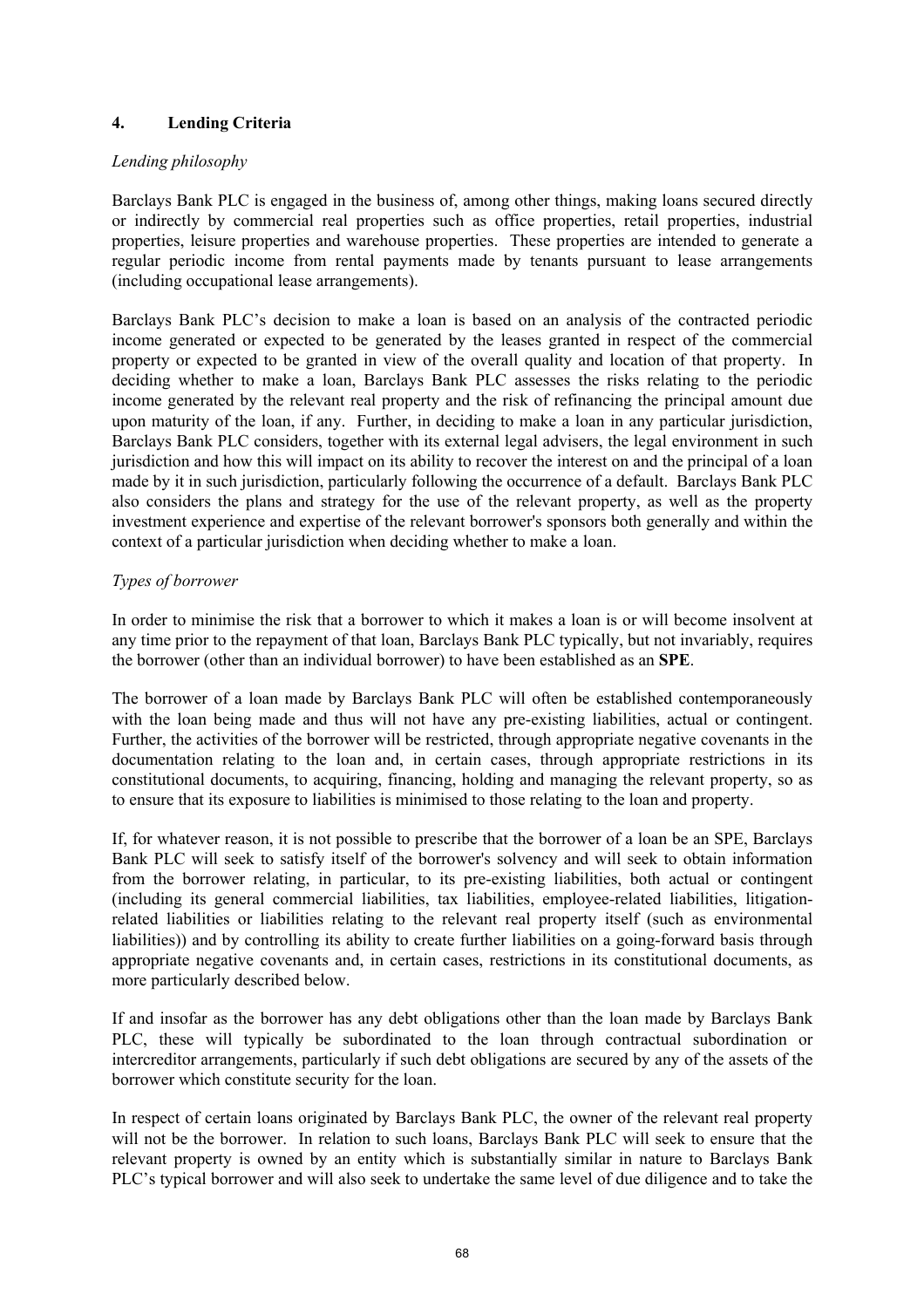## 4. Lending Criteria

*Lending philosophy*

Barclays Bank PLC is engaged in the business of, among other things, making loans secured directly or indirectly by commercial real properties such as office properties, retail properties, industrial properties, leisure properties and warehouse properties. These properties are intended to generate a regular periodic income from rental payments made by tenants pursuant to lease arrangements (including occupational lease arrangements).

Barclays Bank PLC's decision to make a loan is based on an analysis of the contracted periodic income generated or expected to be generated by the leases granted in respect of the commercial property or expected to be granted in view of the overall quality and location of that property. In deciding whether to make a loan, Barclays Bank PLC assesses the risks relating to the periodic income generated by the relevant real property and the risk of refinancing the principal amount due upon maturity of the loan, if any. Further, in deciding to make a loan in any particular jurisdiction, Barclays Bank PLC considers, together with its external legal advisers, the legal environment in such jurisdiction and how this will impact on its ability to recover the interest on and the principal of a loan made by it in such jurisdiction, particularly following the occurrence of a default. Barclays Bank PLC also considers the plans and strategy for the use of the relevant property, as well as the property investment experience and expertise of the relevant borrower's sponsors both generally and within the context of a particular jurisdiction when deciding whether to make a loan.

*Types of borrower*

In order to minimise the risk that a borrower to which it makes a loan is or will become insolvent at any time prior to the repayment of that loan, Barclays Bank PLC typically, but not invariably, requires the borrower (other than an individual borrower) to have been established as an **SPE**.

The borrower of a loan made by Barclays Bank PLC will often be established contemporaneously with the loan being made and thus will not have any pre-existing liabilities, actual or contingent. Further, the activities of the borrower will be restricted, through appropriate negative covenants in the documentation relating to the loan and, in certain cases, through appropriate restrictions in its constitutional documents, to acquiring, financing, holding and managing the relevant property, so as to ensure that its exposure to liabilities is minimised to those relating to the loan and property.

If, for whatever reason, it is not possible to prescribe that the borrower of a loan be an SPE, Barclays Bank PLC will seek to satisfy itself of the borrower's solvency and will seek to obtain information from the borrower relating, in particular, to its pre-existing liabilities, both actual or contingent (including its general commercial liabilities, tax liabilities, employee-related liabilities, litigation-related liabilities or liabilities relating to the relevant real property itself (such as environmental liabilities)) and by controlling its ability to create further liabilities on a going-forward basis through appropriate negative covenants and, in certain cases, restrictions in its constitutional documents, as more particularly described below.

If and insofar as the borrower has any debt obligations other than the loan made by Barclays Bank PLC, these will typically be subordinated to the loan through contractual subordination or intercreditor arrangements, particularly if such debt obligations are secured by any of the assets of the borrower which constitute security for the loan.

In respect of certain loans originated by Barclays Bank PLC, the owner of the relevant real property will not be the borrower. In relation to such loans, Barclays Bank PLC will seek to ensure that the relevant property is owned by an entity which is substantially similar in nature to Barclays Bank PLC's typical borrower and will also seek to undertake the same level of due diligence and to take the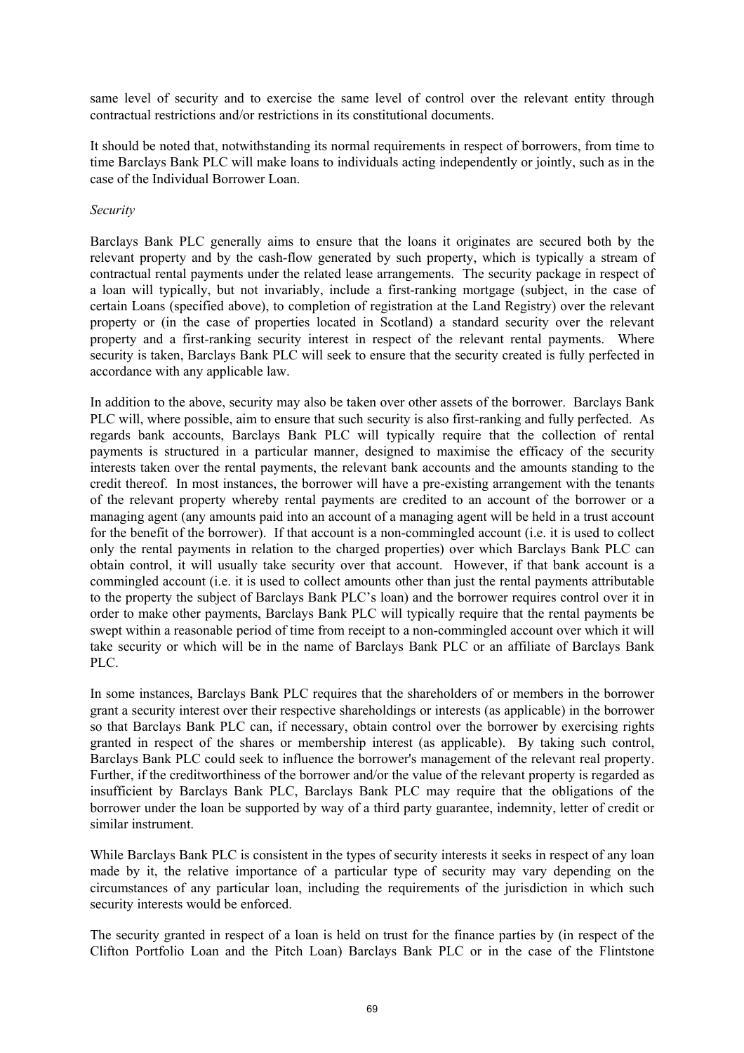same level of security and to exercise the same level of control over the relevant entity through contractual restrictions and/or restrictions in its constitutional documents.

It should be noted that, notwithstanding its normal requirements in respect of borrowers, from time to time Barclays Bank PLC will make loans to individuals acting independently or jointly, such as in the case of the Individual Borrower Loan.

*Security*

Barclays Bank PLC generally aims to ensure that the loans it originates are secured both by the relevant property and by the cash-flow generated by such property, which is typically a stream of contractual rental payments under the related lease arrangements. The security package in respect of a loan will typically, but not invariably, include a first-ranking mortgage (subject, in the case of certain Loans (specified above), to completion of registration at the Land Registry) over the relevant property or (in the case of properties located in Scotland) a standard security over the relevant property and a first-ranking security interest in respect of the relevant rental payments. Where security is taken, Barclays Bank PLC will seek to ensure that the security created is fully perfected in accordance with any applicable law.

In addition to the above, security may also be taken over other assets of the borrower. Barclays Bank PLC will, where possible, aim to ensure that such security is also first-ranking and fully perfected. As regards bank accounts, Barclays Bank PLC will typically require that the collection of rental payments is structured in a particular manner, designed to maximise the efficacy of the security interests taken over the rental payments, the relevant bank accounts and the amounts standing to the credit thereof. In most instances, the borrower will have a pre-existing arrangement with the tenants of the relevant property whereby rental payments are credited to an account of the borrower or a managing agent (any amounts paid into an account of a managing agent will be held in a trust account for the benefit of the borrower). If that account is a non-commingled account (i.e. it is used to collect only the rental payments in relation to the charged properties) over which Barclays Bank PLC can obtain control, it will usually take security over that account. However, if that bank account is a commingled account (i.e. it is used to collect amounts other than just the rental payments attributable to the property the subject of Barclays Bank PLC's loan) and the borrower requires control over it in order to make other payments, Barclays Bank PLC will typically require that the rental payments be swept within a reasonable period of time from receipt to a non-commingled account over which it will take security or which will be in the name of Barclays Bank PLC or an affiliate of Barclays Bank PLC.

In some instances, Barclays Bank PLC requires that the shareholders of or members in the borrower grant a security interest over their respective shareholdings or interests (as applicable) in the borrower so that Barclays Bank PLC can, if necessary, obtain control over the borrower by exercising rights granted in respect of the shares or membership interest (as applicable). By taking such control, Barclays Bank PLC could seek to influence the borrower's management of the relevant real property. Further, if the creditworthiness of the borrower and/or the value of the relevant property is regarded as insufficient by Barclays Bank PLC, Barclays Bank PLC may require that the obligations of the borrower under the loan be supported by way of a third party guarantee, indemnity, letter of credit or similar instrument.

While Barclays Bank PLC is consistent in the types of security interests it seeks in respect of any loan made by it, the relative importance of a particular type of security may vary depending on the circumstances of any particular loan, including the requirements of the jurisdiction in which such security interests would be enforced.

The security granted in respect of a loan is held on trust for the finance parties by (in respect of the Clifton Portfolio Loan and the Pitch Loan) Barclays Bank PLC or in the case of the Flintstone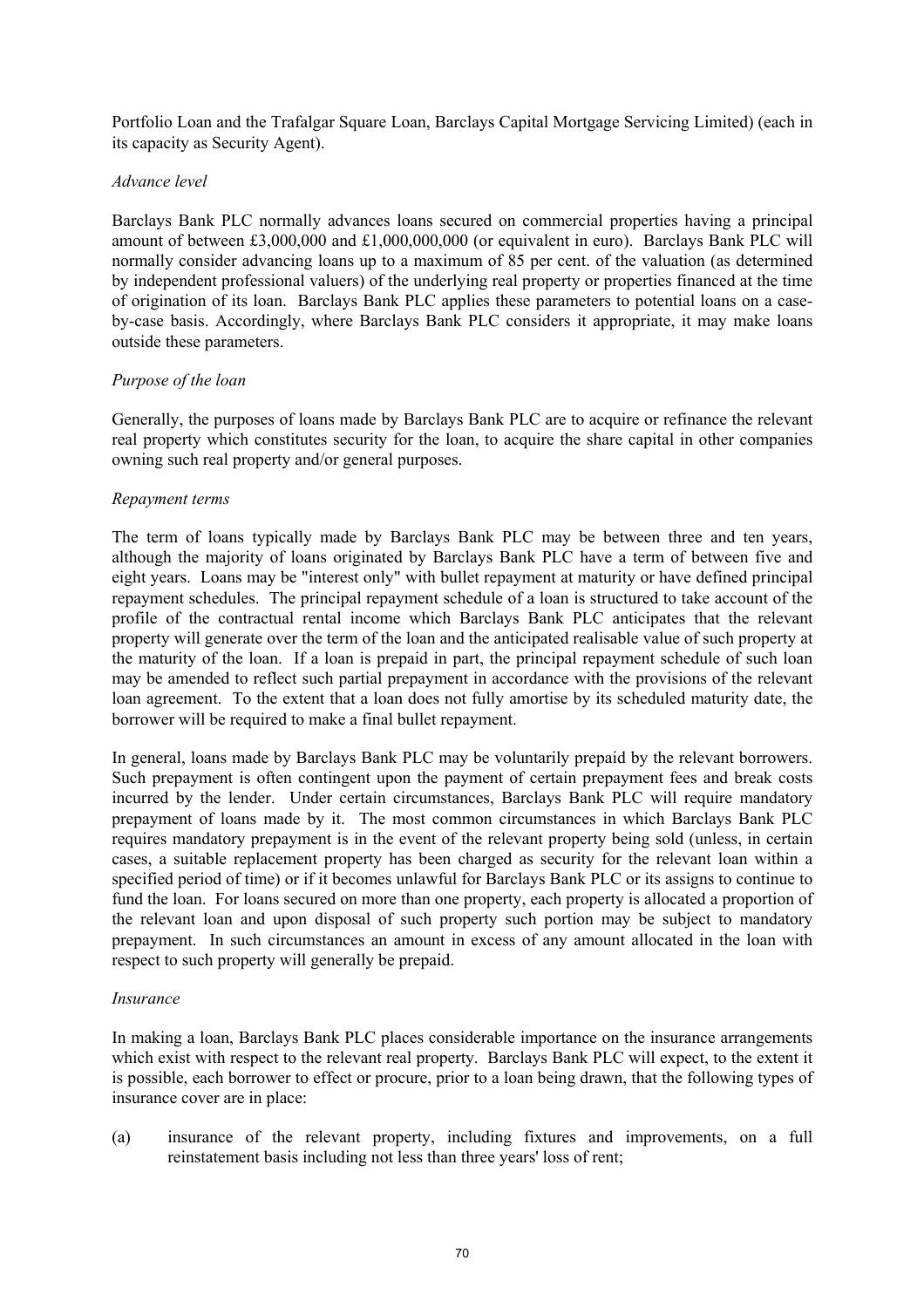Portfolio Loan and the Trafalgar Square Loan, Barclays Capital Mortgage Servicing Limited) (each in its capacity as Security Agent).

*Advance level*

Barclays Bank PLC normally advances loans secured on commercial properties having a principal amount of between £3,000,000 and £1,000,000,000 (or equivalent in euro). Barclays Bank PLC will normally consider advancing loans up to a maximum of 85 per cent. of the valuation (as determined by independent professional valuers) of the underlying real property or properties financed at the time of origination of its loan. Barclays Bank PLC applies these parameters to potential loans on a case-by-case basis. Accordingly, where Barclays Bank PLC considers it appropriate, it may make loans outside these parameters.

*Purpose of the loan*

Generally, the purposes of loans made by Barclays Bank PLC are to acquire or refinance the relevant real property which constitutes security for the loan, to acquire the share capital in other companies owning such real property and/or general purposes.

*Repayment terms*

The term of loans typically made by Barclays Bank PLC may be between three and ten years, although the majority of loans originated by Barclays Bank PLC have a term of between five and eight years. Loans may be "interest only" with bullet repayment at maturity or have defined principal repayment schedules. The principal repayment schedule of a loan is structured to take account of the profile of the contractual rental income which Barclays Bank PLC anticipates that the relevant property will generate over the term of the loan and the anticipated realisable value of such property at the maturity of the loan. If a loan is prepaid in part, the principal repayment schedule of such loan may be amended to reflect such partial prepayment in accordance with the provisions of the relevant loan agreement. To the extent that a loan does not fully amortise by its scheduled maturity date, the borrower will be required to make a final bullet repayment.

In general, loans made by Barclays Bank PLC may be voluntarily prepaid by the relevant borrowers. Such prepayment is often contingent upon the payment of certain prepayment fees and break costs incurred by the lender. Under certain circumstances, Barclays Bank PLC will require mandatory prepayment of loans made by it. The most common circumstances in which Barclays Bank PLC requires mandatory prepayment is in the event of the relevant property being sold (unless, in certain cases, a suitable replacement property has been charged as security for the relevant loan within a specified period of time) or if it becomes unlawful for Barclays Bank PLC or its assigns to continue to fund the loan. For loans secured on more than one property, each property is allocated a proportion of the relevant loan and upon disposal of such property such portion may be subject to mandatory prepayment. In such circumstances an amount in excess of any amount allocated in the loan with respect to such property will generally be prepaid.

*Insurance*

In making a loan, Barclays Bank PLC places considerable importance on the insurance arrangements which exist with respect to the relevant real property. Barclays Bank PLC will expect, to the extent it is possible, each borrower to effect or procure, prior to a loan being drawn, that the following types of insurance cover are in place:

(a) insurance of the relevant property, including fixtures and improvements, on a full reinstatement basis including not less than three years' loss of rent;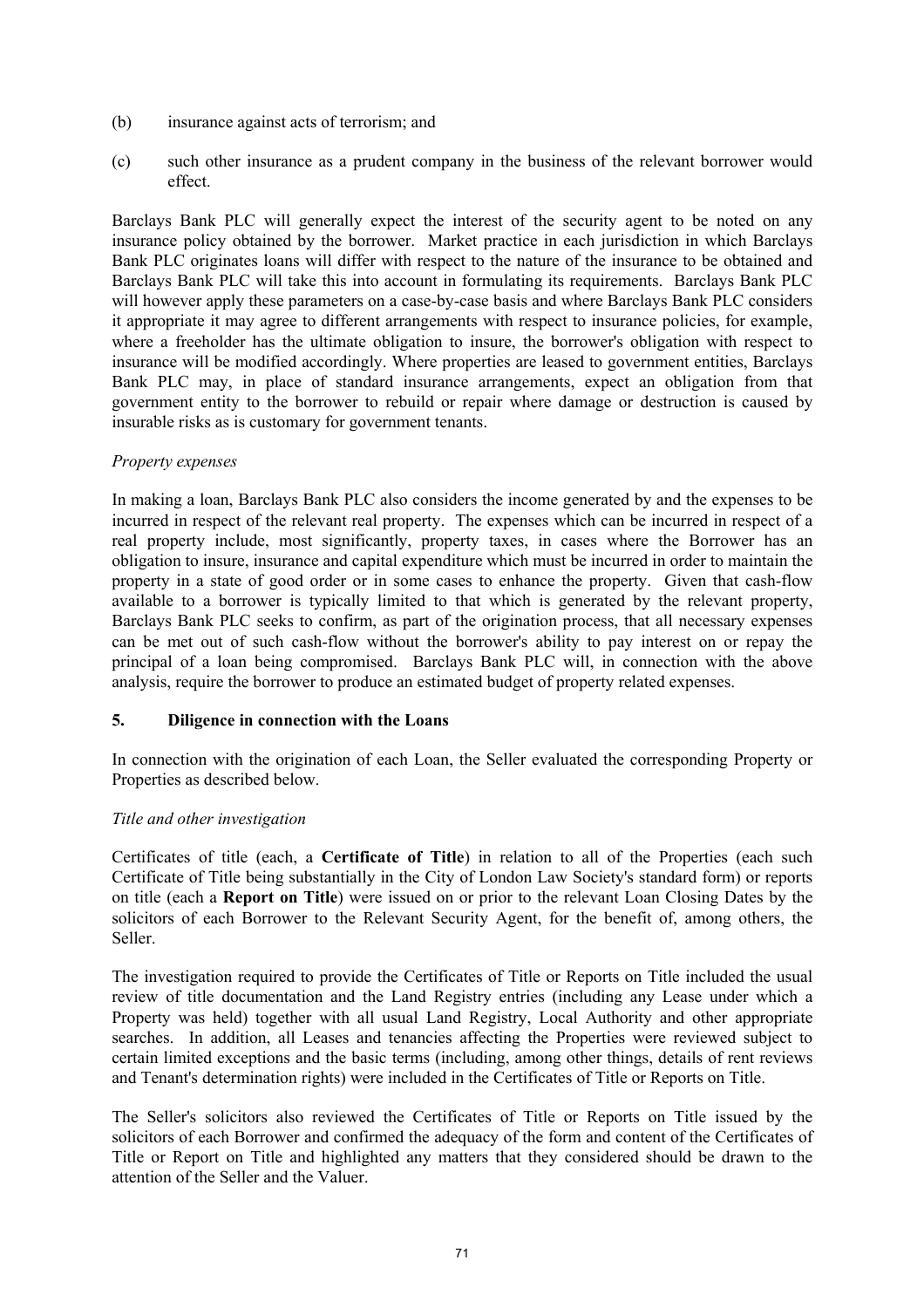(b) insurance against acts of terrorism; and

(c) such other insurance as a prudent company in the business of the relevant borrower would effect.

Barclays Bank PLC will generally expect the interest of the security agent to be noted on any insurance policy obtained by the borrower. Market practice in each jurisdiction in which Barclays Bank PLC originates loans will differ with respect to the nature of the insurance to be obtained and Barclays Bank PLC will take this into account in formulating its requirements. Barclays Bank PLC will however apply these parameters on a case-by-case basis and where Barclays Bank PLC considers it appropriate it may agree to different arrangements with respect to insurance policies, for example, where a freeholder has the ultimate obligation to insure, the borrower's obligation with respect to insurance will be modified accordingly. Where properties are leased to government entities, Barclays Bank PLC may, in place of standard insurance arrangements, expect an obligation from that government entity to the borrower to rebuild or repair where damage or destruction is caused by insurable risks as is customary for government tenants.

*Property expenses*

In making a loan, Barclays Bank PLC also considers the income generated by and the expenses to be incurred in respect of the relevant real property. The expenses which can be incurred in respect of a real property include, most significantly, property taxes, in cases where the Borrower has an obligation to insure, insurance and capital expenditure which must be incurred in order to maintain the property in a state of good order or in some cases to enhance the property. Given that cash-flow available to a borrower is typically limited to that which is generated by the relevant property, Barclays Bank PLC seeks to confirm, as part of the origination process, that all necessary expenses can be met out of such cash-flow without the borrower's ability to pay interest on or repay the principal of a loan being compromised. Barclays Bank PLC will, in connection with the above analysis, require the borrower to produce an estimated budget of property related expenses.

## 5. Diligence in connection with the Loans

In connection with the origination of each Loan, the Seller evaluated the corresponding Property or Properties as described below.

*Title and other investigation*

Certificates of title (each, a **Certificate of Title**) in relation to all of the Properties (each such Certificate of Title being substantially in the City of London Law Society's standard form) or reports on title (each a **Report on Title**) were issued on or prior to the relevant Loan Closing Dates by the solicitors of each Borrower to the Relevant Security Agent, for the benefit of, among others, the Seller.

The investigation required to provide the Certificates of Title or Reports on Title included the usual review of title documentation and the Land Registry entries (including any Lease under which a Property was held) together with all usual Land Registry, Local Authority and other appropriate searches. In addition, all Leases and tenancies affecting the Properties were reviewed subject to certain limited exceptions and the basic terms (including, among other things, details of rent reviews and Tenant's determination rights) were included in the Certificates of Title or Reports on Title.

The Seller's solicitors also reviewed the Certificates of Title or Reports on Title issued by the solicitors of each Borrower and confirmed the adequacy of the form and content of the Certificates of Title or Report on Title and highlighted any matters that they considered should be drawn to the attention of the Seller and the Valuer.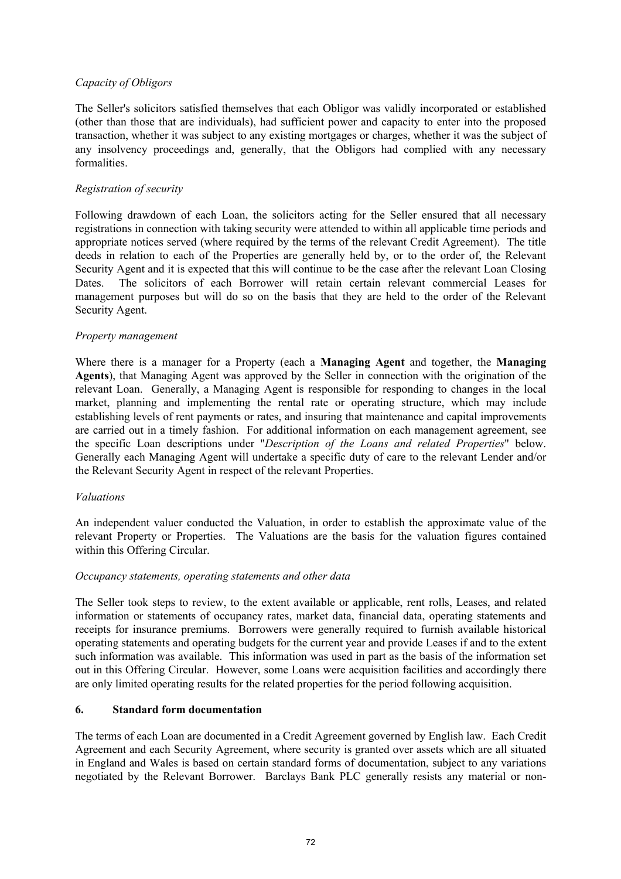*Capacity of Obligors*

The Seller's solicitors satisfied themselves that each Obligor was validly incorporated or established (other than those that are individuals), had sufficient power and capacity to enter into the proposed transaction, whether it was subject to any existing mortgages or charges, whether it was the subject of any insolvency proceedings and, generally, that the Obligors had complied with any necessary formalities.

*Registration of security*

Following drawdown of each Loan, the solicitors acting for the Seller ensured that all necessary registrations in connection with taking security were attended to within all applicable time periods and appropriate notices served (where required by the terms of the relevant Credit Agreement). The title deeds in relation to each of the Properties are generally held by, or to the order of, the Relevant Security Agent and it is expected that this will continue to be the case after the relevant Loan Closing Dates. The solicitors of each Borrower will retain certain relevant commercial Leases for management purposes but will do so on the basis that they are held to the order of the Relevant Security Agent.

*Property management*

Where there is a manager for a Property (each a **Managing Agent** and together, the **Managing Agents**), that Managing Agent was approved by the Seller in connection with the origination of the relevant Loan. Generally, a Managing Agent is responsible for responding to changes in the local market, planning and implementing the rental rate or operating structure, which may include establishing levels of rent payments or rates, and insuring that maintenance and capital improvements are carried out in a timely fashion. For additional information on each management agreement, see the specific Loan descriptions under "*Description of the Loans and related Properties*" below. Generally each Managing Agent will undertake a specific duty of care to the relevant Lender and/or the Relevant Security Agent in respect of the relevant Properties.

*Valuations*

An independent valuer conducted the Valuation, in order to establish the approximate value of the relevant Property or Properties. The Valuations are the basis for the valuation figures contained within this Offering Circular.

*Occupancy statements, operating statements and other data*

The Seller took steps to review, to the extent available or applicable, rent rolls, Leases, and related information or statements of occupancy rates, market data, financial data, operating statements and receipts for insurance premiums. Borrowers were generally required to furnish available historical operating statements and operating budgets for the current year and provide Leases if and to the extent such information was available. This information was used in part as the basis of the information set out in this Offering Circular. However, some Loans were acquisition facilities and accordingly there are only limited operating results for the related properties for the period following acquisition.

## 6. Standard form documentation

The terms of each Loan are documented in a Credit Agreement governed by English law. Each Credit Agreement and each Security Agreement, where security is granted over assets which are all situated in England and Wales is based on certain standard forms of documentation, subject to any variations negotiated by the Relevant Borrower. Barclays Bank PLC generally resists any material or non-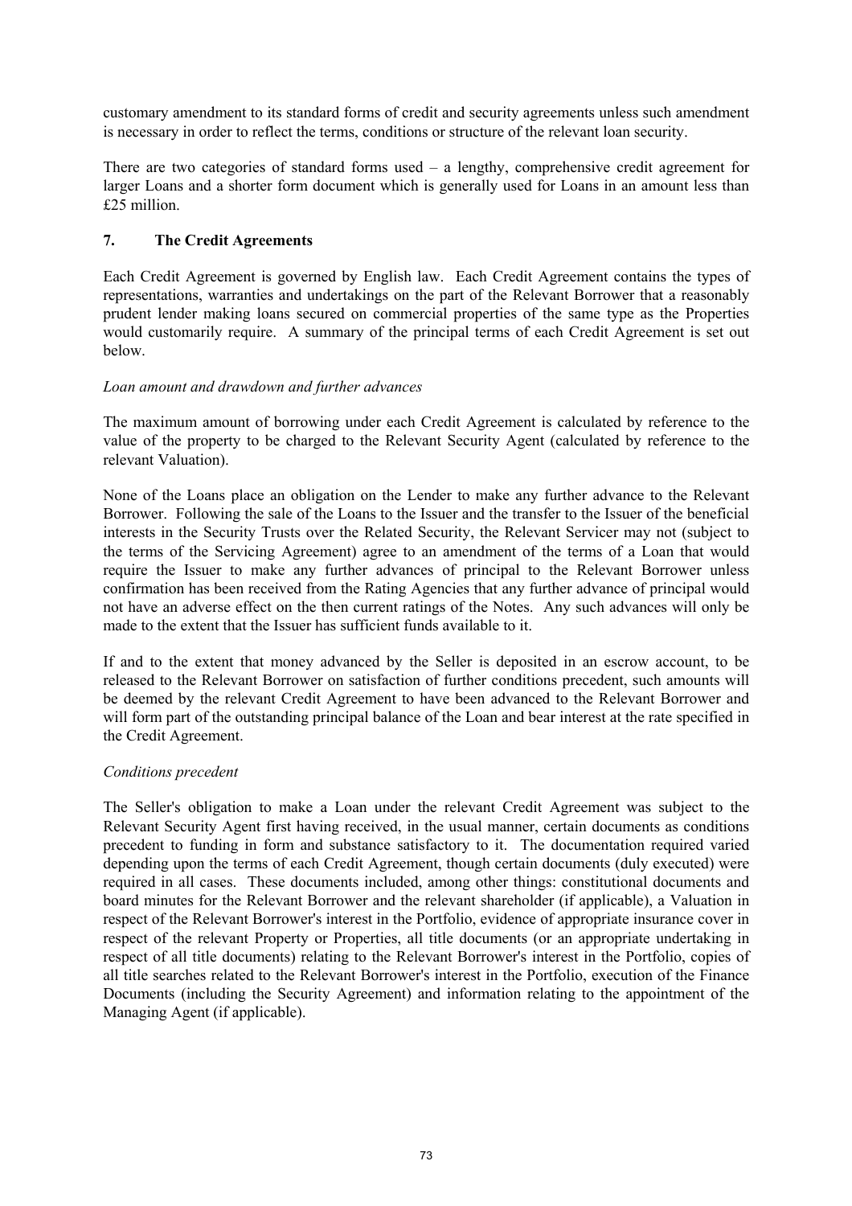customary amendment to its standard forms of credit and security agreements unless such amendment is necessary in order to reflect the terms, conditions or structure of the relevant loan security.

There are two categories of standard forms used – a lengthy, comprehensive credit agreement for larger Loans and a shorter form document which is generally used for Loans in an amount less than £25 million.

## 7. The Credit Agreements

Each Credit Agreement is governed by English law. Each Credit Agreement contains the types of representations, warranties and undertakings on the part of the Relevant Borrower that a reasonably prudent lender making loans secured on commercial properties of the same type as the Properties would customarily require. A summary of the principal terms of each Credit Agreement is set out below.

*Loan amount and drawdown and further advances*

The maximum amount of borrowing under each Credit Agreement is calculated by reference to the value of the property to be charged to the Relevant Security Agent (calculated by reference to the relevant Valuation).

None of the Loans place an obligation on the Lender to make any further advance to the Relevant Borrower. Following the sale of the Loans to the Issuer and the transfer to the Issuer of the beneficial interests in the Security Trusts over the Related Security, the Relevant Servicer may not (subject to the terms of the Servicing Agreement) agree to an amendment of the terms of a Loan that would require the Issuer to make any further advances of principal to the Relevant Borrower unless confirmation has been received from the Rating Agencies that any further advance of principal would not have an adverse effect on the then current ratings of the Notes. Any such advances will only be made to the extent that the Issuer has sufficient funds available to it.

If and to the extent that money advanced by the Seller is deposited in an escrow account, to be released to the Relevant Borrower on satisfaction of further conditions precedent, such amounts will be deemed by the relevant Credit Agreement to have been advanced to the Relevant Borrower and will form part of the outstanding principal balance of the Loan and bear interest at the rate specified in the Credit Agreement.

*Conditions precedent*

The Seller's obligation to make a Loan under the relevant Credit Agreement was subject to the Relevant Security Agent first having received, in the usual manner, certain documents as conditions precedent to funding in form and substance satisfactory to it. The documentation required varied depending upon the terms of each Credit Agreement, though certain documents (duly executed) were required in all cases. These documents included, among other things: constitutional documents and board minutes for the Relevant Borrower and the relevant shareholder (if applicable), a Valuation in respect of the Relevant Borrower's interest in the Portfolio, evidence of appropriate insurance cover in respect of the relevant Property or Properties, all title documents (or an appropriate undertaking in respect of all title documents) relating to the Relevant Borrower's interest in the Portfolio, copies of all title searches related to the Relevant Borrower's interest in the Portfolio, execution of the Finance Documents (including the Security Agreement) and information relating to the appointment of the Managing Agent (if applicable).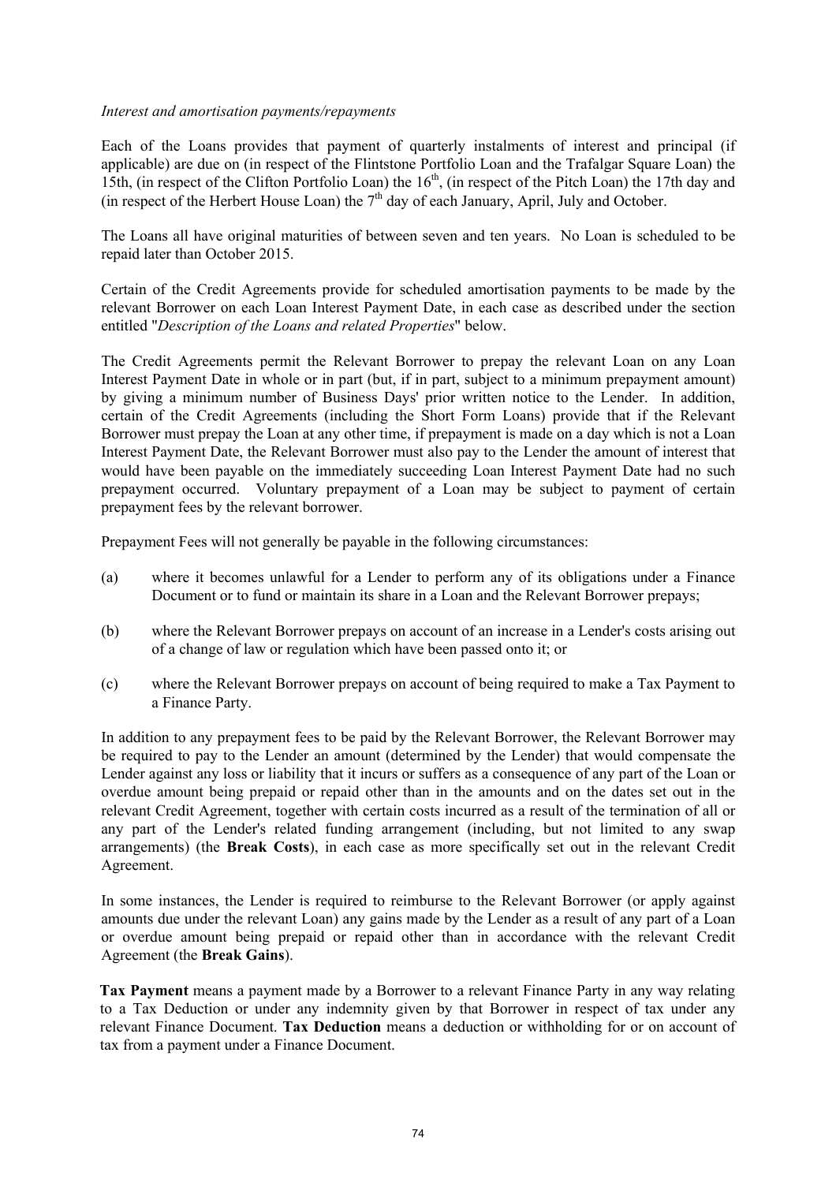*Interest and amortisation payments/repayments*

Each of the Loans provides that payment of quarterly instalments of interest and principal (if applicable) are due on (in respect of the Flintstone Portfolio Loan and the Trafalgar Square Loan) the 15th, (in respect of the Clifton Portfolio Loan) the 16th, (in respect of the Pitch Loan) the 17th day and (in respect of the Herbert House Loan) the 7th day of each January, April, July and October.

The Loans all have original maturities of between seven and ten years. No Loan is scheduled to be repaid later than October 2015.

Certain of the Credit Agreements provide for scheduled amortisation payments to be made by the relevant Borrower on each Loan Interest Payment Date, in each case as described under the section entitled "*Description of the Loans and related Properties*" below.

The Credit Agreements permit the Relevant Borrower to prepay the relevant Loan on any Loan Interest Payment Date in whole or in part (but, if in part, subject to a minimum prepayment amount) by giving a minimum number of Business Days' prior written notice to the Lender. In addition, certain of the Credit Agreements (including the Short Form Loans) provide that if the Relevant Borrower must prepay the Loan at any other time, if prepayment is made on a day which is not a Loan Interest Payment Date, the Relevant Borrower must also pay to the Lender the amount of interest that would have been payable on the immediately succeeding Loan Interest Payment Date had no such prepayment occurred. Voluntary prepayment of a Loan may be subject to payment of certain prepayment fees by the relevant borrower.

Prepayment Fees will not generally be payable in the following circumstances:

(a) where it becomes unlawful for a Lender to perform any of its obligations under a Finance Document or to fund or maintain its share in a Loan and the Relevant Borrower prepays;

(b) where the Relevant Borrower prepays on account of an increase in a Lender's costs arising out of a change of law or regulation which have been passed onto it; or

(c) where the Relevant Borrower prepays on account of being required to make a Tax Payment to a Finance Party.

In addition to any prepayment fees to be paid by the Relevant Borrower, the Relevant Borrower may be required to pay to the Lender an amount (determined by the Lender) that would compensate the Lender against any loss or liability that it incurs or suffers as a consequence of any part of the Loan or overdue amount being prepaid or repaid other than in the amounts and on the dates set out in the relevant Credit Agreement, together with certain costs incurred as a result of the termination of all or any part of the Lender's related funding arrangement (including, but not limited to any swap arrangements) (the **Break Costs**), in each case as more specifically set out in the relevant Credit Agreement.

In some instances, the Lender is required to reimburse to the Relevant Borrower (or apply against amounts due under the relevant Loan) any gains made by the Lender as a result of any part of a Loan or overdue amount being prepaid or repaid other than in accordance with the relevant Credit Agreement (the **Break Gains**).

**Tax Payment** means a payment made by a Borrower to a relevant Finance Party in any way relating to a Tax Deduction or under any indemnity given by that Borrower in respect of tax under any relevant Finance Document. **Tax Deduction** means a deduction or withholding for or on account of tax from a payment under a Finance Document.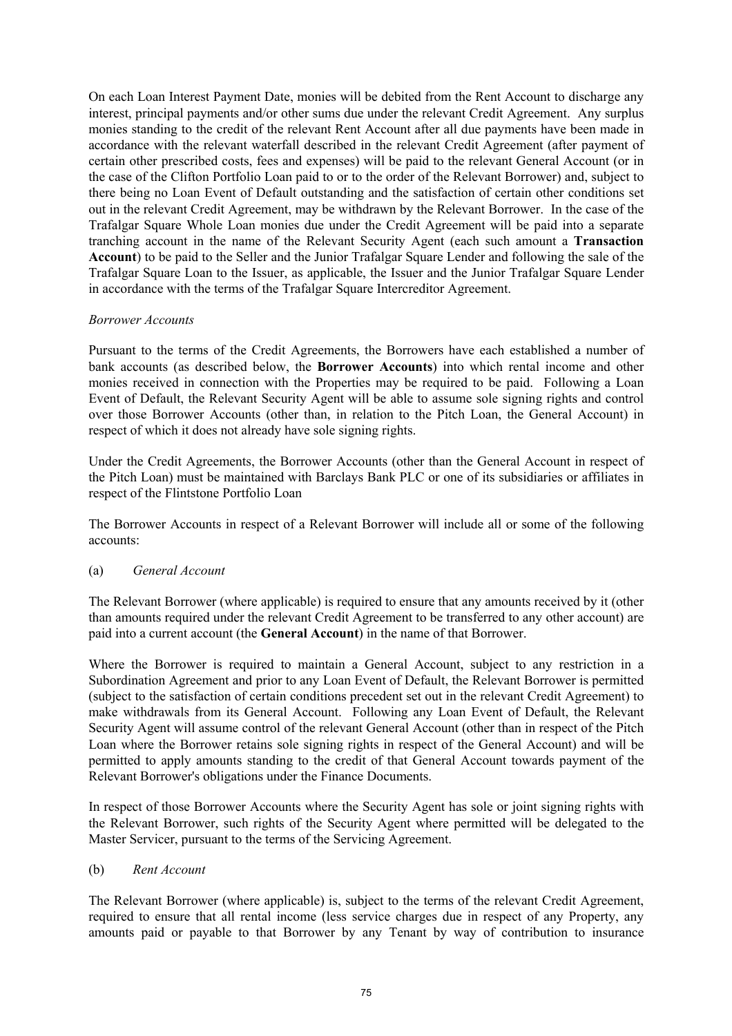On each Loan Interest Payment Date, monies will be debited from the Rent Account to discharge any interest, principal payments and/or other sums due under the relevant Credit Agreement. Any surplus monies standing to the credit of the relevant Rent Account after all due payments have been made in accordance with the relevant waterfall described in the relevant Credit Agreement (after payment of certain other prescribed costs, fees and expenses) will be paid to the relevant General Account (or in the case of the Clifton Portfolio Loan paid to or to the order of the Relevant Borrower) and, subject to there being no Loan Event of Default outstanding and the satisfaction of certain other conditions set out in the relevant Credit Agreement, may be withdrawn by the Relevant Borrower. In the case of the Trafalgar Square Whole Loan monies due under the Credit Agreement will be paid into a separate tranching account in the name of the Relevant Security Agent (each such amount a **Transaction Account**) to be paid to the Seller and the Junior Trafalgar Square Lender and following the sale of the Trafalgar Square Loan to the Issuer, as applicable, the Issuer and the Junior Trafalgar Square Lender in accordance with the terms of the Trafalgar Square Intercreditor Agreement.

*Borrower Accounts*

Pursuant to the terms of the Credit Agreements, the Borrowers have each established a number of bank accounts (as described below, the **Borrower Accounts**) into which rental income and other monies received in connection with the Properties may be required to be paid. Following a Loan Event of Default, the Relevant Security Agent will be able to assume sole signing rights and control over those Borrower Accounts (other than, in relation to the Pitch Loan, the General Account) in respect of which it does not already have sole signing rights.

Under the Credit Agreements, the Borrower Accounts (other than the General Account in respect of the Pitch Loan) must be maintained with Barclays Bank PLC or one of its subsidiaries or affiliates in respect of the Flintstone Portfolio Loan

The Borrower Accounts in respect of a Relevant Borrower will include all or some of the following accounts:

(a) *General Account*

The Relevant Borrower (where applicable) is required to ensure that any amounts received by it (other than amounts required under the relevant Credit Agreement to be transferred to any other account) are paid into a current account (the **General Account**) in the name of that Borrower.

Where the Borrower is required to maintain a General Account, subject to any restriction in a Subordination Agreement and prior to any Loan Event of Default, the Relevant Borrower is permitted (subject to the satisfaction of certain conditions precedent set out in the relevant Credit Agreement) to make withdrawals from its General Account. Following any Loan Event of Default, the Relevant Security Agent will assume control of the relevant General Account (other than in respect of the Pitch Loan where the Borrower retains sole signing rights in respect of the General Account) and will be permitted to apply amounts standing to the credit of that General Account towards payment of the Relevant Borrower's obligations under the Finance Documents.

In respect of those Borrower Accounts where the Security Agent has sole or joint signing rights with the Relevant Borrower, such rights of the Security Agent where permitted will be delegated to the Master Servicer, pursuant to the terms of the Servicing Agreement.

(b) *Rent Account*

The Relevant Borrower (where applicable) is, subject to the terms of the relevant Credit Agreement, required to ensure that all rental income (less service charges due in respect of any Property, any amounts paid or payable to that Borrower by any Tenant by way of contribution to insurance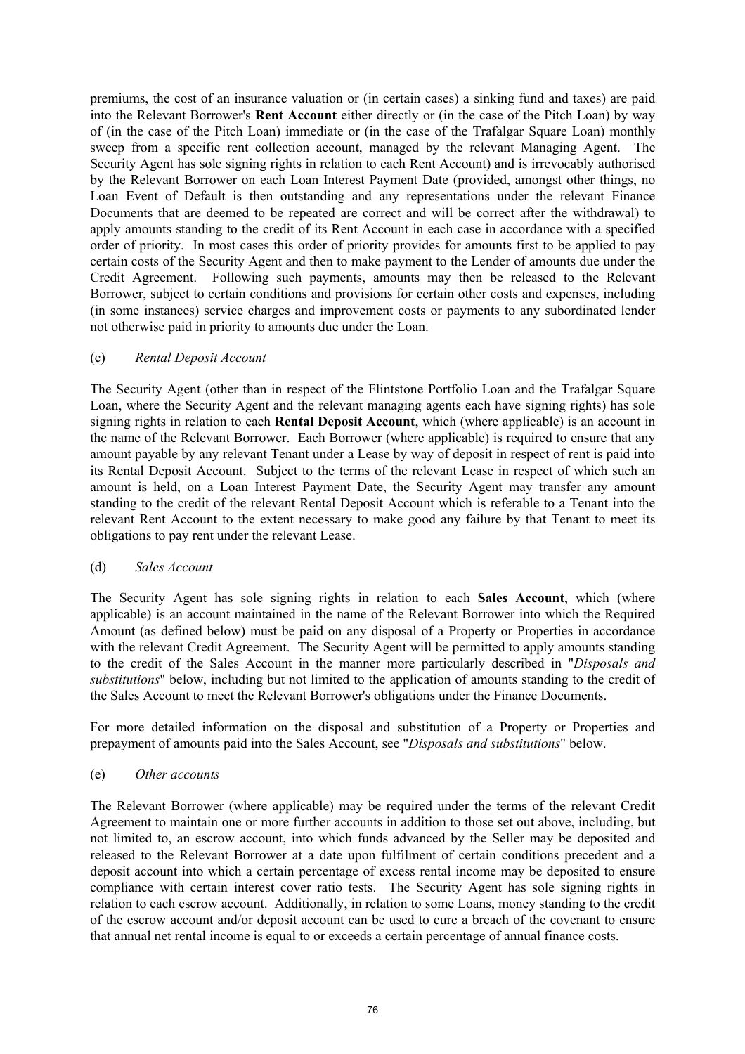premiums, the cost of an insurance valuation or (in certain cases) a sinking fund and taxes) are paid into the Relevant Borrower's **Rent Account** either directly or (in the case of the Pitch Loan) by way of (in the case of the Pitch Loan) immediate or (in the case of the Trafalgar Square Loan) monthly sweep from a specific rent collection account, managed by the relevant Managing Agent. The Security Agent has sole signing rights in relation to each Rent Account) and is irrevocably authorised by the Relevant Borrower on each Loan Interest Payment Date (provided, amongst other things, no Loan Event of Default is then outstanding and any representations under the relevant Finance Documents that are deemed to be repeated are correct and will be correct after the withdrawal) to apply amounts standing to the credit of its Rent Account in each case in accordance with a specified order of priority. In most cases this order of priority provides for amounts first to be applied to pay certain costs of the Security Agent and then to make payment to the Lender of amounts due under the Credit Agreement. Following such payments, amounts may then be released to the Relevant Borrower, subject to certain conditions and provisions for certain other costs and expenses, including (in some instances) service charges and improvement costs or payments to any subordinated lender not otherwise paid in priority to amounts due under the Loan.

(c) *Rental Deposit Account*

The Security Agent (other than in respect of the Flintstone Portfolio Loan and the Trafalgar Square Loan, where the Security Agent and the relevant managing agents each have signing rights) has sole signing rights in relation to each **Rental Deposit Account**, which (where applicable) is an account in the name of the Relevant Borrower. Each Borrower (where applicable) is required to ensure that any amount payable by any relevant Tenant under a Lease by way of deposit in respect of rent is paid into its Rental Deposit Account. Subject to the terms of the relevant Lease in respect of which such an amount is held, on a Loan Interest Payment Date, the Security Agent may transfer any amount standing to the credit of the relevant Rental Deposit Account which is referable to a Tenant into the relevant Rent Account to the extent necessary to make good any failure by that Tenant to meet its obligations to pay rent under the relevant Lease.

(d) *Sales Account*

The Security Agent has sole signing rights in relation to each **Sales Account**, which (where applicable) is an account maintained in the name of the Relevant Borrower into which the Required Amount (as defined below) must be paid on any disposal of a Property or Properties in accordance with the relevant Credit Agreement. The Security Agent will be permitted to apply amounts standing to the credit of the Sales Account in the manner more particularly described in "*Disposals and substitutions*" below, including but not limited to the application of amounts standing to the credit of the Sales Account to meet the Relevant Borrower's obligations under the Finance Documents.

For more detailed information on the disposal and substitution of a Property or Properties and prepayment of amounts paid into the Sales Account, see "*Disposals and substitutions*" below.

(e) *Other accounts*

The Relevant Borrower (where applicable) may be required under the terms of the relevant Credit Agreement to maintain one or more further accounts in addition to those set out above, including, but not limited to, an escrow account, into which funds advanced by the Seller may be deposited and released to the Relevant Borrower at a date upon fulfilment of certain conditions precedent and a deposit account into which a certain percentage of excess rental income may be deposited to ensure compliance with certain interest cover ratio tests. The Security Agent has sole signing rights in relation to each escrow account. Additionally, in relation to some Loans, money standing to the credit of the escrow account and/or deposit account can be used to cure a breach of the covenant to ensure that annual net rental income is equal to or exceeds a certain percentage of annual finance costs.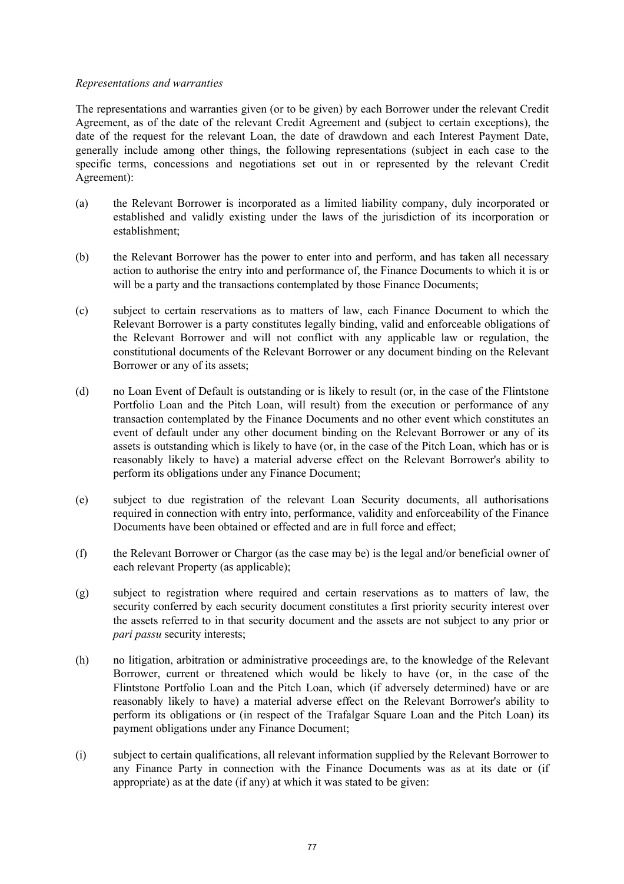*Representations and warranties*

The representations and warranties given (or to be given) by each Borrower under the relevant Credit Agreement, as of the date of the relevant Credit Agreement and (subject to certain exceptions), the date of the request for the relevant Loan, the date of drawdown and each Interest Payment Date, generally include among other things, the following representations (subject in each case to the specific terms, concessions and negotiations set out in or represented by the relevant Credit Agreement):

(a) the Relevant Borrower is incorporated as a limited liability company, duly incorporated or established and validly existing under the laws of the jurisdiction of its incorporation or establishment;

(b) the Relevant Borrower has the power to enter into and perform, and has taken all necessary action to authorise the entry into and performance of, the Finance Documents to which it is or will be a party and the transactions contemplated by those Finance Documents;

(c) subject to certain reservations as to matters of law, each Finance Document to which the Relevant Borrower is a party constitutes legally binding, valid and enforceable obligations of the Relevant Borrower and will not conflict with any applicable law or regulation, the constitutional documents of the Relevant Borrower or any document binding on the Relevant Borrower or any of its assets;

(d) no Loan Event of Default is outstanding or is likely to result (or, in the case of the Flintstone Portfolio Loan and the Pitch Loan, will result) from the execution or performance of any transaction contemplated by the Finance Documents and no other event which constitutes an event of default under any other document binding on the Relevant Borrower or any of its assets is outstanding which is likely to have (or, in the case of the Pitch Loan, which has or is reasonably likely to have) a material adverse effect on the Relevant Borrower's ability to perform its obligations under any Finance Document;

(e) subject to due registration of the relevant Loan Security documents, all authorisations required in connection with entry into, performance, validity and enforceability of the Finance Documents have been obtained or effected and are in full force and effect;

(f) the Relevant Borrower or Chargor (as the case may be) is the legal and/or beneficial owner of each relevant Property (as applicable);

(g) subject to registration where required and certain reservations as to matters of law, the security conferred by each security document constitutes a first priority security interest over the assets referred to in that security document and the assets are not subject to any prior or *pari passu* security interests;

(h) no litigation, arbitration or administrative proceedings are, to the knowledge of the Relevant Borrower, current or threatened which would be likely to have (or, in the case of the Flintstone Portfolio Loan and the Pitch Loan, which (if adversely determined) have or are reasonably likely to have) a material adverse effect on the Relevant Borrower's ability to perform its obligations or (in respect of the Trafalgar Square Loan and the Pitch Loan) its payment obligations under any Finance Document;

(i) subject to certain qualifications, all relevant information supplied by the Relevant Borrower to any Finance Party in connection with the Finance Documents was as at its date or (if appropriate) as at the date (if any) at which it was stated to be given: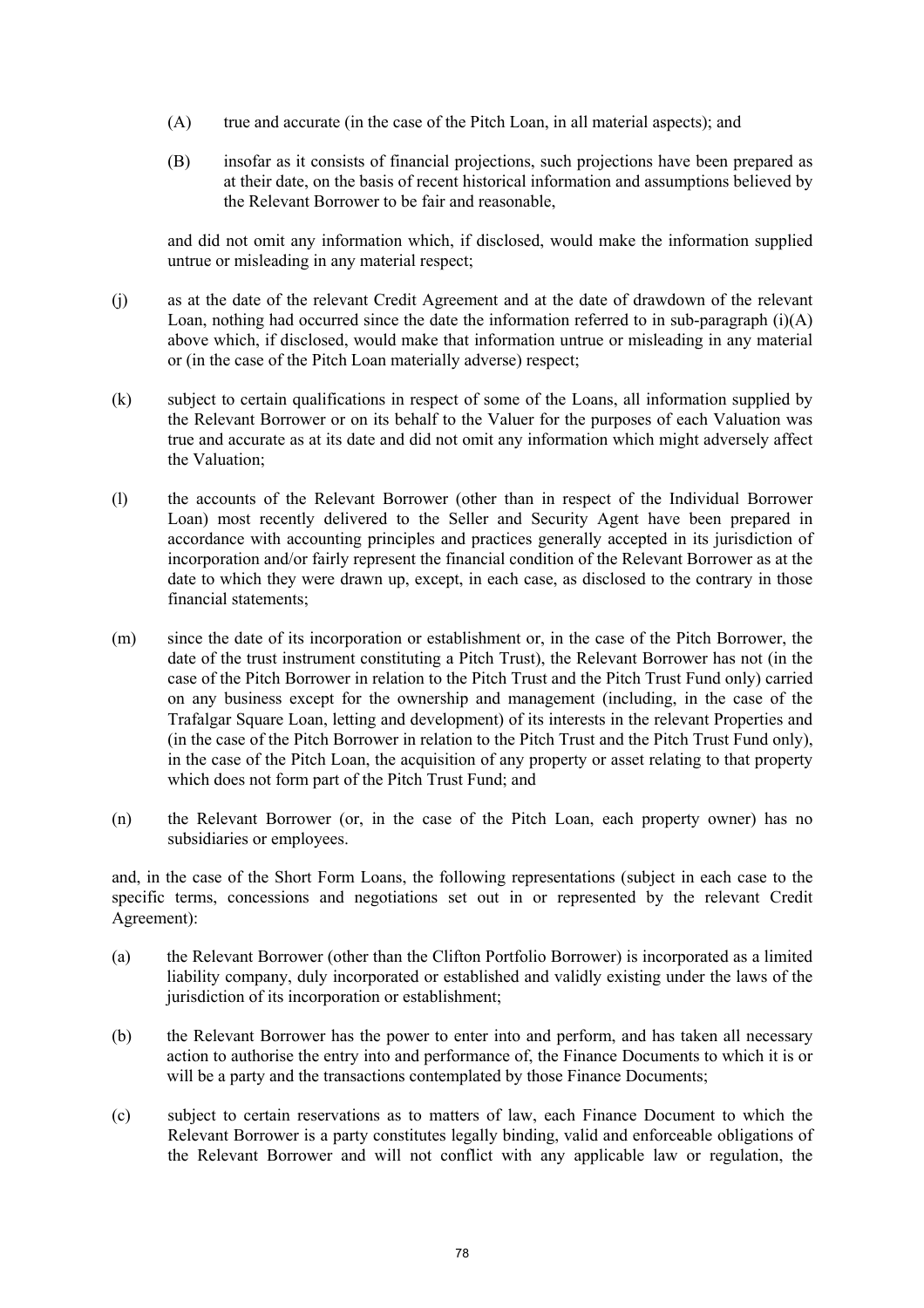(A) true and accurate (in the case of the Pitch Loan, in all material aspects); and

(B) insofar as it consists of financial projections, such projections have been prepared as at their date, on the basis of recent historical information and assumptions believed by the Relevant Borrower to be fair and reasonable,

and did not omit any information which, if disclosed, would make the information supplied untrue or misleading in any material respect;

(j) as at the date of the relevant Credit Agreement and at the date of drawdown of the relevant Loan, nothing had occurred since the date the information referred to in sub-paragraph (i)(A) above which, if disclosed, would make that information untrue or misleading in any material or (in the case of the Pitch Loan materially adverse) respect;

(k) subject to certain qualifications in respect of some of the Loans, all information supplied by the Relevant Borrower or on its behalf to the Valuer for the purposes of each Valuation was true and accurate as at its date and did not omit any information which might adversely affect the Valuation;

(l) the accounts of the Relevant Borrower (other than in respect of the Individual Borrower Loan) most recently delivered to the Seller and Security Agent have been prepared in accordance with accounting principles and practices generally accepted in its jurisdiction of incorporation and/or fairly represent the financial condition of the Relevant Borrower as at the date to which they were drawn up, except, in each case, as disclosed to the contrary in those financial statements;

(m) since the date of its incorporation or establishment or, in the case of the Pitch Borrower, the date of the trust instrument constituting a Pitch Trust), the Relevant Borrower has not (in the case of the Pitch Borrower in relation to the Pitch Trust and the Pitch Trust Fund only) carried on any business except for the ownership and management (including, in the case of the Trafalgar Square Loan, letting and development) of its interests in the relevant Properties and (in the case of the Pitch Borrower in relation to the Pitch Trust and the Pitch Trust Fund only), in the case of the Pitch Loan, the acquisition of any property or asset relating to that property which does not form part of the Pitch Trust Fund; and

(n) the Relevant Borrower (or, in the case of the Pitch Loan, each property owner) has no subsidiaries or employees.

and, in the case of the Short Form Loans, the following representations (subject in each case to the specific terms, concessions and negotiations set out in or represented by the relevant Credit Agreement):

(a) the Relevant Borrower (other than the Clifton Portfolio Borrower) is incorporated as a limited liability company, duly incorporated or established and validly existing under the laws of the jurisdiction of its incorporation or establishment;

(b) the Relevant Borrower has the power to enter into and perform, and has taken all necessary action to authorise the entry into and performance of, the Finance Documents to which it is or will be a party and the transactions contemplated by those Finance Documents;

(c) subject to certain reservations as to matters of law, each Finance Document to which the Relevant Borrower is a party constitutes legally binding, valid and enforceable obligations of the Relevant Borrower and will not conflict with any applicable law or regulation, the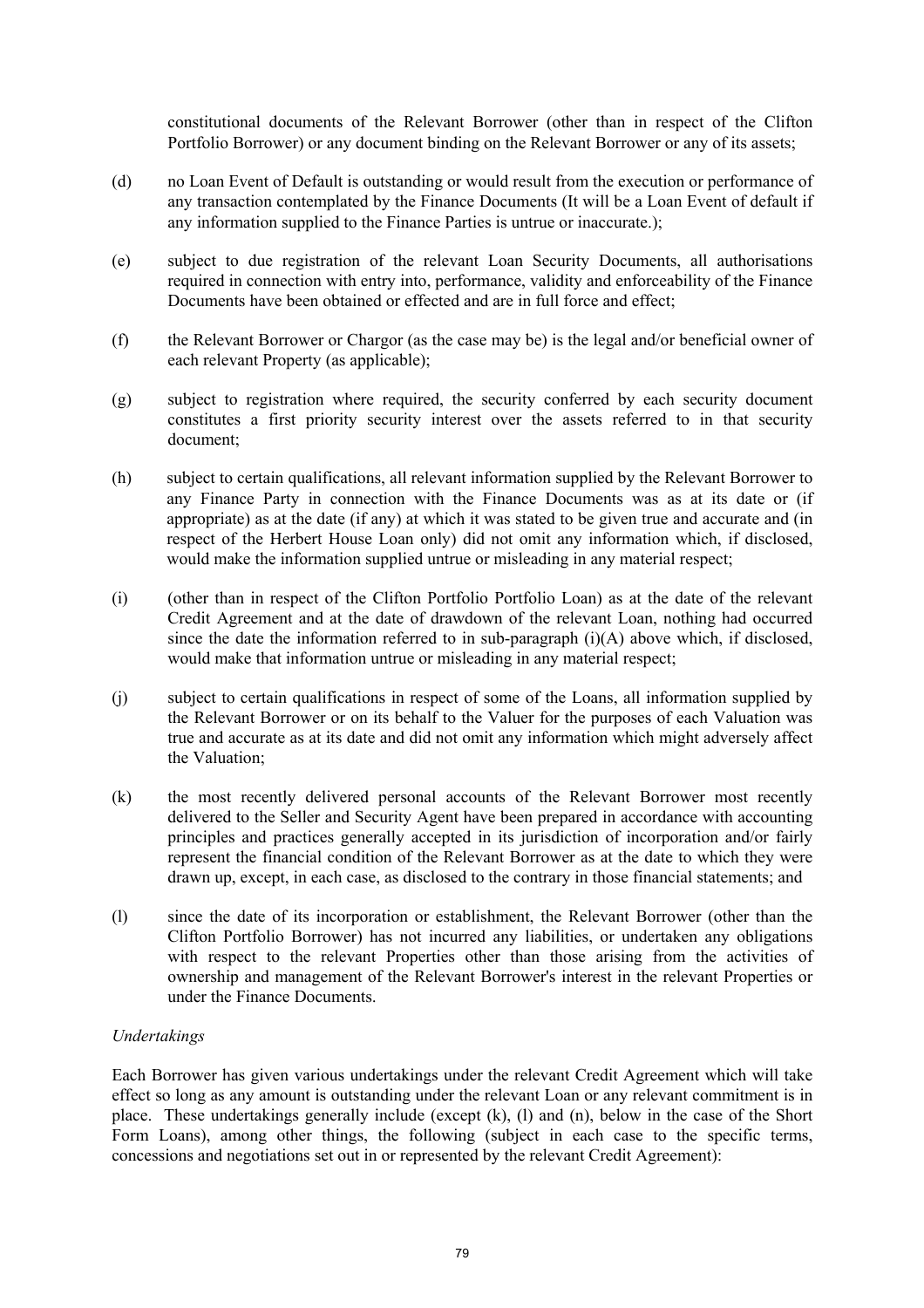constitutional documents of the Relevant Borrower (other than in respect of the Clifton Portfolio Borrower) or any document binding on the Relevant Borrower or any of its assets;

(d) no Loan Event of Default is outstanding or would result from the execution or performance of any transaction contemplated by the Finance Documents (It will be a Loan Event of default if any information supplied to the Finance Parties is untrue or inaccurate.);

(e) subject to due registration of the relevant Loan Security Documents, all authorisations required in connection with entry into, performance, validity and enforceability of the Finance Documents have been obtained or effected and are in full force and effect;

(f) the Relevant Borrower or Chargor (as the case may be) is the legal and/or beneficial owner of each relevant Property (as applicable);

(g) subject to registration where required, the security conferred by each security document constitutes a first priority security interest over the assets referred to in that security document;

(h) subject to certain qualifications, all relevant information supplied by the Relevant Borrower to any Finance Party in connection with the Finance Documents was as at its date or (if appropriate) as at the date (if any) at which it was stated to be given true and accurate and (in respect of the Herbert House Loan only) did not omit any information which, if disclosed, would make the information supplied untrue or misleading in any material respect;

(i) (other than in respect of the Clifton Portfolio Portfolio Loan) as at the date of the relevant Credit Agreement and at the date of drawdown of the relevant Loan, nothing had occurred since the date the information referred to in sub-paragraph (i)(A) above which, if disclosed, would make that information untrue or misleading in any material respect;

(j) subject to certain qualifications in respect of some of the Loans, all information supplied by the Relevant Borrower or on its behalf to the Valuer for the purposes of each Valuation was true and accurate as at its date and did not omit any information which might adversely affect the Valuation;

(k) the most recently delivered personal accounts of the Relevant Borrower most recently delivered to the Seller and Security Agent have been prepared in accordance with accounting principles and practices generally accepted in its jurisdiction of incorporation and/or fairly represent the financial condition of the Relevant Borrower as at the date to which they were drawn up, except, in each case, as disclosed to the contrary in those financial statements; and

(l) since the date of its incorporation or establishment, the Relevant Borrower (other than the Clifton Portfolio Borrower) has not incurred any liabilities, or undertaken any obligations with respect to the relevant Properties other than those arising from the activities of ownership and management of the Relevant Borrower's interest in the relevant Properties or under the Finance Documents.

*Undertakings*

Each Borrower has given various undertakings under the relevant Credit Agreement which will take effect so long as any amount is outstanding under the relevant Loan or any relevant commitment is in place. These undertakings generally include (except (k), (l) and (n), below in the case of the Short Form Loans), among other things, the following (subject in each case to the specific terms, concessions and negotiations set out in or represented by the relevant Credit Agreement):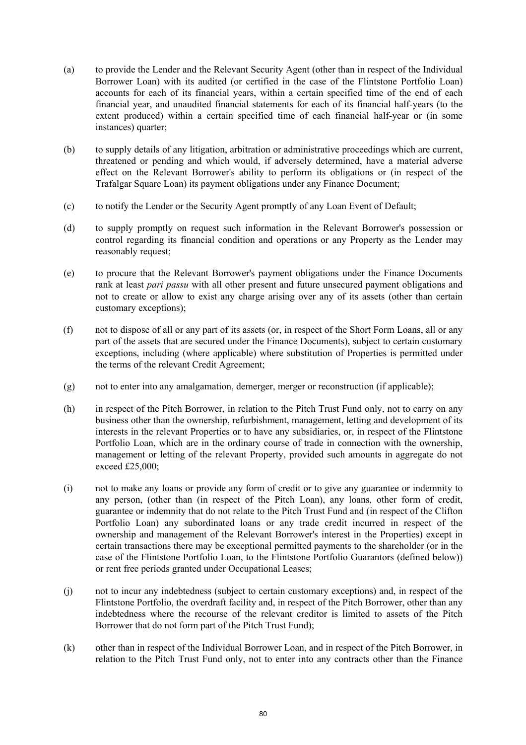(a) to provide the Lender and the Relevant Security Agent (other than in respect of the Individual Borrower Loan) with its audited (or certified in the case of the Flintstone Portfolio Loan) accounts for each of its financial years, within a certain specified time of the end of each financial year, and unaudited financial statements for each of its financial half-years (to the extent produced) within a certain specified time of each financial half-year or (in some instances) quarter;

(b) to supply details of any litigation, arbitration or administrative proceedings which are current, threatened or pending and which would, if adversely determined, have a material adverse effect on the Relevant Borrower's ability to perform its obligations or (in respect of the Trafalgar Square Loan) its payment obligations under any Finance Document;

(c) to notify the Lender or the Security Agent promptly of any Loan Event of Default;

(d) to supply promptly on request such information in the Relevant Borrower's possession or control regarding its financial condition and operations or any Property as the Lender may reasonably request;

(e) to procure that the Relevant Borrower's payment obligations under the Finance Documents rank at least *pari passu* with all other present and future unsecured payment obligations and not to create or allow to exist any charge arising over any of its assets (other than certain customary exceptions);

(f) not to dispose of all or any part of its assets (or, in respect of the Short Form Loans, all or any part of the assets that are secured under the Finance Documents), subject to certain customary exceptions, including (where applicable) where substitution of Properties is permitted under the terms of the relevant Credit Agreement;

(g) not to enter into any amalgamation, demerger, merger or reconstruction (if applicable);

(h) in respect of the Pitch Borrower, in relation to the Pitch Trust Fund only, not to carry on any business other than the ownership, refurbishment, management, letting and development of its interests in the relevant Properties or to have any subsidiaries, or, in respect of the Flintstone Portfolio Loan, which are in the ordinary course of trade in connection with the ownership, management or letting of the relevant Property, provided such amounts in aggregate do not exceed £25,000;

(i) not to make any loans or provide any form of credit or to give any guarantee or indemnity to any person, (other than (in respect of the Pitch Loan), any loans, other form of credit, guarantee or indemnity that do not relate to the Pitch Trust Fund and (in respect of the Clifton Portfolio Loan) any subordinated loans or any trade credit incurred in respect of the ownership and management of the Relevant Borrower's interest in the Properties) except in certain transactions there may be exceptional permitted payments to the shareholder (or in the case of the Flintstone Portfolio Loan, to the Flintstone Portfolio Guarantors (defined below)) or rent free periods granted under Occupational Leases;

(j) not to incur any indebtedness (subject to certain customary exceptions) and, in respect of the Flintstone Portfolio, the overdraft facility and, in respect of the Pitch Borrower, other than any indebtedness where the recourse of the relevant creditor is limited to assets of the Pitch Borrower that do not form part of the Pitch Trust Fund);

(k) other than in respect of the Individual Borrower Loan, and in respect of the Pitch Borrower, in relation to the Pitch Trust Fund only, not to enter into any contracts other than the Finance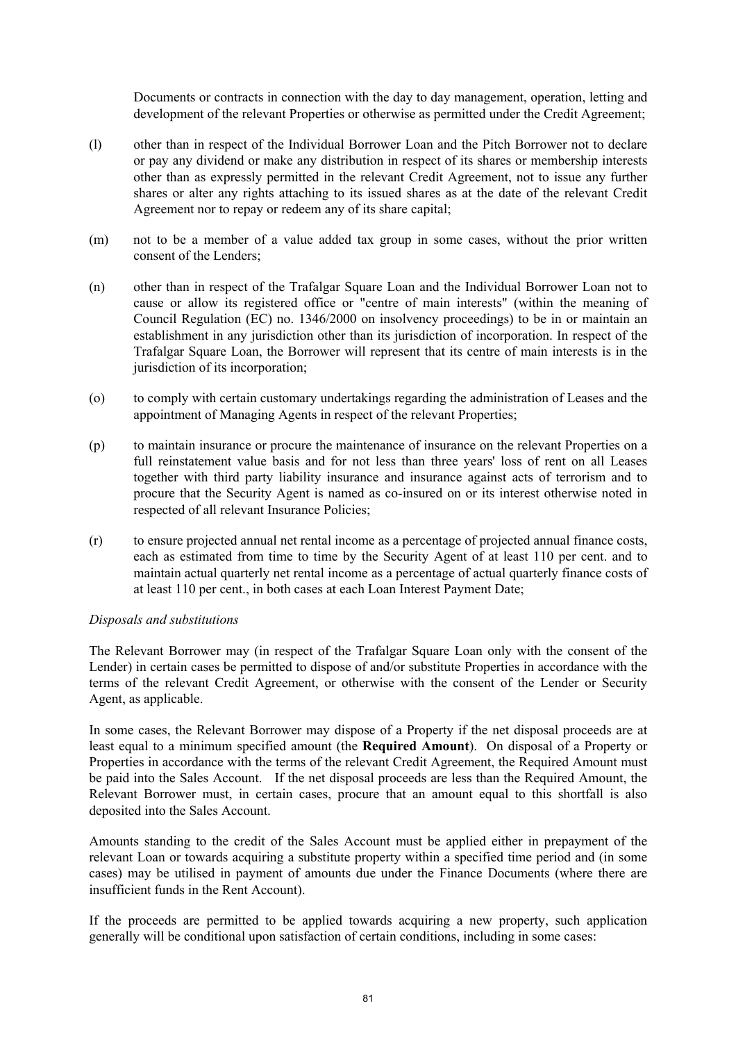Documents or contracts in connection with the day to day management, operation, letting and development of the relevant Properties or otherwise as permitted under the Credit Agreement;

(l) other than in respect of the Individual Borrower Loan and the Pitch Borrower not to declare or pay any dividend or make any distribution in respect of its shares or membership interests other than as expressly permitted in the relevant Credit Agreement, not to issue any further shares or alter any rights attaching to its issued shares as at the date of the relevant Credit Agreement nor to repay or redeem any of its share capital;

(m) not to be a member of a value added tax group in some cases, without the prior written consent of the Lenders;

(n) other than in respect of the Trafalgar Square Loan and the Individual Borrower Loan not to cause or allow its registered office or "centre of main interests" (within the meaning of Council Regulation (EC) no. 1346/2000 on insolvency proceedings) to be in or maintain an establishment in any jurisdiction other than its jurisdiction of incorporation. In respect of the Trafalgar Square Loan, the Borrower will represent that its centre of main interests is in the jurisdiction of its incorporation;

(o) to comply with certain customary undertakings regarding the administration of Leases and the appointment of Managing Agents in respect of the relevant Properties;

(p) to maintain insurance or procure the maintenance of insurance on the relevant Properties on a full reinstatement value basis and for not less than three years' loss of rent on all Leases together with third party liability insurance and insurance against acts of terrorism and to procure that the Security Agent is named as co-insured on or its interest otherwise noted in respected of all relevant Insurance Policies;

(r) to ensure projected annual net rental income as a percentage of projected annual finance costs, each as estimated from time to time by the Security Agent of at least 110 per cent. and to maintain actual quarterly net rental income as a percentage of actual quarterly finance costs of at least 110 per cent., in both cases at each Loan Interest Payment Date;

*Disposals and substitutions*

The Relevant Borrower may (in respect of the Trafalgar Square Loan only with the consent of the Lender) in certain cases be permitted to dispose of and/or substitute Properties in accordance with the terms of the relevant Credit Agreement, or otherwise with the consent of the Lender or Security Agent, as applicable.

In some cases, the Relevant Borrower may dispose of a Property if the net disposal proceeds are at least equal to a minimum specified amount (the **Required Amount**). On disposal of a Property or Properties in accordance with the terms of the relevant Credit Agreement, the Required Amount must be paid into the Sales Account. If the net disposal proceeds are less than the Required Amount, the Relevant Borrower must, in certain cases, procure that an amount equal to this shortfall is also deposited into the Sales Account.

Amounts standing to the credit of the Sales Account must be applied either in prepayment of the relevant Loan or towards acquiring a substitute property within a specified time period and (in some cases) may be utilised in payment of amounts due under the Finance Documents (where there are insufficient funds in the Rent Account).

If the proceeds are permitted to be applied towards acquiring a new property, such application generally will be conditional upon satisfaction of certain conditions, including in some cases: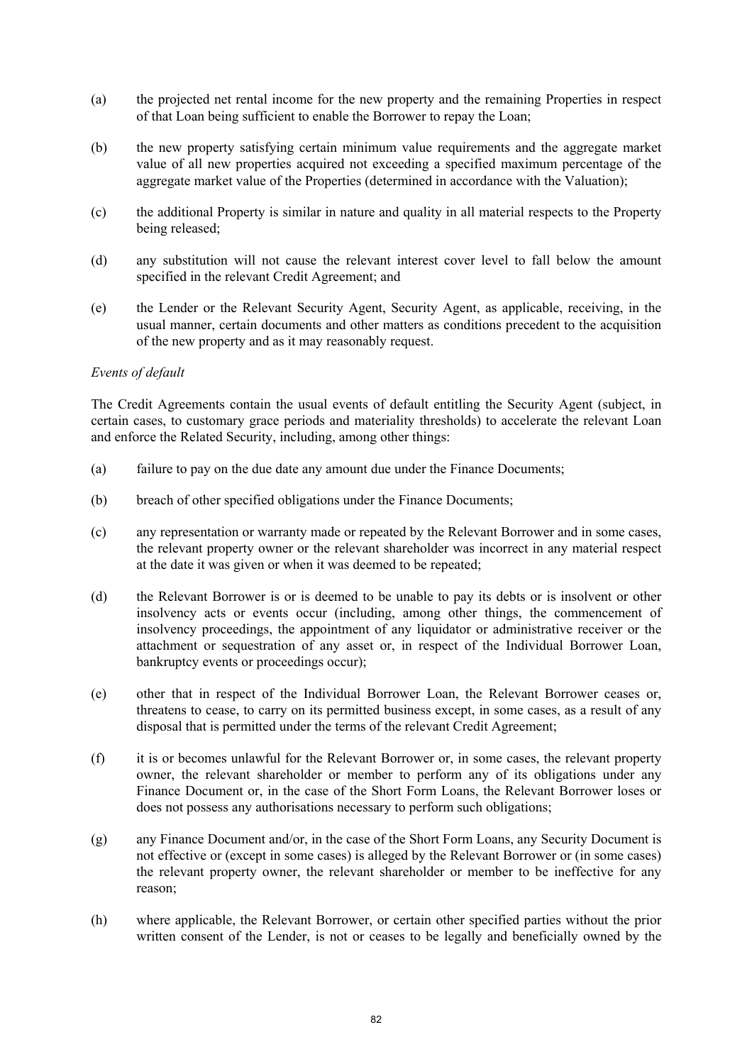(a) the projected net rental income for the new property and the remaining Properties in respect of that Loan being sufficient to enable the Borrower to repay the Loan;

(b) the new property satisfying certain minimum value requirements and the aggregate market value of all new properties acquired not exceeding a specified maximum percentage of the aggregate market value of the Properties (determined in accordance with the Valuation);

(c) the additional Property is similar in nature and quality in all material respects to the Property being released;

(d) any substitution will not cause the relevant interest cover level to fall below the amount specified in the relevant Credit Agreement; and

(e) the Lender or the Relevant Security Agent, Security Agent, as applicable, receiving, in the usual manner, certain documents and other matters as conditions precedent to the acquisition of the new property and as it may reasonably request.

*Events of default*

The Credit Agreements contain the usual events of default entitling the Security Agent (subject, in certain cases, to customary grace periods and materiality thresholds) to accelerate the relevant Loan and enforce the Related Security, including, among other things:

(a) failure to pay on the due date any amount due under the Finance Documents;

(b) breach of other specified obligations under the Finance Documents;

(c) any representation or warranty made or repeated by the Relevant Borrower and in some cases, the relevant property owner or the relevant shareholder was incorrect in any material respect at the date it was given or when it was deemed to be repeated;

(d) the Relevant Borrower is or is deemed to be unable to pay its debts or is insolvent or other insolvency acts or events occur (including, among other things, the commencement of insolvency proceedings, the appointment of any liquidator or administrative receiver or the attachment or sequestration of any asset or, in respect of the Individual Borrower Loan, bankruptcy events or proceedings occur);

(e) other that in respect of the Individual Borrower Loan, the Relevant Borrower ceases or, threatens to cease, to carry on its permitted business except, in some cases, as a result of any disposal that is permitted under the terms of the relevant Credit Agreement;

(f) it is or becomes unlawful for the Relevant Borrower or, in some cases, the relevant property owner, the relevant shareholder or member to perform any of its obligations under any Finance Document or, in the case of the Short Form Loans, the Relevant Borrower loses or does not possess any authorisations necessary to perform such obligations;

(g) any Finance Document and/or, in the case of the Short Form Loans, any Security Document is not effective or (except in some cases) is alleged by the Relevant Borrower or (in some cases) the relevant property owner, the relevant shareholder or member to be ineffective for any reason;

(h) where applicable, the Relevant Borrower, or certain other specified parties without the prior written consent of the Lender, is not or ceases to be legally and beneficially owned by the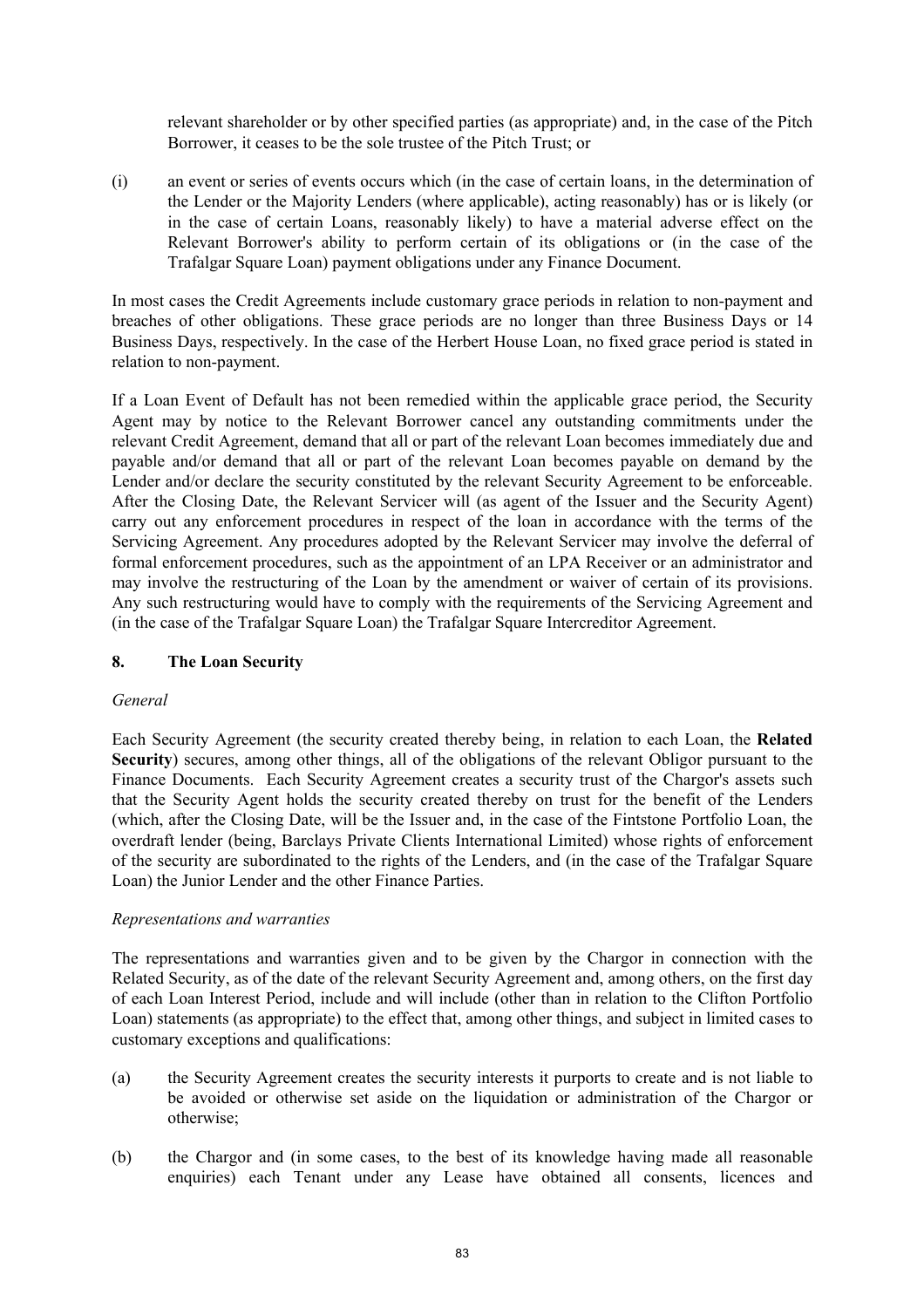relevant shareholder or by other specified parties (as appropriate) and, in the case of the Pitch Borrower, it ceases to be the sole trustee of the Pitch Trust; or

(i) an event or series of events occurs which (in the case of certain loans, in the determination of the Lender or the Majority Lenders (where applicable), acting reasonably) has or is likely (or in the case of certain Loans, reasonably likely) to have a material adverse effect on the Relevant Borrower's ability to perform certain of its obligations or (in the case of the Trafalgar Square Loan) payment obligations under any Finance Document.

In most cases the Credit Agreements include customary grace periods in relation to non-payment and breaches of other obligations. These grace periods are no longer than three Business Days or 14 Business Days, respectively. In the case of the Herbert House Loan, no fixed grace period is stated in relation to non-payment.

If a Loan Event of Default has not been remedied within the applicable grace period, the Security Agent may by notice to the Relevant Borrower cancel any outstanding commitments under the relevant Credit Agreement, demand that all or part of the relevant Loan becomes immediately due and payable and/or demand that all or part of the relevant Loan becomes payable on demand by the Lender and/or declare the security constituted by the relevant Security Agreement to be enforceable. After the Closing Date, the Relevant Servicer will (as agent of the Issuer and the Security Agent) carry out any enforcement procedures in respect of the loan in accordance with the terms of the Servicing Agreement. Any procedures adopted by the Relevant Servicer may involve the deferral of formal enforcement procedures, such as the appointment of an LPA Receiver or an administrator and may involve the restructuring of the Loan by the amendment or waiver of certain of its provisions. Any such restructuring would have to comply with the requirements of the Servicing Agreement and (in the case of the Trafalgar Square Loan) the Trafalgar Square Intercreditor Agreement.

## 8. The Loan Security

*General*

Each Security Agreement (the security created thereby being, in relation to each Loan, the **Related Security**) secures, among other things, all of the obligations of the relevant Obligor pursuant to the Finance Documents. Each Security Agreement creates a security trust of the Chargor's assets such that the Security Agent holds the security created thereby on trust for the benefit of the Lenders (which, after the Closing Date, will be the Issuer and, in the case of the Fintstone Portfolio Loan, the overdraft lender (being, Barclays Private Clients International Limited) whose rights of enforcement of the security are subordinated to the rights of the Lenders, and (in the case of the Trafalgar Square Loan) the Junior Lender and the other Finance Parties.

*Representations and warranties*

The representations and warranties given and to be given by the Chargor in connection with the Related Security, as of the date of the relevant Security Agreement and, among others, on the first day of each Loan Interest Period, include and will include (other than in relation to the Clifton Portfolio Loan) statements (as appropriate) to the effect that, among other things, and subject in limited cases to customary exceptions and qualifications:

(a) the Security Agreement creates the security interests it purports to create and is not liable to be avoided or otherwise set aside on the liquidation or administration of the Chargor or otherwise;

(b) the Chargor and (in some cases, to the best of its knowledge having made all reasonable enquiries) each Tenant under any Lease have obtained all consents, licences and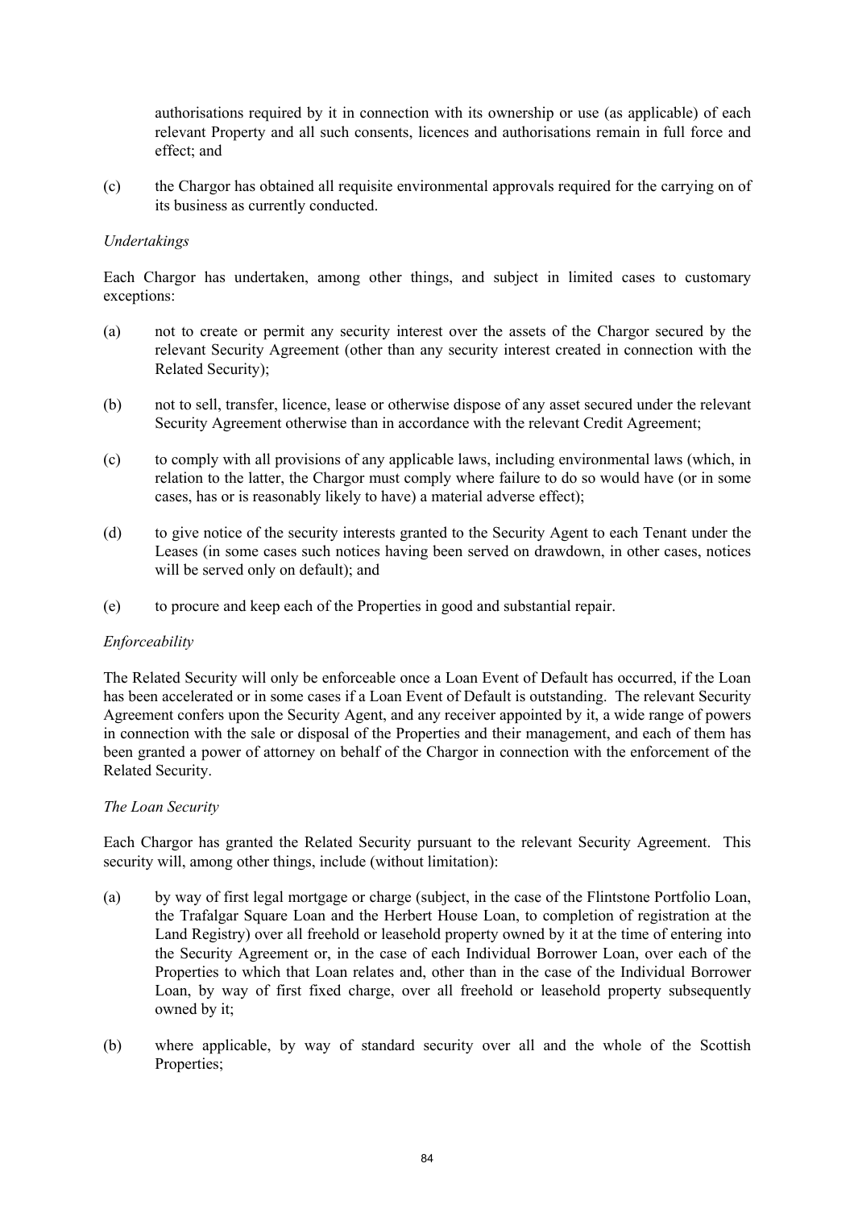authorisations required by it in connection with its ownership or use (as applicable) of each relevant Property and all such consents, licences and authorisations remain in full force and effect; and

(c) the Chargor has obtained all requisite environmental approvals required for the carrying on of its business as currently conducted.

*Undertakings*

Each Chargor has undertaken, among other things, and subject in limited cases to customary exceptions:

(a) not to create or permit any security interest over the assets of the Chargor secured by the relevant Security Agreement (other than any security interest created in connection with the Related Security);

(b) not to sell, transfer, licence, lease or otherwise dispose of any asset secured under the relevant Security Agreement otherwise than in accordance with the relevant Credit Agreement;

(c) to comply with all provisions of any applicable laws, including environmental laws (which, in relation to the latter, the Chargor must comply where failure to do so would have (or in some cases, has or is reasonably likely to have) a material adverse effect);

(d) to give notice of the security interests granted to the Security Agent to each Tenant under the Leases (in some cases such notices having been served on drawdown, in other cases, notices will be served only on default); and

(e) to procure and keep each of the Properties in good and substantial repair.

*Enforceability*

The Related Security will only be enforceable once a Loan Event of Default has occurred, if the Loan has been accelerated or in some cases if a Loan Event of Default is outstanding. The relevant Security Agreement confers upon the Security Agent, and any receiver appointed by it, a wide range of powers in connection with the sale or disposal of the Properties and their management, and each of them has been granted a power of attorney on behalf of the Chargor in connection with the enforcement of the Related Security.

*The Loan Security*

Each Chargor has granted the Related Security pursuant to the relevant Security Agreement. This security will, among other things, include (without limitation):

(a) by way of first legal mortgage or charge (subject, in the case of the Flintstone Portfolio Loan, the Trafalgar Square Loan and the Herbert House Loan, to completion of registration at the Land Registry) over all freehold or leasehold property owned by it at the time of entering into the Security Agreement or, in the case of each Individual Borrower Loan, over each of the Properties to which that Loan relates and, other than in the case of the Individual Borrower Loan, by way of first fixed charge, over all freehold or leasehold property subsequently owned by it;

(b) where applicable, by way of standard security over all and the whole of the Scottish Properties;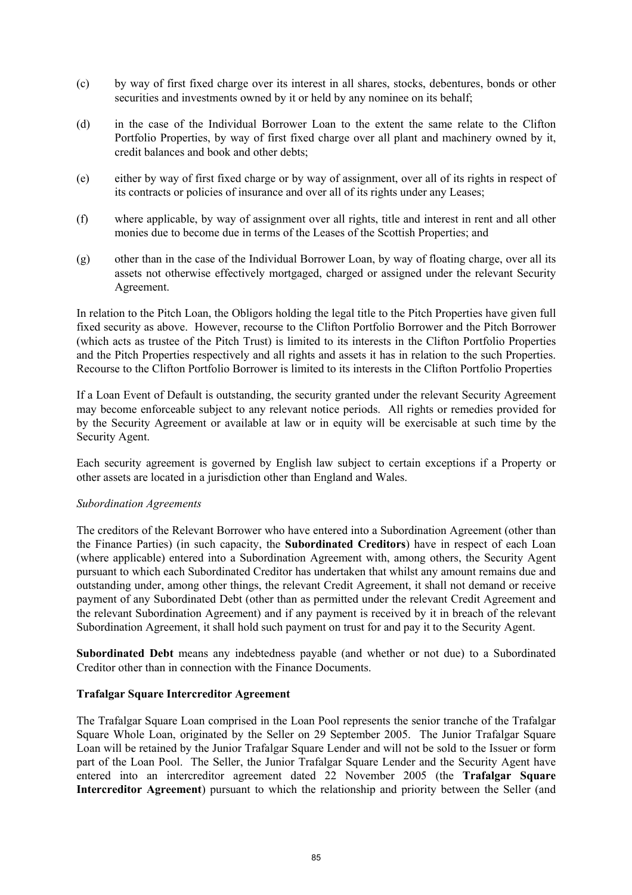(c) by way of first fixed charge over its interest in all shares, stocks, debentures, bonds or other securities and investments owned by it or held by any nominee on its behalf;

(d) in the case of the Individual Borrower Loan to the extent the same relate to the Clifton Portfolio Properties, by way of first fixed charge over all plant and machinery owned by it, credit balances and book and other debts;

(e) either by way of first fixed charge or by way of assignment, over all of its rights in respect of its contracts or policies of insurance and over all of its rights under any Leases;

(f) where applicable, by way of assignment over all rights, title and interest in rent and all other monies due to become due in terms of the Leases of the Scottish Properties; and

(g) other than in the case of the Individual Borrower Loan, by way of floating charge, over all its assets not otherwise effectively mortgaged, charged or assigned under the relevant Security Agreement.

In relation to the Pitch Loan, the Obligors holding the legal title to the Pitch Properties have given full fixed security as above. However, recourse to the Clifton Portfolio Borrower and the Pitch Borrower (which acts as trustee of the Pitch Trust) is limited to its interests in the Clifton Portfolio Properties and the Pitch Properties respectively and all rights and assets it has in relation to the such Properties. Recourse to the Clifton Portfolio Borrower is limited to its interests in the Clifton Portfolio Properties

If a Loan Event of Default is outstanding, the security granted under the relevant Security Agreement may become enforceable subject to any relevant notice periods. All rights or remedies provided for by the Security Agreement or available at law or in equity will be exercisable at such time by the Security Agent.

Each security agreement is governed by English law subject to certain exceptions if a Property or other assets are located in a jurisdiction other than England and Wales.

*Subordination Agreements*

The creditors of the Relevant Borrower who have entered into a Subordination Agreement (other than the Finance Parties) (in such capacity, the **Subordinated Creditors**) have in respect of each Loan (where applicable) entered into a Subordination Agreement with, among others, the Security Agent pursuant to which each Subordinated Creditor has undertaken that whilst any amount remains due and outstanding under, among other things, the relevant Credit Agreement, it shall not demand or receive payment of any Subordinated Debt (other than as permitted under the relevant Credit Agreement and the relevant Subordination Agreement) and if any payment is received by it in breach of the relevant Subordination Agreement, it shall hold such payment on trust for and pay it to the Security Agent.

**Subordinated Debt** means any indebtedness payable (and whether or not due) to a Subordinated Creditor other than in connection with the Finance Documents.

**Trafalgar Square Intercreditor Agreement**

The Trafalgar Square Loan comprised in the Loan Pool represents the senior tranche of the Trafalgar Square Whole Loan, originated by the Seller on 29 September 2005. The Junior Trafalgar Square Loan will be retained by the Junior Trafalgar Square Lender and will not be sold to the Issuer or form part of the Loan Pool. The Seller, the Junior Trafalgar Square Lender and the Security Agent have entered into an intercreditor agreement dated 22 November 2005 (the **Trafalgar Square Intercreditor Agreement**) pursuant to which the relationship and priority between the Seller (and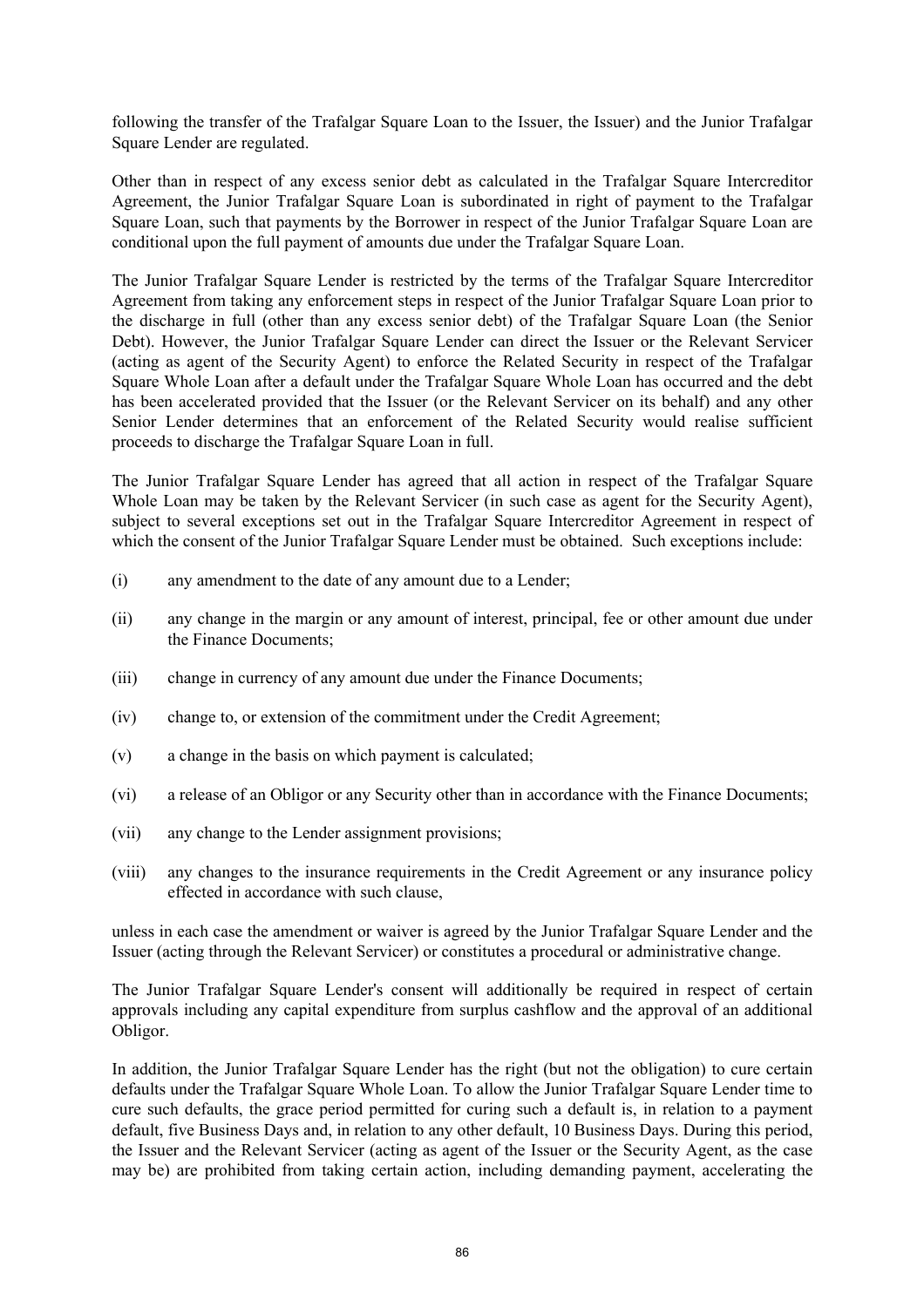following the transfer of the Trafalgar Square Loan to the Issuer, the Issuer) and the Junior Trafalgar Square Lender are regulated.

Other than in respect of any excess senior debt as calculated in the Trafalgar Square Intercreditor Agreement, the Junior Trafalgar Square Loan is subordinated in right of payment to the Trafalgar Square Loan, such that payments by the Borrower in respect of the Junior Trafalgar Square Loan are conditional upon the full payment of amounts due under the Trafalgar Square Loan.

The Junior Trafalgar Square Lender is restricted by the terms of the Trafalgar Square Intercreditor Agreement from taking any enforcement steps in respect of the Junior Trafalgar Square Loan prior to the discharge in full (other than any excess senior debt) of the Trafalgar Square Loan (the Senior Debt). However, the Junior Trafalgar Square Lender can direct the Issuer or the Relevant Servicer (acting as agent of the Security Agent) to enforce the Related Security in respect of the Trafalgar Square Whole Loan after a default under the Trafalgar Square Whole Loan has occurred and the debt has been accelerated provided that the Issuer (or the Relevant Servicer on its behalf) and any other Senior Lender determines that an enforcement of the Related Security would realise sufficient proceeds to discharge the Trafalgar Square Loan in full.

The Junior Trafalgar Square Lender has agreed that all action in respect of the Trafalgar Square Whole Loan may be taken by the Relevant Servicer (in such case as agent for the Security Agent), subject to several exceptions set out in the Trafalgar Square Intercreditor Agreement in respect of which the consent of the Junior Trafalgar Square Lender must be obtained. Such exceptions include:

(i) any amendment to the date of any amount due to a Lender;

(ii) any change in the margin or any amount of interest, principal, fee or other amount due under the Finance Documents;

(iii) change in currency of any amount due under the Finance Documents;

(iv) change to, or extension of the commitment under the Credit Agreement;

(v) a change in the basis on which payment is calculated;

(vi) a release of an Obligor or any Security other than in accordance with the Finance Documents;

(vii) any change to the Lender assignment provisions;

(viii) any changes to the insurance requirements in the Credit Agreement or any insurance policy effected in accordance with such clause,

unless in each case the amendment or waiver is agreed by the Junior Trafalgar Square Lender and the Issuer (acting through the Relevant Servicer) or constitutes a procedural or administrative change.

The Junior Trafalgar Square Lender's consent will additionally be required in respect of certain approvals including any capital expenditure from surplus cashflow and the approval of an additional Obligor.

In addition, the Junior Trafalgar Square Lender has the right (but not the obligation) to cure certain defaults under the Trafalgar Square Whole Loan. To allow the Junior Trafalgar Square Lender time to cure such defaults, the grace period permitted for curing such a default is, in relation to a payment default, five Business Days and, in relation to any other default, 10 Business Days. During this period, the Issuer and the Relevant Servicer (acting as agent of the Issuer or the Security Agent, as the case may be) are prohibited from taking certain action, including demanding payment, accelerating the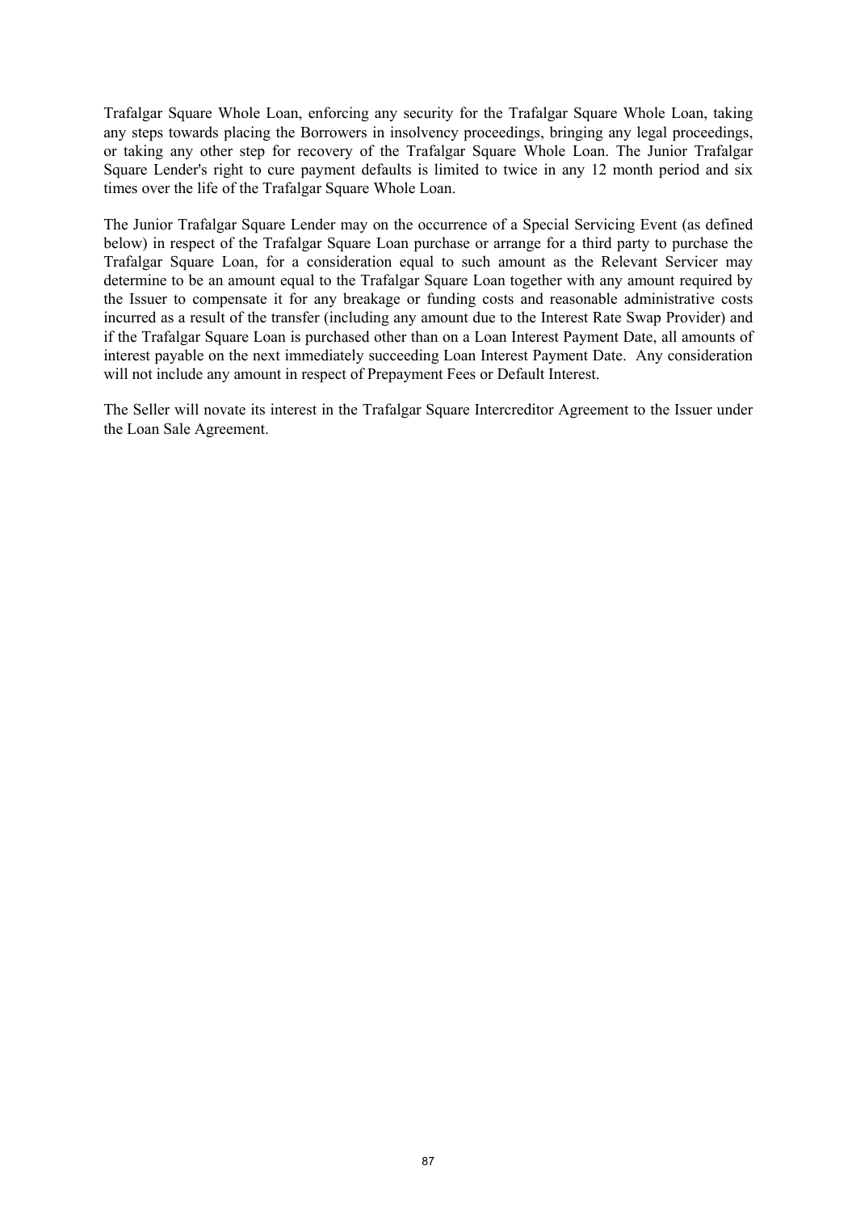Trafalgar Square Whole Loan, enforcing any security for the Trafalgar Square Whole Loan, taking any steps towards placing the Borrowers in insolvency proceedings, bringing any legal proceedings, or taking any other step for recovery of the Trafalgar Square Whole Loan. The Junior Trafalgar Square Lender's right to cure payment defaults is limited to twice in any 12 month period and six times over the life of the Trafalgar Square Whole Loan.

The Junior Trafalgar Square Lender may on the occurrence of a Special Servicing Event (as defined below) in respect of the Trafalgar Square Loan purchase or arrange for a third party to purchase the Trafalgar Square Loan, for a consideration equal to such amount as the Relevant Servicer may determine to be an amount equal to the Trafalgar Square Loan together with any amount required by the Issuer to compensate it for any breakage or funding costs and reasonable administrative costs incurred as a result of the transfer (including any amount due to the Interest Rate Swap Provider) and if the Trafalgar Square Loan is purchased other than on a Loan Interest Payment Date, all amounts of interest payable on the next immediately succeeding Loan Interest Payment Date. Any consideration will not include any amount in respect of Prepayment Fees or Default Interest.

The Seller will novate its interest in the Trafalgar Square Intercreditor Agreement to the Issuer under the Loan Sale Agreement.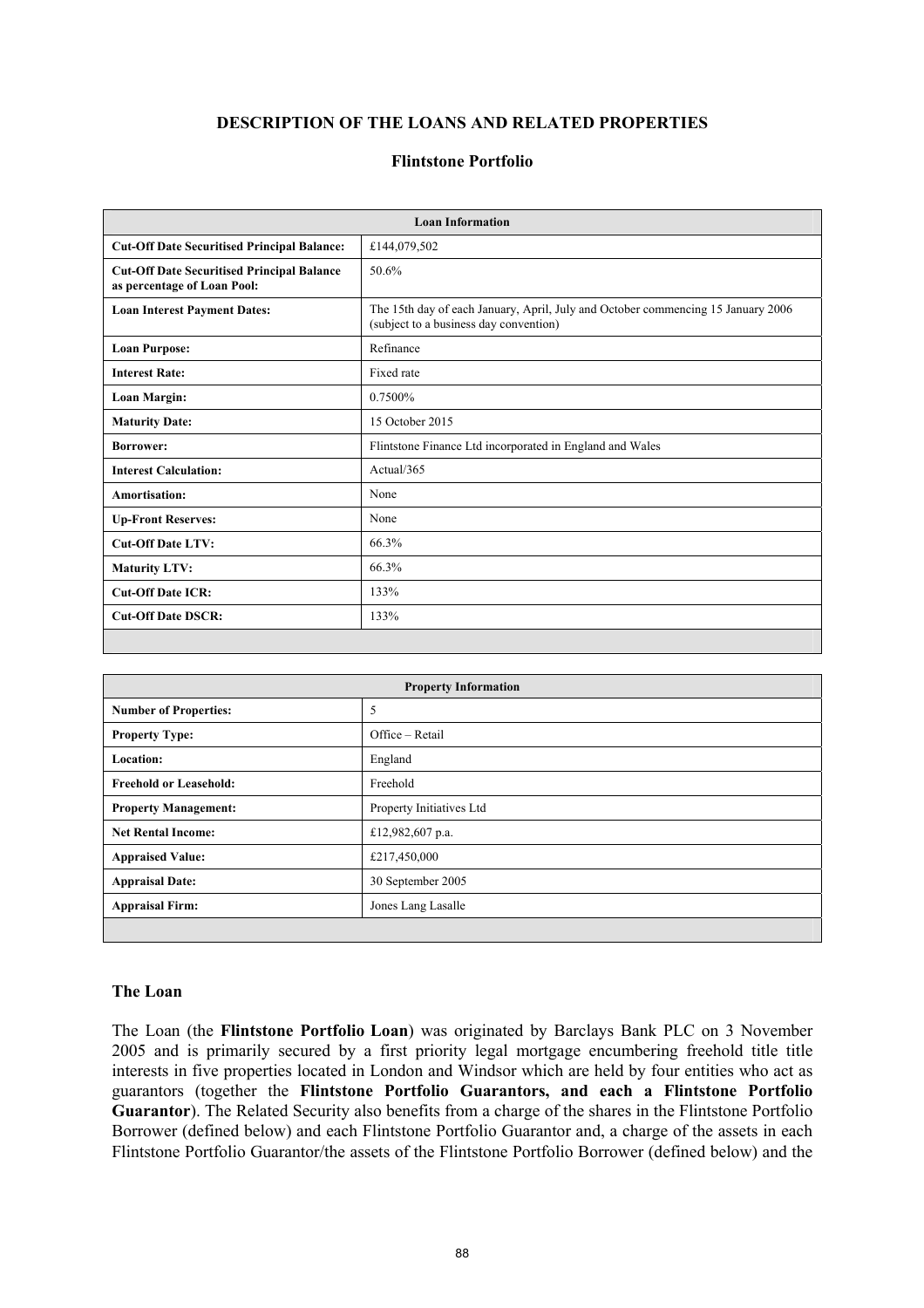## DESCRIPTION OF THE LOANS AND RELATED PROPERTIES

### Flintstone Portfolio

| Loan Information | |
|---|---|
| **Cut-Off Date Securitised Principal Balance:** | £144,079,502 |
| **Cut-Off Date Securitised Principal Balance as percentage of Loan Pool:** | 50.6% |
| **Loan Interest Payment Dates:** | The 15th day of each January, April, July and October commencing 15 January 2006 (subject to a business day convention) |
| **Loan Purpose:** | Refinance |
| **Interest Rate:** | Fixed rate |
| **Loan Margin:** | 0.7500% |
| **Maturity Date:** | 15 October 2015 |
| **Borrower:** | Flintstone Finance Ltd incorporated in England and Wales |
| **Interest Calculation:** | Actual/365 |
| **Amortisation:** | None |
| **Up-Front Reserves:** | None |
| **Cut-Off Date LTV:** | 66.3% |
| **Maturity LTV:** | 66.3% |
| **Cut-Off Date ICR:** | 133% |
| **Cut-Off Date DSCR:** | 133% |

| Property Information | |
|---|---|
| **Number of Properties:** | 5 |
| **Property Type:** | Office – Retail |
| **Location:** | England |
| **Freehold or Leasehold:** | Freehold |
| **Property Management:** | Property Initiatives Ltd |
| **Net Rental Income:** | £12,982,607 p.a. |
| **Appraised Value:** | £217,450,000 |
| **Appraisal Date:** | 30 September 2005 |
| **Appraisal Firm:** | Jones Lang Lasalle |

### The Loan

The Loan (the **Flintstone Portfolio Loan**) was originated by Barclays Bank PLC on 3 November 2005 and is primarily secured by a first priority legal mortgage encumbering freehold title title interests in five properties located in London and Windsor which are held by four entities who act as guarantors (together the **Flintstone Portfolio Guarantors, and each a Flintstone Portfolio Guarantor**). The Related Security also benefits from a charge of the shares in the Flintstone Portfolio Borrower (defined below) and each Flintstone Portfolio Guarantor and, a charge of the assets in each Flintstone Portfolio Guarantor/the assets of the Flintstone Portfolio Borrower (defined below) and the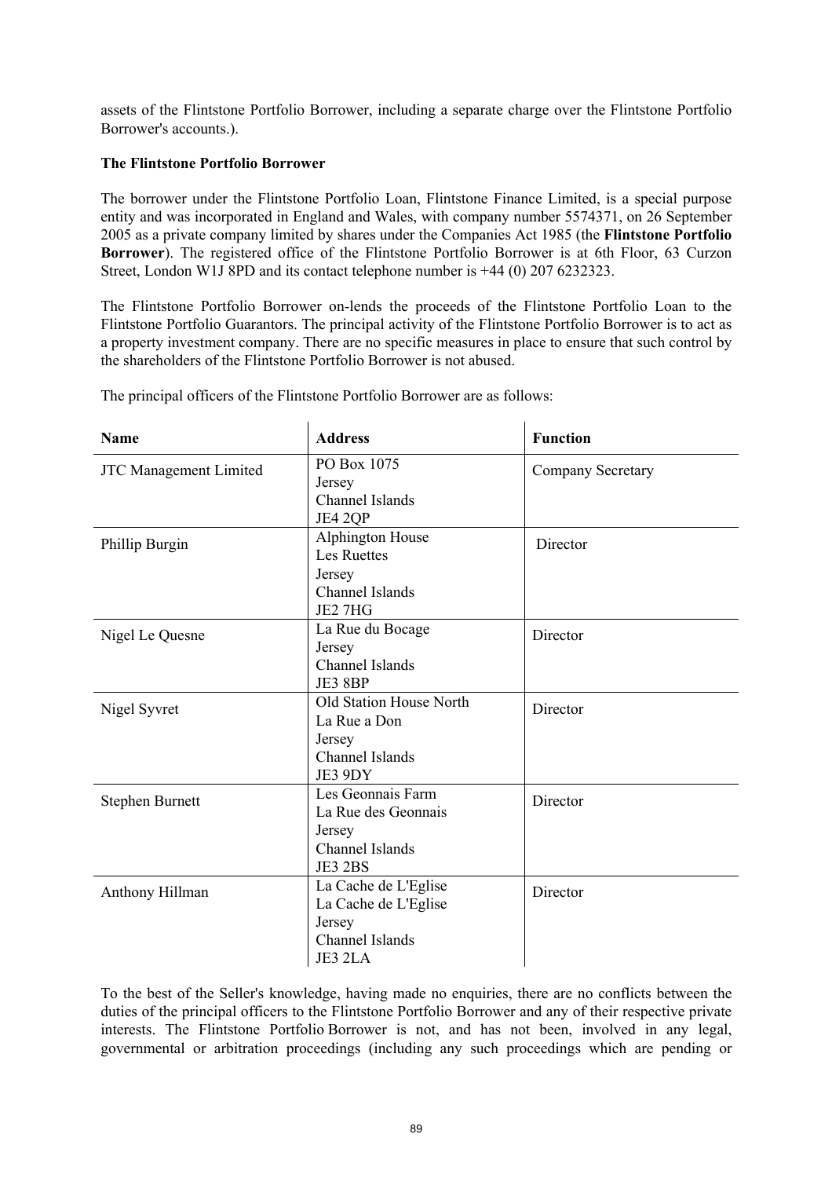assets of the Flintstone Portfolio Borrower, including a separate charge over the Flintstone Portfolio Borrower's accounts.).

**The Flintstone Portfolio Borrower**

The borrower under the Flintstone Portfolio Loan, Flintstone Finance Limited, is a special purpose entity and was incorporated in England and Wales, with company number 5574371, on 26 September 2005 as a private company limited by shares under the Companies Act 1985 (the **Flintstone Portfolio Borrower**). The registered office of the Flintstone Portfolio Borrower is at 6th Floor, 63 Curzon Street, London W1J 8PD and its contact telephone number is +44 (0) 207 6232323.

The Flintstone Portfolio Borrower on-lends the proceeds of the Flintstone Portfolio Loan to the Flintstone Portfolio Guarantors. The principal activity of the Flintstone Portfolio Borrower is to act as a property investment company. There are no specific measures in place to ensure that such control by the shareholders of the Flintstone Portfolio Borrower is not abused.

The principal officers of the Flintstone Portfolio Borrower are as follows:

| Name | Address | Function |
|---|---|---|
| JTC Management Limited | PO Box 1075<br>Jersey<br>Channel Islands<br>JE4 2QP | Company Secretary |
| Phillip Burgin | Alphington House<br>Les Ruettes<br>Jersey<br>Channel Islands<br>JE2 7HG | Director |
| Nigel Le Quesne | La Rue du Bocage<br>Jersey<br>Channel Islands<br>JE3 8BP | Director |
| Nigel Syvret | Old Station House North<br>La Rue a Don<br>Jersey<br>Channel Islands<br>JE3 9DY | Director |
| Stephen Burnett | Les Geonnais Farm<br>La Rue des Geonnais<br>Jersey<br>Channel Islands<br>JE3 2BS | Director |
| Anthony Hillman | La Cache de L'Eglise<br>La Cache de L'Eglise<br>Jersey<br>Channel Islands<br>JE3 2LA | Director |

To the best of the Seller's knowledge, having made no enquiries, there are no conflicts between the duties of the principal officers to the Flintstone Portfolio Borrower and any of their respective private interests. The Flintstone Portfolio Borrower is not, and has not been, involved in any legal, governmental or arbitration proceedings (including any such proceedings which are pending or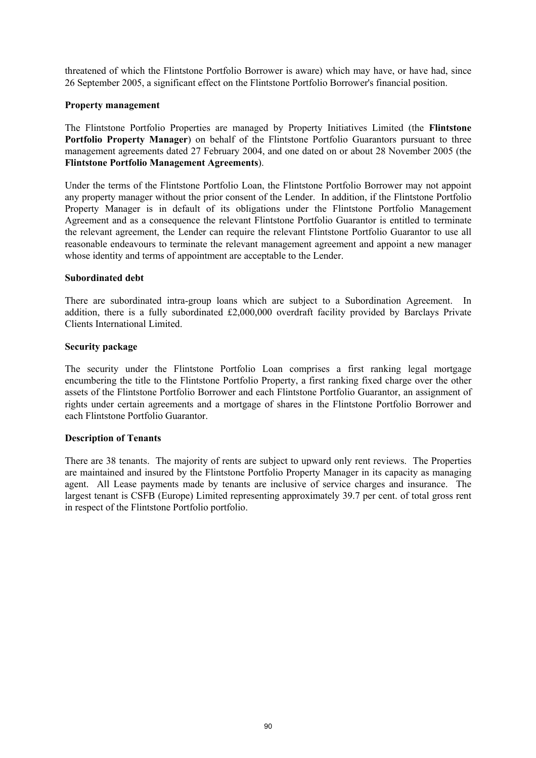threatened of which the Flintstone Portfolio Borrower is aware) which may have, or have had, since 26 September 2005, a significant effect on the Flintstone Portfolio Borrower's financial position.

**Property management**

The Flintstone Portfolio Properties are managed by Property Initiatives Limited (the **Flintstone Portfolio Property Manager**) on behalf of the Flintstone Portfolio Guarantors pursuant to three management agreements dated 27 February 2004, and one dated on or about 28 November 2005 (the **Flintstone Portfolio Management Agreements**).

Under the terms of the Flintstone Portfolio Loan, the Flintstone Portfolio Borrower may not appoint any property manager without the prior consent of the Lender. In addition, if the Flintstone Portfolio Property Manager is in default of its obligations under the Flintstone Portfolio Management Agreement and as a consequence the relevant Flintstone Portfolio Guarantor is entitled to terminate the relevant agreement, the Lender can require the relevant Flintstone Portfolio Guarantor to use all reasonable endeavours to terminate the relevant management agreement and appoint a new manager whose identity and terms of appointment are acceptable to the Lender.

**Subordinated debt**

There are subordinated intra-group loans which are subject to a Subordination Agreement. In addition, there is a fully subordinated £2,000,000 overdraft facility provided by Barclays Private Clients International Limited.

**Security package**

The security under the Flintstone Portfolio Loan comprises a first ranking legal mortgage encumbering the title to the Flintstone Portfolio Property, a first ranking fixed charge over the other assets of the Flintstone Portfolio Borrower and each Flintstone Portfolio Guarantor, an assignment of rights under certain agreements and a mortgage of shares in the Flintstone Portfolio Borrower and each Flintstone Portfolio Guarantor.

**Description of Tenants**

There are 38 tenants. The majority of rents are subject to upward only rent reviews. The Properties are maintained and insured by the Flintstone Portfolio Property Manager in its capacity as managing agent. All Lease payments made by tenants are inclusive of service charges and insurance. The largest tenant is CSFB (Europe) Limited representing approximately 39.7 per cent. of total gross rent in respect of the Flintstone Portfolio portfolio.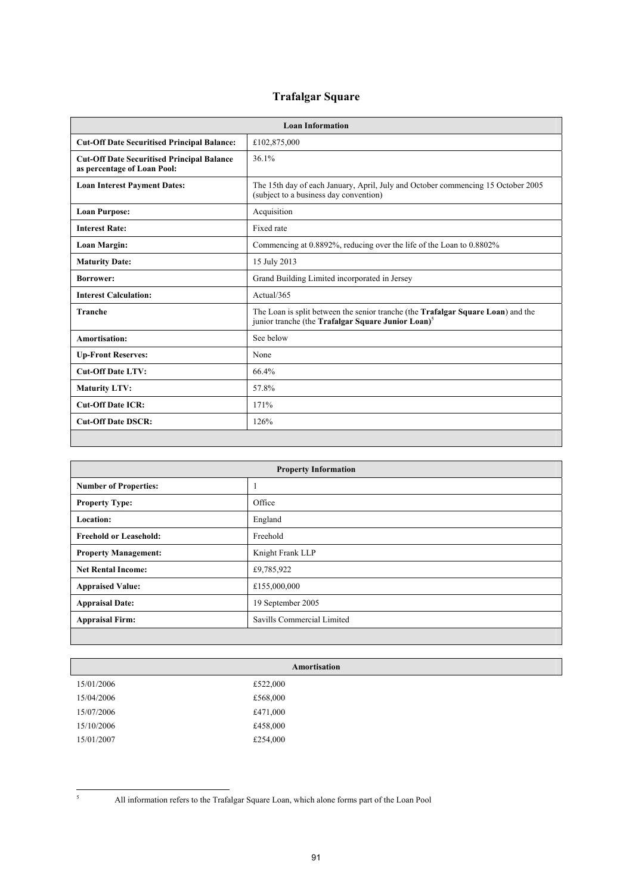# Trafalgar Square

| Loan Information | |
|---|---|
| **Cut-Off Date Securitised Principal Balance:** | £102,875,000 |
| **Cut-Off Date Securitised Principal Balance as percentage of Loan Pool:** | 36.1% |
| **Loan Interest Payment Dates:** | The 15th day of each January, April, July and October commencing 15 October 2005 (subject to a business day convention) |
| **Loan Purpose:** | Acquisition |
| **Interest Rate:** | Fixed rate |
| **Loan Margin:** | Commencing at 0.8892%, reducing over the life of the Loan to 0.8802% |
| **Maturity Date:** | 15 July 2013 |
| **Borrower:** | Grand Building Limited incorporated in Jersey |
| **Interest Calculation:** | Actual/365 |
| **Tranche** | The Loan is split between the senior tranche (the **Trafalgar Square Loan**) and the junior tranche (the **Trafalgar Square Junior Loan**)[5] |
| **Amortisation:** | See below |
| **Up-Front Reserves:** | None |
| **Cut-Off Date LTV:** | 66.4% |
| **Maturity LTV:** | 57.8% |
| **Cut-Off Date ICR:** | 171% |
| **Cut-Off Date DSCR:** | 126% |

| Property Information | |
|---|---|
| **Number of Properties:** | 1 |
| **Property Type:** | Office |
| **Location:** | England |
| **Freehold or Leasehold:** | Freehold |
| **Property Management:** | Knight Frank LLP |
| **Net Rental Income:** | £9,785,922 |
| **Appraised Value:** | £155,000,000 |
| **Appraisal Date:** | 19 September 2005 |
| **Appraisal Firm:** | Savills Commercial Limited |

| Amortisation | |
|---|---|
| 15/01/2006 | £522,000 |
| 15/04/2006 | £568,000 |
| 15/07/2006 | £471,000 |
| 15/10/2006 | £458,000 |
| 15/01/2007 | £254,000 |

[5] All information refers to the Trafalgar Square Loan, which alone forms part of the Loan Pool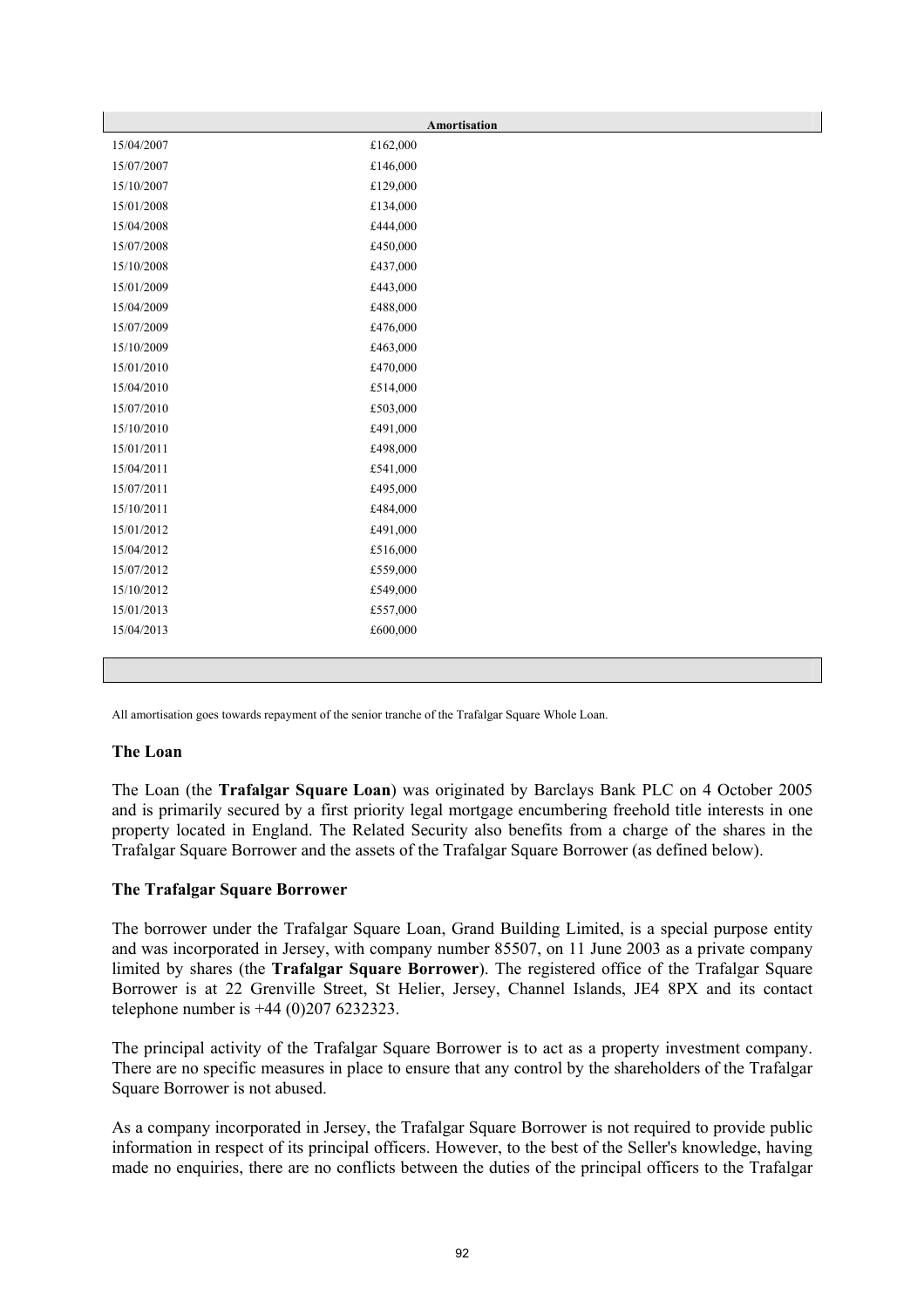| | Amortisation |
|---|---|
| 15/04/2007 | £162,000 |
| 15/07/2007 | £146,000 |
| 15/10/2007 | £129,000 |
| 15/01/2008 | £134,000 |
| 15/04/2008 | £444,000 |
| 15/07/2008 | £450,000 |
| 15/10/2008 | £437,000 |
| 15/01/2009 | £443,000 |
| 15/04/2009 | £488,000 |
| 15/07/2009 | £476,000 |
| 15/10/2009 | £463,000 |
| 15/01/2010 | £470,000 |
| 15/04/2010 | £514,000 |
| 15/07/2010 | £503,000 |
| 15/10/2010 | £491,000 |
| 15/01/2011 | £498,000 |
| 15/04/2011 | £541,000 |
| 15/07/2011 | £495,000 |
| 15/10/2011 | £484,000 |
| 15/01/2012 | £491,000 |
| 15/04/2012 | £516,000 |
| 15/07/2012 | £559,000 |
| 15/10/2012 | £549,000 |
| 15/01/2013 | £557,000 |
| 15/04/2013 | £600,000 |

All amortisation goes towards repayment of the senior tranche of the Trafalgar Square Whole Loan.

### The Loan

The Loan (the **Trafalgar Square Loan**) was originated by Barclays Bank PLC on 4 October 2005 and is primarily secured by a first priority legal mortgage encumbering freehold title interests in one property located in England. The Related Security also benefits from a charge of the shares in the Trafalgar Square Borrower and the assets of the Trafalgar Square Borrower (as defined below).

### The Trafalgar Square Borrower

The borrower under the Trafalgar Square Loan, Grand Building Limited, is a special purpose entity and was incorporated in Jersey, with company number 85507, on 11 June 2003 as a private company limited by shares (the **Trafalgar Square Borrower**). The registered office of the Trafalgar Square Borrower is at 22 Grenville Street, St Helier, Jersey, Channel Islands, JE4 8PX and its contact telephone number is +44 (0)207 6232323.

The principal activity of the Trafalgar Square Borrower is to act as a property investment company. There are no specific measures in place to ensure that any control by the shareholders of the Trafalgar Square Borrower is not abused.

As a company incorporated in Jersey, the Trafalgar Square Borrower is not required to provide public information in respect of its principal officers. However, to the best of the Seller's knowledge, having made no enquiries, there are no conflicts between the duties of the principal officers to the Trafalgar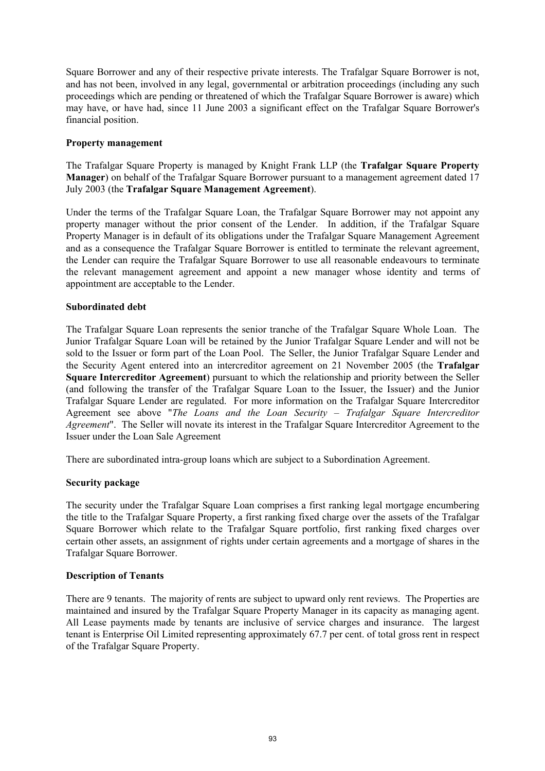Square Borrower and any of their respective private interests. The Trafalgar Square Borrower is not, and has not been, involved in any legal, governmental or arbitration proceedings (including any such proceedings which are pending or threatened of which the Trafalgar Square Borrower is aware) which may have, or have had, since 11 June 2003 a significant effect on the Trafalgar Square Borrower's financial position.

**Property management**

The Trafalgar Square Property is managed by Knight Frank LLP (the **Trafalgar Square Property Manager**) on behalf of the Trafalgar Square Borrower pursuant to a management agreement dated 17 July 2003 (the **Trafalgar Square Management Agreement**).

Under the terms of the Trafalgar Square Loan, the Trafalgar Square Borrower may not appoint any property manager without the prior consent of the Lender. In addition, if the Trafalgar Square Property Manager is in default of its obligations under the Trafalgar Square Management Agreement and as a consequence the Trafalgar Square Borrower is entitled to terminate the relevant agreement, the Lender can require the Trafalgar Square Borrower to use all reasonable endeavours to terminate the relevant management agreement and appoint a new manager whose identity and terms of appointment are acceptable to the Lender.

**Subordinated debt**

The Trafalgar Square Loan represents the senior tranche of the Trafalgar Square Whole Loan. The Junior Trafalgar Square Loan will be retained by the Junior Trafalgar Square Lender and will not be sold to the Issuer or form part of the Loan Pool. The Seller, the Junior Trafalgar Square Lender and the Security Agent entered into an intercreditor agreement on 21 November 2005 (the **Trafalgar Square Intercreditor Agreement**) pursuant to which the relationship and priority between the Seller (and following the transfer of the Trafalgar Square Loan to the Issuer, the Issuer) and the Junior Trafalgar Square Lender are regulated. For more information on the Trafalgar Square Intercreditor Agreement see above "*The Loans and the Loan Security – Trafalgar Square Intercreditor Agreement*". The Seller will novate its interest in the Trafalgar Square Intercreditor Agreement to the Issuer under the Loan Sale Agreement

There are subordinated intra-group loans which are subject to a Subordination Agreement.

**Security package**

The security under the Trafalgar Square Loan comprises a first ranking legal mortgage encumbering the title to the Trafalgar Square Property, a first ranking fixed charge over the assets of the Trafalgar Square Borrower which relate to the Trafalgar Square portfolio, first ranking fixed charges over certain other assets, an assignment of rights under certain agreements and a mortgage of shares in the Trafalgar Square Borrower.

**Description of Tenants**

There are 9 tenants. The majority of rents are subject to upward only rent reviews. The Properties are maintained and insured by the Trafalgar Square Property Manager in its capacity as managing agent. All Lease payments made by tenants are inclusive of service charges and insurance. The largest tenant is Enterprise Oil Limited representing approximately 67.7 per cent. of total gross rent in respect of the Trafalgar Square Property.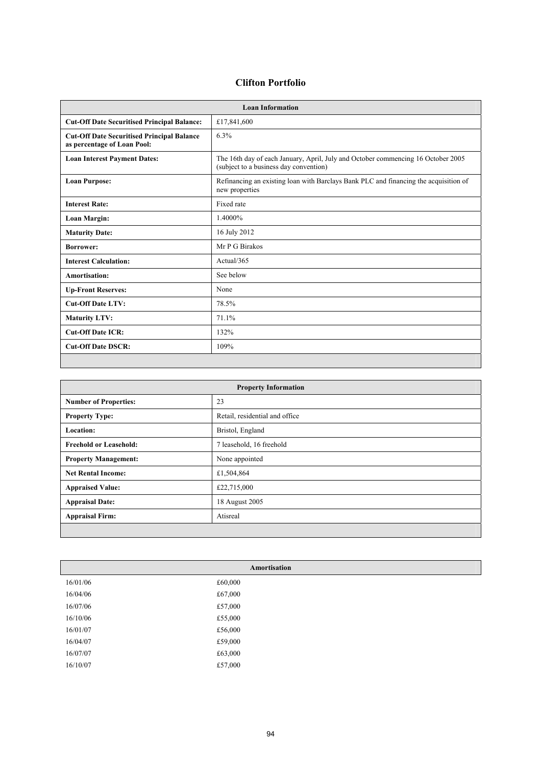## Clifton Portfolio

| Loan Information | |
|---|---|
| **Cut-Off Date Securitised Principal Balance:** | £17,841,600 |
| **Cut-Off Date Securitised Principal Balance as percentage of Loan Pool:** | 6.3% |
| **Loan Interest Payment Dates:** | The 16th day of each January, April, July and October commencing 16 October 2005 (subject to a business day convention) |
| **Loan Purpose:** | Refinancing an existing loan with Barclays Bank PLC and financing the acquisition of new properties |
| **Interest Rate:** | Fixed rate |
| **Loan Margin:** | 1.4000% |
| **Maturity Date:** | 16 July 2012 |
| **Borrower:** | Mr P G Birakos |
| **Interest Calculation:** | Actual/365 |
| **Amortisation:** | See below |
| **Up-Front Reserves:** | None |
| **Cut-Off Date LTV:** | 78.5% |
| **Maturity LTV:** | 71.1% |
| **Cut-Off Date ICR:** | 132% |
| **Cut-Off Date DSCR:** | 109% |

| Property Information | |
|---|---|
| **Number of Properties:** | 23 |
| **Property Type:** | Retail, residential and office |
| **Location:** | Bristol, England |
| **Freehold or Leasehold:** | 7 leasehold, 16 freehold |
| **Property Management:** | None appointed |
| **Net Rental Income:** | £1,504,864 |
| **Appraised Value:** | £22,715,000 |
| **Appraisal Date:** | 18 August 2005 |
| **Appraisal Firm:** | Atisreal |

| Amortisation | |
|---|---|
| 16/01/06 | £60,000 |
| 16/04/06 | £67,000 |
| 16/07/06 | £57,000 |
| 16/10/06 | £55,000 |
| 16/01/07 | £56,000 |
| 16/04/07 | £59,000 |
| 16/07/07 | £63,000 |
| 16/10/07 | £57,000 |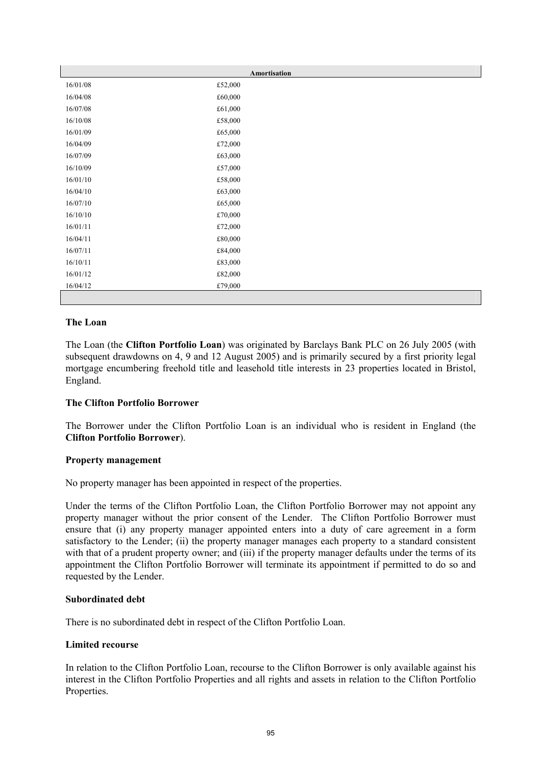| | Amortisation |
|---|---|
| 16/01/08 | £52,000 |
| 16/04/08 | £60,000 |
| 16/07/08 | £61,000 |
| 16/10/08 | £58,000 |
| 16/01/09 | £65,000 |
| 16/04/09 | £72,000 |
| 16/07/09 | £63,000 |
| 16/10/09 | £57,000 |
| 16/01/10 | £58,000 |
| 16/04/10 | £63,000 |
| 16/07/10 | £65,000 |
| 16/10/10 | £70,000 |
| 16/01/11 | £72,000 |
| 16/04/11 | £80,000 |
| 16/07/11 | £84,000 |
| 16/10/11 | £83,000 |
| 16/01/12 | £82,000 |
| 16/04/12 | £79,000 |

### The Loan

The Loan (the **Clifton Portfolio Loan**) was originated by Barclays Bank PLC on 26 July 2005 (with subsequent drawdowns on 4, 9 and 12 August 2005) and is primarily secured by a first priority legal mortgage encumbering freehold title and leasehold title interests in 23 properties located in Bristol, England.

### The Clifton Portfolio Borrower

The Borrower under the Clifton Portfolio Loan is an individual who is resident in England (the **Clifton Portfolio Borrower**).

### Property management

No property manager has been appointed in respect of the properties.

Under the terms of the Clifton Portfolio Loan, the Clifton Portfolio Borrower may not appoint any property manager without the prior consent of the Lender. The Clifton Portfolio Borrower must ensure that (i) any property manager appointed enters into a duty of care agreement in a form satisfactory to the Lender; (ii) the property manager manages each property to a standard consistent with that of a prudent property owner; and (iii) if the property manager defaults under the terms of its appointment the Clifton Portfolio Borrower will terminate its appointment if permitted to do so and requested by the Lender.

### Subordinated debt

There is no subordinated debt in respect of the Clifton Portfolio Loan.

### Limited recourse

In relation to the Clifton Portfolio Loan, recourse to the Clifton Borrower is only available against his interest in the Clifton Portfolio Properties and all rights and assets in relation to the Clifton Portfolio Properties.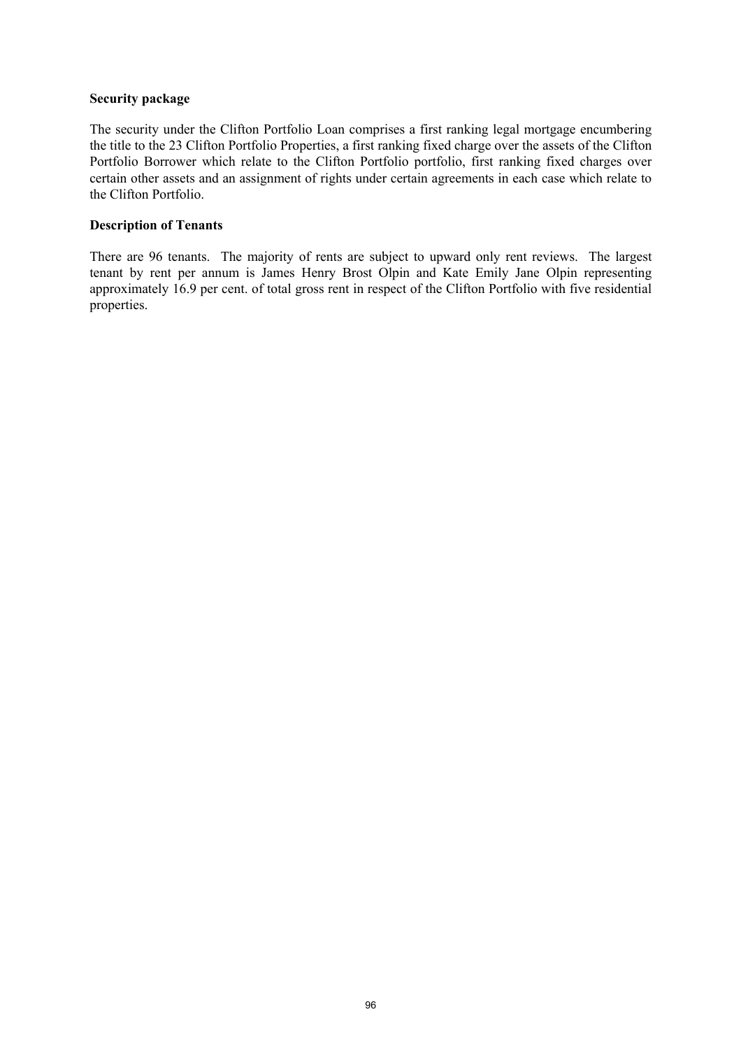**Security package**

The security under the Clifton Portfolio Loan comprises a first ranking legal mortgage encumbering the title to the 23 Clifton Portfolio Properties, a first ranking fixed charge over the assets of the Clifton Portfolio Borrower which relate to the Clifton Portfolio portfolio, first ranking fixed charges over certain other assets and an assignment of rights under certain agreements in each case which relate to the Clifton Portfolio.

**Description of Tenants**

There are 96 tenants. The majority of rents are subject to upward only rent reviews. The largest tenant by rent per annum is James Henry Brost Olpin and Kate Emily Jane Olpin representing approximately 16.9 per cent. of total gross rent in respect of the Clifton Portfolio with five residential properties.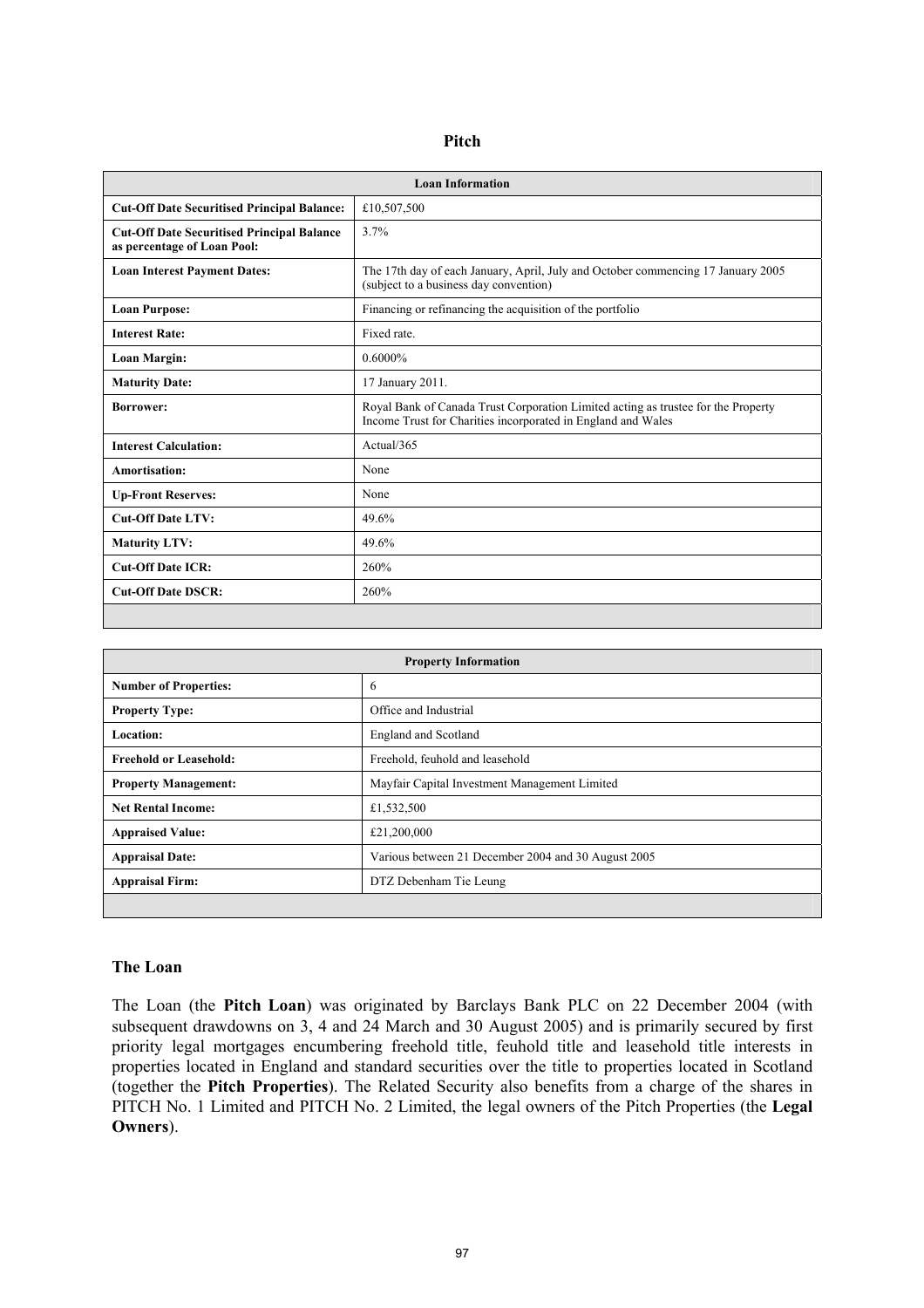## Pitch

| Loan Information | |
|---|---|
| **Cut-Off Date Securitised Principal Balance:** | £10,507,500 |
| **Cut-Off Date Securitised Principal Balance as percentage of Loan Pool:** | 3.7% |
| **Loan Interest Payment Dates:** | The 17th day of each January, April, July and October commencing 17 January 2005 (subject to a business day convention) |
| **Loan Purpose:** | Financing or refinancing the acquisition of the portfolio |
| **Interest Rate:** | Fixed rate. |
| **Loan Margin:** | 0.6000% |
| **Maturity Date:** | 17 January 2011. |
| **Borrower:** | Royal Bank of Canada Trust Corporation Limited acting as trustee for the Property Income Trust for Charities incorporated in England and Wales |
| **Interest Calculation:** | Actual/365 |
| **Amortisation:** | None |
| **Up-Front Reserves:** | None |
| **Cut-Off Date LTV:** | 49.6% |
| **Maturity LTV:** | 49.6% |
| **Cut-Off Date ICR:** | 260% |
| **Cut-Off Date DSCR:** | 260% |

| Property Information | |
|---|---|
| **Number of Properties:** | 6 |
| **Property Type:** | Office and Industrial |
| **Location:** | England and Scotland |
| **Freehold or Leasehold:** | Freehold, feuhold and leasehold |
| **Property Management:** | Mayfair Capital Investment Management Limited |
| **Net Rental Income:** | £1,532,500 |
| **Appraised Value:** | £21,200,000 |
| **Appraisal Date:** | Various between 21 December 2004 and 30 August 2005 |
| **Appraisal Firm:** | DTZ Debenham Tie Leung |

### The Loan

The Loan (the **Pitch Loan**) was originated by Barclays Bank PLC on 22 December 2004 (with subsequent drawdowns on 3, 4 and 24 March and 30 August 2005) and is primarily secured by first priority legal mortgages encumbering freehold title, feuhold title and leasehold title interests in properties located in England and standard securities over the title to properties located in Scotland (together the **Pitch Properties**). The Related Security also benefits from a charge of the shares in PITCH No. 1 Limited and PITCH No. 2 Limited, the legal owners of the Pitch Properties (the **Legal Owners**).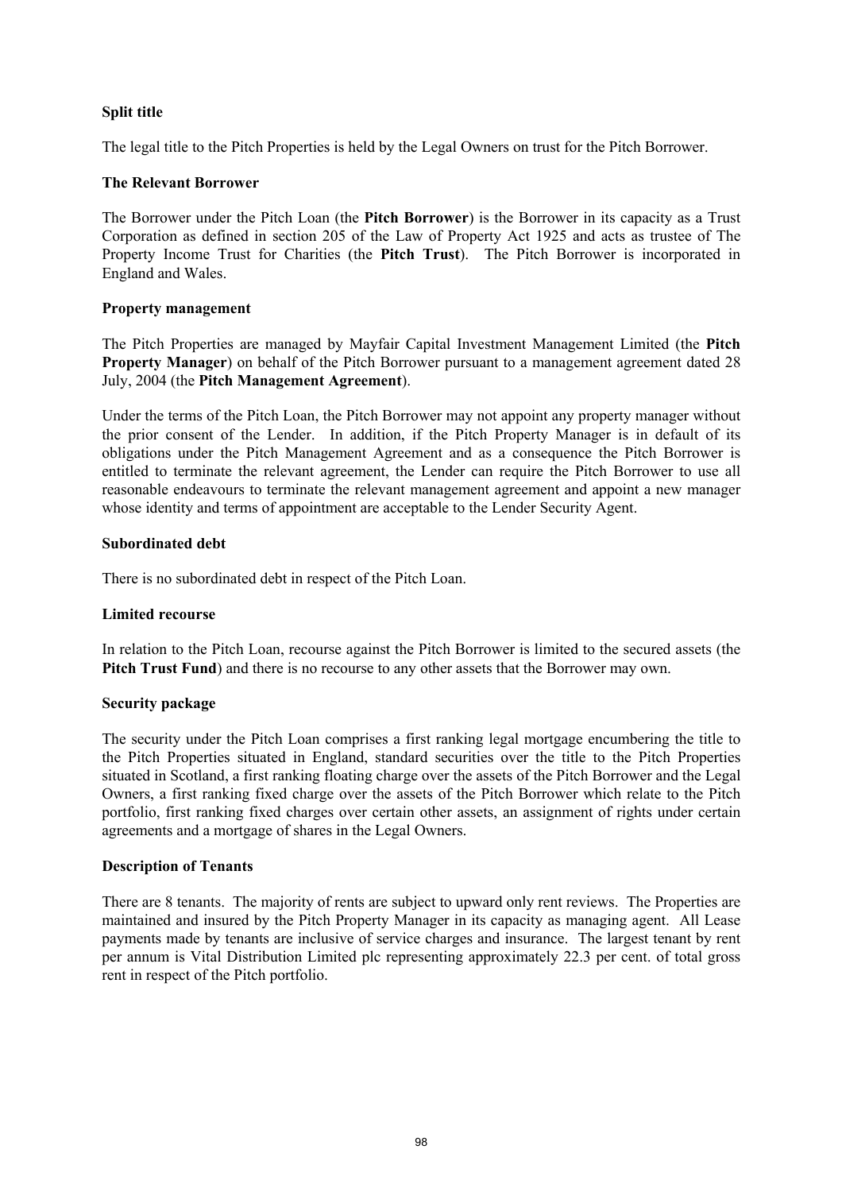**Split title**

The legal title to the Pitch Properties is held by the Legal Owners on trust for the Pitch Borrower.

**The Relevant Borrower**

The Borrower under the Pitch Loan (the **Pitch Borrower**) is the Borrower in its capacity as a Trust Corporation as defined in section 205 of the Law of Property Act 1925 and acts as trustee of The Property Income Trust for Charities (the **Pitch Trust**). The Pitch Borrower is incorporated in England and Wales.

**Property management**

The Pitch Properties are managed by Mayfair Capital Investment Management Limited (the **Pitch Property Manager**) on behalf of the Pitch Borrower pursuant to a management agreement dated 28 July, 2004 (the **Pitch Management Agreement**).

Under the terms of the Pitch Loan, the Pitch Borrower may not appoint any property manager without the prior consent of the Lender. In addition, if the Pitch Property Manager is in default of its obligations under the Pitch Management Agreement and as a consequence the Pitch Borrower is entitled to terminate the relevant agreement, the Lender can require the Pitch Borrower to use all reasonable endeavours to terminate the relevant management agreement and appoint a new manager whose identity and terms of appointment are acceptable to the Lender Security Agent.

**Subordinated debt**

There is no subordinated debt in respect of the Pitch Loan.

**Limited recourse**

In relation to the Pitch Loan, recourse against the Pitch Borrower is limited to the secured assets (the **Pitch Trust Fund**) and there is no recourse to any other assets that the Borrower may own.

**Security package**

The security under the Pitch Loan comprises a first ranking legal mortgage encumbering the title to the Pitch Properties situated in England, standard securities over the title to the Pitch Properties situated in Scotland, a first ranking floating charge over the assets of the Pitch Borrower and the Legal Owners, a first ranking fixed charge over the assets of the Pitch Borrower which relate to the Pitch portfolio, first ranking fixed charges over certain other assets, an assignment of rights under certain agreements and a mortgage of shares in the Legal Owners.

**Description of Tenants**

There are 8 tenants. The majority of rents are subject to upward only rent reviews. The Properties are maintained and insured by the Pitch Property Manager in its capacity as managing agent. All Lease payments made by tenants are inclusive of service charges and insurance. The largest tenant by rent per annum is Vital Distribution Limited plc representing approximately 22.3 per cent. of total gross rent in respect of the Pitch portfolio.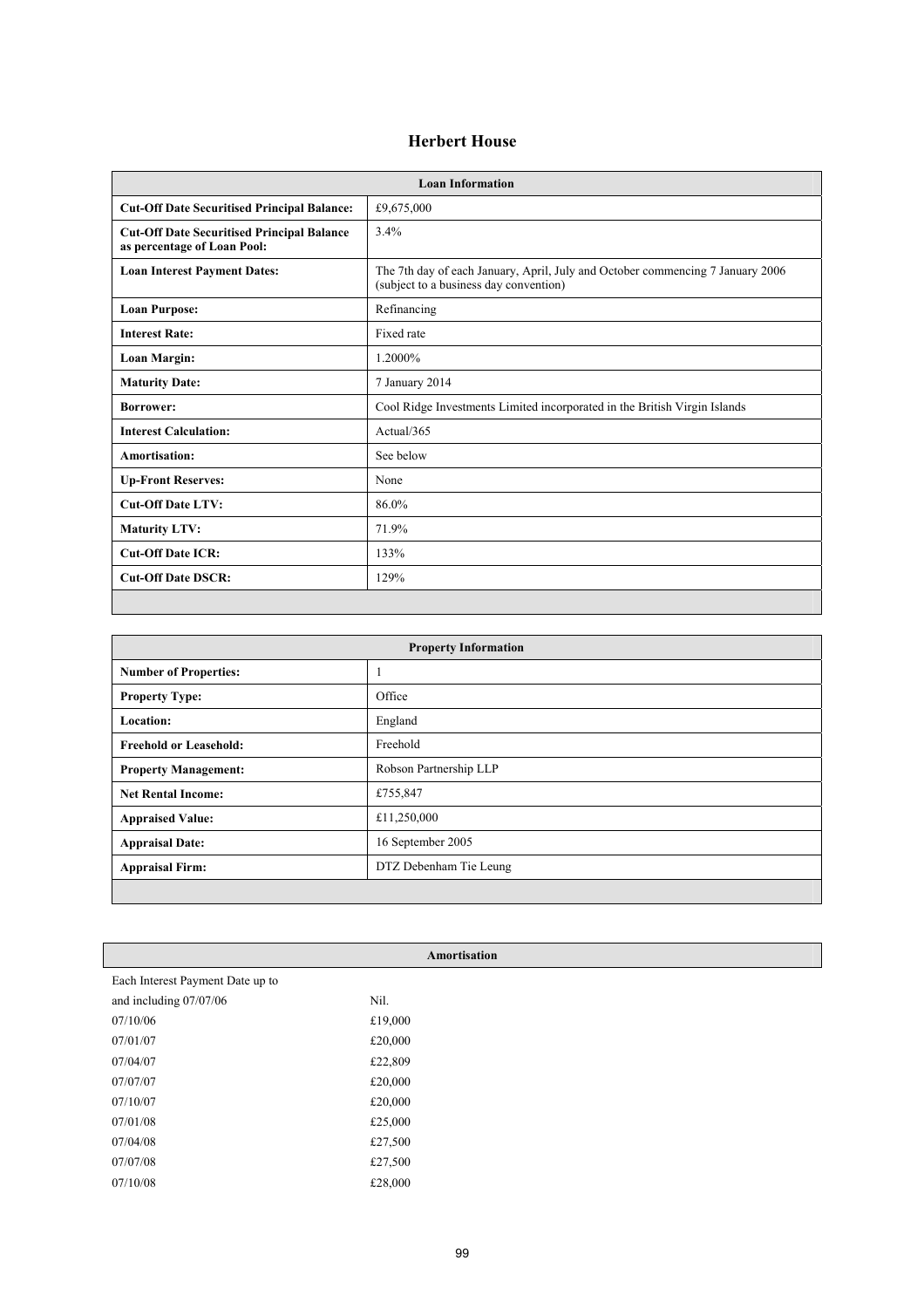## Herbert House

| Loan Information | |
|---|---|
| **Cut-Off Date Securitised Principal Balance:** | £9,675,000 |
| **Cut-Off Date Securitised Principal Balance as percentage of Loan Pool:** | 3.4% |
| **Loan Interest Payment Dates:** | The 7th day of each January, April, July and October commencing 7 January 2006 (subject to a business day convention) |
| **Loan Purpose:** | Refinancing |
| **Interest Rate:** | Fixed rate |
| **Loan Margin:** | 1.2000% |
| **Maturity Date:** | 7 January 2014 |
| **Borrower:** | Cool Ridge Investments Limited incorporated in the British Virgin Islands |
| **Interest Calculation:** | Actual/365 |
| **Amortisation:** | See below |
| **Up-Front Reserves:** | None |
| **Cut-Off Date LTV:** | 86.0% |
| **Maturity LTV:** | 71.9% |
| **Cut-Off Date ICR:** | 133% |
| **Cut-Off Date DSCR:** | 129% |

| Property Information | |
|---|---|
| **Number of Properties:** | 1 |
| **Property Type:** | Office |
| **Location:** | England |
| **Freehold or Leasehold:** | Freehold |
| **Property Management:** | Robson Partnership LLP |
| **Net Rental Income:** | £755,847 |
| **Appraised Value:** | £11,250,000 |
| **Appraisal Date:** | 16 September 2005 |
| **Appraisal Firm:** | DTZ Debenham Tie Leung |

**Amortisation**

| | |
|---|---|
| Each Interest Payment Date up to and including 07/07/06 | Nil. |
| 07/10/06 | £19,000 |
| 07/01/07 | £20,000 |
| 07/04/07 | £22,809 |
| 07/07/07 | £20,000 |
| 07/10/07 | £20,000 |
| 07/01/08 | £25,000 |
| 07/04/08 | £27,500 |
| 07/07/08 | £27,500 |
| 07/10/08 | £28,000 |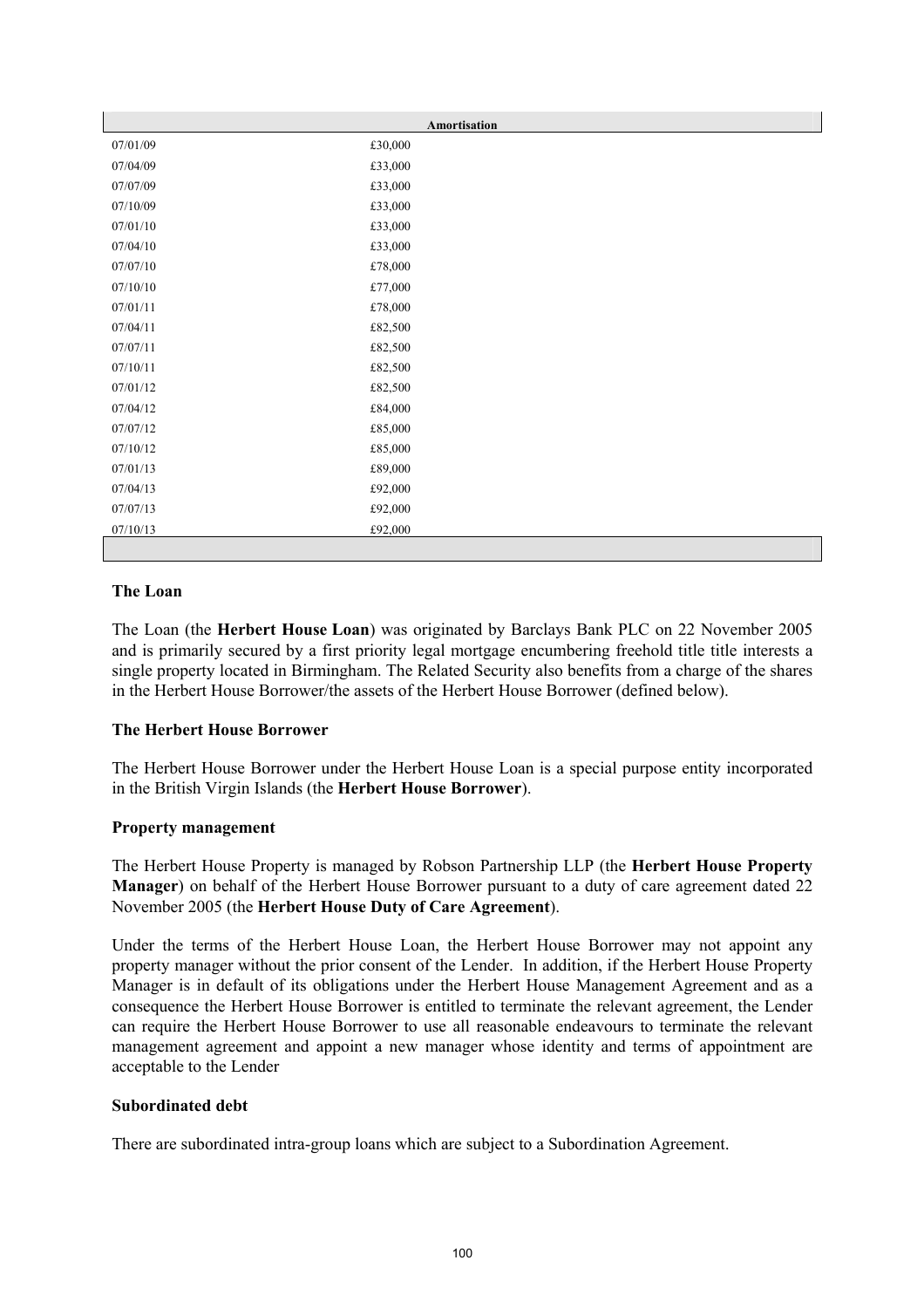| | Amortisation |
|---|---|
| 07/01/09 | £30,000 |
| 07/04/09 | £33,000 |
| 07/07/09 | £33,000 |
| 07/10/09 | £33,000 |
| 07/01/10 | £33,000 |
| 07/04/10 | £33,000 |
| 07/07/10 | £78,000 |
| 07/10/10 | £77,000 |
| 07/01/11 | £78,000 |
| 07/04/11 | £82,500 |
| 07/07/11 | £82,500 |
| 07/10/11 | £82,500 |
| 07/01/12 | £82,500 |
| 07/04/12 | £84,000 |
| 07/07/12 | £85,000 |
| 07/10/12 | £85,000 |
| 07/01/13 | £89,000 |
| 07/04/13 | £92,000 |
| 07/07/13 | £92,000 |
| 07/10/13 | £92,000 |

### The Loan

The Loan (the **Herbert House Loan**) was originated by Barclays Bank PLC on 22 November 2005 and is primarily secured by a first priority legal mortgage encumbering freehold title title interests a single property located in Birmingham. The Related Security also benefits from a charge of the shares in the Herbert House Borrower/the assets of the Herbert House Borrower (defined below).

### The Herbert House Borrower

The Herbert House Borrower under the Herbert House Loan is a special purpose entity incorporated in the British Virgin Islands (the **Herbert House Borrower**).

### Property management

The Herbert House Property is managed by Robson Partnership LLP (the **Herbert House Property Manager**) on behalf of the Herbert House Borrower pursuant to a duty of care agreement dated 22 November 2005 (the **Herbert House Duty of Care Agreement**).

Under the terms of the Herbert House Loan, the Herbert House Borrower may not appoint any property manager without the prior consent of the Lender. In addition, if the Herbert House Property Manager is in default of its obligations under the Herbert House Management Agreement and as a consequence the Herbert House Borrower is entitled to terminate the relevant agreement, the Lender can require the Herbert House Borrower to use all reasonable endeavours to terminate the relevant management agreement and appoint a new manager whose identity and terms of appointment are acceptable to the Lender

### Subordinated debt

There are subordinated intra-group loans which are subject to a Subordination Agreement.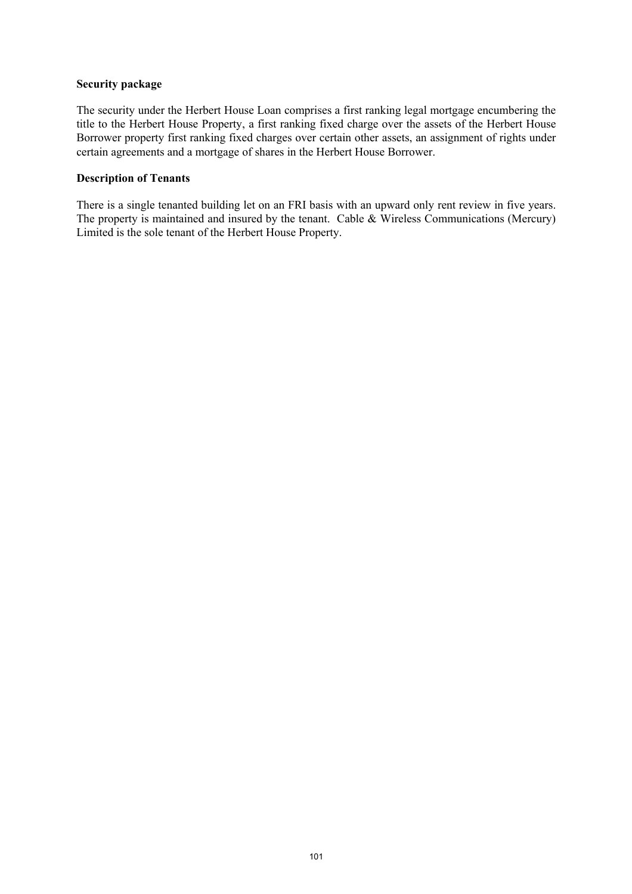**Security package**

The security under the Herbert House Loan comprises a first ranking legal mortgage encumbering the title to the Herbert House Property, a first ranking fixed charge over the assets of the Herbert House Borrower property first ranking fixed charges over certain other assets, an assignment of rights under certain agreements and a mortgage of shares in the Herbert House Borrower.

**Description of Tenants**

There is a single tenanted building let on an FRI basis with an upward only rent review in five years. The property is maintained and insured by the tenant. Cable & Wireless Communications (Mercury) Limited is the sole tenant of the Herbert House Property.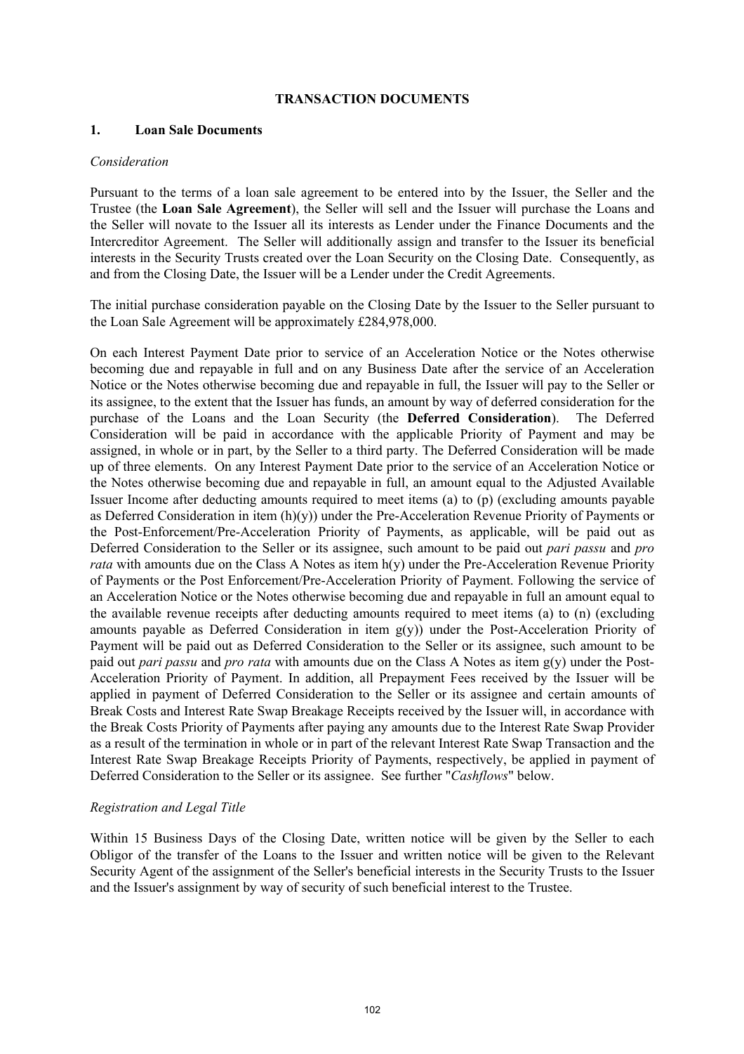# TRANSACTION DOCUMENTS

## 1. Loan Sale Documents

*Consideration*

Pursuant to the terms of a loan sale agreement to be entered into by the Issuer, the Seller and the Trustee (the **Loan Sale Agreement**), the Seller will sell and the Issuer will purchase the Loans and the Seller will novate to the Issuer all its interests as Lender under the Finance Documents and the Intercreditor Agreement. The Seller will additionally assign and transfer to the Issuer its beneficial interests in the Security Trusts created over the Loan Security on the Closing Date. Consequently, as and from the Closing Date, the Issuer will be a Lender under the Credit Agreements.

The initial purchase consideration payable on the Closing Date by the Issuer to the Seller pursuant to the Loan Sale Agreement will be approximately £284,978,000.

On each Interest Payment Date prior to service of an Acceleration Notice or the Notes otherwise becoming due and repayable in full and on any Business Date after the service of an Acceleration Notice or the Notes otherwise becoming due and repayable in full, the Issuer will pay to the Seller or its assignee, to the extent that the Issuer has funds, an amount by way of deferred consideration for the purchase of the Loans and the Loan Security (the **Deferred Consideration**). The Deferred Consideration will be paid in accordance with the applicable Priority of Payment and may be assigned, in whole or in part, by the Seller to a third party. The Deferred Consideration will be made up of three elements. On any Interest Payment Date prior to the service of an Acceleration Notice or the Notes otherwise becoming due and repayable in full, an amount equal to the Adjusted Available Issuer Income after deducting amounts required to meet items (a) to (p) (excluding amounts payable as Deferred Consideration in item (h)(y)) under the Pre-Acceleration Revenue Priority of Payments or the Post-Enforcement/Pre-Acceleration Priority of Payments, as applicable, will be paid out as Deferred Consideration to the Seller or its assignee, such amount to be paid out *pari passu* and *pro rata* with amounts due on the Class A Notes as item h(y) under the Pre-Acceleration Revenue Priority of Payments or the Post Enforcement/Pre-Acceleration Priority of Payment. Following the service of an Acceleration Notice or the Notes otherwise becoming due and repayable in full an amount equal to the available revenue receipts after deducting amounts required to meet items (a) to (n) (excluding amounts payable as Deferred Consideration in item g(y)) under the Post-Acceleration Priority of Payment will be paid out as Deferred Consideration to the Seller or its assignee, such amount to be paid out *pari passu* and *pro rata* with amounts due on the Class A Notes as item g(y) under the Post-Acceleration Priority of Payment. In addition, all Prepayment Fees received by the Issuer will be applied in payment of Deferred Consideration to the Seller or its assignee and certain amounts of Break Costs and Interest Rate Swap Breakage Receipts received by the Issuer will, in accordance with the Break Costs Priority of Payments after paying any amounts due to the Interest Rate Swap Provider as a result of the termination in whole or in part of the relevant Interest Rate Swap Transaction and the Interest Rate Swap Breakage Receipts Priority of Payments, respectively, be applied in payment of Deferred Consideration to the Seller or its assignee. See further "*Cashflows*" below.

*Registration and Legal Title*

Within 15 Business Days of the Closing Date, written notice will be given by the Seller to each Obligor of the transfer of the Loans to the Issuer and written notice will be given to the Relevant Security Agent of the assignment of the Seller's beneficial interests in the Security Trusts to the Issuer and the Issuer's assignment by way of security of such beneficial interest to the Trustee.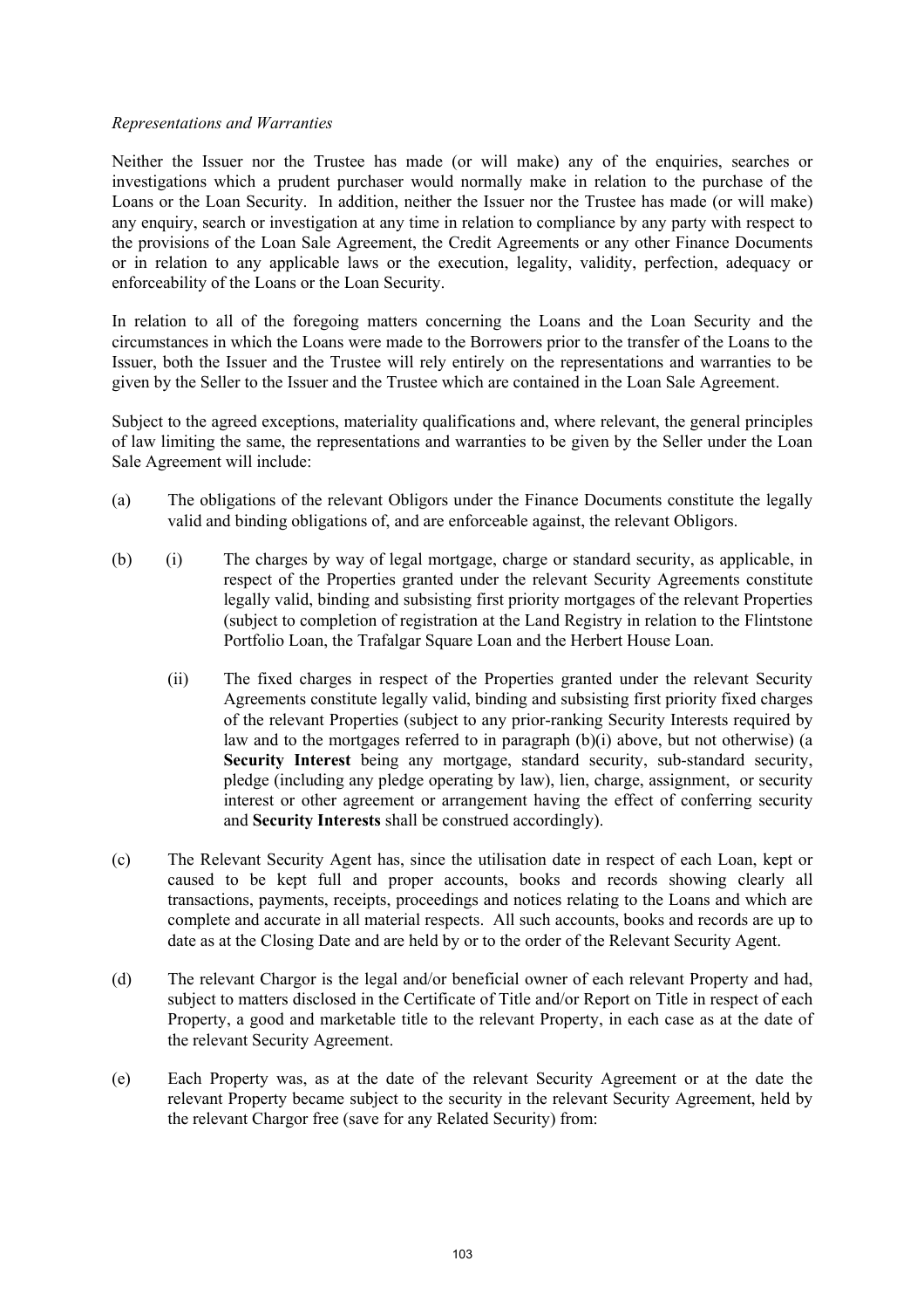*Representations and Warranties*

Neither the Issuer nor the Trustee has made (or will make) any of the enquiries, searches or investigations which a prudent purchaser would normally make in relation to the purchase of the Loans or the Loan Security. In addition, neither the Issuer nor the Trustee has made (or will make) any enquiry, search or investigation at any time in relation to compliance by any party with respect to the provisions of the Loan Sale Agreement, the Credit Agreements or any other Finance Documents or in relation to any applicable laws or the execution, legality, validity, perfection, adequacy or enforceability of the Loans or the Loan Security.

In relation to all of the foregoing matters concerning the Loans and the Loan Security and the circumstances in which the Loans were made to the Borrowers prior to the transfer of the Loans to the Issuer, both the Issuer and the Trustee will rely entirely on the representations and warranties to be given by the Seller to the Issuer and the Trustee which are contained in the Loan Sale Agreement.

Subject to the agreed exceptions, materiality qualifications and, where relevant, the general principles of law limiting the same, the representations and warranties to be given by the Seller under the Loan Sale Agreement will include:

(a) The obligations of the relevant Obligors under the Finance Documents constitute the legally valid and binding obligations of, and are enforceable against, the relevant Obligors.

(b) (i) The charges by way of legal mortgage, charge or standard security, as applicable, in respect of the Properties granted under the relevant Security Agreements constitute legally valid, binding and subsisting first priority mortgages of the relevant Properties (subject to completion of registration at the Land Registry in relation to the Flintstone Portfolio Loan, the Trafalgar Square Loan and the Herbert House Loan.

(ii) The fixed charges in respect of the Properties granted under the relevant Security Agreements constitute legally valid, binding and subsisting first priority fixed charges of the relevant Properties (subject to any prior-ranking Security Interests required by law and to the mortgages referred to in paragraph (b)(i) above, but not otherwise) (a **Security Interest** being any mortgage, standard security, sub-standard security, pledge (including any pledge operating by law), lien, charge, assignment, or security interest or other agreement or arrangement having the effect of conferring security and **Security Interests** shall be construed accordingly).

(c) The Relevant Security Agent has, since the utilisation date in respect of each Loan, kept or caused to be kept full and proper accounts, books and records showing clearly all transactions, payments, receipts, proceedings and notices relating to the Loans and which are complete and accurate in all material respects. All such accounts, books and records are up to date as at the Closing Date and are held by or to the order of the Relevant Security Agent.

(d) The relevant Chargor is the legal and/or beneficial owner of each relevant Property and had, subject to matters disclosed in the Certificate of Title and/or Report on Title in respect of each Property, a good and marketable title to the relevant Property, in each case as at the date of the relevant Security Agreement.

(e) Each Property was, as at the date of the relevant Security Agreement or at the date the relevant Property became subject to the security in the relevant Security Agreement, held by the relevant Chargor free (save for any Related Security) from: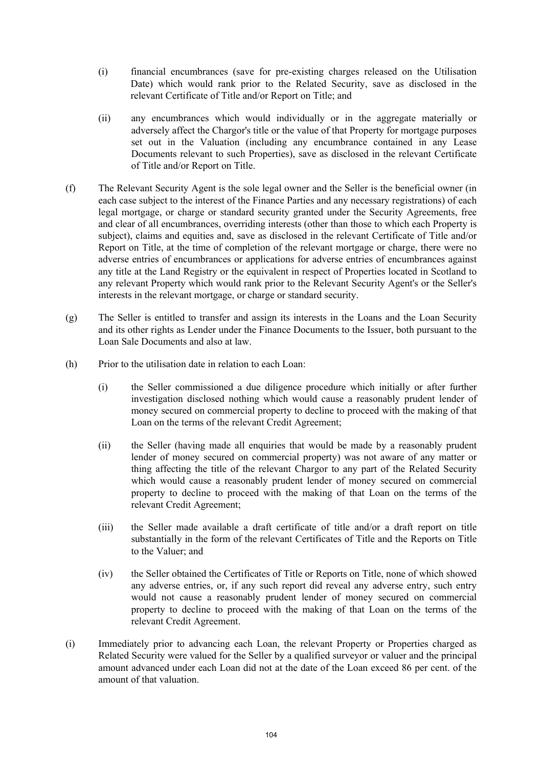(i) financial encumbrances (save for pre-existing charges released on the Utilisation Date) which would rank prior to the Related Security, save as disclosed in the relevant Certificate of Title and/or Report on Title; and

(ii) any encumbrances which would individually or in the aggregate materially or adversely affect the Chargor's title or the value of that Property for mortgage purposes set out in the Valuation (including any encumbrance contained in any Lease Documents relevant to such Properties), save as disclosed in the relevant Certificate of Title and/or Report on Title.

(f) The Relevant Security Agent is the sole legal owner and the Seller is the beneficial owner (in each case subject to the interest of the Finance Parties and any necessary registrations) of each legal mortgage, or charge or standard security granted under the Security Agreements, free and clear of all encumbrances, overriding interests (other than those to which each Property is subject), claims and equities and, save as disclosed in the relevant Certificate of Title and/or Report on Title, at the time of completion of the relevant mortgage or charge, there were no adverse entries of encumbrances or applications for adverse entries of encumbrances against any title at the Land Registry or the equivalent in respect of Properties located in Scotland to any relevant Property which would rank prior to the Relevant Security Agent's or the Seller's interests in the relevant mortgage, or charge or standard security.

(g) The Seller is entitled to transfer and assign its interests in the Loans and the Loan Security and its other rights as Lender under the Finance Documents to the Issuer, both pursuant to the Loan Sale Documents and also at law.

(h) Prior to the utilisation date in relation to each Loan:

(i) the Seller commissioned a due diligence procedure which initially or after further investigation disclosed nothing which would cause a reasonably prudent lender of money secured on commercial property to decline to proceed with the making of that Loan on the terms of the relevant Credit Agreement;

(ii) the Seller (having made all enquiries that would be made by a reasonably prudent lender of money secured on commercial property) was not aware of any matter or thing affecting the title of the relevant Chargor to any part of the Related Security which would cause a reasonably prudent lender of money secured on commercial property to decline to proceed with the making of that Loan on the terms of the relevant Credit Agreement;

(iii) the Seller made available a draft certificate of title and/or a draft report on title substantially in the form of the relevant Certificates of Title and the Reports on Title to the Valuer; and

(iv) the Seller obtained the Certificates of Title or Reports on Title, none of which showed any adverse entries, or, if any such report did reveal any adverse entry, such entry would not cause a reasonably prudent lender of money secured on commercial property to decline to proceed with the making of that Loan on the terms of the relevant Credit Agreement.

(i) Immediately prior to advancing each Loan, the relevant Property or Properties charged as Related Security were valued for the Seller by a qualified surveyor or valuer and the principal amount advanced under each Loan did not at the date of the Loan exceed 86 per cent. of the amount of that valuation.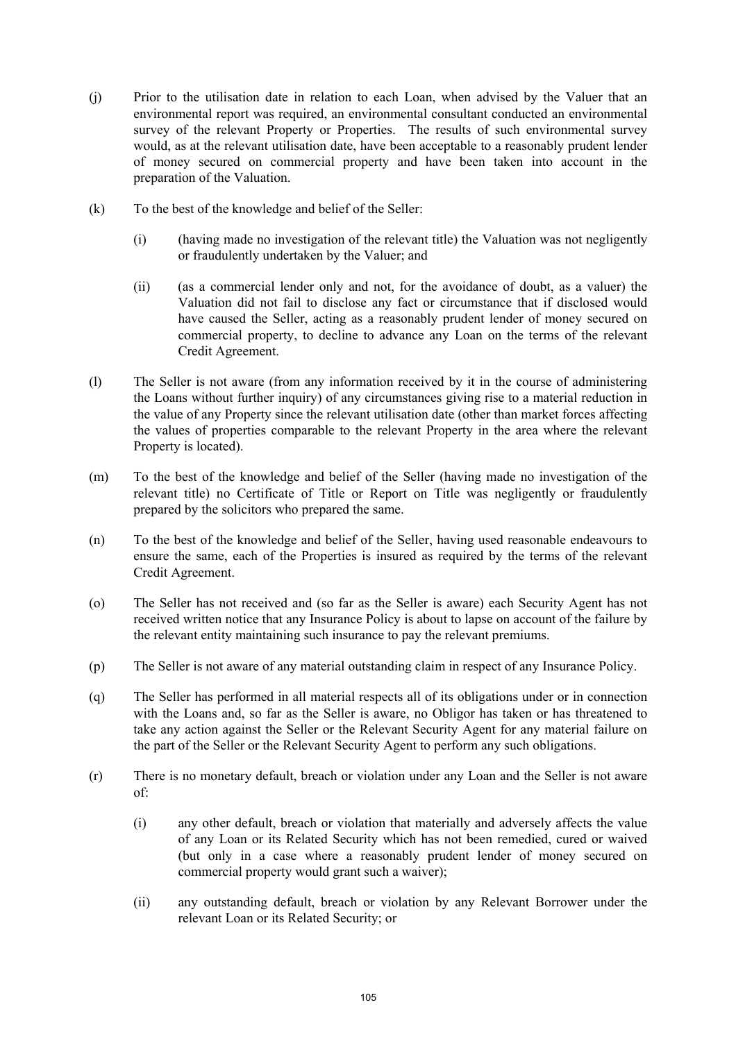(j) Prior to the utilisation date in relation to each Loan, when advised by the Valuer that an environmental report was required, an environmental consultant conducted an environmental survey of the relevant Property or Properties. The results of such environmental survey would, as at the relevant utilisation date, have been acceptable to a reasonably prudent lender of money secured on commercial property and have been taken into account in the preparation of the Valuation.

(k) To the best of the knowledge and belief of the Seller:

   (i) (having made no investigation of the relevant title) the Valuation was not negligently or fraudulently undertaken by the Valuer; and

   (ii) (as a commercial lender only and not, for the avoidance of doubt, as a valuer) the Valuation did not fail to disclose any fact or circumstance that if disclosed would have caused the Seller, acting as a reasonably prudent lender of money secured on commercial property, to decline to advance any Loan on the terms of the relevant Credit Agreement.

(l) The Seller is not aware (from any information received by it in the course of administering the Loans without further inquiry) of any circumstances giving rise to a material reduction in the value of any Property since the relevant utilisation date (other than market forces affecting the values of properties comparable to the relevant Property in the area where the relevant Property is located).

(m) To the best of the knowledge and belief of the Seller (having made no investigation of the relevant title) no Certificate of Title or Report on Title was negligently or fraudulently prepared by the solicitors who prepared the same.

(n) To the best of the knowledge and belief of the Seller, having used reasonable endeavours to ensure the same, each of the Properties is insured as required by the terms of the relevant Credit Agreement.

(o) The Seller has not received and (so far as the Seller is aware) each Security Agent has not received written notice that any Insurance Policy is about to lapse on account of the failure by the relevant entity maintaining such insurance to pay the relevant premiums.

(p) The Seller is not aware of any material outstanding claim in respect of any Insurance Policy.

(q) The Seller has performed in all material respects all of its obligations under or in connection with the Loans and, so far as the Seller is aware, no Obligor has taken or has threatened to take any action against the Seller or the Relevant Security Agent for any material failure on the part of the Seller or the Relevant Security Agent to perform any such obligations.

(r) There is no monetary default, breach or violation under any Loan and the Seller is not aware of:

   (i) any other default, breach or violation that materially and adversely affects the value of any Loan or its Related Security which has not been remedied, cured or waived (but only in a case where a reasonably prudent lender of money secured on commercial property would grant such a waiver);

   (ii) any outstanding default, breach or violation by any Relevant Borrower under the relevant Loan or its Related Security; or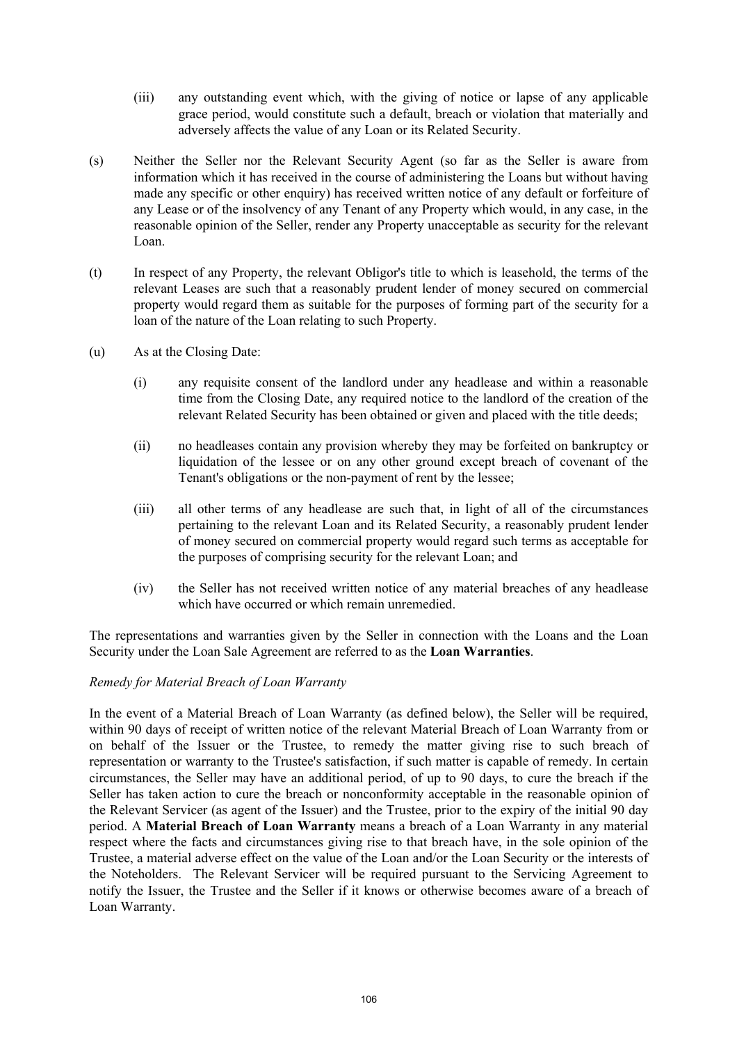(iii) any outstanding event which, with the giving of notice or lapse of any applicable grace period, would constitute such a default, breach or violation that materially and adversely affects the value of any Loan or its Related Security.

(s) Neither the Seller nor the Relevant Security Agent (so far as the Seller is aware from information which it has received in the course of administering the Loans but without having made any specific or other enquiry) has received written notice of any default or forfeiture of any Lease or of the insolvency of any Tenant of any Property which would, in any case, in the reasonable opinion of the Seller, render any Property unacceptable as security for the relevant Loan.

(t) In respect of any Property, the relevant Obligor's title to which is leasehold, the terms of the relevant Leases are such that a reasonably prudent lender of money secured on commercial property would regard them as suitable for the purposes of forming part of the security for a loan of the nature of the Loan relating to such Property.

(u) As at the Closing Date:

(i) any requisite consent of the landlord under any headlease and within a reasonable time from the Closing Date, any required notice to the landlord of the creation of the relevant Related Security has been obtained or given and placed with the title deeds;

(ii) no headleases contain any provision whereby they may be forfeited on bankruptcy or liquidation of the lessee or on any other ground except breach of covenant of the Tenant's obligations or the non-payment of rent by the lessee;

(iii) all other terms of any headlease are such that, in light of all of the circumstances pertaining to the relevant Loan and its Related Security, a reasonably prudent lender of money secured on commercial property would regard such terms as acceptable for the purposes of comprising security for the relevant Loan; and

(iv) the Seller has not received written notice of any material breaches of any headlease which have occurred or which remain unremedied.

The representations and warranties given by the Seller in connection with the Loans and the Loan Security under the Loan Sale Agreement are referred to as the **Loan Warranties**.

*Remedy for Material Breach of Loan Warranty*

In the event of a Material Breach of Loan Warranty (as defined below), the Seller will be required, within 90 days of receipt of written notice of the relevant Material Breach of Loan Warranty from or on behalf of the Issuer or the Trustee, to remedy the matter giving rise to such breach of representation or warranty to the Trustee's satisfaction, if such matter is capable of remedy. In certain circumstances, the Seller may have an additional period, of up to 90 days, to cure the breach if the Seller has taken action to cure the breach or nonconformity acceptable in the reasonable opinion of the Relevant Servicer (as agent of the Issuer) and the Trustee, prior to the expiry of the initial 90 day period. A **Material Breach of Loan Warranty** means a breach of a Loan Warranty in any material respect where the facts and circumstances giving rise to that breach have, in the sole opinion of the Trustee, a material adverse effect on the value of the Loan and/or the Loan Security or the interests of the Noteholders. The Relevant Servicer will be required pursuant to the Servicing Agreement to notify the Issuer, the Trustee and the Seller if it knows or otherwise becomes aware of a breach of Loan Warranty.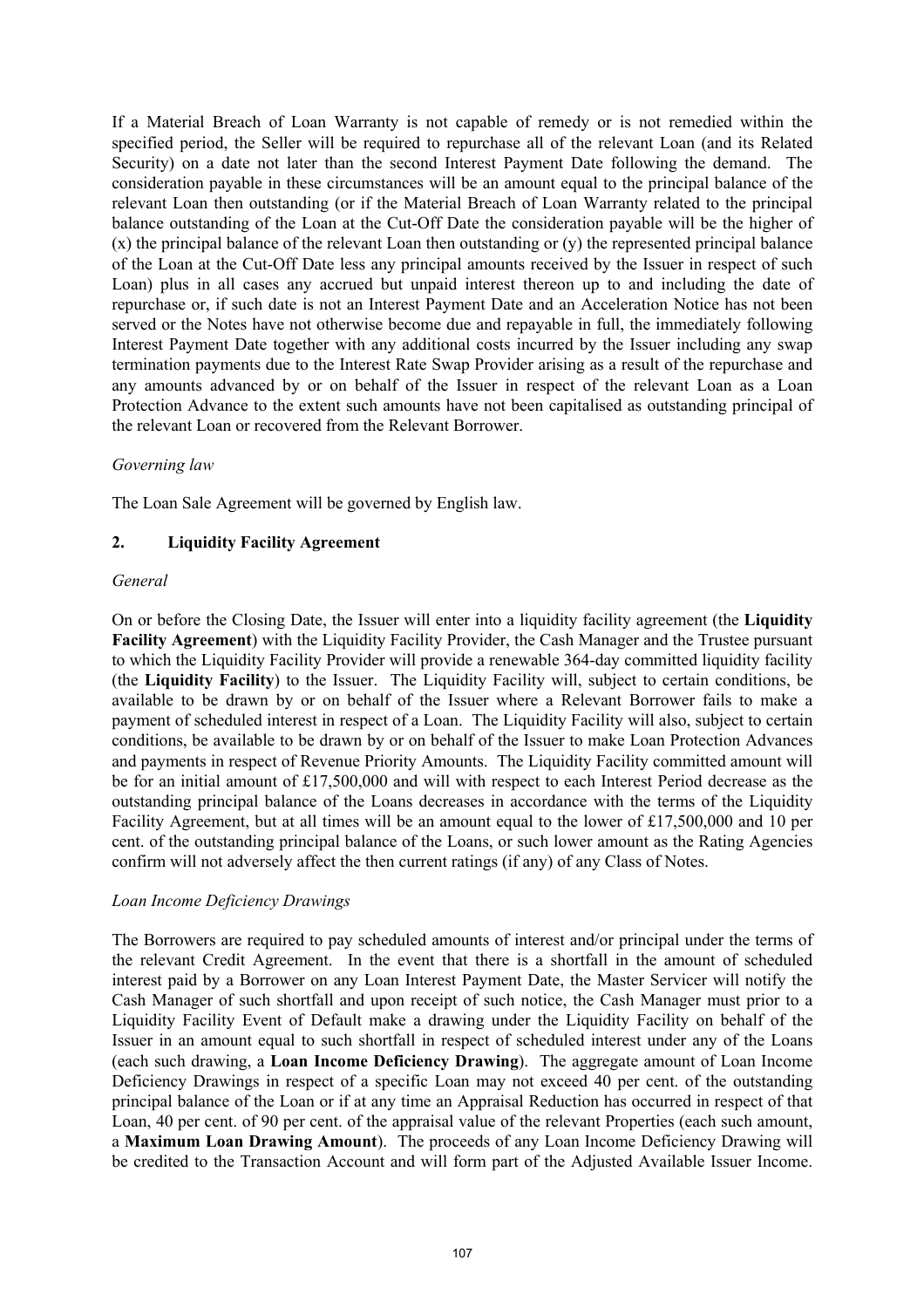If a Material Breach of Loan Warranty is not capable of remedy or is not remedied within the specified period, the Seller will be required to repurchase all of the relevant Loan (and its Related Security) on a date not later than the second Interest Payment Date following the demand. The consideration payable in these circumstances will be an amount equal to the principal balance of the relevant Loan then outstanding (or if the Material Breach of Loan Warranty related to the principal balance outstanding of the Loan at the Cut-Off Date the consideration payable will be the higher of (x) the principal balance of the relevant Loan then outstanding or (y) the represented principal balance of the Loan at the Cut-Off Date less any principal amounts received by the Issuer in respect of such Loan) plus in all cases any accrued but unpaid interest thereon up to and including the date of repurchase or, if such date is not an Interest Payment Date and an Acceleration Notice has not been served or the Notes have not otherwise become due and repayable in full, the immediately following Interest Payment Date together with any additional costs incurred by the Issuer including any swap termination payments due to the Interest Rate Swap Provider arising as a result of the repurchase and any amounts advanced by or on behalf of the Issuer in respect of the relevant Loan as a Loan Protection Advance to the extent such amounts have not been capitalised as outstanding principal of the relevant Loan or recovered from the Relevant Borrower.

*Governing law*

The Loan Sale Agreement will be governed by English law.

## 2. Liquidity Facility Agreement

*General*

On or before the Closing Date, the Issuer will enter into a liquidity facility agreement (the **Liquidity Facility Agreement**) with the Liquidity Facility Provider, the Cash Manager and the Trustee pursuant to which the Liquidity Facility Provider will provide a renewable 364-day committed liquidity facility (the **Liquidity Facility**) to the Issuer. The Liquidity Facility will, subject to certain conditions, be available to be drawn by or on behalf of the Issuer where a Relevant Borrower fails to make a payment of scheduled interest in respect of a Loan. The Liquidity Facility will also, subject to certain conditions, be available to be drawn by or on behalf of the Issuer to make Loan Protection Advances and payments in respect of Revenue Priority Amounts. The Liquidity Facility committed amount will be for an initial amount of £17,500,000 and will with respect to each Interest Period decrease as the outstanding principal balance of the Loans decreases in accordance with the terms of the Liquidity Facility Agreement, but at all times will be an amount equal to the lower of £17,500,000 and 10 per cent. of the outstanding principal balance of the Loans, or such lower amount as the Rating Agencies confirm will not adversely affect the then current ratings (if any) of any Class of Notes.

*Loan Income Deficiency Drawings*

The Borrowers are required to pay scheduled amounts of interest and/or principal under the terms of the relevant Credit Agreement. In the event that there is a shortfall in the amount of scheduled interest paid by a Borrower on any Loan Interest Payment Date, the Master Servicer will notify the Cash Manager of such shortfall and upon receipt of such notice, the Cash Manager must prior to a Liquidity Facility Event of Default make a drawing under the Liquidity Facility on behalf of the Issuer in an amount equal to such shortfall in respect of scheduled interest under any of the Loans (each such drawing, a **Loan Income Deficiency Drawing**). The aggregate amount of Loan Income Deficiency Drawings in respect of a specific Loan may not exceed 40 per cent. of the outstanding principal balance of the Loan or if at any time an Appraisal Reduction has occurred in respect of that Loan, 40 per cent. of 90 per cent. of the appraisal value of the relevant Properties (each such amount, a **Maximum Loan Drawing Amount**). The proceeds of any Loan Income Deficiency Drawing will be credited to the Transaction Account and will form part of the Adjusted Available Issuer Income.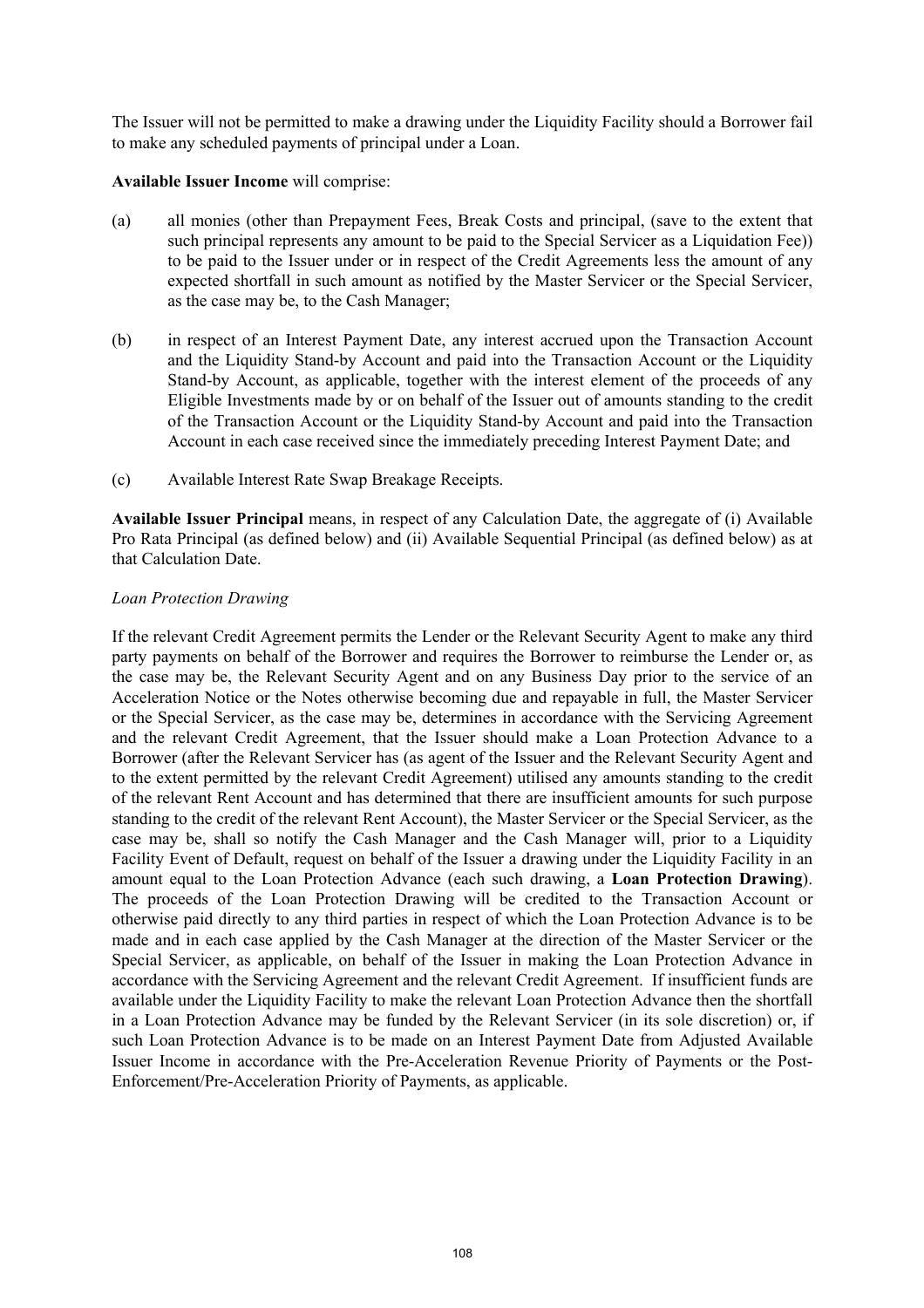The Issuer will not be permitted to make a drawing under the Liquidity Facility should a Borrower fail to make any scheduled payments of principal under a Loan.

**Available Issuer Income** will comprise:

(a) all monies (other than Prepayment Fees, Break Costs and principal, (save to the extent that such principal represents any amount to be paid to the Special Servicer as a Liquidation Fee)) to be paid to the Issuer under or in respect of the Credit Agreements less the amount of any expected shortfall in such amount as notified by the Master Servicer or the Special Servicer, as the case may be, to the Cash Manager;

(b) in respect of an Interest Payment Date, any interest accrued upon the Transaction Account and the Liquidity Stand-by Account and paid into the Transaction Account or the Liquidity Stand-by Account, as applicable, together with the interest element of the proceeds of any Eligible Investments made by or on behalf of the Issuer out of amounts standing to the credit of the Transaction Account or the Liquidity Stand-by Account and paid into the Transaction Account in each case received since the immediately preceding Interest Payment Date; and

(c) Available Interest Rate Swap Breakage Receipts.

**Available Issuer Principal** means, in respect of any Calculation Date, the aggregate of (i) Available Pro Rata Principal (as defined below) and (ii) Available Sequential Principal (as defined below) as at that Calculation Date.

*Loan Protection Drawing*

If the relevant Credit Agreement permits the Lender or the Relevant Security Agent to make any third party payments on behalf of the Borrower and requires the Borrower to reimburse the Lender or, as the case may be, the Relevant Security Agent and on any Business Day prior to the service of an Acceleration Notice or the Notes otherwise becoming due and repayable in full, the Master Servicer or the Special Servicer, as the case may be, determines in accordance with the Servicing Agreement and the relevant Credit Agreement, that the Issuer should make a Loan Protection Advance to a Borrower (after the Relevant Servicer has (as agent of the Issuer and the Relevant Security Agent and to the extent permitted by the relevant Credit Agreement) utilised any amounts standing to the credit of the relevant Rent Account and has determined that there are insufficient amounts for such purpose standing to the credit of the relevant Rent Account), the Master Servicer or the Special Servicer, as the case may be, shall so notify the Cash Manager and the Cash Manager will, prior to a Liquidity Facility Event of Default, request on behalf of the Issuer a drawing under the Liquidity Facility in an amount equal to the Loan Protection Advance (each such drawing, a **Loan Protection Drawing**). The proceeds of the Loan Protection Drawing will be credited to the Transaction Account or otherwise paid directly to any third parties in respect of which the Loan Protection Advance is to be made and in each case applied by the Cash Manager at the direction of the Master Servicer or the Special Servicer, as applicable, on behalf of the Issuer in making the Loan Protection Advance in accordance with the Servicing Agreement and the relevant Credit Agreement. If insufficient funds are available under the Liquidity Facility to make the relevant Loan Protection Advance then the shortfall in a Loan Protection Advance may be funded by the Relevant Servicer (in its sole discretion) or, if such Loan Protection Advance is to be made on an Interest Payment Date from Adjusted Available Issuer Income in accordance with the Pre-Acceleration Revenue Priority of Payments or the Post-Enforcement/Pre-Acceleration Priority of Payments, as applicable.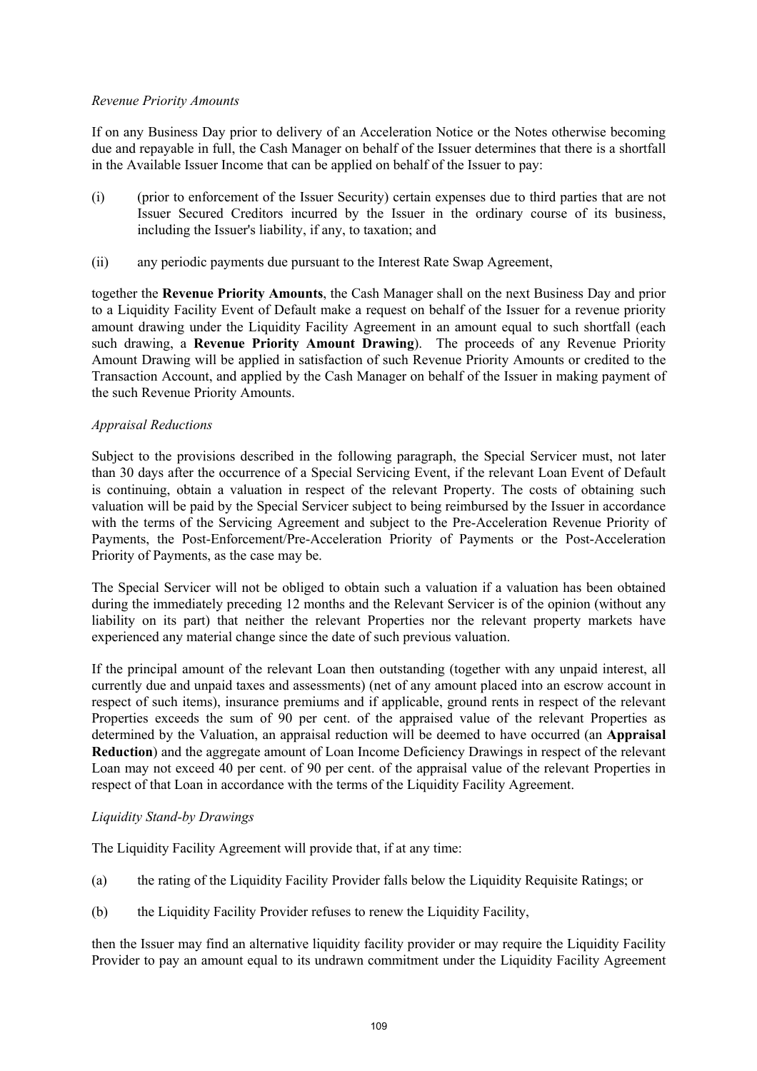*Revenue Priority Amounts*

If on any Business Day prior to delivery of an Acceleration Notice or the Notes otherwise becoming due and repayable in full, the Cash Manager on behalf of the Issuer determines that there is a shortfall in the Available Issuer Income that can be applied on behalf of the Issuer to pay:

(i) (prior to enforcement of the Issuer Security) certain expenses due to third parties that are not Issuer Secured Creditors incurred by the Issuer in the ordinary course of its business, including the Issuer's liability, if any, to taxation; and

(ii) any periodic payments due pursuant to the Interest Rate Swap Agreement,

together the **Revenue Priority Amounts**, the Cash Manager shall on the next Business Day and prior to a Liquidity Facility Event of Default make a request on behalf of the Issuer for a revenue priority amount drawing under the Liquidity Facility Agreement in an amount equal to such shortfall (each such drawing, a **Revenue Priority Amount Drawing**). The proceeds of any Revenue Priority Amount Drawing will be applied in satisfaction of such Revenue Priority Amounts or credited to the Transaction Account, and applied by the Cash Manager on behalf of the Issuer in making payment of the such Revenue Priority Amounts.

*Appraisal Reductions*

Subject to the provisions described in the following paragraph, the Special Servicer must, not later than 30 days after the occurrence of a Special Servicing Event, if the relevant Loan Event of Default is continuing, obtain a valuation in respect of the relevant Property. The costs of obtaining such valuation will be paid by the Special Servicer subject to being reimbursed by the Issuer in accordance with the terms of the Servicing Agreement and subject to the Pre-Acceleration Revenue Priority of Payments, the Post-Enforcement/Pre-Acceleration Priority of Payments or the Post-Acceleration Priority of Payments, as the case may be.

The Special Servicer will not be obliged to obtain such a valuation if a valuation has been obtained during the immediately preceding 12 months and the Relevant Servicer is of the opinion (without any liability on its part) that neither the relevant Properties nor the relevant property markets have experienced any material change since the date of such previous valuation.

If the principal amount of the relevant Loan then outstanding (together with any unpaid interest, all currently due and unpaid taxes and assessments) (net of any amount placed into an escrow account in respect of such items), insurance premiums and if applicable, ground rents in respect of the relevant Properties exceeds the sum of 90 per cent. of the appraised value of the relevant Properties as determined by the Valuation, an appraisal reduction will be deemed to have occurred (an **Appraisal Reduction**) and the aggregate amount of Loan Income Deficiency Drawings in respect of the relevant Loan may not exceed 40 per cent. of 90 per cent. of the appraisal value of the relevant Properties in respect of that Loan in accordance with the terms of the Liquidity Facility Agreement.

*Liquidity Stand-by Drawings*

The Liquidity Facility Agreement will provide that, if at any time:

(a) the rating of the Liquidity Facility Provider falls below the Liquidity Requisite Ratings; or

(b) the Liquidity Facility Provider refuses to renew the Liquidity Facility,

then the Issuer may find an alternative liquidity facility provider or may require the Liquidity Facility Provider to pay an amount equal to its undrawn commitment under the Liquidity Facility Agreement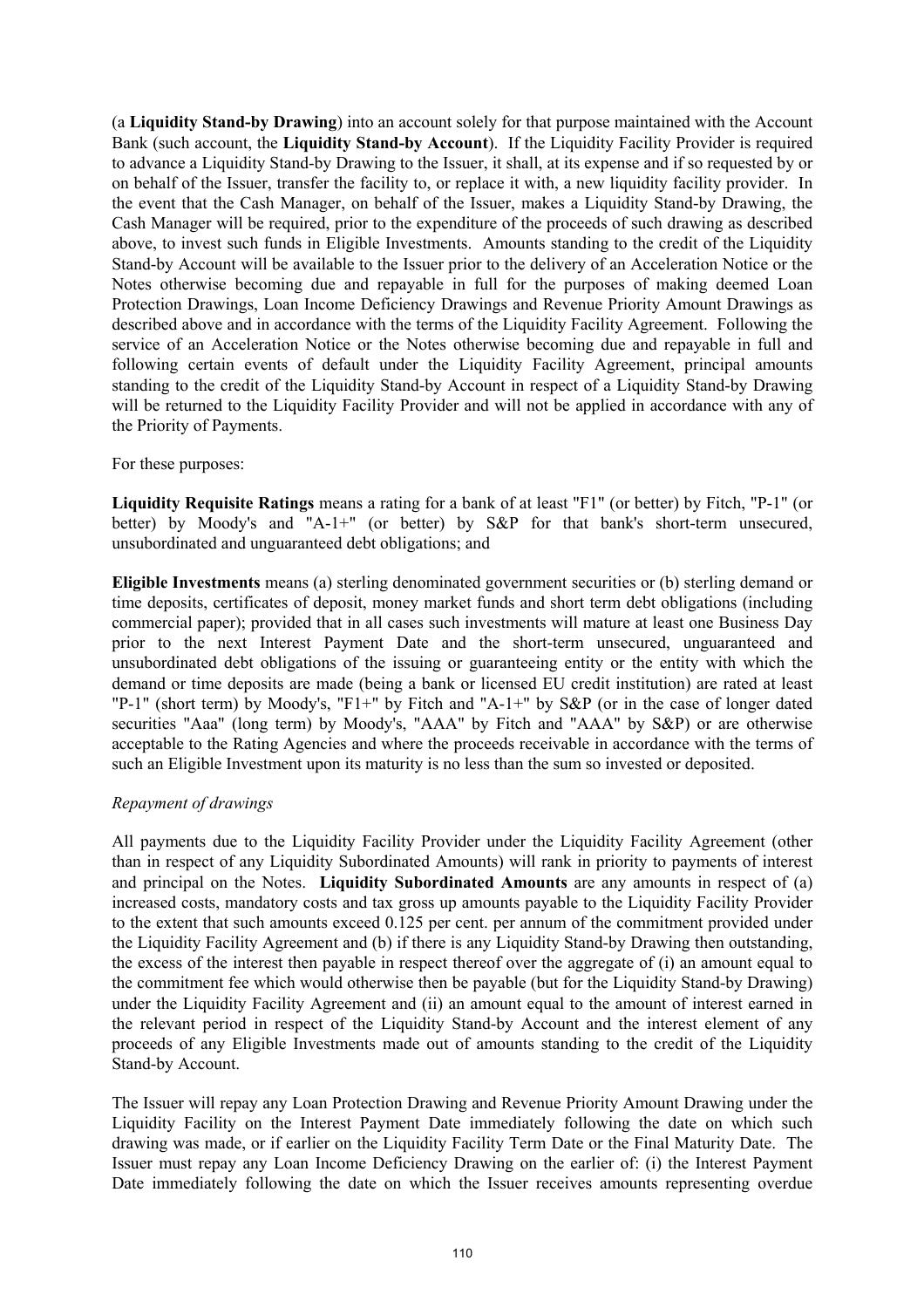(a **Liquidity Stand-by Drawing**) into an account solely for that purpose maintained with the Account Bank (such account, the **Liquidity Stand-by Account**). If the Liquidity Facility Provider is required to advance a Liquidity Stand-by Drawing to the Issuer, it shall, at its expense and if so requested by or on behalf of the Issuer, transfer the facility to, or replace it with, a new liquidity facility provider. In the event that the Cash Manager, on behalf of the Issuer, makes a Liquidity Stand-by Drawing, the Cash Manager will be required, prior to the expenditure of the proceeds of such drawing as described above, to invest such funds in Eligible Investments. Amounts standing to the credit of the Liquidity Stand-by Account will be available to the Issuer prior to the delivery of an Acceleration Notice or the Notes otherwise becoming due and repayable in full for the purposes of making deemed Loan Protection Drawings, Loan Income Deficiency Drawings and Revenue Priority Amount Drawings as described above and in accordance with the terms of the Liquidity Facility Agreement. Following the service of an Acceleration Notice or the Notes otherwise becoming due and repayable in full and following certain events of default under the Liquidity Facility Agreement, principal amounts standing to the credit of the Liquidity Stand-by Account in respect of a Liquidity Stand-by Drawing will be returned to the Liquidity Facility Provider and will not be applied in accordance with any of the Priority of Payments.

For these purposes:

**Liquidity Requisite Ratings** means a rating for a bank of at least "F1" (or better) by Fitch, "P-1" (or better) by Moody's and "A-1+" (or better) by S&P for that bank's short-term unsecured, unsubordinated and unguaranteed debt obligations; and

**Eligible Investments** means (a) sterling denominated government securities or (b) sterling demand or time deposits, certificates of deposit, money market funds and short term debt obligations (including commercial paper); provided that in all cases such investments will mature at least one Business Day prior to the next Interest Payment Date and the short-term unsecured, unguaranteed and unsubordinated debt obligations of the issuing or guaranteeing entity or the entity with which the demand or time deposits are made (being a bank or licensed EU credit institution) are rated at least "P-1" (short term) by Moody's, "F1+" by Fitch and "A-1+" by S&P (or in the case of longer dated securities "Aaa" (long term) by Moody's, "AAA" by Fitch and "AAA" by S&P) or are otherwise acceptable to the Rating Agencies and where the proceeds receivable in accordance with the terms of such an Eligible Investment upon its maturity is no less than the sum so invested or deposited.

*Repayment of drawings*

All payments due to the Liquidity Facility Provider under the Liquidity Facility Agreement (other than in respect of any Liquidity Subordinated Amounts) will rank in priority to payments of interest and principal on the Notes. **Liquidity Subordinated Amounts** are any amounts in respect of (a) increased costs, mandatory costs and tax gross up amounts payable to the Liquidity Facility Provider to the extent that such amounts exceed 0.125 per cent. per annum of the commitment provided under the Liquidity Facility Agreement and (b) if there is any Liquidity Stand-by Drawing then outstanding, the excess of the interest then payable in respect thereof over the aggregate of (i) an amount equal to the commitment fee which would otherwise then be payable (but for the Liquidity Stand-by Drawing) under the Liquidity Facility Agreement and (ii) an amount equal to the amount of interest earned in the relevant period in respect of the Liquidity Stand-by Account and the interest element of any proceeds of any Eligible Investments made out of amounts standing to the credit of the Liquidity Stand-by Account.

The Issuer will repay any Loan Protection Drawing and Revenue Priority Amount Drawing under the Liquidity Facility on the Interest Payment Date immediately following the date on which such drawing was made, or if earlier on the Liquidity Facility Term Date or the Final Maturity Date. The Issuer must repay any Loan Income Deficiency Drawing on the earlier of: (i) the Interest Payment Date immediately following the date on which the Issuer receives amounts representing overdue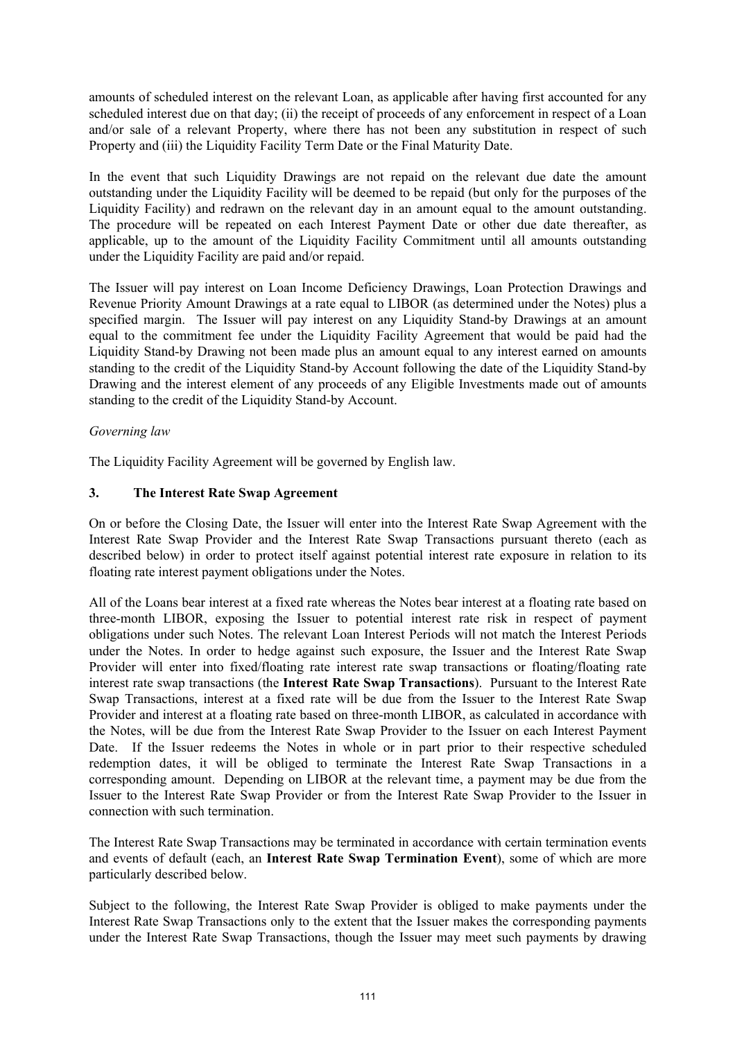amounts of scheduled interest on the relevant Loan, as applicable after having first accounted for any scheduled interest due on that day; (ii) the receipt of proceeds of any enforcement in respect of a Loan and/or sale of a relevant Property, where there has not been any substitution in respect of such Property and (iii) the Liquidity Facility Term Date or the Final Maturity Date.

In the event that such Liquidity Drawings are not repaid on the relevant due date the amount outstanding under the Liquidity Facility will be deemed to be repaid (but only for the purposes of the Liquidity Facility) and redrawn on the relevant day in an amount equal to the amount outstanding. The procedure will be repeated on each Interest Payment Date or other due date thereafter, as applicable, up to the amount of the Liquidity Facility Commitment until all amounts outstanding under the Liquidity Facility are paid and/or repaid.

The Issuer will pay interest on Loan Income Deficiency Drawings, Loan Protection Drawings and Revenue Priority Amount Drawings at a rate equal to LIBOR (as determined under the Notes) plus a specified margin. The Issuer will pay interest on any Liquidity Stand-by Drawings at an amount equal to the commitment fee under the Liquidity Facility Agreement that would be paid had the Liquidity Stand-by Drawing not been made plus an amount equal to any interest earned on amounts standing to the credit of the Liquidity Stand-by Account following the date of the Liquidity Stand-by Drawing and the interest element of any proceeds of any Eligible Investments made out of amounts standing to the credit of the Liquidity Stand-by Account.

*Governing law*

The Liquidity Facility Agreement will be governed by English law.

### 3. The Interest Rate Swap Agreement

On or before the Closing Date, the Issuer will enter into the Interest Rate Swap Agreement with the Interest Rate Swap Provider and the Interest Rate Swap Transactions pursuant thereto (each as described below) in order to protect itself against potential interest rate exposure in relation to its floating rate interest payment obligations under the Notes.

All of the Loans bear interest at a fixed rate whereas the Notes bear interest at a floating rate based on three-month LIBOR, exposing the Issuer to potential interest rate risk in respect of payment obligations under such Notes. The relevant Loan Interest Periods will not match the Interest Periods under the Notes. In order to hedge against such exposure, the Issuer and the Interest Rate Swap Provider will enter into fixed/floating rate interest rate swap transactions or floating/floating rate interest rate swap transactions (the **Interest Rate Swap Transactions**). Pursuant to the Interest Rate Swap Transactions, interest at a fixed rate will be due from the Issuer to the Interest Rate Swap Provider and interest at a floating rate based on three-month LIBOR, as calculated in accordance with the Notes, will be due from the Interest Rate Swap Provider to the Issuer on each Interest Payment Date. If the Issuer redeems the Notes in whole or in part prior to their respective scheduled redemption dates, it will be obliged to terminate the Interest Rate Swap Transactions in a corresponding amount. Depending on LIBOR at the relevant time, a payment may be due from the Issuer to the Interest Rate Swap Provider or from the Interest Rate Swap Provider to the Issuer in connection with such termination.

The Interest Rate Swap Transactions may be terminated in accordance with certain termination events and events of default (each, an **Interest Rate Swap Termination Event**), some of which are more particularly described below.

Subject to the following, the Interest Rate Swap Provider is obliged to make payments under the Interest Rate Swap Transactions only to the extent that the Issuer makes the corresponding payments under the Interest Rate Swap Transactions, though the Issuer may meet such payments by drawing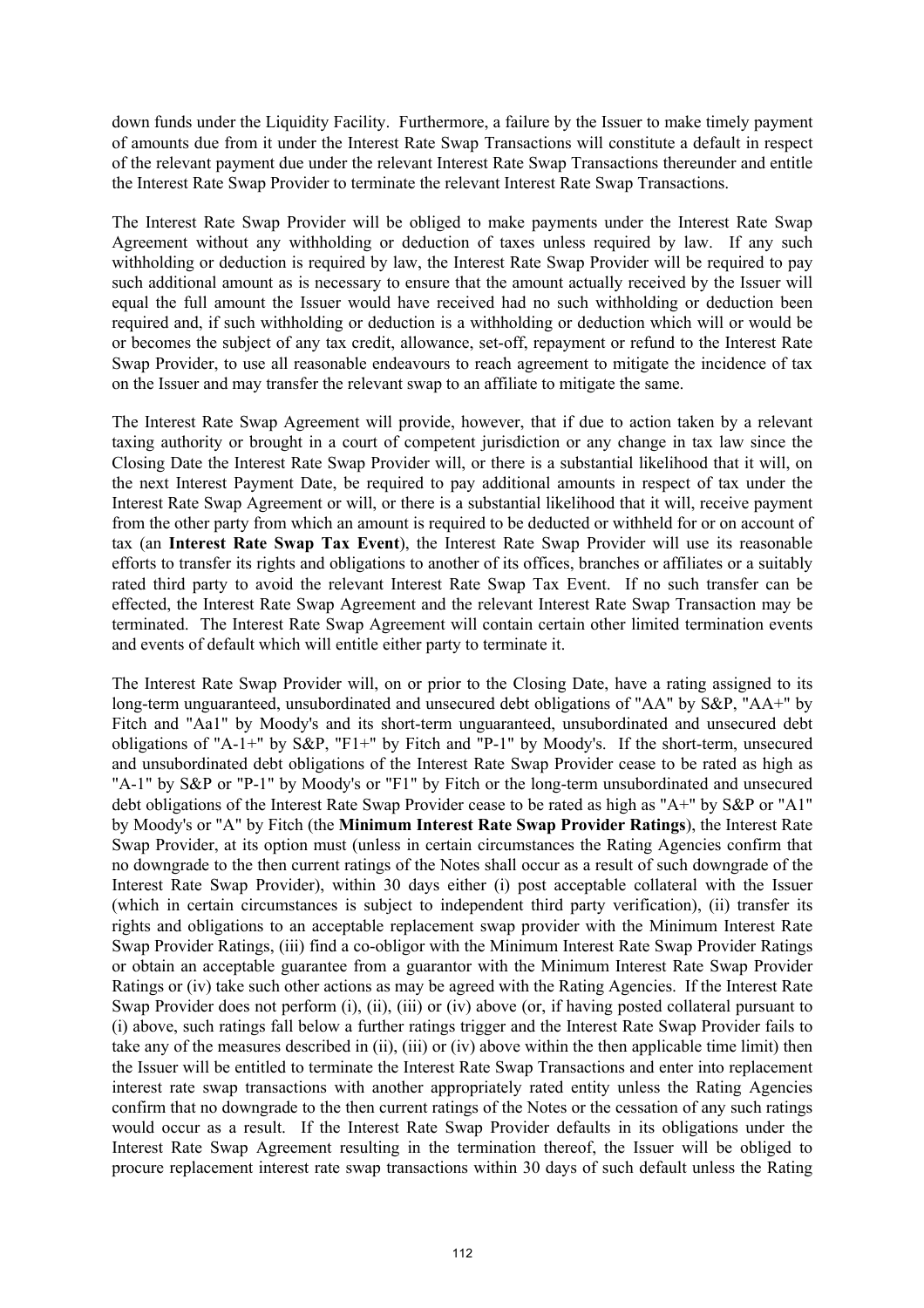down funds under the Liquidity Facility. Furthermore, a failure by the Issuer to make timely payment of amounts due from it under the Interest Rate Swap Transactions will constitute a default in respect of the relevant payment due under the relevant Interest Rate Swap Transactions thereunder and entitle the Interest Rate Swap Provider to terminate the relevant Interest Rate Swap Transactions.

The Interest Rate Swap Provider will be obliged to make payments under the Interest Rate Swap Agreement without any withholding or deduction of taxes unless required by law. If any such withholding or deduction is required by law, the Interest Rate Swap Provider will be required to pay such additional amount as is necessary to ensure that the amount actually received by the Issuer will equal the full amount the Issuer would have received had no such withholding or deduction been required and, if such withholding or deduction is a withholding or deduction which will or would be or becomes the subject of any tax credit, allowance, set-off, repayment or refund to the Interest Rate Swap Provider, to use all reasonable endeavours to reach agreement to mitigate the incidence of tax on the Issuer and may transfer the relevant swap to an affiliate to mitigate the same.

The Interest Rate Swap Agreement will provide, however, that if due to action taken by a relevant taxing authority or brought in a court of competent jurisdiction or any change in tax law since the Closing Date the Interest Rate Swap Provider will, or there is a substantial likelihood that it will, on the next Interest Payment Date, be required to pay additional amounts in respect of tax under the Interest Rate Swap Agreement or will, or there is a substantial likelihood that it will, receive payment from the other party from which an amount is required to be deducted or withheld for or on account of tax (an **Interest Rate Swap Tax Event**), the Interest Rate Swap Provider will use its reasonable efforts to transfer its rights and obligations to another of its offices, branches or affiliates or a suitably rated third party to avoid the relevant Interest Rate Swap Tax Event. If no such transfer can be effected, the Interest Rate Swap Agreement and the relevant Interest Rate Swap Transaction may be terminated. The Interest Rate Swap Agreement will contain certain other limited termination events and events of default which will entitle either party to terminate it.

The Interest Rate Swap Provider will, on or prior to the Closing Date, have a rating assigned to its long-term unguaranteed, unsubordinated and unsecured debt obligations of "AA" by S&P, "AA+" by Fitch and "Aa1" by Moody's and its short-term unguaranteed, unsubordinated and unsecured debt obligations of "A-1+" by S&P, "F1+" by Fitch and "P-1" by Moody's. If the short-term, unsecured and unsubordinated debt obligations of the Interest Rate Swap Provider cease to be rated as high as "A-1" by S&P or "P-1" by Moody's or "F1" by Fitch or the long-term unsubordinated and unsecured debt obligations of the Interest Rate Swap Provider cease to be rated as high as "A+" by S&P or "A1" by Moody's or "A" by Fitch (the **Minimum Interest Rate Swap Provider Ratings**), the Interest Rate Swap Provider, at its option must (unless in certain circumstances the Rating Agencies confirm that no downgrade to the then current ratings of the Notes shall occur as a result of such downgrade of the Interest Rate Swap Provider), within 30 days either (i) post acceptable collateral with the Issuer (which in certain circumstances is subject to independent third party verification), (ii) transfer its rights and obligations to an acceptable replacement swap provider with the Minimum Interest Rate Swap Provider Ratings, (iii) find a co-obligor with the Minimum Interest Rate Swap Provider Ratings or obtain an acceptable guarantee from a guarantor with the Minimum Interest Rate Swap Provider Ratings or (iv) take such other actions as may be agreed with the Rating Agencies. If the Interest Rate Swap Provider does not perform (i), (ii), (iii) or (iv) above (or, if having posted collateral pursuant to (i) above, such ratings fall below a further ratings trigger and the Interest Rate Swap Provider fails to take any of the measures described in (ii), (iii) or (iv) above within the then applicable time limit) then the Issuer will be entitled to terminate the Interest Rate Swap Transactions and enter into replacement interest rate swap transactions with another appropriately rated entity unless the Rating Agencies confirm that no downgrade to the then current ratings of the Notes or the cessation of any such ratings would occur as a result. If the Interest Rate Swap Provider defaults in its obligations under the Interest Rate Swap Agreement resulting in the termination thereof, the Issuer will be obliged to procure replacement interest rate swap transactions within 30 days of such default unless the Rating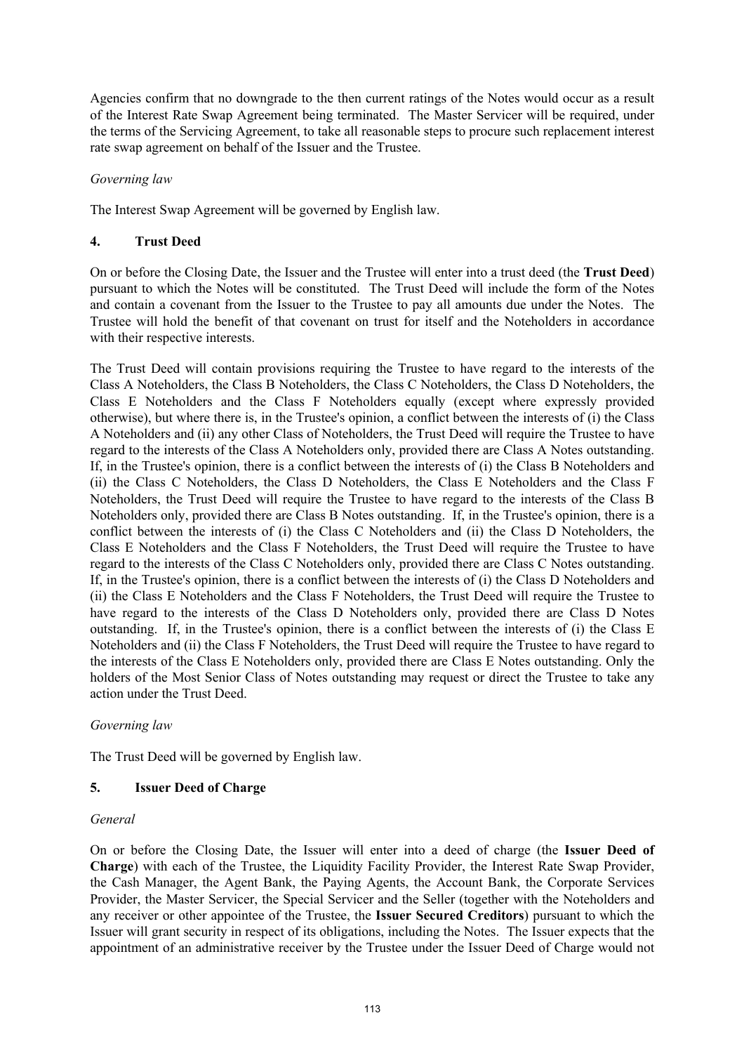Agencies confirm that no downgrade to the then current ratings of the Notes would occur as a result of the Interest Rate Swap Agreement being terminated. The Master Servicer will be required, under the terms of the Servicing Agreement, to take all reasonable steps to procure such replacement interest rate swap agreement on behalf of the Issuer and the Trustee.

*Governing law*

The Interest Swap Agreement will be governed by English law.

## 4. Trust Deed

On or before the Closing Date, the Issuer and the Trustee will enter into a trust deed (the **Trust Deed**) pursuant to which the Notes will be constituted. The Trust Deed will include the form of the Notes and contain a covenant from the Issuer to the Trustee to pay all amounts due under the Notes. The Trustee will hold the benefit of that covenant on trust for itself and the Noteholders in accordance with their respective interests.

The Trust Deed will contain provisions requiring the Trustee to have regard to the interests of the Class A Noteholders, the Class B Noteholders, the Class C Noteholders, the Class D Noteholders, the Class E Noteholders and the Class F Noteholders equally (except where expressly provided otherwise), but where there is, in the Trustee's opinion, a conflict between the interests of (i) the Class A Noteholders and (ii) any other Class of Noteholders, the Trust Deed will require the Trustee to have regard to the interests of the Class A Noteholders only, provided there are Class A Notes outstanding. If, in the Trustee's opinion, there is a conflict between the interests of (i) the Class B Noteholders and (ii) the Class C Noteholders, the Class D Noteholders, the Class E Noteholders and the Class F Noteholders, the Trust Deed will require the Trustee to have regard to the interests of the Class B Noteholders only, provided there are Class B Notes outstanding. If, in the Trustee's opinion, there is a conflict between the interests of (i) the Class C Noteholders and (ii) the Class D Noteholders, the Class E Noteholders and the Class F Noteholders, the Trust Deed will require the Trustee to have regard to the interests of the Class C Noteholders only, provided there are Class C Notes outstanding. If, in the Trustee's opinion, there is a conflict between the interests of (i) the Class D Noteholders and (ii) the Class E Noteholders and the Class F Noteholders, the Trust Deed will require the Trustee to have regard to the interests of the Class D Noteholders only, provided there are Class D Notes outstanding. If, in the Trustee's opinion, there is a conflict between the interests of (i) the Class E Noteholders and (ii) the Class F Noteholders, the Trust Deed will require the Trustee to have regard to the interests of the Class E Noteholders only, provided there are Class E Notes outstanding. Only the holders of the Most Senior Class of Notes outstanding may request or direct the Trustee to take any action under the Trust Deed.

*Governing law*

The Trust Deed will be governed by English law.

## 5. Issuer Deed of Charge

*General*

On or before the Closing Date, the Issuer will enter into a deed of charge (the **Issuer Deed of Charge**) with each of the Trustee, the Liquidity Facility Provider, the Interest Rate Swap Provider, the Cash Manager, the Agent Bank, the Paying Agents, the Account Bank, the Corporate Services Provider, the Master Servicer, the Special Servicer and the Seller (together with the Noteholders and any receiver or other appointee of the Trustee, the **Issuer Secured Creditors**) pursuant to which the Issuer will grant security in respect of its obligations, including the Notes. The Issuer expects that the appointment of an administrative receiver by the Trustee under the Issuer Deed of Charge would not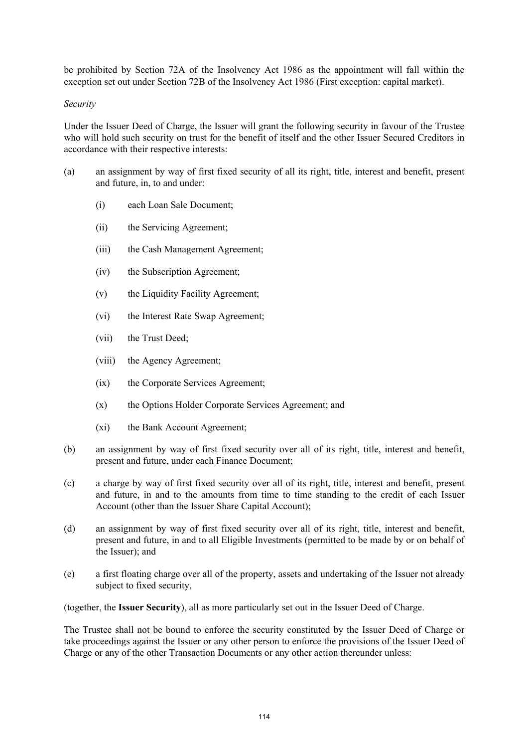be prohibited by Section 72A of the Insolvency Act 1986 as the appointment will fall within the exception set out under Section 72B of the Insolvency Act 1986 (First exception: capital market).

*Security*

Under the Issuer Deed of Charge, the Issuer will grant the following security in favour of the Trustee who will hold such security on trust for the benefit of itself and the other Issuer Secured Creditors in accordance with their respective interests:

(a) an assignment by way of first fixed security of all its right, title, interest and benefit, present and future, in, to and under:

   (i) each Loan Sale Document;

   (ii) the Servicing Agreement;

   (iii) the Cash Management Agreement;

   (iv) the Subscription Agreement;

   (v) the Liquidity Facility Agreement;

   (vi) the Interest Rate Swap Agreement;

   (vii) the Trust Deed;

   (viii) the Agency Agreement;

   (ix) the Corporate Services Agreement;

   (x) the Options Holder Corporate Services Agreement; and

   (xi) the Bank Account Agreement;

(b) an assignment by way of first fixed security over all of its right, title, interest and benefit, present and future, under each Finance Document;

(c) a charge by way of first fixed security over all of its right, title, interest and benefit, present and future, in and to the amounts from time to time standing to the credit of each Issuer Account (other than the Issuer Share Capital Account);

(d) an assignment by way of first fixed security over all of its right, title, interest and benefit, present and future, in and to all Eligible Investments (permitted to be made by or on behalf of the Issuer); and

(e) a first floating charge over all of the property, assets and undertaking of the Issuer not already subject to fixed security,

(together, the **Issuer Security**), all as more particularly set out in the Issuer Deed of Charge.

The Trustee shall not be bound to enforce the security constituted by the Issuer Deed of Charge or take proceedings against the Issuer or any other person to enforce the provisions of the Issuer Deed of Charge or any of the other Transaction Documents or any other action thereunder unless: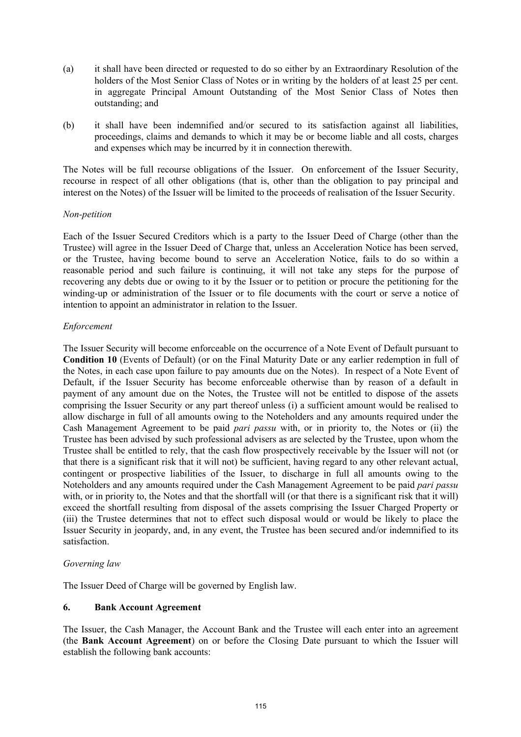(a) it shall have been directed or requested to do so either by an Extraordinary Resolution of the holders of the Most Senior Class of Notes or in writing by the holders of at least 25 per cent. in aggregate Principal Amount Outstanding of the Most Senior Class of Notes then outstanding; and

(b) it shall have been indemnified and/or secured to its satisfaction against all liabilities, proceedings, claims and demands to which it may be or become liable and all costs, charges and expenses which may be incurred by it in connection therewith.

The Notes will be full recourse obligations of the Issuer. On enforcement of the Issuer Security, recourse in respect of all other obligations (that is, other than the obligation to pay principal and interest on the Notes) of the Issuer will be limited to the proceeds of realisation of the Issuer Security.

*Non-petition*

Each of the Issuer Secured Creditors which is a party to the Issuer Deed of Charge (other than the Trustee) will agree in the Issuer Deed of Charge that, unless an Acceleration Notice has been served, or the Trustee, having become bound to serve an Acceleration Notice, fails to do so within a reasonable period and such failure is continuing, it will not take any steps for the purpose of recovering any debts due or owing to it by the Issuer or to petition or procure the petitioning for the winding-up or administration of the Issuer or to file documents with the court or serve a notice of intention to appoint an administrator in relation to the Issuer.

*Enforcement*

The Issuer Security will become enforceable on the occurrence of a Note Event of Default pursuant to **Condition 10** (Events of Default) (or on the Final Maturity Date or any earlier redemption in full of the Notes, in each case upon failure to pay amounts due on the Notes). In respect of a Note Event of Default, if the Issuer Security has become enforceable otherwise than by reason of a default in payment of any amount due on the Notes, the Trustee will not be entitled to dispose of the assets comprising the Issuer Security or any part thereof unless (i) a sufficient amount would be realised to allow discharge in full of all amounts owing to the Noteholders and any amounts required under the Cash Management Agreement to be paid *pari passu* with, or in priority to, the Notes or (ii) the Trustee has been advised by such professional advisers as are selected by the Trustee, upon whom the Trustee shall be entitled to rely, that the cash flow prospectively receivable by the Issuer will not (or that there is a significant risk that it will not) be sufficient, having regard to any other relevant actual, contingent or prospective liabilities of the Issuer, to discharge in full all amounts owing to the Noteholders and any amounts required under the Cash Management Agreement to be paid *pari passu* with, or in priority to, the Notes and that the shortfall will (or that there is a significant risk that it will) exceed the shortfall resulting from disposal of the assets comprising the Issuer Charged Property or (iii) the Trustee determines that not to effect such disposal would or would be likely to place the Issuer Security in jeopardy, and, in any event, the Trustee has been secured and/or indemnified to its satisfaction.

*Governing law*

The Issuer Deed of Charge will be governed by English law.

## 6. Bank Account Agreement

The Issuer, the Cash Manager, the Account Bank and the Trustee will each enter into an agreement (the **Bank Account Agreement**) on or before the Closing Date pursuant to which the Issuer will establish the following bank accounts: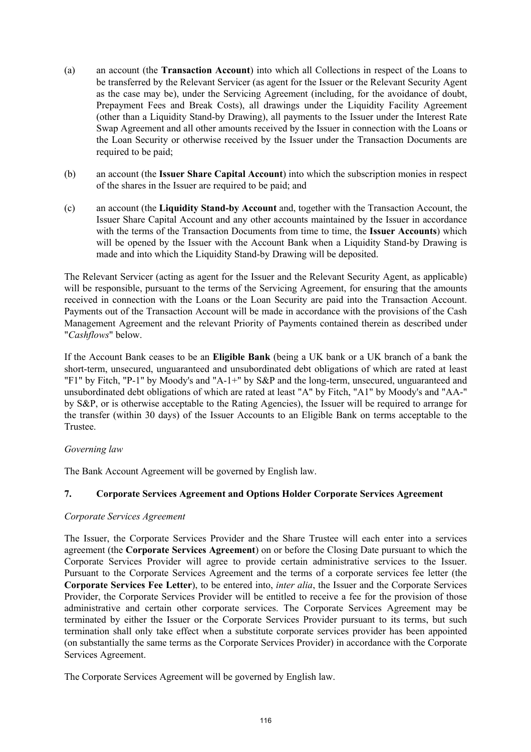(a) an account (the **Transaction Account**) into which all Collections in respect of the Loans to be transferred by the Relevant Servicer (as agent for the Issuer or the Relevant Security Agent as the case may be), under the Servicing Agreement (including, for the avoidance of doubt, Prepayment Fees and Break Costs), all drawings under the Liquidity Facility Agreement (other than a Liquidity Stand-by Drawing), all payments to the Issuer under the Interest Rate Swap Agreement and all other amounts received by the Issuer in connection with the Loans or the Loan Security or otherwise received by the Issuer under the Transaction Documents are required to be paid;

(b) an account (the **Issuer Share Capital Account**) into which the subscription monies in respect of the shares in the Issuer are required to be paid; and

(c) an account (the **Liquidity Stand-by Account** and, together with the Transaction Account, the Issuer Share Capital Account and any other accounts maintained by the Issuer in accordance with the terms of the Transaction Documents from time to time, the **Issuer Accounts**) which will be opened by the Issuer with the Account Bank when a Liquidity Stand-by Drawing is made and into which the Liquidity Stand-by Drawing will be deposited.

The Relevant Servicer (acting as agent for the Issuer and the Relevant Security Agent, as applicable) will be responsible, pursuant to the terms of the Servicing Agreement, for ensuring that the amounts received in connection with the Loans or the Loan Security are paid into the Transaction Account. Payments out of the Transaction Account will be made in accordance with the provisions of the Cash Management Agreement and the relevant Priority of Payments contained therein as described under "*Cashflows*" below.

If the Account Bank ceases to be an **Eligible Bank** (being a UK bank or a UK branch of a bank the short-term, unsecured, unguaranteed and unsubordinated debt obligations of which are rated at least "F1" by Fitch, "P-1" by Moody's and "A-1+" by S&P and the long-term, unsecured, unguaranteed and unsubordinated debt obligations of which are rated at least "A" by Fitch, "A1" by Moody's and "AA-" by S&P, or is otherwise acceptable to the Rating Agencies), the Issuer will be required to arrange for the transfer (within 30 days) of the Issuer Accounts to an Eligible Bank on terms acceptable to the Trustee.

*Governing law*

The Bank Account Agreement will be governed by English law.

## 7. Corporate Services Agreement and Options Holder Corporate Services Agreement

*Corporate Services Agreement*

The Issuer, the Corporate Services Provider and the Share Trustee will each enter into a services agreement (the **Corporate Services Agreement**) on or before the Closing Date pursuant to which the Corporate Services Provider will agree to provide certain administrative services to the Issuer. Pursuant to the Corporate Services Agreement and the terms of a corporate services fee letter (the **Corporate Services Fee Letter**), to be entered into, *inter alia*, the Issuer and the Corporate Services Provider, the Corporate Services Provider will be entitled to receive a fee for the provision of those administrative and certain other corporate services. The Corporate Services Agreement may be terminated by either the Issuer or the Corporate Services Provider pursuant to its terms, but such termination shall only take effect when a substitute corporate services provider has been appointed (on substantially the same terms as the Corporate Services Provider) in accordance with the Corporate Services Agreement.

The Corporate Services Agreement will be governed by English law.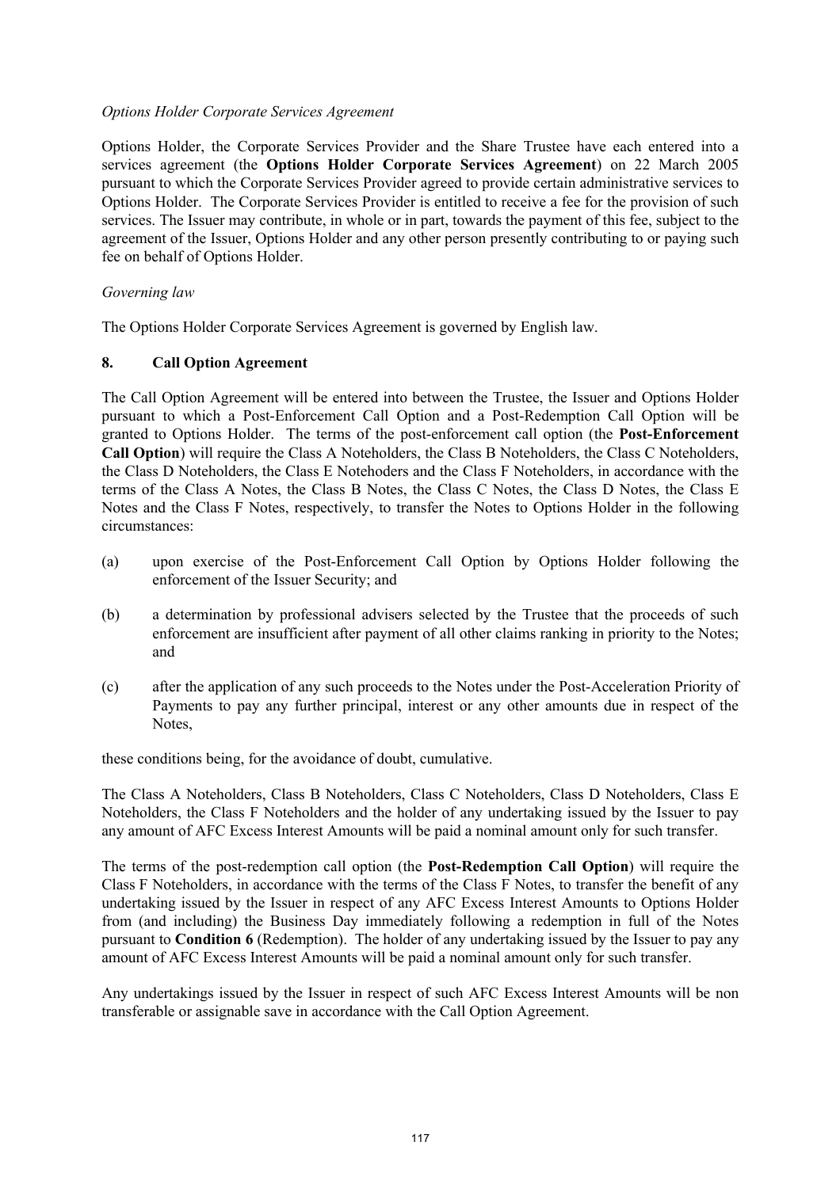*Options Holder Corporate Services Agreement*

Options Holder, the Corporate Services Provider and the Share Trustee have each entered into a services agreement (the **Options Holder Corporate Services Agreement**) on 22 March 2005 pursuant to which the Corporate Services Provider agreed to provide certain administrative services to Options Holder. The Corporate Services Provider is entitled to receive a fee for the provision of such services. The Issuer may contribute, in whole or in part, towards the payment of this fee, subject to the agreement of the Issuer, Options Holder and any other person presently contributing to or paying such fee on behalf of Options Holder.

*Governing law*

The Options Holder Corporate Services Agreement is governed by English law.

## 8. Call Option Agreement

The Call Option Agreement will be entered into between the Trustee, the Issuer and Options Holder pursuant to which a Post-Enforcement Call Option and a Post-Redemption Call Option will be granted to Options Holder. The terms of the post-enforcement call option (the **Post-Enforcement Call Option**) will require the Class A Noteholders, the Class B Noteholders, the Class C Noteholders, the Class D Noteholders, the Class E Notehoders and the Class F Noteholders, in accordance with the terms of the Class A Notes, the Class B Notes, the Class C Notes, the Class D Notes, the Class E Notes and the Class F Notes, respectively, to transfer the Notes to Options Holder in the following circumstances:

(a) upon exercise of the Post-Enforcement Call Option by Options Holder following the enforcement of the Issuer Security; and

(b) a determination by professional advisers selected by the Trustee that the proceeds of such enforcement are insufficient after payment of all other claims ranking in priority to the Notes; and

(c) after the application of any such proceeds to the Notes under the Post-Acceleration Priority of Payments to pay any further principal, interest or any other amounts due in respect of the Notes,

these conditions being, for the avoidance of doubt, cumulative.

The Class A Noteholders, Class B Noteholders, Class C Noteholders, Class D Noteholders, Class E Noteholders, the Class F Noteholders and the holder of any undertaking issued by the Issuer to pay any amount of AFC Excess Interest Amounts will be paid a nominal amount only for such transfer.

The terms of the post-redemption call option (the **Post-Redemption Call Option**) will require the Class F Noteholders, in accordance with the terms of the Class F Notes, to transfer the benefit of any undertaking issued by the Issuer in respect of any AFC Excess Interest Amounts to Options Holder from (and including) the Business Day immediately following a redemption in full of the Notes pursuant to **Condition 6** (Redemption). The holder of any undertaking issued by the Issuer to pay any amount of AFC Excess Interest Amounts will be paid a nominal amount only for such transfer.

Any undertakings issued by the Issuer in respect of such AFC Excess Interest Amounts will be non transferable or assignable save in accordance with the Call Option Agreement.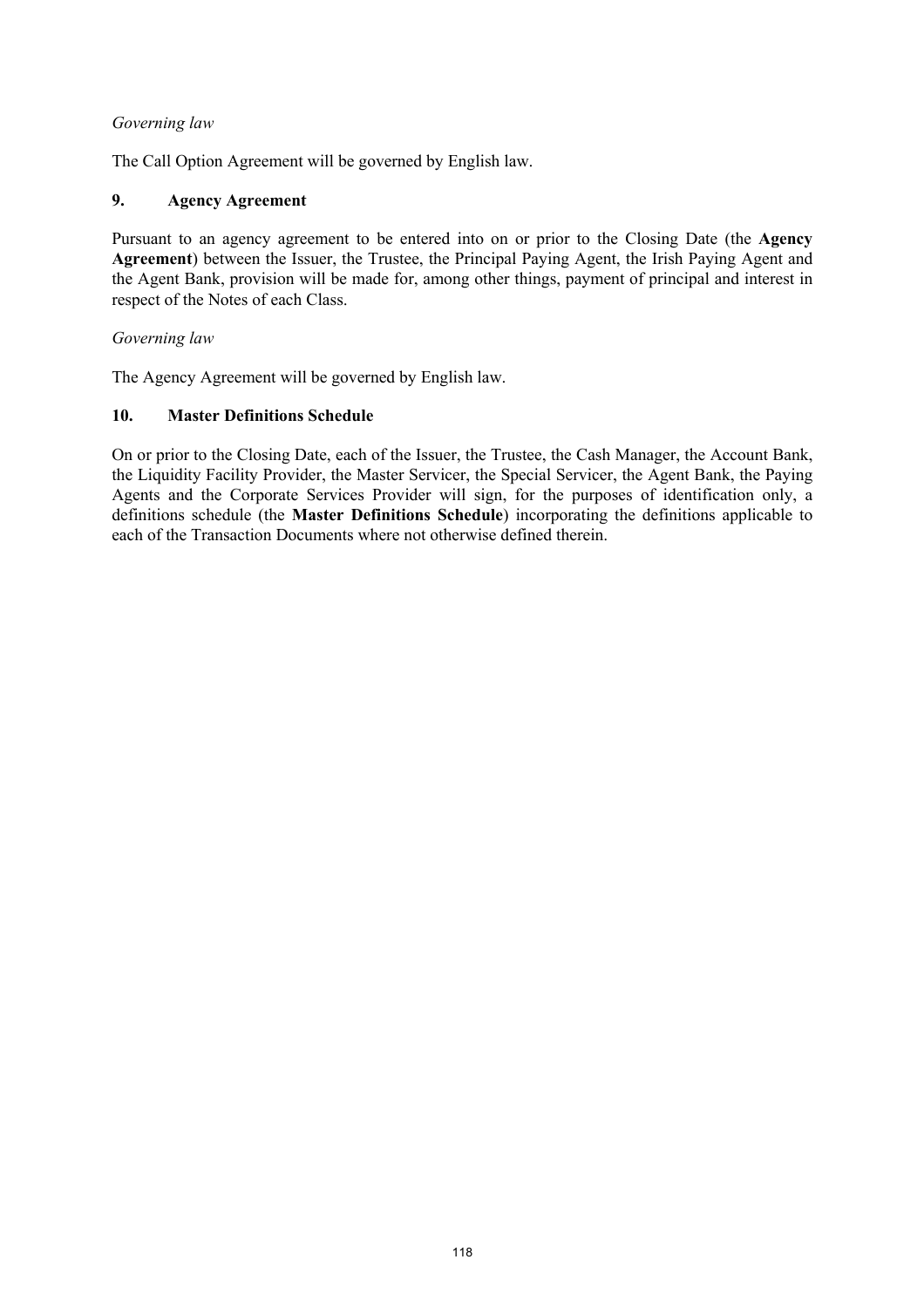*Governing law*

The Call Option Agreement will be governed by English law.

### 9. Agency Agreement

Pursuant to an agency agreement to be entered into on or prior to the Closing Date (the **Agency Agreement**) between the Issuer, the Trustee, the Principal Paying Agent, the Irish Paying Agent and the Agent Bank, provision will be made for, among other things, payment of principal and interest in respect of the Notes of each Class.

*Governing law*

The Agency Agreement will be governed by English law.

### 10. Master Definitions Schedule

On or prior to the Closing Date, each of the Issuer, the Trustee, the Cash Manager, the Account Bank, the Liquidity Facility Provider, the Master Servicer, the Special Servicer, the Agent Bank, the Paying Agents and the Corporate Services Provider will sign, for the purposes of identification only, a definitions schedule (the **Master Definitions Schedule**) incorporating the definitions applicable to each of the Transaction Documents where not otherwise defined therein.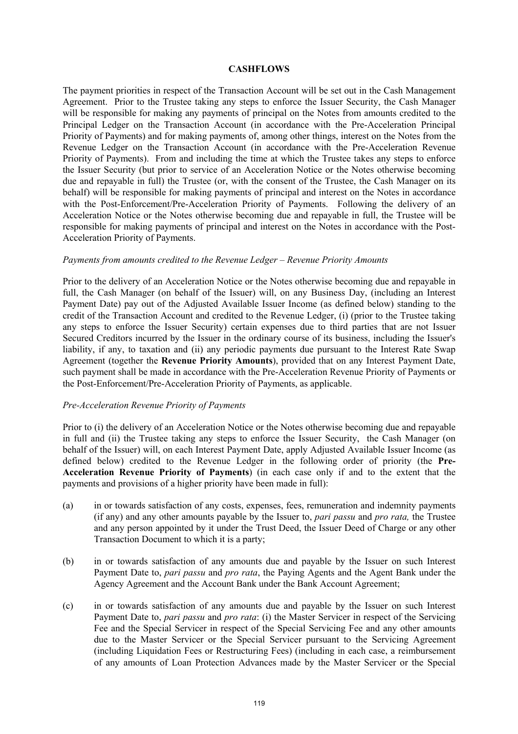## CASHFLOWS

The payment priorities in respect of the Transaction Account will be set out in the Cash Management Agreement. Prior to the Trustee taking any steps to enforce the Issuer Security, the Cash Manager will be responsible for making any payments of principal on the Notes from amounts credited to the Principal Ledger on the Transaction Account (in accordance with the Pre-Acceleration Principal Priority of Payments) and for making payments of, among other things, interest on the Notes from the Revenue Ledger on the Transaction Account (in accordance with the Pre-Acceleration Revenue Priority of Payments). From and including the time at which the Trustee takes any steps to enforce the Issuer Security (but prior to service of an Acceleration Notice or the Notes otherwise becoming due and repayable in full) the Trustee (or, with the consent of the Trustee, the Cash Manager on its behalf) will be responsible for making payments of principal and interest on the Notes in accordance with the Post-Enforcement/Pre-Acceleration Priority of Payments. Following the delivery of an Acceleration Notice or the Notes otherwise becoming due and repayable in full, the Trustee will be responsible for making payments of principal and interest on the Notes in accordance with the Post-Acceleration Priority of Payments.

*Payments from amounts credited to the Revenue Ledger – Revenue Priority Amounts*

Prior to the delivery of an Acceleration Notice or the Notes otherwise becoming due and repayable in full, the Cash Manager (on behalf of the Issuer) will, on any Business Day, (including an Interest Payment Date) pay out of the Adjusted Available Issuer Income (as defined below) standing to the credit of the Transaction Account and credited to the Revenue Ledger, (i) (prior to the Trustee taking any steps to enforce the Issuer Security) certain expenses due to third parties that are not Issuer Secured Creditors incurred by the Issuer in the ordinary course of its business, including the Issuer's liability, if any, to taxation and (ii) any periodic payments due pursuant to the Interest Rate Swap Agreement (together the **Revenue Priority Amounts**), provided that on any Interest Payment Date, such payment shall be made in accordance with the Pre-Acceleration Revenue Priority of Payments or the Post-Enforcement/Pre-Acceleration Priority of Payments, as applicable.

*Pre-Acceleration Revenue Priority of Payments*

Prior to (i) the delivery of an Acceleration Notice or the Notes otherwise becoming due and repayable in full and (ii) the Trustee taking any steps to enforce the Issuer Security, the Cash Manager (on behalf of the Issuer) will, on each Interest Payment Date, apply Adjusted Available Issuer Income (as defined below) credited to the Revenue Ledger in the following order of priority (the **Pre-Acceleration Revenue Priority of Payments**) (in each case only if and to the extent that the payments and provisions of a higher priority have been made in full):

(a) in or towards satisfaction of any costs, expenses, fees, remuneration and indemnity payments (if any) and any other amounts payable by the Issuer to, *pari passu* and *pro rata,* the Trustee and any person appointed by it under the Trust Deed, the Issuer Deed of Charge or any other Transaction Document to which it is a party;

(b) in or towards satisfaction of any amounts due and payable by the Issuer on such Interest Payment Date to, *pari passu* and *pro rata*, the Paying Agents and the Agent Bank under the Agency Agreement and the Account Bank under the Bank Account Agreement;

(c) in or towards satisfaction of any amounts due and payable by the Issuer on such Interest Payment Date to, *pari passu* and *pro rata*: (i) the Master Servicer in respect of the Servicing Fee and the Special Servicer in respect of the Special Servicing Fee and any other amounts due to the Master Servicer or the Special Servicer pursuant to the Servicing Agreement (including Liquidation Fees or Restructuring Fees) (including in each case, a reimbursement of any amounts of Loan Protection Advances made by the Master Servicer or the Special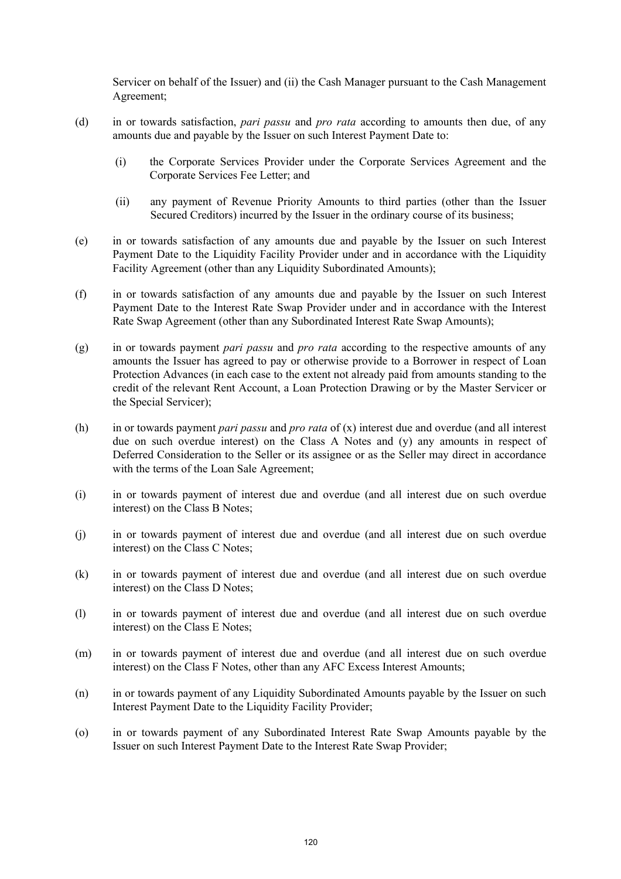Servicer on behalf of the Issuer) and (ii) the Cash Manager pursuant to the Cash Management Agreement;

(d) in or towards satisfaction, *pari passu* and *pro rata* according to amounts then due, of any amounts due and payable by the Issuer on such Interest Payment Date to:

   (i) the Corporate Services Provider under the Corporate Services Agreement and the Corporate Services Fee Letter; and

   (ii) any payment of Revenue Priority Amounts to third parties (other than the Issuer Secured Creditors) incurred by the Issuer in the ordinary course of its business;

(e) in or towards satisfaction of any amounts due and payable by the Issuer on such Interest Payment Date to the Liquidity Facility Provider under and in accordance with the Liquidity Facility Agreement (other than any Liquidity Subordinated Amounts);

(f) in or towards satisfaction of any amounts due and payable by the Issuer on such Interest Payment Date to the Interest Rate Swap Provider under and in accordance with the Interest Rate Swap Agreement (other than any Subordinated Interest Rate Swap Amounts);

(g) in or towards payment *pari passu* and *pro rata* according to the respective amounts of any amounts the Issuer has agreed to pay or otherwise provide to a Borrower in respect of Loan Protection Advances (in each case to the extent not already paid from amounts standing to the credit of the relevant Rent Account, a Loan Protection Drawing or by the Master Servicer or the Special Servicer);

(h) in or towards payment *pari passu* and *pro rata* of (x) interest due and overdue (and all interest due on such overdue interest) on the Class A Notes and (y) any amounts in respect of Deferred Consideration to the Seller or its assignee or as the Seller may direct in accordance with the terms of the Loan Sale Agreement;

(i) in or towards payment of interest due and overdue (and all interest due on such overdue interest) on the Class B Notes;

(j) in or towards payment of interest due and overdue (and all interest due on such overdue interest) on the Class C Notes;

(k) in or towards payment of interest due and overdue (and all interest due on such overdue interest) on the Class D Notes;

(l) in or towards payment of interest due and overdue (and all interest due on such overdue interest) on the Class E Notes;

(m) in or towards payment of interest due and overdue (and all interest due on such overdue interest) on the Class F Notes, other than any AFC Excess Interest Amounts;

(n) in or towards payment of any Liquidity Subordinated Amounts payable by the Issuer on such Interest Payment Date to the Liquidity Facility Provider;

(o) in or towards payment of any Subordinated Interest Rate Swap Amounts payable by the Issuer on such Interest Payment Date to the Interest Rate Swap Provider;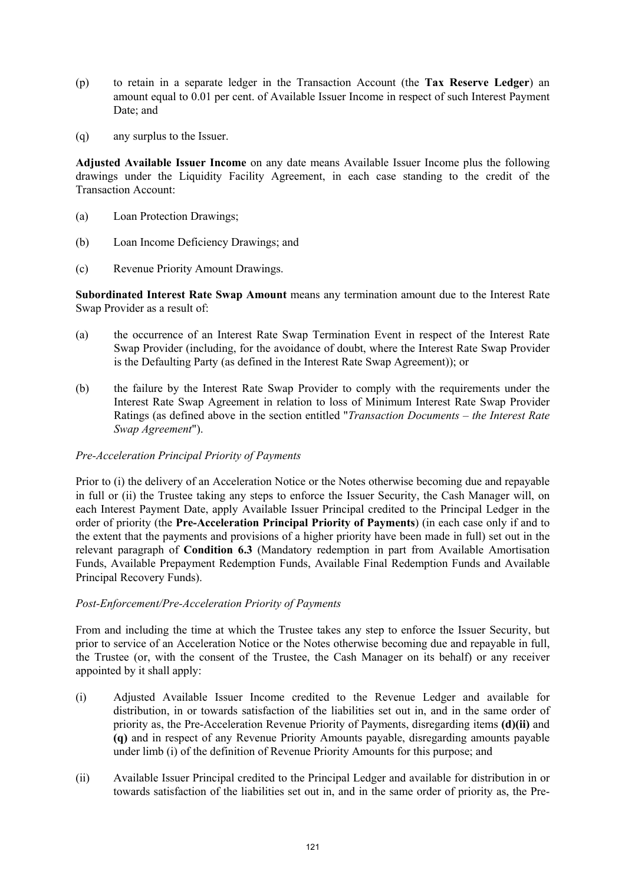(p) to retain in a separate ledger in the Transaction Account (the **Tax Reserve Ledger**) an amount equal to 0.01 per cent. of Available Issuer Income in respect of such Interest Payment Date; and

(q) any surplus to the Issuer.

**Adjusted Available Issuer Income** on any date means Available Issuer Income plus the following drawings under the Liquidity Facility Agreement, in each case standing to the credit of the Transaction Account:

(a) Loan Protection Drawings;

(b) Loan Income Deficiency Drawings; and

(c) Revenue Priority Amount Drawings.

**Subordinated Interest Rate Swap Amount** means any termination amount due to the Interest Rate Swap Provider as a result of:

(a) the occurrence of an Interest Rate Swap Termination Event in respect of the Interest Rate Swap Provider (including, for the avoidance of doubt, where the Interest Rate Swap Provider is the Defaulting Party (as defined in the Interest Rate Swap Agreement)); or

(b) the failure by the Interest Rate Swap Provider to comply with the requirements under the Interest Rate Swap Agreement in relation to loss of Minimum Interest Rate Swap Provider Ratings (as defined above in the section entitled "*Transaction Documents – the Interest Rate Swap Agreement*").

*Pre-Acceleration Principal Priority of Payments*

Prior to (i) the delivery of an Acceleration Notice or the Notes otherwise becoming due and repayable in full or (ii) the Trustee taking any steps to enforce the Issuer Security, the Cash Manager will, on each Interest Payment Date, apply Available Issuer Principal credited to the Principal Ledger in the order of priority (the **Pre-Acceleration Principal Priority of Payments**) (in each case only if and to the extent that the payments and provisions of a higher priority have been made in full) set out in the relevant paragraph of **Condition 6.3** (Mandatory redemption in part from Available Amortisation Funds, Available Prepayment Redemption Funds, Available Final Redemption Funds and Available Principal Recovery Funds).

*Post-Enforcement/Pre-Acceleration Priority of Payments*

From and including the time at which the Trustee takes any step to enforce the Issuer Security, but prior to service of an Acceleration Notice or the Notes otherwise becoming due and repayable in full, the Trustee (or, with the consent of the Trustee, the Cash Manager on its behalf) or any receiver appointed by it shall apply:

(i) Adjusted Available Issuer Income credited to the Revenue Ledger and available for distribution, in or towards satisfaction of the liabilities set out in, and in the same order of priority as, the Pre-Acceleration Revenue Priority of Payments, disregarding items **(d)(ii)** and **(q)** and in respect of any Revenue Priority Amounts payable, disregarding amounts payable under limb (i) of the definition of Revenue Priority Amounts for this purpose; and

(ii) Available Issuer Principal credited to the Principal Ledger and available for distribution in or towards satisfaction of the liabilities set out in, and in the same order of priority as, the Pre-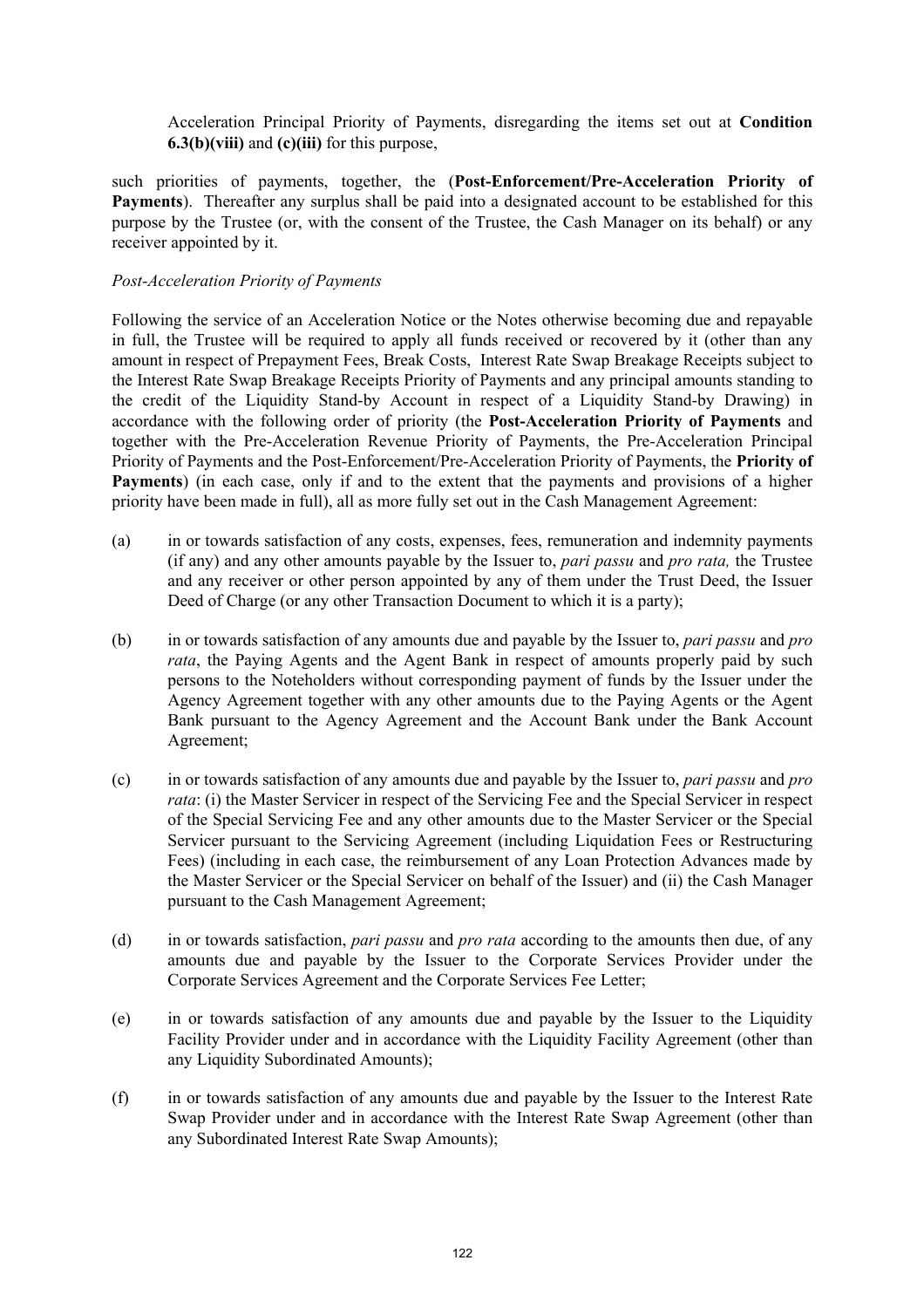Acceleration Principal Priority of Payments, disregarding the items set out at **Condition 6.3(b)(viii)** and **(c)(iii)** for this purpose,

such priorities of payments, together, the (**Post-Enforcement/Pre-Acceleration Priority of Payments**). Thereafter any surplus shall be paid into a designated account to be established for this purpose by the Trustee (or, with the consent of the Trustee, the Cash Manager on its behalf) or any receiver appointed by it.

*Post-Acceleration Priority of Payments*

Following the service of an Acceleration Notice or the Notes otherwise becoming due and repayable in full, the Trustee will be required to apply all funds received or recovered by it (other than any amount in respect of Prepayment Fees, Break Costs, Interest Rate Swap Breakage Receipts subject to the Interest Rate Swap Breakage Receipts Priority of Payments and any principal amounts standing to the credit of the Liquidity Stand-by Account in respect of a Liquidity Stand-by Drawing) in accordance with the following order of priority (the **Post-Acceleration Priority of Payments** and together with the Pre-Acceleration Revenue Priority of Payments, the Pre-Acceleration Principal Priority of Payments and the Post-Enforcement/Pre-Acceleration Priority of Payments, the **Priority of Payments**) (in each case, only if and to the extent that the payments and provisions of a higher priority have been made in full), all as more fully set out in the Cash Management Agreement:

(a) in or towards satisfaction of any costs, expenses, fees, remuneration and indemnity payments (if any) and any other amounts payable by the Issuer to, *pari passu* and *pro rata,* the Trustee and any receiver or other person appointed by any of them under the Trust Deed, the Issuer Deed of Charge (or any other Transaction Document to which it is a party);

(b) in or towards satisfaction of any amounts due and payable by the Issuer to, *pari passu* and *pro rata*, the Paying Agents and the Agent Bank in respect of amounts properly paid by such persons to the Noteholders without corresponding payment of funds by the Issuer under the Agency Agreement together with any other amounts due to the Paying Agents or the Agent Bank pursuant to the Agency Agreement and the Account Bank under the Bank Account Agreement;

(c) in or towards satisfaction of any amounts due and payable by the Issuer to, *pari passu* and *pro rata*: (i) the Master Servicer in respect of the Servicing Fee and the Special Servicer in respect of the Special Servicing Fee and any other amounts due to the Master Servicer or the Special Servicer pursuant to the Servicing Agreement (including Liquidation Fees or Restructuring Fees) (including in each case, the reimbursement of any Loan Protection Advances made by the Master Servicer or the Special Servicer on behalf of the Issuer) and (ii) the Cash Manager pursuant to the Cash Management Agreement;

(d) in or towards satisfaction, *pari passu* and *pro rata* according to the amounts then due, of any amounts due and payable by the Issuer to the Corporate Services Provider under the Corporate Services Agreement and the Corporate Services Fee Letter;

(e) in or towards satisfaction of any amounts due and payable by the Issuer to the Liquidity Facility Provider under and in accordance with the Liquidity Facility Agreement (other than any Liquidity Subordinated Amounts);

(f) in or towards satisfaction of any amounts due and payable by the Issuer to the Interest Rate Swap Provider under and in accordance with the Interest Rate Swap Agreement (other than any Subordinated Interest Rate Swap Amounts);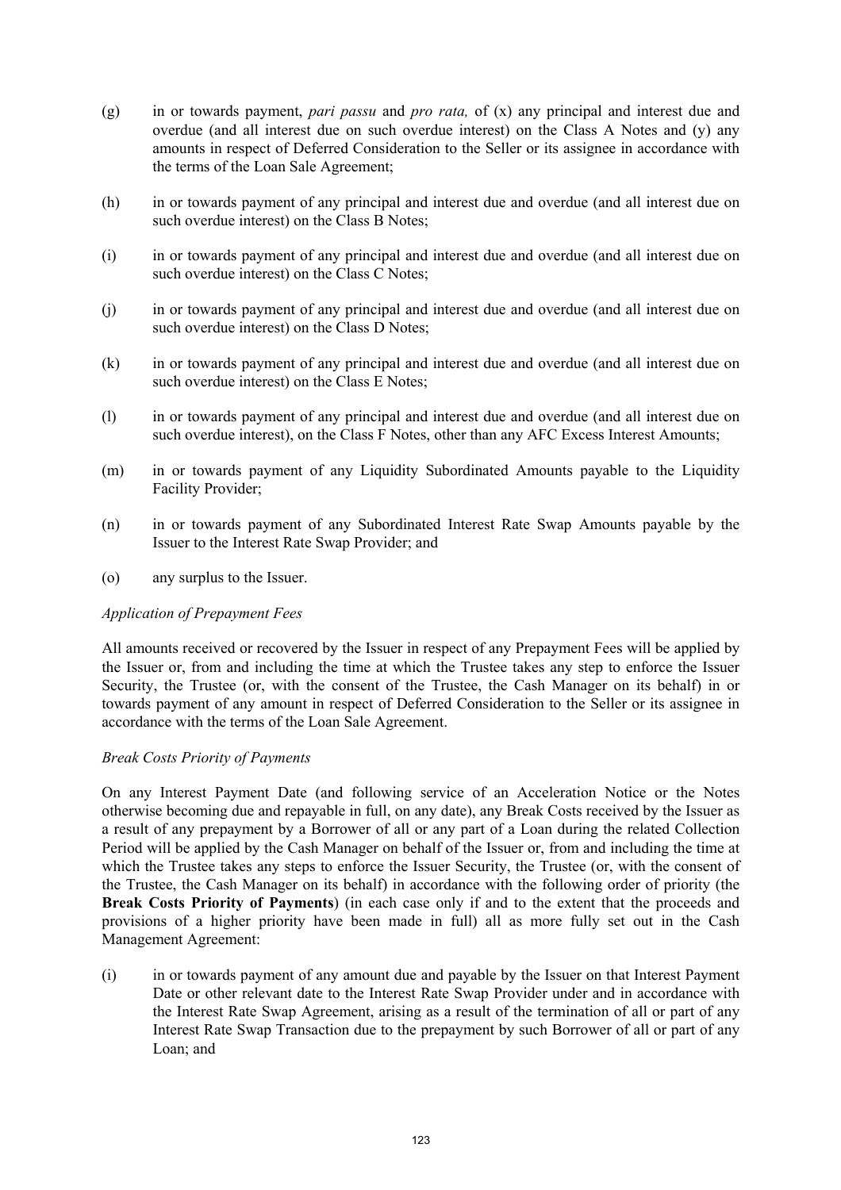(g) in or towards payment, *pari passu* and *pro rata,* of (x) any principal and interest due and overdue (and all interest due on such overdue interest) on the Class A Notes and (y) any amounts in respect of Deferred Consideration to the Seller or its assignee in accordance with the terms of the Loan Sale Agreement;

(h) in or towards payment of any principal and interest due and overdue (and all interest due on such overdue interest) on the Class B Notes;

(i) in or towards payment of any principal and interest due and overdue (and all interest due on such overdue interest) on the Class C Notes;

(j) in or towards payment of any principal and interest due and overdue (and all interest due on such overdue interest) on the Class D Notes;

(k) in or towards payment of any principal and interest due and overdue (and all interest due on such overdue interest) on the Class E Notes;

(l) in or towards payment of any principal and interest due and overdue (and all interest due on such overdue interest), on the Class F Notes, other than any AFC Excess Interest Amounts;

(m) in or towards payment of any Liquidity Subordinated Amounts payable to the Liquidity Facility Provider;

(n) in or towards payment of any Subordinated Interest Rate Swap Amounts payable by the Issuer to the Interest Rate Swap Provider; and

(o) any surplus to the Issuer.

*Application of Prepayment Fees*

All amounts received or recovered by the Issuer in respect of any Prepayment Fees will be applied by the Issuer or, from and including the time at which the Trustee takes any step to enforce the Issuer Security, the Trustee (or, with the consent of the Trustee, the Cash Manager on its behalf) in or towards payment of any amount in respect of Deferred Consideration to the Seller or its assignee in accordance with the terms of the Loan Sale Agreement.

*Break Costs Priority of Payments*

On any Interest Payment Date (and following service of an Acceleration Notice or the Notes otherwise becoming due and repayable in full, on any date), any Break Costs received by the Issuer as a result of any prepayment by a Borrower of all or any part of a Loan during the related Collection Period will be applied by the Cash Manager on behalf of the Issuer or, from and including the time at which the Trustee takes any steps to enforce the Issuer Security, the Trustee (or, with the consent of the Trustee, the Cash Manager on its behalf) in accordance with the following order of priority (the **Break Costs Priority of Payments**) (in each case only if and to the extent that the proceeds and provisions of a higher priority have been made in full) all as more fully set out in the Cash Management Agreement:

(i) in or towards payment of any amount due and payable by the Issuer on that Interest Payment Date or other relevant date to the Interest Rate Swap Provider under and in accordance with the Interest Rate Swap Agreement, arising as a result of the termination of all or part of any Interest Rate Swap Transaction due to the prepayment by such Borrower of all or part of any Loan; and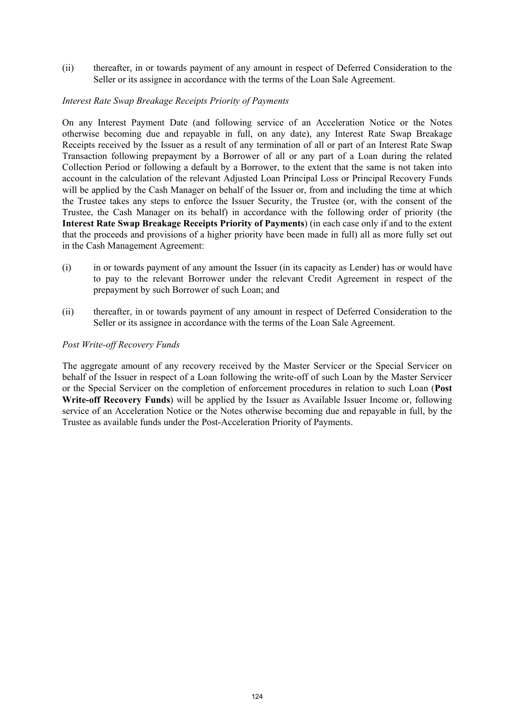(ii) thereafter, in or towards payment of any amount in respect of Deferred Consideration to the Seller or its assignee in accordance with the terms of the Loan Sale Agreement.

*Interest Rate Swap Breakage Receipts Priority of Payments*

On any Interest Payment Date (and following service of an Acceleration Notice or the Notes otherwise becoming due and repayable in full, on any date), any Interest Rate Swap Breakage Receipts received by the Issuer as a result of any termination of all or part of an Interest Rate Swap Transaction following prepayment by a Borrower of all or any part of a Loan during the related Collection Period or following a default by a Borrower, to the extent that the same is not taken into account in the calculation of the relevant Adjusted Loan Principal Loss or Principal Recovery Funds will be applied by the Cash Manager on behalf of the Issuer or, from and including the time at which the Trustee takes any steps to enforce the Issuer Security, the Trustee (or, with the consent of the Trustee, the Cash Manager on its behalf) in accordance with the following order of priority (the **Interest Rate Swap Breakage Receipts Priority of Payments**) (in each case only if and to the extent that the proceeds and provisions of a higher priority have been made in full) all as more fully set out in the Cash Management Agreement:

(i) in or towards payment of any amount the Issuer (in its capacity as Lender) has or would have to pay to the relevant Borrower under the relevant Credit Agreement in respect of the prepayment by such Borrower of such Loan; and

(ii) thereafter, in or towards payment of any amount in respect of Deferred Consideration to the Seller or its assignee in accordance with the terms of the Loan Sale Agreement.

*Post Write-off Recovery Funds*

The aggregate amount of any recovery received by the Master Servicer or the Special Servicer on behalf of the Issuer in respect of a Loan following the write-off of such Loan by the Master Servicer or the Special Servicer on the completion of enforcement procedures in relation to such Loan (**Post Write-off Recovery Funds**) will be applied by the Issuer as Available Issuer Income or, following service of an Acceleration Notice or the Notes otherwise becoming due and repayable in full, by the Trustee as available funds under the Post-Acceleration Priority of Payments.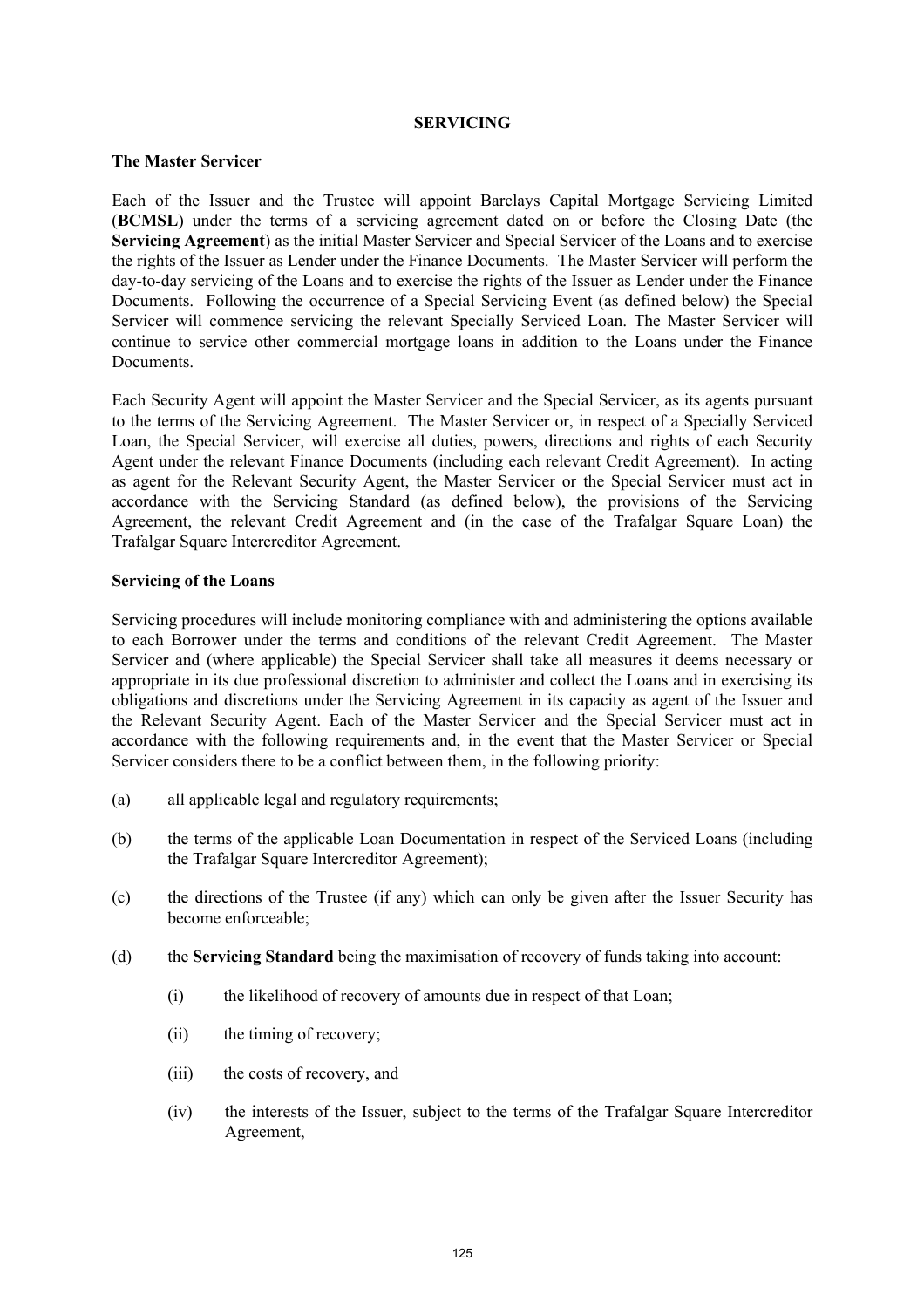# SERVICING

**The Master Servicer**

Each of the Issuer and the Trustee will appoint Barclays Capital Mortgage Servicing Limited (**BCMSL**) under the terms of a servicing agreement dated on or before the Closing Date (the **Servicing Agreement**) as the initial Master Servicer and Special Servicer of the Loans and to exercise the rights of the Issuer as Lender under the Finance Documents. The Master Servicer will perform the day-to-day servicing of the Loans and to exercise the rights of the Issuer as Lender under the Finance Documents. Following the occurrence of a Special Servicing Event (as defined below) the Special Servicer will commence servicing the relevant Specially Serviced Loan. The Master Servicer will continue to service other commercial mortgage loans in addition to the Loans under the Finance Documents.

Each Security Agent will appoint the Master Servicer and the Special Servicer, as its agents pursuant to the terms of the Servicing Agreement. The Master Servicer or, in respect of a Specially Serviced Loan, the Special Servicer, will exercise all duties, powers, directions and rights of each Security Agent under the relevant Finance Documents (including each relevant Credit Agreement). In acting as agent for the Relevant Security Agent, the Master Servicer or the Special Servicer must act in accordance with the Servicing Standard (as defined below), the provisions of the Servicing Agreement, the relevant Credit Agreement and (in the case of the Trafalgar Square Loan) the Trafalgar Square Intercreditor Agreement.

**Servicing of the Loans**

Servicing procedures will include monitoring compliance with and administering the options available to each Borrower under the terms and conditions of the relevant Credit Agreement. The Master Servicer and (where applicable) the Special Servicer shall take all measures it deems necessary or appropriate in its due professional discretion to administer and collect the Loans and in exercising its obligations and discretions under the Servicing Agreement in its capacity as agent of the Issuer and the Relevant Security Agent. Each of the Master Servicer and the Special Servicer must act in accordance with the following requirements and, in the event that the Master Servicer or Special Servicer considers there to be a conflict between them, in the following priority:

(a) all applicable legal and regulatory requirements;

(b) the terms of the applicable Loan Documentation in respect of the Serviced Loans (including the Trafalgar Square Intercreditor Agreement);

(c) the directions of the Trustee (if any) which can only be given after the Issuer Security has become enforceable;

(d) the **Servicing Standard** being the maximisation of recovery of funds taking into account:

   (i) the likelihood of recovery of amounts due in respect of that Loan;

   (ii) the timing of recovery;

   (iii) the costs of recovery, and

   (iv) the interests of the Issuer, subject to the terms of the Trafalgar Square Intercreditor Agreement,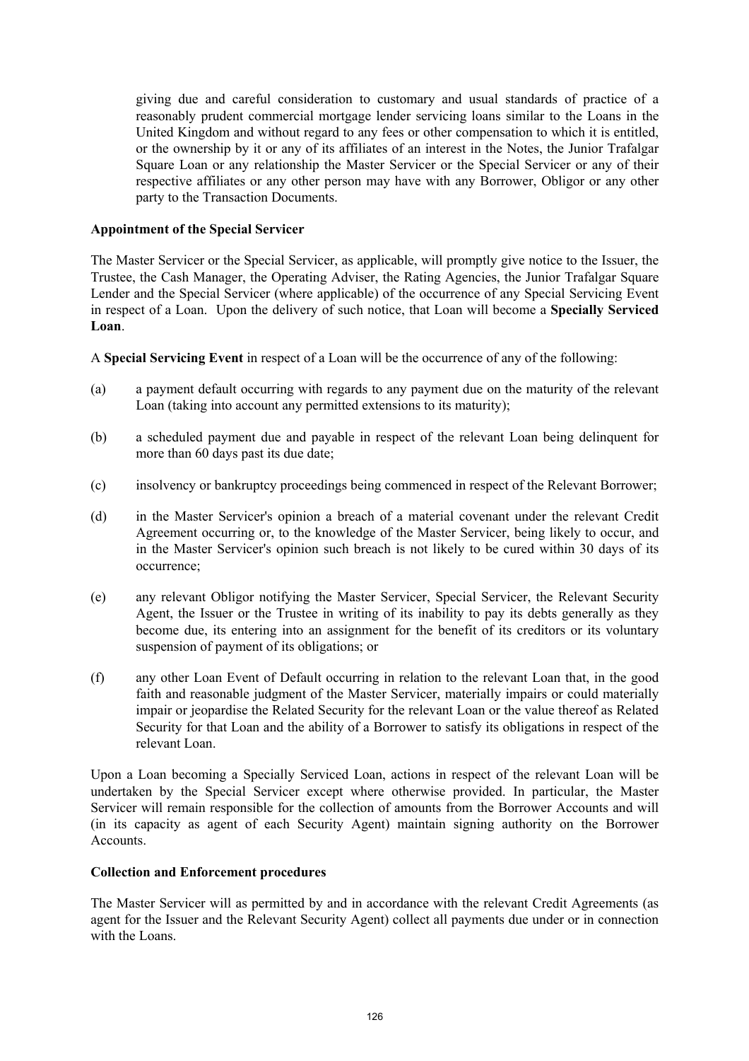giving due and careful consideration to customary and usual standards of practice of a reasonably prudent commercial mortgage lender servicing loans similar to the Loans in the United Kingdom and without regard to any fees or other compensation to which it is entitled, or the ownership by it or any of its affiliates of an interest in the Notes, the Junior Trafalgar Square Loan or any relationship the Master Servicer or the Special Servicer or any of their respective affiliates or any other person may have with any Borrower, Obligor or any other party to the Transaction Documents.

**Appointment of the Special Servicer**

The Master Servicer or the Special Servicer, as applicable, will promptly give notice to the Issuer, the Trustee, the Cash Manager, the Operating Adviser, the Rating Agencies, the Junior Trafalgar Square Lender and the Special Servicer (where applicable) of the occurrence of any Special Servicing Event in respect of a Loan. Upon the delivery of such notice, that Loan will become a **Specially Serviced Loan**.

A **Special Servicing Event** in respect of a Loan will be the occurrence of any of the following:

(a) a payment default occurring with regards to any payment due on the maturity of the relevant Loan (taking into account any permitted extensions to its maturity);

(b) a scheduled payment due and payable in respect of the relevant Loan being delinquent for more than 60 days past its due date;

(c) insolvency or bankruptcy proceedings being commenced in respect of the Relevant Borrower;

(d) in the Master Servicer's opinion a breach of a material covenant under the relevant Credit Agreement occurring or, to the knowledge of the Master Servicer, being likely to occur, and in the Master Servicer's opinion such breach is not likely to be cured within 30 days of its occurrence;

(e) any relevant Obligor notifying the Master Servicer, Special Servicer, the Relevant Security Agent, the Issuer or the Trustee in writing of its inability to pay its debts generally as they become due, its entering into an assignment for the benefit of its creditors or its voluntary suspension of payment of its obligations; or

(f) any other Loan Event of Default occurring in relation to the relevant Loan that, in the good faith and reasonable judgment of the Master Servicer, materially impairs or could materially impair or jeopardise the Related Security for the relevant Loan or the value thereof as Related Security for that Loan and the ability of a Borrower to satisfy its obligations in respect of the relevant Loan.

Upon a Loan becoming a Specially Serviced Loan, actions in respect of the relevant Loan will be undertaken by the Special Servicer except where otherwise provided. In particular, the Master Servicer will remain responsible for the collection of amounts from the Borrower Accounts and will (in its capacity as agent of each Security Agent) maintain signing authority on the Borrower Accounts.

**Collection and Enforcement procedures**

The Master Servicer will as permitted by and in accordance with the relevant Credit Agreements (as agent for the Issuer and the Relevant Security Agent) collect all payments due under or in connection with the Loans.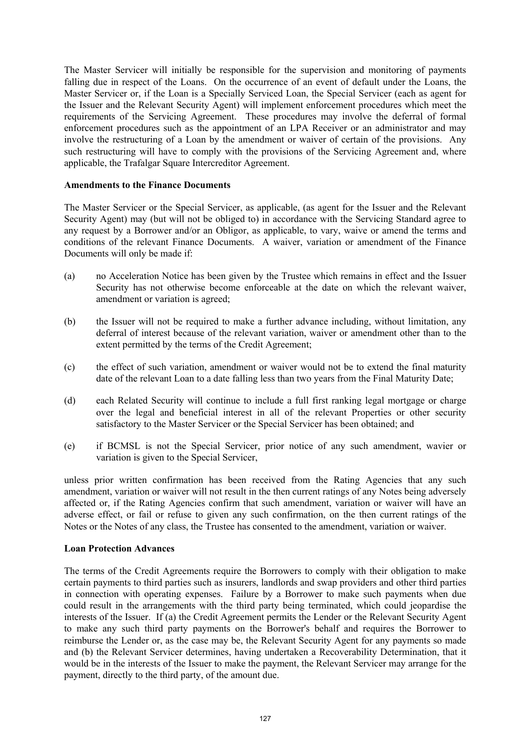The Master Servicer will initially be responsible for the supervision and monitoring of payments falling due in respect of the Loans. On the occurrence of an event of default under the Loans, the Master Servicer or, if the Loan is a Specially Serviced Loan, the Special Servicer (each as agent for the Issuer and the Relevant Security Agent) will implement enforcement procedures which meet the requirements of the Servicing Agreement. These procedures may involve the deferral of formal enforcement procedures such as the appointment of an LPA Receiver or an administrator and may involve the restructuring of a Loan by the amendment or waiver of certain of the provisions. Any such restructuring will have to comply with the provisions of the Servicing Agreement and, where applicable, the Trafalgar Square Intercreditor Agreement.

**Amendments to the Finance Documents**

The Master Servicer or the Special Servicer, as applicable, (as agent for the Issuer and the Relevant Security Agent) may (but will not be obliged to) in accordance with the Servicing Standard agree to any request by a Borrower and/or an Obligor, as applicable, to vary, waive or amend the terms and conditions of the relevant Finance Documents. A waiver, variation or amendment of the Finance Documents will only be made if:

(a) no Acceleration Notice has been given by the Trustee which remains in effect and the Issuer Security has not otherwise become enforceable at the date on which the relevant waiver, amendment or variation is agreed;

(b) the Issuer will not be required to make a further advance including, without limitation, any deferral of interest because of the relevant variation, waiver or amendment other than to the extent permitted by the terms of the Credit Agreement;

(c) the effect of such variation, amendment or waiver would not be to extend the final maturity date of the relevant Loan to a date falling less than two years from the Final Maturity Date;

(d) each Related Security will continue to include a full first ranking legal mortgage or charge over the legal and beneficial interest in all of the relevant Properties or other security satisfactory to the Master Servicer or the Special Servicer has been obtained; and

(e) if BCMSL is not the Special Servicer, prior notice of any such amendment, wavier or variation is given to the Special Servicer,

unless prior written confirmation has been received from the Rating Agencies that any such amendment, variation or waiver will not result in the then current ratings of any Notes being adversely affected or, if the Rating Agencies confirm that such amendment, variation or waiver will have an adverse effect, or fail or refuse to given any such confirmation, on the then current ratings of the Notes or the Notes of any class, the Trustee has consented to the amendment, variation or waiver.

**Loan Protection Advances**

The terms of the Credit Agreements require the Borrowers to comply with their obligation to make certain payments to third parties such as insurers, landlords and swap providers and other third parties in connection with operating expenses. Failure by a Borrower to make such payments when due could result in the arrangements with the third party being terminated, which could jeopardise the interests of the Issuer. If (a) the Credit Agreement permits the Lender or the Relevant Security Agent to make any such third party payments on the Borrower's behalf and requires the Borrower to reimburse the Lender or, as the case may be, the Relevant Security Agent for any payments so made and (b) the Relevant Servicer determines, having undertaken a Recoverability Determination, that it would be in the interests of the Issuer to make the payment, the Relevant Servicer may arrange for the payment, directly to the third party, of the amount due.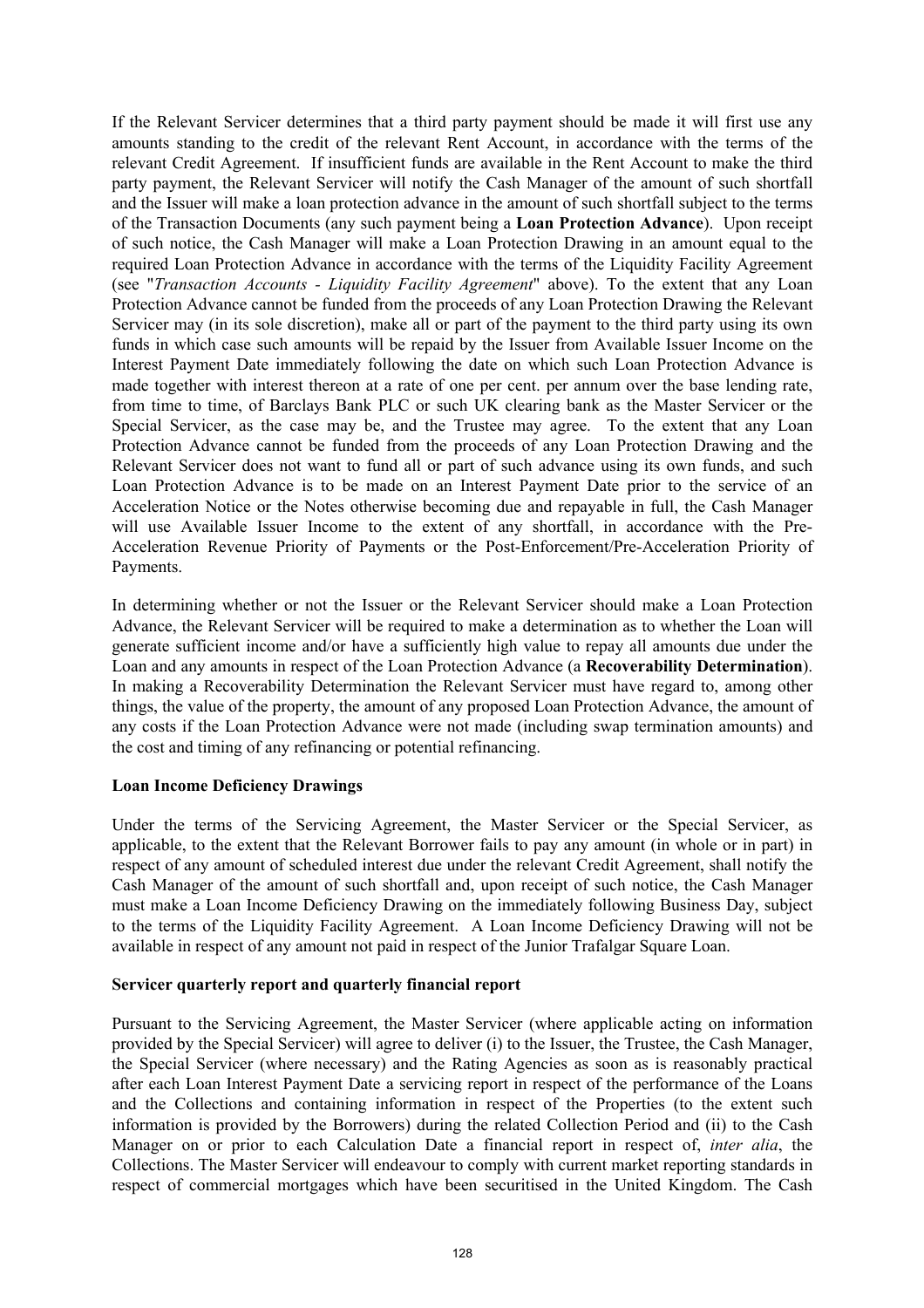If the Relevant Servicer determines that a third party payment should be made it will first use any amounts standing to the credit of the relevant Rent Account, in accordance with the terms of the relevant Credit Agreement. If insufficient funds are available in the Rent Account to make the third party payment, the Relevant Servicer will notify the Cash Manager of the amount of such shortfall and the Issuer will make a loan protection advance in the amount of such shortfall subject to the terms of the Transaction Documents (any such payment being a **Loan Protection Advance**). Upon receipt of such notice, the Cash Manager will make a Loan Protection Drawing in an amount equal to the required Loan Protection Advance in accordance with the terms of the Liquidity Facility Agreement (see "*Transaction Accounts - Liquidity Facility Agreement*" above). To the extent that any Loan Protection Advance cannot be funded from the proceeds of any Loan Protection Drawing the Relevant Servicer may (in its sole discretion), make all or part of the payment to the third party using its own funds in which case such amounts will be repaid by the Issuer from Available Issuer Income on the Interest Payment Date immediately following the date on which such Loan Protection Advance is made together with interest thereon at a rate of one per cent. per annum over the base lending rate, from time to time, of Barclays Bank PLC or such UK clearing bank as the Master Servicer or the Special Servicer, as the case may be, and the Trustee may agree. To the extent that any Loan Protection Advance cannot be funded from the proceeds of any Loan Protection Drawing and the Relevant Servicer does not want to fund all or part of such advance using its own funds, and such Loan Protection Advance is to be made on an Interest Payment Date prior to the service of an Acceleration Notice or the Notes otherwise becoming due and repayable in full, the Cash Manager will use Available Issuer Income to the extent of any shortfall, in accordance with the Pre-Acceleration Revenue Priority of Payments or the Post-Enforcement/Pre-Acceleration Priority of Payments.

In determining whether or not the Issuer or the Relevant Servicer should make a Loan Protection Advance, the Relevant Servicer will be required to make a determination as to whether the Loan will generate sufficient income and/or have a sufficiently high value to repay all amounts due under the Loan and any amounts in respect of the Loan Protection Advance (a **Recoverability Determination**). In making a Recoverability Determination the Relevant Servicer must have regard to, among other things, the value of the property, the amount of any proposed Loan Protection Advance, the amount of any costs if the Loan Protection Advance were not made (including swap termination amounts) and the cost and timing of any refinancing or potential refinancing.

**Loan Income Deficiency Drawings**

Under the terms of the Servicing Agreement, the Master Servicer or the Special Servicer, as applicable, to the extent that the Relevant Borrower fails to pay any amount (in whole or in part) in respect of any amount of scheduled interest due under the relevant Credit Agreement, shall notify the Cash Manager of the amount of such shortfall and, upon receipt of such notice, the Cash Manager must make a Loan Income Deficiency Drawing on the immediately following Business Day, subject to the terms of the Liquidity Facility Agreement. A Loan Income Deficiency Drawing will not be available in respect of any amount not paid in respect of the Junior Trafalgar Square Loan.

**Servicer quarterly report and quarterly financial report**

Pursuant to the Servicing Agreement, the Master Servicer (where applicable acting on information provided by the Special Servicer) will agree to deliver (i) to the Issuer, the Trustee, the Cash Manager, the Special Servicer (where necessary) and the Rating Agencies as soon as is reasonably practical after each Loan Interest Payment Date a servicing report in respect of the performance of the Loans and the Collections and containing information in respect of the Properties (to the extent such information is provided by the Borrowers) during the related Collection Period and (ii) to the Cash Manager on or prior to each Calculation Date a financial report in respect of, *inter alia*, the Collections. The Master Servicer will endeavour to comply with current market reporting standards in respect of commercial mortgages which have been securitised in the United Kingdom. The Cash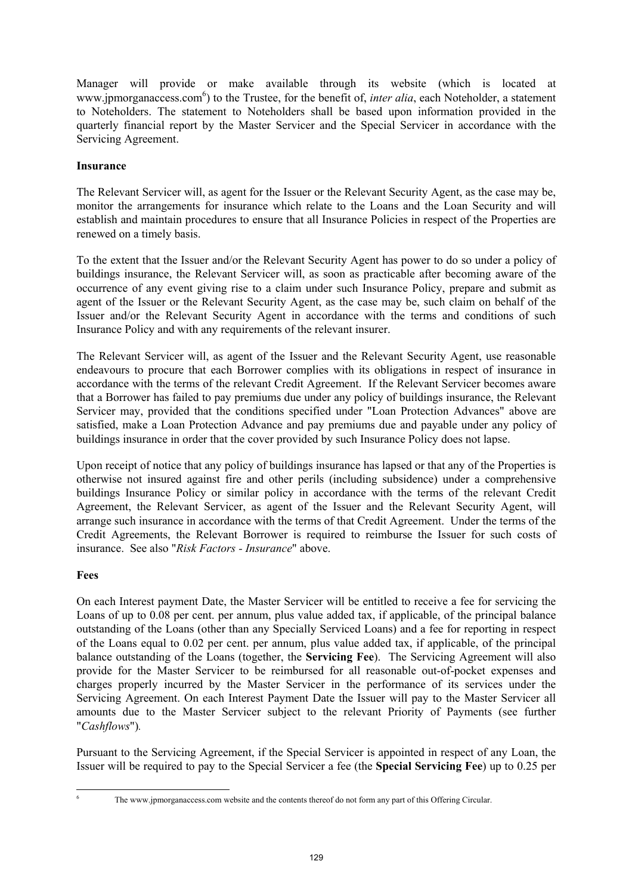Manager will provide or make available through its website (which is located at www.jpmorganaccess.com[6]) to the Trustee, for the benefit of, *inter alia*, each Noteholder, a statement to Noteholders. The statement to Noteholders shall be based upon information provided in the quarterly financial report by the Master Servicer and the Special Servicer in accordance with the Servicing Agreement.

**Insurance**

The Relevant Servicer will, as agent for the Issuer or the Relevant Security Agent, as the case may be, monitor the arrangements for insurance which relate to the Loans and the Loan Security and will establish and maintain procedures to ensure that all Insurance Policies in respect of the Properties are renewed on a timely basis.

To the extent that the Issuer and/or the Relevant Security Agent has power to do so under a policy of buildings insurance, the Relevant Servicer will, as soon as practicable after becoming aware of the occurrence of any event giving rise to a claim under such Insurance Policy, prepare and submit as agent of the Issuer or the Relevant Security Agent, as the case may be, such claim on behalf of the Issuer and/or the Relevant Security Agent in accordance with the terms and conditions of such Insurance Policy and with any requirements of the relevant insurer.

The Relevant Servicer will, as agent of the Issuer and the Relevant Security Agent, use reasonable endeavours to procure that each Borrower complies with its obligations in respect of insurance in accordance with the terms of the relevant Credit Agreement. If the Relevant Servicer becomes aware that a Borrower has failed to pay premiums due under any policy of buildings insurance, the Relevant Servicer may, provided that the conditions specified under "Loan Protection Advances" above are satisfied, make a Loan Protection Advance and pay premiums due and payable under any policy of buildings insurance in order that the cover provided by such Insurance Policy does not lapse.

Upon receipt of notice that any policy of buildings insurance has lapsed or that any of the Properties is otherwise not insured against fire and other perils (including subsidence) under a comprehensive buildings Insurance Policy or similar policy in accordance with the terms of the relevant Credit Agreement, the Relevant Servicer, as agent of the Issuer and the Relevant Security Agent, will arrange such insurance in accordance with the terms of that Credit Agreement. Under the terms of the Credit Agreements, the Relevant Borrower is required to reimburse the Issuer for such costs of insurance. See also "*Risk Factors - Insurance*" above.

**Fees**

On each Interest payment Date, the Master Servicer will be entitled to receive a fee for servicing the Loans of up to 0.08 per cent. per annum, plus value added tax, if applicable, of the principal balance outstanding of the Loans (other than any Specially Serviced Loans) and a fee for reporting in respect of the Loans equal to 0.02 per cent. per annum, plus value added tax, if applicable, of the principal balance outstanding of the Loans (together, the **Servicing Fee**). The Servicing Agreement will also provide for the Master Servicer to be reimbursed for all reasonable out-of-pocket expenses and charges properly incurred by the Master Servicer in the performance of its services under the Servicing Agreement. On each Interest Payment Date the Issuer will pay to the Master Servicer all amounts due to the Master Servicer subject to the relevant Priority of Payments (see further "*Cashflows*").

Pursuant to the Servicing Agreement, if the Special Servicer is appointed in respect of any Loan, the Issuer will be required to pay to the Special Servicer a fee (the **Special Servicing Fee**) up to 0.25 per

[6] The www.jpmorganaccess.com website and the contents thereof do not form any part of this Offering Circular.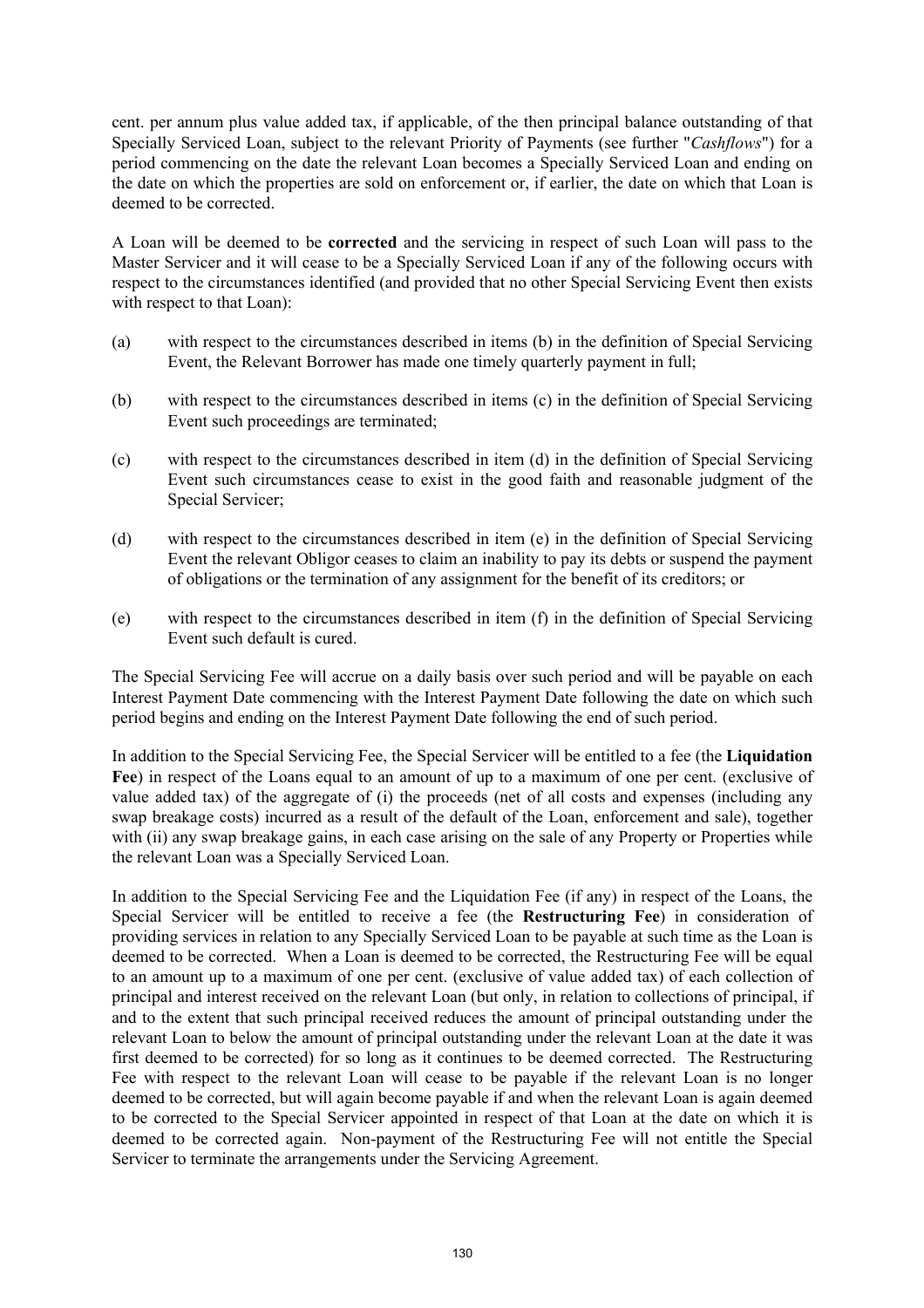cent. per annum plus value added tax, if applicable, of the then principal balance outstanding of that Specially Serviced Loan, subject to the relevant Priority of Payments (see further "*Cashflows*") for a period commencing on the date the relevant Loan becomes a Specially Serviced Loan and ending on the date on which the properties are sold on enforcement or, if earlier, the date on which that Loan is deemed to be corrected.

A Loan will be deemed to be **corrected** and the servicing in respect of such Loan will pass to the Master Servicer and it will cease to be a Specially Serviced Loan if any of the following occurs with respect to the circumstances identified (and provided that no other Special Servicing Event then exists with respect to that Loan):

(a) with respect to the circumstances described in items (b) in the definition of Special Servicing Event, the Relevant Borrower has made one timely quarterly payment in full;

(b) with respect to the circumstances described in items (c) in the definition of Special Servicing Event such proceedings are terminated;

(c) with respect to the circumstances described in item (d) in the definition of Special Servicing Event such circumstances cease to exist in the good faith and reasonable judgment of the Special Servicer;

(d) with respect to the circumstances described in item (e) in the definition of Special Servicing Event the relevant Obligor ceases to claim an inability to pay its debts or suspend the payment of obligations or the termination of any assignment for the benefit of its creditors; or

(e) with respect to the circumstances described in item (f) in the definition of Special Servicing Event such default is cured.

The Special Servicing Fee will accrue on a daily basis over such period and will be payable on each Interest Payment Date commencing with the Interest Payment Date following the date on which such period begins and ending on the Interest Payment Date following the end of such period.

In addition to the Special Servicing Fee, the Special Servicer will be entitled to a fee (the **Liquidation Fee**) in respect of the Loans equal to an amount of up to a maximum of one per cent. (exclusive of value added tax) of the aggregate of (i) the proceeds (net of all costs and expenses (including any swap breakage costs) incurred as a result of the default of the Loan, enforcement and sale), together with (ii) any swap breakage gains, in each case arising on the sale of any Property or Properties while the relevant Loan was a Specially Serviced Loan.

In addition to the Special Servicing Fee and the Liquidation Fee (if any) in respect of the Loans, the Special Servicer will be entitled to receive a fee (the **Restructuring Fee**) in consideration of providing services in relation to any Specially Serviced Loan to be payable at such time as the Loan is deemed to be corrected. When a Loan is deemed to be corrected, the Restructuring Fee will be equal to an amount up to a maximum of one per cent. (exclusive of value added tax) of each collection of principal and interest received on the relevant Loan (but only, in relation to collections of principal, if and to the extent that such principal received reduces the amount of principal outstanding under the relevant Loan to below the amount of principal outstanding under the relevant Loan at the date it was first deemed to be corrected) for so long as it continues to be deemed corrected. The Restructuring Fee with respect to the relevant Loan will cease to be payable if the relevant Loan is no longer deemed to be corrected, but will again become payable if and when the relevant Loan is again deemed to be corrected to the Special Servicer appointed in respect of that Loan at the date on which it is deemed to be corrected again. Non-payment of the Restructuring Fee will not entitle the Special Servicer to terminate the arrangements under the Servicing Agreement.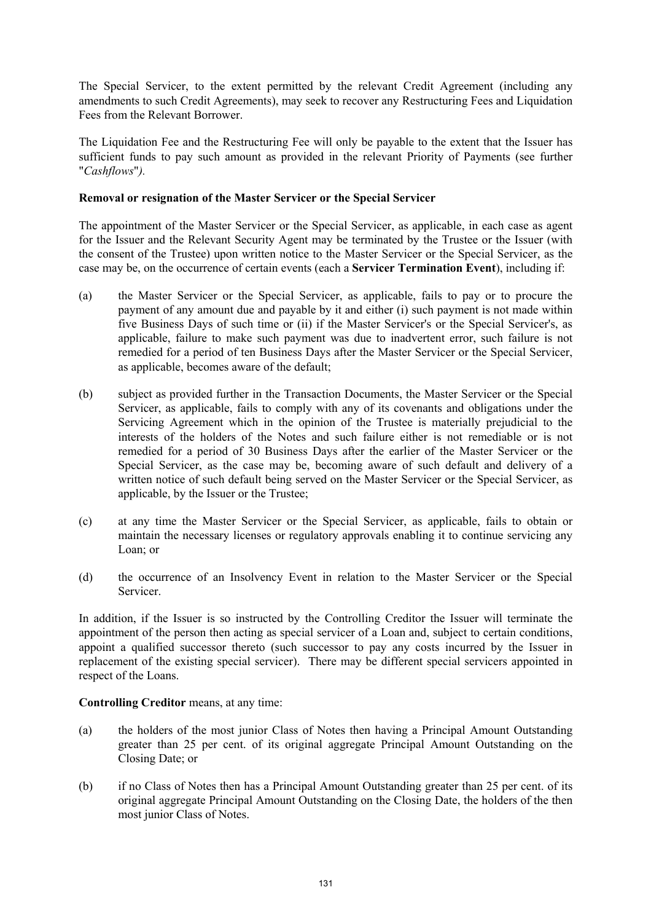The Special Servicer, to the extent permitted by the relevant Credit Agreement (including any amendments to such Credit Agreements), may seek to recover any Restructuring Fees and Liquidation Fees from the Relevant Borrower.

The Liquidation Fee and the Restructuring Fee will only be payable to the extent that the Issuer has sufficient funds to pay such amount as provided in the relevant Priority of Payments (see further "*Cashflows*").

**Removal or resignation of the Master Servicer or the Special Servicer**

The appointment of the Master Servicer or the Special Servicer, as applicable, in each case as agent for the Issuer and the Relevant Security Agent may be terminated by the Trustee or the Issuer (with the consent of the Trustee) upon written notice to the Master Servicer or the Special Servicer, as the case may be, on the occurrence of certain events (each a **Servicer Termination Event**), including if:

(a) the Master Servicer or the Special Servicer, as applicable, fails to pay or to procure the payment of any amount due and payable by it and either (i) such payment is not made within five Business Days of such time or (ii) if the Master Servicer's or the Special Servicer's, as applicable, failure to make such payment was due to inadvertent error, such failure is not remedied for a period of ten Business Days after the Master Servicer or the Special Servicer, as applicable, becomes aware of the default;

(b) subject as provided further in the Transaction Documents, the Master Servicer or the Special Servicer, as applicable, fails to comply with any of its covenants and obligations under the Servicing Agreement which in the opinion of the Trustee is materially prejudicial to the interests of the holders of the Notes and such failure either is not remediable or is not remedied for a period of 30 Business Days after the earlier of the Master Servicer or the Special Servicer, as the case may be, becoming aware of such default and delivery of a written notice of such default being served on the Master Servicer or the Special Servicer, as applicable, by the Issuer or the Trustee;

(c) at any time the Master Servicer or the Special Servicer, as applicable, fails to obtain or maintain the necessary licenses or regulatory approvals enabling it to continue servicing any Loan; or

(d) the occurrence of an Insolvency Event in relation to the Master Servicer or the Special Servicer.

In addition, if the Issuer is so instructed by the Controlling Creditor the Issuer will terminate the appointment of the person then acting as special servicer of a Loan and, subject to certain conditions, appoint a qualified successor thereto (such successor to pay any costs incurred by the Issuer in replacement of the existing special servicer). There may be different special servicers appointed in respect of the Loans.

**Controlling Creditor** means, at any time:

(a) the holders of the most junior Class of Notes then having a Principal Amount Outstanding greater than 25 per cent. of its original aggregate Principal Amount Outstanding on the Closing Date; or

(b) if no Class of Notes then has a Principal Amount Outstanding greater than 25 per cent. of its original aggregate Principal Amount Outstanding on the Closing Date, the holders of the then most junior Class of Notes.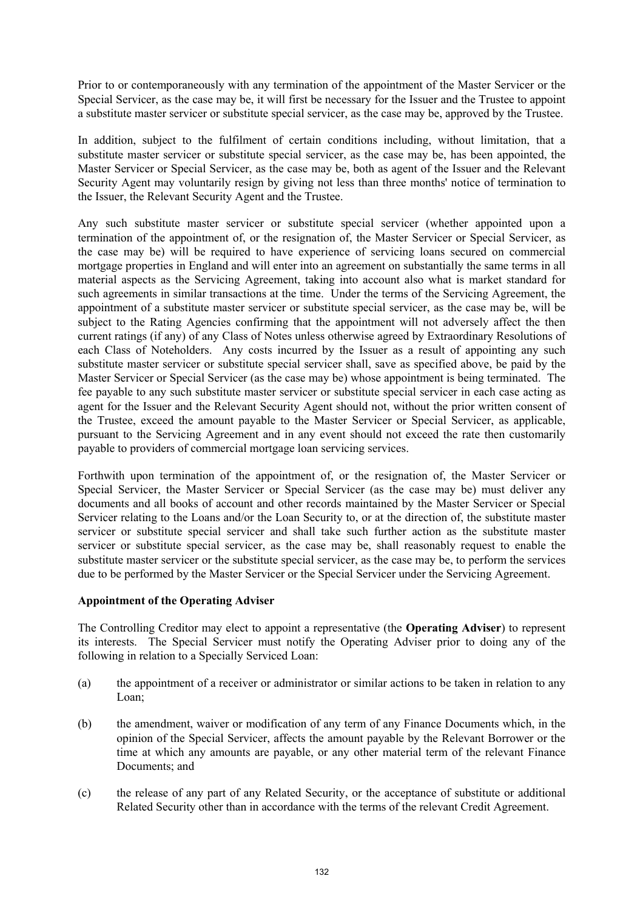Prior to or contemporaneously with any termination of the appointment of the Master Servicer or the Special Servicer, as the case may be, it will first be necessary for the Issuer and the Trustee to appoint a substitute master servicer or substitute special servicer, as the case may be, approved by the Trustee.

In addition, subject to the fulfilment of certain conditions including, without limitation, that a substitute master servicer or substitute special servicer, as the case may be, has been appointed, the Master Servicer or Special Servicer, as the case may be, both as agent of the Issuer and the Relevant Security Agent may voluntarily resign by giving not less than three months' notice of termination to the Issuer, the Relevant Security Agent and the Trustee.

Any such substitute master servicer or substitute special servicer (whether appointed upon a termination of the appointment of, or the resignation of, the Master Servicer or Special Servicer, as the case may be) will be required to have experience of servicing loans secured on commercial mortgage properties in England and will enter into an agreement on substantially the same terms in all material aspects as the Servicing Agreement, taking into account also what is market standard for such agreements in similar transactions at the time. Under the terms of the Servicing Agreement, the appointment of a substitute master servicer or substitute special servicer, as the case may be, will be subject to the Rating Agencies confirming that the appointment will not adversely affect the then current ratings (if any) of any Class of Notes unless otherwise agreed by Extraordinary Resolutions of each Class of Noteholders. Any costs incurred by the Issuer as a result of appointing any such substitute master servicer or substitute special servicer shall, save as specified above, be paid by the Master Servicer or Special Servicer (as the case may be) whose appointment is being terminated. The fee payable to any such substitute master servicer or substitute special servicer in each case acting as agent for the Issuer and the Relevant Security Agent should not, without the prior written consent of the Trustee, exceed the amount payable to the Master Servicer or Special Servicer, as applicable, pursuant to the Servicing Agreement and in any event should not exceed the rate then customarily payable to providers of commercial mortgage loan servicing services.

Forthwith upon termination of the appointment of, or the resignation of, the Master Servicer or Special Servicer, the Master Servicer or Special Servicer (as the case may be) must deliver any documents and all books of account and other records maintained by the Master Servicer or Special Servicer relating to the Loans and/or the Loan Security to, or at the direction of, the substitute master servicer or substitute special servicer and shall take such further action as the substitute master servicer or substitute special servicer, as the case may be, shall reasonably request to enable the substitute master servicer or the substitute special servicer, as the case may be, to perform the services due to be performed by the Master Servicer or the Special Servicer under the Servicing Agreement.

**Appointment of the Operating Adviser**

The Controlling Creditor may elect to appoint a representative (the **Operating Adviser**) to represent its interests. The Special Servicer must notify the Operating Adviser prior to doing any of the following in relation to a Specially Serviced Loan:

(a) the appointment of a receiver or administrator or similar actions to be taken in relation to any Loan;

(b) the amendment, waiver or modification of any term of any Finance Documents which, in the opinion of the Special Servicer, affects the amount payable by the Relevant Borrower or the time at which any amounts are payable, or any other material term of the relevant Finance Documents; and

(c) the release of any part of any Related Security, or the acceptance of substitute or additional Related Security other than in accordance with the terms of the relevant Credit Agreement.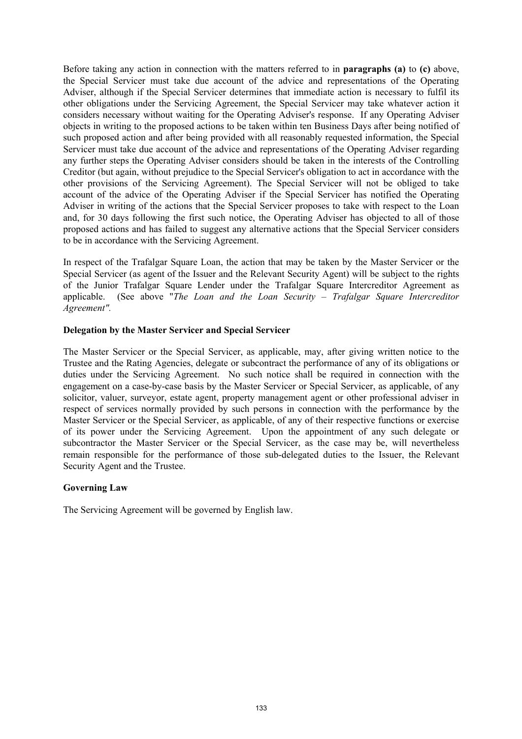Before taking any action in connection with the matters referred to in **paragraphs (a)** to **(c)** above, the Special Servicer must take due account of the advice and representations of the Operating Adviser, although if the Special Servicer determines that immediate action is necessary to fulfil its other obligations under the Servicing Agreement, the Special Servicer may take whatever action it considers necessary without waiting for the Operating Adviser's response. If any Operating Adviser objects in writing to the proposed actions to be taken within ten Business Days after being notified of such proposed action and after being provided with all reasonably requested information, the Special Servicer must take due account of the advice and representations of the Operating Adviser regarding any further steps the Operating Adviser considers should be taken in the interests of the Controlling Creditor (but again, without prejudice to the Special Servicer's obligation to act in accordance with the other provisions of the Servicing Agreement). The Special Servicer will not be obliged to take account of the advice of the Operating Adviser if the Special Servicer has notified the Operating Adviser in writing of the actions that the Special Servicer proposes to take with respect to the Loan and, for 30 days following the first such notice, the Operating Adviser has objected to all of those proposed actions and has failed to suggest any alternative actions that the Special Servicer considers to be in accordance with the Servicing Agreement.

In respect of the Trafalgar Square Loan, the action that may be taken by the Master Servicer or the Special Servicer (as agent of the Issuer and the Relevant Security Agent) will be subject to the rights of the Junior Trafalgar Square Lender under the Trafalgar Square Intercreditor Agreement as applicable. (See above "*The Loan and the Loan Security – Trafalgar Square Intercreditor Agreement".*

**Delegation by the Master Servicer and Special Servicer**

The Master Servicer or the Special Servicer, as applicable, may, after giving written notice to the Trustee and the Rating Agencies, delegate or subcontract the performance of any of its obligations or duties under the Servicing Agreement. No such notice shall be required in connection with the engagement on a case-by-case basis by the Master Servicer or Special Servicer, as applicable, of any solicitor, valuer, surveyor, estate agent, property management agent or other professional adviser in respect of services normally provided by such persons in connection with the performance by the Master Servicer or the Special Servicer, as applicable, of any of their respective functions or exercise of its power under the Servicing Agreement. Upon the appointment of any such delegate or subcontractor the Master Servicer or the Special Servicer, as the case may be, will nevertheless remain responsible for the performance of those sub-delegated duties to the Issuer, the Relevant Security Agent and the Trustee.

**Governing Law**

The Servicing Agreement will be governed by English law.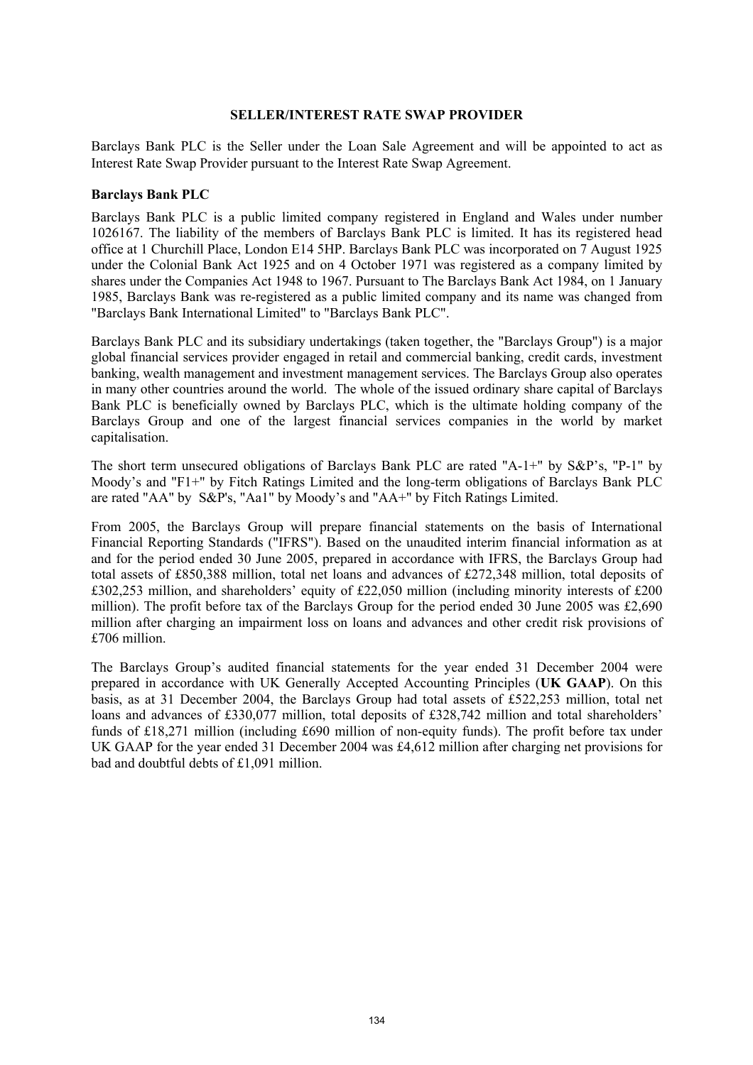## SELLER/INTEREST RATE SWAP PROVIDER

Barclays Bank PLC is the Seller under the Loan Sale Agreement and will be appointed to act as Interest Rate Swap Provider pursuant to the Interest Rate Swap Agreement.

### Barclays Bank PLC

Barclays Bank PLC is a public limited company registered in England and Wales under number 1026167. The liability of the members of Barclays Bank PLC is limited. It has its registered head office at 1 Churchill Place, London E14 5HP. Barclays Bank PLC was incorporated on 7 August 1925 under the Colonial Bank Act 1925 and on 4 October 1971 was registered as a company limited by shares under the Companies Act 1948 to 1967. Pursuant to The Barclays Bank Act 1984, on 1 January 1985, Barclays Bank was re-registered as a public limited company and its name was changed from "Barclays Bank International Limited" to "Barclays Bank PLC".

Barclays Bank PLC and its subsidiary undertakings (taken together, the "Barclays Group") is a major global financial services provider engaged in retail and commercial banking, credit cards, investment banking, wealth management and investment management services. The Barclays Group also operates in many other countries around the world. The whole of the issued ordinary share capital of Barclays Bank PLC is beneficially owned by Barclays PLC, which is the ultimate holding company of the Barclays Group and one of the largest financial services companies in the world by market capitalisation.

The short term unsecured obligations of Barclays Bank PLC are rated "A-1+" by S&P's, "P-1" by Moody's and "F1+" by Fitch Ratings Limited and the long-term obligations of Barclays Bank PLC are rated "AA" by S&P's, "Aa1" by Moody's and "AA+" by Fitch Ratings Limited.

From 2005, the Barclays Group will prepare financial statements on the basis of International Financial Reporting Standards ("IFRS"). Based on the unaudited interim financial information as at and for the period ended 30 June 2005, prepared in accordance with IFRS, the Barclays Group had total assets of £850,388 million, total net loans and advances of £272,348 million, total deposits of £302,253 million, and shareholders' equity of £22,050 million (including minority interests of £200 million). The profit before tax of the Barclays Group for the period ended 30 June 2005 was £2,690 million after charging an impairment loss on loans and advances and other credit risk provisions of £706 million.

The Barclays Group's audited financial statements for the year ended 31 December 2004 were prepared in accordance with UK Generally Accepted Accounting Principles (**UK GAAP**). On this basis, as at 31 December 2004, the Barclays Group had total assets of £522,253 million, total net loans and advances of £330,077 million, total deposits of £328,742 million and total shareholders' funds of £18,271 million (including £690 million of non-equity funds). The profit before tax under UK GAAP for the year ended 31 December 2004 was £4,612 million after charging net provisions for bad and doubtful debts of £1,091 million.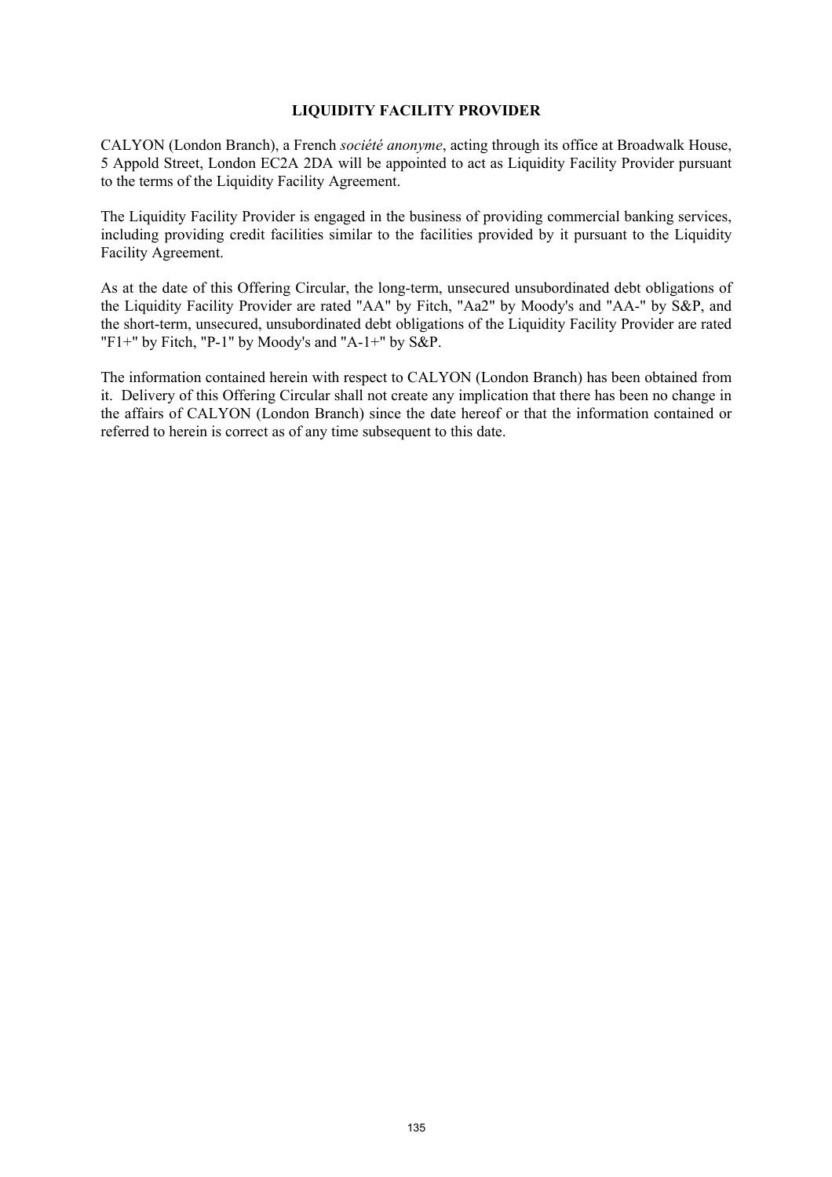## LIQUIDITY FACILITY PROVIDER

CALYON (London Branch), a French *société anonyme*, acting through its office at Broadwalk House, 5 Appold Street, London EC2A 2DA will be appointed to act as Liquidity Facility Provider pursuant to the terms of the Liquidity Facility Agreement.

The Liquidity Facility Provider is engaged in the business of providing commercial banking services, including providing credit facilities similar to the facilities provided by it pursuant to the Liquidity Facility Agreement.

As at the date of this Offering Circular, the long-term, unsecured unsubordinated debt obligations of the Liquidity Facility Provider are rated "AA" by Fitch, "Aa2" by Moody's and "AA-" by S&P, and the short-term, unsecured, unsubordinated debt obligations of the Liquidity Facility Provider are rated "F1+" by Fitch, "P-1" by Moody's and "A-1+" by S&P.

The information contained herein with respect to CALYON (London Branch) has been obtained from it. Delivery of this Offering Circular shall not create any implication that there has been no change in the affairs of CALYON (London Branch) since the date hereof or that the information contained or referred to herein is correct as of any time subsequent to this date.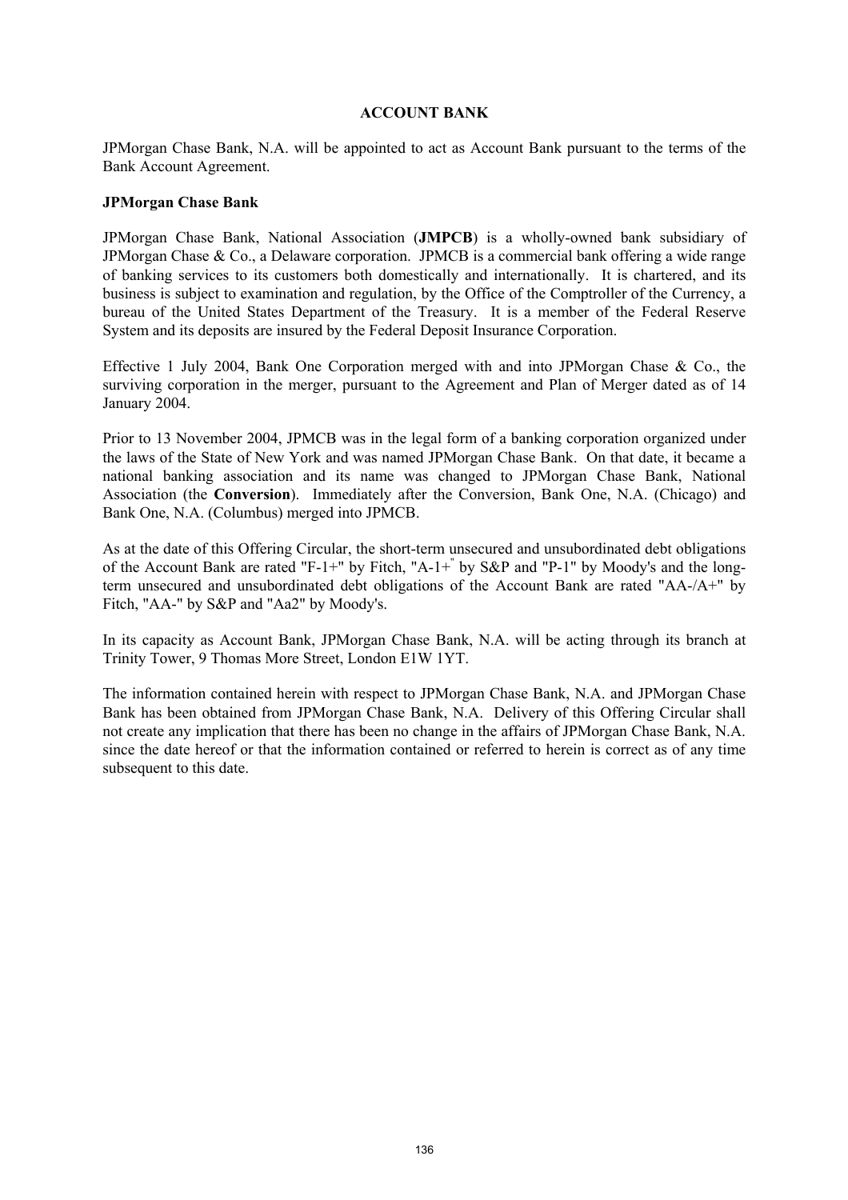# ACCOUNT BANK

JPMorgan Chase Bank, N.A. will be appointed to act as Account Bank pursuant to the terms of the Bank Account Agreement.

**JPMorgan Chase Bank**

JPMorgan Chase Bank, National Association (**JMPCB**) is a wholly-owned bank subsidiary of JPMorgan Chase & Co., a Delaware corporation. JPMCB is a commercial bank offering a wide range of banking services to its customers both domestically and internationally. It is chartered, and its business is subject to examination and regulation, by the Office of the Comptroller of the Currency, a bureau of the United States Department of the Treasury. It is a member of the Federal Reserve System and its deposits are insured by the Federal Deposit Insurance Corporation.

Effective 1 July 2004, Bank One Corporation merged with and into JPMorgan Chase & Co., the surviving corporation in the merger, pursuant to the Agreement and Plan of Merger dated as of 14 January 2004.

Prior to 13 November 2004, JPMCB was in the legal form of a banking corporation organized under the laws of the State of New York and was named JPMorgan Chase Bank. On that date, it became a national banking association and its name was changed to JPMorgan Chase Bank, National Association (the **Conversion**). Immediately after the Conversion, Bank One, N.A. (Chicago) and Bank One, N.A. (Columbus) merged into JPMCB.

As at the date of this Offering Circular, the short-term unsecured and unsubordinated debt obligations of the Account Bank are rated "F-1+" by Fitch, "A-1+" by S&P and "P-1" by Moody's and the long-term unsecured and unsubordinated debt obligations of the Account Bank are rated "AA-/A+" by Fitch, "AA-" by S&P and "Aa2" by Moody's.

In its capacity as Account Bank, JPMorgan Chase Bank, N.A. will be acting through its branch at Trinity Tower, 9 Thomas More Street, London E1W 1YT.

The information contained herein with respect to JPMorgan Chase Bank, N.A. and JPMorgan Chase Bank has been obtained from JPMorgan Chase Bank, N.A. Delivery of this Offering Circular shall not create any implication that there has been no change in the affairs of JPMorgan Chase Bank, N.A. since the date hereof or that the information contained or referred to herein is correct as of any time subsequent to this date.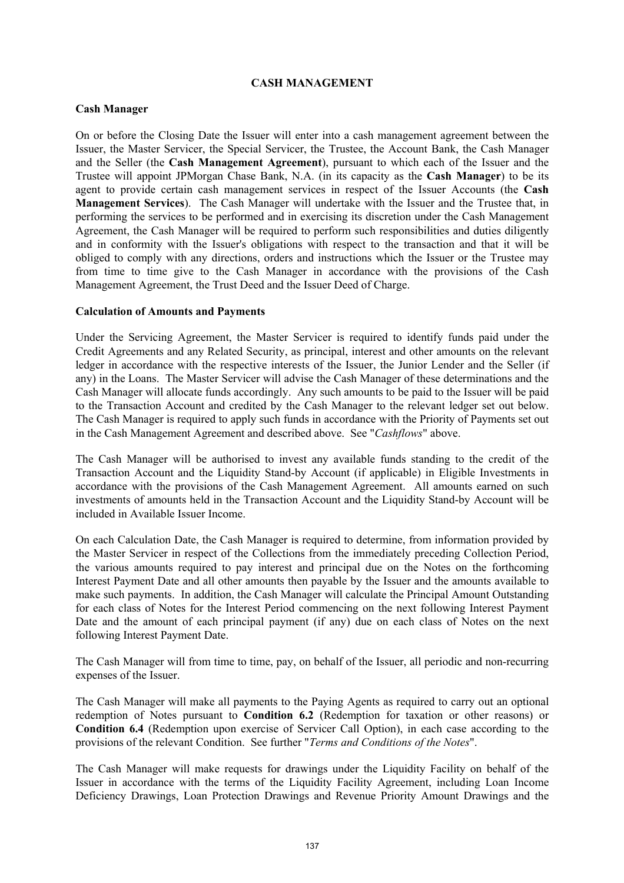## CASH MANAGEMENT

### Cash Manager

On or before the Closing Date the Issuer will enter into a cash management agreement between the Issuer, the Master Servicer, the Special Servicer, the Trustee, the Account Bank, the Cash Manager and the Seller (the **Cash Management Agreement**), pursuant to which each of the Issuer and the Trustee will appoint JPMorgan Chase Bank, N.A. (in its capacity as the **Cash Manager**) to be its agent to provide certain cash management services in respect of the Issuer Accounts (the **Cash Management Services**). The Cash Manager will undertake with the Issuer and the Trustee that, in performing the services to be performed and in exercising its discretion under the Cash Management Agreement, the Cash Manager will be required to perform such responsibilities and duties diligently and in conformity with the Issuer's obligations with respect to the transaction and that it will be obliged to comply with any directions, orders and instructions which the Issuer or the Trustee may from time to time give to the Cash Manager in accordance with the provisions of the Cash Management Agreement, the Trust Deed and the Issuer Deed of Charge.

### Calculation of Amounts and Payments

Under the Servicing Agreement, the Master Servicer is required to identify funds paid under the Credit Agreements and any Related Security, as principal, interest and other amounts on the relevant ledger in accordance with the respective interests of the Issuer, the Junior Lender and the Seller (if any) in the Loans. The Master Servicer will advise the Cash Manager of these determinations and the Cash Manager will allocate funds accordingly. Any such amounts to be paid to the Issuer will be paid to the Transaction Account and credited by the Cash Manager to the relevant ledger set out below. The Cash Manager is required to apply such funds in accordance with the Priority of Payments set out in the Cash Management Agreement and described above. See "*Cashflows*" above.

The Cash Manager will be authorised to invest any available funds standing to the credit of the Transaction Account and the Liquidity Stand-by Account (if applicable) in Eligible Investments in accordance with the provisions of the Cash Management Agreement. All amounts earned on such investments of amounts held in the Transaction Account and the Liquidity Stand-by Account will be included in Available Issuer Income.

On each Calculation Date, the Cash Manager is required to determine, from information provided by the Master Servicer in respect of the Collections from the immediately preceding Collection Period, the various amounts required to pay interest and principal due on the Notes on the forthcoming Interest Payment Date and all other amounts then payable by the Issuer and the amounts available to make such payments. In addition, the Cash Manager will calculate the Principal Amount Outstanding for each class of Notes for the Interest Period commencing on the next following Interest Payment Date and the amount of each principal payment (if any) due on each class of Notes on the next following Interest Payment Date.

The Cash Manager will from time to time, pay, on behalf of the Issuer, all periodic and non-recurring expenses of the Issuer.

The Cash Manager will make all payments to the Paying Agents as required to carry out an optional redemption of Notes pursuant to **Condition 6.2** (Redemption for taxation or other reasons) or **Condition 6.4** (Redemption upon exercise of Servicer Call Option), in each case according to the provisions of the relevant Condition. See further "*Terms and Conditions of the Notes*".

The Cash Manager will make requests for drawings under the Liquidity Facility on behalf of the Issuer in accordance with the terms of the Liquidity Facility Agreement, including Loan Income Deficiency Drawings, Loan Protection Drawings and Revenue Priority Amount Drawings and the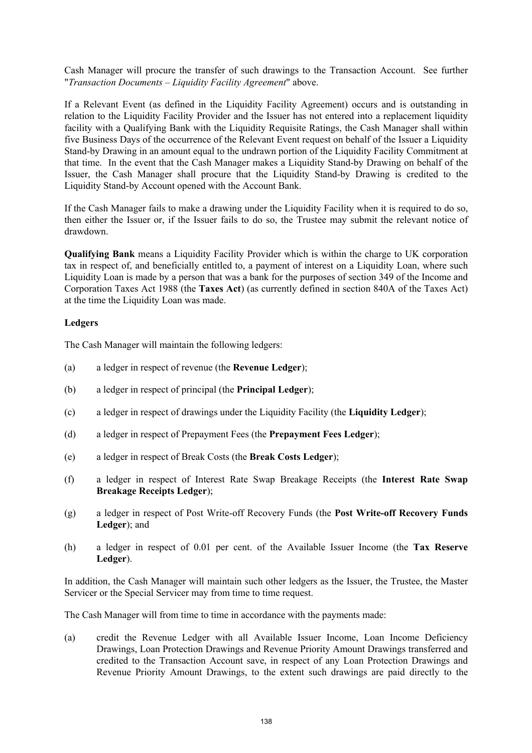Cash Manager will procure the transfer of such drawings to the Transaction Account. See further "*Transaction Documents – Liquidity Facility Agreement*" above.

If a Relevant Event (as defined in the Liquidity Facility Agreement) occurs and is outstanding in relation to the Liquidity Facility Provider and the Issuer has not entered into a replacement liquidity facility with a Qualifying Bank with the Liquidity Requisite Ratings, the Cash Manager shall within five Business Days of the occurrence of the Relevant Event request on behalf of the Issuer a Liquidity Stand-by Drawing in an amount equal to the undrawn portion of the Liquidity Facility Commitment at that time. In the event that the Cash Manager makes a Liquidity Stand-by Drawing on behalf of the Issuer, the Cash Manager shall procure that the Liquidity Stand-by Drawing is credited to the Liquidity Stand-by Account opened with the Account Bank.

If the Cash Manager fails to make a drawing under the Liquidity Facility when it is required to do so, then either the Issuer or, if the Issuer fails to do so, the Trustee may submit the relevant notice of drawdown.

**Qualifying Bank** means a Liquidity Facility Provider which is within the charge to UK corporation tax in respect of, and beneficially entitled to, a payment of interest on a Liquidity Loan, where such Liquidity Loan is made by a person that was a bank for the purposes of section 349 of the Income and Corporation Taxes Act 1988 (the **Taxes Act**) (as currently defined in section 840A of the Taxes Act) at the time the Liquidity Loan was made.

**Ledgers**

The Cash Manager will maintain the following ledgers:

(a) a ledger in respect of revenue (the **Revenue Ledger**);

(b) a ledger in respect of principal (the **Principal Ledger**);

(c) a ledger in respect of drawings under the Liquidity Facility (the **Liquidity Ledger**);

(d) a ledger in respect of Prepayment Fees (the **Prepayment Fees Ledger**);

(e) a ledger in respect of Break Costs (the **Break Costs Ledger**);

(f) a ledger in respect of Interest Rate Swap Breakage Receipts (the **Interest Rate Swap Breakage Receipts Ledger**);

(g) a ledger in respect of Post Write-off Recovery Funds (the **Post Write-off Recovery Funds Ledger**); and

(h) a ledger in respect of 0.01 per cent. of the Available Issuer Income (the **Tax Reserve Ledger**).

In addition, the Cash Manager will maintain such other ledgers as the Issuer, the Trustee, the Master Servicer or the Special Servicer may from time to time request.

The Cash Manager will from time to time in accordance with the payments made:

(a) credit the Revenue Ledger with all Available Issuer Income, Loan Income Deficiency Drawings, Loan Protection Drawings and Revenue Priority Amount Drawings transferred and credited to the Transaction Account save, in respect of any Loan Protection Drawings and Revenue Priority Amount Drawings, to the extent such drawings are paid directly to the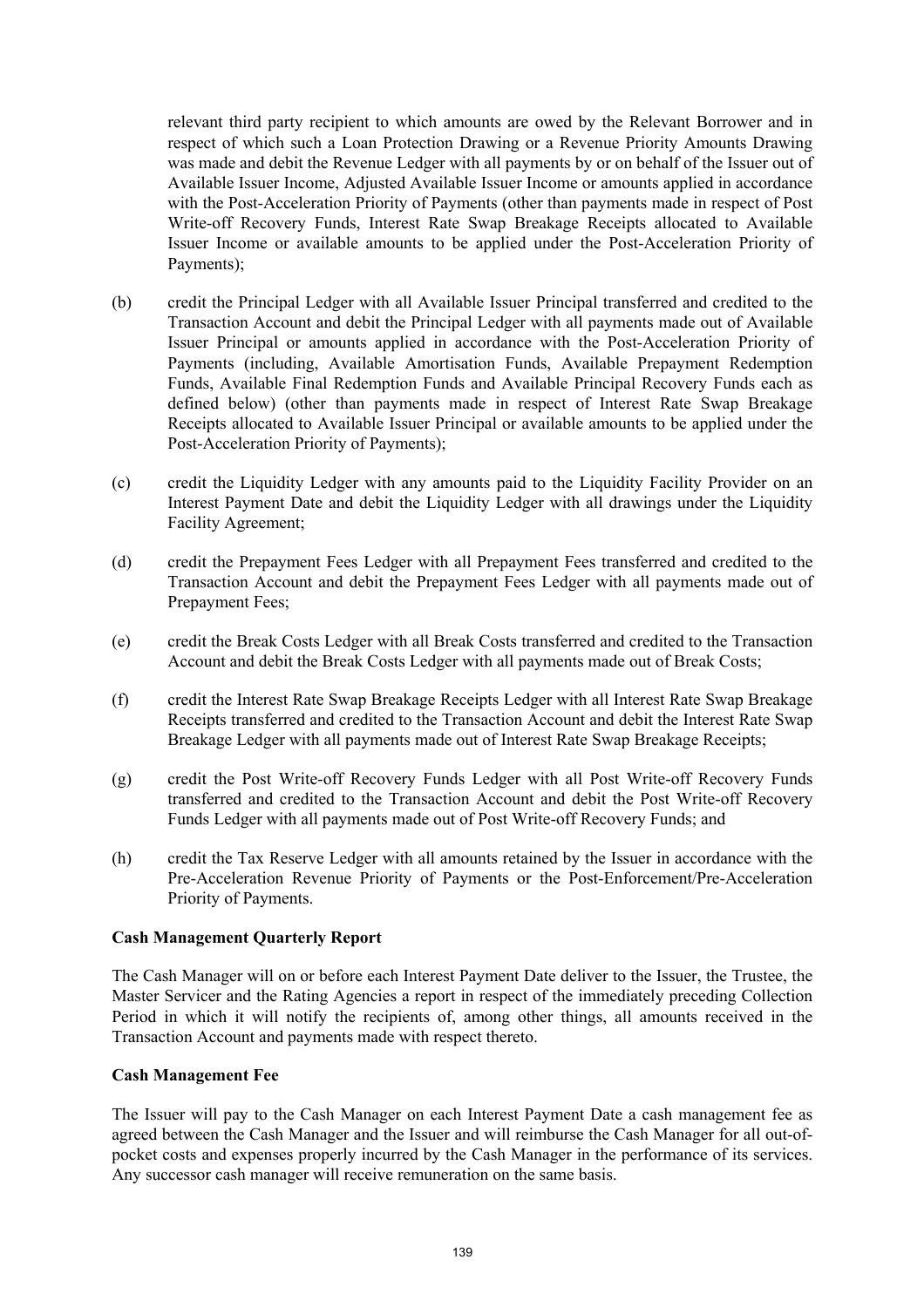relevant third party recipient to which amounts are owed by the Relevant Borrower and in respect of which such a Loan Protection Drawing or a Revenue Priority Amounts Drawing was made and debit the Revenue Ledger with all payments by or on behalf of the Issuer out of Available Issuer Income, Adjusted Available Issuer Income or amounts applied in accordance with the Post-Acceleration Priority of Payments (other than payments made in respect of Post Write-off Recovery Funds, Interest Rate Swap Breakage Receipts allocated to Available Issuer Income or available amounts to be applied under the Post-Acceleration Priority of Payments);

(b) credit the Principal Ledger with all Available Issuer Principal transferred and credited to the Transaction Account and debit the Principal Ledger with all payments made out of Available Issuer Principal or amounts applied in accordance with the Post-Acceleration Priority of Payments (including, Available Amortisation Funds, Available Prepayment Redemption Funds, Available Final Redemption Funds and Available Principal Recovery Funds each as defined below) (other than payments made in respect of Interest Rate Swap Breakage Receipts allocated to Available Issuer Principal or available amounts to be applied under the Post-Acceleration Priority of Payments);

(c) credit the Liquidity Ledger with any amounts paid to the Liquidity Facility Provider on an Interest Payment Date and debit the Liquidity Ledger with all drawings under the Liquidity Facility Agreement;

(d) credit the Prepayment Fees Ledger with all Prepayment Fees transferred and credited to the Transaction Account and debit the Prepayment Fees Ledger with all payments made out of Prepayment Fees;

(e) credit the Break Costs Ledger with all Break Costs transferred and credited to the Transaction Account and debit the Break Costs Ledger with all payments made out of Break Costs;

(f) credit the Interest Rate Swap Breakage Receipts Ledger with all Interest Rate Swap Breakage Receipts transferred and credited to the Transaction Account and debit the Interest Rate Swap Breakage Ledger with all payments made out of Interest Rate Swap Breakage Receipts;

(g) credit the Post Write-off Recovery Funds Ledger with all Post Write-off Recovery Funds transferred and credited to the Transaction Account and debit the Post Write-off Recovery Funds Ledger with all payments made out of Post Write-off Recovery Funds; and

(h) credit the Tax Reserve Ledger with all amounts retained by the Issuer in accordance with the Pre-Acceleration Revenue Priority of Payments or the Post-Enforcement/Pre-Acceleration Priority of Payments.

**Cash Management Quarterly Report**

The Cash Manager will on or before each Interest Payment Date deliver to the Issuer, the Trustee, the Master Servicer and the Rating Agencies a report in respect of the immediately preceding Collection Period in which it will notify the recipients of, among other things, all amounts received in the Transaction Account and payments made with respect thereto.

**Cash Management Fee**

The Issuer will pay to the Cash Manager on each Interest Payment Date a cash management fee as agreed between the Cash Manager and the Issuer and will reimburse the Cash Manager for all out-of-pocket costs and expenses properly incurred by the Cash Manager in the performance of its services. Any successor cash manager will receive remuneration on the same basis.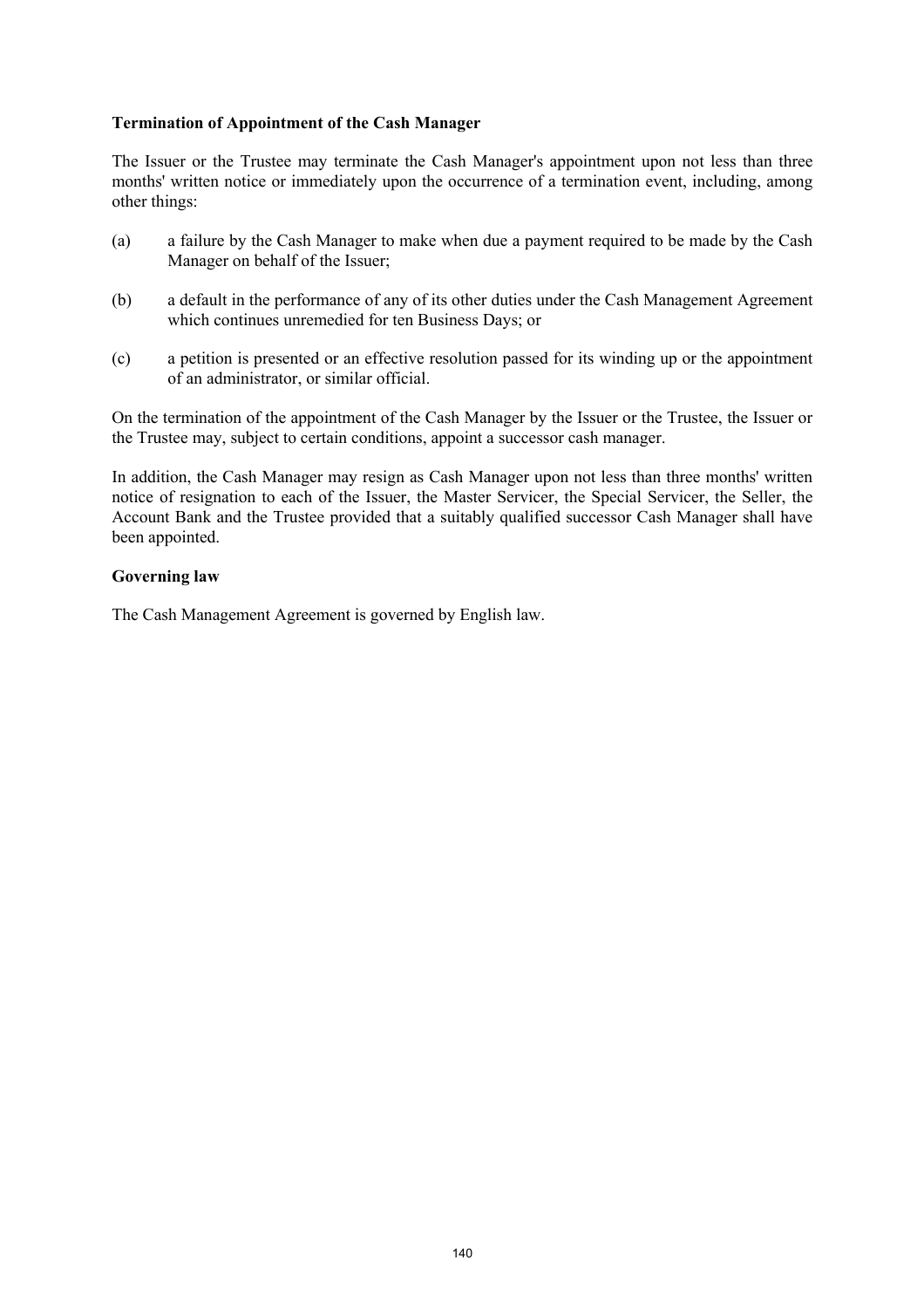**Termination of Appointment of the Cash Manager**

The Issuer or the Trustee may terminate the Cash Manager's appointment upon not less than three months' written notice or immediately upon the occurrence of a termination event, including, among other things:

(a) a failure by the Cash Manager to make when due a payment required to be made by the Cash Manager on behalf of the Issuer;

(b) a default in the performance of any of its other duties under the Cash Management Agreement which continues unremedied for ten Business Days; or

(c) a petition is presented or an effective resolution passed for its winding up or the appointment of an administrator, or similar official.

On the termination of the appointment of the Cash Manager by the Issuer or the Trustee, the Issuer or the Trustee may, subject to certain conditions, appoint a successor cash manager.

In addition, the Cash Manager may resign as Cash Manager upon not less than three months' written notice of resignation to each of the Issuer, the Master Servicer, the Special Servicer, the Seller, the Account Bank and the Trustee provided that a suitably qualified successor Cash Manager shall have been appointed.

**Governing law**

The Cash Management Agreement is governed by English law.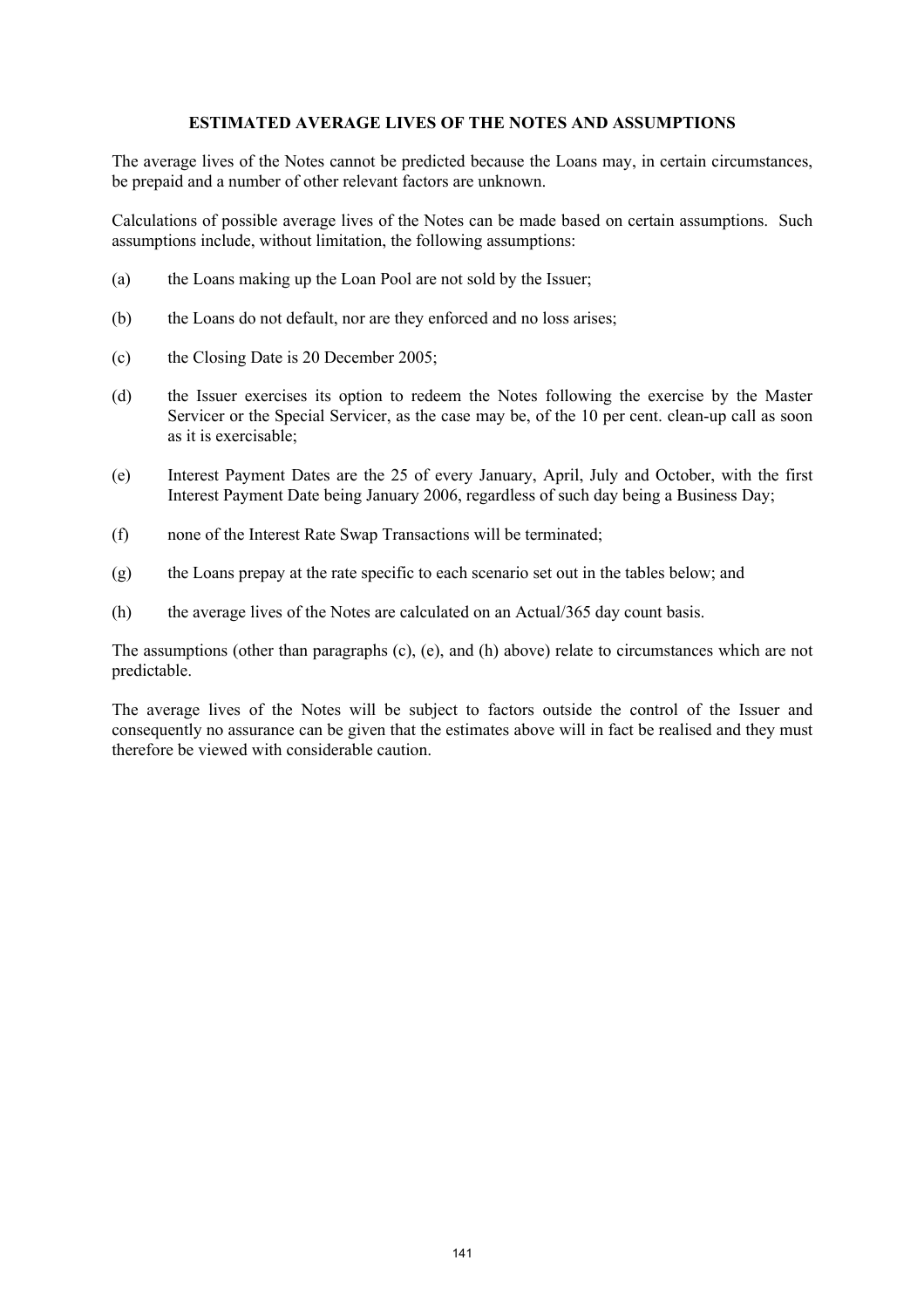## ESTIMATED AVERAGE LIVES OF THE NOTES AND ASSUMPTIONS

The average lives of the Notes cannot be predicted because the Loans may, in certain circumstances, be prepaid and a number of other relevant factors are unknown.

Calculations of possible average lives of the Notes can be made based on certain assumptions. Such assumptions include, without limitation, the following assumptions:

(a) the Loans making up the Loan Pool are not sold by the Issuer;

(b) the Loans do not default, nor are they enforced and no loss arises;

(c) the Closing Date is 20 December 2005;

(d) the Issuer exercises its option to redeem the Notes following the exercise by the Master Servicer or the Special Servicer, as the case may be, of the 10 per cent. clean-up call as soon as it is exercisable;

(e) Interest Payment Dates are the 25 of every January, April, July and October, with the first Interest Payment Date being January 2006, regardless of such day being a Business Day;

(f) none of the Interest Rate Swap Transactions will be terminated;

(g) the Loans prepay at the rate specific to each scenario set out in the tables below; and

(h) the average lives of the Notes are calculated on an Actual/365 day count basis.

The assumptions (other than paragraphs (c), (e), and (h) above) relate to circumstances which are not predictable.

The average lives of the Notes will be subject to factors outside the control of the Issuer and consequently no assurance can be given that the estimates above will in fact be realised and they must therefore be viewed with considerable caution.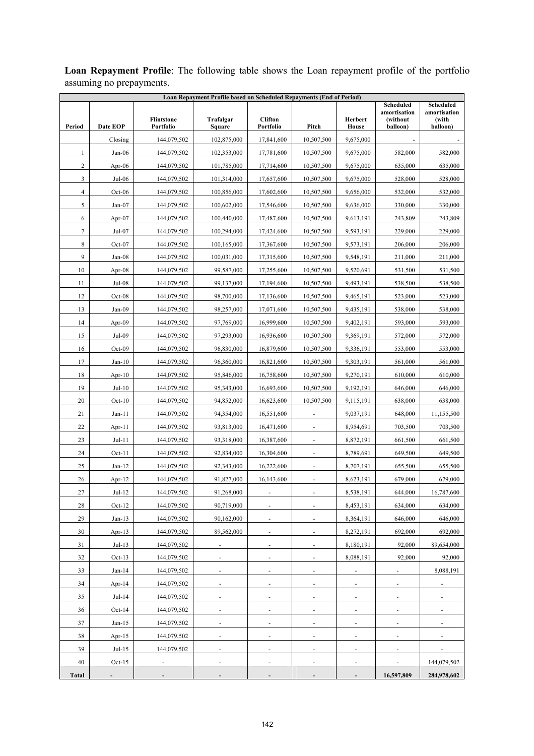**Loan Repayment Profile**: The following table shows the Loan repayment profile of the portfolio assuming no prepayments.

| Loan Repayment Profile based on Scheduled Repayments (End of Period) | | | | | | | | |
|---|---|---|---|---|---|---|---|---|
| Period | Date EOP | Flintstone Portfolio | Trafalgar Square | Clifton Portfolio | Pitch | Herbert House | Scheduled amortisation (without balloon) | Scheduled amortisation (with balloon) |
| | Closing | 144,079,502 | 102,875,000 | 17,841,600 | 10,507,500 | 9,675,000 | - | - |
| 1 | Jan-06 | 144,079,502 | 102,353,000 | 17,781,600 | 10,507,500 | 9,675,000 | 582,000 | 582,000 |
| 2 | Apr-06 | 144,079,502 | 101,785,000 | 17,714,600 | 10,507,500 | 9,675,000 | 635,000 | 635,000 |
| 3 | Jul-06 | 144,079,502 | 101,314,000 | 17,657,600 | 10,507,500 | 9,675,000 | 528,000 | 528,000 |
| 4 | Oct-06 | 144,079,502 | 100,856,000 | 17,602,600 | 10,507,500 | 9,656,000 | 532,000 | 532,000 |
| 5 | Jan-07 | 144,079,502 | 100,602,000 | 17,546,600 | 10,507,500 | 9,636,000 | 330,000 | 330,000 |
| 6 | Apr-07 | 144,079,502 | 100,440,000 | 17,487,600 | 10,507,500 | 9,613,191 | 243,809 | 243,809 |
| 7 | Jul-07 | 144,079,502 | 100,294,000 | 17,424,600 | 10,507,500 | 9,593,191 | 229,000 | 229,000 |
| 8 | Oct-07 | 144,079,502 | 100,165,000 | 17,367,600 | 10,507,500 | 9,573,191 | 206,000 | 206,000 |
| 9 | Jan-08 | 144,079,502 | 100,031,000 | 17,315,600 | 10,507,500 | 9,548,191 | 211,000 | 211,000 |
| 10 | Apr-08 | 144,079,502 | 99,587,000 | 17,255,600 | 10,507,500 | 9,520,691 | 531,500 | 531,500 |
| 11 | Jul-08 | 144,079,502 | 99,137,000 | 17,194,600 | 10,507,500 | 9,493,191 | 538,500 | 538,500 |
| 12 | Oct-08 | 144,079,502 | 98,700,000 | 17,136,600 | 10,507,500 | 9,465,191 | 523,000 | 523,000 |
| 13 | Jan-09 | 144,079,502 | 98,257,000 | 17,071,600 | 10,507,500 | 9,435,191 | 538,000 | 538,000 |
| 14 | Apr-09 | 144,079,502 | 97,769,000 | 16,999,600 | 10,507,500 | 9,402,191 | 593,000 | 593,000 |
| 15 | Jul-09 | 144,079,502 | 97,293,000 | 16,936,600 | 10,507,500 | 9,369,191 | 572,000 | 572,000 |
| 16 | Oct-09 | 144,079,502 | 96,830,000 | 16,879,600 | 10,507,500 | 9,336,191 | 553,000 | 553,000 |
| 17 | Jan-10 | 144,079,502 | 96,360,000 | 16,821,600 | 10,507,500 | 9,303,191 | 561,000 | 561,000 |
| 18 | Apr-10 | 144,079,502 | 95,846,000 | 16,758,600 | 10,507,500 | 9,270,191 | 610,000 | 610,000 |
| 19 | Jul-10 | 144,079,502 | 95,343,000 | 16,693,600 | 10,507,500 | 9,192,191 | 646,000 | 646,000 |
| 20 | Oct-10 | 144,079,502 | 94,852,000 | 16,623,600 | 10,507,500 | 9,115,191 | 638,000 | 638,000 |
| 21 | Jan-11 | 144,079,502 | 94,354,000 | 16,551,600 | - | 9,037,191 | 648,000 | 11,155,500 |
| 22 | Apr-11 | 144,079,502 | 93,813,000 | 16,471,600 | - | 8,954,691 | 703,500 | 703,500 |
| 23 | Jul-11 | 144,079,502 | 93,318,000 | 16,387,600 | - | 8,872,191 | 661,500 | 661,500 |
| 24 | Oct-11 | 144,079,502 | 92,834,000 | 16,304,600 | - | 8,789,691 | 649,500 | 649,500 |
| 25 | Jan-12 | 144,079,502 | 92,343,000 | 16,222,600 | - | 8,707,191 | 655,500 | 655,500 |
| 26 | Apr-12 | 144,079,502 | 91,827,000 | 16,143,600 | - | 8,623,191 | 679,000 | 679,000 |
| 27 | Jul-12 | 144,079,502 | 91,268,000 | - | - | 8,538,191 | 644,000 | 16,787,600 |
| 28 | Oct-12 | 144,079,502 | 90,719,000 | - | - | 8,453,191 | 634,000 | 634,000 |
| 29 | Jan-13 | 144,079,502 | 90,162,000 | - | - | 8,364,191 | 646,000 | 646,000 |
| 30 | Apr-13 | 144,079,502 | 89,562,000 | - | - | 8,272,191 | 692,000 | 692,000 |
| 31 | Jul-13 | 144,079,502 | - | - | - | 8,180,191 | 92,000 | 89,654,000 |
| 32 | Oct-13 | 144,079,502 | - | - | - | 8,088,191 | 92,000 | 92,000 |
| 33 | Jan-14 | 144,079,502 | - | - | - | - | - | 8,088,191 |
| 34 | Apr-14 | 144,079,502 | - | - | - | - | - | - |
| 35 | Jul-14 | 144,079,502 | - | - | - | - | - | - |
| 36 | Oct-14 | 144,079,502 | - | - | - | - | - | - |
| 37 | Jan-15 | 144,079,502 | - | - | - | - | - | - |
| 38 | Apr-15 | 144,079,502 | - | - | - | - | - | - |
| 39 | Jul-15 | 144,079,502 | - | - | - | - | - | - |
| 40 | Oct-15 | - | - | - | - | - | - | 144,079,502 |
| **Total** | **-** | **-** | **-** | **-** | **-** | **-** | **16,597,809** | **284,978,602** |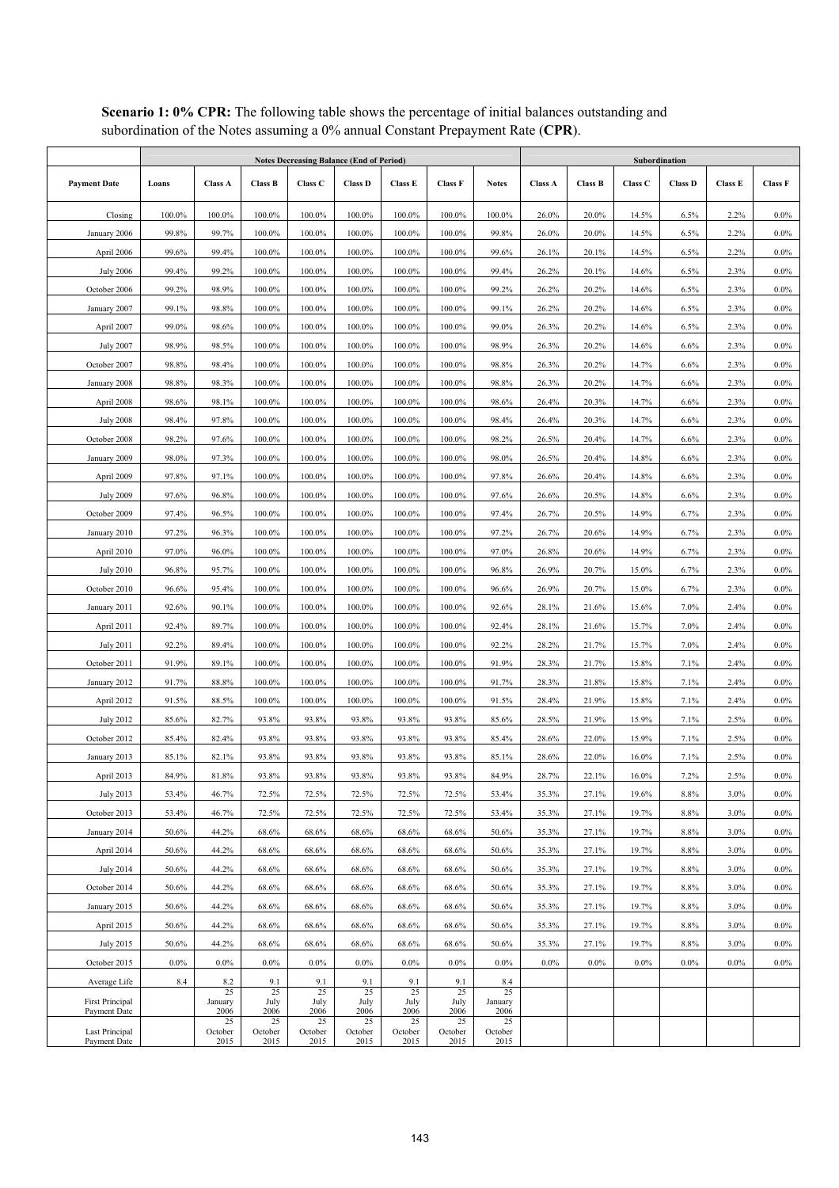**Scenario 1: 0% CPR:** The following table shows the percentage of initial balances outstanding and subordination of the Notes assuming a 0% annual Constant Prepayment Rate (**CPR**).

| | Notes Decreasing Balance (End of Period) | | | | | | | | Subordination | | | | | |
|---|---|---|---|---|---|---|---|---|---|---|---|---|---|---|
| **Payment Date** | **Loans** | **Class A** | **Class B** | **Class C** | **Class D** | **Class E** | **Class F** | **Notes** | **Class A** | **Class B** | **Class C** | **Class D** | **Class E** | **Class F** |
| Closing | 100.0% | 100.0% | 100.0% | 100.0% | 100.0% | 100.0% | 100.0% | 100.0% | 26.0% | 20.0% | 14.5% | 6.5% | 2.2% | 0.0% |
| January 2006 | 99.8% | 99.7% | 100.0% | 100.0% | 100.0% | 100.0% | 100.0% | 99.8% | 26.0% | 20.0% | 14.5% | 6.5% | 2.2% | 0.0% |
| April 2006 | 99.6% | 99.4% | 100.0% | 100.0% | 100.0% | 100.0% | 100.0% | 99.6% | 26.1% | 20.1% | 14.5% | 6.5% | 2.2% | 0.0% |
| July 2006 | 99.4% | 99.2% | 100.0% | 100.0% | 100.0% | 100.0% | 100.0% | 99.4% | 26.2% | 20.1% | 14.6% | 6.5% | 2.3% | 0.0% |
| October 2006 | 99.2% | 98.9% | 100.0% | 100.0% | 100.0% | 100.0% | 100.0% | 99.2% | 26.2% | 20.2% | 14.6% | 6.5% | 2.3% | 0.0% |
| January 2007 | 99.1% | 98.8% | 100.0% | 100.0% | 100.0% | 100.0% | 100.0% | 99.1% | 26.2% | 20.2% | 14.6% | 6.5% | 2.3% | 0.0% |
| April 2007 | 99.0% | 98.6% | 100.0% | 100.0% | 100.0% | 100.0% | 100.0% | 99.0% | 26.3% | 20.2% | 14.6% | 6.5% | 2.3% | 0.0% |
| July 2007 | 98.9% | 98.5% | 100.0% | 100.0% | 100.0% | 100.0% | 100.0% | 98.9% | 26.3% | 20.2% | 14.6% | 6.6% | 2.3% | 0.0% |
| October 2007 | 98.8% | 98.4% | 100.0% | 100.0% | 100.0% | 100.0% | 100.0% | 98.8% | 26.3% | 20.2% | 14.7% | 6.6% | 2.3% | 0.0% |
| January 2008 | 98.8% | 98.3% | 100.0% | 100.0% | 100.0% | 100.0% | 100.0% | 98.8% | 26.3% | 20.2% | 14.7% | 6.6% | 2.3% | 0.0% |
| April 2008 | 98.6% | 98.1% | 100.0% | 100.0% | 100.0% | 100.0% | 100.0% | 98.6% | 26.4% | 20.3% | 14.7% | 6.6% | 2.3% | 0.0% |
| July 2008 | 98.4% | 97.8% | 100.0% | 100.0% | 100.0% | 100.0% | 100.0% | 98.4% | 26.4% | 20.3% | 14.7% | 6.6% | 2.3% | 0.0% |
| October 2008 | 98.2% | 97.6% | 100.0% | 100.0% | 100.0% | 100.0% | 100.0% | 98.2% | 26.5% | 20.4% | 14.7% | 6.6% | 2.3% | 0.0% |
| January 2009 | 98.0% | 97.3% | 100.0% | 100.0% | 100.0% | 100.0% | 100.0% | 98.0% | 26.5% | 20.4% | 14.8% | 6.6% | 2.3% | 0.0% |
| April 2009 | 97.8% | 97.1% | 100.0% | 100.0% | 100.0% | 100.0% | 100.0% | 97.8% | 26.6% | 20.4% | 14.8% | 6.6% | 2.3% | 0.0% |
| July 2009 | 97.6% | 96.8% | 100.0% | 100.0% | 100.0% | 100.0% | 100.0% | 97.6% | 26.6% | 20.5% | 14.8% | 6.6% | 2.3% | 0.0% |
| October 2009 | 97.4% | 96.5% | 100.0% | 100.0% | 100.0% | 100.0% | 100.0% | 97.4% | 26.7% | 20.5% | 14.9% | 6.7% | 2.3% | 0.0% |
| January 2010 | 97.2% | 96.3% | 100.0% | 100.0% | 100.0% | 100.0% | 100.0% | 97.2% | 26.7% | 20.6% | 14.9% | 6.7% | 2.3% | 0.0% |
| April 2010 | 97.0% | 96.0% | 100.0% | 100.0% | 100.0% | 100.0% | 100.0% | 97.0% | 26.8% | 20.6% | 14.9% | 6.7% | 2.3% | 0.0% |
| July 2010 | 96.8% | 95.7% | 100.0% | 100.0% | 100.0% | 100.0% | 100.0% | 96.8% | 26.9% | 20.7% | 15.0% | 6.7% | 2.3% | 0.0% |
| October 2010 | 96.6% | 95.4% | 100.0% | 100.0% | 100.0% | 100.0% | 100.0% | 96.6% | 26.9% | 20.7% | 15.0% | 6.7% | 2.3% | 0.0% |
| January 2011 | 92.6% | 90.1% | 100.0% | 100.0% | 100.0% | 100.0% | 100.0% | 92.6% | 28.1% | 21.6% | 15.6% | 7.0% | 2.4% | 0.0% |
| April 2011 | 92.4% | 89.7% | 100.0% | 100.0% | 100.0% | 100.0% | 100.0% | 92.4% | 28.1% | 21.6% | 15.7% | 7.0% | 2.4% | 0.0% |
| July 2011 | 92.2% | 89.4% | 100.0% | 100.0% | 100.0% | 100.0% | 100.0% | 92.2% | 28.2% | 21.7% | 15.7% | 7.0% | 2.4% | 0.0% |
| October 2011 | 91.9% | 89.1% | 100.0% | 100.0% | 100.0% | 100.0% | 100.0% | 91.9% | 28.3% | 21.7% | 15.8% | 7.1% | 2.4% | 0.0% |
| January 2012 | 91.7% | 88.8% | 100.0% | 100.0% | 100.0% | 100.0% | 100.0% | 91.7% | 28.3% | 21.8% | 15.8% | 7.1% | 2.4% | 0.0% |
| April 2012 | 91.5% | 88.5% | 100.0% | 100.0% | 100.0% | 100.0% | 100.0% | 91.5% | 28.4% | 21.9% | 15.8% | 7.1% | 2.4% | 0.0% |
| July 2012 | 85.6% | 82.7% | 93.8% | 93.8% | 93.8% | 93.8% | 93.8% | 85.6% | 28.5% | 21.9% | 15.9% | 7.1% | 2.5% | 0.0% |
| October 2012 | 85.4% | 82.4% | 93.8% | 93.8% | 93.8% | 93.8% | 93.8% | 85.4% | 28.6% | 22.0% | 15.9% | 7.1% | 2.5% | 0.0% |
| January 2013 | 85.1% | 82.1% | 93.8% | 93.8% | 93.8% | 93.8% | 93.8% | 85.1% | 28.6% | 22.0% | 16.0% | 7.1% | 2.5% | 0.0% |
| April 2013 | 84.9% | 81.8% | 93.8% | 93.8% | 93.8% | 93.8% | 93.8% | 84.9% | 28.7% | 22.1% | 16.0% | 7.2% | 2.5% | 0.0% |
| July 2013 | 53.4% | 46.7% | 72.5% | 72.5% | 72.5% | 72.5% | 72.5% | 53.4% | 35.3% | 27.1% | 19.6% | 8.8% | 3.0% | 0.0% |
| October 2013 | 53.4% | 46.7% | 72.5% | 72.5% | 72.5% | 72.5% | 72.5% | 53.4% | 35.3% | 27.1% | 19.7% | 8.8% | 3.0% | 0.0% |
| January 2014 | 50.6% | 44.2% | 68.6% | 68.6% | 68.6% | 68.6% | 68.6% | 50.6% | 35.3% | 27.1% | 19.7% | 8.8% | 3.0% | 0.0% |
| April 2014 | 50.6% | 44.2% | 68.6% | 68.6% | 68.6% | 68.6% | 68.6% | 50.6% | 35.3% | 27.1% | 19.7% | 8.8% | 3.0% | 0.0% |
| July 2014 | 50.6% | 44.2% | 68.6% | 68.6% | 68.6% | 68.6% | 68.6% | 50.6% | 35.3% | 27.1% | 19.7% | 8.8% | 3.0% | 0.0% |
| October 2014 | 50.6% | 44.2% | 68.6% | 68.6% | 68.6% | 68.6% | 68.6% | 50.6% | 35.3% | 27.1% | 19.7% | 8.8% | 3.0% | 0.0% |
| January 2015 | 50.6% | 44.2% | 68.6% | 68.6% | 68.6% | 68.6% | 68.6% | 50.6% | 35.3% | 27.1% | 19.7% | 8.8% | 3.0% | 0.0% |
| April 2015 | 50.6% | 44.2% | 68.6% | 68.6% | 68.6% | 68.6% | 68.6% | 50.6% | 35.3% | 27.1% | 19.7% | 8.8% | 3.0% | 0.0% |
| July 2015 | 50.6% | 44.2% | 68.6% | 68.6% | 68.6% | 68.6% | 68.6% | 50.6% | 35.3% | 27.1% | 19.7% | 8.8% | 3.0% | 0.0% |
| October 2015 | 0.0% | 0.0% | 0.0% | 0.0% | 0.0% | 0.0% | 0.0% | 0.0% | 0.0% | 0.0% | 0.0% | 0.0% | 0.0% | 0.0% |
| Average Life | 8.4 | 8.2 | 9.1 | 9.1 | 9.1 | 9.1 | 9.1 | 8.4 | | | | | | |
| First Principal Payment Date | | 25 January 2006 | 25 July 2006 | 25 July 2006 | 25 July 2006 | 25 July 2006 | 25 July 2006 | 25 January 2006 | | | | | | |
| Last Principal Payment Date | | 25 October 2015 | 25 October 2015 | 25 October 2015 | 25 October 2015 | 25 October 2015 | 25 October 2015 | 25 October 2015 | | | | | | |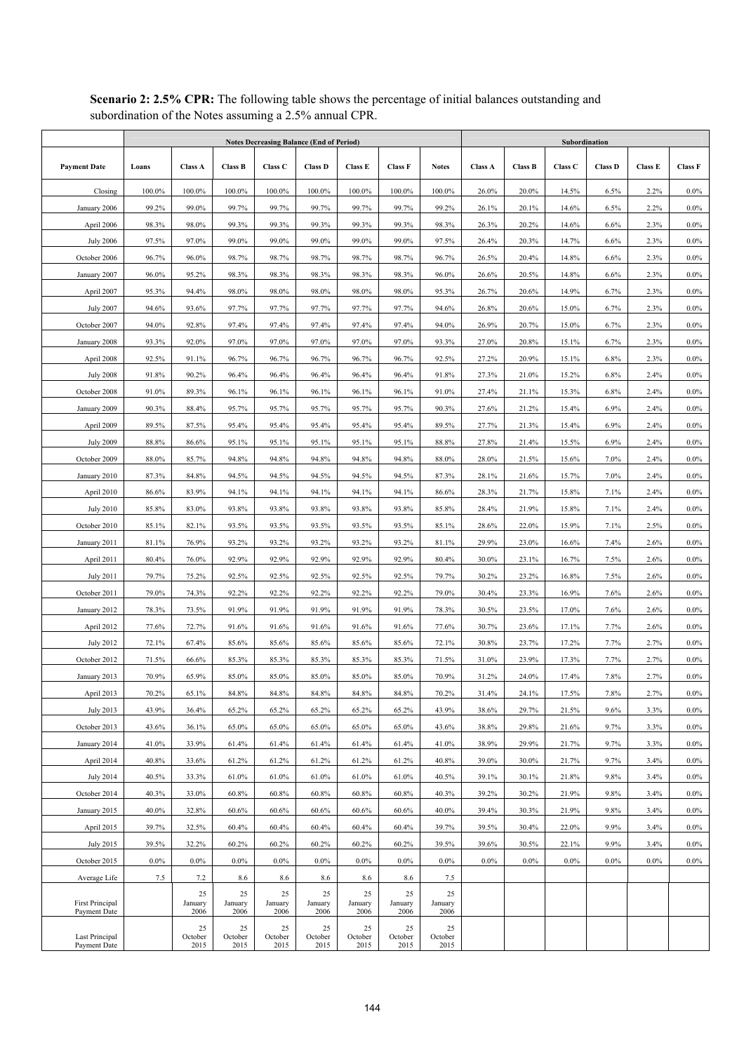**Scenario 2: 2.5% CPR:** The following table shows the percentage of initial balances outstanding and subordination of the Notes assuming a 2.5% annual CPR.

| | Notes Decreasing Balance (End of Period) | | | | | | | | Subordination | | | | | |
|---|---|---|---|---|---|---|---|---|---|---|---|---|---|---|
| Payment Date | Loans | Class A | Class B | Class C | Class D | Class E | Class F | Notes | Class A | Class B | Class C | Class D | Class E | Class F |
| Closing | 100.0% | 100.0% | 100.0% | 100.0% | 100.0% | 100.0% | 100.0% | 100.0% | 26.0% | 20.0% | 14.5% | 6.5% | 2.2% | 0.0% |
| January 2006 | 99.2% | 99.0% | 99.7% | 99.7% | 99.7% | 99.7% | 99.7% | 99.2% | 26.1% | 20.1% | 14.6% | 6.5% | 2.2% | 0.0% |
| April 2006 | 98.3% | 98.0% | 99.3% | 99.3% | 99.3% | 99.3% | 99.3% | 98.3% | 26.3% | 20.2% | 14.6% | 6.6% | 2.3% | 0.0% |
| July 2006 | 97.5% | 97.0% | 99.0% | 99.0% | 99.0% | 99.0% | 99.0% | 97.5% | 26.4% | 20.3% | 14.7% | 6.6% | 2.3% | 0.0% |
| October 2006 | 96.7% | 96.0% | 98.7% | 98.7% | 98.7% | 98.7% | 98.7% | 96.7% | 26.5% | 20.4% | 14.8% | 6.6% | 2.3% | 0.0% |
| January 2007 | 96.0% | 95.2% | 98.3% | 98.3% | 98.3% | 98.3% | 98.3% | 96.0% | 26.6% | 20.5% | 14.8% | 6.6% | 2.3% | 0.0% |
| April 2007 | 95.3% | 94.4% | 98.0% | 98.0% | 98.0% | 98.0% | 98.0% | 95.3% | 26.7% | 20.6% | 14.9% | 6.7% | 2.3% | 0.0% |
| July 2007 | 94.6% | 93.6% | 97.7% | 97.7% | 97.7% | 97.7% | 97.7% | 94.6% | 26.8% | 20.6% | 15.0% | 6.7% | 2.3% | 0.0% |
| October 2007 | 94.0% | 92.8% | 97.4% | 97.4% | 97.4% | 97.4% | 97.4% | 94.0% | 26.9% | 20.7% | 15.0% | 6.7% | 2.3% | 0.0% |
| January 2008 | 93.3% | 92.0% | 97.0% | 97.0% | 97.0% | 97.0% | 97.0% | 93.3% | 27.0% | 20.8% | 15.1% | 6.7% | 2.3% | 0.0% |
| April 2008 | 92.5% | 91.1% | 96.7% | 96.7% | 96.7% | 96.7% | 96.7% | 92.5% | 27.2% | 20.9% | 15.1% | 6.8% | 2.3% | 0.0% |
| July 2008 | 91.8% | 90.2% | 96.4% | 96.4% | 96.4% | 96.4% | 96.4% | 91.8% | 27.3% | 21.0% | 15.2% | 6.8% | 2.4% | 0.0% |
| October 2008 | 91.0% | 89.3% | 96.1% | 96.1% | 96.1% | 96.1% | 96.1% | 91.0% | 27.4% | 21.1% | 15.3% | 6.8% | 2.4% | 0.0% |
| January 2009 | 90.3% | 88.4% | 95.7% | 95.7% | 95.7% | 95.7% | 95.7% | 90.3% | 27.6% | 21.2% | 15.4% | 6.9% | 2.4% | 0.0% |
| April 2009 | 89.5% | 87.5% | 95.4% | 95.4% | 95.4% | 95.4% | 95.4% | 89.5% | 27.7% | 21.3% | 15.4% | 6.9% | 2.4% | 0.0% |
| July 2009 | 88.8% | 86.6% | 95.1% | 95.1% | 95.1% | 95.1% | 95.1% | 88.8% | 27.8% | 21.4% | 15.5% | 6.9% | 2.4% | 0.0% |
| October 2009 | 88.0% | 85.7% | 94.8% | 94.8% | 94.8% | 94.8% | 94.8% | 88.0% | 28.0% | 21.5% | 15.6% | 7.0% | 2.4% | 0.0% |
| January 2010 | 87.3% | 84.8% | 94.5% | 94.5% | 94.5% | 94.5% | 94.5% | 87.3% | 28.1% | 21.6% | 15.7% | 7.0% | 2.4% | 0.0% |
| April 2010 | 86.6% | 83.9% | 94.1% | 94.1% | 94.1% | 94.1% | 94.1% | 86.6% | 28.3% | 21.7% | 15.8% | 7.1% | 2.4% | 0.0% |
| July 2010 | 85.8% | 83.0% | 93.8% | 93.8% | 93.8% | 93.8% | 93.8% | 85.8% | 28.4% | 21.9% | 15.8% | 7.1% | 2.4% | 0.0% |
| October 2010 | 85.1% | 82.1% | 93.5% | 93.5% | 93.5% | 93.5% | 93.5% | 85.1% | 28.6% | 22.0% | 15.9% | 7.1% | 2.5% | 0.0% |
| January 2011 | 81.1% | 76.9% | 93.2% | 93.2% | 93.2% | 93.2% | 93.2% | 81.1% | 29.9% | 23.0% | 16.6% | 7.4% | 2.6% | 0.0% |
| April 2011 | 80.4% | 76.0% | 92.9% | 92.9% | 92.9% | 92.9% | 92.9% | 80.4% | 30.0% | 23.1% | 16.7% | 7.5% | 2.6% | 0.0% |
| July 2011 | 79.7% | 75.2% | 92.5% | 92.5% | 92.5% | 92.5% | 92.5% | 79.7% | 30.2% | 23.2% | 16.8% | 7.5% | 2.6% | 0.0% |
| October 2011 | 79.0% | 74.3% | 92.2% | 92.2% | 92.2% | 92.2% | 92.2% | 79.0% | 30.4% | 23.3% | 16.9% | 7.6% | 2.6% | 0.0% |
| January 2012 | 78.3% | 73.5% | 91.9% | 91.9% | 91.9% | 91.9% | 91.9% | 78.3% | 30.5% | 23.5% | 17.0% | 7.6% | 2.6% | 0.0% |
| April 2012 | 77.6% | 72.7% | 91.6% | 91.6% | 91.6% | 91.6% | 91.6% | 77.6% | 30.7% | 23.6% | 17.1% | 7.7% | 2.6% | 0.0% |
| July 2012 | 72.1% | 67.4% | 85.6% | 85.6% | 85.6% | 85.6% | 85.6% | 72.1% | 30.8% | 23.7% | 17.2% | 7.7% | 2.7% | 0.0% |
| October 2012 | 71.5% | 66.6% | 85.3% | 85.3% | 85.3% | 85.3% | 85.3% | 71.5% | 31.0% | 23.9% | 17.3% | 7.7% | 2.7% | 0.0% |
| January 2013 | 70.9% | 65.9% | 85.0% | 85.0% | 85.0% | 85.0% | 85.0% | 70.9% | 31.2% | 24.0% | 17.4% | 7.8% | 2.7% | 0.0% |
| April 2013 | 70.2% | 65.1% | 84.8% | 84.8% | 84.8% | 84.8% | 84.8% | 70.2% | 31.4% | 24.1% | 17.5% | 7.8% | 2.7% | 0.0% |
| July 2013 | 43.9% | 36.4% | 65.2% | 65.2% | 65.2% | 65.2% | 65.2% | 43.9% | 38.6% | 29.7% | 21.5% | 9.6% | 3.3% | 0.0% |
| October 2013 | 43.6% | 36.1% | 65.0% | 65.0% | 65.0% | 65.0% | 65.0% | 43.6% | 38.8% | 29.8% | 21.6% | 9.7% | 3.3% | 0.0% |
| January 2014 | 41.0% | 33.9% | 61.4% | 61.4% | 61.4% | 61.4% | 61.4% | 41.0% | 38.9% | 29.9% | 21.7% | 9.7% | 3.3% | 0.0% |
| April 2014 | 40.8% | 33.6% | 61.2% | 61.2% | 61.2% | 61.2% | 61.2% | 40.8% | 39.0% | 30.0% | 21.7% | 9.7% | 3.4% | 0.0% |
| July 2014 | 40.5% | 33.3% | 61.0% | 61.0% | 61.0% | 61.0% | 61.0% | 40.5% | 39.1% | 30.1% | 21.8% | 9.8% | 3.4% | 0.0% |
| October 2014 | 40.3% | 33.0% | 60.8% | 60.8% | 60.8% | 60.8% | 60.8% | 40.3% | 39.2% | 30.2% | 21.9% | 9.8% | 3.4% | 0.0% |
| January 2015 | 40.0% | 32.8% | 60.6% | 60.6% | 60.6% | 60.6% | 60.6% | 40.0% | 39.4% | 30.3% | 21.9% | 9.8% | 3.4% | 0.0% |
| April 2015 | 39.7% | 32.5% | 60.4% | 60.4% | 60.4% | 60.4% | 60.4% | 39.7% | 39.5% | 30.4% | 22.0% | 9.9% | 3.4% | 0.0% |
| July 2015 | 39.5% | 32.2% | 60.2% | 60.2% | 60.2% | 60.2% | 60.2% | 39.5% | 39.6% | 30.5% | 22.1% | 9.9% | 3.4% | 0.0% |
| October 2015 | 0.0% | 0.0% | 0.0% | 0.0% | 0.0% | 0.0% | 0.0% | 0.0% | 0.0% | 0.0% | 0.0% | 0.0% | 0.0% | 0.0% |
| Average Life | 7.5 | 7.2 | 8.6 | 8.6 | 8.6 | 8.6 | 8.6 | 7.5 | | | | | | |
| First Principal Payment Date | | 25 January 2006 | 25 January 2006 | 25 January 2006 | 25 January 2006 | 25 January 2006 | 25 January 2006 | 25 January 2006 | | | | | | |
| Last Principal Payment Date | | 25 October 2015 | 25 October 2015 | 25 October 2015 | 25 October 2015 | 25 October 2015 | 25 October 2015 | 25 October 2015 | | | | | | |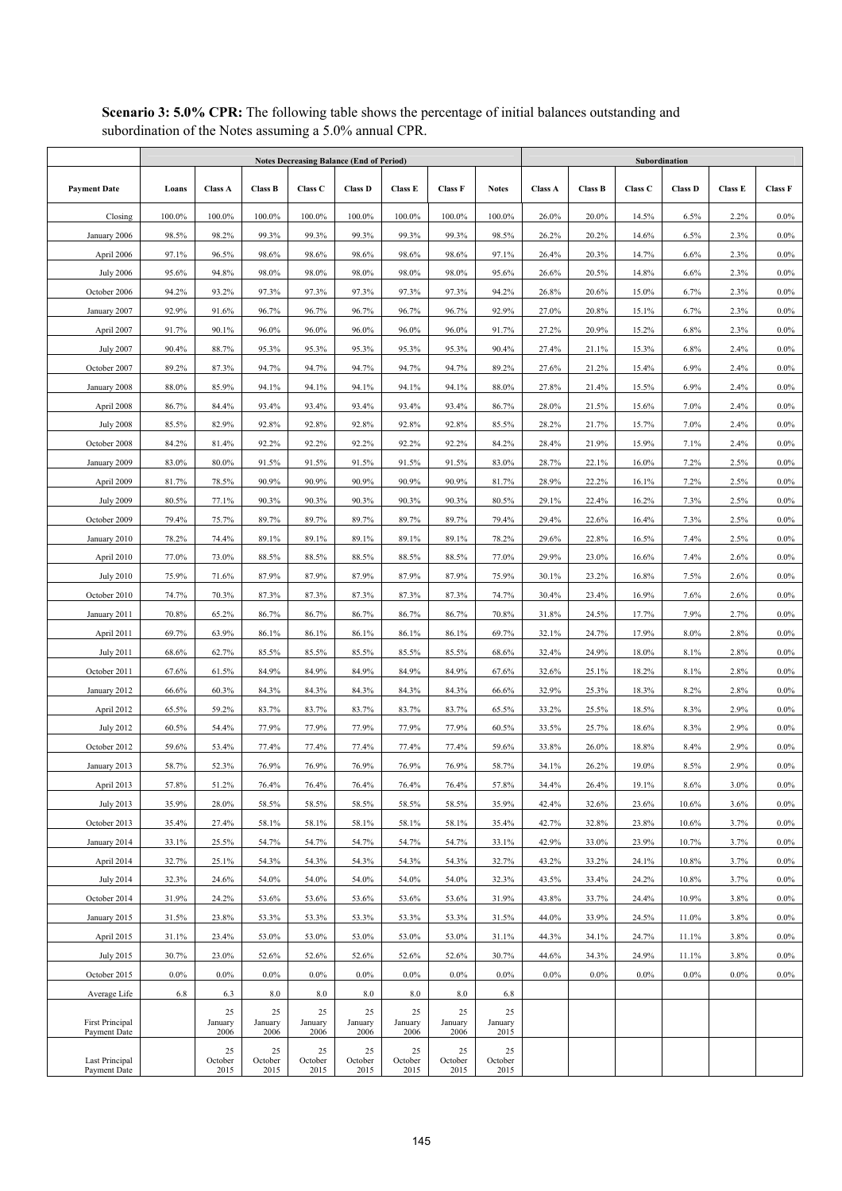**Scenario 3: 5.0% CPR:** The following table shows the percentage of initial balances outstanding and subordination of the Notes assuming a 5.0% annual CPR.

| | Notes Decreasing Balance (End of Period) | | | | | | | | Subordination | | | | | |
|---|---|---|---|---|---|---|---|---|---|---|---|---|---|---|
| **Payment Date** | **Loans** | **Class A** | **Class B** | **Class C** | **Class D** | **Class E** | **Class F** | **Notes** | **Class A** | **Class B** | **Class C** | **Class D** | **Class E** | **Class F** |
| Closing | 100.0% | 100.0% | 100.0% | 100.0% | 100.0% | 100.0% | 100.0% | 100.0% | 26.0% | 20.0% | 14.5% | 6.5% | 2.2% | 0.0% |
| January 2006 | 98.5% | 98.2% | 99.3% | 99.3% | 99.3% | 99.3% | 99.3% | 98.5% | 26.2% | 20.2% | 14.6% | 6.5% | 2.3% | 0.0% |
| April 2006 | 97.1% | 96.5% | 98.6% | 98.6% | 98.6% | 98.6% | 98.6% | 97.1% | 26.4% | 20.3% | 14.7% | 6.6% | 2.3% | 0.0% |
| July 2006 | 95.6% | 94.8% | 98.0% | 98.0% | 98.0% | 98.0% | 98.0% | 95.6% | 26.6% | 20.5% | 14.8% | 6.6% | 2.3% | 0.0% |
| October 2006 | 94.2% | 93.2% | 97.3% | 97.3% | 97.3% | 97.3% | 97.3% | 94.2% | 26.8% | 20.6% | 15.0% | 6.7% | 2.3% | 0.0% |
| January 2007 | 92.9% | 91.6% | 96.7% | 96.7% | 96.7% | 96.7% | 96.7% | 92.9% | 27.0% | 20.8% | 15.1% | 6.7% | 2.3% | 0.0% |
| April 2007 | 91.7% | 90.1% | 96.0% | 96.0% | 96.0% | 96.0% | 96.0% | 91.7% | 27.2% | 20.9% | 15.2% | 6.8% | 2.3% | 0.0% |
| July 2007 | 90.4% | 88.7% | 95.3% | 95.3% | 95.3% | 95.3% | 95.3% | 90.4% | 27.4% | 21.1% | 15.3% | 6.8% | 2.4% | 0.0% |
| October 2007 | 89.2% | 87.3% | 94.7% | 94.7% | 94.7% | 94.7% | 94.7% | 89.2% | 27.6% | 21.2% | 15.4% | 6.9% | 2.4% | 0.0% |
| January 2008 | 88.0% | 85.9% | 94.1% | 94.1% | 94.1% | 94.1% | 94.1% | 88.0% | 27.8% | 21.4% | 15.5% | 6.9% | 2.4% | 0.0% |
| April 2008 | 86.7% | 84.4% | 93.4% | 93.4% | 93.4% | 93.4% | 93.4% | 86.7% | 28.0% | 21.5% | 15.6% | 7.0% | 2.4% | 0.0% |
| July 2008 | 85.5% | 82.9% | 92.8% | 92.8% | 92.8% | 92.8% | 92.8% | 85.5% | 28.2% | 21.7% | 15.7% | 7.0% | 2.4% | 0.0% |
| October 2008 | 84.2% | 81.4% | 92.2% | 92.2% | 92.2% | 92.2% | 92.2% | 84.2% | 28.4% | 21.9% | 15.9% | 7.1% | 2.4% | 0.0% |
| January 2009 | 83.0% | 80.0% | 91.5% | 91.5% | 91.5% | 91.5% | 91.5% | 83.0% | 28.7% | 22.1% | 16.0% | 7.2% | 2.5% | 0.0% |
| April 2009 | 81.7% | 78.5% | 90.9% | 90.9% | 90.9% | 90.9% | 90.9% | 81.7% | 28.9% | 22.2% | 16.1% | 7.2% | 2.5% | 0.0% |
| July 2009 | 80.5% | 77.1% | 90.3% | 90.3% | 90.3% | 90.3% | 90.3% | 80.5% | 29.1% | 22.4% | 16.2% | 7.3% | 2.5% | 0.0% |
| October 2009 | 79.4% | 75.7% | 89.7% | 89.7% | 89.7% | 89.7% | 89.7% | 79.4% | 29.4% | 22.6% | 16.4% | 7.3% | 2.5% | 0.0% |
| January 2010 | 78.2% | 74.4% | 89.1% | 89.1% | 89.1% | 89.1% | 89.1% | 78.2% | 29.6% | 22.8% | 16.5% | 7.4% | 2.5% | 0.0% |
| April 2010 | 77.0% | 73.0% | 88.5% | 88.5% | 88.5% | 88.5% | 88.5% | 77.0% | 29.9% | 23.0% | 16.6% | 7.4% | 2.6% | 0.0% |
| July 2010 | 75.9% | 71.6% | 87.9% | 87.9% | 87.9% | 87.9% | 87.9% | 75.9% | 30.1% | 23.2% | 16.8% | 7.5% | 2.6% | 0.0% |
| October 2010 | 74.7% | 70.3% | 87.3% | 87.3% | 87.3% | 87.3% | 87.3% | 74.7% | 30.4% | 23.4% | 16.9% | 7.6% | 2.6% | 0.0% |
| January 2011 | 70.8% | 65.2% | 86.7% | 86.7% | 86.7% | 86.7% | 86.7% | 70.8% | 31.8% | 24.5% | 17.7% | 7.9% | 2.7% | 0.0% |
| April 2011 | 69.7% | 63.9% | 86.1% | 86.1% | 86.1% | 86.1% | 86.1% | 69.7% | 32.1% | 24.7% | 17.9% | 8.0% | 2.8% | 0.0% |
| July 2011 | 68.6% | 62.7% | 85.5% | 85.5% | 85.5% | 85.5% | 85.5% | 68.6% | 32.4% | 24.9% | 18.0% | 8.1% | 2.8% | 0.0% |
| October 2011 | 67.6% | 61.5% | 84.9% | 84.9% | 84.9% | 84.9% | 84.9% | 67.6% | 32.6% | 25.1% | 18.2% | 8.1% | 2.8% | 0.0% |
| January 2012 | 66.6% | 60.3% | 84.3% | 84.3% | 84.3% | 84.3% | 84.3% | 66.6% | 32.9% | 25.3% | 18.3% | 8.2% | 2.8% | 0.0% |
| April 2012 | 65.5% | 59.2% | 83.7% | 83.7% | 83.7% | 83.7% | 83.7% | 65.5% | 33.2% | 25.5% | 18.5% | 8.3% | 2.9% | 0.0% |
| July 2012 | 60.5% | 54.4% | 77.9% | 77.9% | 77.9% | 77.9% | 77.9% | 60.5% | 33.5% | 25.7% | 18.6% | 8.3% | 2.9% | 0.0% |
| October 2012 | 59.6% | 53.4% | 77.4% | 77.4% | 77.4% | 77.4% | 77.4% | 59.6% | 33.8% | 26.0% | 18.8% | 8.4% | 2.9% | 0.0% |
| January 2013 | 58.7% | 52.3% | 76.9% | 76.9% | 76.9% | 76.9% | 76.9% | 58.7% | 34.1% | 26.2% | 19.0% | 8.5% | 2.9% | 0.0% |
| April 2013 | 57.8% | 51.2% | 76.4% | 76.4% | 76.4% | 76.4% | 76.4% | 57.8% | 34.4% | 26.4% | 19.1% | 8.6% | 3.0% | 0.0% |
| July 2013 | 35.9% | 28.0% | 58.5% | 58.5% | 58.5% | 58.5% | 58.5% | 35.9% | 42.4% | 32.6% | 23.6% | 10.6% | 3.6% | 0.0% |
| October 2013 | 35.4% | 27.4% | 58.1% | 58.1% | 58.1% | 58.1% | 58.1% | 35.4% | 42.7% | 32.8% | 23.8% | 10.6% | 3.7% | 0.0% |
| January 2014 | 33.1% | 25.5% | 54.7% | 54.7% | 54.7% | 54.7% | 54.7% | 33.1% | 42.9% | 33.0% | 23.9% | 10.7% | 3.7% | 0.0% |
| April 2014 | 32.7% | 25.1% | 54.3% | 54.3% | 54.3% | 54.3% | 54.3% | 32.7% | 43.2% | 33.2% | 24.1% | 10.8% | 3.7% | 0.0% |
| July 2014 | 32.3% | 24.6% | 54.0% | 54.0% | 54.0% | 54.0% | 54.0% | 32.3% | 43.5% | 33.4% | 24.2% | 10.8% | 3.7% | 0.0% |
| October 2014 | 31.9% | 24.2% | 53.6% | 53.6% | 53.6% | 53.6% | 53.6% | 31.9% | 43.8% | 33.7% | 24.4% | 10.9% | 3.8% | 0.0% |
| January 2015 | 31.5% | 23.8% | 53.3% | 53.3% | 53.3% | 53.3% | 53.3% | 31.5% | 44.0% | 33.9% | 24.5% | 11.0% | 3.8% | 0.0% |
| April 2015 | 31.1% | 23.4% | 53.0% | 53.0% | 53.0% | 53.0% | 53.0% | 31.1% | 44.3% | 34.1% | 24.7% | 11.1% | 3.8% | 0.0% |
| July 2015 | 30.7% | 23.0% | 52.6% | 52.6% | 52.6% | 52.6% | 52.6% | 30.7% | 44.6% | 34.3% | 24.9% | 11.1% | 3.8% | 0.0% |
| October 2015 | 0.0% | 0.0% | 0.0% | 0.0% | 0.0% | 0.0% | 0.0% | 0.0% | 0.0% | 0.0% | 0.0% | 0.0% | 0.0% | 0.0% |
| Average Life | 6.8 | 6.3 | 8.0 | 8.0 | 8.0 | 8.0 | 8.0 | 6.8 | | | | | | |
| First Principal Payment Date | | 25 January 2006 | 25 January 2006 | 25 January 2006 | 25 January 2006 | 25 January 2006 | 25 January 2006 | 25 January 2015 | | | | | | |
| Last Principal Payment Date | | 25 October 2015 | 25 October 2015 | 25 October 2015 | 25 October 2015 | 25 October 2015 | 25 October 2015 | 25 October 2015 | | | | | | |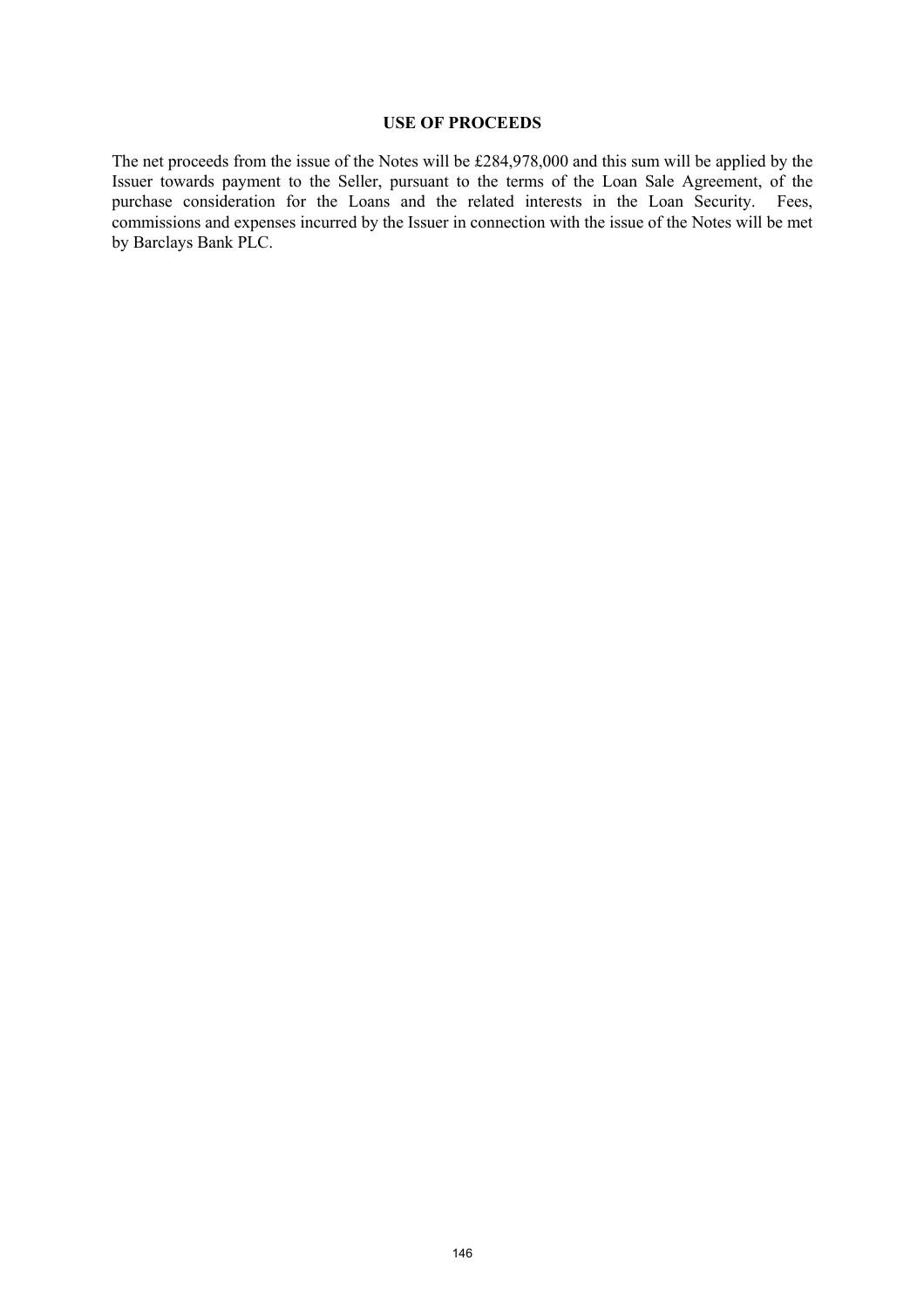# USE OF PROCEEDS

The net proceeds from the issue of the Notes will be £284,978,000 and this sum will be applied by the Issuer towards payment to the Seller, pursuant to the terms of the Loan Sale Agreement, of the purchase consideration for the Loans and the related interests in the Loan Security. Fees, commissions and expenses incurred by the Issuer in connection with the issue of the Notes will be met by Barclays Bank PLC.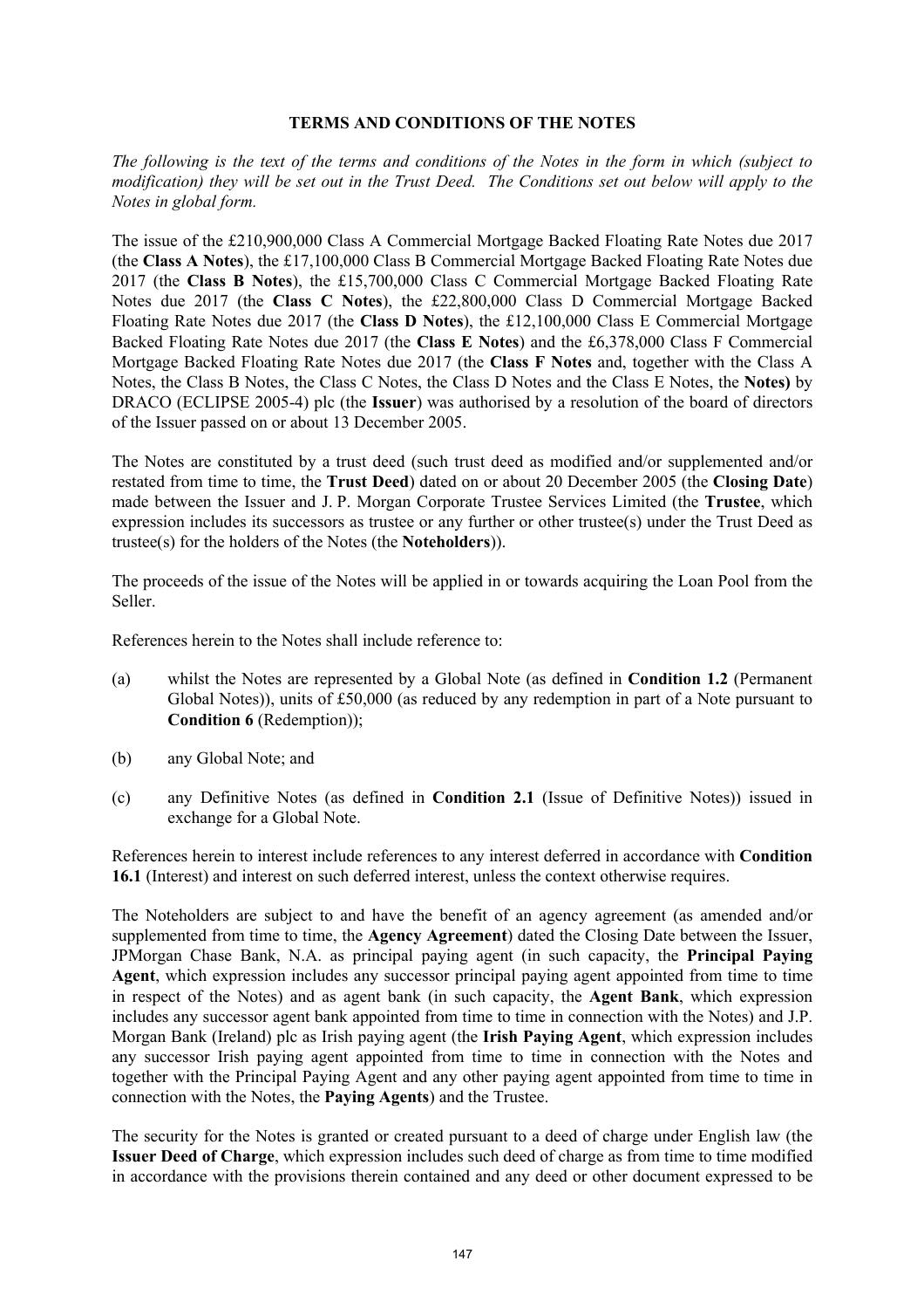**TERMS AND CONDITIONS OF THE NOTES**

*The following is the text of the terms and conditions of the Notes in the form in which (subject to modification) they will be set out in the Trust Deed. The Conditions set out below will apply to the Notes in global form.*

The issue of the £210,900,000 Class A Commercial Mortgage Backed Floating Rate Notes due 2017 (the **Class A Notes**), the £17,100,000 Class B Commercial Mortgage Backed Floating Rate Notes due 2017 (the **Class B Notes**), the £15,700,000 Class C Commercial Mortgage Backed Floating Rate Notes due 2017 (the **Class C Notes**), the £22,800,000 Class D Commercial Mortgage Backed Floating Rate Notes due 2017 (the **Class D Notes**), the £12,100,000 Class E Commercial Mortgage Backed Floating Rate Notes due 2017 (the **Class E Notes**) and the £6,378,000 Class F Commercial Mortgage Backed Floating Rate Notes due 2017 (the **Class F Notes** and, together with the Class A Notes, the Class B Notes, the Class C Notes, the Class D Notes and the Class E Notes, the **Notes)** by DRACO (ECLIPSE 2005-4) plc (the **Issuer**) was authorised by a resolution of the board of directors of the Issuer passed on or about 13 December 2005.

The Notes are constituted by a trust deed (such trust deed as modified and/or supplemented and/or restated from time to time, the **Trust Deed**) dated on or about 20 December 2005 (the **Closing Date**) made between the Issuer and J. P. Morgan Corporate Trustee Services Limited (the **Trustee**, which expression includes its successors as trustee or any further or other trustee(s) under the Trust Deed as trustee(s) for the holders of the Notes (the **Noteholders**)).

The proceeds of the issue of the Notes will be applied in or towards acquiring the Loan Pool from the Seller.

References herein to the Notes shall include reference to:

(a) whilst the Notes are represented by a Global Note (as defined in **Condition 1.2** (Permanent Global Notes)), units of £50,000 (as reduced by any redemption in part of a Note pursuant to **Condition 6** (Redemption));

(b) any Global Note; and

(c) any Definitive Notes (as defined in **Condition 2.1** (Issue of Definitive Notes)) issued in exchange for a Global Note.

References herein to interest include references to any interest deferred in accordance with **Condition 16.1** (Interest) and interest on such deferred interest, unless the context otherwise requires.

The Noteholders are subject to and have the benefit of an agency agreement (as amended and/or supplemented from time to time, the **Agency Agreement**) dated the Closing Date between the Issuer, JPMorgan Chase Bank, N.A. as principal paying agent (in such capacity, the **Principal Paying Agent**, which expression includes any successor principal paying agent appointed from time to time in respect of the Notes) and as agent bank (in such capacity, the **Agent Bank**, which expression includes any successor agent bank appointed from time to time in connection with the Notes) and J.P. Morgan Bank (Ireland) plc as Irish paying agent (the **Irish Paying Agent**, which expression includes any successor Irish paying agent appointed from time to time in connection with the Notes and together with the Principal Paying Agent and any other paying agent appointed from time to time in connection with the Notes, the **Paying Agents**) and the Trustee.

The security for the Notes is granted or created pursuant to a deed of charge under English law (the **Issuer Deed of Charge**, which expression includes such deed of charge as from time to time modified in accordance with the provisions therein contained and any deed or other document expressed to be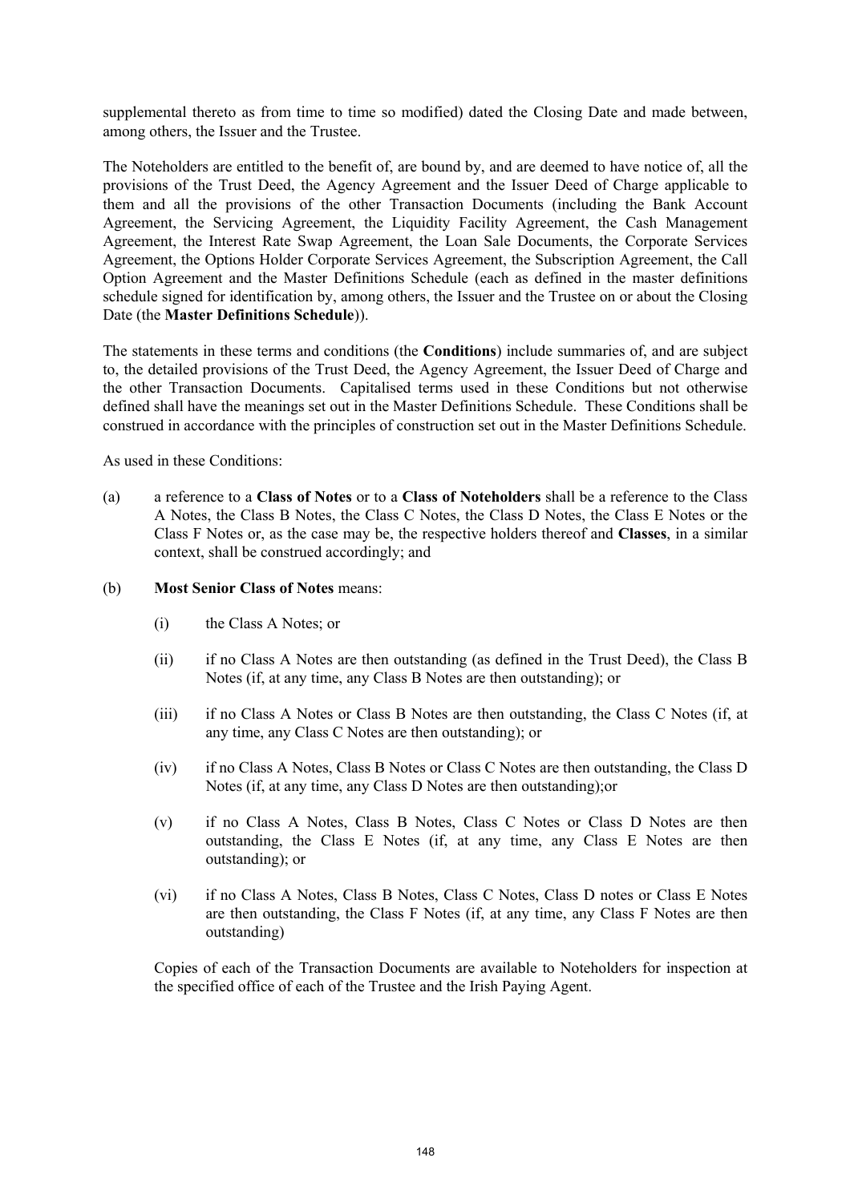supplemental thereto as from time to time so modified) dated the Closing Date and made between, among others, the Issuer and the Trustee.

The Noteholders are entitled to the benefit of, are bound by, and are deemed to have notice of, all the provisions of the Trust Deed, the Agency Agreement and the Issuer Deed of Charge applicable to them and all the provisions of the other Transaction Documents (including the Bank Account Agreement, the Servicing Agreement, the Liquidity Facility Agreement, the Cash Management Agreement, the Interest Rate Swap Agreement, the Loan Sale Documents, the Corporate Services Agreement, the Options Holder Corporate Services Agreement, the Subscription Agreement, the Call Option Agreement and the Master Definitions Schedule (each as defined in the master definitions schedule signed for identification by, among others, the Issuer and the Trustee on or about the Closing Date (the **Master Definitions Schedule**)).

The statements in these terms and conditions (the **Conditions**) include summaries of, and are subject to, the detailed provisions of the Trust Deed, the Agency Agreement, the Issuer Deed of Charge and the other Transaction Documents. Capitalised terms used in these Conditions but not otherwise defined shall have the meanings set out in the Master Definitions Schedule. These Conditions shall be construed in accordance with the principles of construction set out in the Master Definitions Schedule.

As used in these Conditions:

(a) a reference to a **Class of Notes** or to a **Class of Noteholders** shall be a reference to the Class A Notes, the Class B Notes, the Class C Notes, the Class D Notes, the Class E Notes or the Class F Notes or, as the case may be, the respective holders thereof and **Classes**, in a similar context, shall be construed accordingly; and

(b) **Most Senior Class of Notes** means:

  (i) the Class A Notes; or

  (ii) if no Class A Notes are then outstanding (as defined in the Trust Deed), the Class B Notes (if, at any time, any Class B Notes are then outstanding); or

  (iii) if no Class A Notes or Class B Notes are then outstanding, the Class C Notes (if, at any time, any Class C Notes are then outstanding); or

  (iv) if no Class A Notes, Class B Notes or Class C Notes are then outstanding, the Class D Notes (if, at any time, any Class D Notes are then outstanding);or

  (v) if no Class A Notes, Class B Notes, Class C Notes or Class D Notes are then outstanding, the Class E Notes (if, at any time, any Class E Notes are then outstanding); or

  (vi) if no Class A Notes, Class B Notes, Class C Notes, Class D notes or Class E Notes are then outstanding, the Class F Notes (if, at any time, any Class F Notes are then outstanding)

Copies of each of the Transaction Documents are available to Noteholders for inspection at the specified office of each of the Trustee and the Irish Paying Agent.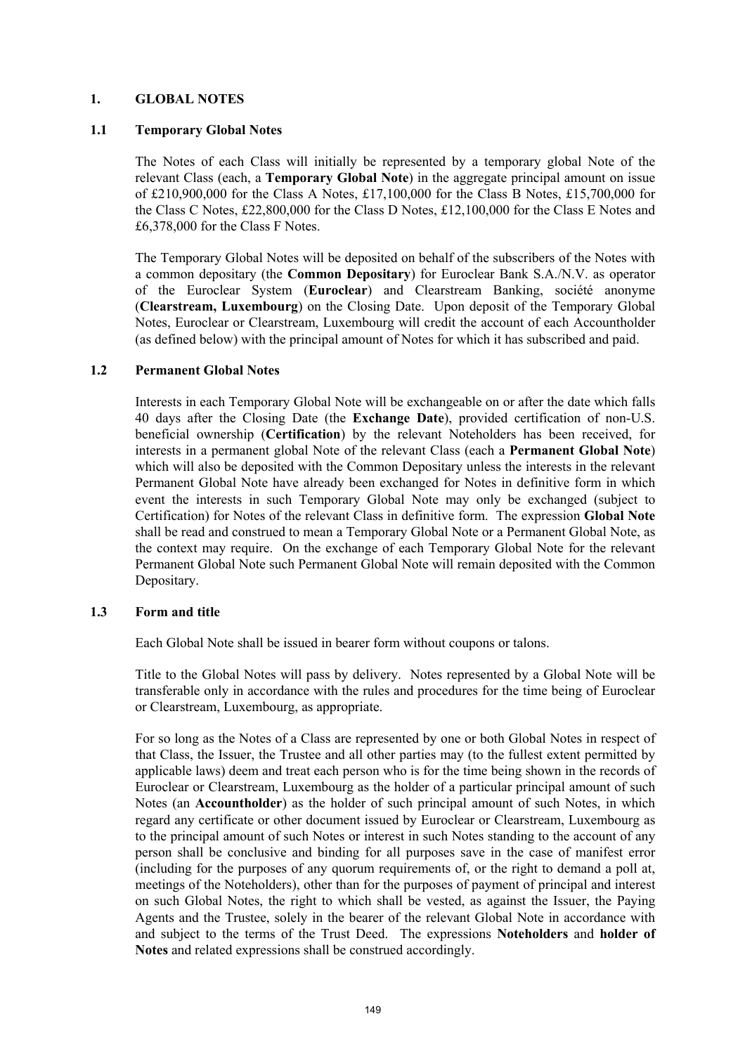# 1. GLOBAL NOTES

## 1.1 Temporary Global Notes

The Notes of each Class will initially be represented by a temporary global Note of the relevant Class (each, a **Temporary Global Note**) in the aggregate principal amount on issue of £210,900,000 for the Class A Notes, £17,100,000 for the Class B Notes, £15,700,000 for the Class C Notes, £22,800,000 for the Class D Notes, £12,100,000 for the Class E Notes and £6,378,000 for the Class F Notes.

The Temporary Global Notes will be deposited on behalf of the subscribers of the Notes with a common depositary (the **Common Depositary**) for Euroclear Bank S.A./N.V. as operator of the Euroclear System (**Euroclear**) and Clearstream Banking, société anonyme (**Clearstream, Luxembourg**) on the Closing Date. Upon deposit of the Temporary Global Notes, Euroclear or Clearstream, Luxembourg will credit the account of each Accountholder (as defined below) with the principal amount of Notes for which it has subscribed and paid.

## 1.2 Permanent Global Notes

Interests in each Temporary Global Note will be exchangeable on or after the date which falls 40 days after the Closing Date (the **Exchange Date**), provided certification of non-U.S. beneficial ownership (**Certification**) by the relevant Noteholders has been received, for interests in a permanent global Note of the relevant Class (each a **Permanent Global Note**) which will also be deposited with the Common Depositary unless the interests in the relevant Permanent Global Note have already been exchanged for Notes in definitive form in which event the interests in such Temporary Global Note may only be exchanged (subject to Certification) for Notes of the relevant Class in definitive form. The expression **Global Note** shall be read and construed to mean a Temporary Global Note or a Permanent Global Note, as the context may require. On the exchange of each Temporary Global Note for the relevant Permanent Global Note such Permanent Global Note will remain deposited with the Common Depositary.

## 1.3 Form and title

Each Global Note shall be issued in bearer form without coupons or talons.

Title to the Global Notes will pass by delivery. Notes represented by a Global Note will be transferable only in accordance with the rules and procedures for the time being of Euroclear or Clearstream, Luxembourg, as appropriate.

For so long as the Notes of a Class are represented by one or both Global Notes in respect of that Class, the Issuer, the Trustee and all other parties may (to the fullest extent permitted by applicable laws) deem and treat each person who is for the time being shown in the records of Euroclear or Clearstream, Luxembourg as the holder of a particular principal amount of such Notes (an **Accountholder**) as the holder of such principal amount of such Notes, in which regard any certificate or other document issued by Euroclear or Clearstream, Luxembourg as to the principal amount of such Notes or interest in such Notes standing to the account of any person shall be conclusive and binding for all purposes save in the case of manifest error (including for the purposes of any quorum requirements of, or the right to demand a poll at, meetings of the Noteholders), other than for the purposes of payment of principal and interest on such Global Notes, the right to which shall be vested, as against the Issuer, the Paying Agents and the Trustee, solely in the bearer of the relevant Global Note in accordance with and subject to the terms of the Trust Deed. The expressions **Noteholders** and **holder of Notes** and related expressions shall be construed accordingly.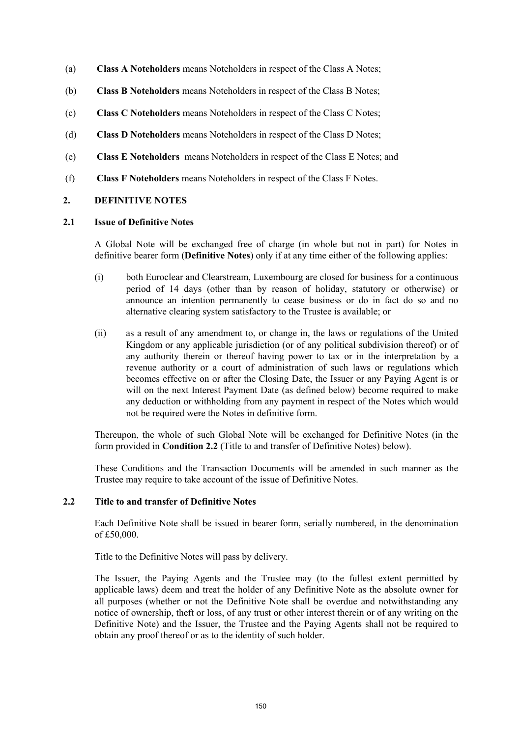(a) **Class A Noteholders** means Noteholders in respect of the Class A Notes;

(b) **Class B Noteholders** means Noteholders in respect of the Class B Notes;

(c) **Class C Noteholders** means Noteholders in respect of the Class C Notes;

(d) **Class D Noteholders** means Noteholders in respect of the Class D Notes;

(e) **Class E Noteholders** means Noteholders in respect of the Class E Notes; and

(f) **Class F Noteholders** means Noteholders in respect of the Class F Notes.

## 2. DEFINITIVE NOTES

### 2.1 Issue of Definitive Notes

A Global Note will be exchanged free of charge (in whole but not in part) for Notes in definitive bearer form (**Definitive Notes**) only if at any time either of the following applies:

(i) both Euroclear and Clearstream, Luxembourg are closed for business for a continuous period of 14 days (other than by reason of holiday, statutory or otherwise) or announce an intention permanently to cease business or do in fact do so and no alternative clearing system satisfactory to the Trustee is available; or

(ii) as a result of any amendment to, or change in, the laws or regulations of the United Kingdom or any applicable jurisdiction (or of any political subdivision thereof) or of any authority therein or thereof having power to tax or in the interpretation by a revenue authority or a court of administration of such laws or regulations which becomes effective on or after the Closing Date, the Issuer or any Paying Agent is or will on the next Interest Payment Date (as defined below) become required to make any deduction or withholding from any payment in respect of the Notes which would not be required were the Notes in definitive form.

Thereupon, the whole of such Global Note will be exchanged for Definitive Notes (in the form provided in **Condition 2.2** (Title to and transfer of Definitive Notes) below).

These Conditions and the Transaction Documents will be amended in such manner as the Trustee may require to take account of the issue of Definitive Notes.

### 2.2 Title to and transfer of Definitive Notes

Each Definitive Note shall be issued in bearer form, serially numbered, in the denomination of £50,000.

Title to the Definitive Notes will pass by delivery.

The Issuer, the Paying Agents and the Trustee may (to the fullest extent permitted by applicable laws) deem and treat the holder of any Definitive Note as the absolute owner for all purposes (whether or not the Definitive Note shall be overdue and notwithstanding any notice of ownership, theft or loss, of any trust or other interest therein or of any writing on the Definitive Note) and the Issuer, the Trustee and the Paying Agents shall not be required to obtain any proof thereof or as to the identity of such holder.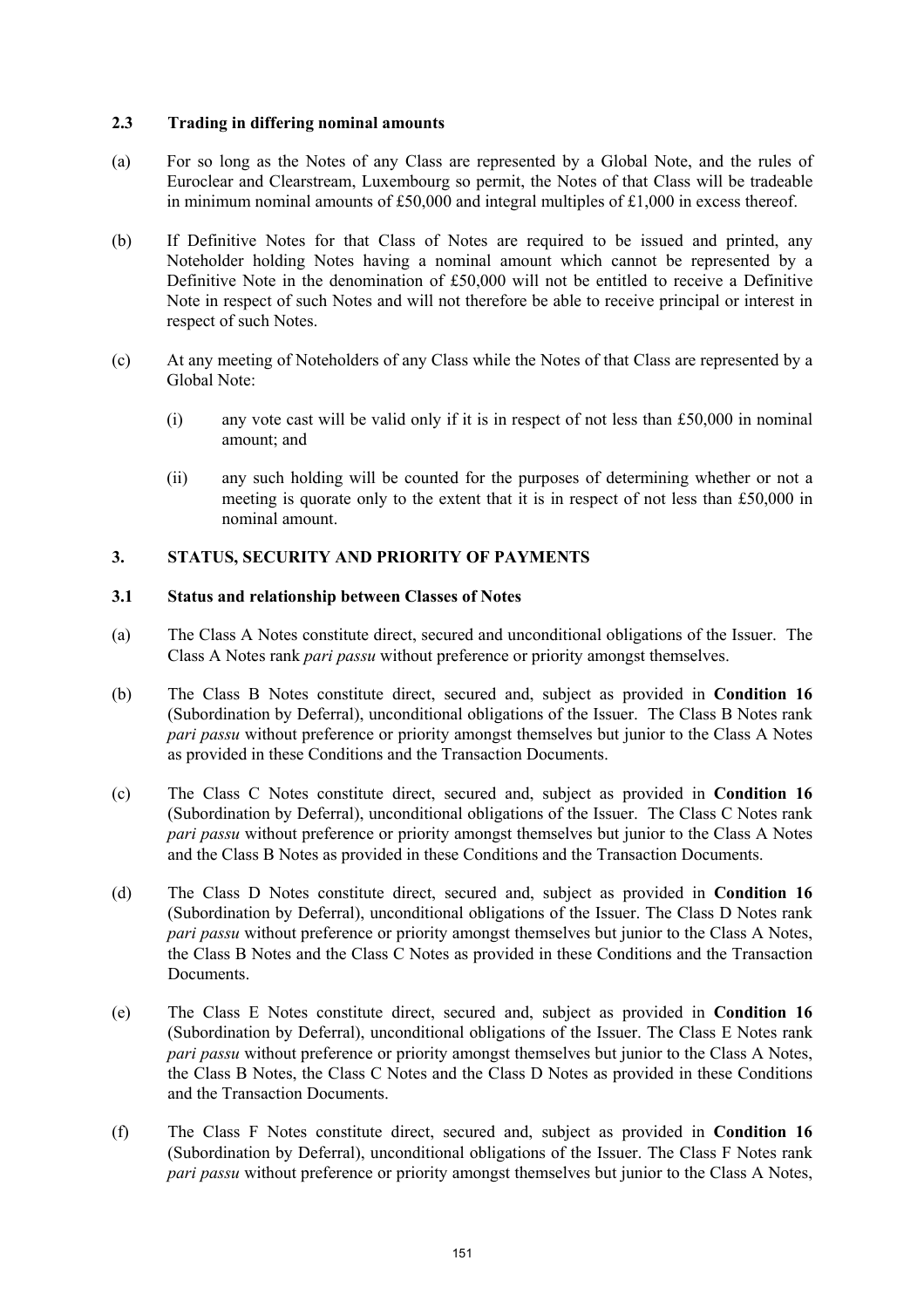### 2.3 Trading in differing nominal amounts

(a) For so long as the Notes of any Class are represented by a Global Note, and the rules of Euroclear and Clearstream, Luxembourg so permit, the Notes of that Class will be tradeable in minimum nominal amounts of £50,000 and integral multiples of £1,000 in excess thereof.

(b) If Definitive Notes for that Class of Notes are required to be issued and printed, any Noteholder holding Notes having a nominal amount which cannot be represented by a Definitive Note in the denomination of £50,000 will not be entitled to receive a Definitive Note in respect of such Notes and will not therefore be able to receive principal or interest in respect of such Notes.

(c) At any meeting of Noteholders of any Class while the Notes of that Class are represented by a Global Note:

(i) any vote cast will be valid only if it is in respect of not less than £50,000 in nominal amount; and

(ii) any such holding will be counted for the purposes of determining whether or not a meeting is quorate only to the extent that it is in respect of not less than £50,000 in nominal amount.

## 3. STATUS, SECURITY AND PRIORITY OF PAYMENTS

### 3.1 Status and relationship between Classes of Notes

(a) The Class A Notes constitute direct, secured and unconditional obligations of the Issuer. The Class A Notes rank *pari passu* without preference or priority amongst themselves.

(b) The Class B Notes constitute direct, secured and, subject as provided in **Condition 16** (Subordination by Deferral), unconditional obligations of the Issuer. The Class B Notes rank *pari passu* without preference or priority amongst themselves but junior to the Class A Notes as provided in these Conditions and the Transaction Documents.

(c) The Class C Notes constitute direct, secured and, subject as provided in **Condition 16** (Subordination by Deferral), unconditional obligations of the Issuer. The Class C Notes rank *pari passu* without preference or priority amongst themselves but junior to the Class A Notes and the Class B Notes as provided in these Conditions and the Transaction Documents.

(d) The Class D Notes constitute direct, secured and, subject as provided in **Condition 16** (Subordination by Deferral), unconditional obligations of the Issuer. The Class D Notes rank *pari passu* without preference or priority amongst themselves but junior to the Class A Notes, the Class B Notes and the Class C Notes as provided in these Conditions and the Transaction Documents.

(e) The Class E Notes constitute direct, secured and, subject as provided in **Condition 16** (Subordination by Deferral), unconditional obligations of the Issuer. The Class E Notes rank *pari passu* without preference or priority amongst themselves but junior to the Class A Notes, the Class B Notes, the Class C Notes and the Class D Notes as provided in these Conditions and the Transaction Documents.

(f) The Class F Notes constitute direct, secured and, subject as provided in **Condition 16** (Subordination by Deferral), unconditional obligations of the Issuer. The Class F Notes rank *pari passu* without preference or priority amongst themselves but junior to the Class A Notes,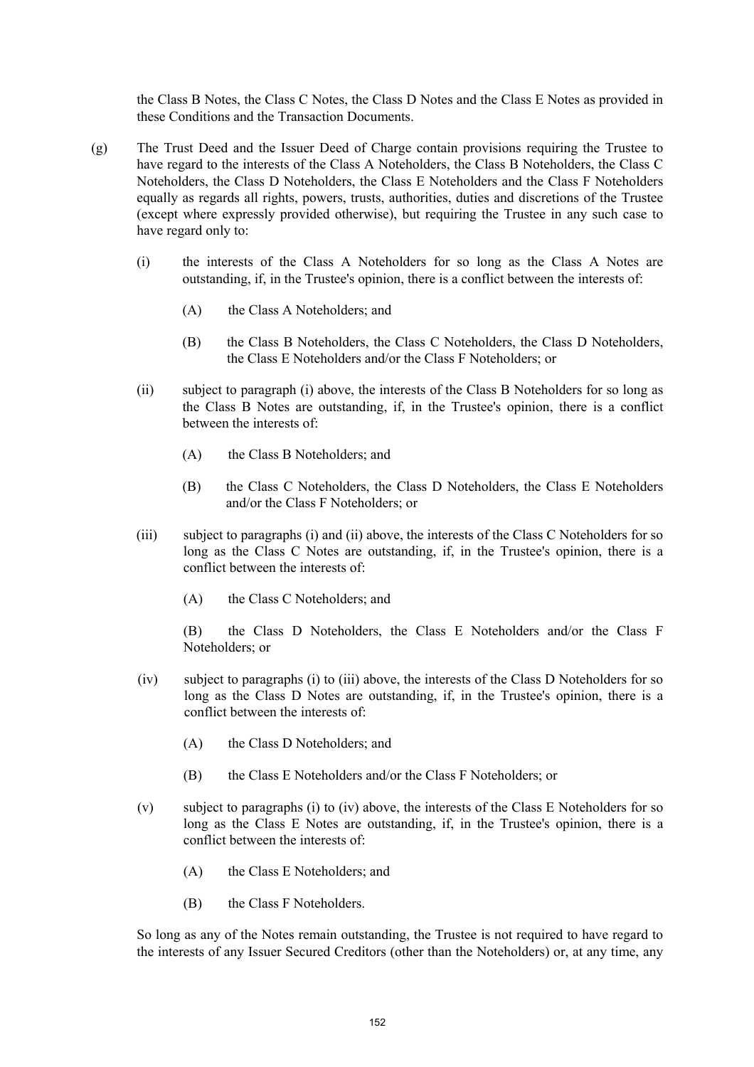the Class B Notes, the Class C Notes, the Class D Notes and the Class E Notes as provided in these Conditions and the Transaction Documents.

(g) The Trust Deed and the Issuer Deed of Charge contain provisions requiring the Trustee to have regard to the interests of the Class A Noteholders, the Class B Noteholders, the Class C Noteholders, the Class D Noteholders, the Class E Noteholders and the Class F Noteholders equally as regards all rights, powers, trusts, authorities, duties and discretions of the Trustee (except where expressly provided otherwise), but requiring the Trustee in any such case to have regard only to:

   (i) the interests of the Class A Noteholders for so long as the Class A Notes are outstanding, if, in the Trustee's opinion, there is a conflict between the interests of:

      (A) the Class A Noteholders; and

      (B) the Class B Noteholders, the Class C Noteholders, the Class D Noteholders, the Class E Noteholders and/or the Class F Noteholders; or

   (ii) subject to paragraph (i) above, the interests of the Class B Noteholders for so long as the Class B Notes are outstanding, if, in the Trustee's opinion, there is a conflict between the interests of:

      (A) the Class B Noteholders; and

      (B) the Class C Noteholders, the Class D Noteholders, the Class E Noteholders and/or the Class F Noteholders; or

   (iii) subject to paragraphs (i) and (ii) above, the interests of the Class C Noteholders for so long as the Class C Notes are outstanding, if, in the Trustee's opinion, there is a conflict between the interests of:

      (A) the Class C Noteholders; and

      (B) the Class D Noteholders, the Class E Noteholders and/or the Class F Noteholders; or

   (iv) subject to paragraphs (i) to (iii) above, the interests of the Class D Noteholders for so long as the Class D Notes are outstanding, if, in the Trustee's opinion, there is a conflict between the interests of:

      (A) the Class D Noteholders; and

      (B) the Class E Noteholders and/or the Class F Noteholders; or

   (v) subject to paragraphs (i) to (iv) above, the interests of the Class E Noteholders for so long as the Class E Notes are outstanding, if, in the Trustee's opinion, there is a conflict between the interests of:

      (A) the Class E Noteholders; and

      (B) the Class F Noteholders.

So long as any of the Notes remain outstanding, the Trustee is not required to have regard to the interests of any Issuer Secured Creditors (other than the Noteholders) or, at any time, any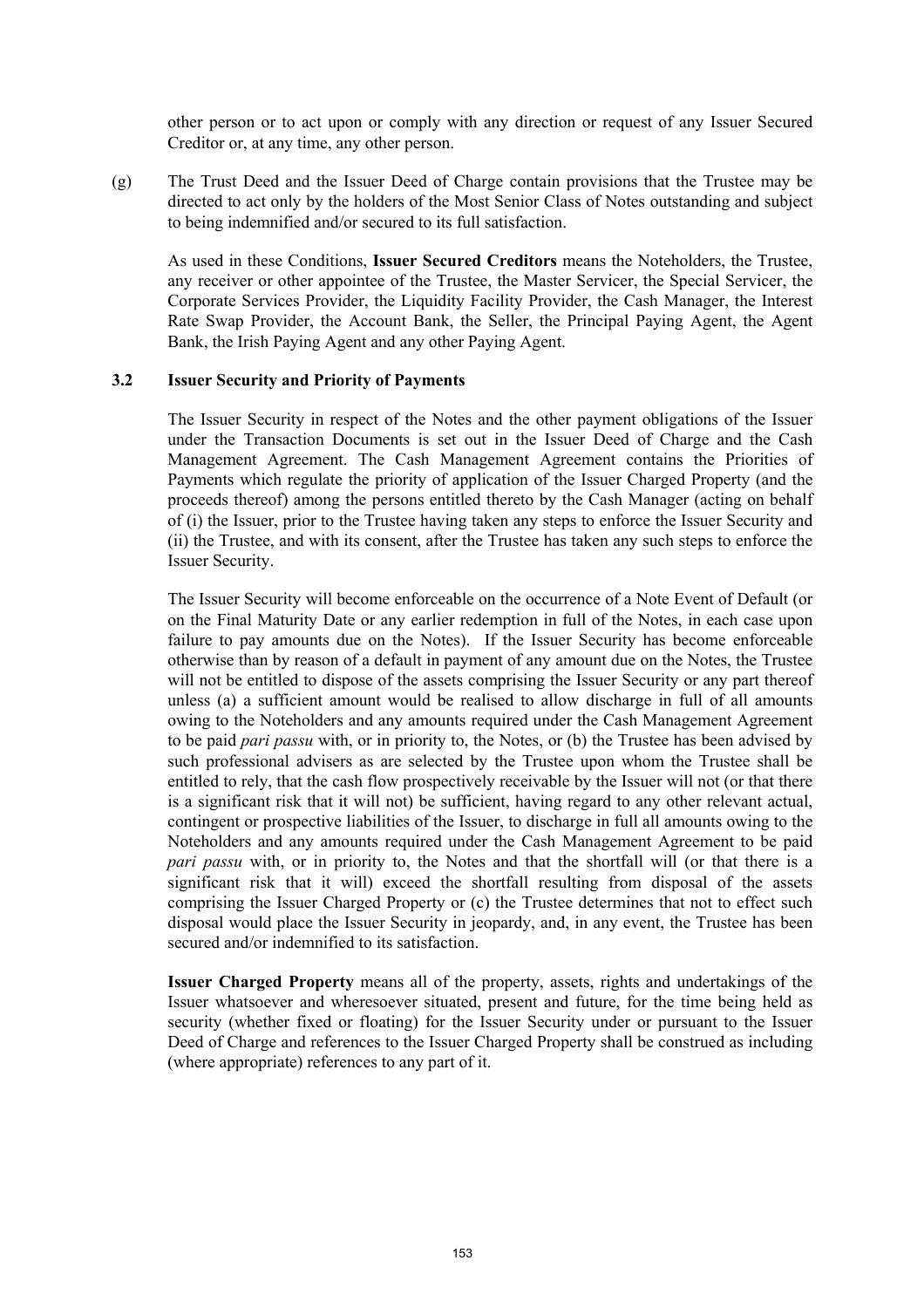other person or to act upon or comply with any direction or request of any Issuer Secured Creditor or, at any time, any other person.

(g) The Trust Deed and the Issuer Deed of Charge contain provisions that the Trustee may be directed to act only by the holders of the Most Senior Class of Notes outstanding and subject to being indemnified and/or secured to its full satisfaction.

As used in these Conditions, **Issuer Secured Creditors** means the Noteholders, the Trustee, any receiver or other appointee of the Trustee, the Master Servicer, the Special Servicer, the Corporate Services Provider, the Liquidity Facility Provider, the Cash Manager, the Interest Rate Swap Provider, the Account Bank, the Seller, the Principal Paying Agent, the Agent Bank, the Irish Paying Agent and any other Paying Agent.

### 3.2 Issuer Security and Priority of Payments

The Issuer Security in respect of the Notes and the other payment obligations of the Issuer under the Transaction Documents is set out in the Issuer Deed of Charge and the Cash Management Agreement. The Cash Management Agreement contains the Priorities of Payments which regulate the priority of application of the Issuer Charged Property (and the proceeds thereof) among the persons entitled thereto by the Cash Manager (acting on behalf of (i) the Issuer, prior to the Trustee having taken any steps to enforce the Issuer Security and (ii) the Trustee, and with its consent, after the Trustee has taken any such steps to enforce the Issuer Security.

The Issuer Security will become enforceable on the occurrence of a Note Event of Default (or on the Final Maturity Date or any earlier redemption in full of the Notes, in each case upon failure to pay amounts due on the Notes). If the Issuer Security has become enforceable otherwise than by reason of a default in payment of any amount due on the Notes, the Trustee will not be entitled to dispose of the assets comprising the Issuer Security or any part thereof unless (a) a sufficient amount would be realised to allow discharge in full of all amounts owing to the Noteholders and any amounts required under the Cash Management Agreement to be paid *pari passu* with, or in priority to, the Notes, or (b) the Trustee has been advised by such professional advisers as are selected by the Trustee upon whom the Trustee shall be entitled to rely, that the cash flow prospectively receivable by the Issuer will not (or that there is a significant risk that it will not) be sufficient, having regard to any other relevant actual, contingent or prospective liabilities of the Issuer, to discharge in full all amounts owing to the Noteholders and any amounts required under the Cash Management Agreement to be paid *pari passu* with, or in priority to, the Notes and that the shortfall will (or that there is a significant risk that it will) exceed the shortfall resulting from disposal of the assets comprising the Issuer Charged Property or (c) the Trustee determines that not to effect such disposal would place the Issuer Security in jeopardy, and, in any event, the Trustee has been secured and/or indemnified to its satisfaction.

**Issuer Charged Property** means all of the property, assets, rights and undertakings of the Issuer whatsoever and wheresoever situated, present and future, for the time being held as security (whether fixed or floating) for the Issuer Security under or pursuant to the Issuer Deed of Charge and references to the Issuer Charged Property shall be construed as including (where appropriate) references to any part of it.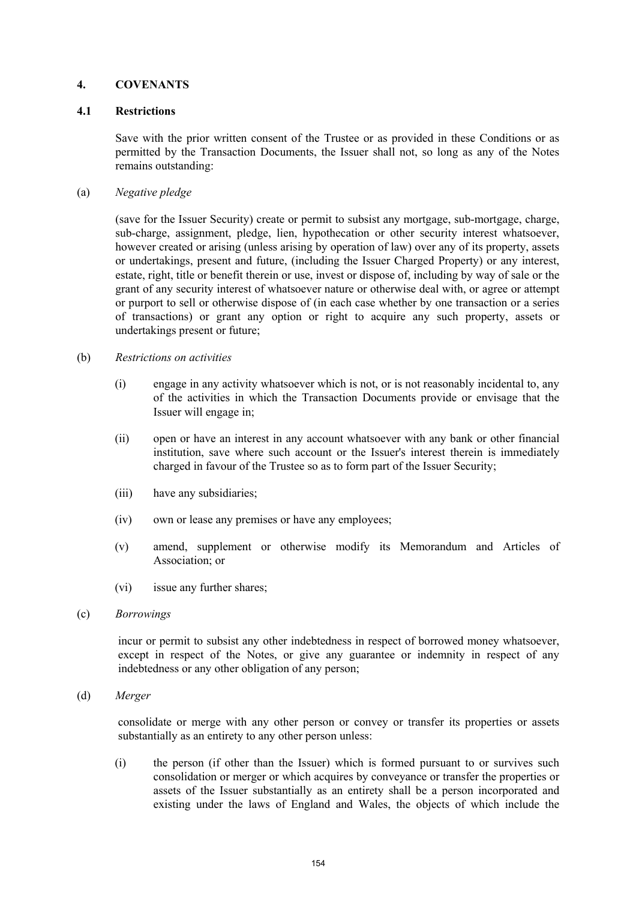## 4. COVENANTS

### 4.1 Restrictions

Save with the prior written consent of the Trustee or as provided in these Conditions or as permitted by the Transaction Documents, the Issuer shall not, so long as any of the Notes remains outstanding:

(a) *Negative pledge*

(save for the Issuer Security) create or permit to subsist any mortgage, sub-mortgage, charge, sub-charge, assignment, pledge, lien, hypothecation or other security interest whatsoever, however created or arising (unless arising by operation of law) over any of its property, assets or undertakings, present and future, (including the Issuer Charged Property) or any interest, estate, right, title or benefit therein or use, invest or dispose of, including by way of sale or the grant of any security interest of whatsoever nature or otherwise deal with, or agree or attempt or purport to sell or otherwise dispose of (in each case whether by one transaction or a series of transactions) or grant any option or right to acquire any such property, assets or undertakings present or future;

(b) *Restrictions on activities*

(i) engage in any activity whatsoever which is not, or is not reasonably incidental to, any of the activities in which the Transaction Documents provide or envisage that the Issuer will engage in;

(ii) open or have an interest in any account whatsoever with any bank or other financial institution, save where such account or the Issuer's interest therein is immediately charged in favour of the Trustee so as to form part of the Issuer Security;

(iii) have any subsidiaries;

(iv) own or lease any premises or have any employees;

(v) amend, supplement or otherwise modify its Memorandum and Articles of Association; or

(vi) issue any further shares;

(c) *Borrowings*

incur or permit to subsist any other indebtedness in respect of borrowed money whatsoever, except in respect of the Notes, or give any guarantee or indemnity in respect of any indebtedness or any other obligation of any person;

(d) *Merger*

consolidate or merge with any other person or convey or transfer its properties or assets substantially as an entirety to any other person unless:

(i) the person (if other than the Issuer) which is formed pursuant to or survives such consolidation or merger or which acquires by conveyance or transfer the properties or assets of the Issuer substantially as an entirety shall be a person incorporated and existing under the laws of England and Wales, the objects of which include the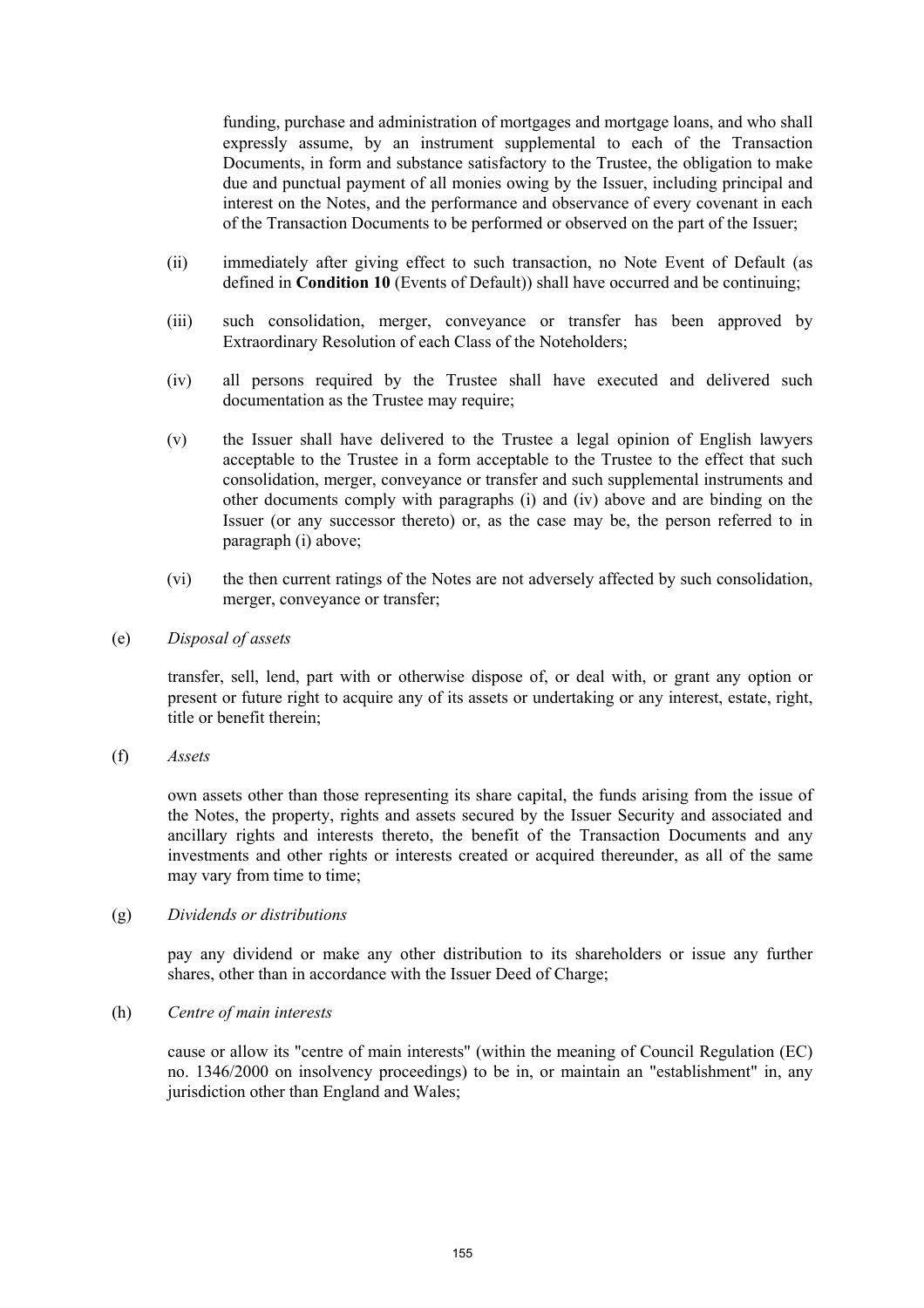funding, purchase and administration of mortgages and mortgage loans, and who shall expressly assume, by an instrument supplemental to each of the Transaction Documents, in form and substance satisfactory to the Trustee, the obligation to make due and punctual payment of all monies owing by the Issuer, including principal and interest on the Notes, and the performance and observance of every covenant in each of the Transaction Documents to be performed or observed on the part of the Issuer;

(ii) immediately after giving effect to such transaction, no Note Event of Default (as defined in **Condition 10** (Events of Default)) shall have occurred and be continuing;

(iii) such consolidation, merger, conveyance or transfer has been approved by Extraordinary Resolution of each Class of the Noteholders;

(iv) all persons required by the Trustee shall have executed and delivered such documentation as the Trustee may require;

(v) the Issuer shall have delivered to the Trustee a legal opinion of English lawyers acceptable to the Trustee in a form acceptable to the Trustee to the effect that such consolidation, merger, conveyance or transfer and such supplemental instruments and other documents comply with paragraphs (i) and (iv) above and are binding on the Issuer (or any successor thereto) or, as the case may be, the person referred to in paragraph (i) above;

(vi) the then current ratings of the Notes are not adversely affected by such consolidation, merger, conveyance or transfer;

(e) *Disposal of assets*

transfer, sell, lend, part with or otherwise dispose of, or deal with, or grant any option or present or future right to acquire any of its assets or undertaking or any interest, estate, right, title or benefit therein;

(f) *Assets*

own assets other than those representing its share capital, the funds arising from the issue of the Notes, the property, rights and assets secured by the Issuer Security and associated and ancillary rights and interests thereto, the benefit of the Transaction Documents and any investments and other rights or interests created or acquired thereunder, as all of the same may vary from time to time;

(g) *Dividends or distributions*

pay any dividend or make any other distribution to its shareholders or issue any further shares, other than in accordance with the Issuer Deed of Charge;

(h) *Centre of main interests*

cause or allow its "centre of main interests" (within the meaning of Council Regulation (EC) no. 1346/2000 on insolvency proceedings) to be in, or maintain an "establishment" in, any jurisdiction other than England and Wales;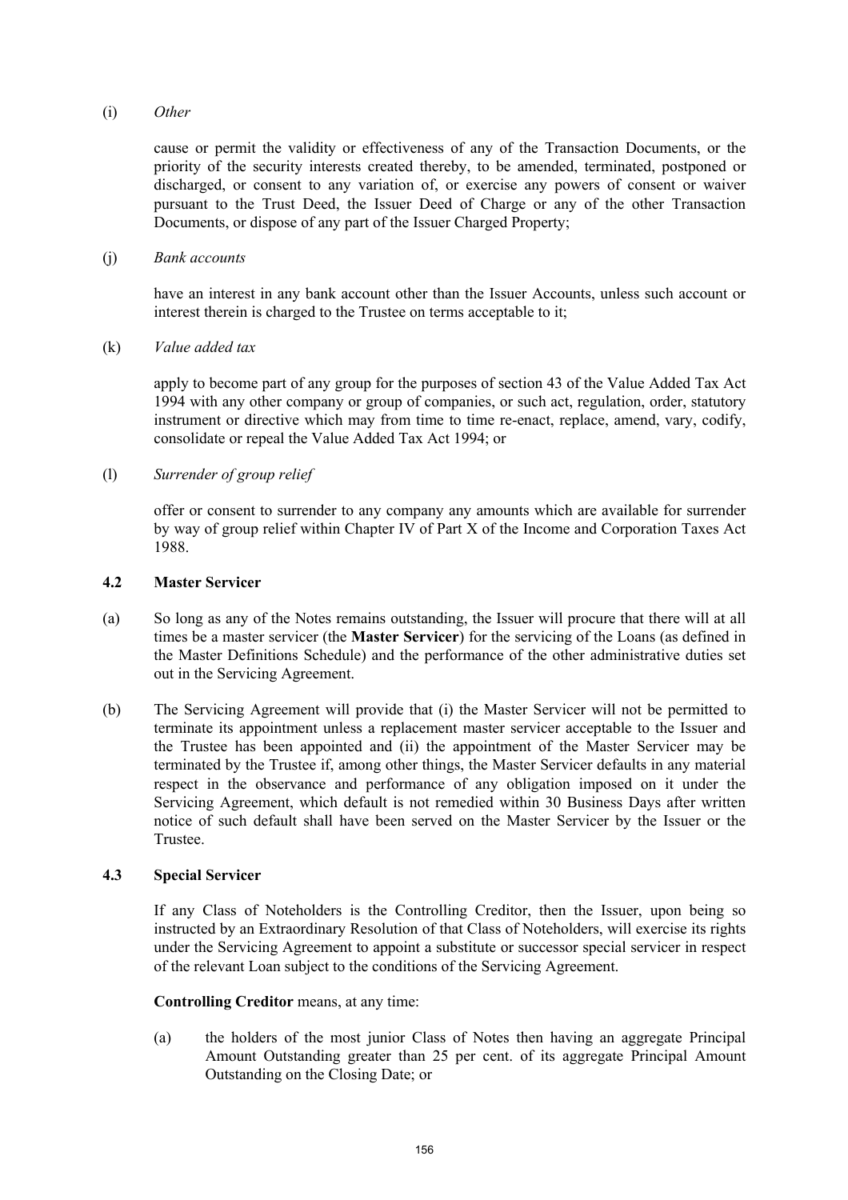(i) *Other*

cause or permit the validity or effectiveness of any of the Transaction Documents, or the priority of the security interests created thereby, to be amended, terminated, postponed or discharged, or consent to any variation of, or exercise any powers of consent or waiver pursuant to the Trust Deed, the Issuer Deed of Charge or any of the other Transaction Documents, or dispose of any part of the Issuer Charged Property;

(j) *Bank accounts*

have an interest in any bank account other than the Issuer Accounts, unless such account or interest therein is charged to the Trustee on terms acceptable to it;

(k) *Value added tax*

apply to become part of any group for the purposes of section 43 of the Value Added Tax Act 1994 with any other company or group of companies, or such act, regulation, order, statutory instrument or directive which may from time to time re-enact, replace, amend, vary, codify, consolidate or repeal the Value Added Tax Act 1994; or

(l) *Surrender of group relief*

offer or consent to surrender to any company any amounts which are available for surrender by way of group relief within Chapter IV of Part X of the Income and Corporation Taxes Act 1988.

### 4.2 Master Servicer

(a) So long as any of the Notes remains outstanding, the Issuer will procure that there will at all times be a master servicer (the **Master Servicer**) for the servicing of the Loans (as defined in the Master Definitions Schedule) and the performance of the other administrative duties set out in the Servicing Agreement.

(b) The Servicing Agreement will provide that (i) the Master Servicer will not be permitted to terminate its appointment unless a replacement master servicer acceptable to the Issuer and the Trustee has been appointed and (ii) the appointment of the Master Servicer may be terminated by the Trustee if, among other things, the Master Servicer defaults in any material respect in the observance and performance of any obligation imposed on it under the Servicing Agreement, which default is not remedied within 30 Business Days after written notice of such default shall have been served on the Master Servicer by the Issuer or the Trustee.

### 4.3 Special Servicer

If any Class of Noteholders is the Controlling Creditor, then the Issuer, upon being so instructed by an Extraordinary Resolution of that Class of Noteholders, will exercise its rights under the Servicing Agreement to appoint a substitute or successor special servicer in respect of the relevant Loan subject to the conditions of the Servicing Agreement.

**Controlling Creditor** means, at any time:

(a) the holders of the most junior Class of Notes then having an aggregate Principal Amount Outstanding greater than 25 per cent. of its aggregate Principal Amount Outstanding on the Closing Date; or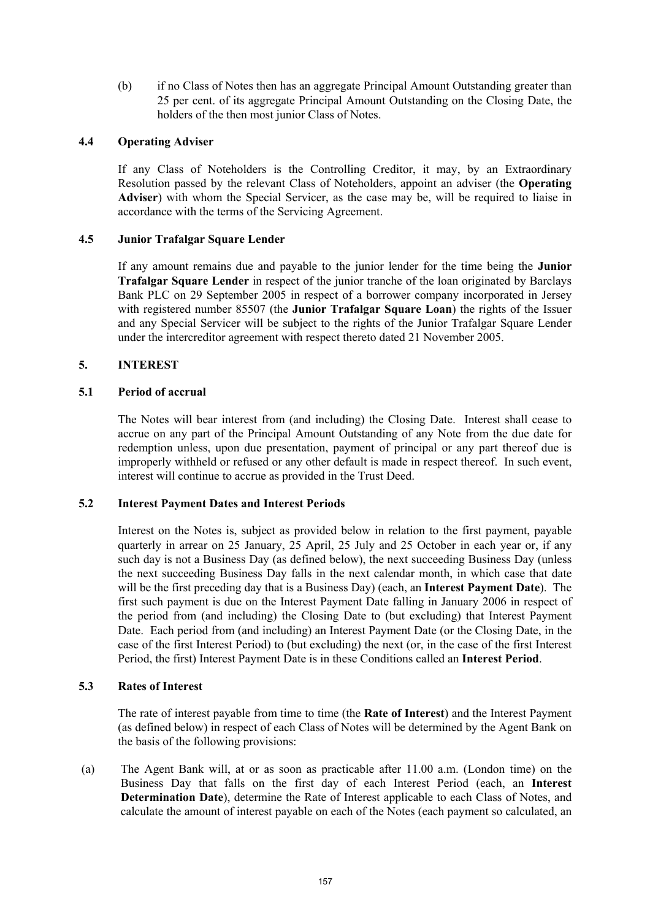(b) if no Class of Notes then has an aggregate Principal Amount Outstanding greater than 25 per cent. of its aggregate Principal Amount Outstanding on the Closing Date, the holders of the then most junior Class of Notes.

### 4.4 Operating Adviser

If any Class of Noteholders is the Controlling Creditor, it may, by an Extraordinary Resolution passed by the relevant Class of Noteholders, appoint an adviser (the **Operating Adviser**) with whom the Special Servicer, as the case may be, will be required to liaise in accordance with the terms of the Servicing Agreement.

### 4.5 Junior Trafalgar Square Lender

If any amount remains due and payable to the junior lender for the time being the **Junior Trafalgar Square Lender** in respect of the junior tranche of the loan originated by Barclays Bank PLC on 29 September 2005 in respect of a borrower company incorporated in Jersey with registered number 85507 (the **Junior Trafalgar Square Loan**) the rights of the Issuer and any Special Servicer will be subject to the rights of the Junior Trafalgar Square Lender under the intercreditor agreement with respect thereto dated 21 November 2005.

## 5. INTEREST

### 5.1 Period of accrual

The Notes will bear interest from (and including) the Closing Date. Interest shall cease to accrue on any part of the Principal Amount Outstanding of any Note from the due date for redemption unless, upon due presentation, payment of principal or any part thereof due is improperly withheld or refused or any other default is made in respect thereof. In such event, interest will continue to accrue as provided in the Trust Deed.

### 5.2 Interest Payment Dates and Interest Periods

Interest on the Notes is, subject as provided below in relation to the first payment, payable quarterly in arrear on 25 January, 25 April, 25 July and 25 October in each year or, if any such day is not a Business Day (as defined below), the next succeeding Business Day (unless the next succeeding Business Day falls in the next calendar month, in which case that date will be the first preceding day that is a Business Day) (each, an **Interest Payment Date**). The first such payment is due on the Interest Payment Date falling in January 2006 in respect of the period from (and including) the Closing Date to (but excluding) that Interest Payment Date. Each period from (and including) an Interest Payment Date (or the Closing Date, in the case of the first Interest Period) to (but excluding) the next (or, in the case of the first Interest Period, the first) Interest Payment Date is in these Conditions called an **Interest Period**.

### 5.3 Rates of Interest

The rate of interest payable from time to time (the **Rate of Interest**) and the Interest Payment (as defined below) in respect of each Class of Notes will be determined by the Agent Bank on the basis of the following provisions:

(a) The Agent Bank will, at or as soon as practicable after 11.00 a.m. (London time) on the Business Day that falls on the first day of each Interest Period (each, an **Interest Determination Date**), determine the Rate of Interest applicable to each Class of Notes, and calculate the amount of interest payable on each of the Notes (each payment so calculated, an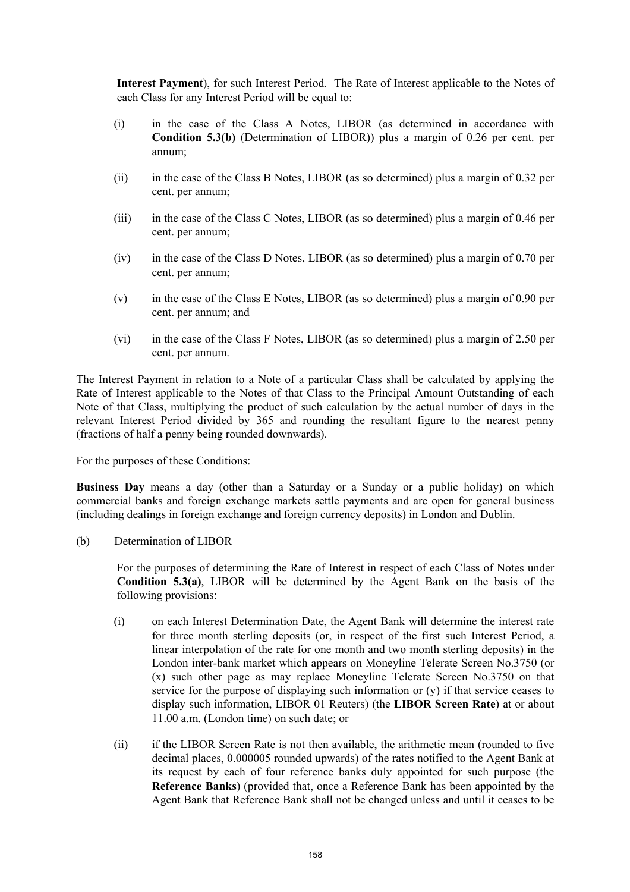**Interest Payment**), for such Interest Period. The Rate of Interest applicable to the Notes of each Class for any Interest Period will be equal to:

(i) in the case of the Class A Notes, LIBOR (as determined in accordance with **Condition 5.3(b)** (Determination of LIBOR)) plus a margin of 0.26 per cent. per annum;

(ii) in the case of the Class B Notes, LIBOR (as so determined) plus a margin of 0.32 per cent. per annum;

(iii) in the case of the Class C Notes, LIBOR (as so determined) plus a margin of 0.46 per cent. per annum;

(iv) in the case of the Class D Notes, LIBOR (as so determined) plus a margin of 0.70 per cent. per annum;

(v) in the case of the Class E Notes, LIBOR (as so determined) plus a margin of 0.90 per cent. per annum; and

(vi) in the case of the Class F Notes, LIBOR (as so determined) plus a margin of 2.50 per cent. per annum.

The Interest Payment in relation to a Note of a particular Class shall be calculated by applying the Rate of Interest applicable to the Notes of that Class to the Principal Amount Outstanding of each Note of that Class, multiplying the product of such calculation by the actual number of days in the relevant Interest Period divided by 365 and rounding the resultant figure to the nearest penny (fractions of half a penny being rounded downwards).

For the purposes of these Conditions:

**Business Day** means a day (other than a Saturday or a Sunday or a public holiday) on which commercial banks and foreign exchange markets settle payments and are open for general business (including dealings in foreign exchange and foreign currency deposits) in London and Dublin.

(b) Determination of LIBOR

For the purposes of determining the Rate of Interest in respect of each Class of Notes under **Condition 5.3(a)**, LIBOR will be determined by the Agent Bank on the basis of the following provisions:

(i) on each Interest Determination Date, the Agent Bank will determine the interest rate for three month sterling deposits (or, in respect of the first such Interest Period, a linear interpolation of the rate for one month and two month sterling deposits) in the London inter-bank market which appears on Moneyline Telerate Screen No.3750 (or (x) such other page as may replace Moneyline Telerate Screen No.3750 on that service for the purpose of displaying such information or (y) if that service ceases to display such information, LIBOR 01 Reuters) (the **LIBOR Screen Rate**) at or about 11.00 a.m. (London time) on such date; or

(ii) if the LIBOR Screen Rate is not then available, the arithmetic mean (rounded to five decimal places, 0.000005 rounded upwards) of the rates notified to the Agent Bank at its request by each of four reference banks duly appointed for such purpose (the **Reference Banks**) (provided that, once a Reference Bank has been appointed by the Agent Bank that Reference Bank shall not be changed unless and until it ceases to be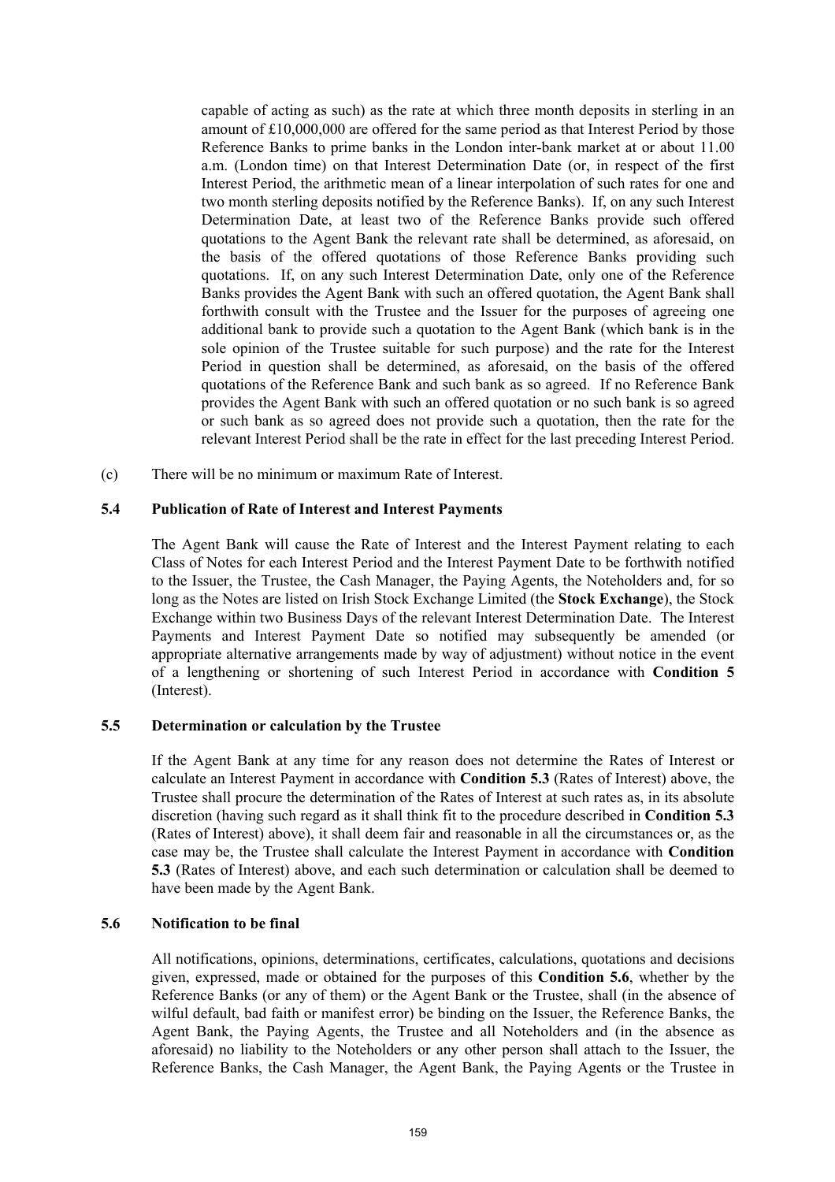capable of acting as such) as the rate at which three month deposits in sterling in an amount of £10,000,000 are offered for the same period as that Interest Period by those Reference Banks to prime banks in the London inter-bank market at or about 11.00 a.m. (London time) on that Interest Determination Date (or, in respect of the first Interest Period, the arithmetic mean of a linear interpolation of such rates for one and two month sterling deposits notified by the Reference Banks). If, on any such Interest Determination Date, at least two of the Reference Banks provide such offered quotations to the Agent Bank the relevant rate shall be determined, as aforesaid, on the basis of the offered quotations of those Reference Banks providing such quotations. If, on any such Interest Determination Date, only one of the Reference Banks provides the Agent Bank with such an offered quotation, the Agent Bank shall forthwith consult with the Trustee and the Issuer for the purposes of agreeing one additional bank to provide such a quotation to the Agent Bank (which bank is in the sole opinion of the Trustee suitable for such purpose) and the rate for the Interest Period in question shall be determined, as aforesaid, on the basis of the offered quotations of the Reference Bank and such bank as so agreed. If no Reference Bank provides the Agent Bank with such an offered quotation or no such bank is so agreed or such bank as so agreed does not provide such a quotation, then the rate for the relevant Interest Period shall be the rate in effect for the last preceding Interest Period.

(c) There will be no minimum or maximum Rate of Interest.

### 5.4 Publication of Rate of Interest and Interest Payments

The Agent Bank will cause the Rate of Interest and the Interest Payment relating to each Class of Notes for each Interest Period and the Interest Payment Date to be forthwith notified to the Issuer, the Trustee, the Cash Manager, the Paying Agents, the Noteholders and, for so long as the Notes are listed on Irish Stock Exchange Limited (the **Stock Exchange**), the Stock Exchange within two Business Days of the relevant Interest Determination Date. The Interest Payments and Interest Payment Date so notified may subsequently be amended (or appropriate alternative arrangements made by way of adjustment) without notice in the event of a lengthening or shortening of such Interest Period in accordance with **Condition 5** (Interest).

### 5.5 Determination or calculation by the Trustee

If the Agent Bank at any time for any reason does not determine the Rates of Interest or calculate an Interest Payment in accordance with **Condition 5.3** (Rates of Interest) above, the Trustee shall procure the determination of the Rates of Interest at such rates as, in its absolute discretion (having such regard as it shall think fit to the procedure described in **Condition 5.3** (Rates of Interest) above), it shall deem fair and reasonable in all the circumstances or, as the case may be, the Trustee shall calculate the Interest Payment in accordance with **Condition 5.3** (Rates of Interest) above, and each such determination or calculation shall be deemed to have been made by the Agent Bank.

### 5.6 Notification to be final

All notifications, opinions, determinations, certificates, calculations, quotations and decisions given, expressed, made or obtained for the purposes of this **Condition 5.6**, whether by the Reference Banks (or any of them) or the Agent Bank or the Trustee, shall (in the absence of wilful default, bad faith or manifest error) be binding on the Issuer, the Reference Banks, the Agent Bank, the Paying Agents, the Trustee and all Noteholders and (in the absence as aforesaid) no liability to the Noteholders or any other person shall attach to the Issuer, the Reference Banks, the Cash Manager, the Agent Bank, the Paying Agents or the Trustee in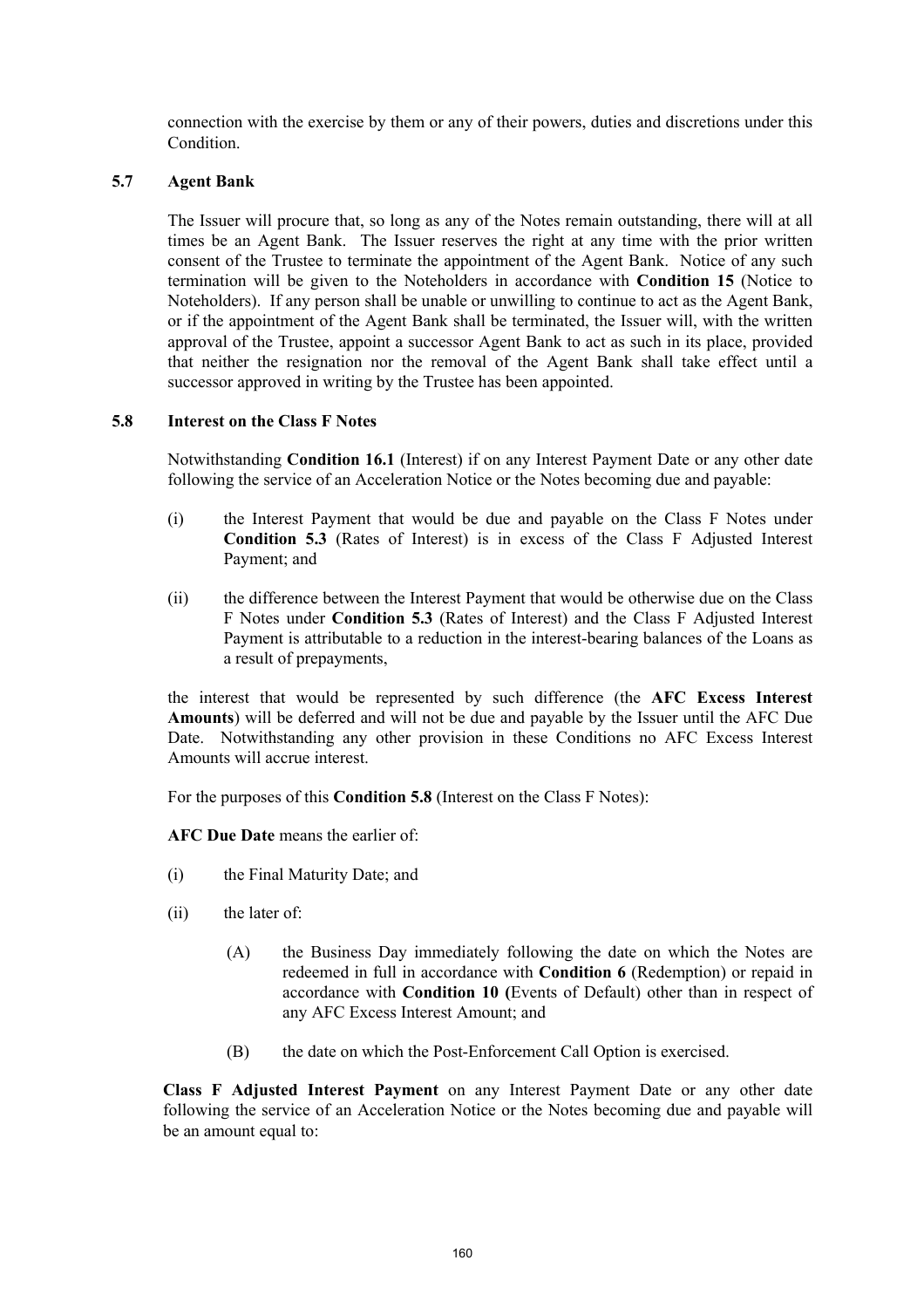connection with the exercise by them or any of their powers, duties and discretions under this Condition.

### 5.7 Agent Bank

The Issuer will procure that, so long as any of the Notes remain outstanding, there will at all times be an Agent Bank. The Issuer reserves the right at any time with the prior written consent of the Trustee to terminate the appointment of the Agent Bank. Notice of any such termination will be given to the Noteholders in accordance with **Condition 15** (Notice to Noteholders). If any person shall be unable or unwilling to continue to act as the Agent Bank, or if the appointment of the Agent Bank shall be terminated, the Issuer will, with the written approval of the Trustee, appoint a successor Agent Bank to act as such in its place, provided that neither the resignation nor the removal of the Agent Bank shall take effect until a successor approved in writing by the Trustee has been appointed.

### 5.8 Interest on the Class F Notes

Notwithstanding **Condition 16.1** (Interest) if on any Interest Payment Date or any other date following the service of an Acceleration Notice or the Notes becoming due and payable:

(i) the Interest Payment that would be due and payable on the Class F Notes under **Condition 5.3** (Rates of Interest) is in excess of the Class F Adjusted Interest Payment; and

(ii) the difference between the Interest Payment that would be otherwise due on the Class F Notes under **Condition 5.3** (Rates of Interest) and the Class F Adjusted Interest Payment is attributable to a reduction in the interest-bearing balances of the Loans as a result of prepayments,

the interest that would be represented by such difference (the **AFC Excess Interest Amounts**) will be deferred and will not be due and payable by the Issuer until the AFC Due Date. Notwithstanding any other provision in these Conditions no AFC Excess Interest Amounts will accrue interest.

For the purposes of this **Condition 5.8** (Interest on the Class F Notes):

**AFC Due Date** means the earlier of:

(i) the Final Maturity Date; and

(ii) the later of:

(A) the Business Day immediately following the date on which the Notes are redeemed in full in accordance with **Condition 6** (Redemption) or repaid in accordance with **Condition 10** (Events of Default) other than in respect of any AFC Excess Interest Amount; and

(B) the date on which the Post-Enforcement Call Option is exercised.

**Class F Adjusted Interest Payment** on any Interest Payment Date or any other date following the service of an Acceleration Notice or the Notes becoming due and payable will be an amount equal to: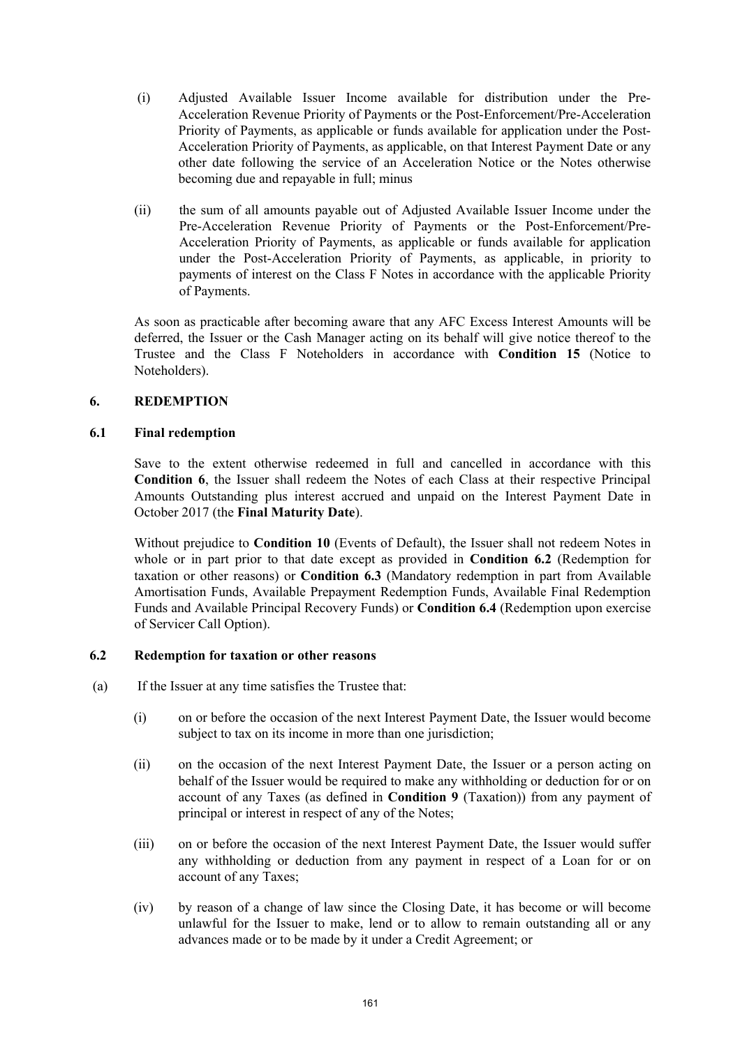(i) Adjusted Available Issuer Income available for distribution under the Pre-Acceleration Revenue Priority of Payments or the Post-Enforcement/Pre-Acceleration Priority of Payments, as applicable or funds available for application under the Post-Acceleration Priority of Payments, as applicable, on that Interest Payment Date or any other date following the service of an Acceleration Notice or the Notes otherwise becoming due and repayable in full; minus

(ii) the sum of all amounts payable out of Adjusted Available Issuer Income under the Pre-Acceleration Revenue Priority of Payments or the Post-Enforcement/Pre-Acceleration Priority of Payments, as applicable or funds available for application under the Post-Acceleration Priority of Payments, as applicable, in priority to payments of interest on the Class F Notes in accordance with the applicable Priority of Payments.

As soon as practicable after becoming aware that any AFC Excess Interest Amounts will be deferred, the Issuer or the Cash Manager acting on its behalf will give notice thereof to the Trustee and the Class F Noteholders in accordance with **Condition 15** (Notice to Noteholders).

## 6. REDEMPTION

### 6.1 Final redemption

Save to the extent otherwise redeemed in full and cancelled in accordance with this **Condition 6**, the Issuer shall redeem the Notes of each Class at their respective Principal Amounts Outstanding plus interest accrued and unpaid on the Interest Payment Date in October 2017 (the **Final Maturity Date**).

Without prejudice to **Condition 10** (Events of Default), the Issuer shall not redeem Notes in whole or in part prior to that date except as provided in **Condition 6.2** (Redemption for taxation or other reasons) or **Condition 6.3** (Mandatory redemption in part from Available Amortisation Funds, Available Prepayment Redemption Funds, Available Final Redemption Funds and Available Principal Recovery Funds) or **Condition 6.4** (Redemption upon exercise of Servicer Call Option).

### 6.2 Redemption for taxation or other reasons

(a) If the Issuer at any time satisfies the Trustee that:

(i) on or before the occasion of the next Interest Payment Date, the Issuer would become subject to tax on its income in more than one jurisdiction;

(ii) on the occasion of the next Interest Payment Date, the Issuer or a person acting on behalf of the Issuer would be required to make any withholding or deduction for or on account of any Taxes (as defined in **Condition 9** (Taxation)) from any payment of principal or interest in respect of any of the Notes;

(iii) on or before the occasion of the next Interest Payment Date, the Issuer would suffer any withholding or deduction from any payment in respect of a Loan for or on account of any Taxes;

(iv) by reason of a change of law since the Closing Date, it has become or will become unlawful for the Issuer to make, lend or to allow to remain outstanding all or any advances made or to be made by it under a Credit Agreement; or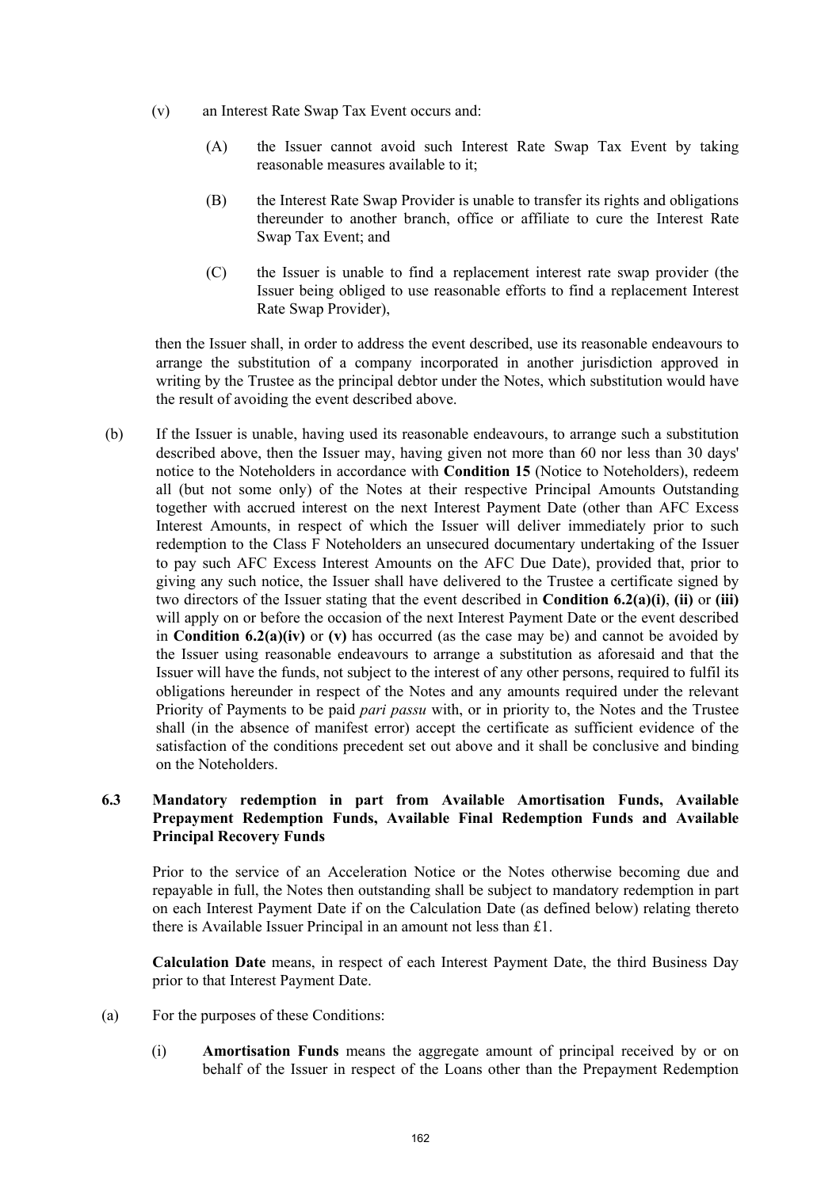(v) an Interest Rate Swap Tax Event occurs and:

(A) the Issuer cannot avoid such Interest Rate Swap Tax Event by taking reasonable measures available to it;

(B) the Interest Rate Swap Provider is unable to transfer its rights and obligations thereunder to another branch, office or affiliate to cure the Interest Rate Swap Tax Event; and

(C) the Issuer is unable to find a replacement interest rate swap provider (the Issuer being obliged to use reasonable efforts to find a replacement Interest Rate Swap Provider),

then the Issuer shall, in order to address the event described, use its reasonable endeavours to arrange the substitution of a company incorporated in another jurisdiction approved in writing by the Trustee as the principal debtor under the Notes, which substitution would have the result of avoiding the event described above.

(b) If the Issuer is unable, having used its reasonable endeavours, to arrange such a substitution described above, then the Issuer may, having given not more than 60 nor less than 30 days' notice to the Noteholders in accordance with **Condition 15** (Notice to Noteholders), redeem all (but not some only) of the Notes at their respective Principal Amounts Outstanding together with accrued interest on the next Interest Payment Date (other than AFC Excess Interest Amounts, in respect of which the Issuer will deliver immediately prior to such redemption to the Class F Noteholders an unsecured documentary undertaking of the Issuer to pay such AFC Excess Interest Amounts on the AFC Due Date), provided that, prior to giving any such notice, the Issuer shall have delivered to the Trustee a certificate signed by two directors of the Issuer stating that the event described in **Condition 6.2(a)(i)**, **(ii)** or **(iii)** will apply on or before the occasion of the next Interest Payment Date or the event described in **Condition 6.2(a)(iv)** or **(v)** has occurred (as the case may be) and cannot be avoided by the Issuer using reasonable endeavours to arrange a substitution as aforesaid and that the Issuer will have the funds, not subject to the interest of any other persons, required to fulfil its obligations hereunder in respect of the Notes and any amounts required under the relevant Priority of Payments to be paid *pari passu* with, or in priority to, the Notes and the Trustee shall (in the absence of manifest error) accept the certificate as sufficient evidence of the satisfaction of the conditions precedent set out above and it shall be conclusive and binding on the Noteholders.

### 6.3 Mandatory redemption in part from Available Amortisation Funds, Available Prepayment Redemption Funds, Available Final Redemption Funds and Available Principal Recovery Funds

Prior to the service of an Acceleration Notice or the Notes otherwise becoming due and repayable in full, the Notes then outstanding shall be subject to mandatory redemption in part on each Interest Payment Date if on the Calculation Date (as defined below) relating thereto there is Available Issuer Principal in an amount not less than £1.

**Calculation Date** means, in respect of each Interest Payment Date, the third Business Day prior to that Interest Payment Date.

(a) For the purposes of these Conditions:

(i) **Amortisation Funds** means the aggregate amount of principal received by or on behalf of the Issuer in respect of the Loans other than the Prepayment Redemption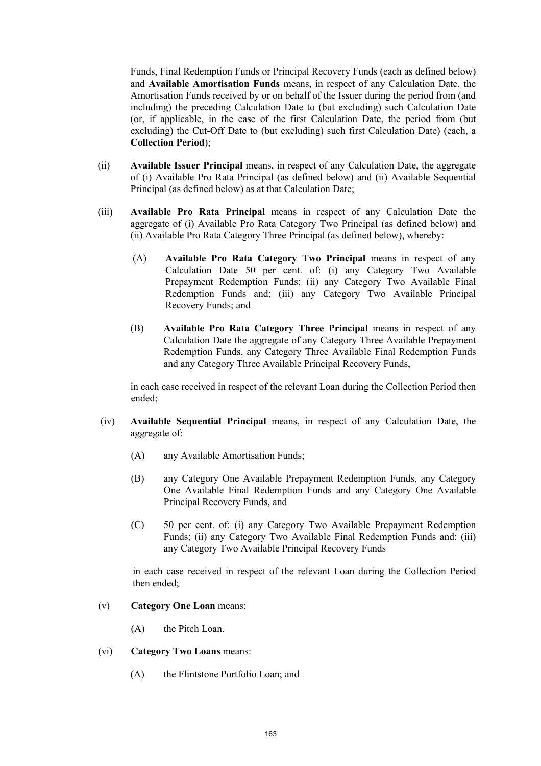Funds, Final Redemption Funds or Principal Recovery Funds (each as defined below) and **Available Amortisation Funds** means, in respect of any Calculation Date, the Amortisation Funds received by or on behalf of the Issuer during the period from (and including) the preceding Calculation Date to (but excluding) such Calculation Date (or, if applicable, in the case of the first Calculation Date, the period from (but excluding) the Cut-Off Date to (but excluding) such first Calculation Date) (each, a **Collection Period**);

(ii) **Available Issuer Principal** means, in respect of any Calculation Date, the aggregate of (i) Available Pro Rata Principal (as defined below) and (ii) Available Sequential Principal (as defined below) as at that Calculation Date;

(iii) **Available Pro Rata Principal** means in respect of any Calculation Date the aggregate of (i) Available Pro Rata Category Two Principal (as defined below) and (ii) Available Pro Rata Category Three Principal (as defined below), whereby:

(A) **Available Pro Rata Category Two Principal** means in respect of any Calculation Date 50 per cent. of: (i) any Category Two Available Prepayment Redemption Funds; (ii) any Category Two Available Final Redemption Funds and; (iii) any Category Two Available Principal Recovery Funds; and

(B) **Available Pro Rata Category Three Principal** means in respect of any Calculation Date the aggregate of any Category Three Available Prepayment Redemption Funds, any Category Three Available Final Redemption Funds and any Category Three Available Principal Recovery Funds,

in each case received in respect of the relevant Loan during the Collection Period then ended;

(iv) **Available Sequential Principal** means, in respect of any Calculation Date, the aggregate of:

(A) any Available Amortisation Funds;

(B) any Category One Available Prepayment Redemption Funds, any Category One Available Final Redemption Funds and any Category One Available Principal Recovery Funds, and

(C) 50 per cent. of: (i) any Category Two Available Prepayment Redemption Funds; (ii) any Category Two Available Final Redemption Funds and; (iii) any Category Two Available Principal Recovery Funds

in each case received in respect of the relevant Loan during the Collection Period then ended;

(v) **Category One Loan** means:

(A) the Pitch Loan.

(vi) **Category Two Loans** means:

(A) the Flintstone Portfolio Loan; and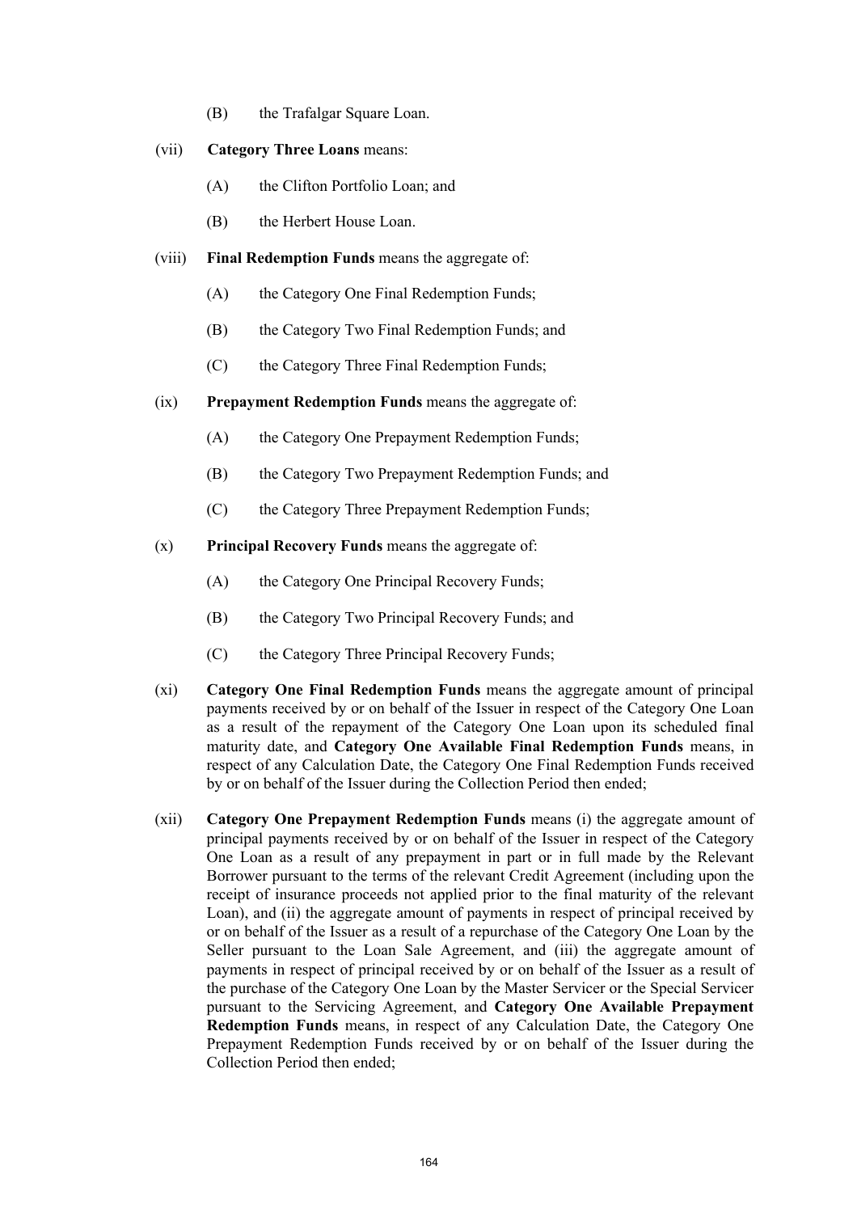(B) the Trafalgar Square Loan.

(vii) **Category Three Loans** means:

(A) the Clifton Portfolio Loan; and

(B) the Herbert House Loan.

(viii) **Final Redemption Funds** means the aggregate of:

(A) the Category One Final Redemption Funds;

(B) the Category Two Final Redemption Funds; and

(C) the Category Three Final Redemption Funds;

(ix) **Prepayment Redemption Funds** means the aggregate of:

(A) the Category One Prepayment Redemption Funds;

(B) the Category Two Prepayment Redemption Funds; and

(C) the Category Three Prepayment Redemption Funds;

(x) **Principal Recovery Funds** means the aggregate of:

(A) the Category One Principal Recovery Funds;

(B) the Category Two Principal Recovery Funds; and

(C) the Category Three Principal Recovery Funds;

(xi) **Category One Final Redemption Funds** means the aggregate amount of principal payments received by or on behalf of the Issuer in respect of the Category One Loan as a result of the repayment of the Category One Loan upon its scheduled final maturity date, and **Category One Available Final Redemption Funds** means, in respect of any Calculation Date, the Category One Final Redemption Funds received by or on behalf of the Issuer during the Collection Period then ended;

(xii) **Category One Prepayment Redemption Funds** means (i) the aggregate amount of principal payments received by or on behalf of the Issuer in respect of the Category One Loan as a result of any prepayment in part or in full made by the Relevant Borrower pursuant to the terms of the relevant Credit Agreement (including upon the receipt of insurance proceeds not applied prior to the final maturity of the relevant Loan), and (ii) the aggregate amount of payments in respect of principal received by or on behalf of the Issuer as a result of a repurchase of the Category One Loan by the Seller pursuant to the Loan Sale Agreement, and (iii) the aggregate amount of payments in respect of principal received by or on behalf of the Issuer as a result of the purchase of the Category One Loan by the Master Servicer or the Special Servicer pursuant to the Servicing Agreement, and **Category One Available Prepayment Redemption Funds** means, in respect of any Calculation Date, the Category One Prepayment Redemption Funds received by or on behalf of the Issuer during the Collection Period then ended;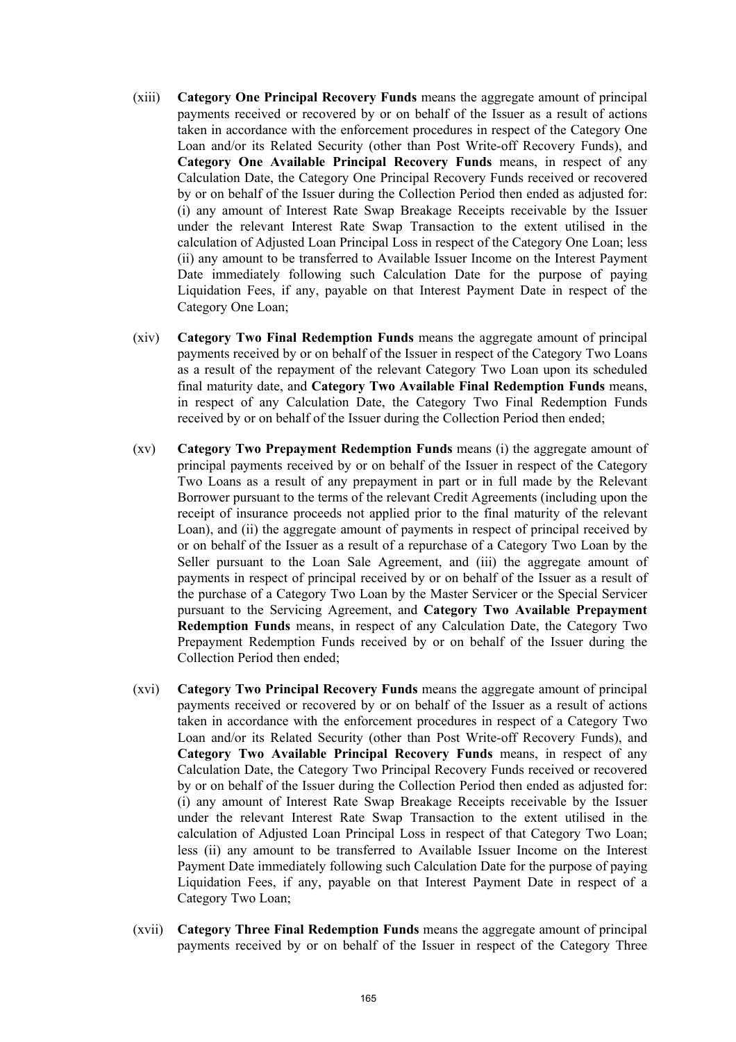(xiii) **Category One Principal Recovery Funds** means the aggregate amount of principal payments received or recovered by or on behalf of the Issuer as a result of actions taken in accordance with the enforcement procedures in respect of the Category One Loan and/or its Related Security (other than Post Write-off Recovery Funds), and **Category One Available Principal Recovery Funds** means, in respect of any Calculation Date, the Category One Principal Recovery Funds received or recovered by or on behalf of the Issuer during the Collection Period then ended as adjusted for: (i) any amount of Interest Rate Swap Breakage Receipts receivable by the Issuer under the relevant Interest Rate Swap Transaction to the extent utilised in the calculation of Adjusted Loan Principal Loss in respect of the Category One Loan; less (ii) any amount to be transferred to Available Issuer Income on the Interest Payment Date immediately following such Calculation Date for the purpose of paying Liquidation Fees, if any, payable on that Interest Payment Date in respect of the Category One Loan;

(xiv) **Category Two Final Redemption Funds** means the aggregate amount of principal payments received by or on behalf of the Issuer in respect of the Category Two Loans as a result of the repayment of the relevant Category Two Loan upon its scheduled final maturity date, and **Category Two Available Final Redemption Funds** means, in respect of any Calculation Date, the Category Two Final Redemption Funds received by or on behalf of the Issuer during the Collection Period then ended;

(xv) **Category Two Prepayment Redemption Funds** means (i) the aggregate amount of principal payments received by or on behalf of the Issuer in respect of the Category Two Loans as a result of any prepayment in part or in full made by the Relevant Borrower pursuant to the terms of the relevant Credit Agreements (including upon the receipt of insurance proceeds not applied prior to the final maturity of the relevant Loan), and (ii) the aggregate amount of payments in respect of principal received by or on behalf of the Issuer as a result of a repurchase of a Category Two Loan by the Seller pursuant to the Loan Sale Agreement, and (iii) the aggregate amount of payments in respect of principal received by or on behalf of the Issuer as a result of the purchase of a Category Two Loan by the Master Servicer or the Special Servicer pursuant to the Servicing Agreement, and **Category Two Available Prepayment Redemption Funds** means, in respect of any Calculation Date, the Category Two Prepayment Redemption Funds received by or on behalf of the Issuer during the Collection Period then ended;

(xvi) **Category Two Principal Recovery Funds** means the aggregate amount of principal payments received or recovered by or on behalf of the Issuer as a result of actions taken in accordance with the enforcement procedures in respect of a Category Two Loan and/or its Related Security (other than Post Write-off Recovery Funds), and **Category Two Available Principal Recovery Funds** means, in respect of any Calculation Date, the Category Two Principal Recovery Funds received or recovered by or on behalf of the Issuer during the Collection Period then ended as adjusted for: (i) any amount of Interest Rate Swap Breakage Receipts receivable by the Issuer under the relevant Interest Rate Swap Transaction to the extent utilised in the calculation of Adjusted Loan Principal Loss in respect of that Category Two Loan; less (ii) any amount to be transferred to Available Issuer Income on the Interest Payment Date immediately following such Calculation Date for the purpose of paying Liquidation Fees, if any, payable on that Interest Payment Date in respect of a Category Two Loan;

(xvii) **Category Three Final Redemption Funds** means the aggregate amount of principal payments received by or on behalf of the Issuer in respect of the Category Three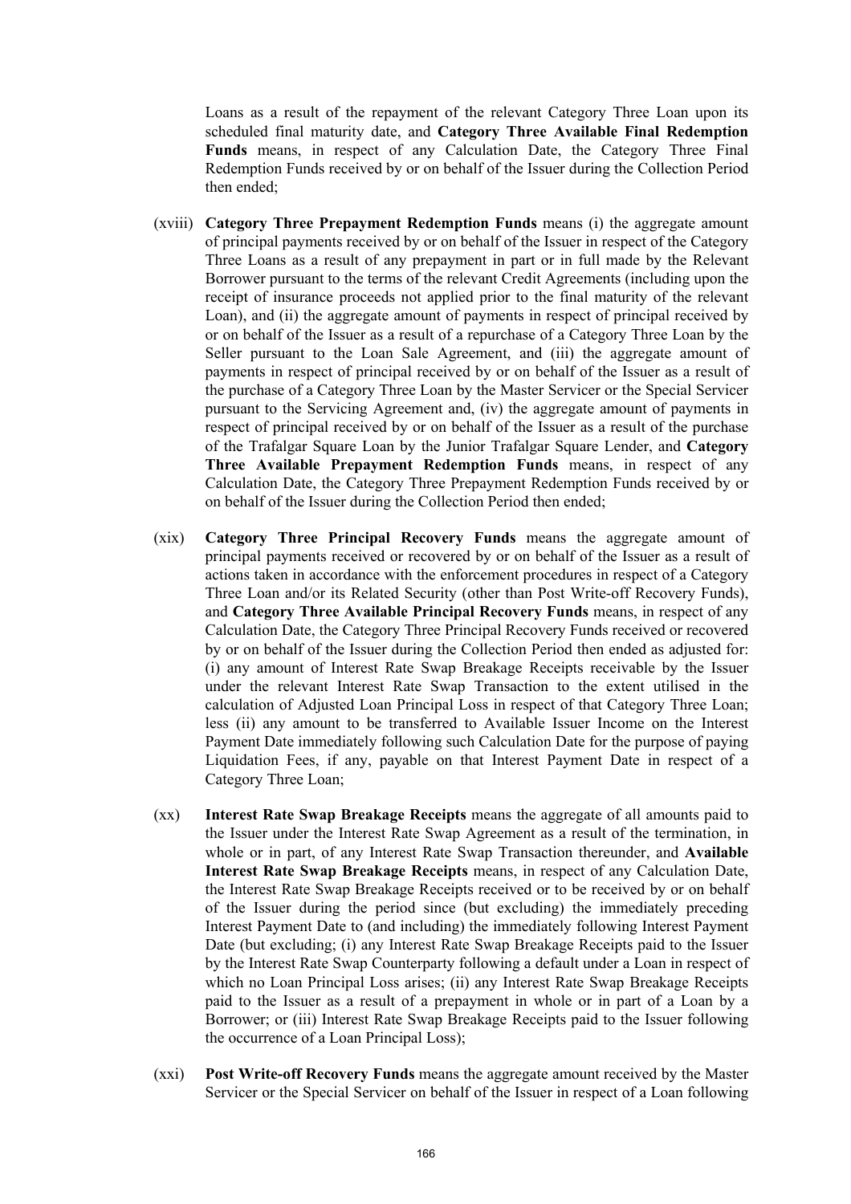Loans as a result of the repayment of the relevant Category Three Loan upon its scheduled final maturity date, and **Category Three Available Final Redemption Funds** means, in respect of any Calculation Date, the Category Three Final Redemption Funds received by or on behalf of the Issuer during the Collection Period then ended;

(xviii) **Category Three Prepayment Redemption Funds** means (i) the aggregate amount of principal payments received by or on behalf of the Issuer in respect of the Category Three Loans as a result of any prepayment in part or in full made by the Relevant Borrower pursuant to the terms of the relevant Credit Agreements (including upon the receipt of insurance proceeds not applied prior to the final maturity of the relevant Loan), and (ii) the aggregate amount of payments in respect of principal received by or on behalf of the Issuer as a result of a repurchase of a Category Three Loan by the Seller pursuant to the Loan Sale Agreement, and (iii) the aggregate amount of payments in respect of principal received by or on behalf of the Issuer as a result of the purchase of a Category Three Loan by the Master Servicer or the Special Servicer pursuant to the Servicing Agreement and, (iv) the aggregate amount of payments in respect of principal received by or on behalf of the Issuer as a result of the purchase of the Trafalgar Square Loan by the Junior Trafalgar Square Lender, and **Category Three Available Prepayment Redemption Funds** means, in respect of any Calculation Date, the Category Three Prepayment Redemption Funds received by or on behalf of the Issuer during the Collection Period then ended;

(xix) **Category Three Principal Recovery Funds** means the aggregate amount of principal payments received or recovered by or on behalf of the Issuer as a result of actions taken in accordance with the enforcement procedures in respect of a Category Three Loan and/or its Related Security (other than Post Write-off Recovery Funds), and **Category Three Available Principal Recovery Funds** means, in respect of any Calculation Date, the Category Three Principal Recovery Funds received or recovered by or on behalf of the Issuer during the Collection Period then ended as adjusted for: (i) any amount of Interest Rate Swap Breakage Receipts receivable by the Issuer under the relevant Interest Rate Swap Transaction to the extent utilised in the calculation of Adjusted Loan Principal Loss in respect of that Category Three Loan; less (ii) any amount to be transferred to Available Issuer Income on the Interest Payment Date immediately following such Calculation Date for the purpose of paying Liquidation Fees, if any, payable on that Interest Payment Date in respect of a Category Three Loan;

(xx) **Interest Rate Swap Breakage Receipts** means the aggregate of all amounts paid to the Issuer under the Interest Rate Swap Agreement as a result of the termination, in whole or in part, of any Interest Rate Swap Transaction thereunder, and **Available Interest Rate Swap Breakage Receipts** means, in respect of any Calculation Date, the Interest Rate Swap Breakage Receipts received or to be received by or on behalf of the Issuer during the period since (but excluding) the immediately preceding Interest Payment Date to (and including) the immediately following Interest Payment Date (but excluding; (i) any Interest Rate Swap Breakage Receipts paid to the Issuer by the Interest Rate Swap Counterparty following a default under a Loan in respect of which no Loan Principal Loss arises; (ii) any Interest Rate Swap Breakage Receipts paid to the Issuer as a result of a prepayment in whole or in part of a Loan by a Borrower; or (iii) Interest Rate Swap Breakage Receipts paid to the Issuer following the occurrence of a Loan Principal Loss);

(xxi) **Post Write-off Recovery Funds** means the aggregate amount received by the Master Servicer or the Special Servicer on behalf of the Issuer in respect of a Loan following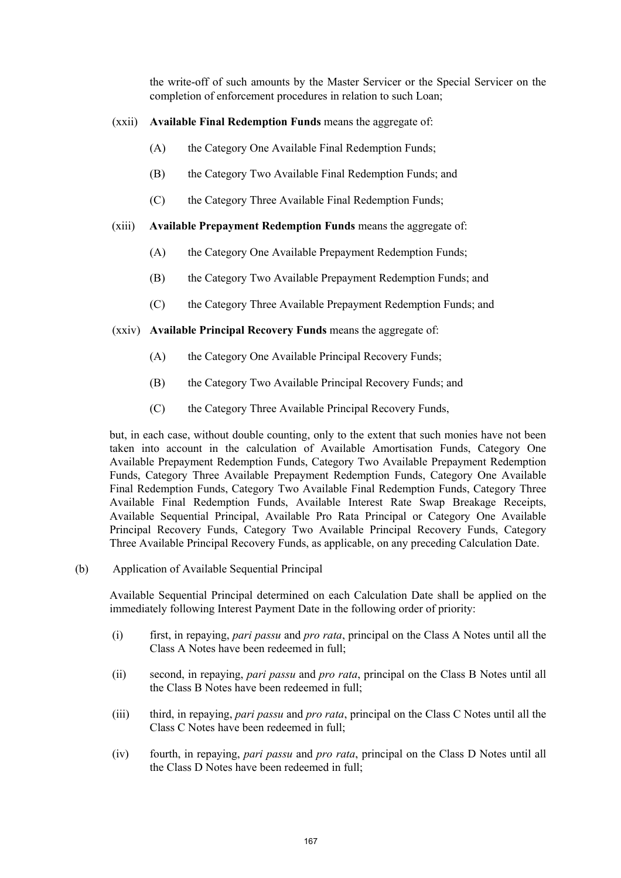the write-off of such amounts by the Master Servicer or the Special Servicer on the completion of enforcement procedures in relation to such Loan;

(xxii) **Available Final Redemption Funds** means the aggregate of:

(A) the Category One Available Final Redemption Funds;

(B) the Category Two Available Final Redemption Funds; and

(C) the Category Three Available Final Redemption Funds;

(xiii) **Available Prepayment Redemption Funds** means the aggregate of:

(A) the Category One Available Prepayment Redemption Funds;

(B) the Category Two Available Prepayment Redemption Funds; and

(C) the Category Three Available Prepayment Redemption Funds; and

(xxiv) **Available Principal Recovery Funds** means the aggregate of:

(A) the Category One Available Principal Recovery Funds;

(B) the Category Two Available Principal Recovery Funds; and

(C) the Category Three Available Principal Recovery Funds,

but, in each case, without double counting, only to the extent that such monies have not been taken into account in the calculation of Available Amortisation Funds, Category One Available Prepayment Redemption Funds, Category Two Available Prepayment Redemption Funds, Category Three Available Prepayment Redemption Funds, Category One Available Final Redemption Funds, Category Two Available Final Redemption Funds, Category Three Available Final Redemption Funds, Available Interest Rate Swap Breakage Receipts, Available Sequential Principal, Available Pro Rata Principal or Category One Available Principal Recovery Funds, Category Two Available Principal Recovery Funds, Category Three Available Principal Recovery Funds, as applicable, on any preceding Calculation Date.

(b) Application of Available Sequential Principal

Available Sequential Principal determined on each Calculation Date shall be applied on the immediately following Interest Payment Date in the following order of priority:

(i) first, in repaying, *pari passu* and *pro rata*, principal on the Class A Notes until all the Class A Notes have been redeemed in full;

(ii) second, in repaying, *pari passu* and *pro rata*, principal on the Class B Notes until all the Class B Notes have been redeemed in full;

(iii) third, in repaying, *pari passu* and *pro rata*, principal on the Class C Notes until all the Class C Notes have been redeemed in full;

(iv) fourth, in repaying, *pari passu* and *pro rata*, principal on the Class D Notes until all the Class D Notes have been redeemed in full;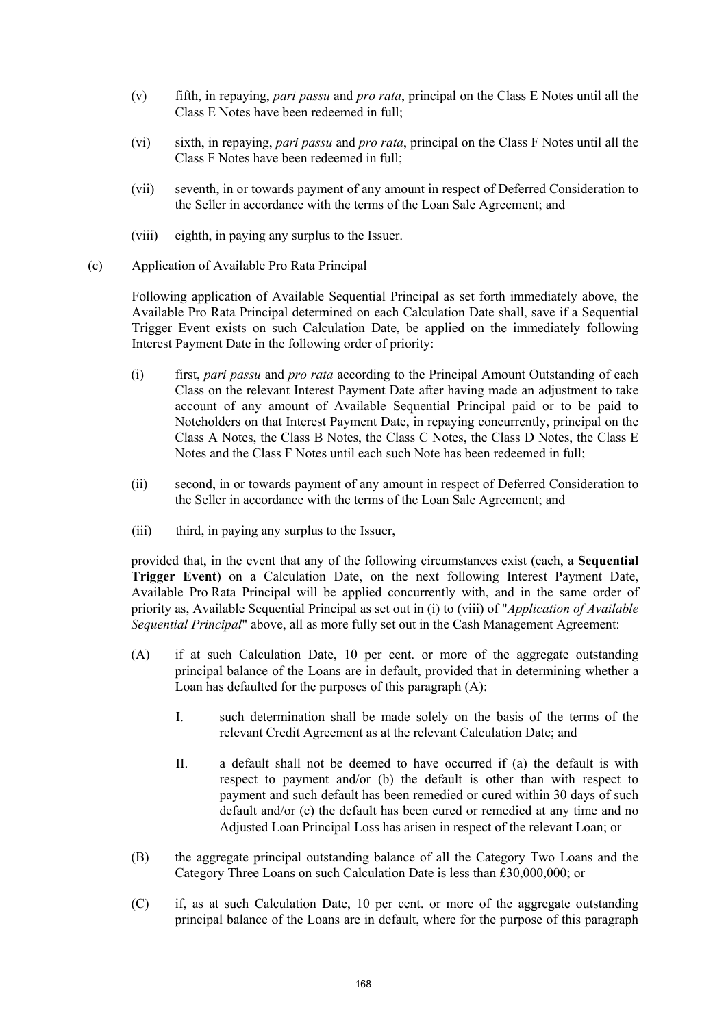(v) fifth, in repaying, *pari passu* and *pro rata*, principal on the Class E Notes until all the Class E Notes have been redeemed in full;

(vi) sixth, in repaying, *pari passu* and *pro rata*, principal on the Class F Notes until all the Class F Notes have been redeemed in full;

(vii) seventh, in or towards payment of any amount in respect of Deferred Consideration to the Seller in accordance with the terms of the Loan Sale Agreement; and

(viii) eighth, in paying any surplus to the Issuer.

(c) Application of Available Pro Rata Principal

Following application of Available Sequential Principal as set forth immediately above, the Available Pro Rata Principal determined on each Calculation Date shall, save if a Sequential Trigger Event exists on such Calculation Date, be applied on the immediately following Interest Payment Date in the following order of priority:

(i) first, *pari passu* and *pro rata* according to the Principal Amount Outstanding of each Class on the relevant Interest Payment Date after having made an adjustment to take account of any amount of Available Sequential Principal paid or to be paid to Noteholders on that Interest Payment Date, in repaying concurrently, principal on the Class A Notes, the Class B Notes, the Class C Notes, the Class D Notes, the Class E Notes and the Class F Notes until each such Note has been redeemed in full;

(ii) second, in or towards payment of any amount in respect of Deferred Consideration to the Seller in accordance with the terms of the Loan Sale Agreement; and

(iii) third, in paying any surplus to the Issuer,

provided that, in the event that any of the following circumstances exist (each, a **Sequential Trigger Event**) on a Calculation Date, on the next following Interest Payment Date, Available Pro Rata Principal will be applied concurrently with, and in the same order of priority as, Available Sequential Principal as set out in (i) to (viii) of "*Application of Available Sequential Principal*" above, all as more fully set out in the Cash Management Agreement:

(A) if at such Calculation Date, 10 per cent. or more of the aggregate outstanding principal balance of the Loans are in default, provided that in determining whether a Loan has defaulted for the purposes of this paragraph (A):

I. such determination shall be made solely on the basis of the terms of the relevant Credit Agreement as at the relevant Calculation Date; and

II. a default shall not be deemed to have occurred if (a) the default is with respect to payment and/or (b) the default is other than with respect to payment and such default has been remedied or cured within 30 days of such default and/or (c) the default has been cured or remedied at any time and no Adjusted Loan Principal Loss has arisen in respect of the relevant Loan; or

(B) the aggregate principal outstanding balance of all the Category Two Loans and the Category Three Loans on such Calculation Date is less than £30,000,000; or

(C) if, as at such Calculation Date, 10 per cent. or more of the aggregate outstanding principal balance of the Loans are in default, where for the purpose of this paragraph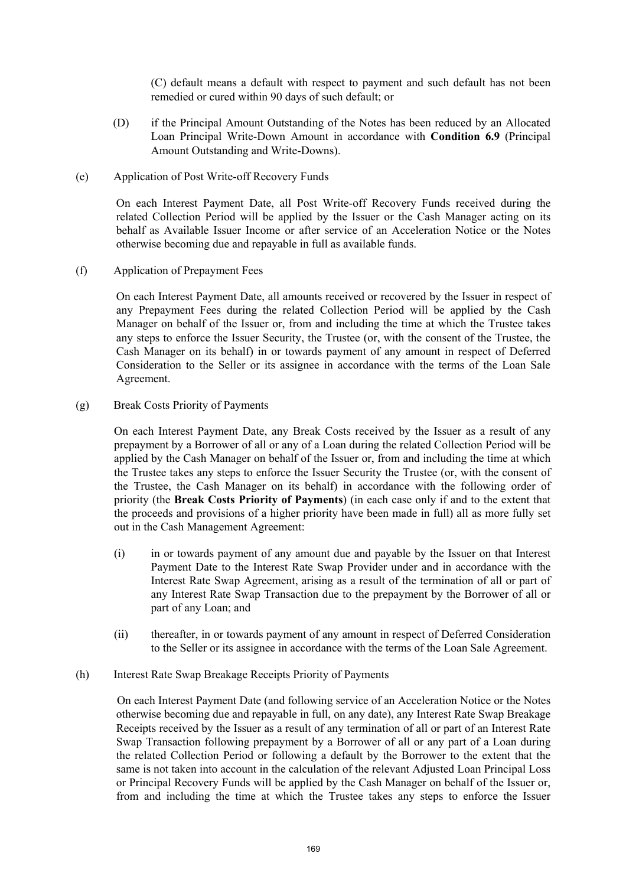(C) default means a default with respect to payment and such default has not been remedied or cured within 90 days of such default; or

(D) if the Principal Amount Outstanding of the Notes has been reduced by an Allocated Loan Principal Write-Down Amount in accordance with **Condition 6.9** (Principal Amount Outstanding and Write-Downs).

(e) Application of Post Write-off Recovery Funds

On each Interest Payment Date, all Post Write-off Recovery Funds received during the related Collection Period will be applied by the Issuer or the Cash Manager acting on its behalf as Available Issuer Income or after service of an Acceleration Notice or the Notes otherwise becoming due and repayable in full as available funds.

(f) Application of Prepayment Fees

On each Interest Payment Date, all amounts received or recovered by the Issuer in respect of any Prepayment Fees during the related Collection Period will be applied by the Cash Manager on behalf of the Issuer or, from and including the time at which the Trustee takes any steps to enforce the Issuer Security, the Trustee (or, with the consent of the Trustee, the Cash Manager on its behalf) in or towards payment of any amount in respect of Deferred Consideration to the Seller or its assignee in accordance with the terms of the Loan Sale Agreement.

(g) Break Costs Priority of Payments

On each Interest Payment Date, any Break Costs received by the Issuer as a result of any prepayment by a Borrower of all or any of a Loan during the related Collection Period will be applied by the Cash Manager on behalf of the Issuer or, from and including the time at which the Trustee takes any steps to enforce the Issuer Security the Trustee (or, with the consent of the Trustee, the Cash Manager on its behalf) in accordance with the following order of priority (the **Break Costs Priority of Payments**) (in each case only if and to the extent that the proceeds and provisions of a higher priority have been made in full) all as more fully set out in the Cash Management Agreement:

(i) in or towards payment of any amount due and payable by the Issuer on that Interest Payment Date to the Interest Rate Swap Provider under and in accordance with the Interest Rate Swap Agreement, arising as a result of the termination of all or part of any Interest Rate Swap Transaction due to the prepayment by the Borrower of all or part of any Loan; and

(ii) thereafter, in or towards payment of any amount in respect of Deferred Consideration to the Seller or its assignee in accordance with the terms of the Loan Sale Agreement.

(h) Interest Rate Swap Breakage Receipts Priority of Payments

On each Interest Payment Date (and following service of an Acceleration Notice or the Notes otherwise becoming due and repayable in full, on any date), any Interest Rate Swap Breakage Receipts received by the Issuer as a result of any termination of all or part of an Interest Rate Swap Transaction following prepayment by a Borrower of all or any part of a Loan during the related Collection Period or following a default by the Borrower to the extent that the same is not taken into account in the calculation of the relevant Adjusted Loan Principal Loss or Principal Recovery Funds will be applied by the Cash Manager on behalf of the Issuer or, from and including the time at which the Trustee takes any steps to enforce the Issuer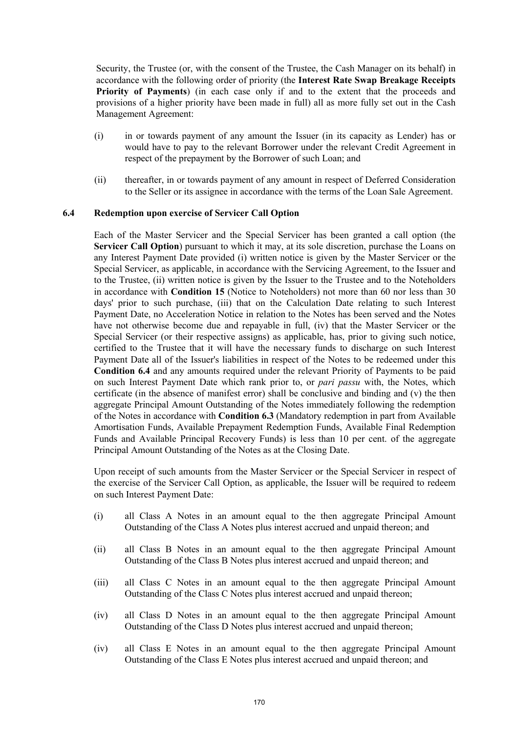Security, the Trustee (or, with the consent of the Trustee, the Cash Manager on its behalf) in accordance with the following order of priority (the **Interest Rate Swap Breakage Receipts Priority of Payments**) (in each case only if and to the extent that the proceeds and provisions of a higher priority have been made in full) all as more fully set out in the Cash Management Agreement:

(i) in or towards payment of any amount the Issuer (in its capacity as Lender) has or would have to pay to the relevant Borrower under the relevant Credit Agreement in respect of the prepayment by the Borrower of such Loan; and

(ii) thereafter, in or towards payment of any amount in respect of Deferred Consideration to the Seller or its assignee in accordance with the terms of the Loan Sale Agreement.

### 6.4 Redemption upon exercise of Servicer Call Option

Each of the Master Servicer and the Special Servicer has been granted a call option (the **Servicer Call Option**) pursuant to which it may, at its sole discretion, purchase the Loans on any Interest Payment Date provided (i) written notice is given by the Master Servicer or the Special Servicer, as applicable, in accordance with the Servicing Agreement, to the Issuer and to the Trustee, (ii) written notice is given by the Issuer to the Trustee and to the Noteholders in accordance with **Condition 15** (Notice to Noteholders) not more than 60 nor less than 30 days' prior to such purchase, (iii) that on the Calculation Date relating to such Interest Payment Date, no Acceleration Notice in relation to the Notes has been served and the Notes have not otherwise become due and repayable in full, (iv) that the Master Servicer or the Special Servicer (or their respective assigns) as applicable, has, prior to giving such notice, certified to the Trustee that it will have the necessary funds to discharge on such Interest Payment Date all of the Issuer's liabilities in respect of the Notes to be redeemed under this **Condition 6.4** and any amounts required under the relevant Priority of Payments to be paid on such Interest Payment Date which rank prior to, or *pari passu* with, the Notes, which certificate (in the absence of manifest error) shall be conclusive and binding and (v) the then aggregate Principal Amount Outstanding of the Notes immediately following the redemption of the Notes in accordance with **Condition 6.3** (Mandatory redemption in part from Available Amortisation Funds, Available Prepayment Redemption Funds, Available Final Redemption Funds and Available Principal Recovery Funds) is less than 10 per cent. of the aggregate Principal Amount Outstanding of the Notes as at the Closing Date.

Upon receipt of such amounts from the Master Servicer or the Special Servicer in respect of the exercise of the Servicer Call Option, as applicable, the Issuer will be required to redeem on such Interest Payment Date:

(i) all Class A Notes in an amount equal to the then aggregate Principal Amount Outstanding of the Class A Notes plus interest accrued and unpaid thereon; and

(ii) all Class B Notes in an amount equal to the then aggregate Principal Amount Outstanding of the Class B Notes plus interest accrued and unpaid thereon; and

(iii) all Class C Notes in an amount equal to the then aggregate Principal Amount Outstanding of the Class C Notes plus interest accrued and unpaid thereon;

(iv) all Class D Notes in an amount equal to the then aggregate Principal Amount Outstanding of the Class D Notes plus interest accrued and unpaid thereon;

(iv) all Class E Notes in an amount equal to the then aggregate Principal Amount Outstanding of the Class E Notes plus interest accrued and unpaid thereon; and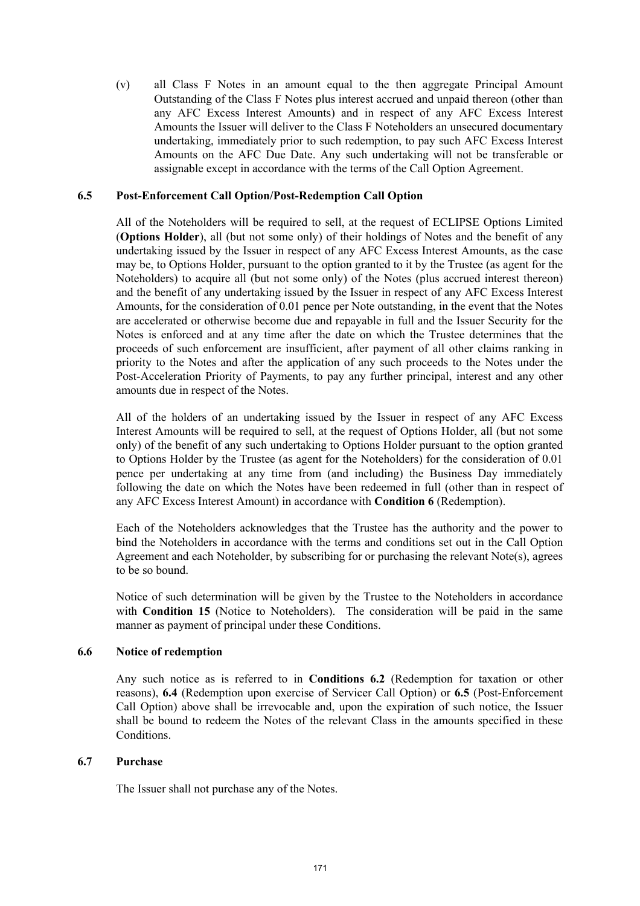(v) all Class F Notes in an amount equal to the then aggregate Principal Amount Outstanding of the Class F Notes plus interest accrued and unpaid thereon (other than any AFC Excess Interest Amounts) and in respect of any AFC Excess Interest Amounts the Issuer will deliver to the Class F Noteholders an unsecured documentary undertaking, immediately prior to such redemption, to pay such AFC Excess Interest Amounts on the AFC Due Date. Any such undertaking will not be transferable or assignable except in accordance with the terms of the Call Option Agreement.

### 6.5 Post-Enforcement Call Option/Post-Redemption Call Option

All of the Noteholders will be required to sell, at the request of ECLIPSE Options Limited (**Options Holder**), all (but not some only) of their holdings of Notes and the benefit of any undertaking issued by the Issuer in respect of any AFC Excess Interest Amounts, as the case may be, to Options Holder, pursuant to the option granted to it by the Trustee (as agent for the Noteholders) to acquire all (but not some only) of the Notes (plus accrued interest thereon) and the benefit of any undertaking issued by the Issuer in respect of any AFC Excess Interest Amounts, for the consideration of 0.01 pence per Note outstanding, in the event that the Notes are accelerated or otherwise become due and repayable in full and the Issuer Security for the Notes is enforced and at any time after the date on which the Trustee determines that the proceeds of such enforcement are insufficient, after payment of all other claims ranking in priority to the Notes and after the application of any such proceeds to the Notes under the Post-Acceleration Priority of Payments, to pay any further principal, interest and any other amounts due in respect of the Notes.

All of the holders of an undertaking issued by the Issuer in respect of any AFC Excess Interest Amounts will be required to sell, at the request of Options Holder, all (but not some only) of the benefit of any such undertaking to Options Holder pursuant to the option granted to Options Holder by the Trustee (as agent for the Noteholders) for the consideration of 0.01 pence per undertaking at any time from (and including) the Business Day immediately following the date on which the Notes have been redeemed in full (other than in respect of any AFC Excess Interest Amount) in accordance with **Condition 6** (Redemption).

Each of the Noteholders acknowledges that the Trustee has the authority and the power to bind the Noteholders in accordance with the terms and conditions set out in the Call Option Agreement and each Noteholder, by subscribing for or purchasing the relevant Note(s), agrees to be so bound.

Notice of such determination will be given by the Trustee to the Noteholders in accordance with **Condition 15** (Notice to Noteholders). The consideration will be paid in the same manner as payment of principal under these Conditions.

### 6.6 Notice of redemption

Any such notice as is referred to in **Conditions 6.2** (Redemption for taxation or other reasons), **6.4** (Redemption upon exercise of Servicer Call Option) or **6.5** (Post-Enforcement Call Option) above shall be irrevocable and, upon the expiration of such notice, the Issuer shall be bound to redeem the Notes of the relevant Class in the amounts specified in these Conditions.

### 6.7 Purchase

The Issuer shall not purchase any of the Notes.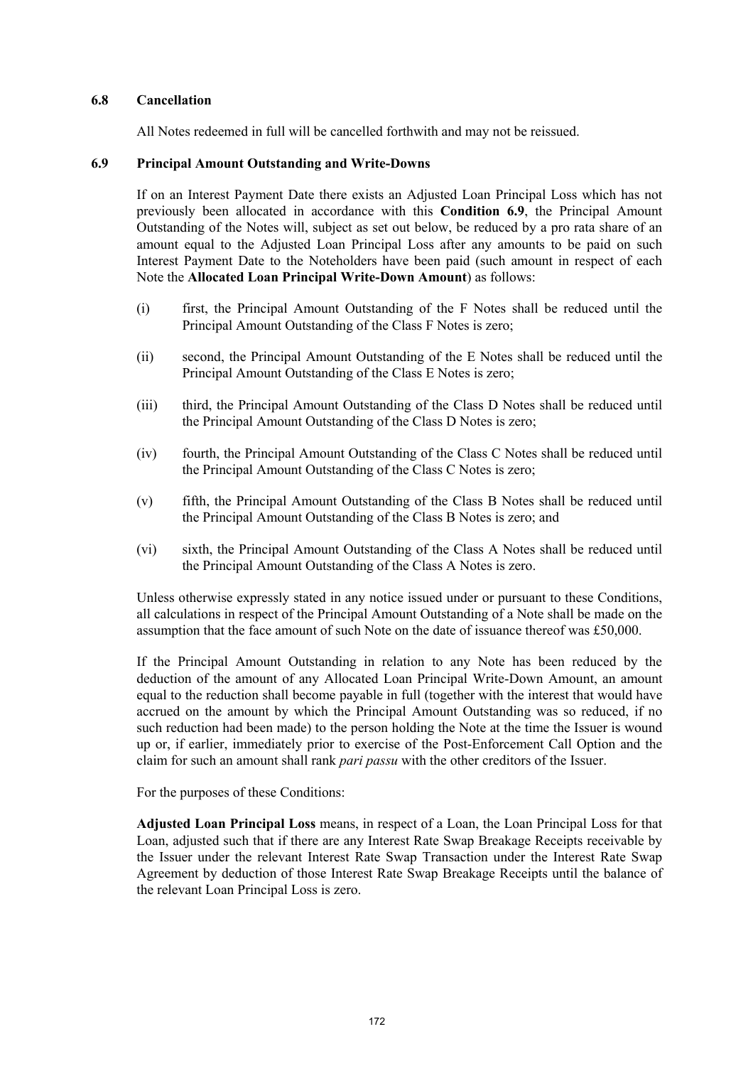### 6.8 Cancellation

All Notes redeemed in full will be cancelled forthwith and may not be reissued.

### 6.9 Principal Amount Outstanding and Write-Downs

If on an Interest Payment Date there exists an Adjusted Loan Principal Loss which has not previously been allocated in accordance with this **Condition 6.9**, the Principal Amount Outstanding of the Notes will, subject as set out below, be reduced by a pro rata share of an amount equal to the Adjusted Loan Principal Loss after any amounts to be paid on such Interest Payment Date to the Noteholders have been paid (such amount in respect of each Note the **Allocated Loan Principal Write-Down Amount**) as follows:

(i) first, the Principal Amount Outstanding of the F Notes shall be reduced until the Principal Amount Outstanding of the Class F Notes is zero;

(ii) second, the Principal Amount Outstanding of the E Notes shall be reduced until the Principal Amount Outstanding of the Class E Notes is zero;

(iii) third, the Principal Amount Outstanding of the Class D Notes shall be reduced until the Principal Amount Outstanding of the Class D Notes is zero;

(iv) fourth, the Principal Amount Outstanding of the Class C Notes shall be reduced until the Principal Amount Outstanding of the Class C Notes is zero;

(v) fifth, the Principal Amount Outstanding of the Class B Notes shall be reduced until the Principal Amount Outstanding of the Class B Notes is zero; and

(vi) sixth, the Principal Amount Outstanding of the Class A Notes shall be reduced until the Principal Amount Outstanding of the Class A Notes is zero.

Unless otherwise expressly stated in any notice issued under or pursuant to these Conditions, all calculations in respect of the Principal Amount Outstanding of a Note shall be made on the assumption that the face amount of such Note on the date of issuance thereof was £50,000.

If the Principal Amount Outstanding in relation to any Note has been reduced by the deduction of the amount of any Allocated Loan Principal Write-Down Amount, an amount equal to the reduction shall become payable in full (together with the interest that would have accrued on the amount by which the Principal Amount Outstanding was so reduced, if no such reduction had been made) to the person holding the Note at the time the Issuer is wound up or, if earlier, immediately prior to exercise of the Post-Enforcement Call Option and the claim for such an amount shall rank *pari passu* with the other creditors of the Issuer.

For the purposes of these Conditions:

**Adjusted Loan Principal Loss** means, in respect of a Loan, the Loan Principal Loss for that Loan, adjusted such that if there are any Interest Rate Swap Breakage Receipts receivable by the Issuer under the relevant Interest Rate Swap Transaction under the Interest Rate Swap Agreement by deduction of those Interest Rate Swap Breakage Receipts until the balance of the relevant Loan Principal Loss is zero.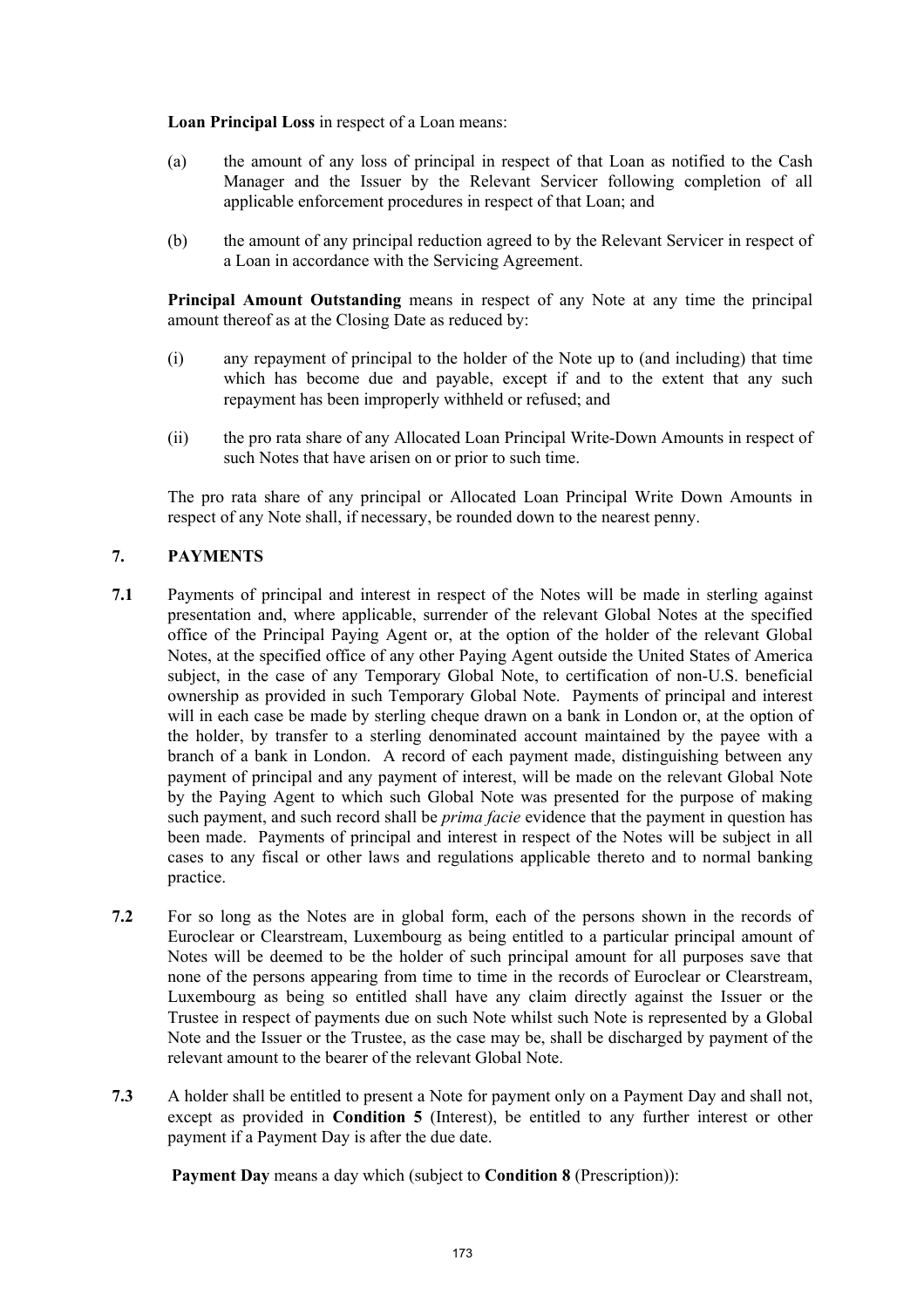**Loan Principal Loss** in respect of a Loan means:

(a) the amount of any loss of principal in respect of that Loan as notified to the Cash Manager and the Issuer by the Relevant Servicer following completion of all applicable enforcement procedures in respect of that Loan; and

(b) the amount of any principal reduction agreed to by the Relevant Servicer in respect of a Loan in accordance with the Servicing Agreement.

**Principal Amount Outstanding** means in respect of any Note at any time the principal amount thereof as at the Closing Date as reduced by:

(i) any repayment of principal to the holder of the Note up to (and including) that time which has become due and payable, except if and to the extent that any such repayment has been improperly withheld or refused; and

(ii) the pro rata share of any Allocated Loan Principal Write-Down Amounts in respect of such Notes that have arisen on or prior to such time.

The pro rata share of any principal or Allocated Loan Principal Write Down Amounts in respect of any Note shall, if necessary, be rounded down to the nearest penny.

## 7. PAYMENTS

**7.1** Payments of principal and interest in respect of the Notes will be made in sterling against presentation and, where applicable, surrender of the relevant Global Notes at the specified office of the Principal Paying Agent or, at the option of the holder of the relevant Global Notes, at the specified office of any other Paying Agent outside the United States of America subject, in the case of any Temporary Global Note, to certification of non-U.S. beneficial ownership as provided in such Temporary Global Note. Payments of principal and interest will in each case be made by sterling cheque drawn on a bank in London or, at the option of the holder, by transfer to a sterling denominated account maintained by the payee with a branch of a bank in London. A record of each payment made, distinguishing between any payment of principal and any payment of interest, will be made on the relevant Global Note by the Paying Agent to which such Global Note was presented for the purpose of making such payment, and such record shall be *prima facie* evidence that the payment in question has been made. Payments of principal and interest in respect of the Notes will be subject in all cases to any fiscal or other laws and regulations applicable thereto and to normal banking practice.

**7.2** For so long as the Notes are in global form, each of the persons shown in the records of Euroclear or Clearstream, Luxembourg as being entitled to a particular principal amount of Notes will be deemed to be the holder of such principal amount for all purposes save that none of the persons appearing from time to time in the records of Euroclear or Clearstream, Luxembourg as being so entitled shall have any claim directly against the Issuer or the Trustee in respect of payments due on such Note whilst such Note is represented by a Global Note and the Issuer or the Trustee, as the case may be, shall be discharged by payment of the relevant amount to the bearer of the relevant Global Note.

**7.3** A holder shall be entitled to present a Note for payment only on a Payment Day and shall not, except as provided in **Condition 5** (Interest), be entitled to any further interest or other payment if a Payment Day is after the due date.

**Payment Day** means a day which (subject to **Condition 8** (Prescription)):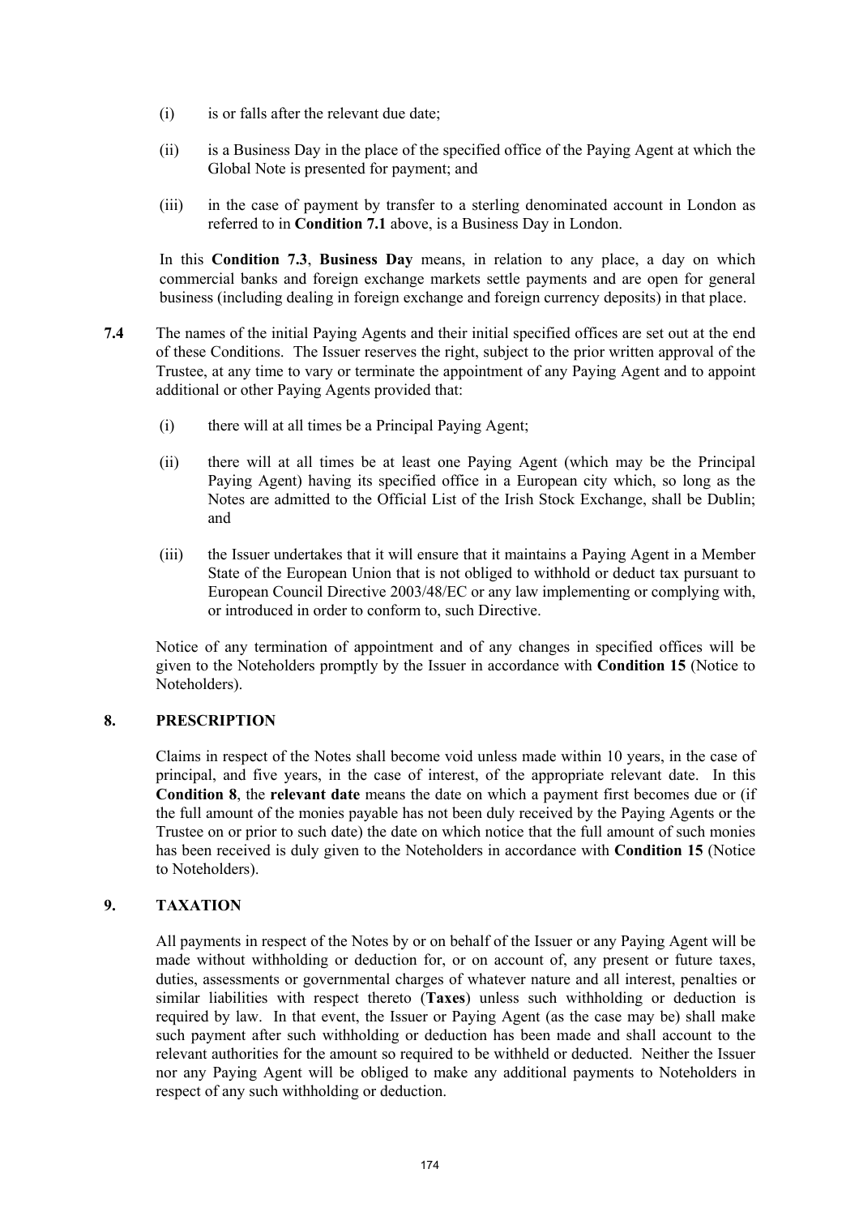(i) is or falls after the relevant due date;

(ii) is a Business Day in the place of the specified office of the Paying Agent at which the Global Note is presented for payment; and

(iii) in the case of payment by transfer to a sterling denominated account in London as referred to in **Condition 7.1** above, is a Business Day in London.

In this **Condition 7.3**, **Business Day** means, in relation to any place, a day on which commercial banks and foreign exchange markets settle payments and are open for general business (including dealing in foreign exchange and foreign currency deposits) in that place.

**7.4** The names of the initial Paying Agents and their initial specified offices are set out at the end of these Conditions. The Issuer reserves the right, subject to the prior written approval of the Trustee, at any time to vary or terminate the appointment of any Paying Agent and to appoint additional or other Paying Agents provided that:

(i) there will at all times be a Principal Paying Agent;

(ii) there will at all times be at least one Paying Agent (which may be the Principal Paying Agent) having its specified office in a European city which, so long as the Notes are admitted to the Official List of the Irish Stock Exchange, shall be Dublin; and

(iii) the Issuer undertakes that it will ensure that it maintains a Paying Agent in a Member State of the European Union that is not obliged to withhold or deduct tax pursuant to European Council Directive 2003/48/EC or any law implementing or complying with, or introduced in order to conform to, such Directive.

Notice of any termination of appointment and of any changes in specified offices will be given to the Noteholders promptly by the Issuer in accordance with **Condition 15** (Notice to Noteholders).

## 8. PRESCRIPTION

Claims in respect of the Notes shall become void unless made within 10 years, in the case of principal, and five years, in the case of interest, of the appropriate relevant date. In this **Condition 8**, the **relevant date** means the date on which a payment first becomes due or (if the full amount of the monies payable has not been duly received by the Paying Agents or the Trustee on or prior to such date) the date on which notice that the full amount of such monies has been received is duly given to the Noteholders in accordance with **Condition 15** (Notice to Noteholders).

## 9. TAXATION

All payments in respect of the Notes by or on behalf of the Issuer or any Paying Agent will be made without withholding or deduction for, or on account of, any present or future taxes, duties, assessments or governmental charges of whatever nature and all interest, penalties or similar liabilities with respect thereto (**Taxes**) unless such withholding or deduction is required by law. In that event, the Issuer or Paying Agent (as the case may be) shall make such payment after such withholding or deduction has been made and shall account to the relevant authorities for the amount so required to be withheld or deducted. Neither the Issuer nor any Paying Agent will be obliged to make any additional payments to Noteholders in respect of any such withholding or deduction.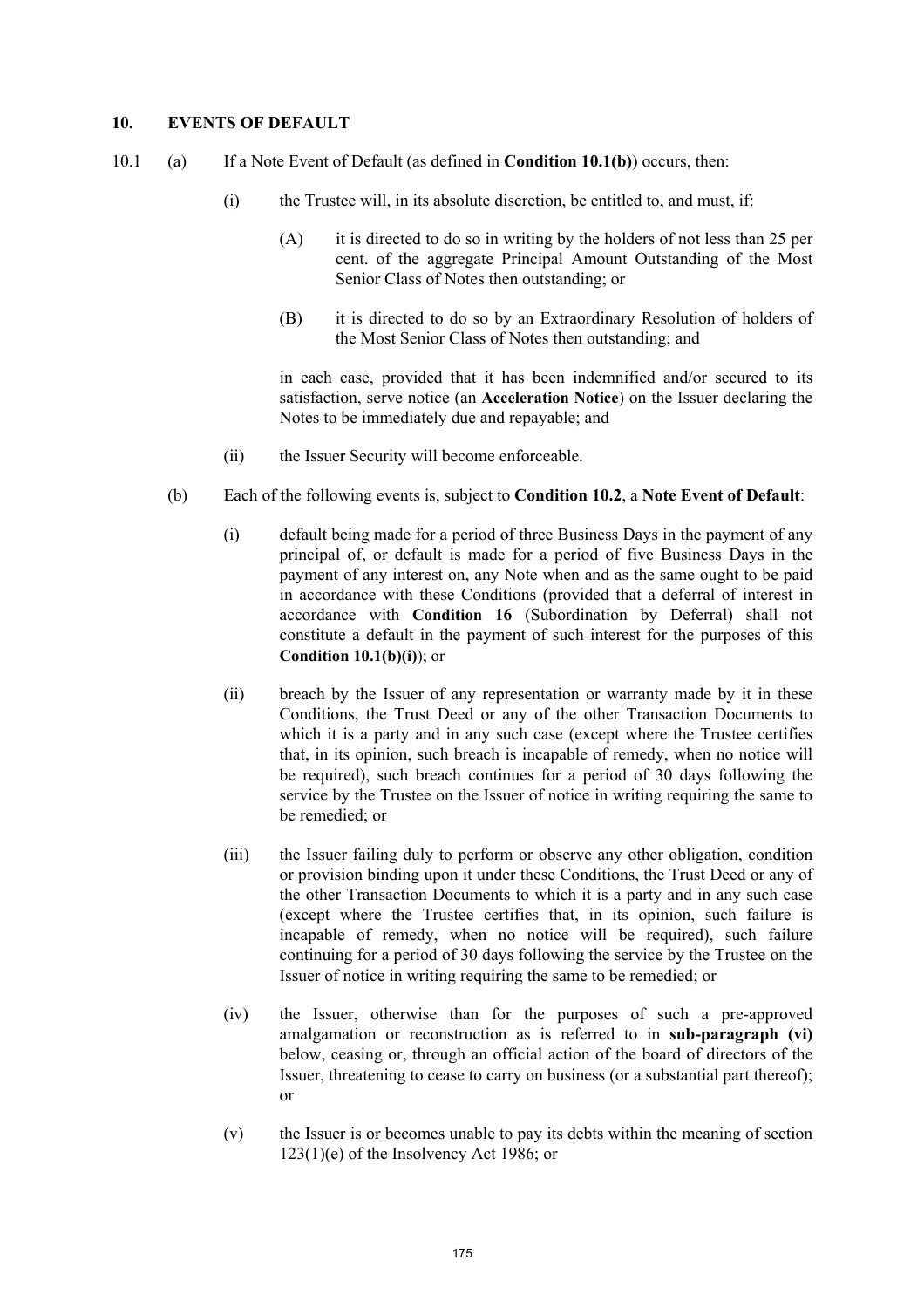## 10. EVENTS OF DEFAULT

10.1 (a) If a Note Event of Default (as defined in **Condition 10.1(b)**) occurs, then:

(i) the Trustee will, in its absolute discretion, be entitled to, and must, if:

(A) it is directed to do so in writing by the holders of not less than 25 per cent. of the aggregate Principal Amount Outstanding of the Most Senior Class of Notes then outstanding; or

(B) it is directed to do so by an Extraordinary Resolution of holders of the Most Senior Class of Notes then outstanding; and

in each case, provided that it has been indemnified and/or secured to its satisfaction, serve notice (an **Acceleration Notice**) on the Issuer declaring the Notes to be immediately due and repayable; and

(ii) the Issuer Security will become enforceable.

(b) Each of the following events is, subject to **Condition 10.2**, a **Note Event of Default**:

(i) default being made for a period of three Business Days in the payment of any principal of, or default is made for a period of five Business Days in the payment of any interest on, any Note when and as the same ought to be paid in accordance with these Conditions (provided that a deferral of interest in accordance with **Condition 16** (Subordination by Deferral) shall not constitute a default in the payment of such interest for the purposes of this **Condition 10.1(b)(i)**); or

(ii) breach by the Issuer of any representation or warranty made by it in these Conditions, the Trust Deed or any of the other Transaction Documents to which it is a party and in any such case (except where the Trustee certifies that, in its opinion, such breach is incapable of remedy, when no notice will be required), such breach continues for a period of 30 days following the service by the Trustee on the Issuer of notice in writing requiring the same to be remedied; or

(iii) the Issuer failing duly to perform or observe any other obligation, condition or provision binding upon it under these Conditions, the Trust Deed or any of the other Transaction Documents to which it is a party and in any such case (except where the Trustee certifies that, in its opinion, such failure is incapable of remedy, when no notice will be required), such failure continuing for a period of 30 days following the service by the Trustee on the Issuer of notice in writing requiring the same to be remedied; or

(iv) the Issuer, otherwise than for the purposes of such a pre-approved amalgamation or reconstruction as is referred to in **sub-paragraph (vi)** below, ceasing or, through an official action of the board of directors of the Issuer, threatening to cease to carry on business (or a substantial part thereof); or

(v) the Issuer is or becomes unable to pay its debts within the meaning of section 123(1)(e) of the Insolvency Act 1986; or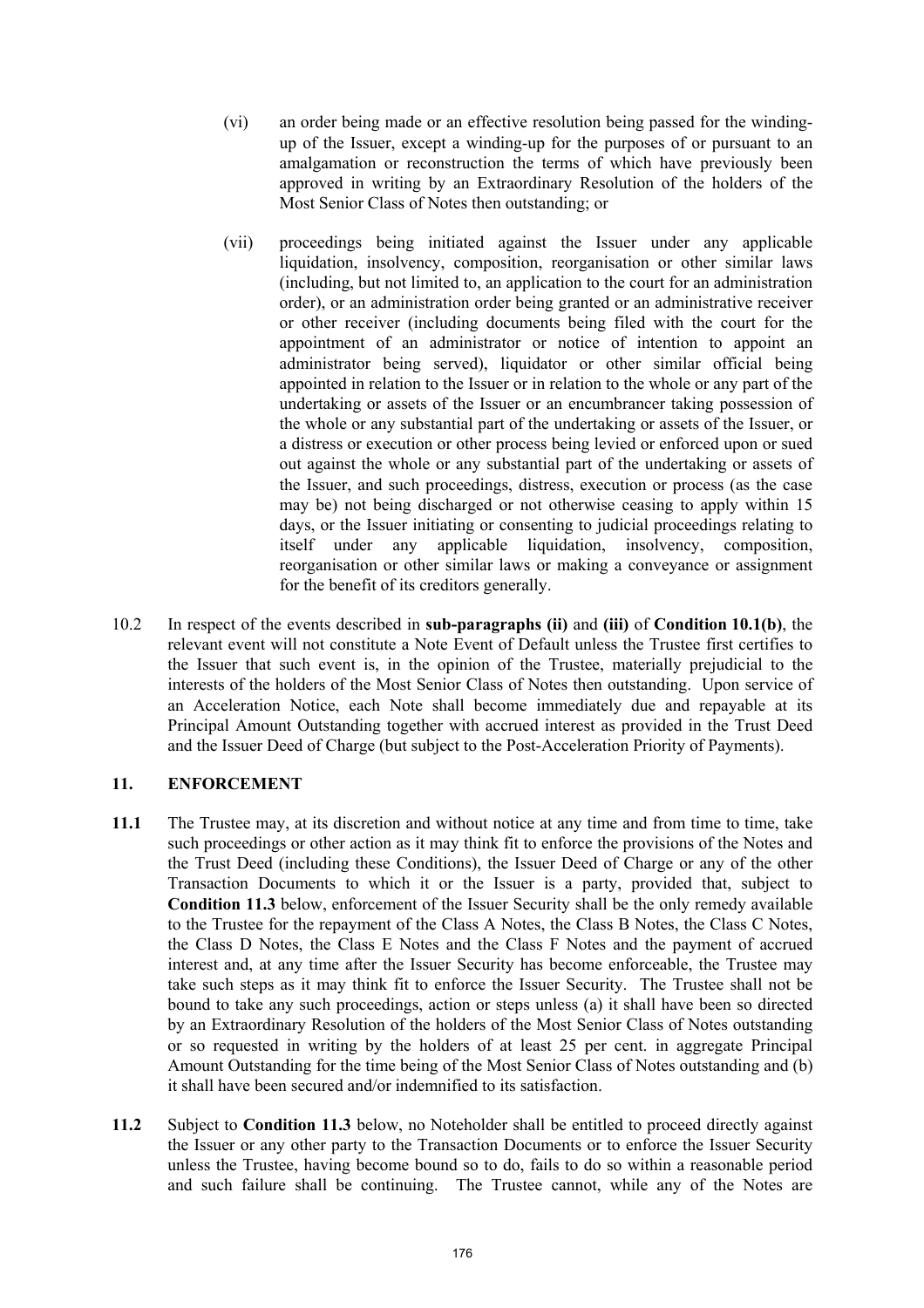(vi) an order being made or an effective resolution being passed for the winding-up of the Issuer, except a winding-up for the purposes of or pursuant to an amalgamation or reconstruction the terms of which have previously been approved in writing by an Extraordinary Resolution of the holders of the Most Senior Class of Notes then outstanding; or

(vii) proceedings being initiated against the Issuer under any applicable liquidation, insolvency, composition, reorganisation or other similar laws (including, but not limited to, an application to the court for an administration order), or an administration order being granted or an administrative receiver or other receiver (including documents being filed with the court for the appointment of an administrator or notice of intention to appoint an administrator being served), liquidator or other similar official being appointed in relation to the Issuer or in relation to the whole or any part of the undertaking or assets of the Issuer or an encumbrancer taking possession of the whole or any substantial part of the undertaking or assets of the Issuer, or a distress or execution or other process being levied or enforced upon or sued out against the whole or any substantial part of the undertaking or assets of the Issuer, and such proceedings, distress, execution or process (as the case may be) not being discharged or not otherwise ceasing to apply within 15 days, or the Issuer initiating or consenting to judicial proceedings relating to itself under any applicable liquidation, insolvency, composition, reorganisation or other similar laws or making a conveyance or assignment for the benefit of its creditors generally.

10.2 In respect of the events described in **sub-paragraphs (ii)** and **(iii)** of **Condition 10.1(b)**, the relevant event will not constitute a Note Event of Default unless the Trustee first certifies to the Issuer that such event is, in the opinion of the Trustee, materially prejudicial to the interests of the holders of the Most Senior Class of Notes then outstanding. Upon service of an Acceleration Notice, each Note shall become immediately due and repayable at its Principal Amount Outstanding together with accrued interest as provided in the Trust Deed and the Issuer Deed of Charge (but subject to the Post-Acceleration Priority of Payments).

## 11. ENFORCEMENT

**11.1** The Trustee may, at its discretion and without notice at any time and from time to time, take such proceedings or other action as it may think fit to enforce the provisions of the Notes and the Trust Deed (including these Conditions), the Issuer Deed of Charge or any of the other Transaction Documents to which it or the Issuer is a party, provided that, subject to **Condition 11.3** below, enforcement of the Issuer Security shall be the only remedy available to the Trustee for the repayment of the Class A Notes, the Class B Notes, the Class C Notes, the Class D Notes, the Class E Notes and the Class F Notes and the payment of accrued interest and, at any time after the Issuer Security has become enforceable, the Trustee may take such steps as it may think fit to enforce the Issuer Security. The Trustee shall not be bound to take any such proceedings, action or steps unless (a) it shall have been so directed by an Extraordinary Resolution of the holders of the Most Senior Class of Notes outstanding or so requested in writing by the holders of at least 25 per cent. in aggregate Principal Amount Outstanding for the time being of the Most Senior Class of Notes outstanding and (b) it shall have been secured and/or indemnified to its satisfaction.

**11.2** Subject to **Condition 11.3** below, no Noteholder shall be entitled to proceed directly against the Issuer or any other party to the Transaction Documents or to enforce the Issuer Security unless the Trustee, having become bound so to do, fails to do so within a reasonable period and such failure shall be continuing. The Trustee cannot, while any of the Notes are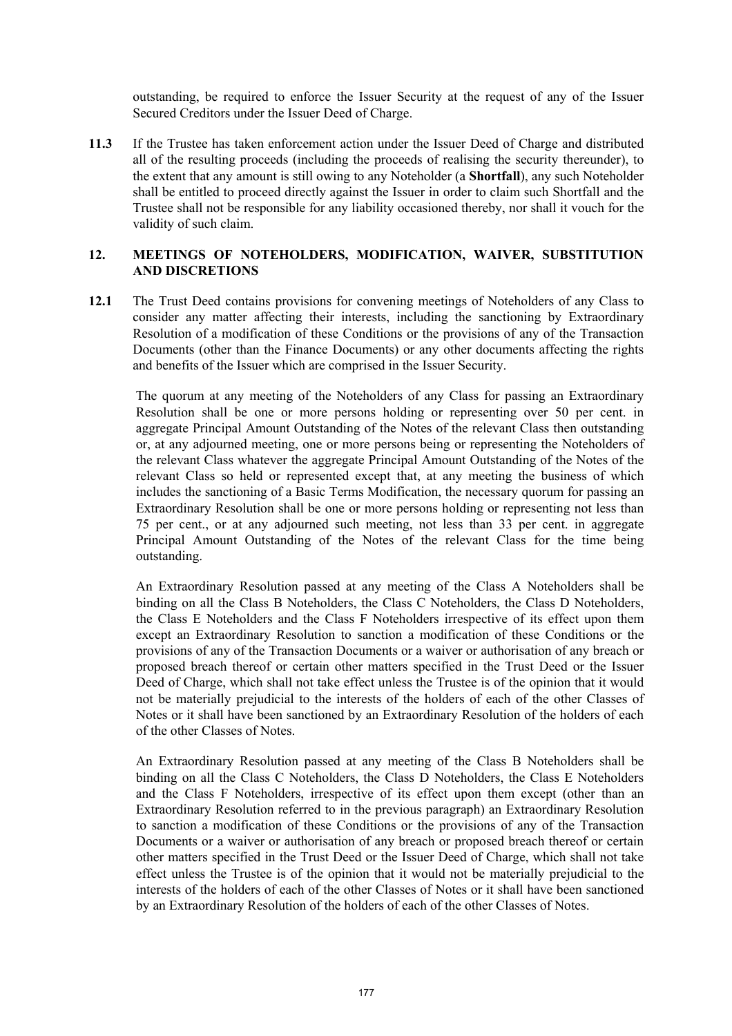outstanding, be required to enforce the Issuer Security at the request of any of the Issuer Secured Creditors under the Issuer Deed of Charge.

**11.3** If the Trustee has taken enforcement action under the Issuer Deed of Charge and distributed all of the resulting proceeds (including the proceeds of realising the security thereunder), to the extent that any amount is still owing to any Noteholder (a **Shortfall**), any such Noteholder shall be entitled to proceed directly against the Issuer in order to claim such Shortfall and the Trustee shall not be responsible for any liability occasioned thereby, nor shall it vouch for the validity of such claim.

## 12. MEETINGS OF NOTEHOLDERS, MODIFICATION, WAIVER, SUBSTITUTION AND DISCRETIONS

**12.1** The Trust Deed contains provisions for convening meetings of Noteholders of any Class to consider any matter affecting their interests, including the sanctioning by Extraordinary Resolution of a modification of these Conditions or the provisions of any of the Transaction Documents (other than the Finance Documents) or any other documents affecting the rights and benefits of the Issuer which are comprised in the Issuer Security.

The quorum at any meeting of the Noteholders of any Class for passing an Extraordinary Resolution shall be one or more persons holding or representing over 50 per cent. in aggregate Principal Amount Outstanding of the Notes of the relevant Class then outstanding or, at any adjourned meeting, one or more persons being or representing the Noteholders of the relevant Class whatever the aggregate Principal Amount Outstanding of the Notes of the relevant Class so held or represented except that, at any meeting the business of which includes the sanctioning of a Basic Terms Modification, the necessary quorum for passing an Extraordinary Resolution shall be one or more persons holding or representing not less than 75 per cent., or at any adjourned such meeting, not less than 33 per cent. in aggregate Principal Amount Outstanding of the Notes of the relevant Class for the time being outstanding.

An Extraordinary Resolution passed at any meeting of the Class A Noteholders shall be binding on all the Class B Noteholders, the Class C Noteholders, the Class D Noteholders, the Class E Noteholders and the Class F Noteholders irrespective of its effect upon them except an Extraordinary Resolution to sanction a modification of these Conditions or the provisions of any of the Transaction Documents or a waiver or authorisation of any breach or proposed breach thereof or certain other matters specified in the Trust Deed or the Issuer Deed of Charge, which shall not take effect unless the Trustee is of the opinion that it would not be materially prejudicial to the interests of the holders of each of the other Classes of Notes or it shall have been sanctioned by an Extraordinary Resolution of the holders of each of the other Classes of Notes.

An Extraordinary Resolution passed at any meeting of the Class B Noteholders shall be binding on all the Class C Noteholders, the Class D Noteholders, the Class E Noteholders and the Class F Noteholders, irrespective of its effect upon them except (other than an Extraordinary Resolution referred to in the previous paragraph) an Extraordinary Resolution to sanction a modification of these Conditions or the provisions of any of the Transaction Documents or a waiver or authorisation of any breach or proposed breach thereof or certain other matters specified in the Trust Deed or the Issuer Deed of Charge, which shall not take effect unless the Trustee is of the opinion that it would not be materially prejudicial to the interests of the holders of each of the other Classes of Notes or it shall have been sanctioned by an Extraordinary Resolution of the holders of each of the other Classes of Notes.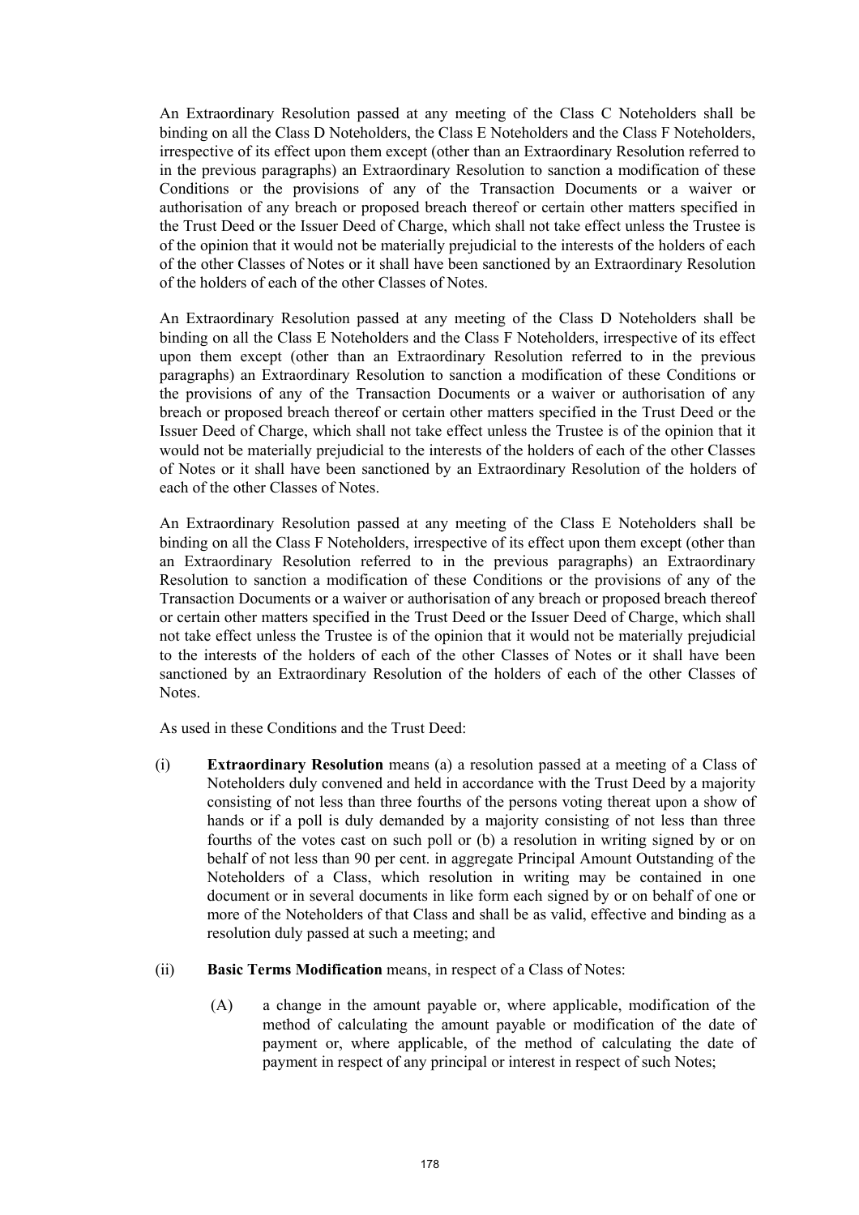An Extraordinary Resolution passed at any meeting of the Class C Noteholders shall be binding on all the Class D Noteholders, the Class E Noteholders and the Class F Noteholders, irrespective of its effect upon them except (other than an Extraordinary Resolution referred to in the previous paragraphs) an Extraordinary Resolution to sanction a modification of these Conditions or the provisions of any of the Transaction Documents or a waiver or authorisation of any breach or proposed breach thereof or certain other matters specified in the Trust Deed or the Issuer Deed of Charge, which shall not take effect unless the Trustee is of the opinion that it would not be materially prejudicial to the interests of the holders of each of the other Classes of Notes or it shall have been sanctioned by an Extraordinary Resolution of the holders of each of the other Classes of Notes.

An Extraordinary Resolution passed at any meeting of the Class D Noteholders shall be binding on all the Class E Noteholders and the Class F Noteholders, irrespective of its effect upon them except (other than an Extraordinary Resolution referred to in the previous paragraphs) an Extraordinary Resolution to sanction a modification of these Conditions or the provisions of any of the Transaction Documents or a waiver or authorisation of any breach or proposed breach thereof or certain other matters specified in the Trust Deed or the Issuer Deed of Charge, which shall not take effect unless the Trustee is of the opinion that it would not be materially prejudicial to the interests of the holders of each of the other Classes of Notes or it shall have been sanctioned by an Extraordinary Resolution of the holders of each of the other Classes of Notes.

An Extraordinary Resolution passed at any meeting of the Class E Noteholders shall be binding on all the Class F Noteholders, irrespective of its effect upon them except (other than an Extraordinary Resolution referred to in the previous paragraphs) an Extraordinary Resolution to sanction a modification of these Conditions or the provisions of any of the Transaction Documents or a waiver or authorisation of any breach or proposed breach thereof or certain other matters specified in the Trust Deed or the Issuer Deed of Charge, which shall not take effect unless the Trustee is of the opinion that it would not be materially prejudicial to the interests of the holders of each of the other Classes of Notes or it shall have been sanctioned by an Extraordinary Resolution of the holders of each of the other Classes of Notes.

As used in these Conditions and the Trust Deed:

(i) **Extraordinary Resolution** means (a) a resolution passed at a meeting of a Class of Noteholders duly convened and held in accordance with the Trust Deed by a majority consisting of not less than three fourths of the persons voting thereat upon a show of hands or if a poll is duly demanded by a majority consisting of not less than three fourths of the votes cast on such poll or (b) a resolution in writing signed by or on behalf of not less than 90 per cent. in aggregate Principal Amount Outstanding of the Noteholders of a Class, which resolution in writing may be contained in one document or in several documents in like form each signed by or on behalf of one or more of the Noteholders of that Class and shall be as valid, effective and binding as a resolution duly passed at such a meeting; and

(ii) **Basic Terms Modification** means, in respect of a Class of Notes:

   (A) a change in the amount payable or, where applicable, modification of the method of calculating the amount payable or modification of the date of payment or, where applicable, of the method of calculating the date of payment in respect of any principal or interest in respect of such Notes;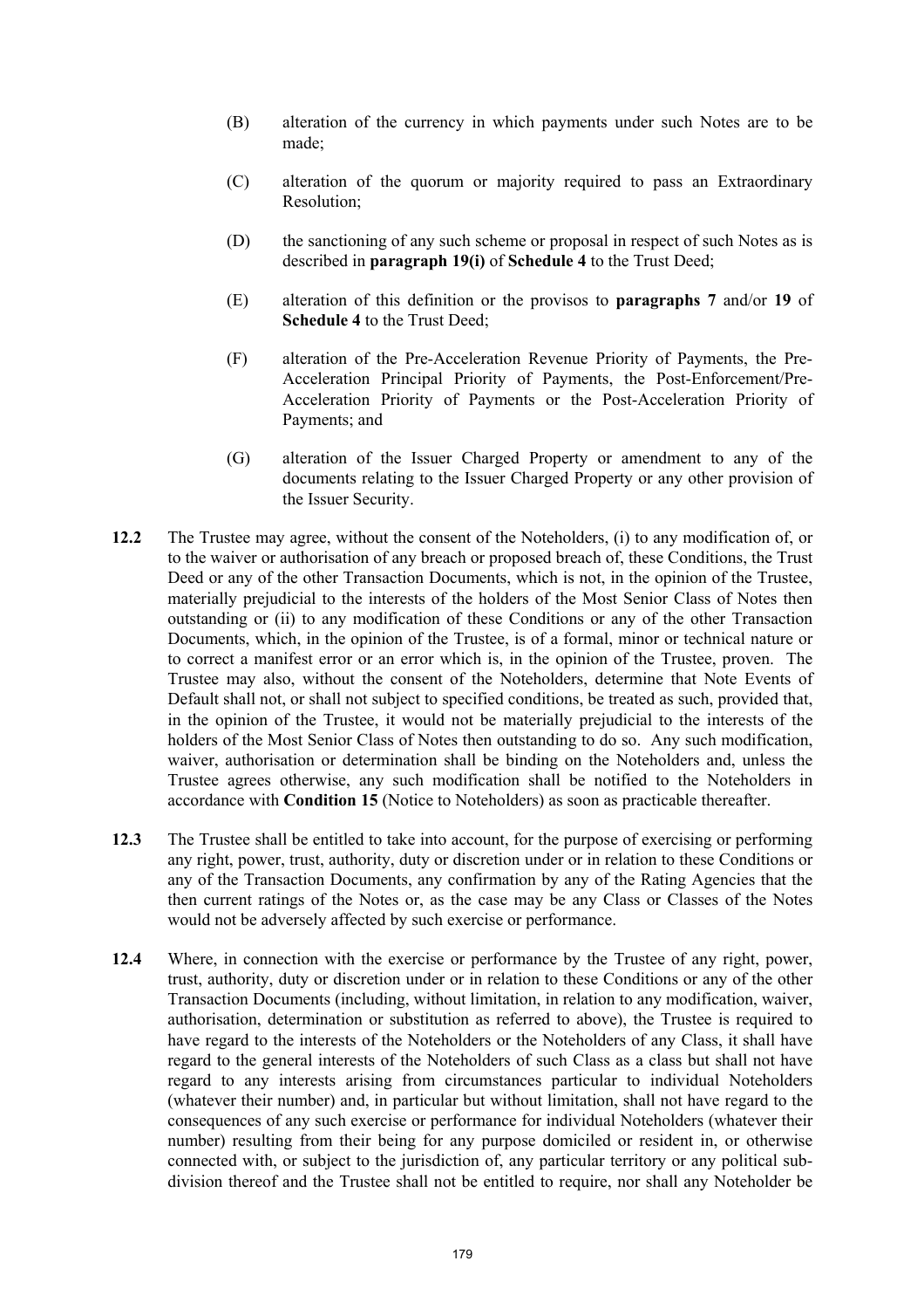(B) alteration of the currency in which payments under such Notes are to be made;

(C) alteration of the quorum or majority required to pass an Extraordinary Resolution;

(D) the sanctioning of any such scheme or proposal in respect of such Notes as is described in **paragraph 19(i)** of **Schedule 4** to the Trust Deed;

(E) alteration of this definition or the provisos to **paragraphs 7** and/or **19** of **Schedule 4** to the Trust Deed;

(F) alteration of the Pre-Acceleration Revenue Priority of Payments, the Pre-Acceleration Principal Priority of Payments, the Post-Enforcement/Pre-Acceleration Priority of Payments or the Post-Acceleration Priority of Payments; and

(G) alteration of the Issuer Charged Property or amendment to any of the documents relating to the Issuer Charged Property or any other provision of the Issuer Security.

**12.2** The Trustee may agree, without the consent of the Noteholders, (i) to any modification of, or to the waiver or authorisation of any breach or proposed breach of, these Conditions, the Trust Deed or any of the other Transaction Documents, which is not, in the opinion of the Trustee, materially prejudicial to the interests of the holders of the Most Senior Class of Notes then outstanding or (ii) to any modification of these Conditions or any of the other Transaction Documents, which, in the opinion of the Trustee, is of a formal, minor or technical nature or to correct a manifest error or an error which is, in the opinion of the Trustee, proven. The Trustee may also, without the consent of the Noteholders, determine that Note Events of Default shall not, or shall not subject to specified conditions, be treated as such, provided that, in the opinion of the Trustee, it would not be materially prejudicial to the interests of the holders of the Most Senior Class of Notes then outstanding to do so. Any such modification, waiver, authorisation or determination shall be binding on the Noteholders and, unless the Trustee agrees otherwise, any such modification shall be notified to the Noteholders in accordance with **Condition 15** (Notice to Noteholders) as soon as practicable thereafter.

**12.3** The Trustee shall be entitled to take into account, for the purpose of exercising or performing any right, power, trust, authority, duty or discretion under or in relation to these Conditions or any of the Transaction Documents, any confirmation by any of the Rating Agencies that the then current ratings of the Notes or, as the case may be any Class or Classes of the Notes would not be adversely affected by such exercise or performance.

**12.4** Where, in connection with the exercise or performance by the Trustee of any right, power, trust, authority, duty or discretion under or in relation to these Conditions or any of the other Transaction Documents (including, without limitation, in relation to any modification, waiver, authorisation, determination or substitution as referred to above), the Trustee is required to have regard to the interests of the Noteholders or the Noteholders of any Class, it shall have regard to the general interests of the Noteholders of such Class as a class but shall not have regard to any interests arising from circumstances particular to individual Noteholders (whatever their number) and, in particular but without limitation, shall not have regard to the consequences of any such exercise or performance for individual Noteholders (whatever their number) resulting from their being for any purpose domiciled or resident in, or otherwise connected with, or subject to the jurisdiction of, any particular territory or any political sub-division thereof and the Trustee shall not be entitled to require, nor shall any Noteholder be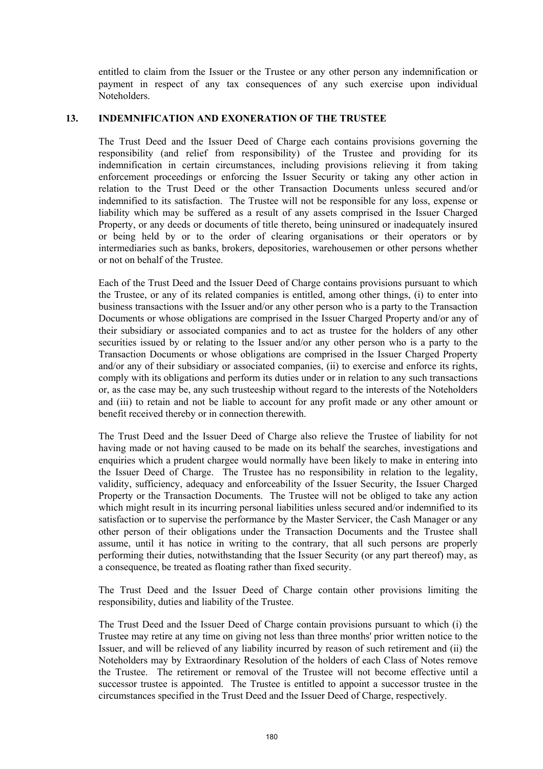entitled to claim from the Issuer or the Trustee or any other person any indemnification or payment in respect of any tax consequences of any such exercise upon individual Noteholders.

## 13. INDEMNIFICATION AND EXONERATION OF THE TRUSTEE

The Trust Deed and the Issuer Deed of Charge each contains provisions governing the responsibility (and relief from responsibility) of the Trustee and providing for its indemnification in certain circumstances, including provisions relieving it from taking enforcement proceedings or enforcing the Issuer Security or taking any other action in relation to the Trust Deed or the other Transaction Documents unless secured and/or indemnified to its satisfaction. The Trustee will not be responsible for any loss, expense or liability which may be suffered as a result of any assets comprised in the Issuer Charged Property, or any deeds or documents of title thereto, being uninsured or inadequately insured or being held by or to the order of clearing organisations or their operators or by intermediaries such as banks, brokers, depositories, warehousemen or other persons whether or not on behalf of the Trustee.

Each of the Trust Deed and the Issuer Deed of Charge contains provisions pursuant to which the Trustee, or any of its related companies is entitled, among other things, (i) to enter into business transactions with the Issuer and/or any other person who is a party to the Transaction Documents or whose obligations are comprised in the Issuer Charged Property and/or any of their subsidiary or associated companies and to act as trustee for the holders of any other securities issued by or relating to the Issuer and/or any other person who is a party to the Transaction Documents or whose obligations are comprised in the Issuer Charged Property and/or any of their subsidiary or associated companies, (ii) to exercise and enforce its rights, comply with its obligations and perform its duties under or in relation to any such transactions or, as the case may be, any such trusteeship without regard to the interests of the Noteholders and (iii) to retain and not be liable to account for any profit made or any other amount or benefit received thereby or in connection therewith.

The Trust Deed and the Issuer Deed of Charge also relieve the Trustee of liability for not having made or not having caused to be made on its behalf the searches, investigations and enquiries which a prudent chargee would normally have been likely to make in entering into the Issuer Deed of Charge. The Trustee has no responsibility in relation to the legality, validity, sufficiency, adequacy and enforceability of the Issuer Security, the Issuer Charged Property or the Transaction Documents. The Trustee will not be obliged to take any action which might result in its incurring personal liabilities unless secured and/or indemnified to its satisfaction or to supervise the performance by the Master Servicer, the Cash Manager or any other person of their obligations under the Transaction Documents and the Trustee shall assume, until it has notice in writing to the contrary, that all such persons are properly performing their duties, notwithstanding that the Issuer Security (or any part thereof) may, as a consequence, be treated as floating rather than fixed security.

The Trust Deed and the Issuer Deed of Charge contain other provisions limiting the responsibility, duties and liability of the Trustee.

The Trust Deed and the Issuer Deed of Charge contain provisions pursuant to which (i) the Trustee may retire at any time on giving not less than three months' prior written notice to the Issuer, and will be relieved of any liability incurred by reason of such retirement and (ii) the Noteholders may by Extraordinary Resolution of the holders of each Class of Notes remove the Trustee. The retirement or removal of the Trustee will not become effective until a successor trustee is appointed. The Trustee is entitled to appoint a successor trustee in the circumstances specified in the Trust Deed and the Issuer Deed of Charge, respectively.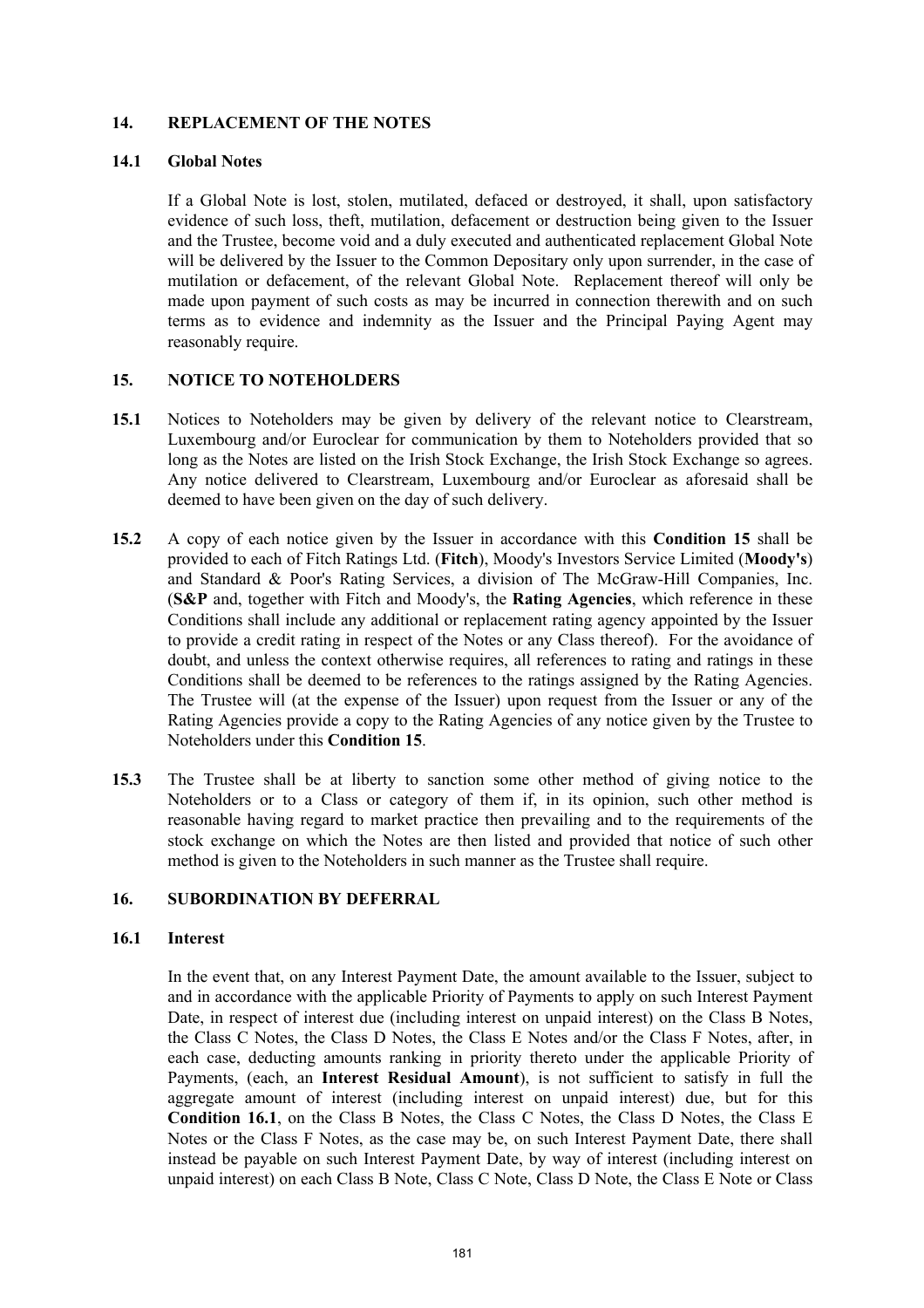## 14. REPLACEMENT OF THE NOTES

### 14.1 Global Notes

If a Global Note is lost, stolen, mutilated, defaced or destroyed, it shall, upon satisfactory evidence of such loss, theft, mutilation, defacement or destruction being given to the Issuer and the Trustee, become void and a duly executed and authenticated replacement Global Note will be delivered by the Issuer to the Common Depositary only upon surrender, in the case of mutilation or defacement, of the relevant Global Note. Replacement thereof will only be made upon payment of such costs as may be incurred in connection therewith and on such terms as to evidence and indemnity as the Issuer and the Principal Paying Agent may reasonably require.

## 15. NOTICE TO NOTEHOLDERS

**15.1** Notices to Noteholders may be given by delivery of the relevant notice to Clearstream, Luxembourg and/or Euroclear for communication by them to Noteholders provided that so long as the Notes are listed on the Irish Stock Exchange, the Irish Stock Exchange so agrees. Any notice delivered to Clearstream, Luxembourg and/or Euroclear as aforesaid shall be deemed to have been given on the day of such delivery.

**15.2** A copy of each notice given by the Issuer in accordance with this **Condition 15** shall be provided to each of Fitch Ratings Ltd. (**Fitch**), Moody's Investors Service Limited (**Moody's**) and Standard & Poor's Rating Services, a division of The McGraw-Hill Companies, Inc. (**S&P** and, together with Fitch and Moody's, the **Rating Agencies**, which reference in these Conditions shall include any additional or replacement rating agency appointed by the Issuer to provide a credit rating in respect of the Notes or any Class thereof). For the avoidance of doubt, and unless the context otherwise requires, all references to rating and ratings in these Conditions shall be deemed to be references to the ratings assigned by the Rating Agencies. The Trustee will (at the expense of the Issuer) upon request from the Issuer or any of the Rating Agencies provide a copy to the Rating Agencies of any notice given by the Trustee to Noteholders under this **Condition 15**.

**15.3** The Trustee shall be at liberty to sanction some other method of giving notice to the Noteholders or to a Class or category of them if, in its opinion, such other method is reasonable having regard to market practice then prevailing and to the requirements of the stock exchange on which the Notes are then listed and provided that notice of such other method is given to the Noteholders in such manner as the Trustee shall require.

## 16. SUBORDINATION BY DEFERRAL

### 16.1 Interest

In the event that, on any Interest Payment Date, the amount available to the Issuer, subject to and in accordance with the applicable Priority of Payments to apply on such Interest Payment Date, in respect of interest due (including interest on unpaid interest) on the Class B Notes, the Class C Notes, the Class D Notes, the Class E Notes and/or the Class F Notes, after, in each case, deducting amounts ranking in priority thereto under the applicable Priority of Payments, (each, an **Interest Residual Amount**), is not sufficient to satisfy in full the aggregate amount of interest (including interest on unpaid interest) due, but for this **Condition 16.1**, on the Class B Notes, the Class C Notes, the Class D Notes, the Class E Notes or the Class F Notes, as the case may be, on such Interest Payment Date, there shall instead be payable on such Interest Payment Date, by way of interest (including interest on unpaid interest) on each Class B Note, Class C Note, Class D Note, the Class E Note or Class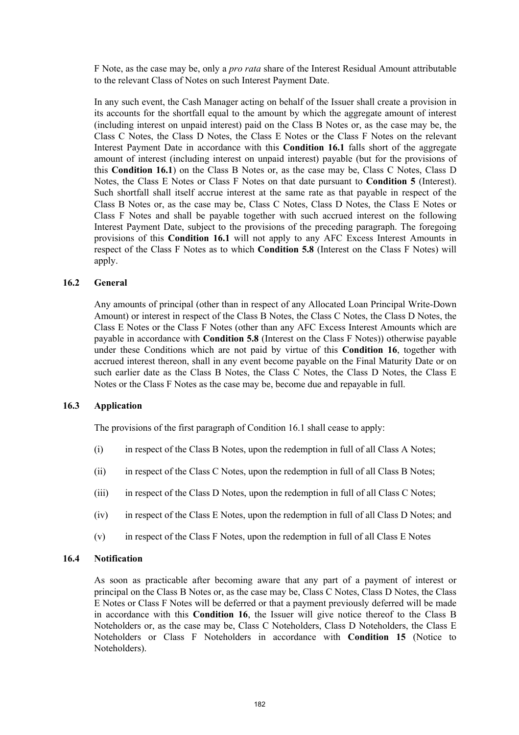F Note, as the case may be, only a *pro rata* share of the Interest Residual Amount attributable to the relevant Class of Notes on such Interest Payment Date.

In any such event, the Cash Manager acting on behalf of the Issuer shall create a provision in its accounts for the shortfall equal to the amount by which the aggregate amount of interest (including interest on unpaid interest) paid on the Class B Notes or, as the case may be, the Class C Notes, the Class D Notes, the Class E Notes or the Class F Notes on the relevant Interest Payment Date in accordance with this **Condition 16.1** falls short of the aggregate amount of interest (including interest on unpaid interest) payable (but for the provisions of this **Condition 16.1**) on the Class B Notes or, as the case may be, Class C Notes, Class D Notes, the Class E Notes or Class F Notes on that date pursuant to **Condition 5** (Interest). Such shortfall shall itself accrue interest at the same rate as that payable in respect of the Class B Notes or, as the case may be, Class C Notes, Class D Notes, the Class E Notes or Class F Notes and shall be payable together with such accrued interest on the following Interest Payment Date, subject to the provisions of the preceding paragraph. The foregoing provisions of this **Condition 16.1** will not apply to any AFC Excess Interest Amounts in respect of the Class F Notes as to which **Condition 5.8** (Interest on the Class F Notes) will apply.

### 16.2 General

Any amounts of principal (other than in respect of any Allocated Loan Principal Write-Down Amount) or interest in respect of the Class B Notes, the Class C Notes, the Class D Notes, the Class E Notes or the Class F Notes (other than any AFC Excess Interest Amounts which are payable in accordance with **Condition 5.8** (Interest on the Class F Notes)) otherwise payable under these Conditions which are not paid by virtue of this **Condition 16**, together with accrued interest thereon, shall in any event become payable on the Final Maturity Date or on such earlier date as the Class B Notes, the Class C Notes, the Class D Notes, the Class E Notes or the Class F Notes as the case may be, become due and repayable in full.

### 16.3 Application

The provisions of the first paragraph of Condition 16.1 shall cease to apply:

(i) in respect of the Class B Notes, upon the redemption in full of all Class A Notes;

(ii) in respect of the Class C Notes, upon the redemption in full of all Class B Notes;

(iii) in respect of the Class D Notes, upon the redemption in full of all Class C Notes;

(iv) in respect of the Class E Notes, upon the redemption in full of all Class D Notes; and

(v) in respect of the Class F Notes, upon the redemption in full of all Class E Notes

### 16.4 Notification

As soon as practicable after becoming aware that any part of a payment of interest or principal on the Class B Notes or, as the case may be, Class C Notes, Class D Notes, the Class E Notes or Class F Notes will be deferred or that a payment previously deferred will be made in accordance with this **Condition 16**, the Issuer will give notice thereof to the Class B Noteholders or, as the case may be, Class C Noteholders, Class D Noteholders, the Class E Noteholders or Class F Noteholders in accordance with **Condition 15** (Notice to Noteholders).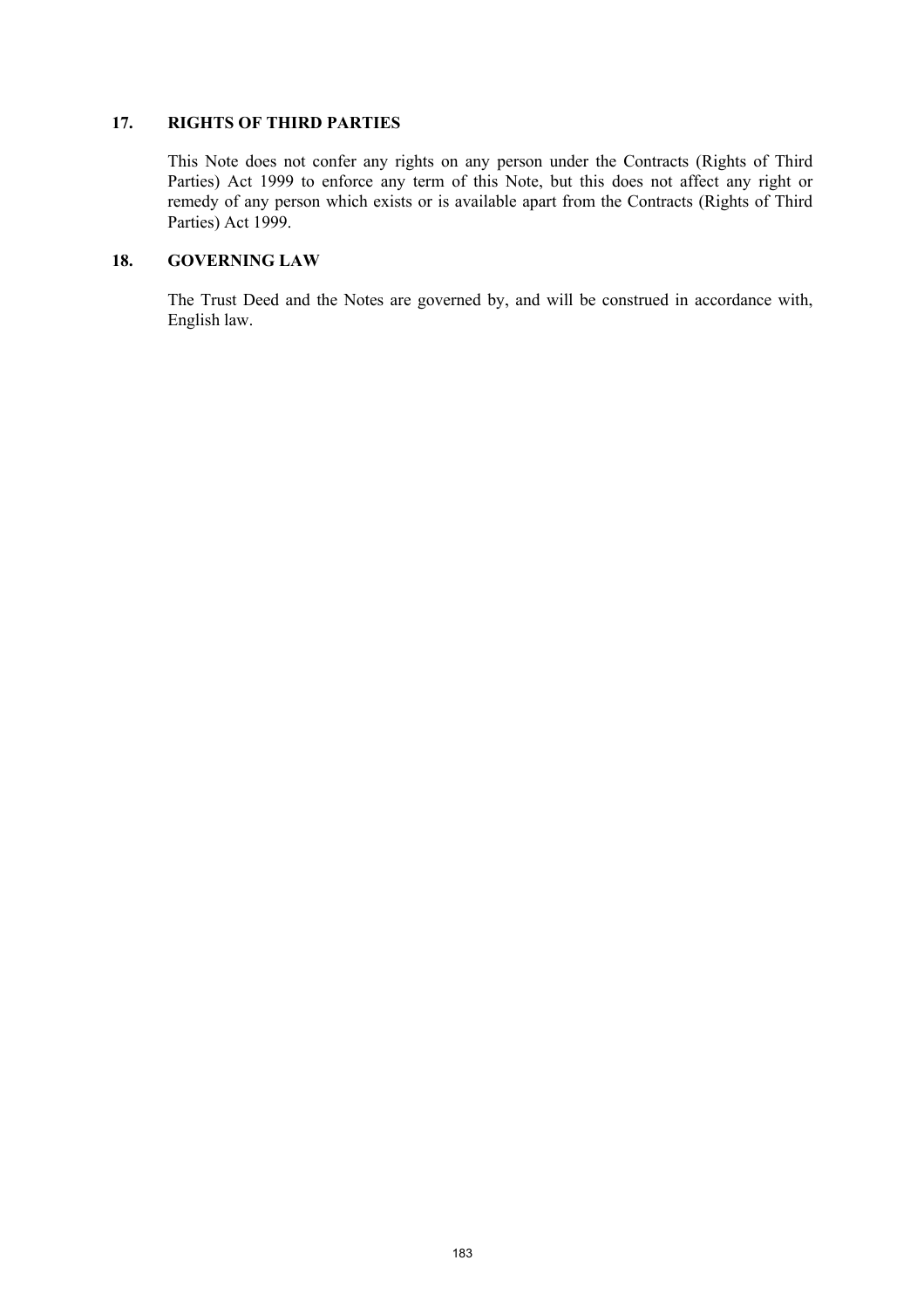## 17. RIGHTS OF THIRD PARTIES

This Note does not confer any rights on any person under the Contracts (Rights of Third Parties) Act 1999 to enforce any term of this Note, but this does not affect any right or remedy of any person which exists or is available apart from the Contracts (Rights of Third Parties) Act 1999.

## 18. GOVERNING LAW

The Trust Deed and the Notes are governed by, and will be construed in accordance with, English law.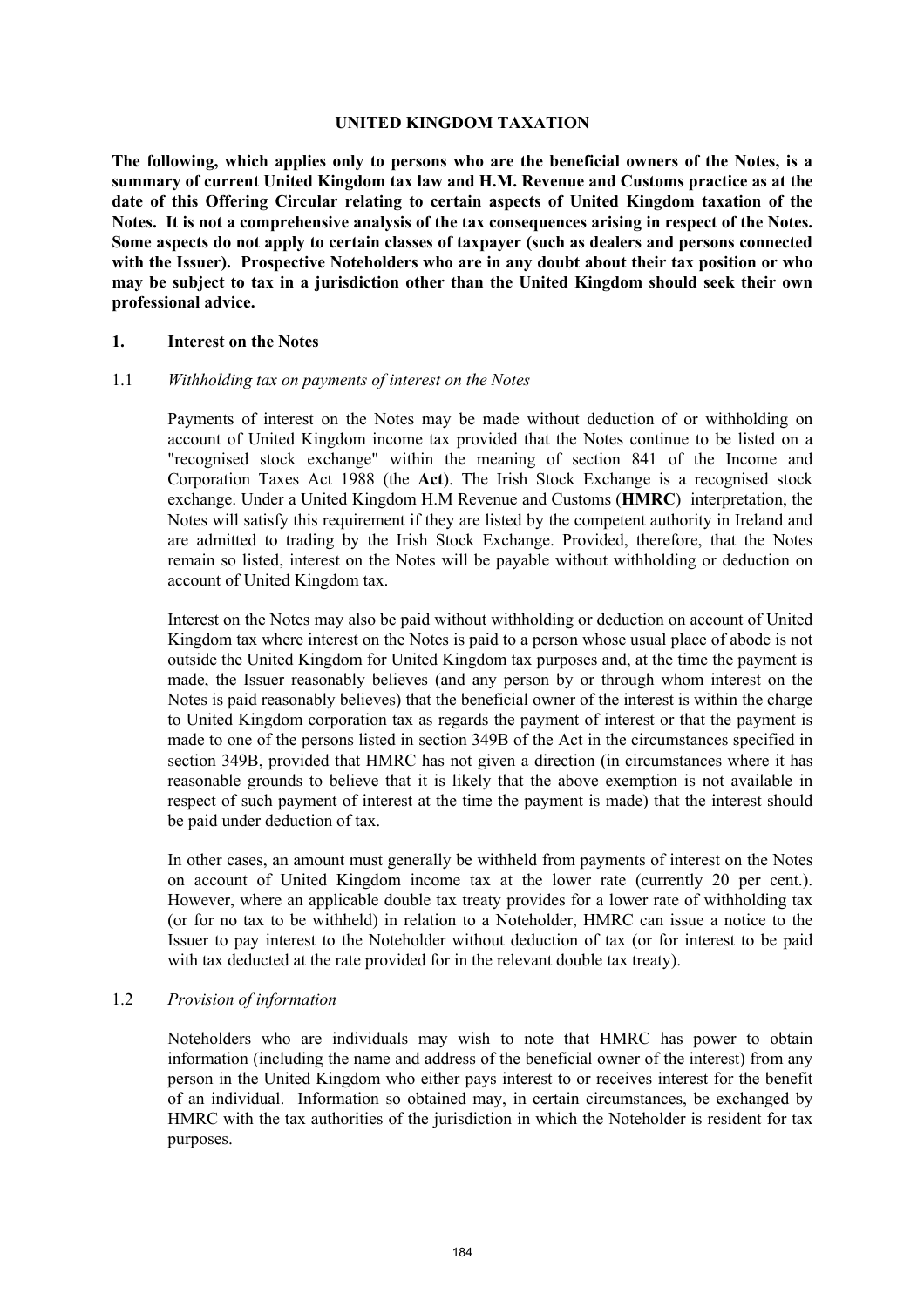## UNITED KINGDOM TAXATION

**The following, which applies only to persons who are the beneficial owners of the Notes, is a summary of current United Kingdom tax law and H.M. Revenue and Customs practice as at the date of this Offering Circular relating to certain aspects of United Kingdom taxation of the Notes. It is not a comprehensive analysis of the tax consequences arising in respect of the Notes. Some aspects do not apply to certain classes of taxpayer (such as dealers and persons connected with the Issuer). Prospective Noteholders who are in any doubt about their tax position or who may be subject to tax in a jurisdiction other than the United Kingdom should seek their own professional advice.**

### 1. Interest on the Notes

#### 1.1 *Withholding tax on payments of interest on the Notes*

Payments of interest on the Notes may be made without deduction of or withholding on account of United Kingdom income tax provided that the Notes continue to be listed on a "recognised stock exchange" within the meaning of section 841 of the Income and Corporation Taxes Act 1988 (the **Act**). The Irish Stock Exchange is a recognised stock exchange. Under a United Kingdom H.M Revenue and Customs (**HMRC**) interpretation, the Notes will satisfy this requirement if they are listed by the competent authority in Ireland and are admitted to trading by the Irish Stock Exchange. Provided, therefore, that the Notes remain so listed, interest on the Notes will be payable without withholding or deduction on account of United Kingdom tax.

Interest on the Notes may also be paid without withholding or deduction on account of United Kingdom tax where interest on the Notes is paid to a person whose usual place of abode is not outside the United Kingdom for United Kingdom tax purposes and, at the time the payment is made, the Issuer reasonably believes (and any person by or through whom interest on the Notes is paid reasonably believes) that the beneficial owner of the interest is within the charge to United Kingdom corporation tax as regards the payment of interest or that the payment is made to one of the persons listed in section 349B of the Act in the circumstances specified in section 349B, provided that HMRC has not given a direction (in circumstances where it has reasonable grounds to believe that it is likely that the above exemption is not available in respect of such payment of interest at the time the payment is made) that the interest should be paid under deduction of tax.

In other cases, an amount must generally be withheld from payments of interest on the Notes on account of United Kingdom income tax at the lower rate (currently 20 per cent.). However, where an applicable double tax treaty provides for a lower rate of withholding tax (or for no tax to be withheld) in relation to a Noteholder, HMRC can issue a notice to the Issuer to pay interest to the Noteholder without deduction of tax (or for interest to be paid with tax deducted at the rate provided for in the relevant double tax treaty).

#### 1.2 *Provision of information*

Noteholders who are individuals may wish to note that HMRC has power to obtain information (including the name and address of the beneficial owner of the interest) from any person in the United Kingdom who either pays interest to or receives interest for the benefit of an individual. Information so obtained may, in certain circumstances, be exchanged by HMRC with the tax authorities of the jurisdiction in which the Noteholder is resident for tax purposes.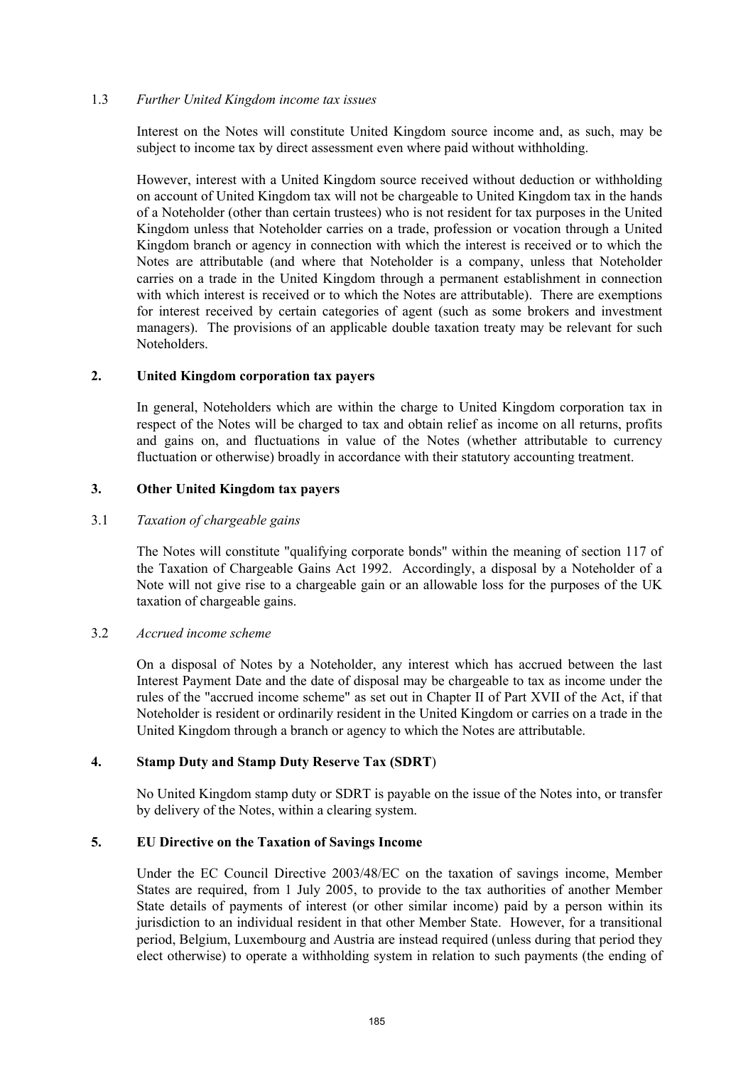### 1.3 *Further United Kingdom income tax issues*

Interest on the Notes will constitute United Kingdom source income and, as such, may be subject to income tax by direct assessment even where paid without withholding.

However, interest with a United Kingdom source received without deduction or withholding on account of United Kingdom tax will not be chargeable to United Kingdom tax in the hands of a Noteholder (other than certain trustees) who is not resident for tax purposes in the United Kingdom unless that Noteholder carries on a trade, profession or vocation through a United Kingdom branch or agency in connection with which the interest is received or to which the Notes are attributable (and where that Noteholder is a company, unless that Noteholder carries on a trade in the United Kingdom through a permanent establishment in connection with which interest is received or to which the Notes are attributable). There are exemptions for interest received by certain categories of agent (such as some brokers and investment managers). The provisions of an applicable double taxation treaty may be relevant for such Noteholders.

## 2. United Kingdom corporation tax payers

In general, Noteholders which are within the charge to United Kingdom corporation tax in respect of the Notes will be charged to tax and obtain relief as income on all returns, profits and gains on, and fluctuations in value of the Notes (whether attributable to currency fluctuation or otherwise) broadly in accordance with their statutory accounting treatment.

## 3. Other United Kingdom tax payers

### 3.1 *Taxation of chargeable gains*

The Notes will constitute "qualifying corporate bonds" within the meaning of section 117 of the Taxation of Chargeable Gains Act 1992. Accordingly, a disposal by a Noteholder of a Note will not give rise to a chargeable gain or an allowable loss for the purposes of the UK taxation of chargeable gains.

### 3.2 *Accrued income scheme*

On a disposal of Notes by a Noteholder, any interest which has accrued between the last Interest Payment Date and the date of disposal may be chargeable to tax as income under the rules of the "accrued income scheme" as set out in Chapter II of Part XVII of the Act, if that Noteholder is resident or ordinarily resident in the United Kingdom or carries on a trade in the United Kingdom through a branch or agency to which the Notes are attributable.

## 4. Stamp Duty and Stamp Duty Reserve Tax (SDRT)

No United Kingdom stamp duty or SDRT is payable on the issue of the Notes into, or transfer by delivery of the Notes, within a clearing system.

## 5. EU Directive on the Taxation of Savings Income

Under the EC Council Directive 2003/48/EC on the taxation of savings income, Member States are required, from 1 July 2005, to provide to the tax authorities of another Member State details of payments of interest (or other similar income) paid by a person within its jurisdiction to an individual resident in that other Member State. However, for a transitional period, Belgium, Luxembourg and Austria are instead required (unless during that period they elect otherwise) to operate a withholding system in relation to such payments (the ending of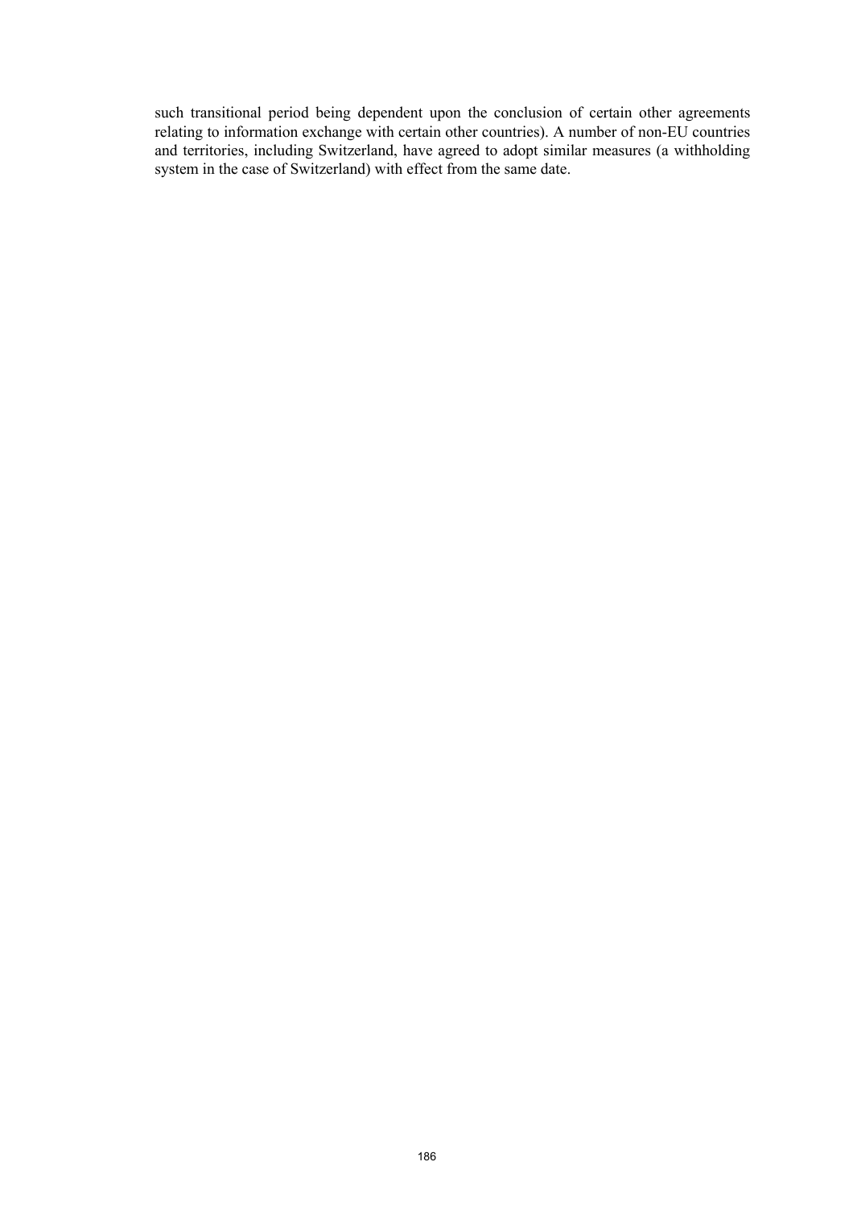such transitional period being dependent upon the conclusion of certain other agreements relating to information exchange with certain other countries). A number of non-EU countries and territories, including Switzerland, have agreed to adopt similar measures (a withholding system in the case of Switzerland) with effect from the same date.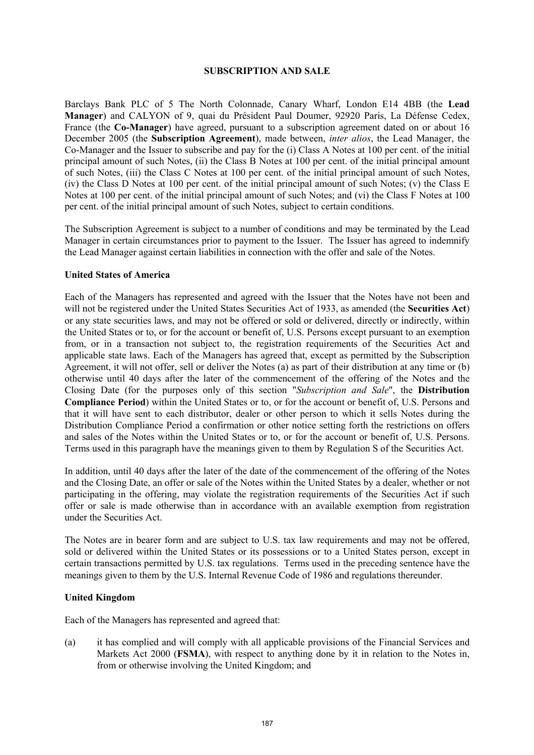## SUBSCRIPTION AND SALE

Barclays Bank PLC of 5 The North Colonnade, Canary Wharf, London E14 4BB (the **Lead Manager**) and CALYON of 9, quai du Président Paul Doumer, 92920 Paris, La Défense Cedex, France (the **Co-Manager**) have agreed, pursuant to a subscription agreement dated on or about 16 December 2005 (the **Subscription Agreement**), made between, *inter alios*, the Lead Manager, the Co-Manager and the Issuer to subscribe and pay for the (i) Class A Notes at 100 per cent. of the initial principal amount of such Notes, (ii) the Class B Notes at 100 per cent. of the initial principal amount of such Notes, (iii) the Class C Notes at 100 per cent. of the initial principal amount of such Notes, (iv) the Class D Notes at 100 per cent. of the initial principal amount of such Notes; (v) the Class E Notes at 100 per cent. of the initial principal amount of such Notes; and (vi) the Class F Notes at 100 per cent. of the initial principal amount of such Notes, subject to certain conditions.

The Subscription Agreement is subject to a number of conditions and may be terminated by the Lead Manager in certain circumstances prior to payment to the Issuer. The Issuer has agreed to indemnify the Lead Manager against certain liabilities in connection with the offer and sale of the Notes.

**United States of America**

Each of the Managers has represented and agreed with the Issuer that the Notes have not been and will not be registered under the United States Securities Act of 1933, as amended (the **Securities Act**) or any state securities laws, and may not be offered or sold or delivered, directly or indirectly, within the United States or to, or for the account or benefit of, U.S. Persons except pursuant to an exemption from, or in a transaction not subject to, the registration requirements of the Securities Act and applicable state laws. Each of the Managers has agreed that, except as permitted by the Subscription Agreement, it will not offer, sell or deliver the Notes (a) as part of their distribution at any time or (b) otherwise until 40 days after the later of the commencement of the offering of the Notes and the Closing Date (for the purposes only of this section "*Subscription and Sale*", the **Distribution Compliance Period**) within the United States or to, or for the account or benefit of, U.S. Persons and that it will have sent to each distributor, dealer or other person to which it sells Notes during the Distribution Compliance Period a confirmation or other notice setting forth the restrictions on offers and sales of the Notes within the United States or to, or for the account or benefit of, U.S. Persons. Terms used in this paragraph have the meanings given to them by Regulation S of the Securities Act.

In addition, until 40 days after the later of the date of the commencement of the offering of the Notes and the Closing Date, an offer or sale of the Notes within the United States by a dealer, whether or not participating in the offering, may violate the registration requirements of the Securities Act if such offer or sale is made otherwise than in accordance with an available exemption from registration under the Securities Act.

The Notes are in bearer form and are subject to U.S. tax law requirements and may not be offered, sold or delivered within the United States or its possessions or to a United States person, except in certain transactions permitted by U.S. tax regulations. Terms used in the preceding sentence have the meanings given to them by the U.S. Internal Revenue Code of 1986 and regulations thereunder.

**United Kingdom**

Each of the Managers has represented and agreed that:

(a) it has complied and will comply with all applicable provisions of the Financial Services and Markets Act 2000 (**FSMA**), with respect to anything done by it in relation to the Notes in, from or otherwise involving the United Kingdom; and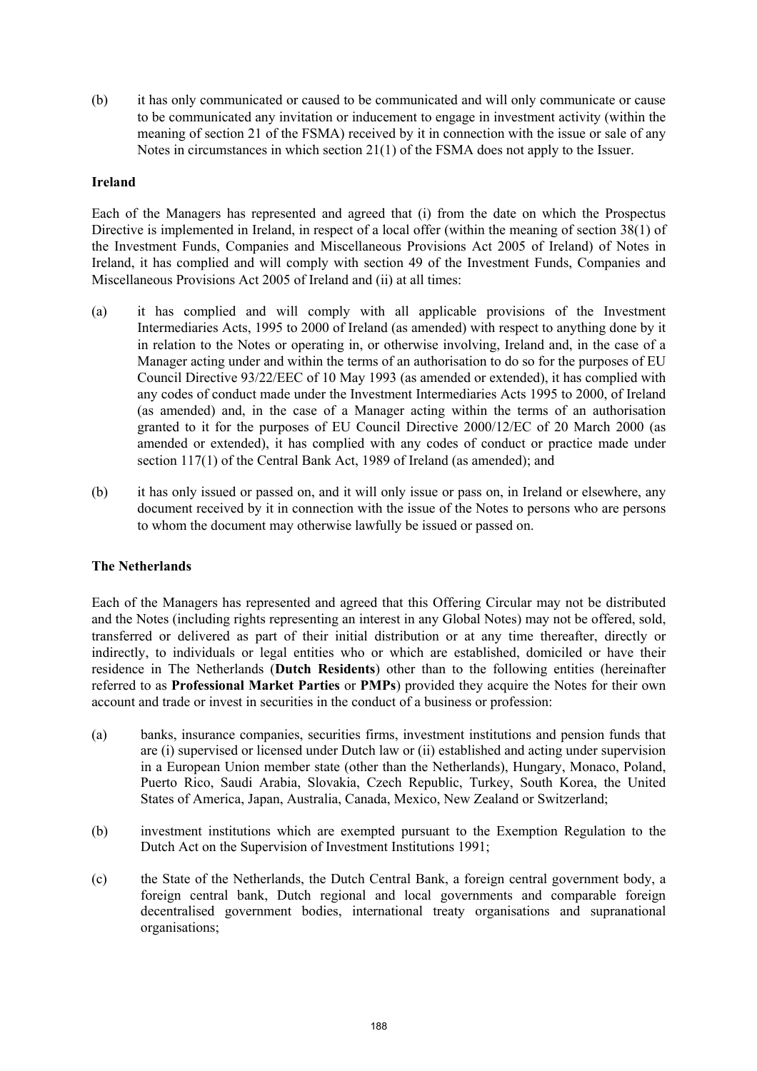(b) it has only communicated or caused to be communicated and will only communicate or cause to be communicated any invitation or inducement to engage in investment activity (within the meaning of section 21 of the FSMA) received by it in connection with the issue or sale of any Notes in circumstances in which section 21(1) of the FSMA does not apply to the Issuer.

**Ireland**

Each of the Managers has represented and agreed that (i) from the date on which the Prospectus Directive is implemented in Ireland, in respect of a local offer (within the meaning of section 38(1) of the Investment Funds, Companies and Miscellaneous Provisions Act 2005 of Ireland) of Notes in Ireland, it has complied and will comply with section 49 of the Investment Funds, Companies and Miscellaneous Provisions Act 2005 of Ireland and (ii) at all times:

(a) it has complied and will comply with all applicable provisions of the Investment Intermediaries Acts, 1995 to 2000 of Ireland (as amended) with respect to anything done by it in relation to the Notes or operating in, or otherwise involving, Ireland and, in the case of a Manager acting under and within the terms of an authorisation to do so for the purposes of EU Council Directive 93/22/EEC of 10 May 1993 (as amended or extended), it has complied with any codes of conduct made under the Investment Intermediaries Acts 1995 to 2000, of Ireland (as amended) and, in the case of a Manager acting within the terms of an authorisation granted to it for the purposes of EU Council Directive 2000/12/EC of 20 March 2000 (as amended or extended), it has complied with any codes of conduct or practice made under section 117(1) of the Central Bank Act, 1989 of Ireland (as amended); and

(b) it has only issued or passed on, and it will only issue or pass on, in Ireland or elsewhere, any document received by it in connection with the issue of the Notes to persons who are persons to whom the document may otherwise lawfully be issued or passed on.

**The Netherlands**

Each of the Managers has represented and agreed that this Offering Circular may not be distributed and the Notes (including rights representing an interest in any Global Notes) may not be offered, sold, transferred or delivered as part of their initial distribution or at any time thereafter, directly or indirectly, to individuals or legal entities who or which are established, domiciled or have their residence in The Netherlands (**Dutch Residents**) other than to the following entities (hereinafter referred to as **Professional Market Parties** or **PMPs**) provided they acquire the Notes for their own account and trade or invest in securities in the conduct of a business or profession:

(a) banks, insurance companies, securities firms, investment institutions and pension funds that are (i) supervised or licensed under Dutch law or (ii) established and acting under supervision in a European Union member state (other than the Netherlands), Hungary, Monaco, Poland, Puerto Rico, Saudi Arabia, Slovakia, Czech Republic, Turkey, South Korea, the United States of America, Japan, Australia, Canada, Mexico, New Zealand or Switzerland;

(b) investment institutions which are exempted pursuant to the Exemption Regulation to the Dutch Act on the Supervision of Investment Institutions 1991;

(c) the State of the Netherlands, the Dutch Central Bank, a foreign central government body, a foreign central bank, Dutch regional and local governments and comparable foreign decentralised government bodies, international treaty organisations and supranational organisations;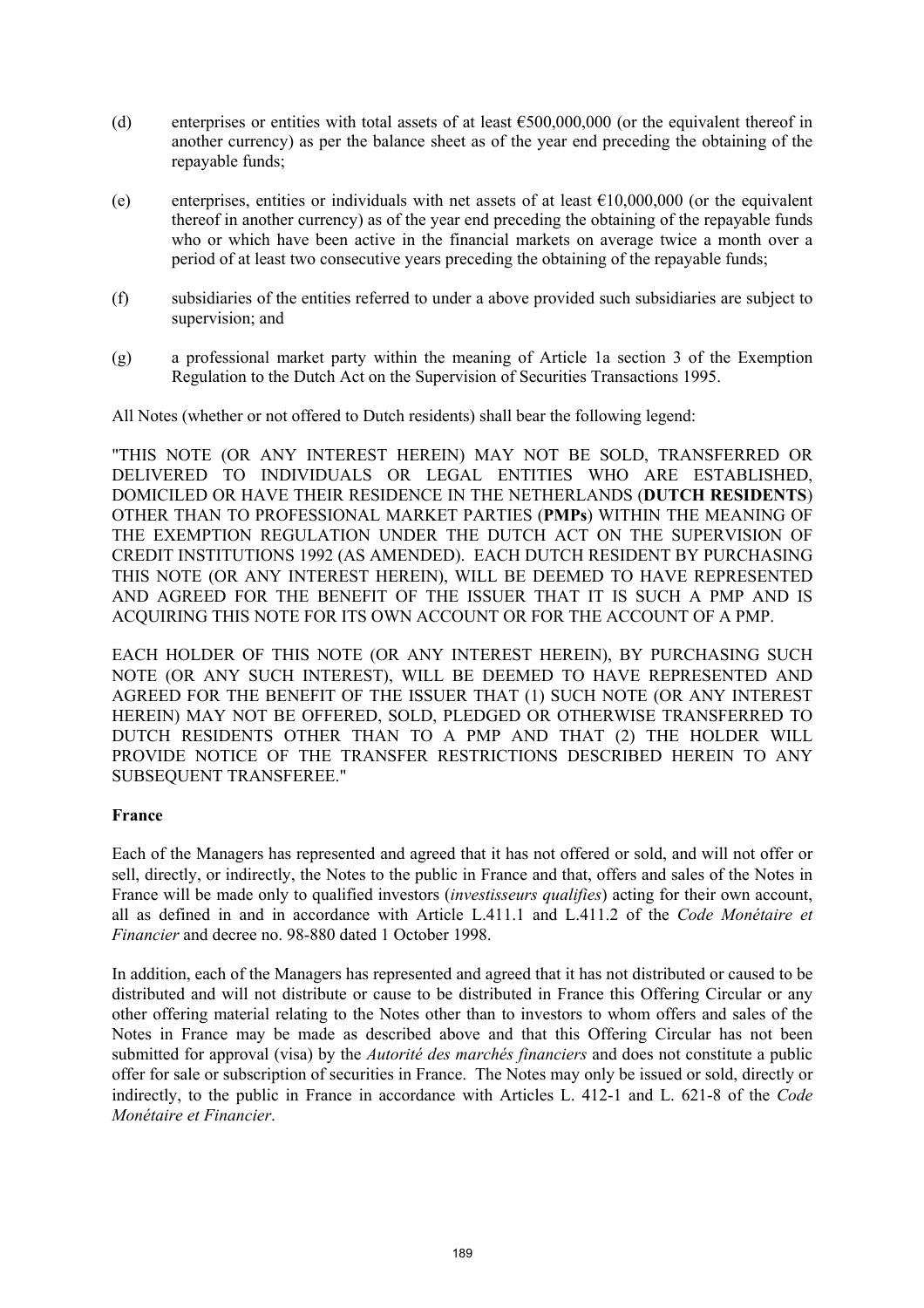(d) enterprises or entities with total assets of at least €500,000,000 (or the equivalent thereof in another currency) as per the balance sheet as of the year end preceding the obtaining of the repayable funds;

(e) enterprises, entities or individuals with net assets of at least €10,000,000 (or the equivalent thereof in another currency) as of the year end preceding the obtaining of the repayable funds who or which have been active in the financial markets on average twice a month over a period of at least two consecutive years preceding the obtaining of the repayable funds;

(f) subsidiaries of the entities referred to under a above provided such subsidiaries are subject to supervision; and

(g) a professional market party within the meaning of Article 1a section 3 of the Exemption Regulation to the Dutch Act on the Supervision of Securities Transactions 1995.

All Notes (whether or not offered to Dutch residents) shall bear the following legend:

"THIS NOTE (OR ANY INTEREST HEREIN) MAY NOT BE SOLD, TRANSFERRED OR DELIVERED TO INDIVIDUALS OR LEGAL ENTITIES WHO ARE ESTABLISHED, DOMICILED OR HAVE THEIR RESIDENCE IN THE NETHERLANDS (**DUTCH RESIDENTS**) OTHER THAN TO PROFESSIONAL MARKET PARTIES (**PMPs**) WITHIN THE MEANING OF THE EXEMPTION REGULATION UNDER THE DUTCH ACT ON THE SUPERVISION OF CREDIT INSTITUTIONS 1992 (AS AMENDED). EACH DUTCH RESIDENT BY PURCHASING THIS NOTE (OR ANY INTEREST HEREIN), WILL BE DEEMED TO HAVE REPRESENTED AND AGREED FOR THE BENEFIT OF THE ISSUER THAT IT IS SUCH A PMP AND IS ACQUIRING THIS NOTE FOR ITS OWN ACCOUNT OR FOR THE ACCOUNT OF A PMP.

EACH HOLDER OF THIS NOTE (OR ANY INTEREST HEREIN), BY PURCHASING SUCH NOTE (OR ANY SUCH INTEREST), WILL BE DEEMED TO HAVE REPRESENTED AND AGREED FOR THE BENEFIT OF THE ISSUER THAT (1) SUCH NOTE (OR ANY INTEREST HEREIN) MAY NOT BE OFFERED, SOLD, PLEDGED OR OTHERWISE TRANSFERRED TO DUTCH RESIDENTS OTHER THAN TO A PMP AND THAT (2) THE HOLDER WILL PROVIDE NOTICE OF THE TRANSFER RESTRICTIONS DESCRIBED HEREIN TO ANY SUBSEQUENT TRANSFEREE."

**France**

Each of the Managers has represented and agreed that it has not offered or sold, and will not offer or sell, directly, or indirectly, the Notes to the public in France and that, offers and sales of the Notes in France will be made only to qualified investors (*investisseurs qualifies*) acting for their own account, all as defined in and in accordance with Article L.411.1 and L.411.2 of the *Code Monétaire et Financier* and decree no. 98-880 dated 1 October 1998.

In addition, each of the Managers has represented and agreed that it has not distributed or caused to be distributed and will not distribute or cause to be distributed in France this Offering Circular or any other offering material relating to the Notes other than to investors to whom offers and sales of the Notes in France may be made as described above and that this Offering Circular has not been submitted for approval (visa) by the *Autorité des marchés financiers* and does not constitute a public offer for sale or subscription of securities in France. The Notes may only be issued or sold, directly or indirectly, to the public in France in accordance with Articles L. 412-1 and L. 621-8 of the *Code Monétaire et Financier*.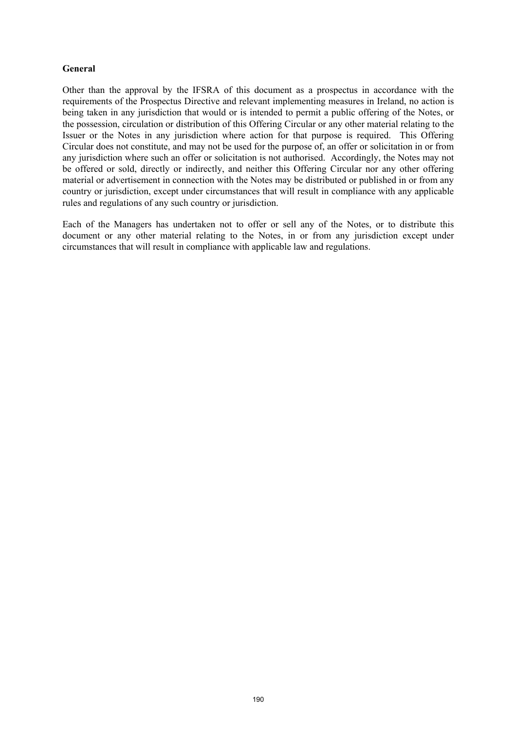**General**

Other than the approval by the IFSRA of this document as a prospectus in accordance with the requirements of the Prospectus Directive and relevant implementing measures in Ireland, no action is being taken in any jurisdiction that would or is intended to permit a public offering of the Notes, or the possession, circulation or distribution of this Offering Circular or any other material relating to the Issuer or the Notes in any jurisdiction where action for that purpose is required. This Offering Circular does not constitute, and may not be used for the purpose of, an offer or solicitation in or from any jurisdiction where such an offer or solicitation is not authorised. Accordingly, the Notes may not be offered or sold, directly or indirectly, and neither this Offering Circular nor any other offering material or advertisement in connection with the Notes may be distributed or published in or from any country or jurisdiction, except under circumstances that will result in compliance with any applicable rules and regulations of any such country or jurisdiction.

Each of the Managers has undertaken not to offer or sell any of the Notes, or to distribute this document or any other material relating to the Notes, in or from any jurisdiction except under circumstances that will result in compliance with applicable law and regulations.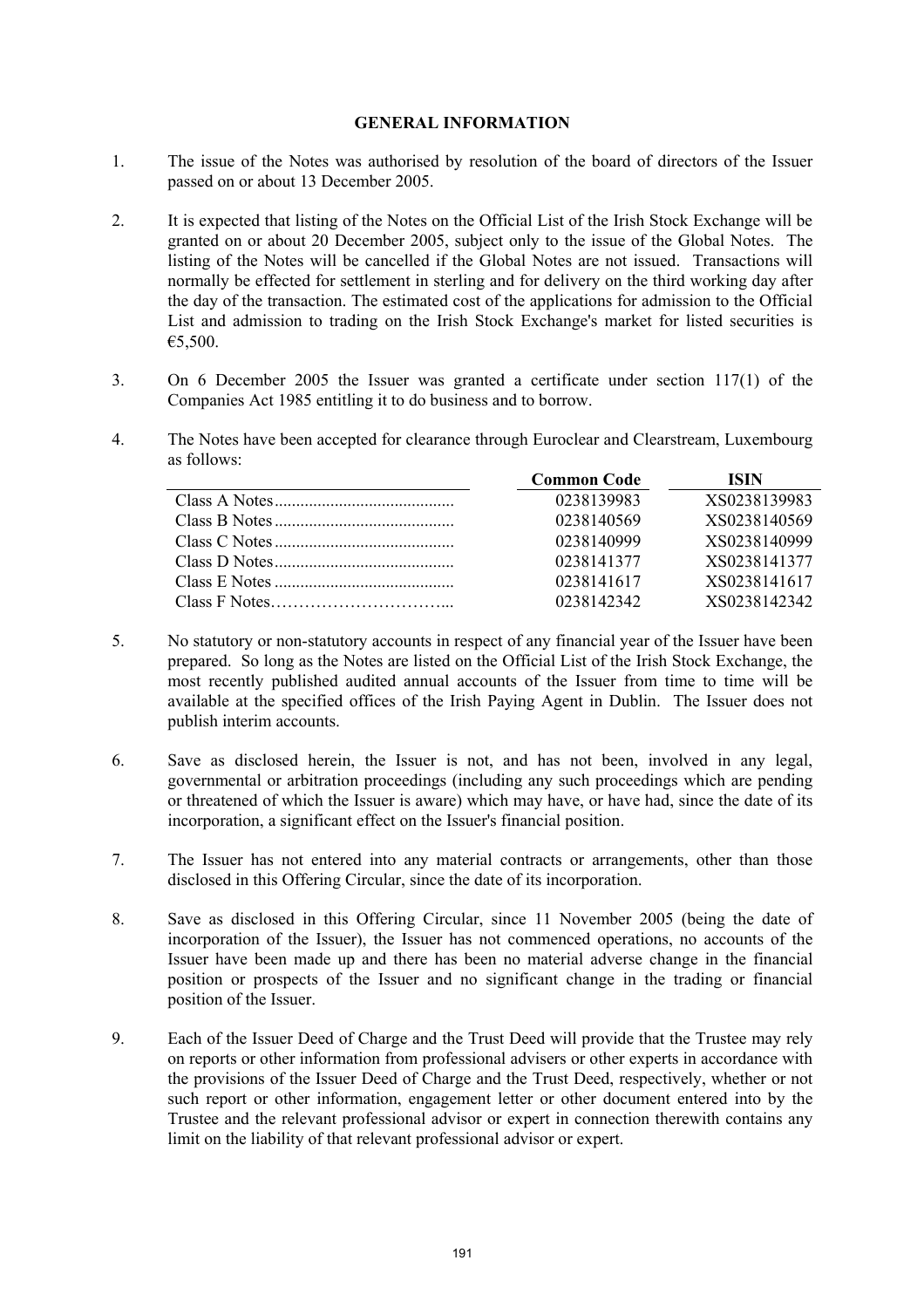# GENERAL INFORMATION

1. The issue of the Notes was authorised by resolution of the board of directors of the Issuer passed on or about 13 December 2005.

2. It is expected that listing of the Notes on the Official List of the Irish Stock Exchange will be granted on or about 20 December 2005, subject only to the issue of the Global Notes. The listing of the Notes will be cancelled if the Global Notes are not issued. Transactions will normally be effected for settlement in sterling and for delivery on the third working day after the day of the transaction. The estimated cost of the applications for admission to the Official List and admission to trading on the Irish Stock Exchange's market for listed securities is €5,500.

3. On 6 December 2005 the Issuer was granted a certificate under section 117(1) of the Companies Act 1985 entitling it to do business and to borrow.

4. The Notes have been accepted for clearance through Euroclear and Clearstream, Luxembourg as follows:

| | Common Code | ISIN |
|---|---|---|
| Class A Notes | 0238139983 | XS0238139983 |
| Class B Notes | 0238140569 | XS0238140569 |
| Class C Notes | 0238140999 | XS0238140999 |
| Class D Notes | 0238141377 | XS0238141377 |
| Class E Notes | 0238141617 | XS0238141617 |
| Class F Notes | 0238142342 | XS0238142342 |

5. No statutory or non-statutory accounts in respect of any financial year of the Issuer have been prepared. So long as the Notes are listed on the Official List of the Irish Stock Exchange, the most recently published audited annual accounts of the Issuer from time to time will be available at the specified offices of the Irish Paying Agent in Dublin. The Issuer does not publish interim accounts.

6. Save as disclosed herein, the Issuer is not, and has not been, involved in any legal, governmental or arbitration proceedings (including any such proceedings which are pending or threatened of which the Issuer is aware) which may have, or have had, since the date of its incorporation, a significant effect on the Issuer's financial position.

7. The Issuer has not entered into any material contracts or arrangements, other than those disclosed in this Offering Circular, since the date of its incorporation.

8. Save as disclosed in this Offering Circular, since 11 November 2005 (being the date of incorporation of the Issuer), the Issuer has not commenced operations, no accounts of the Issuer have been made up and there has been no material adverse change in the financial position or prospects of the Issuer and no significant change in the trading or financial position of the Issuer.

9. Each of the Issuer Deed of Charge and the Trust Deed will provide that the Trustee may rely on reports or other information from professional advisers or other experts in accordance with the provisions of the Issuer Deed of Charge and the Trust Deed, respectively, whether or not such report or other information, engagement letter or other document entered into by the Trustee and the relevant professional advisor or expert in connection therewith contains any limit on the liability of that relevant professional advisor or expert.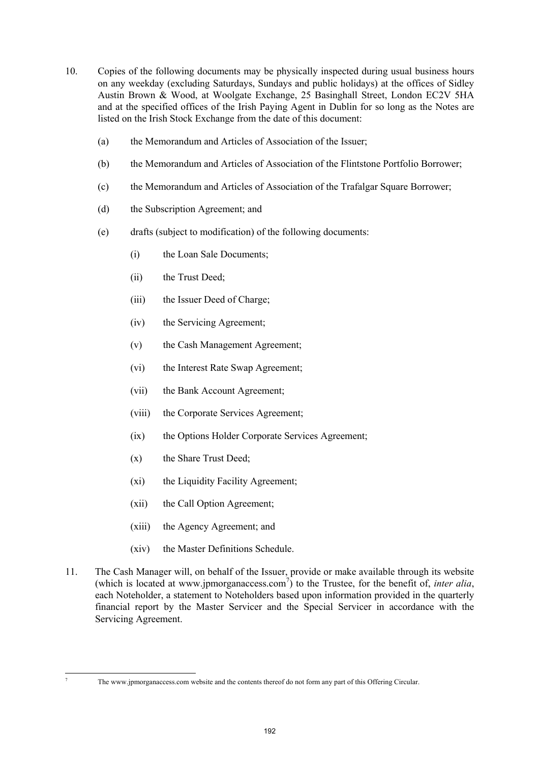10. Copies of the following documents may be physically inspected during usual business hours on any weekday (excluding Saturdays, Sundays and public holidays) at the offices of Sidley Austin Brown & Wood, at Woolgate Exchange, 25 Basinghall Street, London EC2V 5HA and at the specified offices of the Irish Paying Agent in Dublin for so long as the Notes are listed on the Irish Stock Exchange from the date of this document:

    (a) the Memorandum and Articles of Association of the Issuer;

    (b) the Memorandum and Articles of Association of the Flintstone Portfolio Borrower;

    (c) the Memorandum and Articles of Association of the Trafalgar Square Borrower;

    (d) the Subscription Agreement; and

    (e) drafts (subject to modification) of the following documents:

        (i) the Loan Sale Documents;

        (ii) the Trust Deed;

        (iii) the Issuer Deed of Charge;

        (iv) the Servicing Agreement;

        (v) the Cash Management Agreement;

        (vi) the Interest Rate Swap Agreement;

        (vii) the Bank Account Agreement;

        (viii) the Corporate Services Agreement;

        (ix) the Options Holder Corporate Services Agreement;

        (x) the Share Trust Deed;

        (xi) the Liquidity Facility Agreement;

        (xii) the Call Option Agreement;

        (xiii) the Agency Agreement; and

        (xiv) the Master Definitions Schedule.

11. The Cash Manager will, on behalf of the Issuer, provide or make available through its website (which is located at www.jpmorganaccess.com[7]) to the Trustee, for the benefit of, *inter alia*, each Noteholder, a statement to Noteholders based upon information provided in the quarterly financial report by the Master Servicer and the Special Servicer in accordance with the Servicing Agreement.

---

[7] The www.jpmorganaccess.com website and the contents thereof do not form any part of this Offering Circular.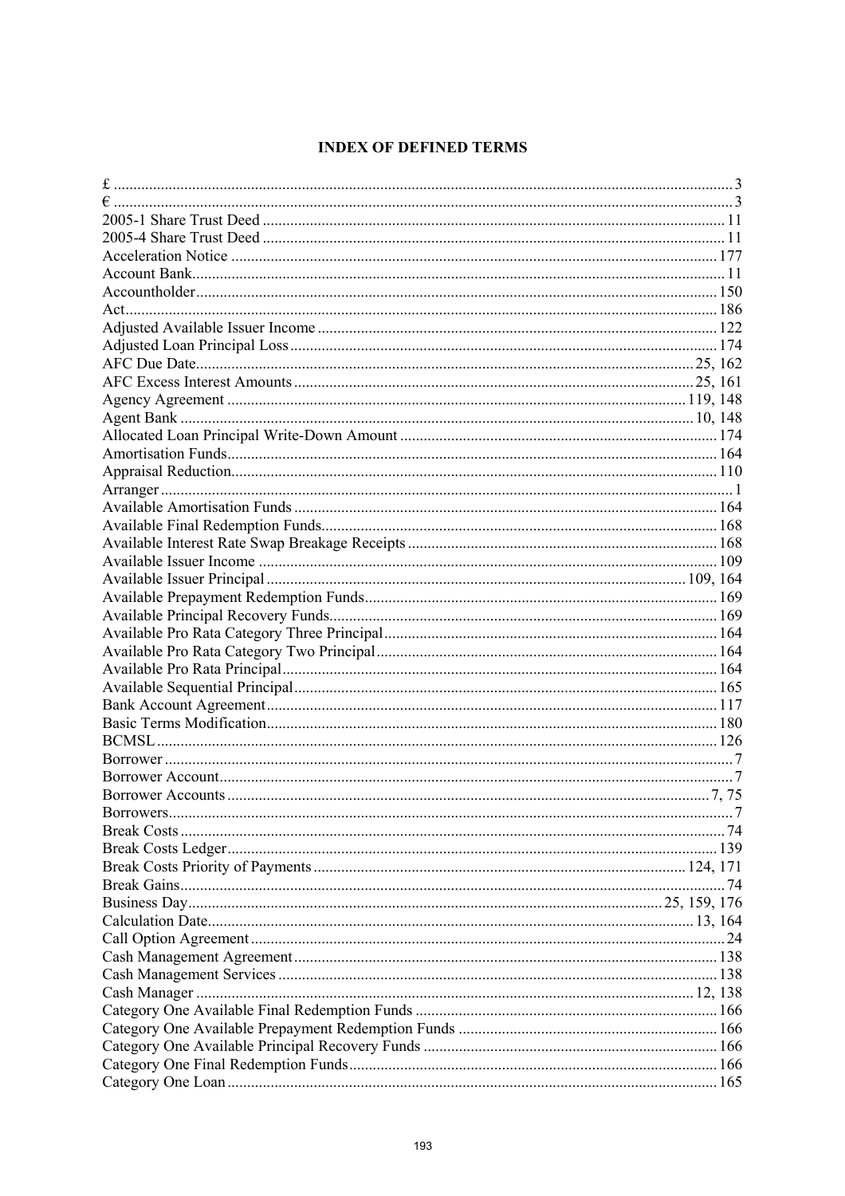# INDEX OF DEFINED TERMS

£ .......... 3
€ .......... 3
2005-1 Share Trust Deed .......... 11
2005-4 Share Trust Deed .......... 11
Acceleration Notice .......... 177
Account Bank .......... 11
Accountholder .......... 150
Act .......... 186
Adjusted Available Issuer Income .......... 122
Adjusted Loan Principal Loss .......... 174
AFC Due Date .......... 25, 162
AFC Excess Interest Amounts .......... 25, 161
Agency Agreement .......... 119, 148
Agent Bank .......... 10, 148
Allocated Loan Principal Write-Down Amount .......... 174
Amortisation Funds .......... 164
Appraisal Reduction .......... 110
Arranger .......... 1
Available Amortisation Funds .......... 164
Available Final Redemption Funds .......... 168
Available Interest Rate Swap Breakage Receipts .......... 168
Available Issuer Income .......... 109
Available Issuer Principal .......... 109, 164
Available Prepayment Redemption Funds .......... 169
Available Principal Recovery Funds .......... 169
Available Pro Rata Category Three Principal .......... 164
Available Pro Rata Category Two Principal .......... 164
Available Pro Rata Principal .......... 164
Available Sequential Principal .......... 165
Bank Account Agreement .......... 117
Basic Terms Modification .......... 180
BCMSL .......... 126
Borrower .......... 7
Borrower Account .......... 7
Borrower Accounts .......... 7, 75
Borrowers .......... 7
Break Costs .......... 74
Break Costs Ledger .......... 139
Break Costs Priority of Payments .......... 124, 171
Break Gains .......... 74
Business Day .......... 25, 159, 176
Calculation Date .......... 13, 164
Call Option Agreement .......... 24
Cash Management Agreement .......... 138
Cash Management Services .......... 138
Cash Manager .......... 12, 138
Category One Available Final Redemption Funds .......... 166
Category One Available Prepayment Redemption Funds .......... 166
Category One Available Principal Recovery Funds .......... 166
Category One Final Redemption Funds .......... 166
Category One Loan .......... 165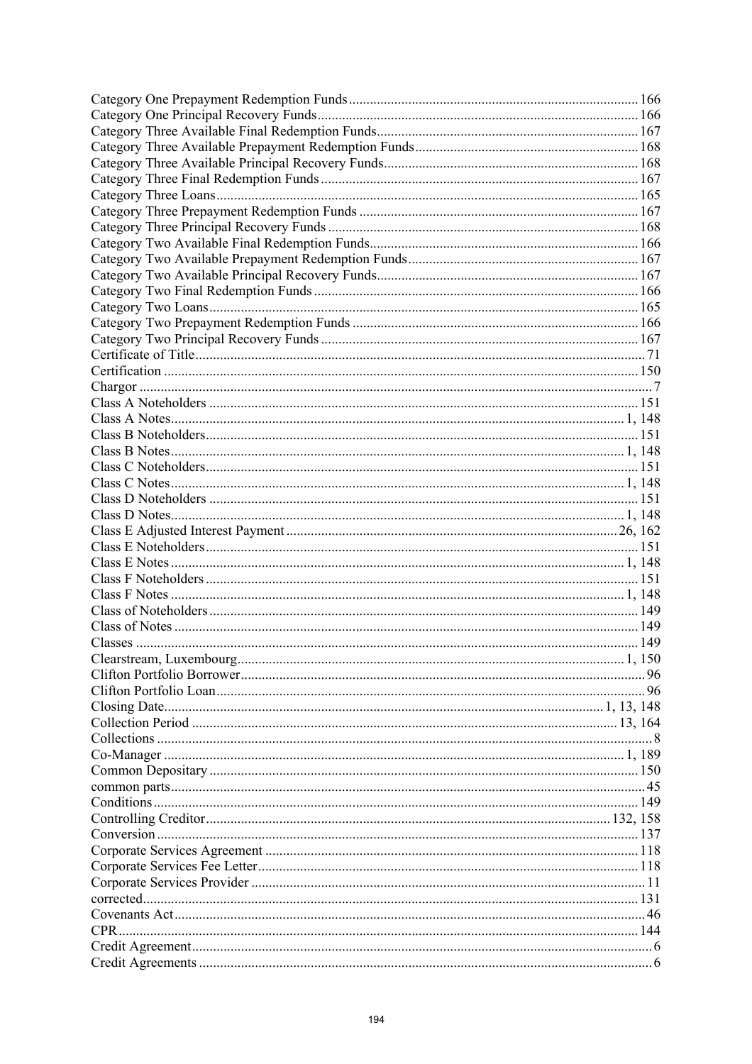Category One Prepayment Redemption Funds ........ 166
Category One Principal Recovery Funds ........ 166
Category Three Available Final Redemption Funds ........ 167
Category Three Available Prepayment Redemption Funds ........ 168
Category Three Available Principal Recovery Funds ........ 168
Category Three Final Redemption Funds ........ 167
Category Three Loans ........ 165
Category Three Prepayment Redemption Funds ........ 167
Category Three Principal Recovery Funds ........ 168
Category Two Available Final Redemption Funds ........ 166
Category Two Available Prepayment Redemption Funds ........ 167
Category Two Available Principal Recovery Funds ........ 167
Category Two Final Redemption Funds ........ 166
Category Two Loans ........ 165
Category Two Prepayment Redemption Funds ........ 166
Category Two Principal Recovery Funds ........ 167
Certificate of Title ........ 71
Certification ........ 150
Chargor ........ 7
Class A Noteholders ........ 151
Class A Notes ........ 1, 148
Class B Noteholders ........ 151
Class B Notes ........ 1, 148
Class C Noteholders ........ 151
Class C Notes ........ 1, 148
Class D Noteholders ........ 151
Class D Notes ........ 1, 148
Class E Adjusted Interest Payment ........ 26, 162
Class E Noteholders ........ 151
Class E Notes ........ 1, 148
Class F Noteholders ........ 151
Class F Notes ........ 1, 148
Class of Noteholders ........ 149
Class of Notes ........ 149
Classes ........ 149
Clearstream, Luxembourg ........ 1, 150
Clifton Portfolio Borrower ........ 96
Clifton Portfolio Loan ........ 96
Closing Date ........ 1, 13, 148
Collection Period ........ 13, 164
Collections ........ 8
Co-Manager ........ 1, 189
Common Depositary ........ 150
common parts ........ 45
Conditions ........ 149
Controlling Creditor ........ 132, 158
Conversion ........ 137
Corporate Services Agreement ........ 118
Corporate Services Fee Letter ........ 118
Corporate Services Provider ........ 11
corrected ........ 131
Covenants Act ........ 46
CPR ........ 144
Credit Agreement ........ 6
Credit Agreements ........ 6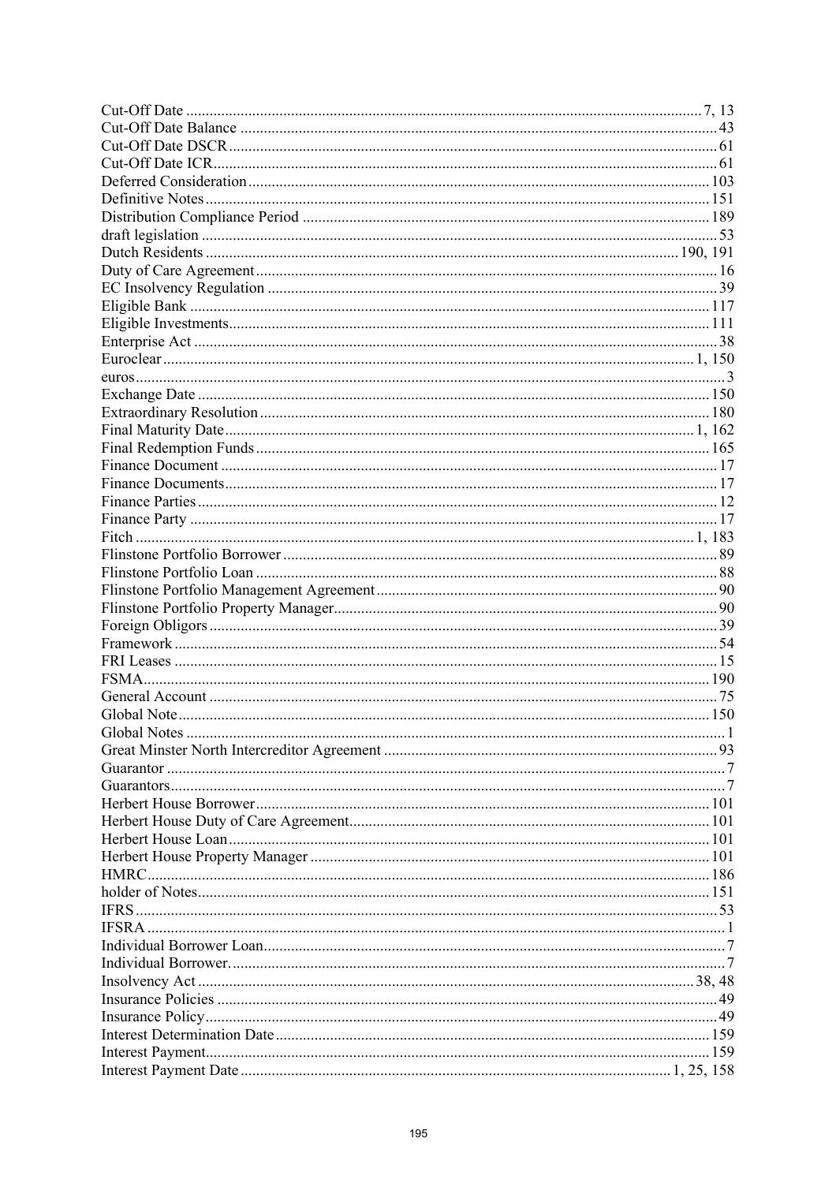Cut-Off Date ..... 7, 13
Cut-Off Date Balance ..... 43
Cut-Off Date DSCR ..... 61
Cut-Off Date ICR ..... 61
Deferred Consideration ..... 103
Definitive Notes ..... 151
Distribution Compliance Period ..... 189
draft legislation ..... 53
Dutch Residents ..... 190, 191
Duty of Care Agreement ..... 16
EC Insolvency Regulation ..... 39
Eligible Bank ..... 117
Eligible Investments ..... 111
Enterprise Act ..... 38
Euroclear ..... 1, 150
euros ..... 3
Exchange Date ..... 150
Extraordinary Resolution ..... 180
Final Maturity Date ..... 1, 162
Final Redemption Funds ..... 165
Finance Document ..... 17
Finance Documents ..... 17
Finance Parties ..... 12
Finance Party ..... 17
Fitch ..... 1, 183
Flinstone Portfolio Borrower ..... 89
Flinstone Portfolio Loan ..... 88
Flinstone Portfolio Management Agreement ..... 90
Flinstone Portfolio Property Manager ..... 90
Foreign Obligors ..... 39
Framework ..... 54
FRI Leases ..... 15
FSMA ..... 190
General Account ..... 75
Global Note ..... 150
Global Notes ..... 1
Great Minster North Intercreditor Agreement ..... 93
Guarantor ..... 7
Guarantors ..... 7
Herbert House Borrower ..... 101
Herbert House Duty of Care Agreement ..... 101
Herbert House Loan ..... 101
Herbert House Property Manager ..... 101
HMRC ..... 186
holder of Notes ..... 151
IFRS ..... 53
IFSRA ..... 1
Individual Borrower Loan ..... 7
Individual Borrower. ..... 7
Insolvency Act ..... 38, 48
Insurance Policies ..... 49
Insurance Policy ..... 49
Interest Determination Date ..... 159
Interest Payment ..... 159
Interest Payment Date ..... 1, 25, 158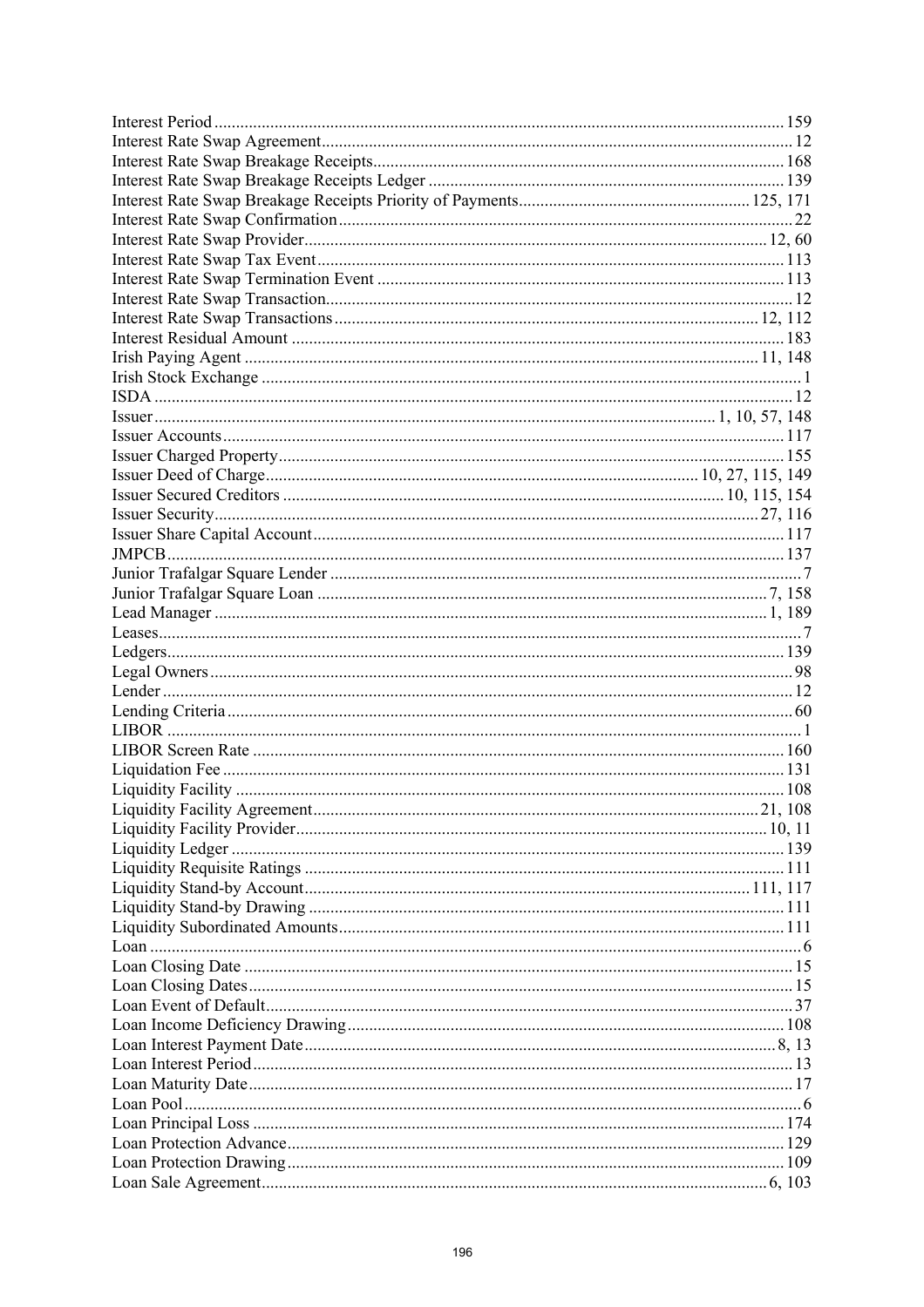Interest Period ........ 159
Interest Rate Swap Agreement ........ 12
Interest Rate Swap Breakage Receipts ........ 168
Interest Rate Swap Breakage Receipts Ledger ........ 139
Interest Rate Swap Breakage Receipts Priority of Payments ........ 125, 171
Interest Rate Swap Confirmation ........ 22
Interest Rate Swap Provider ........ 12, 60
Interest Rate Swap Tax Event ........ 113
Interest Rate Swap Termination Event ........ 113
Interest Rate Swap Transaction ........ 12
Interest Rate Swap Transactions ........ 12, 112
Interest Residual Amount ........ 183
Irish Paying Agent ........ 11, 148
Irish Stock Exchange ........ 1
ISDA ........ 12
Issuer ........ 1, 10, 57, 148
Issuer Accounts ........ 117
Issuer Charged Property ........ 155
Issuer Deed of Charge ........ 10, 27, 115, 149
Issuer Secured Creditors ........ 10, 115, 154
Issuer Security ........ 27, 116
Issuer Share Capital Account ........ 117
JMPCB ........ 137
Junior Trafalgar Square Lender ........ 7
Junior Trafalgar Square Loan ........ 7, 158
Lead Manager ........ 1, 189
Leases ........ 7
Ledgers ........ 139
Legal Owners ........ 98
Lender ........ 12
Lending Criteria ........ 60
LIBOR ........ 1
LIBOR Screen Rate ........ 160
Liquidation Fee ........ 131
Liquidity Facility ........ 108
Liquidity Facility Agreement ........ 21, 108
Liquidity Facility Provider ........ 10, 11
Liquidity Ledger ........ 139
Liquidity Requisite Ratings ........ 111
Liquidity Stand-by Account ........ 111, 117
Liquidity Stand-by Drawing ........ 111
Liquidity Subordinated Amounts ........ 111
Loan ........ 6
Loan Closing Date ........ 15
Loan Closing Dates ........ 15
Loan Event of Default ........ 37
Loan Income Deficiency Drawing ........ 108
Loan Interest Payment Date ........ 8, 13
Loan Interest Period ........ 13
Loan Maturity Date ........ 17
Loan Pool ........ 6
Loan Principal Loss ........ 174
Loan Protection Advance ........ 129
Loan Protection Drawing ........ 109
Loan Sale Agreement ........ 6, 103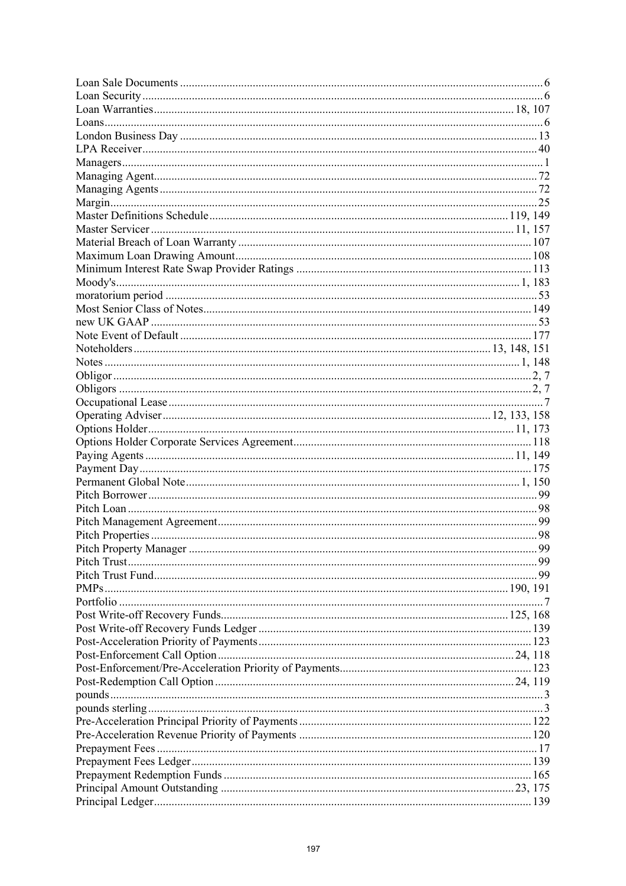Loan Sale Documents ........................................................................................................................... 6
Loan Security ........................................................................................................................................ 6
Loan Warranties ......................................................................................................................... 18, 107
Loans .................................................................................................................................................... 6
London Business Day ......................................................................................................................... 13
LPA Receiver ....................................................................................................................................... 40
Managers ............................................................................................................................................... 1
Managing Agent .................................................................................................................................. 72
Managing Agents ................................................................................................................................ 72
Margin ................................................................................................................................................. 25
Master Definitions Schedule ..................................................................................................... 119, 149
Master Servicer ........................................................................................................................... 11, 157
Material Breach of Loan Warranty ................................................................................................... 107
Maximum Loan Drawing Amount .................................................................................................... 108
Minimum Interest Rate Swap Provider Ratings ................................................................................ 113
Moody's ......................................................................................................................................... 1, 183
moratorium period .............................................................................................................................. 53
Most Senior Class of Notes ............................................................................................................... 149
new UK GAAP ................................................................................................................................... 53
Note Event of Default ........................................................................................................................ 177
Noteholders ......................................................................................................................... 13, 148, 151
Notes ............................................................................................................................................. 1, 148
Obligor ............................................................................................................................................. 2, 7
Obligors ........................................................................................................................................... 2, 7
Occupational Lease ............................................................................................................................... 7
Operating Adviser ............................................................................................................. 12, 133, 158
Options Holder ............................................................................................................................ 11, 173
Options Holder Corporate Services Agreement ................................................................................. 118
Paying Agents ............................................................................................................................. 11, 149
Payment Day ..................................................................................................................................... 175
Permanent Global Note ................................................................................................................. 1, 150
Pitch Borrower .................................................................................................................................... 99
Pitch Loan ........................................................................................................................................... 98
Pitch Management Agreement ............................................................................................................ 99
Pitch Properties ................................................................................................................................... 98
Pitch Property Manager ....................................................................................................................... 99
Pitch Trust ........................................................................................................................................... 99
Pitch Trust Fund .................................................................................................................................. 99
PMPs ......................................................................................................................................... 190, 191
Portfolio ................................................................................................................................................ 7
Post Write-off Recovery Funds ................................................................................................. 125, 168
Post Write-off Recovery Funds Ledger ............................................................................................ 139
Post-Acceleration Priority of Payments ............................................................................................ 123
Post-Enforcement Call Option ..................................................................................................... 24, 118
Post-Enforcement/Pre-Acceleration Priority of Payments ................................................................. 123
Post-Redemption Call Option ...................................................................................................... 24, 119
pounds .................................................................................................................................................. 3
pounds sterling ...................................................................................................................................... 3
Pre-Acceleration Principal Priority of Payments ............................................................................... 122
Pre-Acceleration Revenue Priority of Payments ............................................................................... 120
Prepayment Fees ................................................................................................................................. 17
Prepayment Fees Ledger ................................................................................................................... 139
Prepayment Redemption Funds ........................................................................................................ 165
Principal Amount Outstanding .................................................................................................... 23, 175
Principal Ledger ................................................................................................................................ 139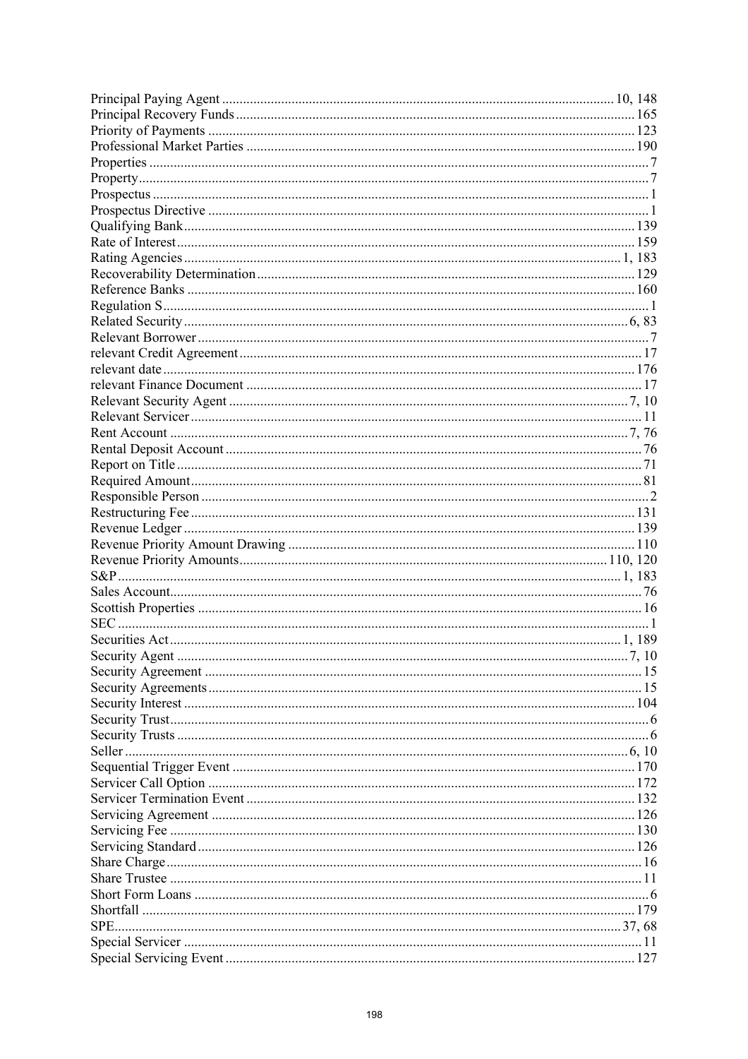Principal Paying Agent ................................................................ 10, 148
Principal Recovery Funds ................................................................ 165
Priority of Payments ................................................................ 123
Professional Market Parties ................................................................ 190
Properties ................................................................ 7
Property ................................................................ 7
Prospectus ................................................................ 1
Prospectus Directive ................................................................ 1
Qualifying Bank ................................................................ 139
Rate of Interest ................................................................ 159
Rating Agencies ................................................................ 1, 183
Recoverability Determination ................................................................ 129
Reference Banks ................................................................ 160
Regulation S ................................................................ 1
Related Security ................................................................ 6, 83
Relevant Borrower ................................................................ 7
relevant Credit Agreement ................................................................ 17
relevant date ................................................................ 176
relevant Finance Document ................................................................ 17
Relevant Security Agent ................................................................ 7, 10
Relevant Servicer ................................................................ 11
Rent Account ................................................................ 7, 76
Rental Deposit Account ................................................................ 76
Report on Title ................................................................ 71
Required Amount ................................................................ 81
Responsible Person ................................................................ 2
Restructuring Fee ................................................................ 131
Revenue Ledger ................................................................ 139
Revenue Priority Amount Drawing ................................................................ 110
Revenue Priority Amounts ................................................................ 110, 120
S&P ................................................................ 1, 183
Sales Account ................................................................ 76
Scottish Properties ................................................................ 16
SEC ................................................................ 1
Securities Act ................................................................ 1, 189
Security Agent ................................................................ 7, 10
Security Agreement ................................................................ 15
Security Agreements ................................................................ 15
Security Interest ................................................................ 104
Security Trust ................................................................ 6
Security Trusts ................................................................ 6
Seller ................................................................ 6, 10
Sequential Trigger Event ................................................................ 170
Servicer Call Option ................................................................ 172
Servicer Termination Event ................................................................ 132
Servicing Agreement ................................................................ 126
Servicing Fee ................................................................ 130
Servicing Standard ................................................................ 126
Share Charge ................................................................ 16
Share Trustee ................................................................ 11
Short Form Loans ................................................................ 6
Shortfall ................................................................ 179
SPE ................................................................ 37, 68
Special Servicer ................................................................ 11
Special Servicing Event ................................................................ 127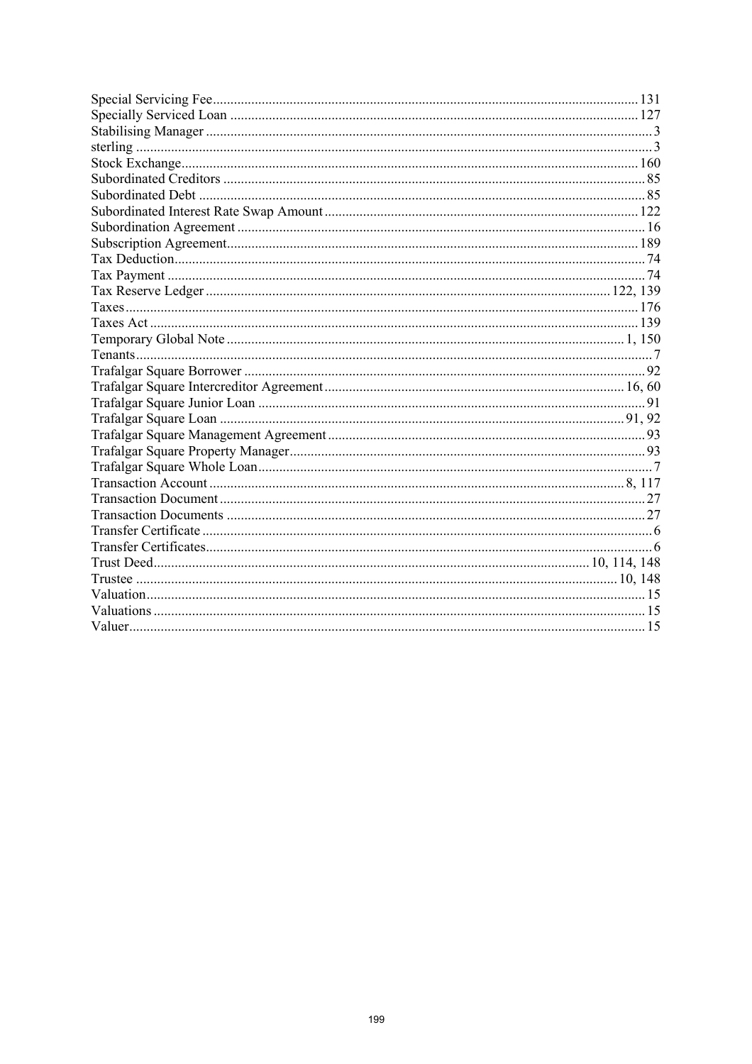Special Servicing Fee........................................................................................................................131
Specially Serviced Loan ....................................................................................................................127
Stabilising Manager .............................................................................................................................3
sterling .................................................................................................................................................3
Stock Exchange..................................................................................................................................160
Subordinated Creditors .......................................................................................................................85
Subordinated Debt ..............................................................................................................................85
Subordinated Interest Rate Swap Amount .........................................................................................122
Subordination Agreement ...................................................................................................................16
Subscription Agreement.....................................................................................................................189
Tax Deduction.....................................................................................................................................74
Tax Payment ........................................................................................................................................74
Tax Reserve Ledger .................................................................................................................122, 139
Taxes .................................................................................................................................................176
Taxes Act ...........................................................................................................................................139
Temporary Global Note ................................................................................................................1, 150
Tenants..................................................................................................................................................7
Trafalgar Square Borrower ..................................................................................................................92
Trafalgar Square Intercreditor Agreement.....................................................................................16, 60
Trafalgar Square Junior Loan .............................................................................................................91
Trafalgar Square Loan ...................................................................................................................91, 92
Trafalgar Square Management Agreement ..........................................................................................93
Trafalgar Square Property Manager.....................................................................................................93
Trafalgar Square Whole Loan...............................................................................................................7
Transaction Account ......................................................................................................................8, 117
Transaction Document ........................................................................................................................27
Transaction Documents ......................................................................................................................27
Transfer Certificate ...............................................................................................................................6
Transfer Certificates..............................................................................................................................6
Trust Deed..........................................................................................................................10, 114, 148
Trustee ........................................................................................................................................10, 148
Valuation.............................................................................................................................................15
Valuations ...........................................................................................................................................15
Valuer..................................................................................................................................................15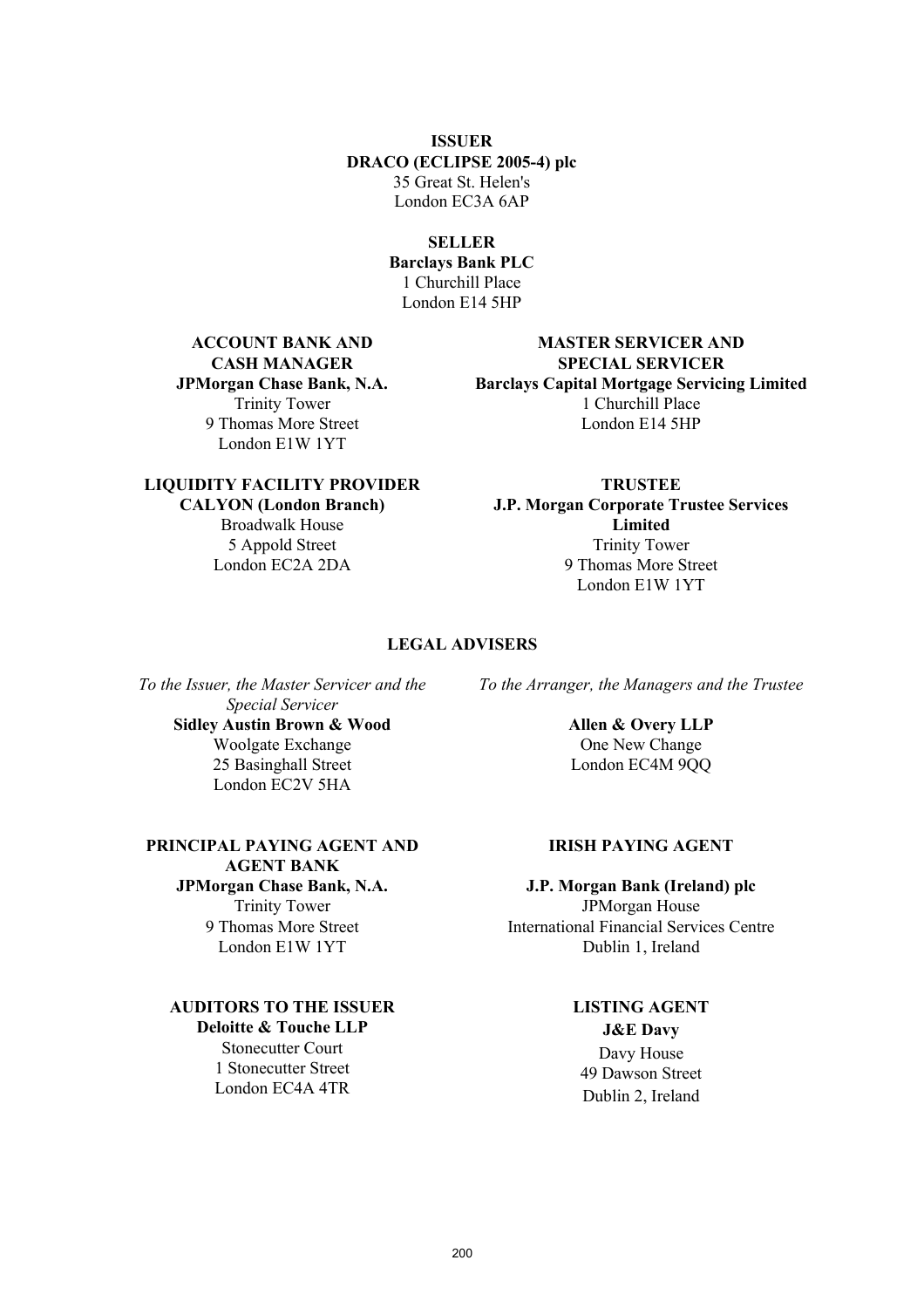**ISSUER**
**DRACO (ECLIPSE 2005-4) plc**
35 Great St. Helen's
London EC3A 6AP

**SELLER**
**Barclays Bank PLC**
1 Churchill Place
London E14 5HP

**ACCOUNT BANK AND CASH MANAGER**
**JPMorgan Chase Bank, N.A.**
Trinity Tower
9 Thomas More Street
London E1W 1YT

**MASTER SERVICER AND SPECIAL SERVICER**
**Barclays Capital Mortgage Servicing Limited**
1 Churchill Place
London E14 5HP

**LIQUIDITY FACILITY PROVIDER**
**CALYON (London Branch)**
Broadwalk House
5 Appold Street
London EC2A 2DA

**TRUSTEE**
**J.P. Morgan Corporate Trustee Services Limited**
Trinity Tower
9 Thomas More Street
London E1W 1YT

**LEGAL ADVISERS**

*To the Issuer, the Master Servicer and the Special Servicer*
**Sidley Austin Brown & Wood**
Woolgate Exchange
25 Basinghall Street
London EC2V 5HA

*To the Arranger, the Managers and the Trustee*
**Allen & Overy LLP**
One New Change
London EC4M 9QQ

**PRINCIPAL PAYING AGENT AND AGENT BANK**
**JPMorgan Chase Bank, N.A.**
Trinity Tower
9 Thomas More Street
London E1W 1YT

**IRISH PAYING AGENT**
**J.P. Morgan Bank (Ireland) plc**
JPMorgan House
International Financial Services Centre
Dublin 1, Ireland

**AUDITORS TO THE ISSUER**
**Deloitte & Touche LLP**
Stonecutter Court
1 Stonecutter Street
London EC4A 4TR

**LISTING AGENT**
**J&E Davy**
Davy House
49 Dawson Street
Dublin 2, Ireland